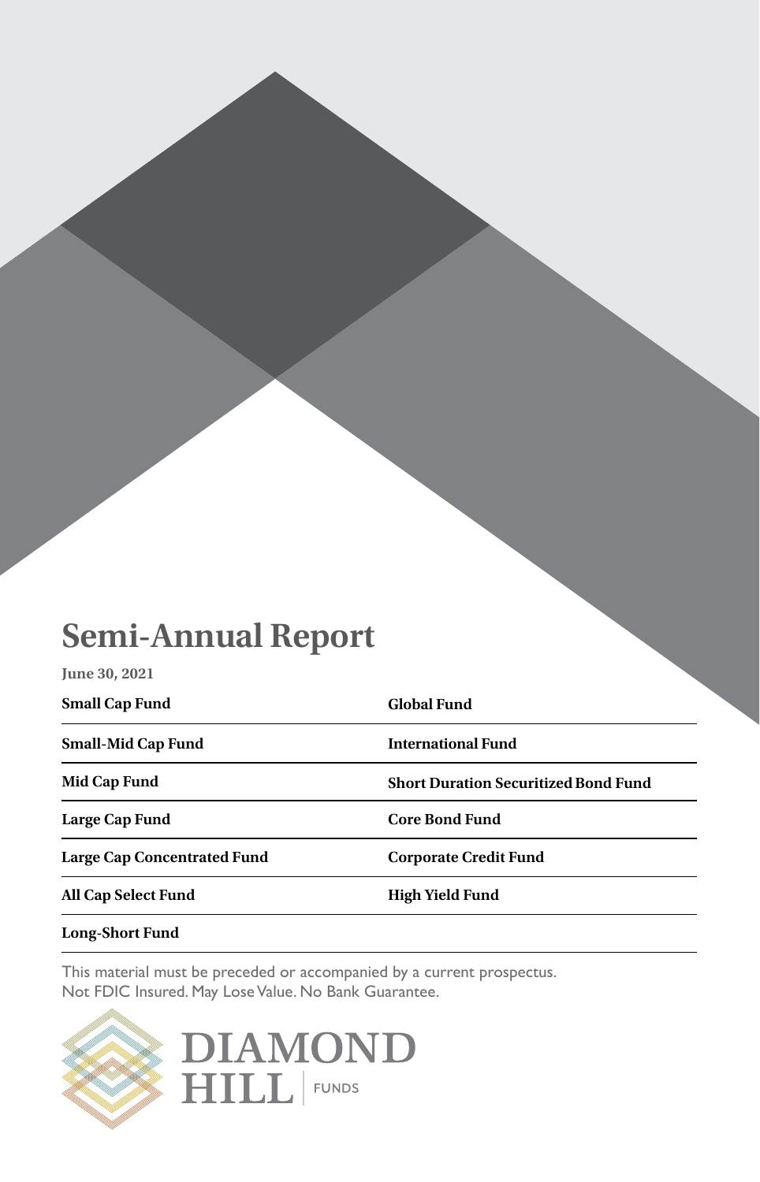# Semi-Annual Report

**June 30, 2021**

| | |
|---|---|
| **Small Cap Fund** | **Global Fund** |
| **Small-Mid Cap Fund** | **International Fund** |
| **Mid Cap Fund** | **Short Duration Securitized Bond Fund** |
| **Large Cap Fund** | **Core Bond Fund** |
| **Large Cap Concentrated Fund** | **Corporate Credit Fund** |
| **All Cap Select Fund** | **High Yield Fund** |
| **Long-Short Fund** | |

This material must be preceded or accompanied by a current prospectus.
Not FDIC Insured. May Lose Value. No Bank Guarantee.

DIAMOND HILL | FUNDS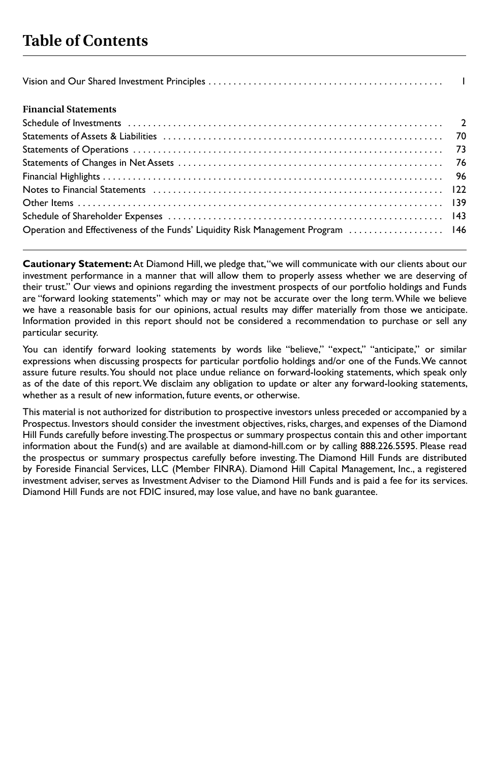# Table of Contents

| | |
|---|---|
| Vision and Our Shared Investment Principles | 1 |
| **Financial Statements** | |
| Schedule of Investments | 2 |
| Statements of Assets & Liabilities | 70 |
| Statements of Operations | 73 |
| Statements of Changes in Net Assets | 76 |
| Financial Highlights | 96 |
| Notes to Financial Statements | 122 |
| Other Items | 139 |
| Schedule of Shareholder Expenses | 143 |
| Operation and Effectiveness of the Funds' Liquidity Risk Management Program | 146 |

**Cautionary Statement:** At Diamond Hill, we pledge that, "we will communicate with our clients about our investment performance in a manner that will allow them to properly assess whether we are deserving of their trust." Our views and opinions regarding the investment prospects of our portfolio holdings and Funds are "forward looking statements" which may or may not be accurate over the long term. While we believe we have a reasonable basis for our opinions, actual results may differ materially from those we anticipate. Information provided in this report should not be considered a recommendation to purchase or sell any particular security.

You can identify forward looking statements by words like "believe," "expect," "anticipate," or similar expressions when discussing prospects for particular portfolio holdings and/or one of the Funds. We cannot assure future results. You should not place undue reliance on forward-looking statements, which speak only as of the date of this report. We disclaim any obligation to update or alter any forward-looking statements, whether as a result of new information, future events, or otherwise.

This material is not authorized for distribution to prospective investors unless preceded or accompanied by a Prospectus. Investors should consider the investment objectives, risks, charges, and expenses of the Diamond Hill Funds carefully before investing. The prospectus or summary prospectus contain this and other important information about the Fund(s) and are available at diamond-hill.com or by calling 888.226.5595. Please read the prospectus or summary prospectus carefully before investing. The Diamond Hill Funds are distributed by Foreside Financial Services, LLC (Member FINRA). Diamond Hill Capital Management, Inc., a registered investment adviser, serves as Investment Adviser to the Diamond Hill Funds and is paid a fee for its services. Diamond Hill Funds are not FDIC insured, may lose value, and have no bank guarantee.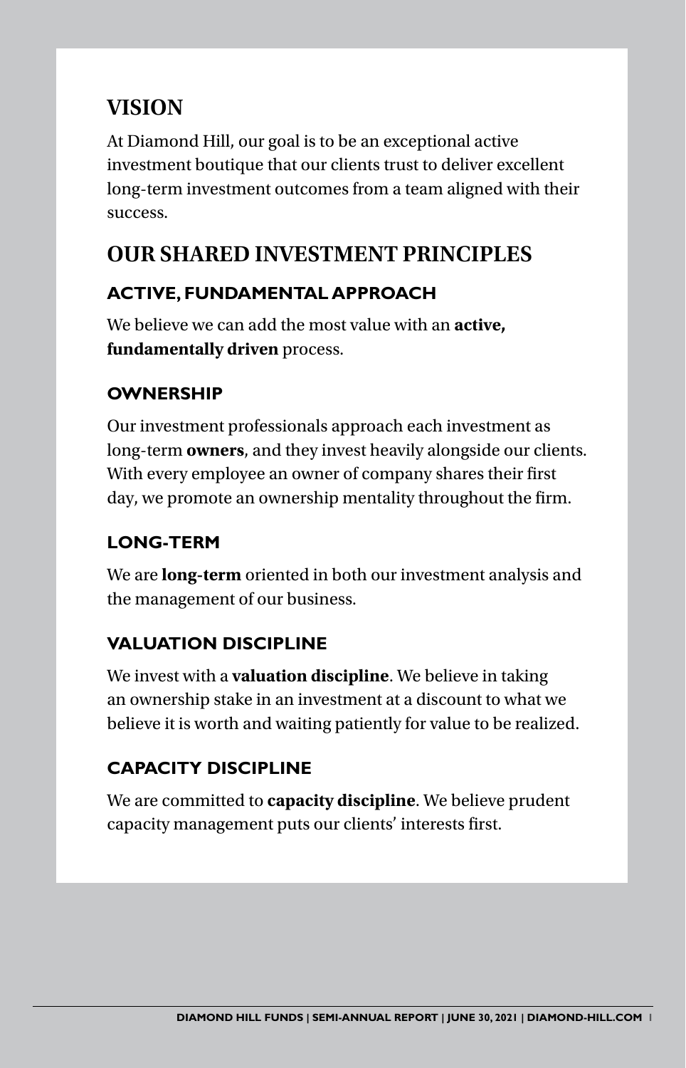# VISION

At Diamond Hill, our goal is to be an exceptional active investment boutique that our clients trust to deliver excellent long-term investment outcomes from a team aligned with their success.

# OUR SHARED INVESTMENT PRINCIPLES

## ACTIVE, FUNDAMENTAL APPROACH

We believe we can add the most value with an **active, fundamentally driven** process.

## OWNERSHIP

Our investment professionals approach each investment as long-term **owners**, and they invest heavily alongside our clients. With every employee an owner of company shares their first day, we promote an ownership mentality throughout the firm.

## LONG-TERM

We are **long-term** oriented in both our investment analysis and the management of our business.

## VALUATION DISCIPLINE

We invest with a **valuation discipline**. We believe in taking an ownership stake in an investment at a discount to what we believe it is worth and waiting patiently for value to be realized.

## CAPACITY DISCIPLINE

We are committed to **capacity discipline**. We believe prudent capacity management puts our clients' interests first.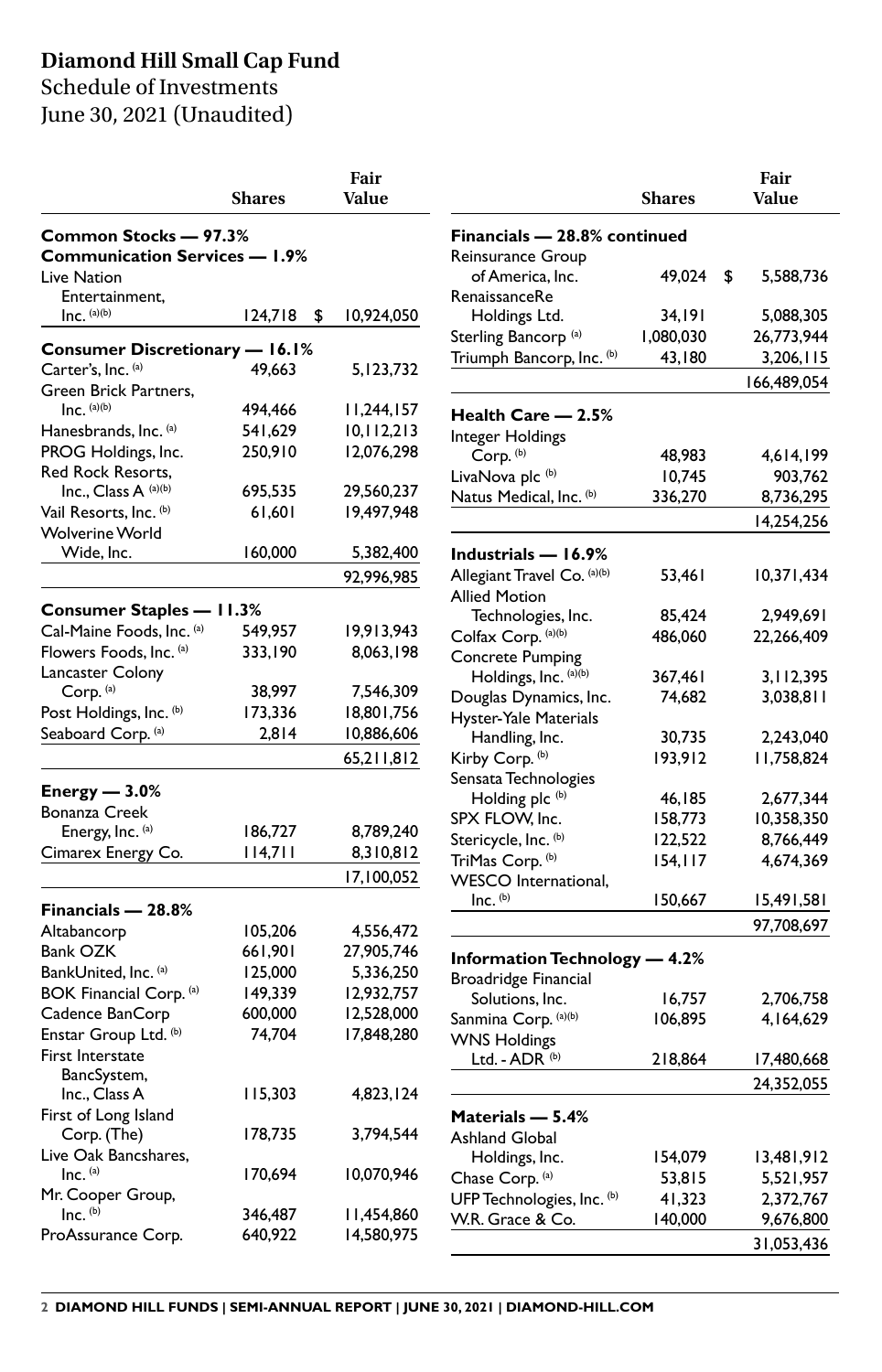# Diamond Hill Small Cap Fund

Schedule of Investments
June 30, 2021 (Unaudited)

| | Shares | Fair Value |
|---|---|---|
| **Common Stocks — 97.3%** | | |
| **Communication Services — 1.9%** | | |
| Live Nation Entertainment, Inc. [(a)(b)] | 124,718 | $ 10,924,050 |
| **Consumer Discretionary — 16.1%** | | |
| Carter's, Inc. [(a)] | 49,663 | 5,123,732 |
| Green Brick Partners, Inc. [(a)(b)] | 494,466 | 11,244,157 |
| Hanesbrands, Inc. [(a)] | 541,629 | 10,112,213 |
| PROG Holdings, Inc. | 250,910 | 12,076,298 |
| Red Rock Resorts, Inc., Class A [(a)(b)] | 695,535 | 29,560,237 |
| Vail Resorts, Inc. [(b)] | 61,601 | 19,497,948 |
| Wolverine World Wide, Inc. | 160,000 | 5,382,400 |
| | | 92,996,985 |
| **Consumer Staples — 11.3%** | | |
| Cal-Maine Foods, Inc. [(a)] | 549,957 | 19,913,943 |
| Flowers Foods, Inc. [(a)] | 333,190 | 8,063,198 |
| Lancaster Colony Corp. [(a)] | 38,997 | 7,546,309 |
| Post Holdings, Inc. [(b)] | 173,336 | 18,801,756 |
| Seaboard Corp. [(a)] | 2,814 | 10,886,606 |
| | | 65,211,812 |
| **Energy — 3.0%** | | |
| Bonanza Creek Energy, Inc. [(a)] | 186,727 | 8,789,240 |
| Cimarex Energy Co. | 114,711 | 8,310,812 |
| | | 17,100,052 |
| **Financials — 28.8%** | | |
| Altabancorp | 105,206 | 4,556,472 |
| Bank OZK | 661,901 | 27,905,746 |
| BankUnited, Inc. [(a)] | 125,000 | 5,336,250 |
| BOK Financial Corp. [(a)] | 149,339 | 12,932,757 |
| Cadence BanCorp | 600,000 | 12,528,000 |
| Enstar Group Ltd. [(b)] | 74,704 | 17,848,280 |
| First Interstate BancSystem, Inc., Class A | 115,303 | 4,823,124 |
| First of Long Island Corp. (The) | 178,735 | 3,794,544 |
| Live Oak Bancshares, Inc. [(a)] | 170,694 | 10,070,946 |
| Mr. Cooper Group, Inc. [(b)] | 346,487 | 11,454,860 |
| ProAssurance Corp. | 640,922 | 14,580,975 |
| **Financials — 28.8% continued** | | |
| Reinsurance Group of America, Inc. | 49,024 | $ 5,588,736 |
| RenaissanceRe Holdings Ltd. | 34,191 | 5,088,305 |
| Sterling Bancorp [(a)] | 1,080,030 | 26,773,944 |
| Triumph Bancorp, Inc. [(b)] | 43,180 | 3,206,115 |
| | | 166,489,054 |
| **Health Care — 2.5%** | | |
| Integer Holdings Corp. [(b)] | 48,983 | 4,614,199 |
| LivaNova plc [(b)] | 10,745 | 903,762 |
| Natus Medical, Inc. [(b)] | 336,270 | 8,736,295 |
| | | 14,254,256 |
| **Industrials — 16.9%** | | |
| Allegiant Travel Co. [(a)(b)] | 53,461 | 10,371,434 |
| Allied Motion Technologies, Inc. | 85,424 | 2,949,691 |
| Colfax Corp. [(a)(b)] | 486,060 | 22,266,409 |
| Concrete Pumping Holdings, Inc. [(a)(b)] | 367,461 | 3,112,395 |
| Douglas Dynamics, Inc. | 74,682 | 3,038,811 |
| Hyster-Yale Materials Handling, Inc. | 30,735 | 2,243,040 |
| Kirby Corp. [(b)] | 193,912 | 11,758,824 |
| Sensata Technologies Holding plc [(b)] | 46,185 | 2,677,344 |
| SPX FLOW, Inc. | 158,773 | 10,358,350 |
| Stericycle, Inc. [(b)] | 122,522 | 8,766,449 |
| TriMas Corp. [(b)] | 154,117 | 4,674,369 |
| WESCO International, Inc. [(b)] | 150,667 | 15,491,581 |
| | | 97,708,697 |
| **Information Technology — 4.2%** | | |
| Broadridge Financial Solutions, Inc. | 16,757 | 2,706,758 |
| Sanmina Corp. [(a)(b)] | 106,895 | 4,164,629 |
| WNS Holdings Ltd. - ADR [(b)] | 218,864 | 17,480,668 |
| | | 24,352,055 |
| **Materials — 5.4%** | | |
| Ashland Global Holdings, Inc. | 154,079 | 13,481,912 |
| Chase Corp. [(a)] | 53,815 | 5,521,957 |
| UFP Technologies, Inc. [(b)] | 41,323 | 2,372,767 |
| W.R. Grace & Co. | 140,000 | 9,676,800 |
| | | 31,053,436 |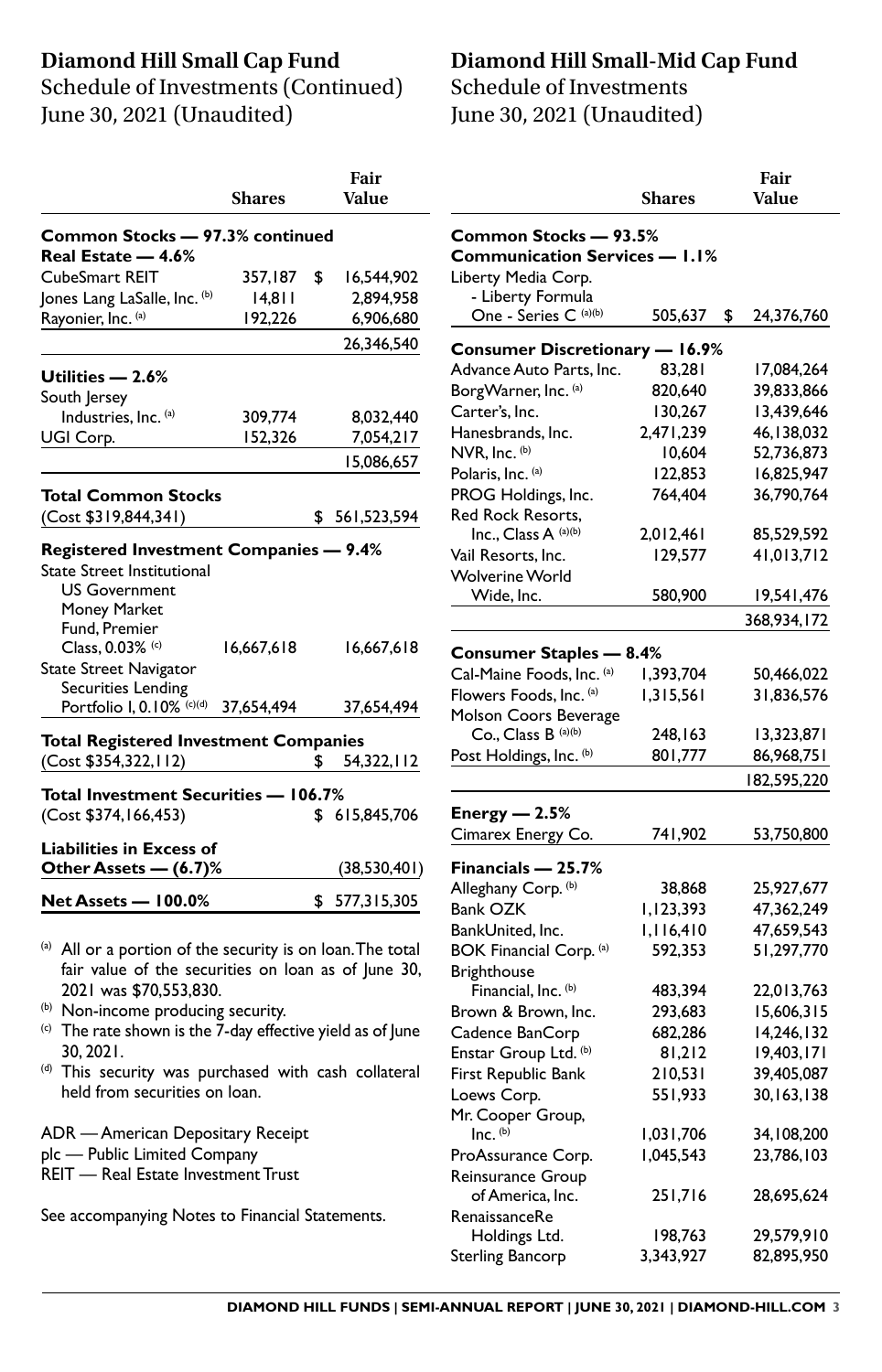# Diamond Hill Small Cap Fund

## Schedule of Investments (Continued)

June 30, 2021 (Unaudited)

| | Shares | Fair Value |
|---|---|---|
| **Common Stocks — 97.3% continued** | | |
| **Real Estate — 4.6%** | | |
| CubeSmart REIT | 357,187 | $ 16,544,902 |
| Jones Lang LaSalle, Inc. [(b)] | 14,811 | 2,894,958 |
| Rayonier, Inc. [(a)] | 192,226 | 6,906,680 |
| | | 26,346,540 |
| **Utilities — 2.6%** | | |
| South Jersey Industries, Inc. [(a)] | 309,774 | 8,032,440 |
| UGI Corp. | 152,326 | 7,054,217 |
| | | 15,086,657 |
| **Total Common Stocks** (Cost $319,844,341) | | $ 561,523,594 |
| **Registered Investment Companies — 9.4%** | | |
| State Street Institutional US Government Money Market Fund, Premier Class, 0.03% [(c)] | 16,667,618 | 16,667,618 |
| State Street Navigator Securities Lending Portfolio I, 0.10% [(c)(d)] | 37,654,494 | 37,654,494 |
| **Total Registered Investment Companies** (Cost $354,322,112) | | $ 54,322,112 |
| **Total Investment Securities — 106.7%** (Cost $374,166,453) | | $ 615,845,706 |
| **Liabilities in Excess of Other Assets — (6.7)%** | | (38,530,401) |
| **Net Assets — 100.0%** | | $ 577,315,305 |

(a) All or a portion of the security is on loan. The total fair value of the securities on loan as of June 30, 2021 was $70,553,830.

(b) Non-income producing security.

(c) The rate shown is the 7-day effective yield as of June 30, 2021.

(d) This security was purchased with cash collateral held from securities on loan.

ADR — American Depositary Receipt
plc — Public Limited Company
REIT — Real Estate Investment Trust

See accompanying Notes to Financial Statements.

# Diamond Hill Small-Mid Cap Fund

## Schedule of Investments

June 30, 2021 (Unaudited)

| | Shares | Fair Value |
|---|---|---|
| **Common Stocks — 93.5%** | | |
| **Communication Services — 1.1%** | | |
| Liberty Media Corp. - Liberty Formula One - Series C [(a)(b)] | 505,637 | $ 24,376,760 |
| **Consumer Discretionary — 16.9%** | | |
| Advance Auto Parts, Inc. | 83,281 | 17,084,264 |
| BorgWarner, Inc. [(a)] | 820,640 | 39,833,866 |
| Carter's, Inc. | 130,267 | 13,439,646 |
| Hanesbrands, Inc. | 2,471,239 | 46,138,032 |
| NVR, Inc. [(b)] | 10,604 | 52,736,873 |
| Polaris, Inc. [(a)] | 122,853 | 16,825,947 |
| PROG Holdings, Inc. | 764,404 | 36,790,764 |
| Red Rock Resorts, Inc., Class A [(a)(b)] | 2,012,461 | 85,529,592 |
| Vail Resorts, Inc. | 129,577 | 41,013,712 |
| Wolverine World Wide, Inc. | 580,900 | 19,541,476 |
| | | 368,934,172 |
| **Consumer Staples — 8.4%** | | |
| Cal-Maine Foods, Inc. [(a)] | 1,393,704 | 50,466,022 |
| Flowers Foods, Inc. [(a)] | 1,315,561 | 31,836,576 |
| Molson Coors Beverage Co., Class B [(a)(b)] | 248,163 | 13,323,871 |
| Post Holdings, Inc. [(b)] | 801,777 | 86,968,751 |
| | | 182,595,220 |
| **Energy — 2.5%** | | |
| Cimarex Energy Co. | 741,902 | 53,750,800 |
| **Financials — 25.7%** | | |
| Alleghany Corp. [(b)] | 38,868 | 25,927,677 |
| Bank OZK | 1,123,393 | 47,362,249 |
| BankUnited, Inc. | 1,116,410 | 47,659,543 |
| BOK Financial Corp. [(a)] | 592,353 | 51,297,770 |
| Brighthouse Financial, Inc. [(b)] | 483,394 | 22,013,763 |
| Brown & Brown, Inc. | 293,683 | 15,606,315 |
| Cadence BanCorp | 682,286 | 14,246,132 |
| Enstar Group Ltd. [(b)] | 81,212 | 19,403,171 |
| First Republic Bank | 210,531 | 39,405,087 |
| Loews Corp. | 551,933 | 30,163,138 |
| Mr. Cooper Group, Inc. [(b)] | 1,031,706 | 34,108,200 |
| ProAssurance Corp. | 1,045,543 | 23,786,103 |
| Reinsurance Group of America, Inc. | 251,716 | 28,695,624 |
| RenaissanceRe Holdings Ltd. | 198,763 | 29,579,910 |
| Sterling Bancorp | 3,343,927 | 82,895,950 |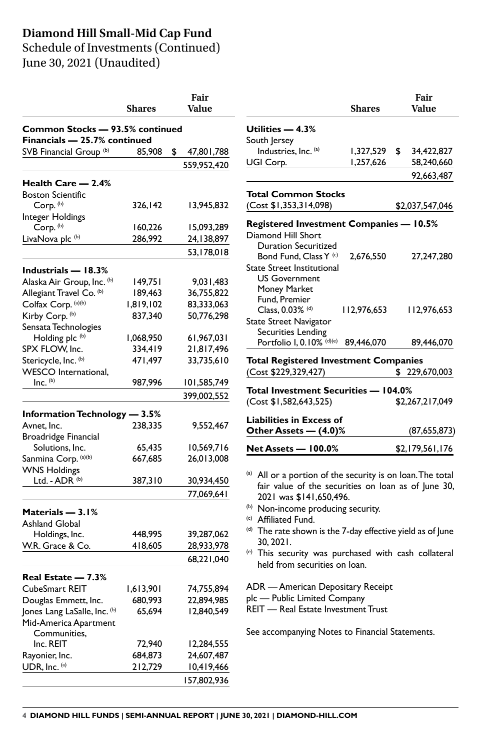# Diamond Hill Small-Mid Cap Fund

Schedule of Investments (Continued)
June 30, 2021 (Unaudited)

| | Shares | Fair Value |
|---|---|---|
| **Common Stocks — 93.5% continued** | | |
| **Financials — 25.7% continued** | | |
| SVB Financial Group [b] | 85,908 | $ 47,801,788 |
| | | 559,952,420 |
| **Health Care — 2.4%** | | |
| Boston Scientific Corp. [b] | 326,142 | 13,945,832 |
| Integer Holdings Corp. [b] | 160,226 | 15,093,289 |
| LivaNova plc [b] | 286,992 | 24,138,897 |
| | | 53,178,018 |
| **Industrials — 18.3%** | | |
| Alaska Air Group, Inc. [b] | 149,751 | 9,031,483 |
| Allegiant Travel Co. [b] | 189,463 | 36,755,822 |
| Colfax Corp. [a][b] | 1,819,102 | 83,333,063 |
| Kirby Corp. [b] | 837,340 | 50,776,298 |
| Sensata Technologies Holding plc [b] | 1,068,950 | 61,967,031 |
| SPX FLOW, Inc. | 334,419 | 21,817,496 |
| Stericycle, Inc. [b] | 471,497 | 33,735,610 |
| WESCO International, Inc. [b] | 987,996 | 101,585,749 |
| | | 399,002,552 |
| **Information Technology — 3.5%** | | |
| Avnet, Inc. | 238,335 | 9,552,467 |
| Broadridge Financial Solutions, Inc. | 65,435 | 10,569,716 |
| Sanmina Corp. [a][b] | 667,685 | 26,013,008 |
| WNS Holdings Ltd. - ADR [b] | 387,310 | 30,934,450 |
| | | 77,069,641 |
| **Materials — 3.1%** | | |
| Ashland Global Holdings, Inc. | 448,995 | 39,287,062 |
| W.R. Grace & Co. | 418,605 | 28,933,978 |
| | | 68,221,040 |
| **Real Estate — 7.3%** | | |
| CubeSmart REIT | 1,613,901 | 74,755,894 |
| Douglas Emmett, Inc. | 680,993 | 22,894,985 |
| Jones Lang LaSalle, Inc. [b] | 65,694 | 12,840,549 |
| Mid-America Apartment Communities, Inc. REIT | 72,940 | 12,284,555 |
| Rayonier, Inc. | 684,873 | 24,607,487 |
| UDR, Inc. [a] | 212,729 | 10,419,466 |
| | | 157,802,936 |
| **Utilities — 4.3%** | | |
| South Jersey Industries, Inc. [a] | 1,327,529 | $ 34,422,827 |
| UGI Corp. | 1,257,626 | 58,240,660 |
| | | 92,663,487 |
| **Total Common Stocks** (Cost $1,353,314,098) | | $2,037,547,046 |
| **Registered Investment Companies — 10.5%** | | |
| Diamond Hill Short Duration Securitized Bond Fund, Class Y [c] | 2,676,550 | 27,247,280 |
| State Street Institutional US Government Money Market Fund, Premier Class, 0.03% [d] | 112,976,653 | 112,976,653 |
| State Street Navigator Securities Lending Portfolio I, 0.10% [d][e] | 89,446,070 | 89,446,070 |
| **Total Registered Investment Companies** (Cost $229,329,427) | | $ 229,670,003 |
| **Total Investment Securities — 104.0%** (Cost $1,582,643,525) | | $2,267,217,049 |
| **Liabilities in Excess of Other Assets — (4.0)%** | | (87,655,873) |
| **Net Assets — 100.0%** | | $2,179,561,176 |

[a] All or a portion of the security is on loan. The total fair value of the securities on loan as of June 30, 2021 was $141,650,496.

[b] Non-income producing security.

[c] Affiliated Fund.

[d] The rate shown is the 7-day effective yield as of June 30, 2021.

[e] This security was purchased with cash collateral held from securities on loan.

ADR — American Depositary Receipt
plc — Public Limited Company
REIT — Real Estate Investment Trust

See accompanying Notes to Financial Statements.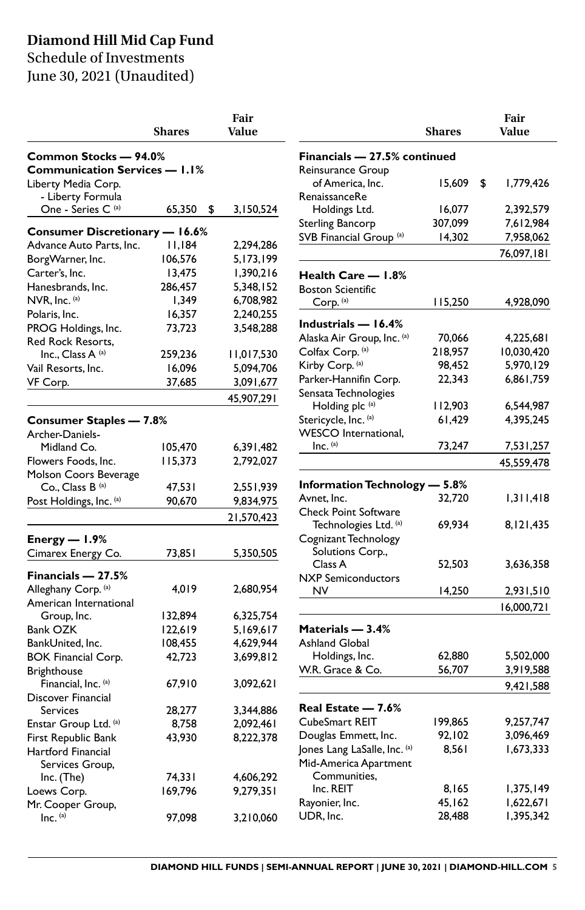# Diamond Hill Mid Cap Fund

Schedule of Investments
June 30, 2021 (Unaudited)

| | Shares | Fair Value |
|---|---|---|
| **Common Stocks — 94.0%** | | |
| **Communication Services — 1.1%** | | |
| Liberty Media Corp. - Liberty Formula One - Series C [(a)] | 65,350 | $ 3,150,524 |
| **Consumer Discretionary — 16.6%** | | |
| Advance Auto Parts, Inc. | 11,184 | 2,294,286 |
| BorgWarner, Inc. | 106,576 | 5,173,199 |
| Carter's, Inc. | 13,475 | 1,390,216 |
| Hanesbrands, Inc. | 286,457 | 5,348,152 |
| NVR, Inc. [(a)] | 1,349 | 6,708,982 |
| Polaris, Inc. | 16,357 | 2,240,255 |
| PROG Holdings, Inc. | 73,723 | 3,548,288 |
| Red Rock Resorts, Inc., Class A [(a)] | 259,236 | 11,017,530 |
| Vail Resorts, Inc. | 16,096 | 5,094,706 |
| VF Corp. | 37,685 | 3,091,677 |
| | | 45,907,291 |
| **Consumer Staples — 7.8%** | | |
| Archer-Daniels-Midland Co. | 105,470 | 6,391,482 |
| Flowers Foods, Inc. | 115,373 | 2,792,027 |
| Molson Coors Beverage Co., Class B [(a)] | 47,531 | 2,551,939 |
| Post Holdings, Inc. [(a)] | 90,670 | 9,834,975 |
| | | 21,570,423 |
| **Energy — 1.9%** | | |
| Cimarex Energy Co. | 73,851 | 5,350,505 |
| **Financials — 27.5%** | | |
| Alleghany Corp. [(a)] | 4,019 | 2,680,954 |
| American International Group, Inc. | 132,894 | 6,325,754 |
| Bank OZK | 122,619 | 5,169,617 |
| BankUnited, Inc. | 108,455 | 4,629,944 |
| BOK Financial Corp. | 42,723 | 3,699,812 |
| Brighthouse Financial, Inc. [(a)] | 67,910 | 3,092,621 |
| Discover Financial Services | 28,277 | 3,344,886 |
| Enstar Group Ltd. [(a)] | 8,758 | 2,092,461 |
| First Republic Bank | 43,930 | 8,222,378 |
| Hartford Financial Services Group, Inc. (The) | 74,331 | 4,606,292 |
| Loews Corp. | 169,796 | 9,279,351 |
| Mr. Cooper Group, Inc. [(a)] | 97,098 | 3,210,060 |
| **Financials — 27.5% continued** | | |
| Reinsurance Group of America, Inc. | 15,609 | $ 1,779,426 |
| RenaissanceRe Holdings Ltd. | 16,077 | 2,392,579 |
| Sterling Bancorp | 307,099 | 7,612,984 |
| SVB Financial Group [(a)] | 14,302 | 7,958,062 |
| | | 76,097,181 |
| **Health Care — 1.8%** | | |
| Boston Scientific Corp. [(a)] | 115,250 | 4,928,090 |
| **Industrials — 16.4%** | | |
| Alaska Air Group, Inc. [(a)] | 70,066 | 4,225,681 |
| Colfax Corp. [(a)] | 218,957 | 10,030,420 |
| Kirby Corp. [(a)] | 98,452 | 5,970,129 |
| Parker-Hannifin Corp. | 22,343 | 6,861,759 |
| Sensata Technologies Holding plc [(a)] | 112,903 | 6,544,987 |
| Stericycle, Inc. [(a)] | 61,429 | 4,395,245 |
| WESCO International, Inc. [(a)] | 73,247 | 7,531,257 |
| | | 45,559,478 |
| **Information Technology — 5.8%** | | |
| Avnet, Inc. | 32,720 | 1,311,418 |
| Check Point Software Technologies Ltd. [(a)] | 69,934 | 8,121,435 |
| Cognizant Technology Solutions Corp., Class A | 52,503 | 3,636,358 |
| NXP Semiconductors NV | 14,250 | 2,931,510 |
| | | 16,000,721 |
| **Materials — 3.4%** | | |
| Ashland Global Holdings, Inc. | 62,880 | 5,502,000 |
| W.R. Grace & Co. | 56,707 | 3,919,588 |
| | | 9,421,588 |
| **Real Estate — 7.6%** | | |
| CubeSmart REIT | 199,865 | 9,257,747 |
| Douglas Emmett, Inc. | 92,102 | 3,096,469 |
| Jones Lang LaSalle, Inc. [(a)] | 8,561 | 1,673,333 |
| Mid-America Apartment Communities, Inc. REIT | 8,165 | 1,375,149 |
| Rayonier, Inc. | 45,162 | 1,622,671 |
| UDR, Inc. | 28,488 | 1,395,342 |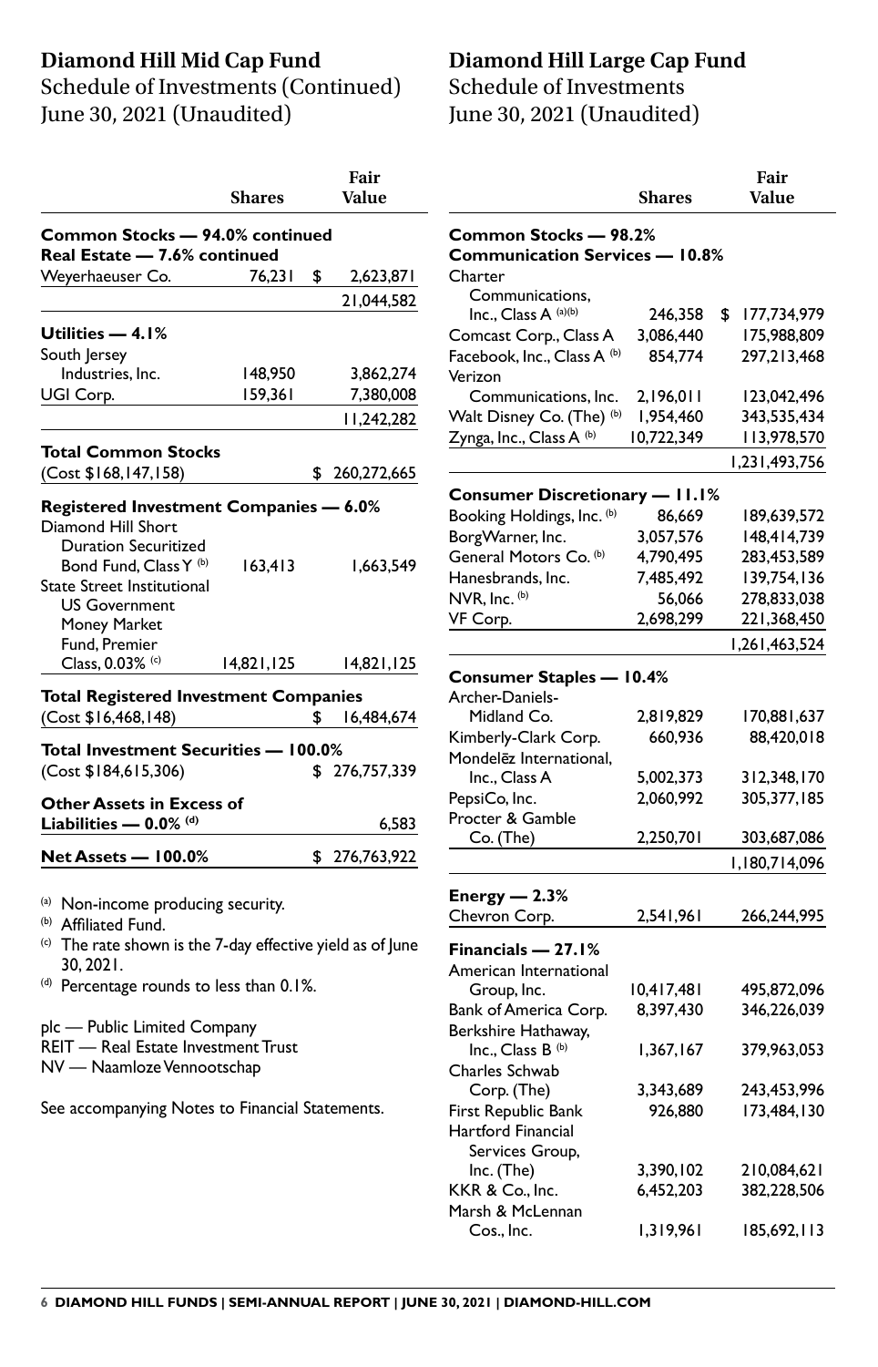## Diamond Hill Mid Cap Fund
Schedule of Investments (Continued)
June 30, 2021 (Unaudited)

| | Shares | Fair Value |
|---|---|---|
| **Common Stocks — 94.0% continued** | | |
| **Real Estate — 7.6% continued** | | |
| Weyerhaeuser Co. | 76,231 | $ 2,623,871 |
| | | 21,044,582 |
| **Utilities — 4.1%** | | |
| South Jersey Industries, Inc. | 148,950 | 3,862,274 |
| UGI Corp. | 159,361 | 7,380,008 |
| | | 11,242,282 |
| **Total Common Stocks** | | |
| (Cost $168,147,158) | | $ 260,272,665 |
| **Registered Investment Companies — 6.0%** | | |
| Diamond Hill Short Duration Securitized Bond Fund, Class Y [(b)] | 163,413 | 1,663,549 |
| State Street Institutional US Government Money Market Fund, Premier Class, 0.03% [(c)] | 14,821,125 | 14,821,125 |
| **Total Registered Investment Companies** | | |
| (Cost $16,468,148) | | $ 16,484,674 |
| **Total Investment Securities — 100.0%** | | |
| (Cost $184,615,306) | | $ 276,757,339 |
| **Other Assets in Excess of Liabilities — 0.0% [(d)]** | | 6,583 |
| **Net Assets — 100.0%** | | $ 276,763,922 |

[(a)] Non-income producing security.
[(b)] Affiliated Fund.
[(c)] The rate shown is the 7-day effective yield as of June 30, 2021.
[(d)] Percentage rounds to less than 0.1%.

plc — Public Limited Company
REIT — Real Estate Investment Trust
NV — Naamloze Vennootschap

See accompanying Notes to Financial Statements.

## Diamond Hill Large Cap Fund
Schedule of Investments
June 30, 2021 (Unaudited)

| | Shares | Fair Value |
|---|---|---|
| **Common Stocks — 98.2%** | | |
| **Communication Services — 10.8%** | | |
| Charter Communications, Inc., Class A [(a)(b)] | 246,358 | $ 177,734,979 |
| Comcast Corp., Class A | 3,086,440 | 175,988,809 |
| Facebook, Inc., Class A [(b)] | 854,774 | 297,213,468 |
| Verizon Communications, Inc. | 2,196,011 | 123,042,496 |
| Walt Disney Co. (The) [(b)] | 1,954,460 | 343,535,434 |
| Zynga, Inc., Class A [(b)] | 10,722,349 | 113,978,570 |
| | | 1,231,493,756 |
| **Consumer Discretionary — 11.1%** | | |
| Booking Holdings, Inc. [(b)] | 86,669 | 189,639,572 |
| BorgWarner, Inc. | 3,057,576 | 148,414,739 |
| General Motors Co. [(b)] | 4,790,495 | 283,453,589 |
| Hanesbrands, Inc. | 7,485,492 | 139,754,136 |
| NVR, Inc. [(b)] | 56,066 | 278,833,038 |
| VF Corp. | 2,698,299 | 221,368,450 |
| | | 1,261,463,524 |
| **Consumer Staples — 10.4%** | | |
| Archer-Daniels-Midland Co. | 2,819,829 | 170,881,637 |
| Kimberly-Clark Corp. | 660,936 | 88,420,018 |
| Mondelēz International, Inc., Class A | 5,002,373 | 312,348,170 |
| PepsiCo, Inc. | 2,060,992 | 305,377,185 |
| Procter & Gamble Co. (The) | 2,250,701 | 303,687,086 |
| | | 1,180,714,096 |
| **Energy — 2.3%** | | |
| Chevron Corp. | 2,541,961 | 266,244,995 |
| **Financials — 27.1%** | | |
| American International Group, Inc. | 10,417,481 | 495,872,096 |
| Bank of America Corp. | 8,397,430 | 346,226,039 |
| Berkshire Hathaway, Inc., Class B [(b)] | 1,367,167 | 379,963,053 |
| Charles Schwab Corp. (The) | 3,343,689 | 243,453,996 |
| First Republic Bank | 926,880 | 173,484,130 |
| Hartford Financial Services Group, Inc. (The) | 3,390,102 | 210,084,621 |
| KKR & Co., Inc. | 6,452,203 | 382,228,506 |
| Marsh & McLennan Cos., Inc. | 1,319,961 | 185,692,113 |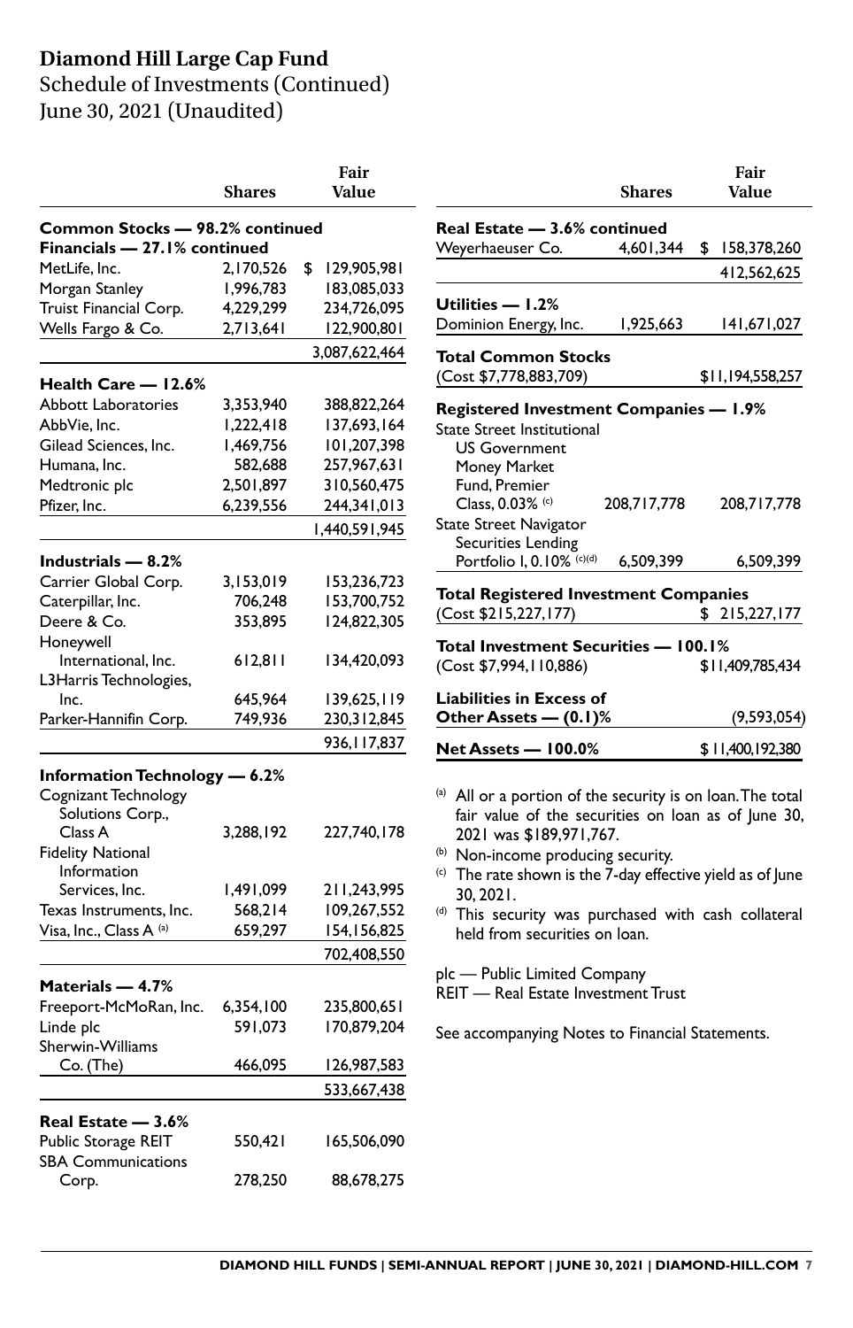# Diamond Hill Large Cap Fund

Schedule of Investments (Continued)
June 30, 2021 (Unaudited)

| | Shares | Fair Value |
|---|---|---|
| **Common Stocks — 98.2% continued** | | |
| **Financials — 27.1% continued** | | |
| MetLife, Inc. | 2,170,526 | $ 129,905,981 |
| Morgan Stanley | 1,996,783 | 183,085,033 |
| Truist Financial Corp. | 4,229,299 | 234,726,095 |
| Wells Fargo & Co. | 2,713,641 | 122,900,801 |
| | | 3,087,622,464 |
| **Health Care — 12.6%** | | |
| Abbott Laboratories | 3,353,940 | 388,822,264 |
| AbbVie, Inc. | 1,222,418 | 137,693,164 |
| Gilead Sciences, Inc. | 1,469,756 | 101,207,398 |
| Humana, Inc. | 582,688 | 257,967,631 |
| Medtronic plc | 2,501,897 | 310,560,475 |
| Pfizer, Inc. | 6,239,556 | 244,341,013 |
| | | 1,440,591,945 |
| **Industrials — 8.2%** | | |
| Carrier Global Corp. | 3,153,019 | 153,236,723 |
| Caterpillar, Inc. | 706,248 | 153,700,752 |
| Deere & Co. | 353,895 | 124,822,305 |
| Honeywell International, Inc. | 612,811 | 134,420,093 |
| L3Harris Technologies, Inc. | 645,964 | 139,625,119 |
| Parker-Hannifin Corp. | 749,936 | 230,312,845 |
| | | 936,117,837 |
| **Information Technology — 6.2%** | | |
| Cognizant Technology Solutions Corp., Class A | 3,288,192 | 227,740,178 |
| Fidelity National Information Services, Inc. | 1,491,099 | 211,243,995 |
| Texas Instruments, Inc. | 568,214 | 109,267,552 |
| Visa, Inc., Class A [(a)] | 659,297 | 154,156,825 |
| | | 702,408,550 |
| **Materials — 4.7%** | | |
| Freeport-McMoRan, Inc. | 6,354,100 | 235,800,651 |
| Linde plc | 591,073 | 170,879,204 |
| Sherwin-Williams Co. (The) | 466,095 | 126,987,583 |
| | | 533,667,438 |
| **Real Estate — 3.6%** | | |
| Public Storage REIT | 550,421 | 165,506,090 |
| SBA Communications Corp. | 278,250 | 88,678,275 |
| **Real Estate — 3.6% continued** | | |
| Weyerhaeuser Co. | 4,601,344 | $ 158,378,260 |
| | | 412,562,625 |
| **Utilities — 1.2%** | | |
| Dominion Energy, Inc. | 1,925,663 | 141,671,027 |
| **Total Common Stocks** (Cost $7,778,883,709) | | $11,194,558,257 |
| **Registered Investment Companies — 1.9%** | | |
| State Street Institutional US Government Money Market Fund, Premier Class, 0.03% [(c)] | 208,717,778 | 208,717,778 |
| State Street Navigator Securities Lending Portfolio I, 0.10% [(c)(d)] | 6,509,399 | 6,509,399 |
| **Total Registered Investment Companies** (Cost $215,227,177) | | $ 215,227,177 |
| **Total Investment Securities — 100.1%** (Cost $7,994,110,886) | | $11,409,785,434 |
| **Liabilities in Excess of Other Assets — (0.1)%** | | (9,593,054) |
| **Net Assets — 100.0%** | | $ 11,400,192,380 |

[(a)] All or a portion of the security is on loan. The total fair value of the securities on loan as of June 30, 2021 was $189,971,767.

[(b)] Non-income producing security.

[(c)] The rate shown is the 7-day effective yield as of June 30, 2021.

[(d)] This security was purchased with cash collateral held from securities on loan.

plc — Public Limited Company
REIT — Real Estate Investment Trust

See accompanying Notes to Financial Statements.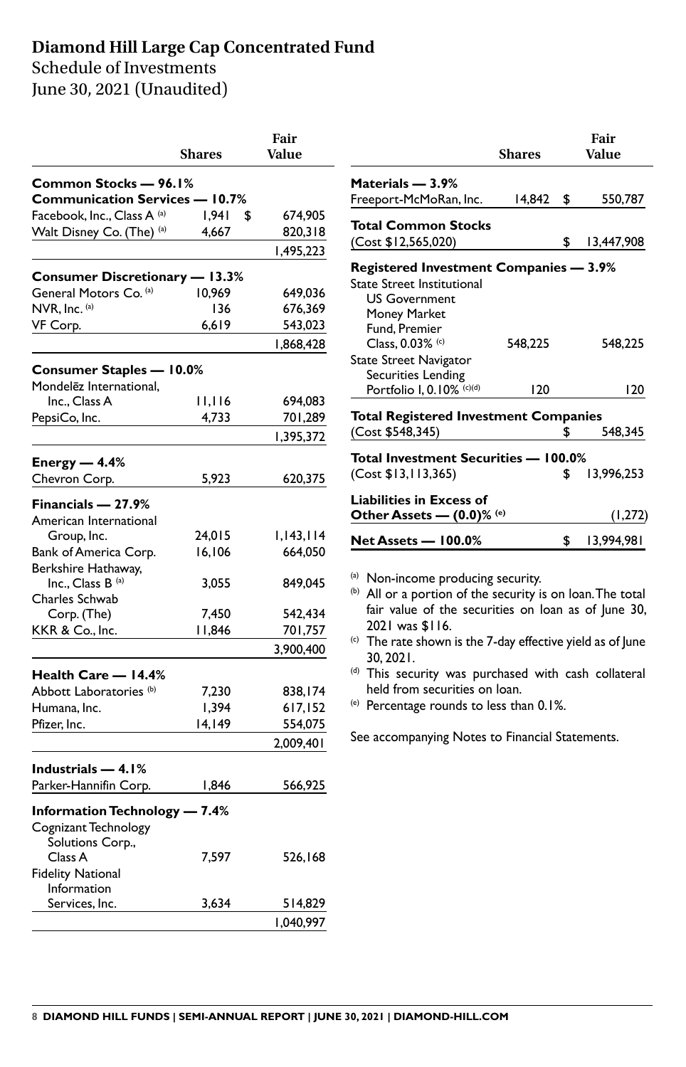# Diamond Hill Large Cap Concentrated Fund

Schedule of Investments
June 30, 2021 (Unaudited)

| | Shares | Fair Value |
|---|---|---|
| **Common Stocks — 96.1%** | | |
| **Communication Services — 10.7%** | | |
| Facebook, Inc., Class A [(a)] | 1,941 | $ 674,905 |
| Walt Disney Co. (The) [(a)] | 4,667 | 820,318 |
| | | 1,495,223 |
| **Consumer Discretionary — 13.3%** | | |
| General Motors Co. [(a)] | 10,969 | 649,036 |
| NVR, Inc. [(a)] | 136 | 676,369 |
| VF Corp. | 6,619 | 543,023 |
| | | 1,868,428 |
| **Consumer Staples — 10.0%** | | |
| Mondelēz International, Inc., Class A | 11,116 | 694,083 |
| PepsiCo, Inc. | 4,733 | 701,289 |
| | | 1,395,372 |
| **Energy — 4.4%** | | |
| Chevron Corp. | 5,923 | 620,375 |
| **Financials — 27.9%** | | |
| American International Group, Inc. | 24,015 | 1,143,114 |
| Bank of America Corp. | 16,106 | 664,050 |
| Berkshire Hathaway, Inc., Class B [(a)] | 3,055 | 849,045 |
| Charles Schwab Corp. (The) | 7,450 | 542,434 |
| KKR & Co., Inc. | 11,846 | 701,757 |
| | | 3,900,400 |
| **Health Care — 14.4%** | | |
| Abbott Laboratories [(b)] | 7,230 | 838,174 |
| Humana, Inc. | 1,394 | 617,152 |
| Pfizer, Inc. | 14,149 | 554,075 |
| | | 2,009,401 |
| **Industrials — 4.1%** | | |
| Parker-Hannifin Corp. | 1,846 | 566,925 |
| **Information Technology — 7.4%** | | |
| Cognizant Technology Solutions Corp., Class A | 7,597 | 526,168 |
| Fidelity National Information Services, Inc. | 3,634 | 514,829 |
| | | 1,040,997 |
| **Materials — 3.9%** | | |
| Freeport-McMoRan, Inc. | 14,842 | $ 550,787 |
| **Total Common Stocks** (Cost $12,565,020) | | $ 13,447,908 |
| **Registered Investment Companies — 3.9%** | | |
| State Street Institutional US Government Money Market Fund, Premier Class, 0.03% [(c)] | 548,225 | 548,225 |
| State Street Navigator Securities Lending Portfolio I, 0.10% [(c)(d)] | 120 | 120 |
| **Total Registered Investment Companies** (Cost $548,345) | | $ 548,345 |
| **Total Investment Securities — 100.0%** (Cost $13,113,365) | | $ 13,996,253 |
| **Liabilities in Excess of Other Assets — (0.0)% [(e)]** | | (1,272) |
| **Net Assets — 100.0%** | | $ 13,994,981 |

[(a)] Non-income producing security.

[(b)] All or a portion of the security is on loan. The total fair value of the securities on loan as of June 30, 2021 was $116.

[(c)] The rate shown is the 7-day effective yield as of June 30, 2021.

[(d)] This security was purchased with cash collateral held from securities on loan.

[(e)] Percentage rounds to less than 0.1%.

See accompanying Notes to Financial Statements.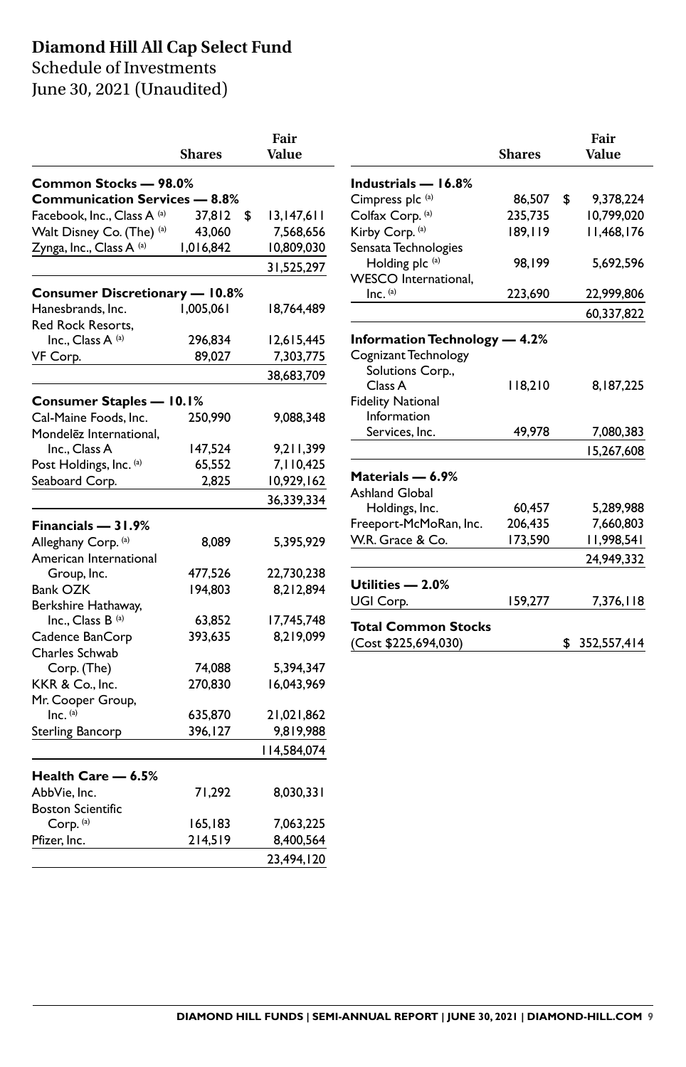# Diamond Hill All Cap Select Fund

Schedule of Investments
June 30, 2021 (Unaudited)

| | Shares | Fair Value |
|---|---|---|
| **Common Stocks — 98.0%** | | |
| **Communication Services — 8.8%** | | |
| Facebook, Inc., Class A [(a)] | 37,812 | $ 13,147,611 |
| Walt Disney Co. (The) [(a)] | 43,060 | 7,568,656 |
| Zynga, Inc., Class A [(a)] | 1,016,842 | 10,809,030 |
| | | 31,525,297 |
| **Consumer Discretionary — 10.8%** | | |
| Hanesbrands, Inc. | 1,005,061 | 18,764,489 |
| Red Rock Resorts, Inc., Class A [(a)] | 296,834 | 12,615,445 |
| VF Corp. | 89,027 | 7,303,775 |
| | | 38,683,709 |
| **Consumer Staples — 10.1%** | | |
| Cal-Maine Foods, Inc. | 250,990 | 9,088,348 |
| Mondelēz International, Inc., Class A | 147,524 | 9,211,399 |
| Post Holdings, Inc. [(a)] | 65,552 | 7,110,425 |
| Seaboard Corp. | 2,825 | 10,929,162 |
| | | 36,339,334 |
| **Financials — 31.9%** | | |
| Alleghany Corp. [(a)] | 8,089 | 5,395,929 |
| American International Group, Inc. | 477,526 | 22,730,238 |
| Bank OZK | 194,803 | 8,212,894 |
| Berkshire Hathaway, Inc., Class B [(a)] | 63,852 | 17,745,748 |
| Cadence BanCorp | 393,635 | 8,219,099 |
| Charles Schwab Corp. (The) | 74,088 | 5,394,347 |
| KKR & Co., Inc. | 270,830 | 16,043,969 |
| Mr. Cooper Group, Inc. [(a)] | 635,870 | 21,021,862 |
| Sterling Bancorp | 396,127 | 9,819,988 |
| | | 114,584,074 |
| **Health Care — 6.5%** | | |
| AbbVie, Inc. | 71,292 | 8,030,331 |
| Boston Scientific Corp. [(a)] | 165,183 | 7,063,225 |
| Pfizer, Inc. | 214,519 | 8,400,564 |
| | | 23,494,120 |
| **Industrials — 16.8%** | | |
| Cimpress plc [(a)] | 86,507 | $ 9,378,224 |
| Colfax Corp. [(a)] | 235,735 | 10,799,020 |
| Kirby Corp. [(a)] | 189,119 | 11,468,176 |
| Sensata Technologies Holding plc [(a)] | 98,199 | 5,692,596 |
| WESCO International, Inc. [(a)] | 223,690 | 22,999,806 |
| | | 60,337,822 |
| **Information Technology — 4.2%** | | |
| Cognizant Technology Solutions Corp., Class A | 118,210 | 8,187,225 |
| Fidelity National Information Services, Inc. | 49,978 | 7,080,383 |
| | | 15,267,608 |
| **Materials — 6.9%** | | |
| Ashland Global Holdings, Inc. | 60,457 | 5,289,988 |
| Freeport-McMoRan, Inc. | 206,435 | 7,660,803 |
| W.R. Grace & Co. | 173,590 | 11,998,541 |
| | | 24,949,332 |
| **Utilities — 2.0%** | | |
| UGI Corp. | 159,277 | 7,376,118 |
| **Total Common Stocks** (Cost $225,694,030) | | $ 352,557,414 |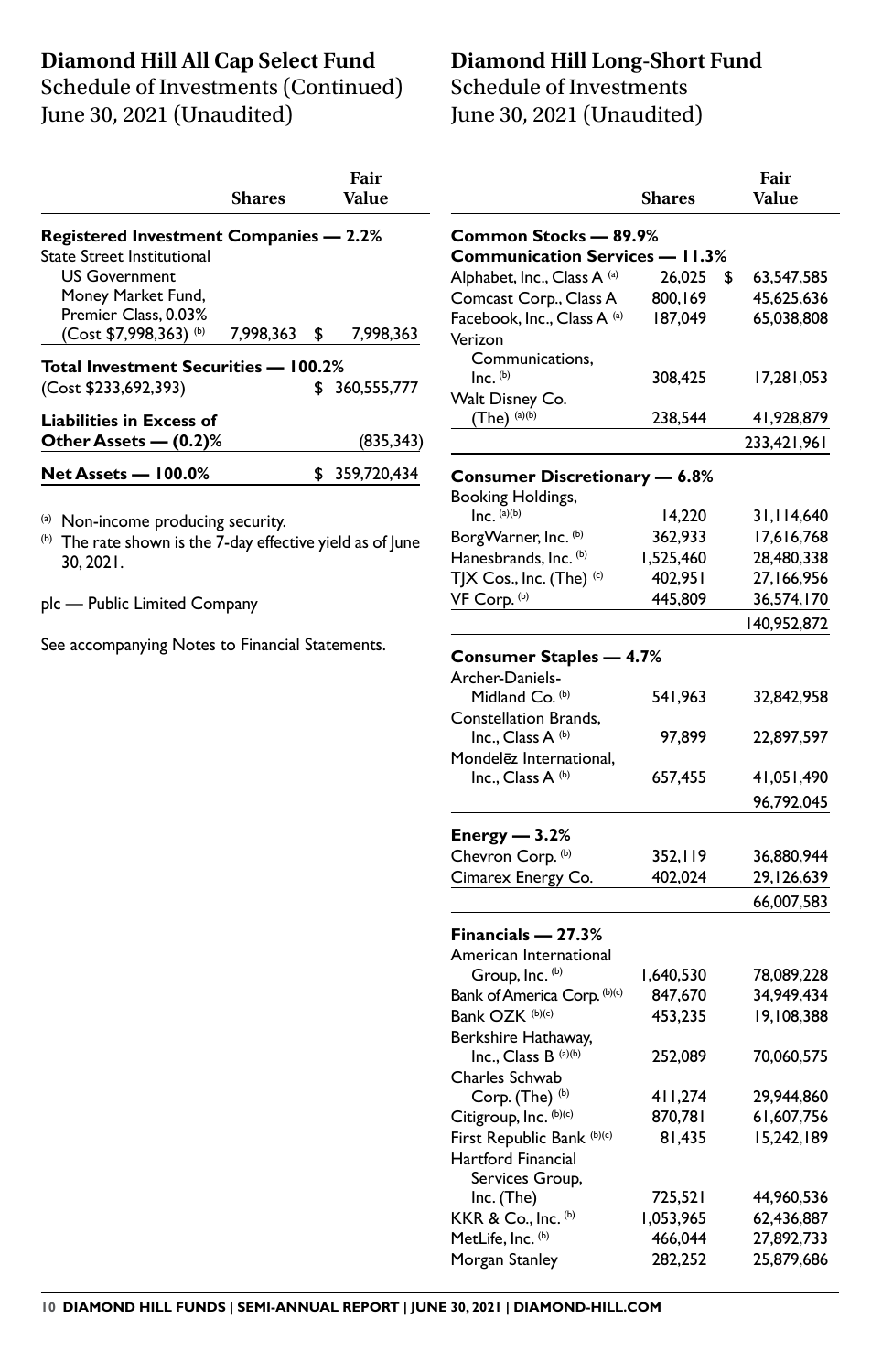# Diamond Hill All Cap Select Fund

Schedule of Investments (Continued)
June 30, 2021 (Unaudited)

| | Shares | Fair Value |
|---|---|---|
| **Registered Investment Companies — 2.2%** | | |
| State Street Institutional US Government Money Market Fund, Premier Class, 0.03% (Cost $7,998,363) [(b)] | 7,998,363 | $ 7,998,363 |
| **Total Investment Securities — 100.2%** (Cost $233,692,393) | | $ 360,555,777 |
| **Liabilities in Excess of Other Assets — (0.2)%** | | (835,343) |
| **Net Assets — 100.0%** | | $ 359,720,434 |

[(a)] Non-income producing security.
[(b)] The rate shown is the 7-day effective yield as of June 30, 2021.

plc — Public Limited Company

See accompanying Notes to Financial Statements.

# Diamond Hill Long-Short Fund

Schedule of Investments
June 30, 2021 (Unaudited)

| | Shares | Fair Value |
|---|---|---|
| **Common Stocks — 89.9%** | | |
| **Communication Services — 11.3%** | | |
| Alphabet, Inc., Class A [(a)] | 26,025 | $ 63,547,585 |
| Comcast Corp., Class A | 800,169 | 45,625,636 |
| Facebook, Inc., Class A [(a)] | 187,049 | 65,038,808 |
| Verizon Communications, Inc. [(b)] | 308,425 | 17,281,053 |
| Walt Disney Co. (The) [(a)(b)] | 238,544 | 41,928,879 |
| | | 233,421,961 |
| **Consumer Discretionary — 6.8%** | | |
| Booking Holdings, Inc. [(a)(b)] | 14,220 | 31,114,640 |
| BorgWarner, Inc. [(b)] | 362,933 | 17,616,768 |
| Hanesbrands, Inc. [(b)] | 1,525,460 | 28,480,338 |
| TJX Cos., Inc. (The) [(c)] | 402,951 | 27,166,956 |
| VF Corp. [(b)] | 445,809 | 36,574,170 |
| | | 140,952,872 |
| **Consumer Staples — 4.7%** | | |
| Archer-Daniels-Midland Co. [(b)] | 541,963 | 32,842,958 |
| Constellation Brands, Inc., Class A [(b)] | 97,899 | 22,897,597 |
| Mondelēz International, Inc., Class A [(b)] | 657,455 | 41,051,490 |
| | | 96,792,045 |
| **Energy — 3.2%** | | |
| Chevron Corp. [(b)] | 352,119 | 36,880,944 |
| Cimarex Energy Co. | 402,024 | 29,126,639 |
| | | 66,007,583 |
| **Financials — 27.3%** | | |
| American International Group, Inc. [(b)] | 1,640,530 | 78,089,228 |
| Bank of America Corp. [(b)(c)] | 847,670 | 34,949,434 |
| Bank OZK [(b)(c)] | 453,235 | 19,108,388 |
| Berkshire Hathaway, Inc., Class B [(a)(b)] | 252,089 | 70,060,575 |
| Charles Schwab Corp. (The) [(b)] | 411,274 | 29,944,860 |
| Citigroup, Inc. [(b)(c)] | 870,781 | 61,607,756 |
| First Republic Bank [(b)(c)] | 81,435 | 15,242,189 |
| Hartford Financial Services Group, Inc. (The) | 725,521 | 44,960,536 |
| KKR & Co., Inc. [(b)] | 1,053,965 | 62,436,887 |
| MetLife, Inc. [(b)] | 466,044 | 27,892,733 |
| Morgan Stanley | 282,252 | 25,879,686 |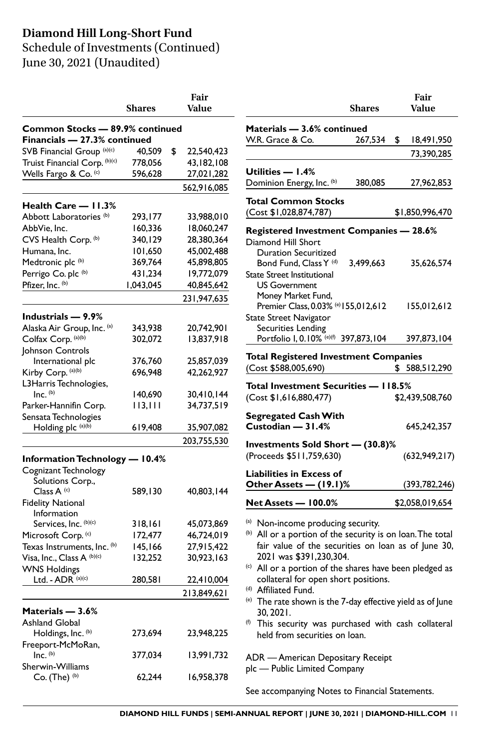# Diamond Hill Long-Short Fund

Schedule of Investments (Continued)
June 30, 2021 (Unaudited)

| | Shares | Fair Value |
|---|---|---|
| **Common Stocks — 89.9% continued** | | |
| **Financials — 27.3% continued** | | |
| SVB Financial Group [(a)(c)] | 40,509 | $ 22,540,423 |
| Truist Financial Corp. [(b)(c)] | 778,056 | 43,182,108 |
| Wells Fargo & Co. [(c)] | 596,628 | 27,021,282 |
| | | 562,916,085 |
| **Health Care — 11.3%** | | |
| Abbott Laboratories [(b)] | 293,177 | 33,988,010 |
| AbbVie, Inc. | 160,336 | 18,060,247 |
| CVS Health Corp. [(b)] | 340,129 | 28,380,364 |
| Humana, Inc. | 101,650 | 45,002,488 |
| Medtronic plc [(b)] | 369,764 | 45,898,805 |
| Perrigo Co. plc [(b)] | 431,234 | 19,772,079 |
| Pfizer, Inc. [(b)] | 1,043,045 | 40,845,642 |
| | | 231,947,635 |
| **Industrials — 9.9%** | | |
| Alaska Air Group, Inc. [(a)] | 343,938 | 20,742,901 |
| Colfax Corp. [(a)(b)] | 302,072 | 13,837,918 |
| Johnson Controls International plc | 376,760 | 25,857,039 |
| Kirby Corp. [(a)(b)] | 696,948 | 42,262,927 |
| L3Harris Technologies, Inc. [(b)] | 140,690 | 30,410,144 |
| Parker-Hannifin Corp. | 113,111 | 34,737,519 |
| Sensata Technologies Holding plc [(a)(b)] | 619,408 | 35,907,082 |
| | | 203,755,530 |
| **Information Technology — 10.4%** | | |
| Cognizant Technology Solutions Corp., Class A [(c)] | 589,130 | 40,803,144 |
| Fidelity National Information Services, Inc. [(b)(c)] | 318,161 | 45,073,869 |
| Microsoft Corp. [(c)] | 172,477 | 46,724,019 |
| Texas Instruments, Inc. [(b)] | 145,166 | 27,915,422 |
| Visa, Inc., Class A [(b)(c)] | 132,252 | 30,923,163 |
| WNS Holdings Ltd. - ADR [(a)(c)] | 280,581 | 22,410,004 |
| | | 213,849,621 |
| **Materials — 3.6%** | | |
| Ashland Global Holdings, Inc. [(b)] | 273,694 | 23,948,225 |
| Freeport-McMoRan, Inc. [(b)] | 377,034 | 13,991,732 |
| Sherwin-Williams Co. (The) [(b)] | 62,244 | 16,958,378 |
| **Materials — 3.6% continued** | | |
| W.R. Grace & Co. | 267,534 | $ 18,491,950 |
| | | 73,390,285 |
| **Utilities — 1.4%** | | |
| Dominion Energy, Inc. [(b)] | 380,085 | 27,962,853 |
| **Total Common Stocks** (Cost $1,028,874,787) | | $1,850,996,470 |
| **Registered Investment Companies — 28.6%** | | |
| Diamond Hill Short Duration Securitized Bond Fund, Class Y [(d)] | 3,499,663 | 35,626,574 |
| State Street Institutional US Government Money Market Fund, Premier Class, 0.03% [(e)] | 155,012,612 | 155,012,612 |
| State Street Navigator Securities Lending Portfolio I, 0.10% [(e)(f)] | 397,873,104 | 397,873,104 |
| **Total Registered Investment Companies** (Cost $588,005,690) | | $ 588,512,290 |
| **Total Investment Securities — 118.5%** (Cost $1,616,880,477) | | $2,439,508,760 |
| **Segregated Cash With Custodian — 31.4%** | | 645,242,357 |
| **Investments Sold Short — (30.8)%** (Proceeds $511,759,630) | | (632,949,217) |
| **Liabilities in Excess of Other Assets — (19.1)%** | | (393,782,246) |
| **Net Assets — 100.0%** | | $2,058,019,654 |

(a) Non-income producing security.

(b) All or a portion of the security is on loan. The total fair value of the securities on loan as of June 30, 2021 was $391,230,304.

(c) All or a portion of the shares have been pledged as collateral for open short positions.

(d) Affiliated Fund.

(e) The rate shown is the 7-day effective yield as of June 30, 2021.

(f) This security was purchased with cash collateral held from securities on loan.

ADR — American Depositary Receipt
plc — Public Limited Company

See accompanying Notes to Financial Statements.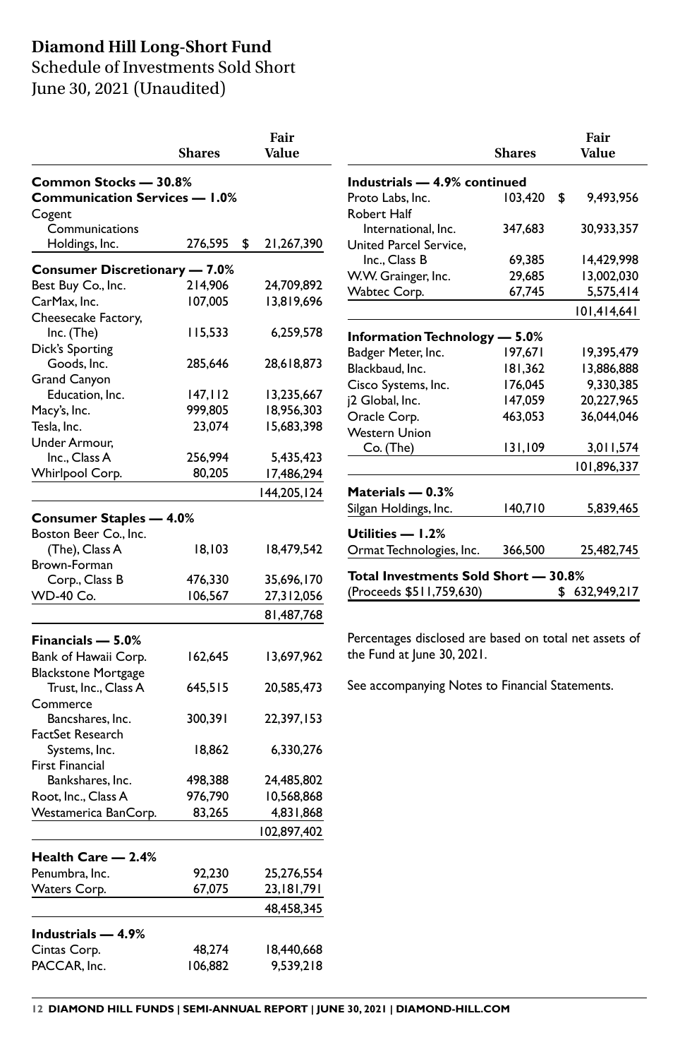# Diamond Hill Long-Short Fund

Schedule of Investments Sold Short
June 30, 2021 (Unaudited)

| | Shares | Fair Value |
|---|---|---|
| **Common Stocks — 30.8%** | | |
| **Communication Services — 1.0%** | | |
| Cogent Communications Holdings, Inc. | 276,595 | $ 21,267,390 |
| **Consumer Discretionary — 7.0%** | | |
| Best Buy Co., Inc. | 214,906 | 24,709,892 |
| CarMax, Inc. | 107,005 | 13,819,696 |
| Cheesecake Factory, Inc. (The) | 115,533 | 6,259,578 |
| Dick's Sporting Goods, Inc. | 285,646 | 28,618,873 |
| Grand Canyon Education, Inc. | 147,112 | 13,235,667 |
| Macy's, Inc. | 999,805 | 18,956,303 |
| Tesla, Inc. | 23,074 | 15,683,398 |
| Under Armour, Inc., Class A | 256,994 | 5,435,423 |
| Whirlpool Corp. | 80,205 | 17,486,294 |
| | | 144,205,124 |
| **Consumer Staples — 4.0%** | | |
| Boston Beer Co., Inc. (The), Class A | 18,103 | 18,479,542 |
| Brown-Forman Corp., Class B | 476,330 | 35,696,170 |
| WD-40 Co. | 106,567 | 27,312,056 |
| | | 81,487,768 |
| **Financials — 5.0%** | | |
| Bank of Hawaii Corp. | 162,645 | 13,697,962 |
| Blackstone Mortgage Trust, Inc., Class A | 645,515 | 20,585,473 |
| Commerce Bancshares, Inc. | 300,391 | 22,397,153 |
| FactSet Research Systems, Inc. | 18,862 | 6,330,276 |
| First Financial Bankshares, Inc. | 498,388 | 24,485,802 |
| Root, Inc., Class A | 976,790 | 10,568,868 |
| Westamerica BanCorp. | 83,265 | 4,831,868 |
| | | 102,897,402 |
| **Health Care — 2.4%** | | |
| Penumbra, Inc. | 92,230 | 25,276,554 |
| Waters Corp. | 67,075 | 23,181,791 |
| | | 48,458,345 |
| **Industrials — 4.9%** | | |
| Cintas Corp. | 48,274 | 18,440,668 |
| PACCAR, Inc. | 106,882 | 9,539,218 |
| Proto Labs, Inc. | 103,420 | $ 9,493,956 |
| Robert Half International, Inc. | 347,683 | 30,933,357 |
| United Parcel Service, Inc., Class B | 69,385 | 14,429,998 |
| W.W. Grainger, Inc. | 29,685 | 13,002,030 |
| Wabtec Corp. | 67,745 | 5,575,414 |
| | | 101,414,641 |
| **Information Technology — 5.0%** | | |
| Badger Meter, Inc. | 197,671 | 19,395,479 |
| Blackbaud, Inc. | 181,362 | 13,886,888 |
| Cisco Systems, Inc. | 176,045 | 9,330,385 |
| j2 Global, Inc. | 147,059 | 20,227,965 |
| Oracle Corp. | 463,053 | 36,044,046 |
| Western Union Co. (The) | 131,109 | 3,011,574 |
| | | 101,896,337 |
| **Materials — 0.3%** | | |
| Silgan Holdings, Inc. | 140,710 | 5,839,465 |
| **Utilities — 1.2%** | | |
| Ormat Technologies, Inc. | 366,500 | 25,482,745 |
| **Total Investments Sold Short — 30.8%** | | |
| (Proceeds $511,759,630) | | $ 632,949,217 |

Percentages disclosed are based on total net assets of the Fund at June 30, 2021.

See accompanying Notes to Financial Statements.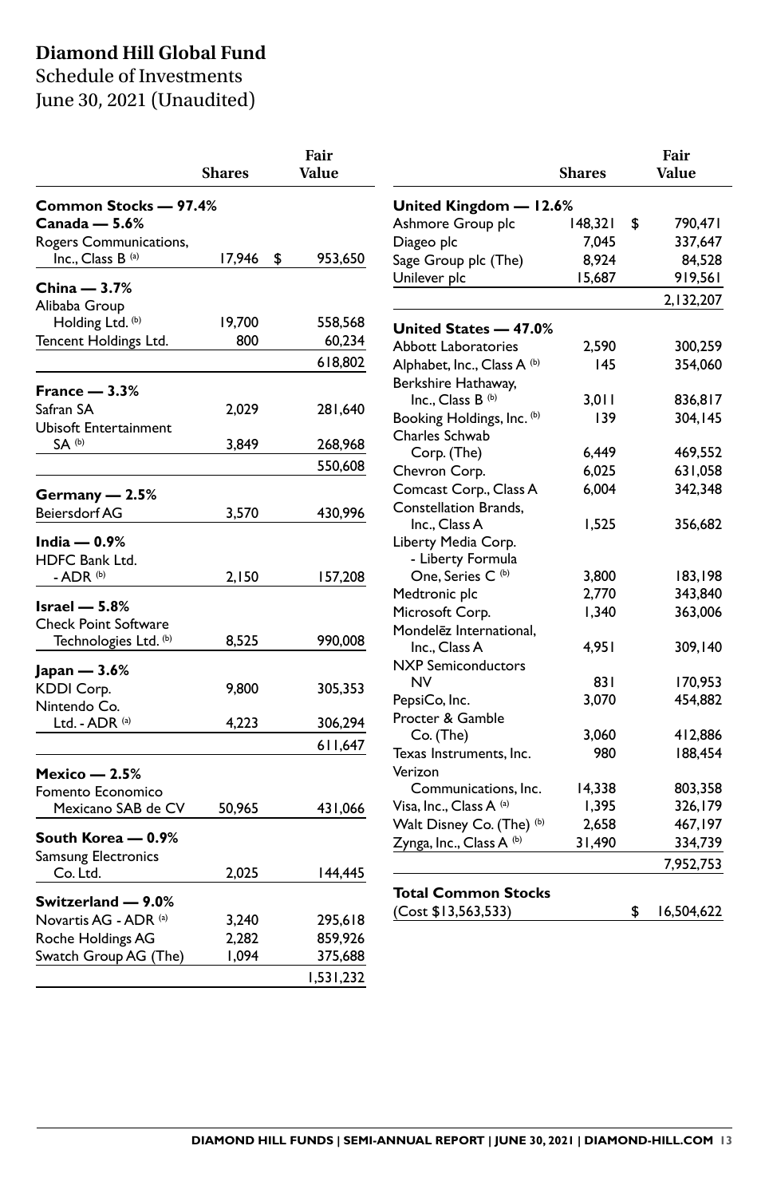# Diamond Hill Global Fund

Schedule of Investments
June 30, 2021 (Unaudited)

| | Shares | Fair Value |
|---|---|---|
| **Common Stocks — 97.4%** | | |
| **Canada — 5.6%** | | |
| Rogers Communications, Inc., Class B [(a)] | 17,946 | $ 953,650 |
| **China — 3.7%** | | |
| Alibaba Group Holding Ltd. [(b)] | 19,700 | 558,568 |
| Tencent Holdings Ltd. | 800 | 60,234 |
| | | 618,802 |
| **France — 3.3%** | | |
| Safran SA | 2,029 | 281,640 |
| Ubisoft Entertainment SA [(b)] | 3,849 | 268,968 |
| | | 550,608 |
| **Germany — 2.5%** | | |
| Beiersdorf AG | 3,570 | 430,996 |
| **India — 0.9%** | | |
| HDFC Bank Ltd. - ADR [(b)] | 2,150 | 157,208 |
| **Israel — 5.8%** | | |
| Check Point Software Technologies Ltd. [(b)] | 8,525 | 990,008 |
| **Japan — 3.6%** | | |
| KDDI Corp. | 9,800 | 305,353 |
| Nintendo Co. Ltd. - ADR [(a)] | 4,223 | 306,294 |
| | | 611,647 |
| **Mexico — 2.5%** | | |
| Fomento Economico Mexicano SAB de CV | 50,965 | 431,066 |
| **South Korea — 0.9%** | | |
| Samsung Electronics Co. Ltd. | 2,025 | 144,445 |
| **Switzerland — 9.0%** | | |
| Novartis AG - ADR [(a)] | 3,240 | 295,618 |
| Roche Holdings AG | 2,282 | 859,926 |
| Swatch Group AG (The) | 1,094 | 375,688 |
| | | 1,531,232 |
| **United Kingdom — 12.6%** | | |
| Ashmore Group plc | 148,321 | $ 790,471 |
| Diageo plc | 7,045 | 337,647 |
| Sage Group plc (The) | 8,924 | 84,528 |
| Unilever plc | 15,687 | 919,561 |
| | | 2,132,207 |
| **United States — 47.0%** | | |
| Abbott Laboratories | 2,590 | 300,259 |
| Alphabet, Inc., Class A [(b)] | 145 | 354,060 |
| Berkshire Hathaway, Inc., Class B [(b)] | 3,011 | 836,817 |
| Booking Holdings, Inc. [(b)] | 139 | 304,145 |
| Charles Schwab Corp. (The) | 6,449 | 469,552 |
| Chevron Corp. | 6,025 | 631,058 |
| Comcast Corp., Class A | 6,004 | 342,348 |
| Constellation Brands, Inc., Class A | 1,525 | 356,682 |
| Liberty Media Corp. - Liberty Formula One, Series C [(b)] | 3,800 | 183,198 |
| Medtronic plc | 2,770 | 343,840 |
| Microsoft Corp. | 1,340 | 363,006 |
| Mondelēz International, Inc., Class A | 4,951 | 309,140 |
| NXP Semiconductors NV | 831 | 170,953 |
| PepsiCo, Inc. | 3,070 | 454,882 |
| Procter & Gamble Co. (The) | 3,060 | 412,886 |
| Texas Instruments, Inc. | 980 | 188,454 |
| Verizon Communications, Inc. | 14,338 | 803,358 |
| Visa, Inc., Class A [(a)] | 1,395 | 326,179 |
| Walt Disney Co. (The) [(b)] | 2,658 | 467,197 |
| Zynga, Inc., Class A [(b)] | 31,490 | 334,739 |
| | | 7,952,753 |
| **Total Common Stocks** (Cost $13,563,533) | | $ 16,504,622 |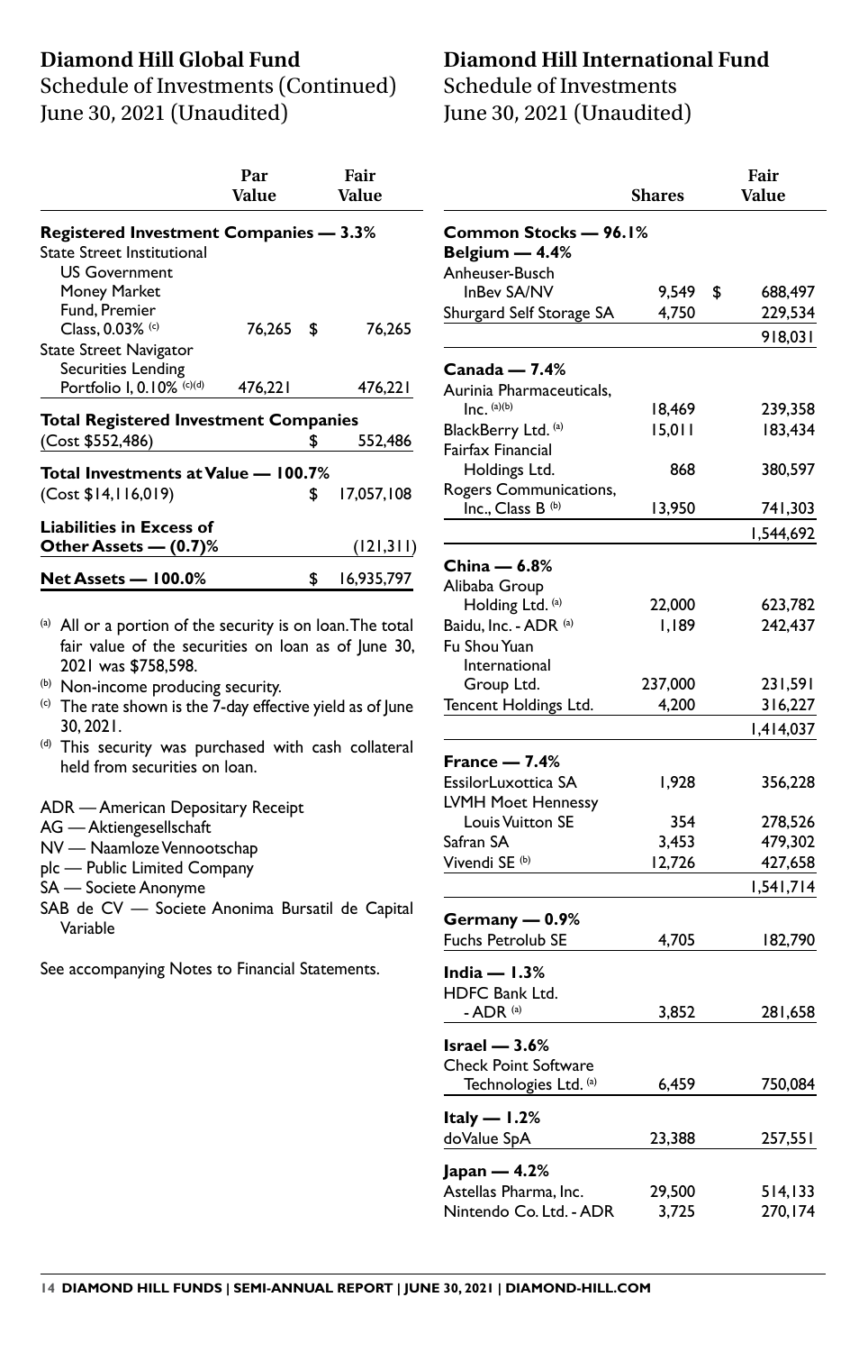## Diamond Hill Global Fund

### Schedule of Investments (Continued)
### June 30, 2021 (Unaudited)

| | Par Value | Fair Value |
|---|---|---|
| **Registered Investment Companies — 3.3%** | | |
| State Street Institutional US Government Money Market Fund, Premier Class, 0.03% [c] | 76,265 | $ 76,265 |
| State Street Navigator Securities Lending Portfolio I, 0.10% [c][d] | 476,221 | 476,221 |
| **Total Registered Investment Companies** | | |
| (Cost $552,486) | | $ 552,486 |
| **Total Investments at Value — 100.7%** | | |
| (Cost $14,116,019) | | $ 17,057,108 |
| **Liabilities in Excess of Other Assets — (0.7)%** | | (121,311) |
| **Net Assets — 100.0%** | | $ 16,935,797 |

[a] All or a portion of the security is on loan. The total fair value of the securities on loan as of June 30, 2021 was $758,598.

[b] Non-income producing security.

[c] The rate shown is the 7-day effective yield as of June 30, 2021.

[d] This security was purchased with cash collateral held from securities on loan.

ADR — American Depositary Receipt
AG — Aktiengesellschaft
NV — Naamloze Vennootschap
plc — Public Limited Company
SA — Societe Anonyme
SAB de CV — Societe Anonima Bursatil de Capital Variable

See accompanying Notes to Financial Statements.

## Diamond Hill International Fund

### Schedule of Investments
### June 30, 2021 (Unaudited)

| | Shares | Fair Value |
|---|---|---|
| **Common Stocks — 96.1%** | | |
| **Belgium — 4.4%** | | |
| Anheuser-Busch InBev SA/NV | 9,549 | $ 688,497 |
| Shurgard Self Storage SA | 4,750 | 229,534 |
| | | 918,031 |
| **Canada — 7.4%** | | |
| Aurinia Pharmaceuticals, Inc. [a][b] | 18,469 | 239,358 |
| BlackBerry Ltd. [a] | 15,011 | 183,434 |
| Fairfax Financial Holdings Ltd. | 868 | 380,597 |
| Rogers Communications, Inc., Class B [b] | 13,950 | 741,303 |
| | | 1,544,692 |
| **China — 6.8%** | | |
| Alibaba Group Holding Ltd. [a] | 22,000 | 623,782 |
| Baidu, Inc. - ADR [a] | 1,189 | 242,437 |
| Fu Shou Yuan International Group Ltd. | 237,000 | 231,591 |
| Tencent Holdings Ltd. | 4,200 | 316,227 |
| | | 1,414,037 |
| **France — 7.4%** | | |
| EssilorLuxottica SA | 1,928 | 356,228 |
| LVMH Moet Hennessy Louis Vuitton SE | 354 | 278,526 |
| Safran SA | 3,453 | 479,302 |
| Vivendi SE [b] | 12,726 | 427,658 |
| | | 1,541,714 |
| **Germany — 0.9%** | | |
| Fuchs Petrolub SE | 4,705 | 182,790 |
| **India — 1.3%** | | |
| HDFC Bank Ltd. - ADR [a] | 3,852 | 281,658 |
| **Israel — 3.6%** | | |
| Check Point Software Technologies Ltd. [a] | 6,459 | 750,084 |
| **Italy — 1.2%** | | |
| doValue SpA | 23,388 | 257,551 |
| **Japan — 4.2%** | | |
| Astellas Pharma, Inc. | 29,500 | 514,133 |
| Nintendo Co. Ltd. - ADR | 3,725 | 270,174 |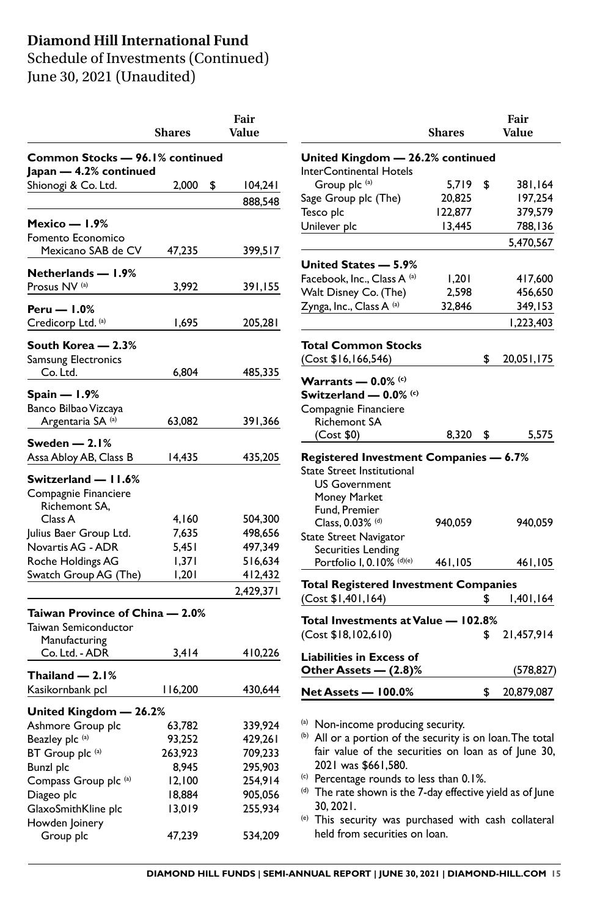# Diamond Hill International Fund

Schedule of Investments (Continued)
June 30, 2021 (Unaudited)

| | Shares | Fair Value |
|---|---|---|
| **Common Stocks — 96.1% continued** | | |
| **Japan — 4.2% continued** | | |
| Shionogi & Co. Ltd. | 2,000 | $ 104,241 |
| | | 888,548 |
| **Mexico — 1.9%** | | |
| Fomento Economico Mexicano SAB de CV | 47,235 | 399,517 |
| **Netherlands — 1.9%** | | |
| Prosus NV [(a)] | 3,992 | 391,155 |
| **Peru — 1.0%** | | |
| Credicorp Ltd. [(a)] | 1,695 | 205,281 |
| **South Korea — 2.3%** | | |
| Samsung Electronics Co. Ltd. | 6,804 | 485,335 |
| **Spain — 1.9%** | | |
| Banco Bilbao Vizcaya Argentaria SA [(a)] | 63,082 | 391,366 |
| **Sweden — 2.1%** | | |
| Assa Abloy AB, Class B | 14,435 | 435,205 |
| **Switzerland — 11.6%** | | |
| Compagnie Financiere Richemont SA, Class A | 4,160 | 504,300 |
| Julius Baer Group Ltd. | 7,635 | 498,656 |
| Novartis AG - ADR | 5,451 | 497,349 |
| Roche Holdings AG | 1,371 | 516,634 |
| Swatch Group AG (The) | 1,201 | 412,432 |
| | | 2,429,371 |
| **Taiwan Province of China — 2.0%** | | |
| Taiwan Semiconductor Manufacturing Co. Ltd. - ADR | 3,414 | 410,226 |
| **Thailand — 2.1%** | | |
| Kasikornbank pcl | 116,200 | 430,644 |
| **United Kingdom — 26.2%** | | |
| Ashmore Group plc | 63,782 | 339,924 |
| Beazley plc [(a)] | 93,252 | 429,261 |
| BT Group plc [(a)] | 263,923 | 709,233 |
| Bunzl plc | 8,945 | 295,903 |
| Compass Group plc [(a)] | 12,100 | 254,914 |
| Diageo plc | 18,884 | 905,056 |
| GlaxoSmithKline plc | 13,019 | 255,934 |
| Howden Joinery Group plc | 47,239 | 534,209 |
| **United Kingdom — 26.2% continued** | | |
| InterContinental Hotels Group plc [(a)] | 5,719 | $ 381,164 |
| Sage Group plc (The) | 20,825 | 197,254 |
| Tesco plc | 122,877 | 379,579 |
| Unilever plc | 13,445 | 788,136 |
| | | 5,470,567 |
| **United States — 5.9%** | | |
| Facebook, Inc., Class A [(a)] | 1,201 | 417,600 |
| Walt Disney Co. (The) | 2,598 | 456,650 |
| Zynga, Inc., Class A [(a)] | 32,846 | 349,153 |
| | | 1,223,403 |
| **Total Common Stocks** (Cost $16,166,546) | | $ 20,051,175 |
| **Warrants — 0.0% [(c)]** | | |
| **Switzerland — 0.0% [(c)]** | | |
| Compagnie Financiere Richemont SA (Cost $0) | 8,320 | $ 5,575 |
| **Registered Investment Companies — 6.7%** | | |
| State Street Institutional US Government Money Market Fund, Premier Class, 0.03% [(d)] | 940,059 | 940,059 |
| State Street Navigator Securities Lending Portfolio I, 0.10% [(d)(e)] | 461,105 | 461,105 |
| **Total Registered Investment Companies** (Cost $1,401,164) | | $ 1,401,164 |
| **Total Investments at Value — 102.8%** (Cost $18,102,610) | | $ 21,457,914 |
| **Liabilities in Excess of Other Assets — (2.8)%** | | (578,827) |
| **Net Assets — 100.0%** | | $ 20,879,087 |

[(a)] Non-income producing security.

[(b)] All or a portion of the security is on loan. The total fair value of the securities on loan as of June 30, 2021 was $661,580.

[(c)] Percentage rounds to less than 0.1%.

[(d)] The rate shown is the 7-day effective yield as of June 30, 2021.

[(e)] This security was purchased with cash collateral held from securities on loan.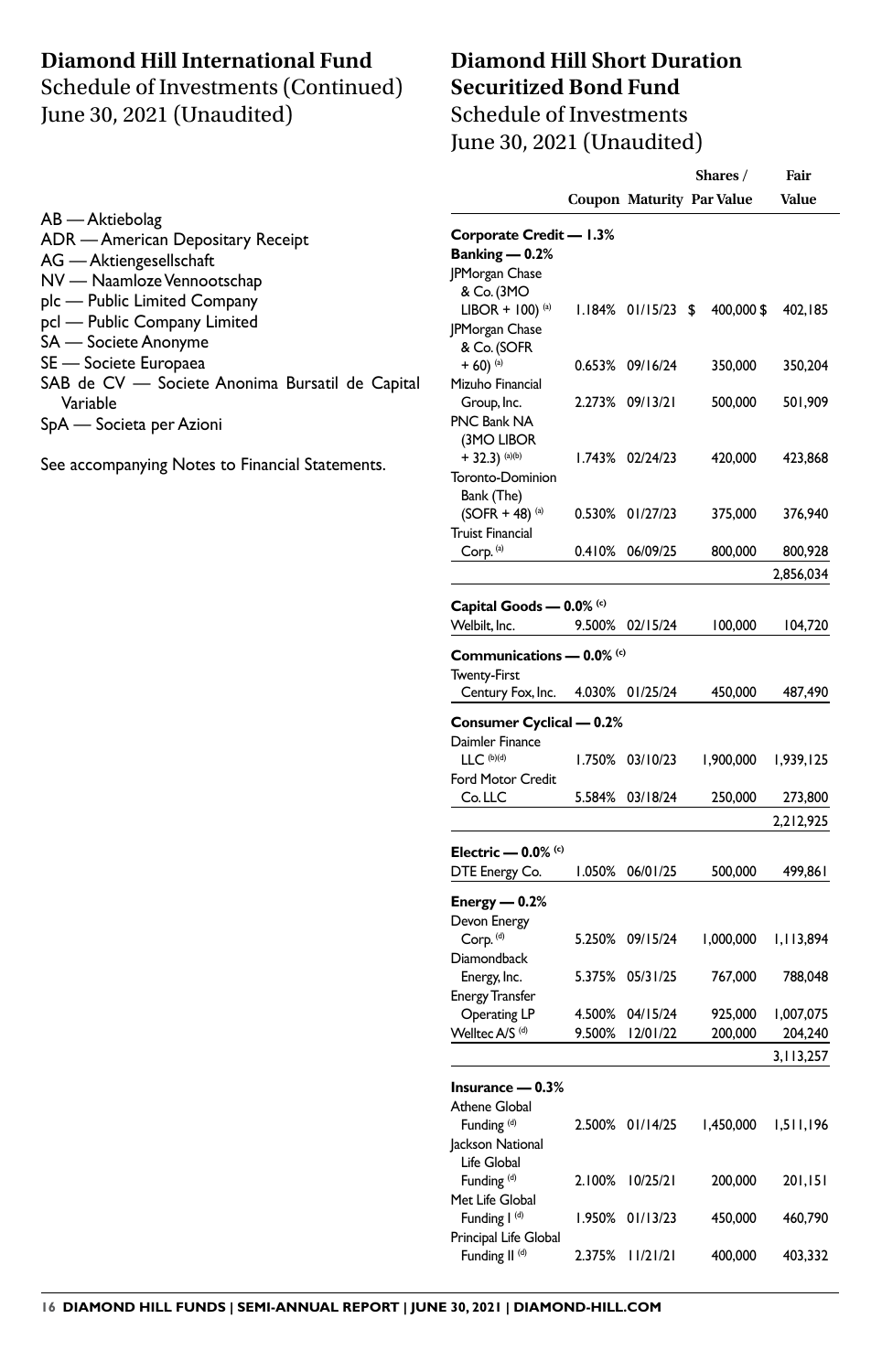## Diamond Hill International Fund

Schedule of Investments (Continued)
June 30, 2021 (Unaudited)

AB — Aktiebolag
ADR — American Depositary Receipt
AG — Aktiengesellschaft
NV — Naamloze Vennootschap
plc — Public Limited Company
pcl — Public Company Limited
SA — Societe Anonyme
SE — Societe Europaea
SAB de CV — Societe Anonima Bursatil de Capital Variable
SpA — Societa per Azioni

See accompanying Notes to Financial Statements.

## Diamond Hill Short Duration Securitized Bond Fund

Schedule of Investments
June 30, 2021 (Unaudited)

| | Coupon | Maturity | Shares / Par Value | Fair Value |
|---|---|---|---|---|
| **Corporate Credit — 1.3%** | | | | |
| **Banking — 0.2%** | | | | |
| JPMorgan Chase & Co. (3MO LIBOR + 100) [(a)] | 1.184% | 01/15/23 | $ 400,000 | $ 402,185 |
| JPMorgan Chase & Co. (SOFR + 60) [(a)] | 0.653% | 09/16/24 | 350,000 | 350,204 |
| Mizuho Financial Group, Inc. | 2.273% | 09/13/21 | 500,000 | 501,909 |
| PNC Bank NA (3MO LIBOR + 32.3) [(a)(b)] | 1.743% | 02/24/23 | 420,000 | 423,868 |
| Toronto-Dominion Bank (The) (SOFR + 48) [(a)] | 0.530% | 01/27/23 | 375,000 | 376,940 |
| Truist Financial Corp. [(a)] | 0.410% | 06/09/25 | 800,000 | 800,928 |
| | | | | 2,856,034 |
| **Capital Goods — 0.0%** [(c)] | | | | |
| Welbilt, Inc. | 9.500% | 02/15/24 | 100,000 | 104,720 |
| **Communications — 0.0%** [(c)] | | | | |
| Twenty-First Century Fox, Inc. | 4.030% | 01/25/24 | 450,000 | 487,490 |
| **Consumer Cyclical — 0.2%** | | | | |
| Daimler Finance LLC [(b)(d)] | 1.750% | 03/10/23 | 1,900,000 | 1,939,125 |
| Ford Motor Credit Co. LLC | 5.584% | 03/18/24 | 250,000 | 273,800 |
| | | | | 2,212,925 |
| **Electric — 0.0%** [(c)] | | | | |
| DTE Energy Co. | 1.050% | 06/01/25 | 500,000 | 499,861 |
| **Energy — 0.2%** | | | | |
| Devon Energy Corp. [(d)] | 5.250% | 09/15/24 | 1,000,000 | 1,113,894 |
| Diamondback Energy, Inc. | 5.375% | 05/31/25 | 767,000 | 788,048 |
| Energy Transfer Operating LP | 4.500% | 04/15/24 | 925,000 | 1,007,075 |
| Welltec A/S [(d)] | 9.500% | 12/01/22 | 200,000 | 204,240 |
| | | | | 3,113,257 |
| **Insurance — 0.3%** | | | | |
| Athene Global Funding [(d)] | 2.500% | 01/14/25 | 1,450,000 | 1,511,196 |
| Jackson National Life Global Funding [(d)] | 2.100% | 10/25/21 | 200,000 | 201,151 |
| Met Life Global Funding I [(d)] | 1.950% | 01/13/23 | 450,000 | 460,790 |
| Principal Life Global Funding II [(d)] | 2.375% | 11/21/21 | 400,000 | 403,332 |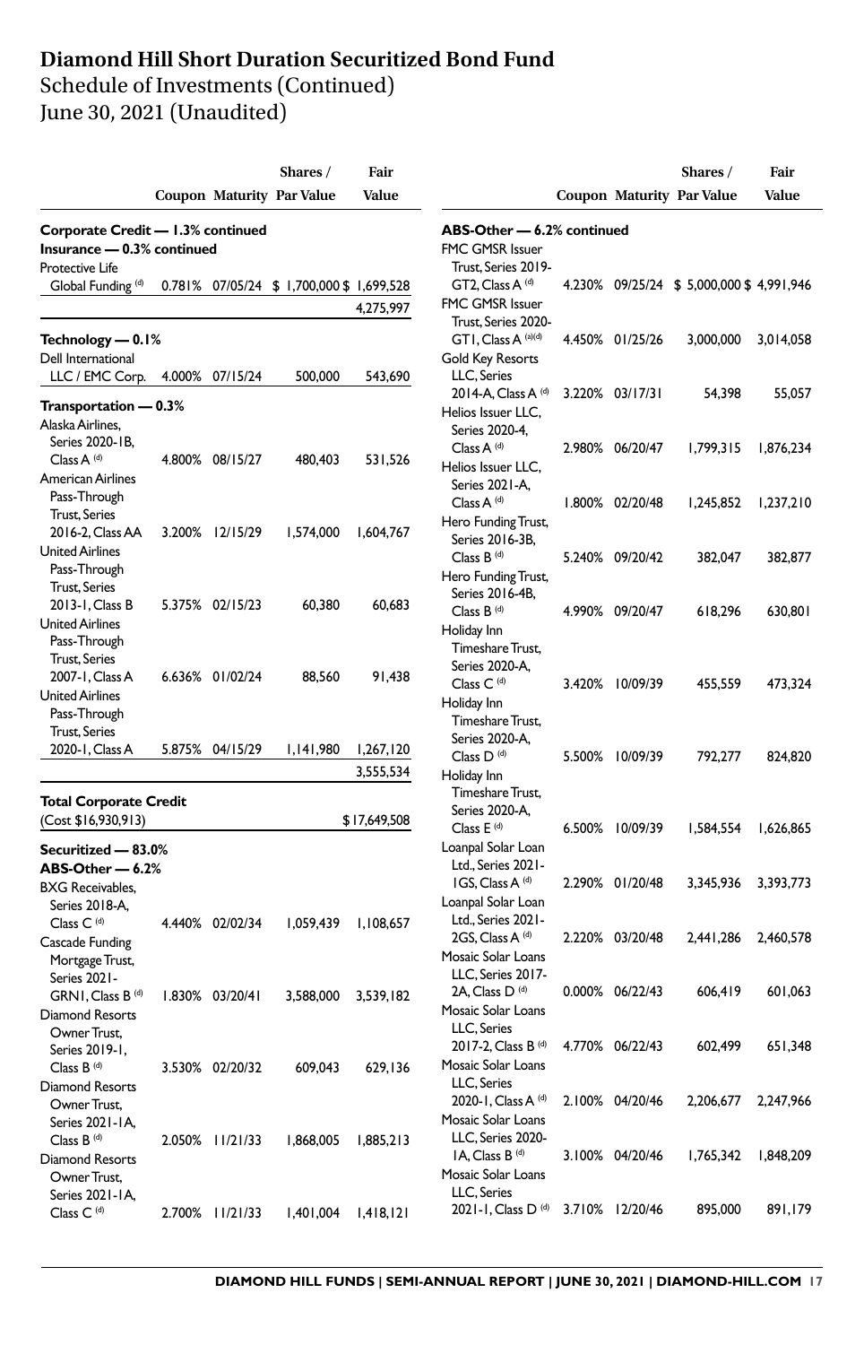# Diamond Hill Short Duration Securitized Bond Fund

## Schedule of Investments (Continued)

## June 30, 2021 (Unaudited)

| | Coupon | Maturity | Shares / Par Value | Fair Value |
|---|---|---|---|---|
| **Corporate Credit — 1.3% continued** | | | | |
| **Insurance — 0.3% continued** | | | | |
| Protective Life Global Funding (d) | 0.781% | 07/05/24 | $ 1,700,000 | $ 1,699,528 |
| | | | | 4,275,997 |
| **Technology — 0.1%** | | | | |
| Dell International LLC / EMC Corp. | 4.000% | 07/15/24 | 500,000 | 543,690 |
| **Transportation — 0.3%** | | | | |
| Alaska Airlines, Series 2020-1B, Class A (d) | 4.800% | 08/15/27 | 480,403 | 531,526 |
| American Airlines Pass-Through Trust, Series 2016-2, Class AA | 3.200% | 12/15/29 | 1,574,000 | 1,604,767 |
| United Airlines Pass-Through Trust, Series 2013-1, Class B | 5.375% | 02/15/23 | 60,380 | 60,683 |
| United Airlines Pass-Through Trust, Series 2007-1, Class A | 6.636% | 01/02/24 | 88,560 | 91,438 |
| United Airlines Pass-Through Trust, Series 2020-1, Class A | 5.875% | 04/15/29 | 1,141,980 | 1,267,120 |
| | | | | 3,555,534 |
| **Total Corporate Credit** (Cost $16,930,913) | | | | $17,649,508 |
| **Securitized — 83.0%** | | | | |
| **ABS-Other — 6.2%** | | | | |
| BXG Receivables, Series 2018-A, Class C (d) | 4.440% | 02/02/34 | 1,059,439 | 1,108,657 |
| Cascade Funding Mortgage Trust, Series 2021-GRN1, Class B (d) | 1.830% | 03/20/41 | 3,588,000 | 3,539,182 |
| Diamond Resorts Owner Trust, Series 2019-1, Class B (d) | 3.530% | 02/20/32 | 609,043 | 629,136 |
| Diamond Resorts Owner Trust, Series 2021-1A, Class B (d) | 2.050% | 11/21/33 | 1,868,005 | 1,885,213 |
| Diamond Resorts Owner Trust, Series 2021-1A, Class C (d) | 2.700% | 11/21/33 | 1,401,004 | 1,418,121 |

| | Coupon | Maturity | Shares / Par Value | Fair Value |
|---|---|---|---|---|
| **ABS-Other — 6.2% continued** | | | | |
| FMC GMSR Issuer Trust, Series 2019-GT2, Class A (d) | 4.230% | 09/25/24 | $ 5,000,000 | $ 4,991,946 |
| FMC GMSR Issuer Trust, Series 2020-GT1, Class A (a)(d) | 4.450% | 01/25/26 | 3,000,000 | 3,014,058 |
| Gold Key Resorts LLC, Series 2014-A, Class A (d) | 3.220% | 03/17/31 | 54,398 | 55,057 |
| Helios Issuer LLC, Series 2020-4, Class A (d) | 2.980% | 06/20/47 | 1,799,315 | 1,876,234 |
| Helios Issuer LLC, Series 2021-A, Class A (d) | 1.800% | 02/20/48 | 1,245,852 | 1,237,210 |
| Hero Funding Trust, Series 2016-3B, Class B (d) | 5.240% | 09/20/42 | 382,047 | 382,877 |
| Hero Funding Trust, Series 2016-4B, Class B (d) | 4.990% | 09/20/47 | 618,296 | 630,801 |
| Holiday Inn Timeshare Trust, Series 2020-A, Class C (d) | 3.420% | 10/09/39 | 455,559 | 473,324 |
| Holiday Inn Timeshare Trust, Series 2020-A, Class D (d) | 5.500% | 10/09/39 | 792,277 | 824,820 |
| Holiday Inn Timeshare Trust, Series 2020-A, Class E (d) | 6.500% | 10/09/39 | 1,584,554 | 1,626,865 |
| Loanpal Solar Loan Ltd., Series 2021-1GS, Class A (d) | 2.290% | 01/20/48 | 3,345,936 | 3,393,773 |
| Loanpal Solar Loan Ltd., Series 2021-2GS, Class A (d) | 2.220% | 03/20/48 | 2,441,286 | 2,460,578 |
| Mosaic Solar Loans LLC, Series 2017-2A, Class D (d) | 0.000% | 06/22/43 | 606,419 | 601,063 |
| Mosaic Solar Loans LLC, Series 2017-2, Class B (d) | 4.770% | 06/22/43 | 602,499 | 651,348 |
| Mosaic Solar Loans LLC, Series 2020-1, Class A (d) | 2.100% | 04/20/46 | 2,206,677 | 2,247,966 |
| Mosaic Solar Loans LLC, Series 2020-1A, Class B (d) | 3.100% | 04/20/46 | 1,765,342 | 1,848,209 |
| Mosaic Solar Loans LLC, Series 2021-1, Class D (d) | 3.710% | 12/20/46 | 895,000 | 891,179 |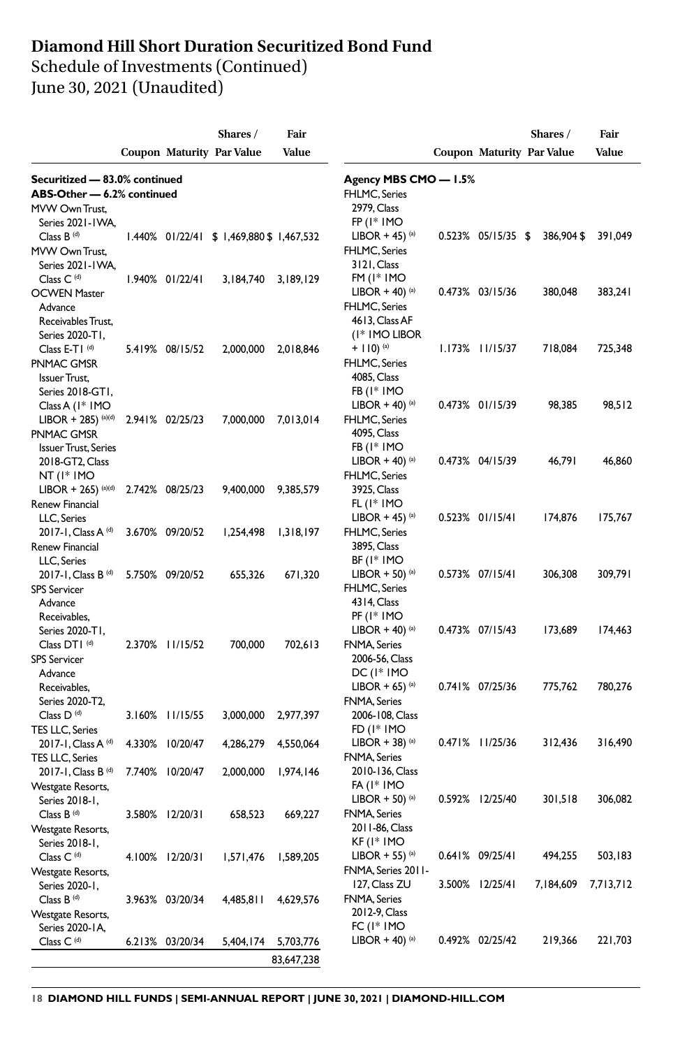# Diamond Hill Short Duration Securitized Bond Fund
## Schedule of Investments (Continued)
## June 30, 2021 (Unaudited)

| | Coupon | Maturity | Shares / Par Value | Fair Value |
|---|---|---|---|---|
| **Securitized — 83.0% continued** | | | | |
| **ABS-Other — 6.2% continued** | | | | |
| MVW Own Trust, Series 2021-1WA, Class B [(d)] | 1.440% | 01/22/41 | $ 1,469,880 | $ 1,467,532 |
| MVW Own Trust, Series 2021-1WA, Class C [(d)] | 1.940% | 01/22/41 | 3,184,740 | 3,189,129 |
| OCWEN Master Advance Receivables Trust, Series 2020-T1, Class E-T1 [(d)] | 5.419% | 08/15/52 | 2,000,000 | 2,018,846 |
| PNMAC GMSR Issuer Trust, Series 2018-GT1, Class A (1* 1MO LIBOR + 285) [(a)(d)] | 2.941% | 02/25/23 | 7,000,000 | 7,013,014 |
| PNMAC GMSR Issuer Trust, Series 2018-GT2, Class NT (1* 1MO LIBOR + 265) [(a)(d)] | 2.742% | 08/25/23 | 9,400,000 | 9,385,579 |
| Renew Financial LLC, Series 2017-1, Class A [(d)] | 3.670% | 09/20/52 | 1,254,498 | 1,318,197 |
| Renew Financial LLC, Series 2017-1, Class B [(d)] | 5.750% | 09/20/52 | 655,326 | 671,320 |
| SPS Servicer Advance Receivables, Series 2020-T1, Class DT1 [(d)] | 2.370% | 11/15/52 | 700,000 | 702,613 |
| SPS Servicer Advance Receivables, Series 2020-T2, Class D [(d)] | 3.160% | 11/15/55 | 3,000,000 | 2,977,397 |
| TES LLC, Series 2017-1, Class A [(d)] | 4.330% | 10/20/47 | 4,286,279 | 4,550,064 |
| TES LLC, Series 2017-1, Class B [(d)] | 7.740% | 10/20/47 | 2,000,000 | 1,974,146 |
| Westgate Resorts, Series 2018-1, Class B [(d)] | 3.580% | 12/20/31 | 658,523 | 669,227 |
| Westgate Resorts, Series 2018-1, Class C [(d)] | 4.100% | 12/20/31 | 1,571,476 | 1,589,205 |
| Westgate Resorts, Series 2020-1, Class B [(d)] | 3.963% | 03/20/34 | 4,485,811 | 4,629,576 |
| Westgate Resorts, Series 2020-1A, Class C [(d)] | 6.213% | 03/20/34 | 5,404,174 | 5,703,776 |
| | | | | 83,647,238 |
| **Agency MBS CMO — 1.5%** | | | | |
| FHLMC, Series 2979, Class FP (1* 1MO LIBOR + 45) [(a)] | 0.523% | 05/15/35 | $ 386,904 | $ 391,049 |
| FHLMC, Series 3121, Class FM (1* 1MO LIBOR + 40) [(a)] | 0.473% | 03/15/36 | 380,048 | 383,241 |
| FHLMC, Series 4613, Class AF (1* 1MO LIBOR + 110) [(a)] | 1.173% | 11/15/37 | 718,084 | 725,348 |
| FHLMC, Series 4085, Class FB (1* 1MO LIBOR + 40) [(a)] | 0.473% | 01/15/39 | 98,385 | 98,512 |
| FHLMC, Series 4095, Class FB (1* 1MO LIBOR + 40) [(a)] | 0.473% | 04/15/39 | 46,791 | 46,860 |
| FHLMC, Series 3925, Class FL (1* 1MO LIBOR + 45) [(a)] | 0.523% | 01/15/41 | 174,876 | 175,767 |
| FHLMC, Series 3895, Class BF (1* 1MO LIBOR + 50) [(a)] | 0.573% | 07/15/41 | 306,308 | 309,791 |
| FHLMC, Series 4314, Class PF (1* 1MO LIBOR + 40) [(a)] | 0.473% | 07/15/43 | 173,689 | 174,463 |
| FNMA, Series 2006-56, Class DC (1* 1MO LIBOR + 65) [(a)] | 0.741% | 07/25/36 | 775,762 | 780,276 |
| FNMA, Series 2006-108, Class FD (1* 1MO LIBOR + 38) [(a)] | 0.471% | 11/25/36 | 312,436 | 316,490 |
| FNMA, Series 2010-136, Class FA (1* 1MO LIBOR + 50) [(a)] | 0.592% | 12/25/40 | 301,518 | 306,082 |
| FNMA, Series 2011-86, Class KF (1* 1MO LIBOR + 55) [(a)] | 0.641% | 09/25/41 | 494,255 | 503,183 |
| FNMA, Series 2011-127, Class ZU | 3.500% | 12/25/41 | 7,184,609 | 7,713,712 |
| FNMA, Series 2012-9, Class FC (1* 1MO LIBOR + 40) [(a)] | 0.492% | 02/25/42 | 219,366 | 221,703 |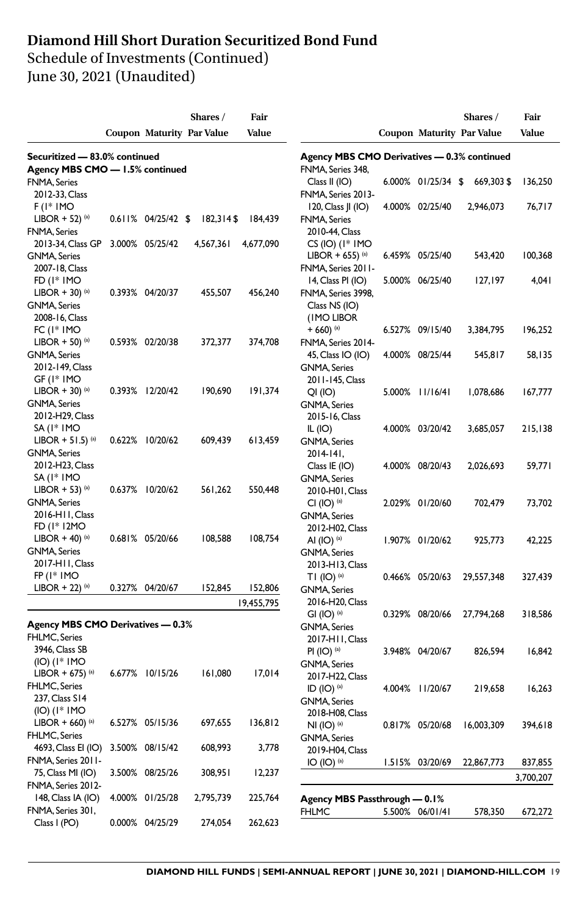# Diamond Hill Short Duration Securitized Bond Fund

## Schedule of Investments (Continued)

## June 30, 2021 (Unaudited)

| | Coupon | Maturity | Shares / Par Value | Fair Value |
|---|---|---|---|---|
| **Securitized — 83.0% continued** | | | | |
| **Agency MBS CMO — 1.5% continued** | | | | |
| FNMA, Series 2012-33, Class F (1* 1MO LIBOR + 52) [(a)] | 0.611% | 04/25/42 | $ 182,314 | $ 184,439 |
| FNMA, Series 2013-34, Class GP | 3.000% | 05/25/42 | 4,567,361 | 4,677,090 |
| GNMA, Series 2007-18, Class FD (1* 1MO LIBOR + 30) [(a)] | 0.393% | 04/20/37 | 455,507 | 456,240 |
| GNMA, Series 2008-16, Class FC (1* 1MO LIBOR + 50) [(a)] | 0.593% | 02/20/38 | 372,377 | 374,708 |
| GNMA, Series 2012-149, Class GF (1* 1MO LIBOR + 30) [(a)] | 0.393% | 12/20/42 | 190,690 | 191,374 |
| GNMA, Series 2012-H29, Class SA (1* 1MO LIBOR + 51.5) [(a)] | 0.622% | 10/20/62 | 609,439 | 613,459 |
| GNMA, Series 2012-H23, Class SA (1* 1MO LIBOR + 53) [(a)] | 0.637% | 10/20/62 | 561,262 | 550,448 |
| GNMA, Series 2016-H11, Class FD (1* 12MO LIBOR + 40) [(a)] | 0.681% | 05/20/66 | 108,588 | 108,754 |
| GNMA, Series 2017-H11, Class FP (1* 1MO LIBOR + 22) [(a)] | 0.327% | 04/20/67 | 152,845 | 152,806 |
| | | | | 19,455,795 |
| **Agency MBS CMO Derivatives — 0.3%** | | | | |
| FHLMC, Series 3946, Class SB (IO) (1* 1MO LIBOR + 675) [(a)] | 6.677% | 10/15/26 | 161,080 | 17,014 |
| FHLMC, Series 237, Class S14 (IO) (1* 1MO LIBOR + 660) [(a)] | 6.527% | 05/15/36 | 697,655 | 136,812 |
| FHLMC, Series 4693, Class EI (IO) | 3.500% | 08/15/42 | 608,993 | 3,778 |
| FNMA, Series 2011-75, Class MI (IO) | 3.500% | 08/25/26 | 308,951 | 12,237 |
| FNMA, Series 2012-148, Class IA (IO) | 4.000% | 01/25/28 | 2,795,739 | 225,764 |
| FNMA, Series 301, Class I (PO) | 0.000% | 04/25/29 | 274,054 | 262,623 |
| **Agency MBS CMO Derivatives — 0.3% continued** | | | | |
| FNMA, Series 348, Class II (IO) | 6.000% | 01/25/34 | $ 669,303 | $ 136,250 |
| FNMA, Series 2013-120, Class JI (IO) | 4.000% | 02/25/40 | 2,946,073 | 76,717 |
| FNMA, Series 2010-44, Class CS (IO) (1* 1MO LIBOR + 655) [(a)] | 6.459% | 05/25/40 | 543,420 | 100,368 |
| FNMA, Series 2011-14, Class PI (IO) | 5.000% | 06/25/40 | 127,197 | 4,041 |
| FNMA, Series 3998, Class NS (IO) (1MO LIBOR + 660) [(a)] | 6.527% | 09/15/40 | 3,384,795 | 196,252 |
| FNMA, Series 2014-45, Class IO (IO) | 4.000% | 08/25/44 | 545,817 | 58,135 |
| GNMA, Series 2011-145, Class QI (IO) | 5.000% | 11/16/41 | 1,078,686 | 167,777 |
| GNMA, Series 2015-16, Class IL (IO) | 4.000% | 03/20/42 | 3,685,057 | 215,138 |
| GNMA, Series 2014-141, Class IE (IO) | 4.000% | 08/20/43 | 2,026,693 | 59,771 |
| GNMA, Series 2010-H01, Class CI (IO) [(a)] | 2.029% | 01/20/60 | 702,479 | 73,702 |
| GNMA, Series 2012-H02, Class AI (IO) [(a)] | 1.907% | 01/20/62 | 925,773 | 42,225 |
| GNMA, Series 2013-H13, Class T1 (IO) [(a)] | 0.466% | 05/20/63 | 29,557,348 | 327,439 |
| GNMA, Series 2016-H20, Class GI (IO) [(a)] | 0.329% | 08/20/66 | 27,794,268 | 318,586 |
| GNMA, Series 2017-H11, Class PI (IO) [(a)] | 3.948% | 04/20/67 | 826,594 | 16,842 |
| GNMA, Series 2017-H22, Class ID (IO) [(a)] | 4.004% | 11/20/67 | 219,658 | 16,263 |
| GNMA, Series 2018-H08, Class NI (IO) [(a)] | 0.817% | 05/20/68 | 16,003,309 | 394,618 |
| GNMA, Series 2019-H04, Class IO (IO) [(a)] | 1.515% | 03/20/69 | 22,867,773 | 837,855 |
| | | | | 3,700,207 |
| **Agency MBS Passthrough — 0.1%** | | | | |
| FHLMC | 5.500% | 06/01/41 | 578,350 | 672,272 |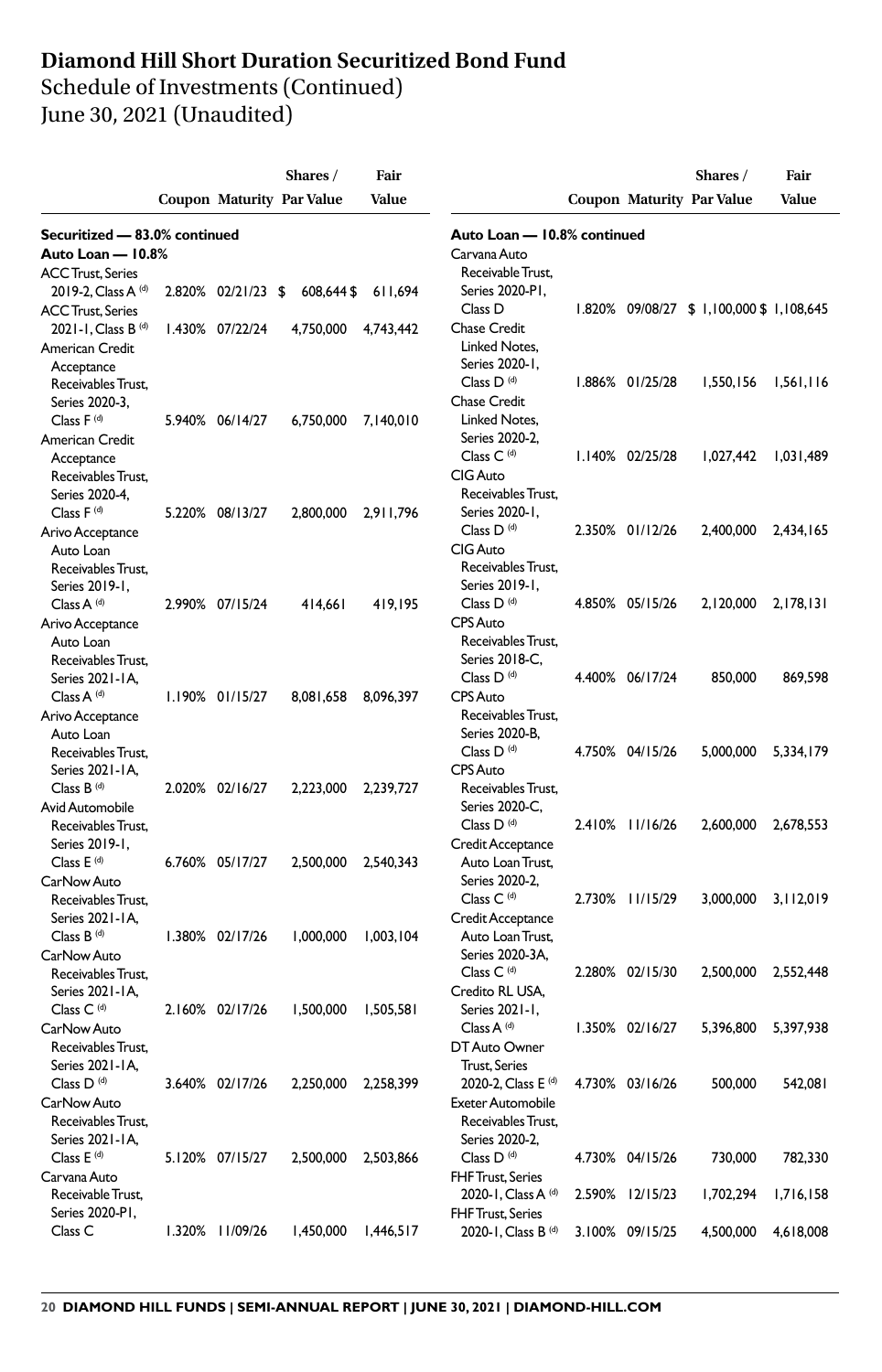# Diamond Hill Short Duration Securitized Bond Fund

Schedule of Investments (Continued)

June 30, 2021 (Unaudited)

| | Coupon | Maturity | Shares / Par Value | Fair Value |
|---|---|---|---|---|
| **Securitized — 83.0% continued** | | | | |
| **Auto Loan — 10.8%** | | | | |
| ACC Trust, Series 2019-2, Class A (d) | 2.820% | 02/21/23 | $ 608,644 | $ 611,694 |
| ACC Trust, Series 2021-1, Class B (d) | 1.430% | 07/22/24 | 4,750,000 | 4,743,442 |
| American Credit Acceptance Receivables Trust, Series 2020-3, Class F (d) | 5.940% | 06/14/27 | 6,750,000 | 7,140,010 |
| American Credit Acceptance Receivables Trust, Series 2020-4, Class F (d) | 5.220% | 08/13/27 | 2,800,000 | 2,911,796 |
| Arivo Acceptance Auto Loan Receivables Trust, Series 2019-1, Class A (d) | 2.990% | 07/15/24 | 414,661 | 419,195 |
| Arivo Acceptance Auto Loan Receivables Trust, Series 2021-1A, Class A (d) | 1.190% | 01/15/27 | 8,081,658 | 8,096,397 |
| Arivo Acceptance Auto Loan Receivables Trust, Series 2021-1A, Class B (d) | 2.020% | 02/16/27 | 2,223,000 | 2,239,727 |
| Avid Automobile Receivables Trust, Series 2019-1, Class E (d) | 6.760% | 05/17/27 | 2,500,000 | 2,540,343 |
| CarNow Auto Receivables Trust, Series 2021-1A, Class B (d) | 1.380% | 02/17/26 | 1,000,000 | 1,003,104 |
| CarNow Auto Receivables Trust, Series 2021-1A, Class C (d) | 2.160% | 02/17/26 | 1,500,000 | 1,505,581 |
| CarNow Auto Receivables Trust, Series 2021-1A, Class D (d) | 3.640% | 02/17/26 | 2,250,000 | 2,258,399 |
| CarNow Auto Receivables Trust, Series 2021-1A, Class E (d) | 5.120% | 07/15/27 | 2,500,000 | 2,503,866 |
| Carvana Auto Receivable Trust, Series 2020-P1, Class C | 1.320% | 11/09/26 | 1,450,000 | 1,446,517 |
| **Auto Loan — 10.8% continued** | | | | |
| Carvana Auto Receivable Trust, Series 2020-P1, Class D | 1.820% | 09/08/27 | $ 1,100,000 | $ 1,108,645 |
| Chase Credit Linked Notes, Series 2020-1, Class D (d) | 1.886% | 01/25/28 | 1,550,156 | 1,561,116 |
| Chase Credit Linked Notes, Series 2020-2, Class C (d) | 1.140% | 02/25/28 | 1,027,442 | 1,031,489 |
| CIG Auto Receivables Trust, Series 2020-1, Class D (d) | 2.350% | 01/12/26 | 2,400,000 | 2,434,165 |
| CIG Auto Receivables Trust, Series 2019-1, Class D (d) | 4.850% | 05/15/26 | 2,120,000 | 2,178,131 |
| CPS Auto Receivables Trust, Series 2018-C, Class D (d) | 4.400% | 06/17/24 | 850,000 | 869,598 |
| CPS Auto Receivables Trust, Series 2020-B, Class D (d) | 4.750% | 04/15/26 | 5,000,000 | 5,334,179 |
| CPS Auto Receivables Trust, Series 2020-C, Class D (d) | 2.410% | 11/16/26 | 2,600,000 | 2,678,553 |
| Credit Acceptance Auto Loan Trust, Series 2020-2, Class C (d) | 2.730% | 11/15/29 | 3,000,000 | 3,112,019 |
| Credit Acceptance Auto Loan Trust, Series 2020-3A, Class C (d) | 2.280% | 02/15/30 | 2,500,000 | 2,552,448 |
| Credito RL USA, Series 2021-1, Class A (d) | 1.350% | 02/16/27 | 5,396,800 | 5,397,938 |
| DT Auto Owner Trust, Series 2020-2, Class E (d) | 4.730% | 03/16/26 | 500,000 | 542,081 |
| Exeter Automobile Receivables Trust, Series 2020-2, Class D (d) | 4.730% | 04/15/26 | 730,000 | 782,330 |
| FHF Trust, Series 2020-1, Class A (d) | 2.590% | 12/15/23 | 1,702,294 | 1,716,158 |
| FHF Trust, Series 2020-1, Class B (d) | 3.100% | 09/15/25 | 4,500,000 | 4,618,008 |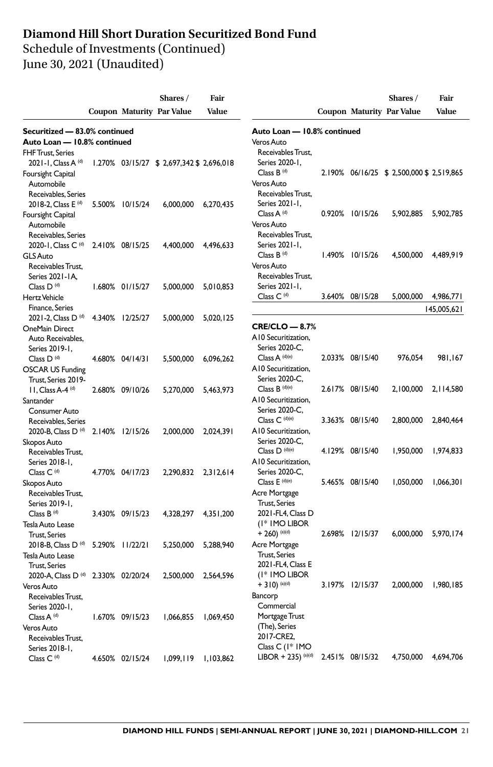# Diamond Hill Short Duration Securitized Bond Fund

Schedule of Investments (Continued)
June 30, 2021 (Unaudited)

| | Coupon | Maturity | Shares / Par Value | Fair Value |
|---|---|---|---|---|
| **Securitized — 83.0% continued** | | | | |
| **Auto Loan — 10.8% continued** | | | | |
| FHF Trust, Series 2021-1, Class A [(d)] | 1.270% | 03/15/27 | $ 2,697,342 | $ 2,696,018 |
| Foursight Capital Automobile Receivables, Series 2018-2, Class E [(d)] | 5.500% | 10/15/24 | 6,000,000 | 6,270,435 |
| Foursight Capital Automobile Receivables, Series 2020-1, Class C [(d)] | 2.410% | 08/15/25 | 4,400,000 | 4,496,633 |
| GLS Auto Receivables Trust, Series 2021-1A, Class D [(d)] | 1.680% | 01/15/27 | 5,000,000 | 5,010,853 |
| Hertz Vehicle Finance, Series 2021-2, Class D [(d)] | 4.340% | 12/25/27 | 5,000,000 | 5,020,125 |
| OneMain Direct Auto Receivables, Series 2019-1, Class D [(d)] | 4.680% | 04/14/31 | 5,500,000 | 6,096,262 |
| OSCAR US Funding Trust, Series 2019-11, Class A-4 [(d)] | 2.680% | 09/10/26 | 5,270,000 | 5,463,973 |
| Santander Consumer Auto Receivables, Series 2020-B, Class D [(d)] | 2.140% | 12/15/26 | 2,000,000 | 2,024,391 |
| Skopos Auto Receivables Trust, Series 2018-1, Class C [(d)] | 4.770% | 04/17/23 | 2,290,832 | 2,312,614 |
| Skopos Auto Receivables Trust, Series 2019-1, Class B [(d)] | 3.430% | 09/15/23 | 4,328,297 | 4,351,200 |
| Tesla Auto Lease Trust, Series 2018-B, Class D [(d)] | 5.290% | 11/22/21 | 5,250,000 | 5,288,940 |
| Tesla Auto Lease Trust, Series 2020-A, Class D [(d)] | 2.330% | 02/20/24 | 2,500,000 | 2,564,596 |
| Veros Auto Receivables Trust, Series 2020-1, Class A [(d)] | 1.670% | 09/15/23 | 1,066,855 | 1,069,450 |
| Veros Auto Receivables Trust, Series 2018-1, Class C [(d)] | 4.650% | 02/15/24 | 1,099,119 | 1,103,862 |
| Veros Auto Receivables Trust, Series 2020-1, Class B [(d)] | 2.190% | 06/16/25 | $ 2,500,000 | $ 2,519,865 |
| Veros Auto Receivables Trust, Series 2021-1, Class A [(d)] | 0.920% | 10/15/26 | 5,902,885 | 5,902,785 |
| Veros Auto Receivables Trust, Series 2021-1, Class B [(d)] | 1.490% | 10/15/26 | 4,500,000 | 4,489,919 |
| Veros Auto Receivables Trust, Series 2021-1, Class C [(d)] | 3.640% | 08/15/28 | 5,000,000 | 4,986,771 |
| | | | | 145,005,621 |
| **CRE/CLO — 8.7%** | | | | |
| A10 Securitization, Series 2020-C, Class A [(d)(e)] | 2.033% | 08/15/40 | 976,054 | 981,167 |
| A10 Securitization, Series 2020-C, Class B [(d)(e)] | 2.617% | 08/15/40 | 2,100,000 | 2,114,580 |
| A10 Securitization, Series 2020-C, Class C [(d)(e)] | 3.363% | 08/15/40 | 2,800,000 | 2,840,464 |
| A10 Securitization, Series 2020-C, Class D [(d)(e)] | 4.129% | 08/15/40 | 1,950,000 | 1,974,833 |
| A10 Securitization, Series 2020-C, Class E [(d)(e)] | 5.465% | 08/15/40 | 1,050,000 | 1,066,301 |
| Acre Mortgage Trust, Series 2021-FL4, Class D (1* 1MO LIBOR + 260) [(a)(d)] | 2.698% | 12/15/37 | 6,000,000 | 5,970,174 |
| Acre Mortgage Trust, Series 2021-FL4, Class E (1* 1MO LIBOR + 310) [(a)(d)] | 3.197% | 12/15/37 | 2,000,000 | 1,980,185 |
| Bancorp Commercial Mortgage Trust (The), Series 2017-CRE2, Class C (1* 1MO LIBOR + 235) [(a)(d)] | 2.451% | 08/15/32 | 4,750,000 | 4,694,706 |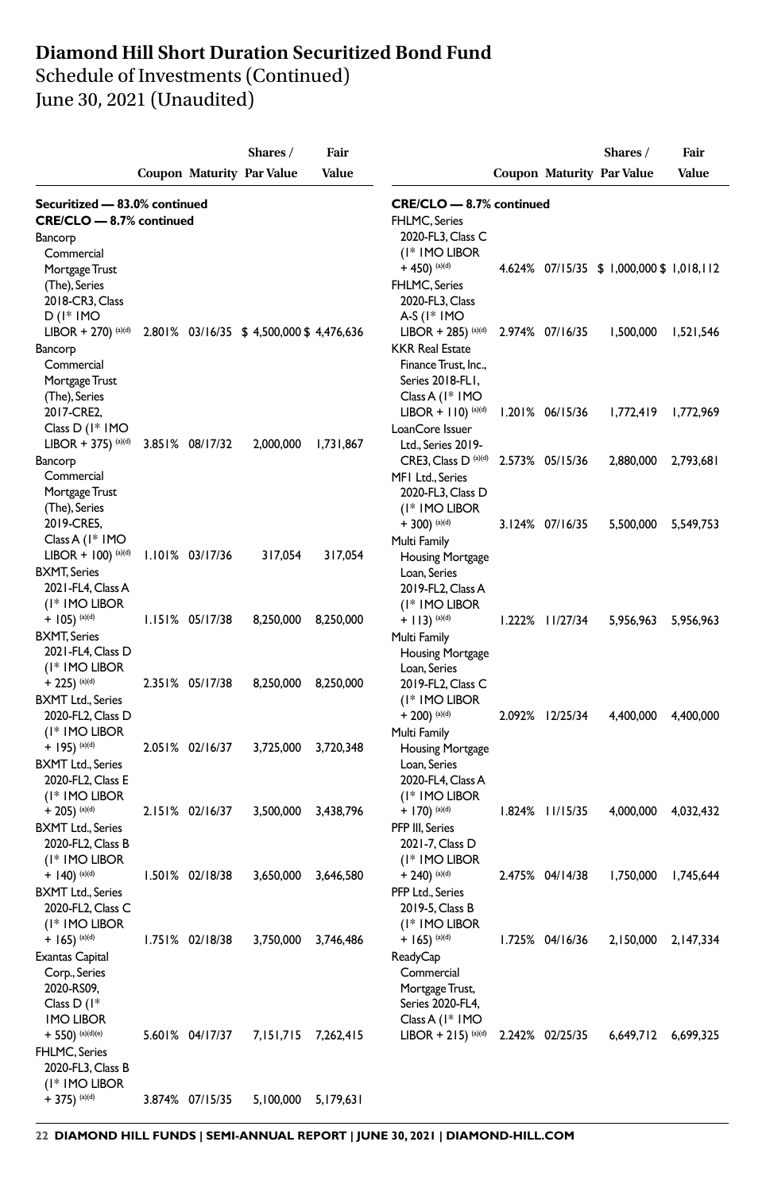# Diamond Hill Short Duration Securitized Bond Fund

Schedule of Investments (Continued)
June 30, 2021 (Unaudited)

| | Coupon | Maturity | Shares / Par Value | Fair Value |
|---|---|---|---|---|
| **Securitized — 83.0% continued** | | | | |
| **CRE/CLO — 8.7% continued** | | | | |
| Bancorp Commercial Mortgage Trust (The), Series 2018-CR3, Class D (1* 1MO LIBOR + 270) (a)(d) | 2.801% | 03/16/35 | $ 4,500,000 | $ 4,476,636 |
| Bancorp Commercial Mortgage Trust (The), Series 2017-CRE2, Class D (1* 1MO LIBOR + 375) (a)(d) | 3.851% | 08/17/32 | 2,000,000 | 1,731,867 |
| Bancorp Commercial Mortgage Trust (The), Series 2019-CRE5, Class A (1* 1MO LIBOR + 100) (a)(d) | 1.101% | 03/17/36 | 317,054 | 317,054 |
| BXMT, Series 2021-FL4, Class A (1* 1MO LIBOR + 105) (a)(d) | 1.151% | 05/17/38 | 8,250,000 | 8,250,000 |
| BXMT, Series 2021-FL4, Class D (1* 1MO LIBOR + 225) (a)(d) | 2.351% | 05/17/38 | 8,250,000 | 8,250,000 |
| BXMT Ltd., Series 2020-FL2, Class D (1* 1MO LIBOR + 195) (a)(d) | 2.051% | 02/16/37 | 3,725,000 | 3,720,348 |
| BXMT Ltd., Series 2020-FL2, Class E (1* 1MO LIBOR + 205) (a)(d) | 2.151% | 02/16/37 | 3,500,000 | 3,438,796 |
| BXMT Ltd., Series 2020-FL2, Class B (1* 1MO LIBOR + 140) (a)(d) | 1.501% | 02/18/38 | 3,650,000 | 3,646,580 |
| BXMT Ltd., Series 2020-FL2, Class C (1* 1MO LIBOR + 165) (a)(d) | 1.751% | 02/18/38 | 3,750,000 | 3,746,486 |
| Exantas Capital Corp., Series 2020-RS09, Class D (1* 1MO LIBOR + 550) (a)(d)(e) | 5.601% | 04/17/37 | 7,151,715 | 7,262,415 |
| FHLMC, Series 2020-FL3, Class B (1* 1MO LIBOR + 375) (a)(d) | 3.874% | 07/15/35 | 5,100,000 | 5,179,631 |
| **CRE/CLO — 8.7% continued** | | | | |
| FHLMC, Series 2020-FL3, Class C (1* 1MO LIBOR + 450) (a)(d) | 4.624% | 07/15/35 | $ 1,000,000 | $ 1,018,112 |
| FHLMC, Series 2020-FL3, Class A-S (1* 1MO LIBOR + 285) (a)(d) | 2.974% | 07/16/35 | 1,500,000 | 1,521,546 |
| KKR Real Estate Finance Trust, Inc., Series 2018-FL1, Class A (1* 1MO LIBOR + 110) (a)(d) | 1.201% | 06/15/36 | 1,772,419 | 1,772,969 |
| LoanCore Issuer Ltd., Series 2019-CRE3, Class D (a)(d) | 2.573% | 05/15/36 | 2,880,000 | 2,793,681 |
| MF1 Ltd., Series 2020-FL3, Class D (1* 1MO LIBOR + 300) (a)(d) | 3.124% | 07/16/35 | 5,500,000 | 5,549,753 |
| Multi Family Housing Mortgage Loan, Series 2019-FL2, Class A (1* 1MO LIBOR + 113) (a)(d) | 1.222% | 11/27/34 | 5,956,963 | 5,956,963 |
| Multi Family Housing Mortgage Loan, Series 2019-FL2, Class C (1* 1MO LIBOR + 200) (a)(d) | 2.092% | 12/25/34 | 4,400,000 | 4,400,000 |
| Multi Family Housing Mortgage Loan, Series 2020-FL4, Class A (1* 1MO LIBOR + 170) (a)(d) | 1.824% | 11/15/35 | 4,000,000 | 4,032,432 |
| PFP III, Series 2021-7, Class D (1* 1MO LIBOR + 240) (a)(d) | 2.475% | 04/14/38 | 1,750,000 | 1,745,644 |
| PFP Ltd., Series 2019-5, Class B (1* 1MO LIBOR + 165) (a)(d) | 1.725% | 04/16/36 | 2,150,000 | 2,147,334 |
| ReadyCap Commercial Mortgage Trust, Series 2020-FL4, Class A (1* 1MO LIBOR + 215) (a)(d) | 2.242% | 02/25/35 | 6,649,712 | 6,699,325 |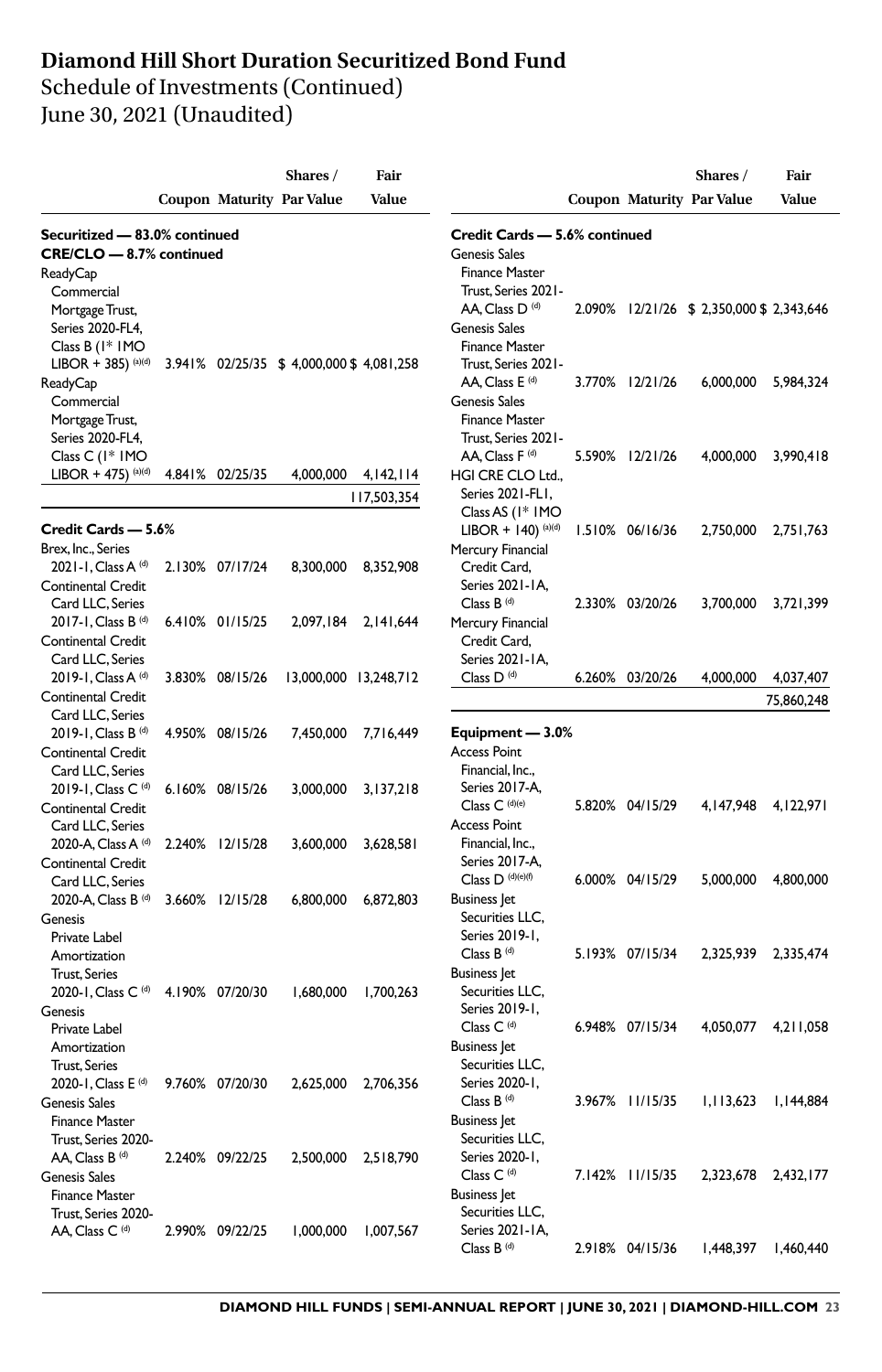# Diamond Hill Short Duration Securitized Bond Fund

Schedule of Investments (Continued)

June 30, 2021 (Unaudited)

| | Coupon | Maturity | Shares / Par Value | Fair Value |
|---|---|---|---|---|
| **Securitized — 83.0% continued** | | | | |
| **CRE/CLO — 8.7% continued** | | | | |
| ReadyCap Commercial Mortgage Trust, Series 2020-FL4, Class B (1* 1MO LIBOR + 385) (a)(d) | 3.941% | 02/25/35 | $ 4,000,000 | $ 4,081,258 |
| ReadyCap Commercial Mortgage Trust, Series 2020-FL4, Class C (1* 1MO LIBOR + 475) (a)(d) | 4.841% | 02/25/35 | 4,000,000 | 4,142,114 |
| | | | | 117,503,354 |
| **Credit Cards — 5.6%** | | | | |
| Brex, Inc., Series 2021-1, Class A (d) | 2.130% | 07/17/24 | 8,300,000 | 8,352,908 |
| Continental Credit Card LLC, Series 2017-1, Class B (d) | 6.410% | 01/15/25 | 2,097,184 | 2,141,644 |
| Continental Credit Card LLC, Series 2019-1, Class A (d) | 3.830% | 08/15/26 | 13,000,000 | 13,248,712 |
| Continental Credit Card LLC, Series 2019-1, Class B (d) | 4.950% | 08/15/26 | 7,450,000 | 7,716,449 |
| Continental Credit Card LLC, Series 2019-1, Class C (d) | 6.160% | 08/15/26 | 3,000,000 | 3,137,218 |
| Continental Credit Card LLC, Series 2020-A, Class A (d) | 2.240% | 12/15/28 | 3,600,000 | 3,628,581 |
| Continental Credit Card LLC, Series 2020-A, Class B (d) | 3.660% | 12/15/28 | 6,800,000 | 6,872,803 |
| Genesis Private Label Amortization Trust, Series 2020-1, Class C (d) | 4.190% | 07/20/30 | 1,680,000 | 1,700,263 |
| Genesis Private Label Amortization Trust, Series 2020-1, Class E (d) | 9.760% | 07/20/30 | 2,625,000 | 2,706,356 |
| Genesis Sales Finance Master Trust, Series 2020-AA, Class B (d) | 2.240% | 09/22/25 | 2,500,000 | 2,518,790 |
| Genesis Sales Finance Master Trust, Series 2020-AA, Class C (d) | 2.990% | 09/22/25 | 1,000,000 | 1,007,567 |
| **Credit Cards — 5.6% continued** | | | | |
| Genesis Sales Finance Master Trust, Series 2021-AA, Class D (d) | 2.090% | 12/21/26 | $ 2,350,000 | $ 2,343,646 |
| Genesis Sales Finance Master Trust, Series 2021-AA, Class E (d) | 3.770% | 12/21/26 | 6,000,000 | 5,984,324 |
| Genesis Sales Finance Master Trust, Series 2021-AA, Class F (d) | 5.590% | 12/21/26 | 4,000,000 | 3,990,418 |
| HGI CRE CLO Ltd., Series 2021-FL1, Class AS (1* 1MO LIBOR + 140) (a)(d) | 1.510% | 06/16/36 | 2,750,000 | 2,751,763 |
| Mercury Financial Credit Card, Series 2021-1A, Class B (d) | 2.330% | 03/20/26 | 3,700,000 | 3,721,399 |
| Mercury Financial Credit Card, Series 2021-1A, Class D (d) | 6.260% | 03/20/26 | 4,000,000 | 4,037,407 |
| | | | | 75,860,248 |
| **Equipment — 3.0%** | | | | |
| Access Point Financial, Inc., Series 2017-A, Class C (d)(e) | 5.820% | 04/15/29 | 4,147,948 | 4,122,971 |
| Access Point Financial, Inc., Series 2017-A, Class D (d)(e)(f) | 6.000% | 04/15/29 | 5,000,000 | 4,800,000 |
| Business Jet Securities LLC, Series 2019-1, Class B (d) | 5.193% | 07/15/34 | 2,325,939 | 2,335,474 |
| Business Jet Securities LLC, Series 2019-1, Class C (d) | 6.948% | 07/15/34 | 4,050,077 | 4,211,058 |
| Business Jet Securities LLC, Series 2020-1, Class B (d) | 3.967% | 11/15/35 | 1,113,623 | 1,144,884 |
| Business Jet Securities LLC, Series 2020-1, Class C (d) | 7.142% | 11/15/35 | 2,323,678 | 2,432,177 |
| Business Jet Securities LLC, Series 2021-1A, Class B (d) | 2.918% | 04/15/36 | 1,448,397 | 1,460,440 |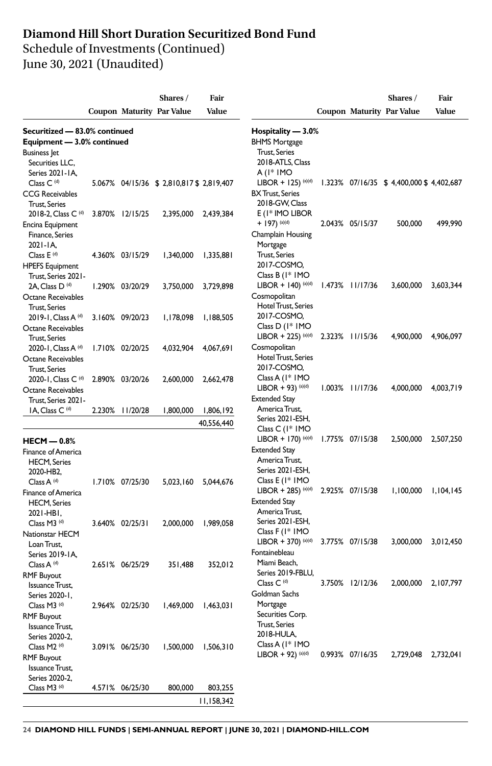# Diamond Hill Short Duration Securitized Bond Fund

## Schedule of Investments (Continued)

## June 30, 2021 (Unaudited)

| | Coupon | Maturity | Shares / Par Value | Fair Value |
|---|---|---|---|---|
| **Securitized — 83.0% continued** | | | | |
| **Equipment — 3.0% continued** | | | | |
| Business Jet Securities LLC, Series 2021-1A, Class C (d) | 5.067% | 04/15/36 | $ 2,810,817 | $ 2,819,407 |
| CCG Receivables Trust, Series 2018-2, Class C (d) | 3.870% | 12/15/25 | 2,395,000 | 2,439,384 |
| Encina Equipment Finance, Series 2021-1A, Class E (d) | 4.360% | 03/15/29 | 1,340,000 | 1,335,881 |
| HPEFS Equipment Trust, Series 2021-2A, Class D (d) | 1.290% | 03/20/29 | 3,750,000 | 3,729,898 |
| Octane Receivables Trust, Series 2019-1, Class A (d) | 3.160% | 09/20/23 | 1,178,098 | 1,188,505 |
| Octane Receivables Trust, Series 2020-1, Class A (d) | 1.710% | 02/20/25 | 4,032,904 | 4,067,691 |
| Octane Receivables Trust, Series 2020-1, Class C (d) | 2.890% | 03/20/26 | 2,600,000 | 2,662,478 |
| Octane Receivables Trust, Series 2021-1A, Class C (d) | 2.230% | 11/20/28 | 1,800,000 | 1,806,192 |
| | | | | 40,556,440 |
| **HECM — 0.8%** | | | | |
| Finance of America HECM, Series 2020-HB2, Class A (d) | 1.710% | 07/25/30 | 5,023,160 | 5,044,676 |
| Finance of America HECM, Series 2021-HB1, Class M3 (d) | 3.640% | 02/25/31 | 2,000,000 | 1,989,058 |
| Nationstar HECM Loan Trust, Series 2019-1A, Class A (d) | 2.651% | 06/25/29 | 351,488 | 352,012 |
| RMF Buyout Issuance Trust, Series 2020-1, Class M3 (d) | 2.964% | 02/25/30 | 1,469,000 | 1,463,031 |
| RMF Buyout Issuance Trust, Series 2020-2, Class M2 (d) | 3.091% | 06/25/30 | 1,500,000 | 1,506,310 |
| RMF Buyout Issuance Trust, Series 2020-2, Class M3 (d) | 4.571% | 06/25/30 | 800,000 | 803,255 |
| | | | | 11,158,342 |
| **Hospitality — 3.0%** | | | | |
| BHMS Mortgage Trust, Series 2018-ATLS, Class A (1* 1MO LIBOR + 125) (a)(d) | 1.323% | 07/16/35 | $ 4,400,000 | $ 4,402,687 |
| BX Trust, Series 2018-GW, Class E (1* 1MO LIBOR + 197) (a)(d) | 2.043% | 05/15/37 | 500,000 | 499,990 |
| Champlain Housing Mortgage Trust, Series 2017-COSMO, Class B (1* 1MO LIBOR + 140) (a)(d) | 1.473% | 11/17/36 | 3,600,000 | 3,603,344 |
| Cosmopolitan Hotel Trust, Series 2017-COSMO, Class D (1* 1MO LIBOR + 225) (a)(d) | 2.323% | 11/15/36 | 4,900,000 | 4,906,097 |
| Cosmopolitan Hotel Trust, Series 2017-COSMO, Class A (1* 1MO LIBOR + 93) (a)(d) | 1.003% | 11/17/36 | 4,000,000 | 4,003,719 |
| Extended Stay America Trust, Series 2021-ESH, Class C (1* 1MO LIBOR + 170) (a)(d) | 1.775% | 07/15/38 | 2,500,000 | 2,507,250 |
| Extended Stay America Trust, Series 2021-ESH, Class E (1* 1MO LIBOR + 285) (a)(d) | 2.925% | 07/15/38 | 1,100,000 | 1,104,145 |
| Extended Stay America Trust, Series 2021-ESH, Class F (1* 1MO LIBOR + 370) (a)(d) | 3.775% | 07/15/38 | 3,000,000 | 3,012,450 |
| Fontainebleau Miami Beach, Series 2019-FBLU, Class C (d) | 3.750% | 12/12/36 | 2,000,000 | 2,107,797 |
| Goldman Sachs Mortgage Securities Corp. Trust, Series 2018-HULA, Class A (1* 1MO LIBOR + 92) (a)(d) | 0.993% | 07/16/35 | 2,729,048 | 2,732,041 |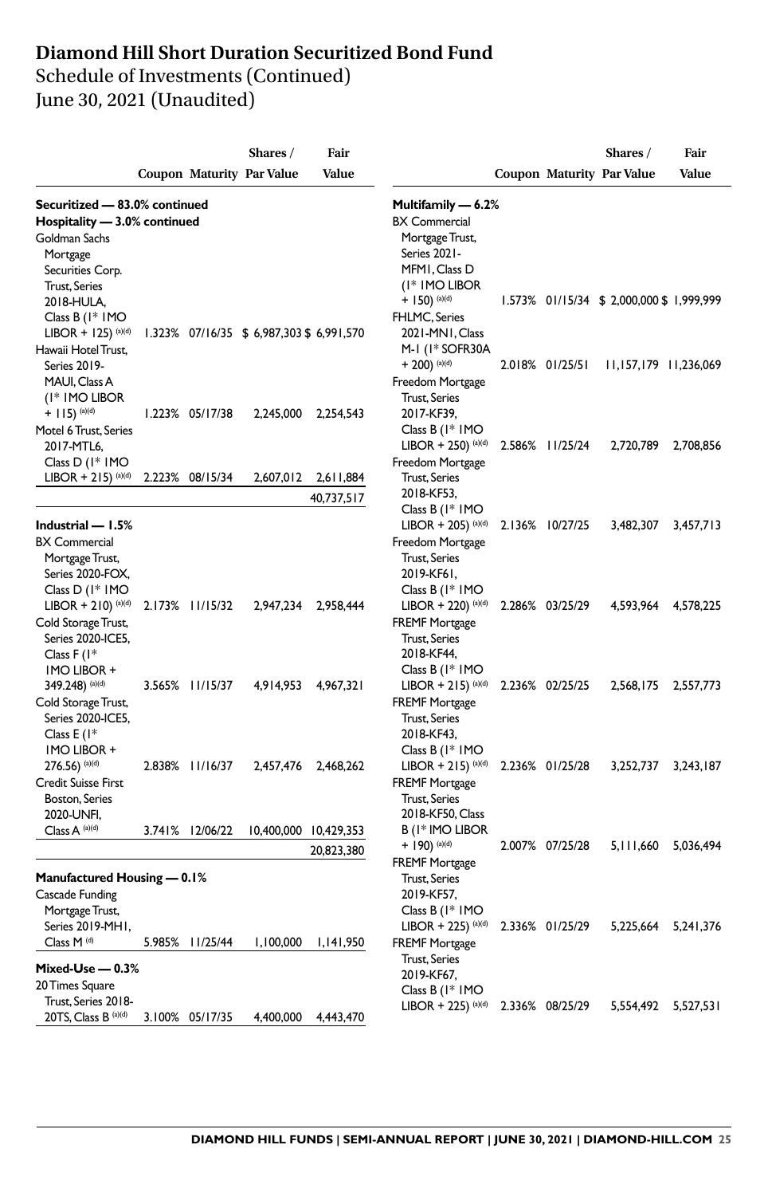# Diamond Hill Short Duration Securitized Bond Fund

## Schedule of Investments (Continued)

## June 30, 2021 (Unaudited)

| | Coupon | Maturity | Shares / Par Value | Fair Value |
|---|---|---|---|---|
| **Securitized — 83.0% continued** | | | | |
| **Hospitality — 3.0% continued** | | | | |
| Goldman Sachs Mortgage Securities Corp. Trust, Series 2018-HULA, Class B (1* 1MO LIBOR + 125) (a)(d) | 1.323% | 07/16/35 | $ 6,987,303 | $ 6,991,570 |
| Hawaii Hotel Trust, Series 2019-MAUI, Class A (1* 1MO LIBOR + 115) (a)(d) | 1.223% | 05/17/38 | 2,245,000 | 2,254,543 |
| Motel 6 Trust, Series 2017-MTL6, Class D (1* 1MO LIBOR + 215) (a)(d) | 2.223% | 08/15/34 | 2,607,012 | 2,611,884 |
| | | | | 40,737,517 |
| **Industrial — 1.5%** | | | | |
| BX Commercial Mortgage Trust, Series 2020-FOX, Class D (1* 1MO LIBOR + 210) (a)(d) | 2.173% | 11/15/32 | 2,947,234 | 2,958,444 |
| Cold Storage Trust, Series 2020-ICE5, Class F (1* 1MO LIBOR + 349.248) (a)(d) | 3.565% | 11/15/37 | 4,914,953 | 4,967,321 |
| Cold Storage Trust, Series 2020-ICE5, Class E (1* 1MO LIBOR + 276.56) (a)(d) | 2.838% | 11/16/37 | 2,457,476 | 2,468,262 |
| Credit Suisse First Boston, Series 2020-UNFI, Class A (a)(d) | 3.741% | 12/06/22 | 10,400,000 | 10,429,353 |
| | | | | 20,823,380 |
| **Manufactured Housing — 0.1%** | | | | |
| Cascade Funding Mortgage Trust, Series 2019-MH1, Class M (d) | 5.985% | 11/25/44 | 1,100,000 | 1,141,950 |
| **Mixed-Use — 0.3%** | | | | |
| 20 Times Square Trust, Series 2018-20TS, Class B (a)(d) | 3.100% | 05/17/35 | 4,400,000 | 4,443,470 |
| **Multifamily — 6.2%** | | | | |
| BX Commercial Mortgage Trust, Series 2021-MFM1, Class D (1* 1MO LIBOR + 150) (a)(d) | 1.573% | 01/15/34 | $ 2,000,000 | $ 1,999,999 |
| FHLMC, Series 2021-MN1, Class M-1 (1* SOFR30A + 200) (a)(d) | 2.018% | 01/25/51 | 11,157,179 | 11,236,069 |
| Freedom Mortgage Trust, Series 2017-KF39, Class B (1* 1MO LIBOR + 250) (a)(d) | 2.586% | 11/25/24 | 2,720,789 | 2,708,856 |
| Freedom Mortgage Trust, Series 2018-KF53, Class B (1* 1MO LIBOR + 205) (a)(d) | 2.136% | 10/27/25 | 3,482,307 | 3,457,713 |
| Freedom Mortgage Trust, Series 2019-KF61, Class B (1* 1MO LIBOR + 220) (a)(d) | 2.286% | 03/25/29 | 4,593,964 | 4,578,225 |
| FREMF Mortgage Trust, Series 2018-KF44, Class B (1* 1MO LIBOR + 215) (a)(d) | 2.236% | 02/25/25 | 2,568,175 | 2,557,773 |
| FREMF Mortgage Trust, Series 2018-KF43, Class B (1* 1MO LIBOR + 215) (a)(d) | 2.236% | 01/25/28 | 3,252,737 | 3,243,187 |
| FREMF Mortgage Trust, Series 2018-KF50, Class B (1* 1MO LIBOR + 190) (a)(d) | 2.007% | 07/25/28 | 5,111,660 | 5,036,494 |
| FREMF Mortgage Trust, Series 2019-KF57, Class B (1* 1MO LIBOR + 225) (a)(d) | 2.336% | 01/25/29 | 5,225,664 | 5,241,376 |
| FREMF Mortgage Trust, Series 2019-KF67, Class B (1* 1MO LIBOR + 225) (a)(d) | 2.336% | 08/25/29 | 5,554,492 | 5,527,531 |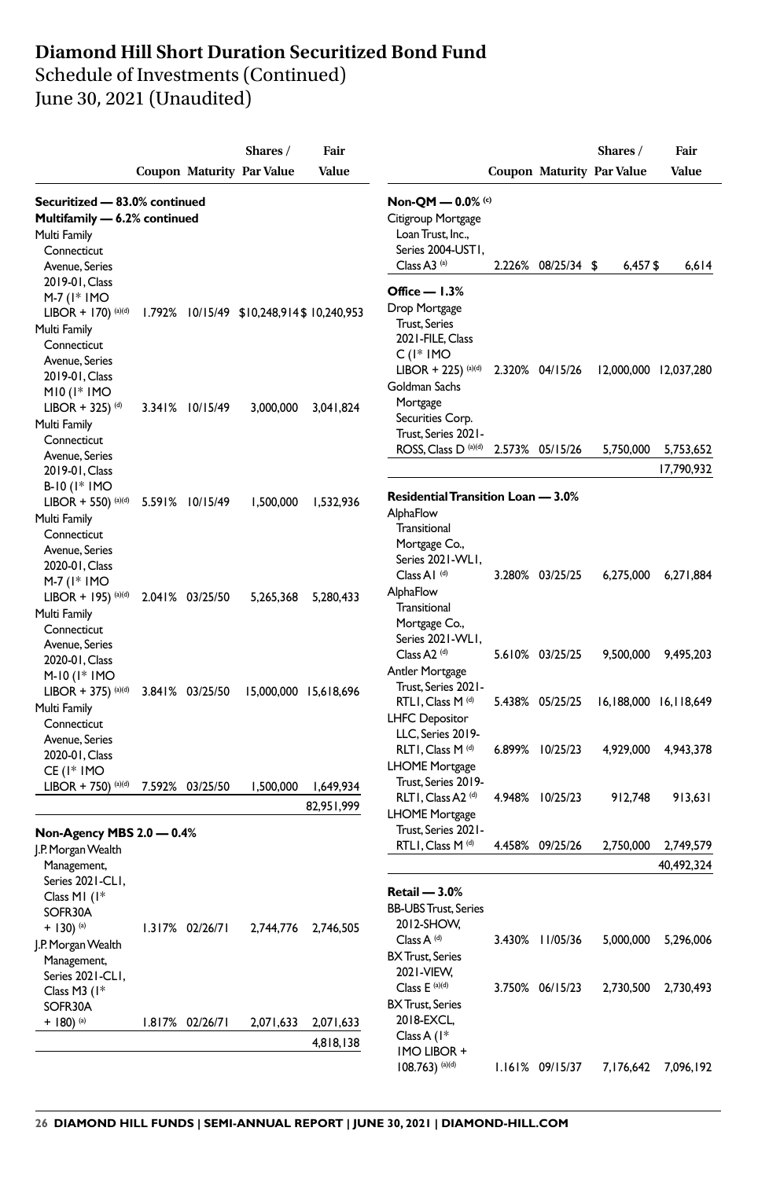# Diamond Hill Short Duration Securitized Bond Fund

Schedule of Investments (Continued)
June 30, 2021 (Unaudited)

| | Coupon | Maturity | Shares / Par Value | Fair Value |
|---|---|---|---|---|
| **Securitized — 83.0% continued** | | | | |
| **Multifamily — 6.2% continued** | | | | |
| Multi Family Connecticut Avenue, Series 2019-01, Class M-7 (1* 1MO LIBOR + 170) (a)(d) | 1.792% | 10/15/49 | $10,248,914 | $ 10,240,953 |
| Multi Family Connecticut Avenue, Series 2019-01, Class M10 (1* 1MO LIBOR + 325) (d) | 3.341% | 10/15/49 | 3,000,000 | 3,041,824 |
| Multi Family Connecticut Avenue, Series 2019-01, Class B-10 (1* 1MO LIBOR + 550) (a)(d) | 5.591% | 10/15/49 | 1,500,000 | 1,532,936 |
| Multi Family Connecticut Avenue, Series 2020-01, Class M-7 (1* 1MO LIBOR + 195) (a)(d) | 2.041% | 03/25/50 | 5,265,368 | 5,280,433 |
| Multi Family Connecticut Avenue, Series 2020-01, Class M-10 (1* 1MO LIBOR + 375) (a)(d) | 3.841% | 03/25/50 | 15,000,000 | 15,618,696 |
| Multi Family Connecticut Avenue, Series 2020-01, Class CE (1* 1MO LIBOR + 750) (a)(d) | 7.592% | 03/25/50 | 1,500,000 | 1,649,934 |
| | | | | 82,951,999 |
| **Non-Agency MBS 2.0 — 0.4%** | | | | |
| J.P. Morgan Wealth Management, Series 2021-CL1, Class M1 (1* SOFR30A + 130) (a) | 1.317% | 02/26/71 | 2,744,776 | 2,746,505 |
| J.P. Morgan Wealth Management, Series 2021-CL1, Class M3 (1* SOFR30A + 180) (a) | 1.817% | 02/26/71 | 2,071,633 | 2,071,633 |
| | | | | 4,818,138 |
| **Non-QM — 0.0% (c)** | | | | |
| Citigroup Mortgage Loan Trust, Inc., Series 2004-UST1, Class A3 (a) | 2.226% | 08/25/34 | $ 6,457 | $ 6,614 |
| **Office — 1.3%** | | | | |
| Drop Mortgage Trust, Series 2021-FILE, Class C (1* 1MO LIBOR + 225) (a)(d) | 2.320% | 04/15/26 | 12,000,000 | 12,037,280 |
| Goldman Sachs Mortgage Securities Corp. Trust, Series 2021-ROSS, Class D (a)(d) | 2.573% | 05/15/26 | 5,750,000 | 5,753,652 |
| | | | | 17,790,932 |
| **Residential Transition Loan — 3.0%** | | | | |
| AlphaFlow Transitional Mortgage Co., Series 2021-WL1, Class A1 (d) | 3.280% | 03/25/25 | 6,275,000 | 6,271,884 |
| AlphaFlow Transitional Mortgage Co., Series 2021-WL1, Class A2 (d) | 5.610% | 03/25/25 | 9,500,000 | 9,495,203 |
| Antler Mortgage Trust, Series 2021-RTL1, Class M (d) | 5.438% | 05/25/25 | 16,188,000 | 16,118,649 |
| LHFC Depositor LLC, Series 2019-RLT1, Class M (d) | 6.899% | 10/25/23 | 4,929,000 | 4,943,378 |
| LHOME Mortgage Trust, Series 2019-RLT1, Class A2 (d) | 4.948% | 10/25/23 | 912,748 | 913,631 |
| LHOME Mortgage Trust, Series 2021-RTL1, Class M (d) | 4.458% | 09/25/26 | 2,750,000 | 2,749,579 |
| | | | | 40,492,324 |
| **Retail — 3.0%** | | | | |
| BB-UBS Trust, Series 2012-SHOW, Class A (d) | 3.430% | 11/05/36 | 5,000,000 | 5,296,006 |
| BX Trust, Series 2021-VIEW, Class E (a)(d) | 3.750% | 06/15/23 | 2,730,500 | 2,730,493 |
| BX Trust, Series 2018-EXCL, Class A (1* 1MO LIBOR + 108.763) (a)(d) | 1.161% | 09/15/37 | 7,176,642 | 7,096,192 |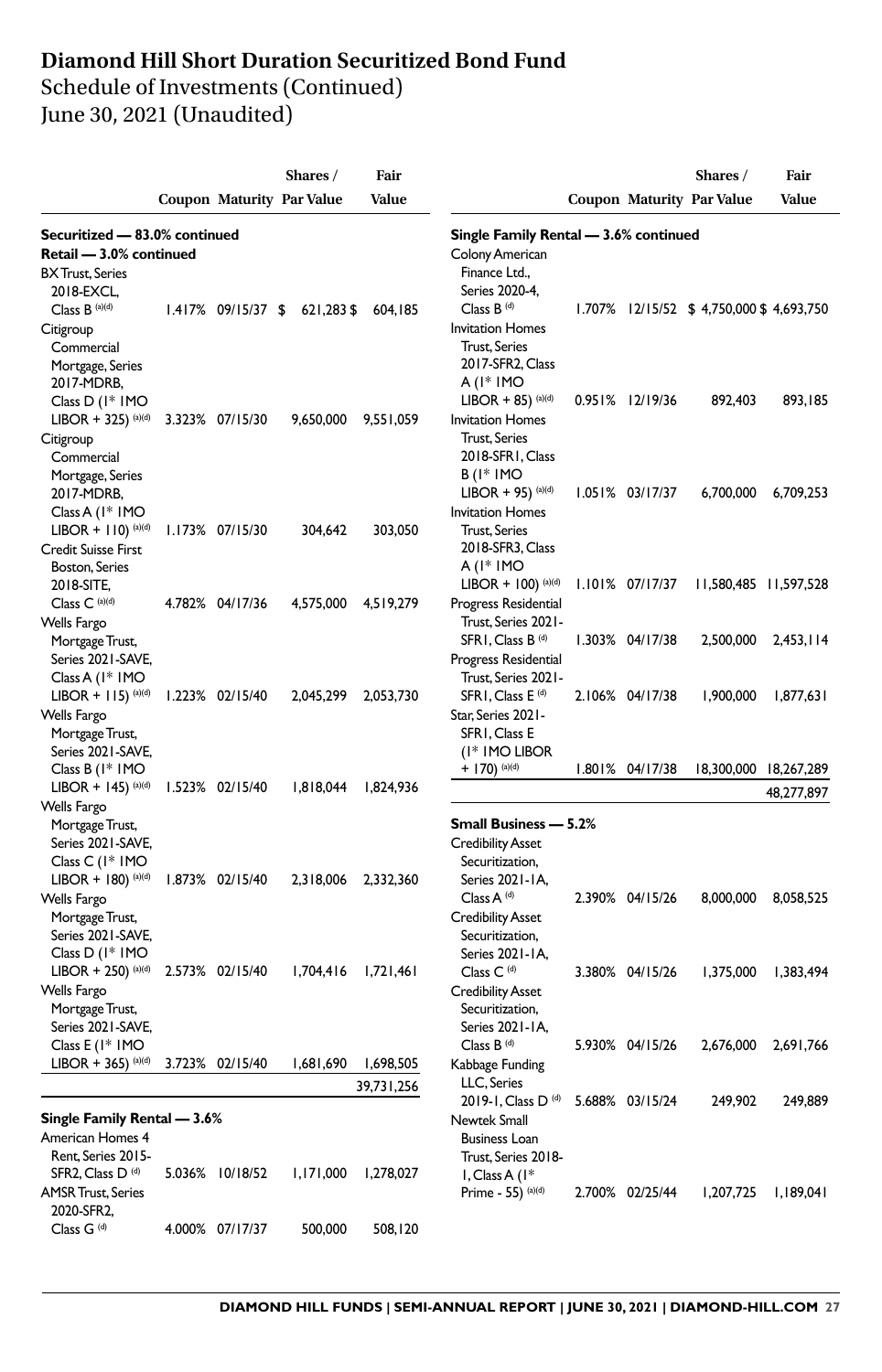# Diamond Hill Short Duration Securitized Bond Fund

## Schedule of Investments (Continued)

## June 30, 2021 (Unaudited)

| | Coupon | Maturity | Shares / Par Value | Fair Value |
|---|---|---|---|---|
| **Securitized — 83.0% continued** | | | | |
| **Retail — 3.0% continued** | | | | |
| BX Trust, Series 2018-EXCL, Class B [(a)(d)] | 1.417% | 09/15/37 | $ 621,283 | $ 604,185 |
| Citigroup Commercial Mortgage, Series 2017-MDRB, Class D (1* 1MO LIBOR + 325) [(a)(d)] | 3.323% | 07/15/30 | 9,650,000 | 9,551,059 |
| Citigroup Commercial Mortgage, Series 2017-MDRB, Class A (1* 1MO LIBOR + 110) [(a)(d)] | 1.173% | 07/15/30 | 304,642 | 303,050 |
| Credit Suisse First Boston, Series 2018-SITE, Class C [(a)(d)] | 4.782% | 04/17/36 | 4,575,000 | 4,519,279 |
| Wells Fargo Mortgage Trust, Series 2021-SAVE, Class A (1* 1MO LIBOR + 115) [(a)(d)] | 1.223% | 02/15/40 | 2,045,299 | 2,053,730 |
| Wells Fargo Mortgage Trust, Series 2021-SAVE, Class B (1* 1MO LIBOR + 145) [(a)(d)] | 1.523% | 02/15/40 | 1,818,044 | 1,824,936 |
| Wells Fargo Mortgage Trust, Series 2021-SAVE, Class C (1* 1MO LIBOR + 180) [(a)(d)] | 1.873% | 02/15/40 | 2,318,006 | 2,332,360 |
| Wells Fargo Mortgage Trust, Series 2021-SAVE, Class D (1* 1MO LIBOR + 250) [(a)(d)] | 2.573% | 02/15/40 | 1,704,416 | 1,721,461 |
| Wells Fargo Mortgage Trust, Series 2021-SAVE, Class E (1* 1MO LIBOR + 365) [(a)(d)] | 3.723% | 02/15/40 | 1,681,690 | 1,698,505 |
| | | | | 39,731,256 |
| **Single Family Rental — 3.6%** | | | | |
| American Homes 4 Rent, Series 2015-SFR2, Class D [(d)] | 5.036% | 10/18/52 | 1,171,000 | 1,278,027 |
| AMSR Trust, Series 2020-SFR2, Class G [(d)] | 4.000% | 07/17/37 | 500,000 | 508,120 |
| Colony American Finance Ltd., Series 2020-4, Class B [(d)] | 1.707% | 12/15/52 | $ 4,750,000 | $ 4,693,750 |
| Invitation Homes Trust, Series 2017-SFR2, Class A (1* 1MO LIBOR + 85) [(a)(d)] | 0.951% | 12/19/36 | 892,403 | 893,185 |
| Invitation Homes Trust, Series 2018-SFR1, Class B (1* 1MO LIBOR + 95) [(a)(d)] | 1.051% | 03/17/37 | 6,700,000 | 6,709,253 |
| Invitation Homes Trust, Series 2018-SFR3, Class A (1* 1MO LIBOR + 100) [(a)(d)] | 1.101% | 07/17/37 | 11,580,485 | 11,597,528 |
| Progress Residential Trust, Series 2021-SFR1, Class B [(d)] | 1.303% | 04/17/38 | 2,500,000 | 2,453,114 |
| Progress Residential Trust, Series 2021-SFR1, Class E [(d)] | 2.106% | 04/17/38 | 1,900,000 | 1,877,631 |
| Star, Series 2021-SFR1, Class E (1* 1MO LIBOR + 170) [(a)(d)] | 1.801% | 04/17/38 | 18,300,000 | 18,267,289 |
| | | | | 48,277,897 |
| **Small Business — 5.2%** | | | | |
| Credibility Asset Securitization, Series 2021-1A, Class A [(d)] | 2.390% | 04/15/26 | 8,000,000 | 8,058,525 |
| Credibility Asset Securitization, Series 2021-1A, Class C [(d)] | 3.380% | 04/15/26 | 1,375,000 | 1,383,494 |
| Credibility Asset Securitization, Series 2021-1A, Class B [(d)] | 5.930% | 04/15/26 | 2,676,000 | 2,691,766 |
| Kabbage Funding LLC, Series 2019-1, Class D [(d)] | 5.688% | 03/15/24 | 249,902 | 249,889 |
| Newtek Small Business Loan Trust, Series 2018-1, Class A (1* Prime - 55) [(a)(d)] | 2.700% | 02/25/44 | 1,207,725 | 1,189,041 |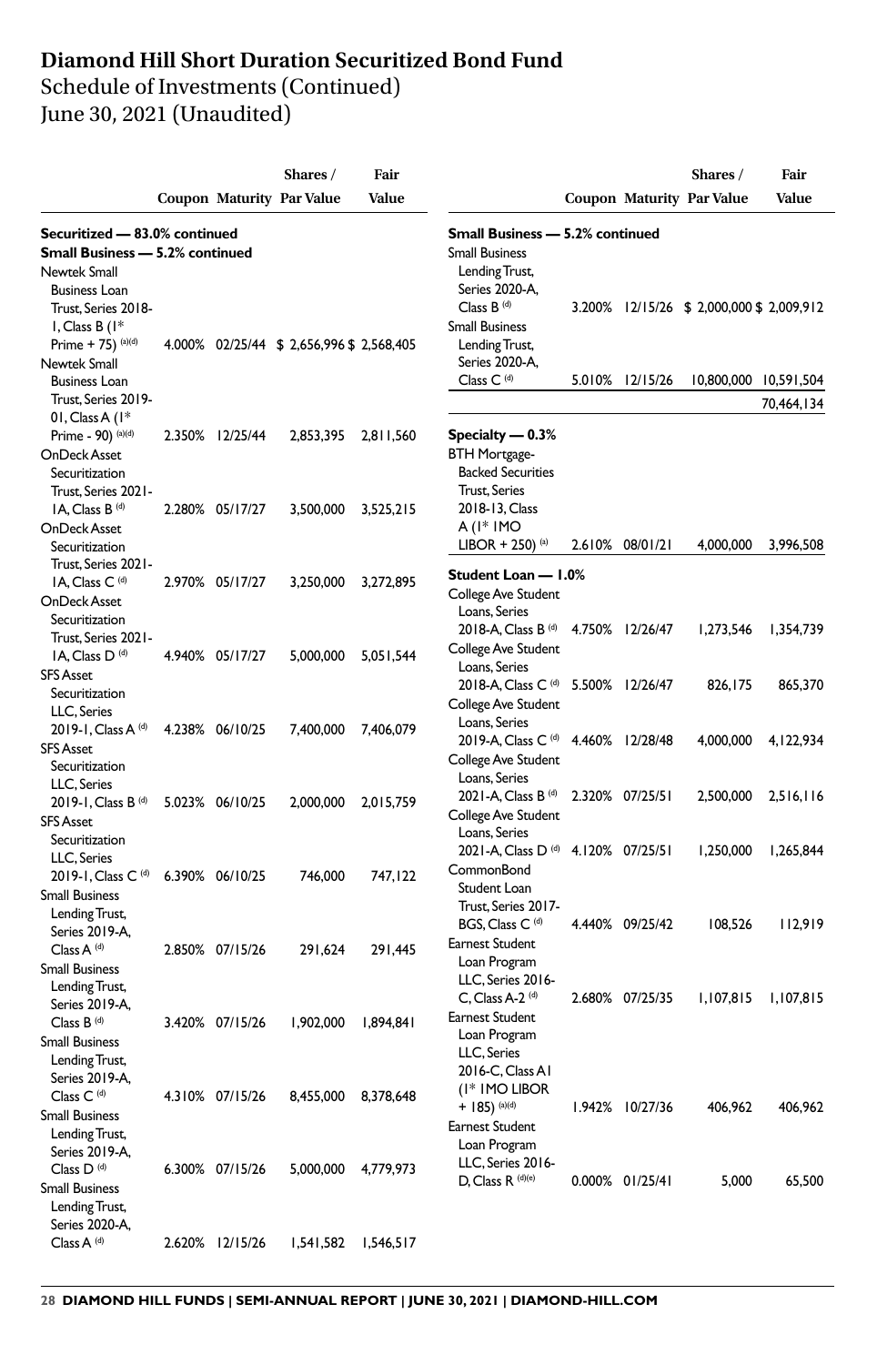# Diamond Hill Short Duration Securitized Bond Fund

## Schedule of Investments (Continued)

June 30, 2021 (Unaudited)

| | Coupon | Maturity | Shares / Par Value | Fair Value |
|---|---|---|---|---|
| **Securitized — 83.0% continued** | | | | |
| **Small Business — 5.2% continued** | | | | |
| Newtek Small Business Loan Trust, Series 2018-1, Class B (1* Prime + 75) (a)(d) | 4.000% | 02/25/44 | $ 2,656,996 | $ 2,568,405 |
| Newtek Small Business Loan Trust, Series 2019-01, Class A (1* Prime - 90) (a)(d) | 2.350% | 12/25/44 | 2,853,395 | 2,811,560 |
| OnDeck Asset Securitization Trust, Series 2021-1A, Class B (d) | 2.280% | 05/17/27 | 3,500,000 | 3,525,215 |
| OnDeck Asset Securitization Trust, Series 2021-1A, Class C (d) | 2.970% | 05/17/27 | 3,250,000 | 3,272,895 |
| OnDeck Asset Securitization Trust, Series 2021-1A, Class D (d) | 4.940% | 05/17/27 | 5,000,000 | 5,051,544 |
| SFS Asset Securitization LLC, Series 2019-1, Class A (d) | 4.238% | 06/10/25 | 7,400,000 | 7,406,079 |
| SFS Asset Securitization LLC, Series 2019-1, Class B (d) | 5.023% | 06/10/25 | 2,000,000 | 2,015,759 |
| SFS Asset Securitization LLC, Series 2019-1, Class C (d) | 6.390% | 06/10/25 | 746,000 | 747,122 |
| Small Business Lending Trust, Series 2019-A, Class A (d) | 2.850% | 07/15/26 | 291,624 | 291,445 |
| Small Business Lending Trust, Series 2019-A, Class B (d) | 3.420% | 07/15/26 | 1,902,000 | 1,894,841 |
| Small Business Lending Trust, Series 2019-A, Class C (d) | 4.310% | 07/15/26 | 8,455,000 | 8,378,648 |
| Small Business Lending Trust, Series 2019-A, Class D (d) | 6.300% | 07/15/26 | 5,000,000 | 4,779,973 |
| Small Business Lending Trust, Series 2020-A, Class A (d) | 2.620% | 12/15/26 | 1,541,582 | 1,546,517 |
| Small Business Lending Trust, Series 2020-A, Class B (d) | 3.200% | 12/15/26 | $ 2,000,000 | $ 2,009,912 |
| Small Business Lending Trust, Series 2020-A, Class C (d) | 5.010% | 12/15/26 | 10,800,000 | 10,591,504 |
| | | | | 70,464,134 |
| **Specialty — 0.3%** | | | | |
| BTH Mortgage-Backed Securities Trust, Series 2018-13, Class A (1* 1MO LIBOR + 250) (a) | 2.610% | 08/01/21 | 4,000,000 | 3,996,508 |
| **Student Loan — 1.0%** | | | | |
| College Ave Student Loans, Series 2018-A, Class B (d) | 4.750% | 12/26/47 | 1,273,546 | 1,354,739 |
| College Ave Student Loans, Series 2018-A, Class C (d) | 5.500% | 12/26/47 | 826,175 | 865,370 |
| College Ave Student Loans, Series 2019-A, Class C (d) | 4.460% | 12/28/48 | 4,000,000 | 4,122,934 |
| College Ave Student Loans, Series 2021-A, Class B (d) | 2.320% | 07/25/51 | 2,500,000 | 2,516,116 |
| College Ave Student Loans, Series 2021-A, Class D (d) | 4.120% | 07/25/51 | 1,250,000 | 1,265,844 |
| CommonBond Student Loan Trust, Series 2017-BGS, Class C (d) | 4.440% | 09/25/42 | 108,526 | 112,919 |
| Earnest Student Loan Program LLC, Series 2016-C, Class A-2 (d) | 2.680% | 07/25/35 | 1,107,815 | 1,107,815 |
| Earnest Student Loan Program LLC, Series 2016-C, Class A1 (1* 1MO LIBOR + 185) (a)(d) | 1.942% | 10/27/36 | 406,962 | 406,962 |
| Earnest Student Loan Program LLC, Series 2016-D, Class R (d)(e) | 0.000% | 01/25/41 | 5,000 | 65,500 |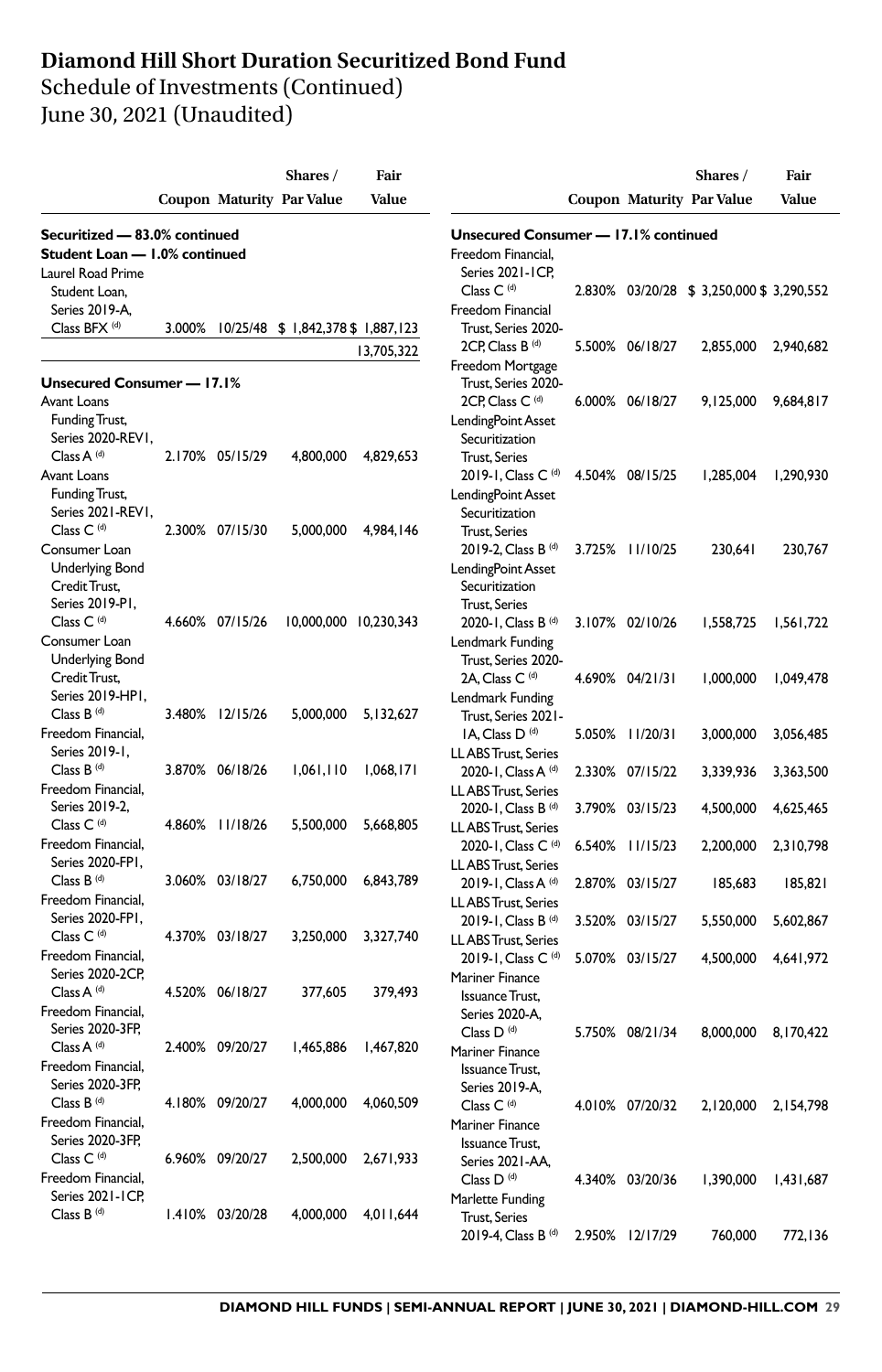# Diamond Hill Short Duration Securitized Bond Fund

## Schedule of Investments (Continued)

## June 30, 2021 (Unaudited)

| | Coupon | Maturity | Shares / Par Value | Fair Value |
|---|---|---|---|---|
| **Securitized — 83.0% continued** | | | | |
| **Student Loan — 1.0% continued** | | | | |
| Laurel Road Prime Student Loan, Series 2019-A, Class BFX (d) | 3.000% | 10/25/48 | $ 1,842,378 | $ 1,887,123 |
| | | | | 13,705,322 |
| **Unsecured Consumer — 17.1%** | | | | |
| Avant Loans Funding Trust, Series 2020-REV1, Class A (d) | 2.170% | 05/15/29 | 4,800,000 | 4,829,653 |
| Avant Loans Funding Trust, Series 2021-REV1, Class C (d) | 2.300% | 07/15/30 | 5,000,000 | 4,984,146 |
| Consumer Loan Underlying Bond Credit Trust, Series 2019-P1, Class C (d) | 4.660% | 07/15/26 | 10,000,000 | 10,230,343 |
| Consumer Loan Underlying Bond Credit Trust, Series 2019-HP1, Class B (d) | 3.480% | 12/15/26 | 5,000,000 | 5,132,627 |
| Freedom Financial, Series 2019-1, Class B (d) | 3.870% | 06/18/26 | 1,061,110 | 1,068,171 |
| Freedom Financial, Series 2019-2, Class C (d) | 4.860% | 11/18/26 | 5,500,000 | 5,668,805 |
| Freedom Financial, Series 2020-FP1, Class B (d) | 3.060% | 03/18/27 | 6,750,000 | 6,843,789 |
| Freedom Financial, Series 2020-FP1, Class C (d) | 4.370% | 03/18/27 | 3,250,000 | 3,327,740 |
| Freedom Financial, Series 2020-2CP, Class A (d) | 4.520% | 06/18/27 | 377,605 | 379,493 |
| Freedom Financial, Series 2020-3FP, Class A (d) | 2.400% | 09/20/27 | 1,465,886 | 1,467,820 |
| Freedom Financial, Series 2020-3FP, Class B (d) | 4.180% | 09/20/27 | 4,000,000 | 4,060,509 |
| Freedom Financial, Series 2020-3FP, Class C (d) | 6.960% | 09/20/27 | 2,500,000 | 2,671,933 |
| Freedom Financial, Series 2021-1CP, Class B (d) | 1.410% | 03/20/28 | 4,000,000 | 4,011,644 |
| **Unsecured Consumer — 17.1% continued** | | | | |
| Freedom Financial, Series 2021-1CP, Class C (d) | 2.830% | 03/20/28 | $ 3,250,000 | $ 3,290,552 |
| Freedom Financial Trust, Series 2020-2CP, Class B (d) | 5.500% | 06/18/27 | 2,855,000 | 2,940,682 |
| Freedom Mortgage Trust, Series 2020-2CP, Class C (d) | 6.000% | 06/18/27 | 9,125,000 | 9,684,817 |
| LendingPoint Asset Securitization Trust, Series 2019-1, Class C (d) | 4.504% | 08/15/25 | 1,285,004 | 1,290,930 |
| LendingPoint Asset Securitization Trust, Series 2019-2, Class B (d) | 3.725% | 11/10/25 | 230,641 | 230,767 |
| LendingPoint Asset Securitization Trust, Series 2020-1, Class B (d) | 3.107% | 02/10/26 | 1,558,725 | 1,561,722 |
| Lendmark Funding Trust, Series 2020-2A, Class C (d) | 4.690% | 04/21/31 | 1,000,000 | 1,049,478 |
| Lendmark Funding Trust, Series 2021-1A, Class D (d) | 5.050% | 11/20/31 | 3,000,000 | 3,056,485 |
| LL ABS Trust, Series 2020-1, Class A (d) | 2.330% | 07/15/22 | 3,339,936 | 3,363,500 |
| LL ABS Trust, Series 2020-1, Class B (d) | 3.790% | 03/15/23 | 4,500,000 | 4,625,465 |
| LL ABS Trust, Series 2020-1, Class C (d) | 6.540% | 11/15/23 | 2,200,000 | 2,310,798 |
| LL ABS Trust, Series 2019-1, Class A (d) | 2.870% | 03/15/27 | 185,683 | 185,821 |
| LL ABS Trust, Series 2019-1, Class B (d) | 3.520% | 03/15/27 | 5,550,000 | 5,602,867 |
| LL ABS Trust, Series 2019-1, Class C (d) | 5.070% | 03/15/27 | 4,500,000 | 4,641,972 |
| Mariner Finance Issuance Trust, Series 2020-A, Class D (d) | 5.750% | 08/21/34 | 8,000,000 | 8,170,422 |
| Mariner Finance Issuance Trust, Series 2019-A, Class C (d) | 4.010% | 07/20/32 | 2,120,000 | 2,154,798 |
| Mariner Finance Issuance Trust, Series 2021-AA, Class D (d) | 4.340% | 03/20/36 | 1,390,000 | 1,431,687 |
| Marlette Funding Trust, Series 2019-4, Class B (d) | 2.950% | 12/17/29 | 760,000 | 772,136 |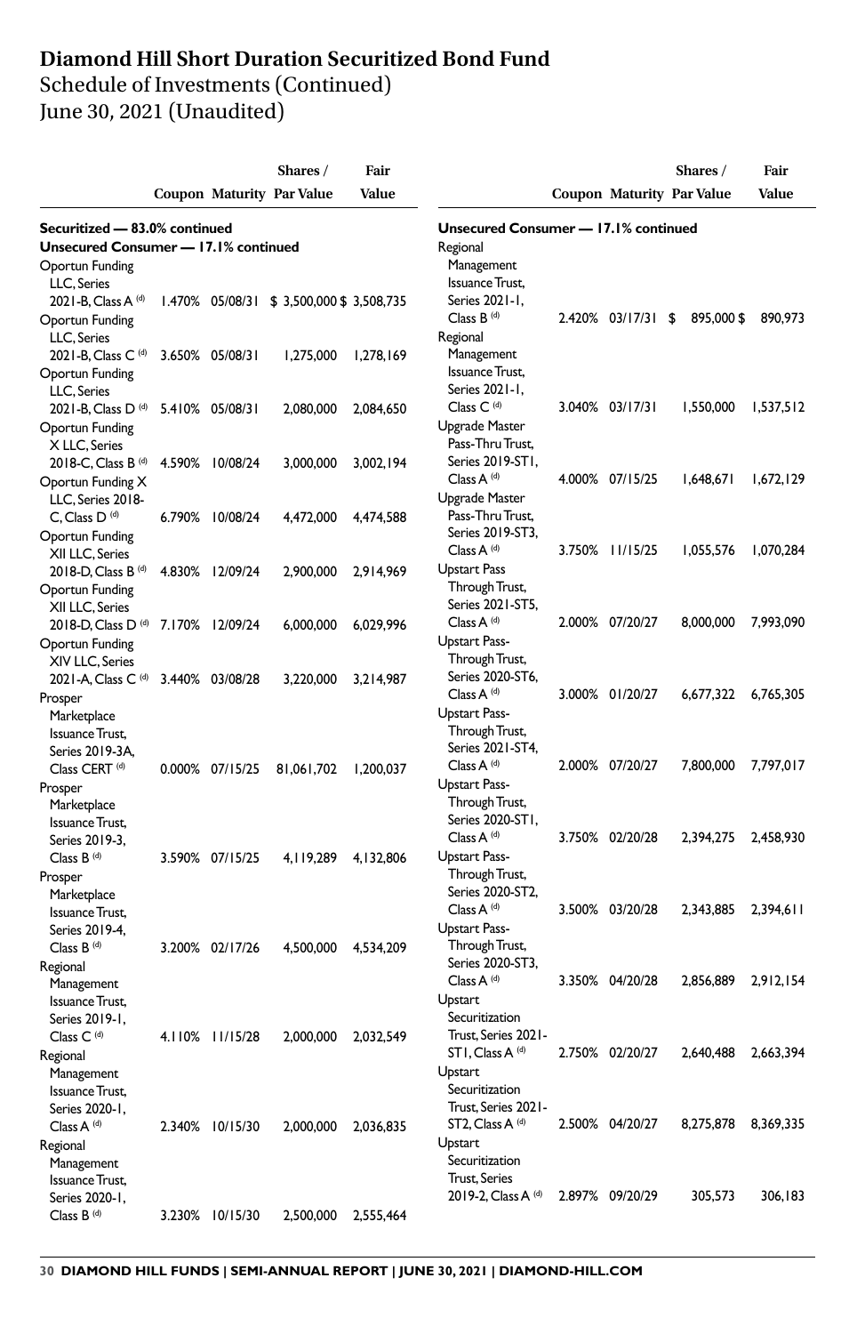# Diamond Hill Short Duration Securitized Bond Fund

Schedule of Investments (Continued)
June 30, 2021 (Unaudited)

| | Coupon | Maturity | Shares / Par Value | Fair Value |
|---|---|---|---|---|
| **Securitized — 83.0% continued** | | | | |
| **Unsecured Consumer — 17.1% continued** | | | | |
| Oportun Funding LLC, Series 2021-B, Class A (d) | 1.470% | 05/08/31 | $ 3,500,000 | $ 3,508,735 |
| Oportun Funding LLC, Series 2021-B, Class C (d) | 3.650% | 05/08/31 | 1,275,000 | 1,278,169 |
| Oportun Funding LLC, Series 2021-B, Class D (d) | 5.410% | 05/08/31 | 2,080,000 | 2,084,650 |
| Oportun Funding X LLC, Series 2018-C, Class B (d) | 4.590% | 10/08/24 | 3,000,000 | 3,002,194 |
| Oportun Funding X LLC, Series 2018-C, Class D (d) | 6.790% | 10/08/24 | 4,472,000 | 4,474,588 |
| Oportun Funding XII LLC, Series 2018-D, Class B (d) | 4.830% | 12/09/24 | 2,900,000 | 2,914,969 |
| Oportun Funding XII LLC, Series 2018-D, Class D (d) | 7.170% | 12/09/24 | 6,000,000 | 6,029,996 |
| Oportun Funding XIV LLC, Series 2021-A, Class C (d) | 3.440% | 03/08/28 | 3,220,000 | 3,214,987 |
| Prosper Marketplace Issuance Trust, Series 2019-3A, Class CERT (d) | 0.000% | 07/15/25 | 81,061,702 | 1,200,037 |
| Prosper Marketplace Issuance Trust, Series 2019-3, Class B (d) | 3.590% | 07/15/25 | 4,119,289 | 4,132,806 |
| Prosper Marketplace Issuance Trust, Series 2019-4, Class B (d) | 3.200% | 02/17/26 | 4,500,000 | 4,534,209 |
| Regional Management Issuance Trust, Series 2019-1, Class C (d) | 4.110% | 11/15/28 | 2,000,000 | 2,032,549 |
| Regional Management Issuance Trust, Series 2020-1, Class A (d) | 2.340% | 10/15/30 | 2,000,000 | 2,036,835 |
| Regional Management Issuance Trust, Series 2020-1, Class B (d) | 3.230% | 10/15/30 | 2,500,000 | 2,555,464 |
| **Unsecured Consumer — 17.1% continued** | | | | |
| Regional Management Issuance Trust, Series 2021-1, Class B (d) | 2.420% | 03/17/31 | $ 895,000 | $ 890,973 |
| Regional Management Issuance Trust, Series 2021-1, Class C (d) | 3.040% | 03/17/31 | 1,550,000 | 1,537,512 |
| Upgrade Master Pass-Thru Trust, Series 2019-ST1, Class A (d) | 4.000% | 07/15/25 | 1,648,671 | 1,672,129 |
| Upgrade Master Pass-Thru Trust, Series 2019-ST3, Class A (d) | 3.750% | 11/15/25 | 1,055,576 | 1,070,284 |
| Upstart Pass Through Trust, Series 2021-ST5, Class A (d) | 2.000% | 07/20/27 | 8,000,000 | 7,993,090 |
| Upstart Pass-Through Trust, Series 2020-ST6, Class A (d) | 3.000% | 01/20/27 | 6,677,322 | 6,765,305 |
| Upstart Pass-Through Trust, Series 2021-ST4, Class A (d) | 2.000% | 07/20/27 | 7,800,000 | 7,797,017 |
| Upstart Pass-Through Trust, Series 2020-ST1, Class A (d) | 3.750% | 02/20/28 | 2,394,275 | 2,458,930 |
| Upstart Pass-Through Trust, Series 2020-ST2, Class A (d) | 3.500% | 03/20/28 | 2,343,885 | 2,394,611 |
| Upstart Pass-Through Trust, Series 2020-ST3, Class A (d) | 3.350% | 04/20/28 | 2,856,889 | 2,912,154 |
| Upstart Securitization Trust, Series 2021-ST1, Class A (d) | 2.750% | 02/20/27 | 2,640,488 | 2,663,394 |
| Upstart Securitization Trust, Series 2021-ST2, Class A (d) | 2.500% | 04/20/27 | 8,275,878 | 8,369,335 |
| Upstart Securitization Trust, Series 2019-2, Class A (d) | 2.897% | 09/20/29 | 305,573 | 306,183 |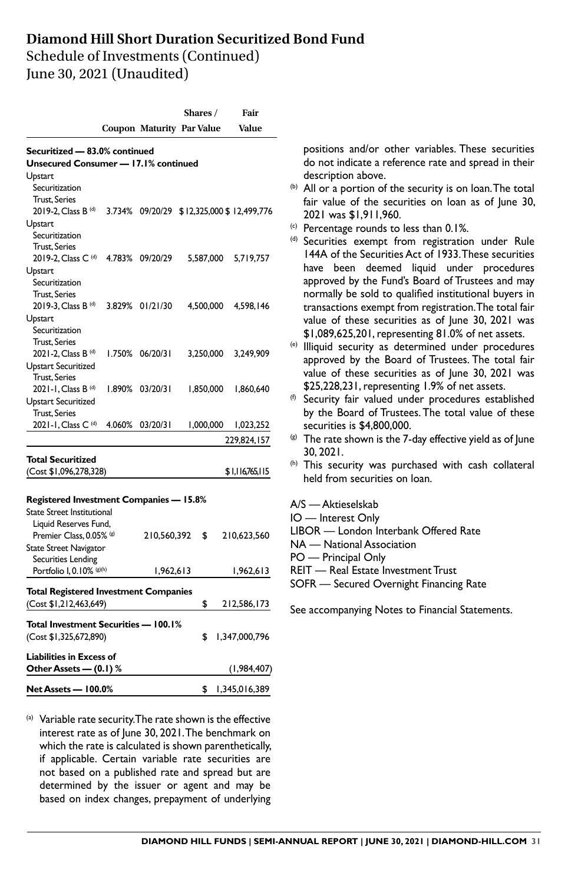# Diamond Hill Short Duration Securitized Bond Fund

Schedule of Investments (Continued)
June 30, 2021 (Unaudited)

| | Coupon | Maturity | Shares / Par Value | Fair Value |
|---|---|---|---|---|
| **Securitized — 83.0% continued** | | | | |
| **Unsecured Consumer — 17.1% continued** | | | | |
| Upstart Securitization Trust, Series 2019-2, Class B [d] | 3.734% | 09/20/29 | $ 12,325,000 | $ 12,499,776 |
| Upstart Securitization Trust, Series 2019-2, Class C [d] | 4.783% | 09/20/29 | 5,587,000 | 5,719,757 |
| Upstart Securitization Trust, Series 2019-3, Class B [d] | 3.829% | 01/21/30 | 4,500,000 | 4,598,146 |
| Upstart Securitization Trust, Series 2021-2, Class B [d] | 1.750% | 06/20/31 | 3,250,000 | 3,249,909 |
| Upstart Securitized Trust, Series 2021-1, Class B [d] | 1.890% | 03/20/31 | 1,850,000 | 1,860,640 |
| Upstart Securitized Trust, Series 2021-1, Class C [d] | 4.060% | 03/20/31 | 1,000,000 | 1,023,252 |
| | | | | 229,824,157 |
| **Total Securitized** | | | | |
| (Cost $1,096,278,328) | | | | $ 1,116,765,115 |
| **Registered Investment Companies — 15.8%** | | | | |
| State Street Institutional Liquid Reserves Fund, Premier Class, 0.05% [g] | | | 210,560,392 | $ 210,623,560 |
| State Street Navigator Securities Lending Portfolio I, 0.10% [g][h] | | | 1,962,613 | 1,962,613 |
| **Total Registered Investment Companies** | | | | |
| (Cost $1,212,463,649) | | | | $ 212,586,173 |
| **Total Investment Securities — 100.1%** | | | | |
| (Cost $1,325,672,890) | | | | $ 1,347,000,796 |
| **Liabilities in Excess of Other Assets — (0.1) %** | | | | (1,984,407) |
| **Net Assets — 100.0%** | | | | $ 1,345,016,389 |

[a] Variable rate security. The rate shown is the effective interest rate as of June 30, 2021. The benchmark on which the rate is calculated is shown parenthetically, if applicable. Certain variable rate securities are not based on a published rate and spread but are determined by the issuer or agent and may be based on index changes, prepayment of underlying positions and/or other variables. These securities do not indicate a reference rate and spread in their description above.

[b] All or a portion of the security is on loan. The total fair value of the securities on loan as of June 30, 2021 was $1,911,960.

[c] Percentage rounds to less than 0.1%.

[d] Securities exempt from registration under Rule 144A of the Securities Act of 1933. These securities have been deemed liquid under procedures approved by the Fund's Board of Trustees and may normally be sold to qualified institutional buyers in transactions exempt from registration. The total fair value of these securities as of June 30, 2021 was $1,089,625,201, representing 81.0% of net assets.

[e] Illiquid security as determined under procedures approved by the Board of Trustees. The total fair value of these securities as of June 30, 2021 was $25,228,231, representing 1.9% of net assets.

[f] Security fair valued under procedures established by the Board of Trustees. The total value of these securities is $4,800,000.

[g] The rate shown is the 7-day effective yield as of June 30, 2021.

[h] This security was purchased with cash collateral held from securities on loan.

A/S — Aktieselskab
IO — Interest Only
LIBOR — London Interbank Offered Rate
NA — National Association
PO — Principal Only
REIT — Real Estate Investment Trust
SOFR — Secured Overnight Financing Rate

See accompanying Notes to Financial Statements.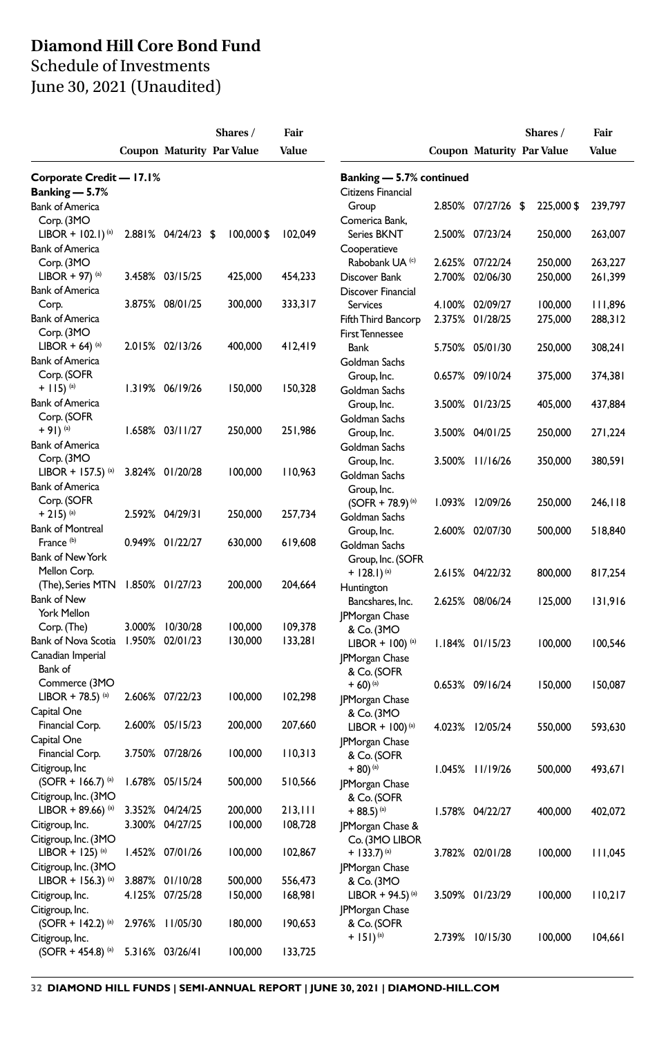# Diamond Hill Core Bond Fund

Schedule of Investments
June 30, 2021 (Unaudited)

| | Coupon | Maturity | Shares / Par Value | Fair Value |
|---|---|---|---|---|
| **Corporate Credit — 17.1%** | | | | |
| **Banking — 5.7%** | | | | |
| Bank of America Corp. (3MO LIBOR + 102.1) (a) | 2.881% | 04/24/23 | $ 100,000 | $ 102,049 |
| Bank of America Corp. (3MO LIBOR + 97) (a) | 3.458% | 03/15/25 | 425,000 | 454,233 |
| Bank of America Corp. | 3.875% | 08/01/25 | 300,000 | 333,317 |
| Bank of America Corp. (3MO LIBOR + 64) (a) | 2.015% | 02/13/26 | 400,000 | 412,419 |
| Bank of America Corp. (SOFR + 115) (a) | 1.319% | 06/19/26 | 150,000 | 150,328 |
| Bank of America Corp. (SOFR + 91) (a) | 1.658% | 03/11/27 | 250,000 | 251,986 |
| Bank of America Corp. (3MO LIBOR + 157.5) (a) | 3.824% | 01/20/28 | 100,000 | 110,963 |
| Bank of America Corp. (SOFR + 215) (a) | 2.592% | 04/29/31 | 250,000 | 257,734 |
| Bank of Montreal France (b) | 0.949% | 01/22/27 | 630,000 | 619,608 |
| Bank of New York Mellon Corp. (The), Series MTN | 1.850% | 01/27/23 | 200,000 | 204,664 |
| Bank of New York Mellon Corp. (The) | 3.000% | 10/30/28 | 100,000 | 109,378 |
| Bank of Nova Scotia | 1.950% | 02/01/23 | 130,000 | 133,281 |
| Canadian Imperial Bank of Commerce (3MO LIBOR + 78.5) (a) | 2.606% | 07/22/23 | 100,000 | 102,298 |
| Capital One Financial Corp. | 2.600% | 05/15/23 | 200,000 | 207,660 |
| Capital One Financial Corp. | 3.750% | 07/28/26 | 100,000 | 110,313 |
| Citigroup, Inc (SOFR + 166.7) (a) | 1.678% | 05/15/24 | 500,000 | 510,566 |
| Citigroup, Inc. (3MO LIBOR + 89.66) (a) | 3.352% | 04/24/25 | 200,000 | 213,111 |
| Citigroup, Inc. | 3.300% | 04/27/25 | 100,000 | 108,728 |
| Citigroup, Inc. (3MO LIBOR + 125) (a) | 1.452% | 07/01/26 | 100,000 | 102,867 |
| Citigroup, Inc. (3MO LIBOR + 156.3) (a) | 3.887% | 01/10/28 | 500,000 | 556,473 |
| Citigroup, Inc. | 4.125% | 07/25/28 | 150,000 | 168,981 |
| Citigroup, Inc. (SOFR + 142.2) (a) | 2.976% | 11/05/30 | 180,000 | 190,653 |
| Citigroup, Inc. (SOFR + 454.8) (a) | 5.316% | 03/26/41 | 100,000 | 133,725 |
| **Banking — 5.7% continued** | | | | |
| Citizens Financial Group | 2.850% | 07/27/26 | $ 225,000 | $ 239,797 |
| Comerica Bank, Series BKNT | 2.500% | 07/23/24 | 250,000 | 263,007 |
| Cooperatieve Rabobank UA (c) | 2.625% | 07/22/24 | 250,000 | 263,227 |
| Discover Bank | 2.700% | 02/06/30 | 250,000 | 261,399 |
| Discover Financial Services | 4.100% | 02/09/27 | 100,000 | 111,896 |
| Fifth Third Bancorp | 2.375% | 01/28/25 | 275,000 | 288,312 |
| First Tennessee Bank | 5.750% | 05/01/30 | 250,000 | 308,241 |
| Goldman Sachs Group, Inc. | 0.657% | 09/10/24 | 375,000 | 374,381 |
| Goldman Sachs Group, Inc. | 3.500% | 01/23/25 | 405,000 | 437,884 |
| Goldman Sachs Group, Inc. | 3.500% | 04/01/25 | 250,000 | 271,224 |
| Goldman Sachs Group, Inc. | 3.500% | 11/16/26 | 350,000 | 380,591 |
| Goldman Sachs Group, Inc. (SOFR + 78.9) (a) | 1.093% | 12/09/26 | 250,000 | 246,118 |
| Goldman Sachs Group, Inc. | 2.600% | 02/07/30 | 500,000 | 518,840 |
| Goldman Sachs Group, Inc. (SOFR + 128.1) (a) | 2.615% | 04/22/32 | 800,000 | 817,254 |
| Huntington Bancshares, Inc. | 2.625% | 08/06/24 | 125,000 | 131,916 |
| JPMorgan Chase & Co. (3MO LIBOR + 100) (a) | 1.184% | 01/15/23 | 100,000 | 100,546 |
| JPMorgan Chase & Co. (SOFR + 60) (a) | 0.653% | 09/16/24 | 150,000 | 150,087 |
| JPMorgan Chase & Co. (3MO LIBOR + 100) (a) | 4.023% | 12/05/24 | 550,000 | 593,630 |
| JPMorgan Chase & Co. (SOFR + 80) (a) | 1.045% | 11/19/26 | 500,000 | 493,671 |
| JPMorgan Chase & Co. (SOFR + 88.5) (a) | 1.578% | 04/22/27 | 400,000 | 402,072 |
| JPMorgan Chase & Co. (3MO LIBOR + 133.7) (a) | 3.782% | 02/01/28 | 100,000 | 111,045 |
| JPMorgan Chase & Co. (3MO LIBOR + 94.5) (a) | 3.509% | 01/23/29 | 100,000 | 110,217 |
| JPMorgan Chase & Co. (SOFR + 151) (a) | 2.739% | 10/15/30 | 100,000 | 104,661 |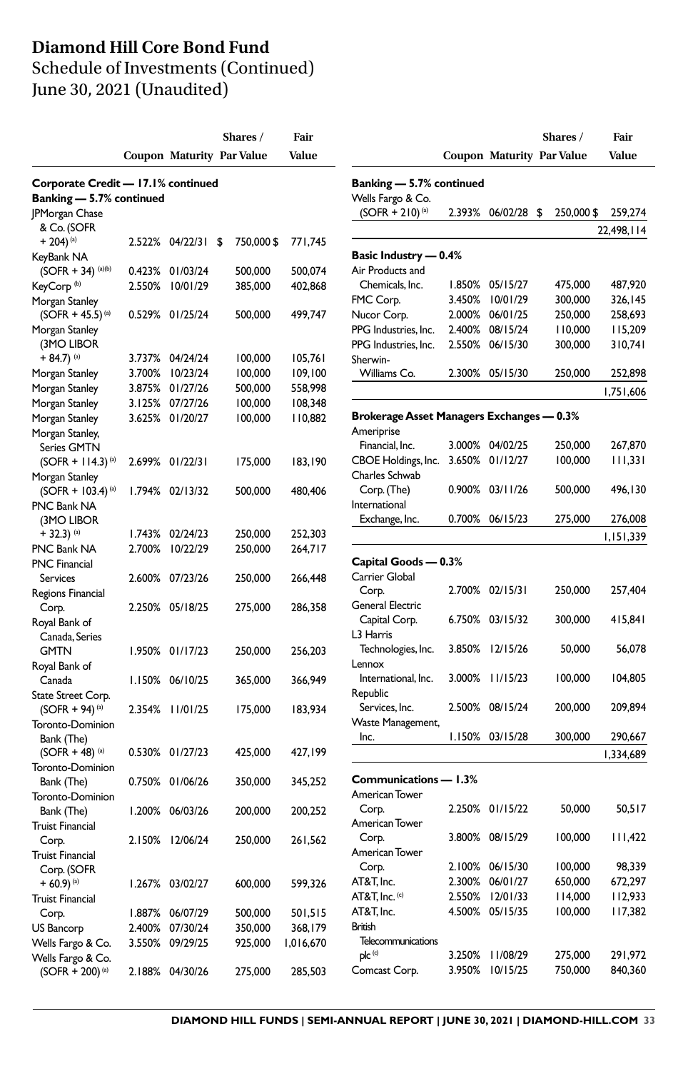# Diamond Hill Core Bond Fund
## Schedule of Investments (Continued)
## June 30, 2021 (Unaudited)

| | Coupon | Maturity | Shares / Par Value | Fair Value |
|---|---|---|---|---|
| **Corporate Credit — 17.1% continued** | | | | |
| **Banking — 5.7% continued** | | | | |
| JPMorgan Chase & Co. (SOFR + 204) [(a)] | 2.522% | 04/22/31 | $ 750,000 | $ 771,745 |
| KeyBank NA (SOFR + 34) [(a)(b)] | 0.423% | 01/03/24 | 500,000 | 500,074 |
| KeyCorp [(b)] | 2.550% | 10/01/29 | 385,000 | 402,868 |
| Morgan Stanley (SOFR + 45.5) [(a)] | 0.529% | 01/25/24 | 500,000 | 499,747 |
| Morgan Stanley (3MO LIBOR + 84.7) [(a)] | 3.737% | 04/24/24 | 100,000 | 105,761 |
| Morgan Stanley | 3.700% | 10/23/24 | 100,000 | 109,100 |
| Morgan Stanley | 3.875% | 01/27/26 | 500,000 | 558,998 |
| Morgan Stanley | 3.125% | 07/27/26 | 100,000 | 108,348 |
| Morgan Stanley | 3.625% | 01/20/27 | 100,000 | 110,882 |
| Morgan Stanley, Series GMTN (SOFR + 114.3) [(a)] | 2.699% | 01/22/31 | 175,000 | 183,190 |
| Morgan Stanley (SOFR + 103.4) [(a)] | 1.794% | 02/13/32 | 500,000 | 480,406 |
| PNC Bank NA (3MO LIBOR + 32.3) [(a)] | 1.743% | 02/24/23 | 250,000 | 252,303 |
| PNC Bank NA | 2.700% | 10/22/29 | 250,000 | 264,717 |
| PNC Financial Services | 2.600% | 07/23/26 | 250,000 | 266,448 |
| Regions Financial Corp. | 2.250% | 05/18/25 | 275,000 | 286,358 |
| Royal Bank of Canada, Series GMTN | 1.950% | 01/17/23 | 250,000 | 256,203 |
| Royal Bank of Canada | 1.150% | 06/10/25 | 365,000 | 366,949 |
| State Street Corp. (SOFR + 94) [(a)] | 2.354% | 11/01/25 | 175,000 | 183,934 |
| Toronto-Dominion Bank (The) (SOFR + 48) [(a)] | 0.530% | 01/27/23 | 425,000 | 427,199 |
| Toronto-Dominion Bank (The) | 0.750% | 01/06/26 | 350,000 | 345,252 |
| Toronto-Dominion Bank (The) | 1.200% | 06/03/26 | 200,000 | 200,252 |
| Truist Financial Corp. | 2.150% | 12/06/24 | 250,000 | 261,562 |
| Truist Financial Corp. (SOFR + 60.9) [(a)] | 1.267% | 03/02/27 | 600,000 | 599,326 |
| Truist Financial Corp. | 1.887% | 06/07/29 | 500,000 | 501,515 |
| US Bancorp | 2.400% | 07/30/24 | 350,000 | 368,179 |
| Wells Fargo & Co. | 3.550% | 09/29/25 | 925,000 | 1,016,670 |
| Wells Fargo & Co. (SOFR + 200) [(a)] | 2.188% | 04/30/26 | 275,000 | 285,503 |
| Wells Fargo & Co. (SOFR + 210) [(a)] | 2.393% | 06/02/28 | $ 250,000 | $ 259,274 |
| | | | | 22,498,114 |
| **Basic Industry — 0.4%** | | | | |
| Air Products and Chemicals, Inc. | 1.850% | 05/15/27 | 475,000 | 487,920 |
| FMC Corp. | 3.450% | 10/01/29 | 300,000 | 326,145 |
| Nucor Corp. | 2.000% | 06/01/25 | 250,000 | 258,693 |
| PPG Industries, Inc. | 2.400% | 08/15/24 | 110,000 | 115,209 |
| PPG Industries, Inc. | 2.550% | 06/15/30 | 300,000 | 310,741 |
| Sherwin-Williams Co. | 2.300% | 05/15/30 | 250,000 | 252,898 |
| | | | | 1,751,606 |
| **Brokerage Asset Managers Exchanges — 0.3%** | | | | |
| Ameriprise Financial, Inc. | 3.000% | 04/02/25 | 250,000 | 267,870 |
| CBOE Holdings, Inc. | 3.650% | 01/12/27 | 100,000 | 111,331 |
| Charles Schwab Corp. (The) | 0.900% | 03/11/26 | 500,000 | 496,130 |
| International Exchange, Inc. | 0.700% | 06/15/23 | 275,000 | 276,008 |
| | | | | 1,151,339 |
| **Capital Goods — 0.3%** | | | | |
| Carrier Global Corp. | 2.700% | 02/15/31 | 250,000 | 257,404 |
| General Electric Capital Corp. | 6.750% | 03/15/32 | 300,000 | 415,841 |
| L3 Harris Technologies, Inc. | 3.850% | 12/15/26 | 50,000 | 56,078 |
| Lennox International, Inc. | 3.000% | 11/15/23 | 100,000 | 104,805 |
| Republic Services, Inc. | 2.500% | 08/15/24 | 200,000 | 209,894 |
| Waste Management, Inc. | 1.150% | 03/15/28 | 300,000 | 290,667 |
| | | | | 1,334,689 |
| **Communications — 1.3%** | | | | |
| American Tower Corp. | 2.250% | 01/15/22 | 50,000 | 50,517 |
| American Tower Corp. | 3.800% | 08/15/29 | 100,000 | 111,422 |
| American Tower Corp. | 2.100% | 06/15/30 | 100,000 | 98,339 |
| AT&T, Inc. | 2.300% | 06/01/27 | 650,000 | 672,297 |
| AT&T, Inc. [(c)] | 2.550% | 12/01/33 | 114,000 | 112,933 |
| AT&T, Inc. | 4.500% | 05/15/35 | 100,000 | 117,382 |
| British Telecommunications plc [(c)] | 3.250% | 11/08/29 | 275,000 | 291,972 |
| Comcast Corp. | 3.950% | 10/15/25 | 750,000 | 840,360 |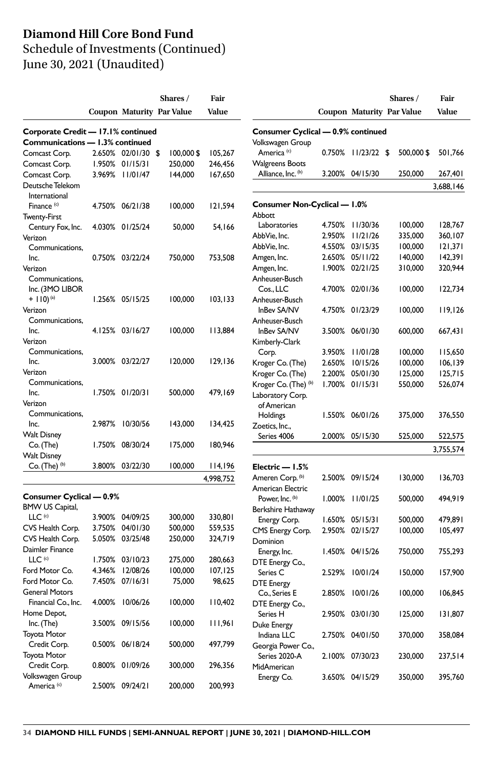# Diamond Hill Core Bond Fund

Schedule of Investments (Continued)
June 30, 2021 (Unaudited)

| | Coupon | Maturity | Shares / Par Value | Fair Value |
|---|---|---|---|---|
| **Corporate Credit — 17.1% continued** | | | | |
| **Communications — 1.3% continued** | | | | |
| Comcast Corp. | 2.650% | 02/01/30 | $ 100,000 | $ 105,267 |
| Comcast Corp. | 1.950% | 01/15/31 | 250,000 | 246,456 |
| Comcast Corp. | 3.969% | 11/01/47 | 144,000 | 167,650 |
| Deutsche Telekom International Finance [(c)] | 4.750% | 06/21/38 | 100,000 | 121,594 |
| Twenty-First Century Fox, Inc. | 4.030% | 01/25/24 | 50,000 | 54,166 |
| Verizon Communications, Inc. | 0.750% | 03/22/24 | 750,000 | 753,508 |
| Verizon Communications, Inc. (3MO LIBOR + 110) [(a)] | 1.256% | 05/15/25 | 100,000 | 103,133 |
| Verizon Communications, Inc. | 4.125% | 03/16/27 | 100,000 | 113,884 |
| Verizon Communications, Inc. | 3.000% | 03/22/27 | 120,000 | 129,136 |
| Verizon Communications, Inc. | 1.750% | 01/20/31 | 500,000 | 479,169 |
| Verizon Communications, Inc. | 2.987% | 10/30/56 | 143,000 | 134,425 |
| Walt Disney Co. (The) | 1.750% | 08/30/24 | 175,000 | 180,946 |
| Walt Disney Co. (The) [(b)] | 3.800% | 03/22/30 | 100,000 | 114,196 |
| | | | | 4,998,752 |
| **Consumer Cyclical — 0.9%** | | | | |
| BMW US Capital, LLC [(c)] | 3.900% | 04/09/25 | 300,000 | 330,801 |
| CVS Health Corp. | 3.750% | 04/01/30 | 500,000 | 559,535 |
| CVS Health Corp. | 5.050% | 03/25/48 | 250,000 | 324,719 |
| Daimler Finance LLC [(c)] | 1.750% | 03/10/23 | 275,000 | 280,663 |
| Ford Motor Co. | 4.346% | 12/08/26 | 100,000 | 107,125 |
| Ford Motor Co. | 7.450% | 07/16/31 | 75,000 | 98,625 |
| General Motors Financial Co., Inc. | 4.000% | 10/06/26 | 100,000 | 110,402 |
| Home Depot, Inc. (The) | 3.500% | 09/15/56 | 100,000 | 111,961 |
| Toyota Motor Credit Corp. | 0.500% | 06/18/24 | 500,000 | 497,799 |
| Toyota Motor Credit Corp. | 0.800% | 01/09/26 | 300,000 | 296,356 |
| Volkswagen Group America [(c)] | 2.500% | 09/24/21 | 200,000 | 200,993 |
| **Consumer Cyclical — 0.9% continued** | | | | |
| Volkswagen Group America [(c)] | 0.750% | 11/23/22 | $ 500,000 | $ 501,766 |
| Walgreens Boots Alliance, Inc. [(b)] | 3.200% | 04/15/30 | 250,000 | 267,401 |
| | | | | 3,688,146 |
| **Consumer Non-Cyclical — 1.0%** | | | | |
| Abbott Laboratories | 4.750% | 11/30/36 | 100,000 | 128,767 |
| AbbVie, Inc. | 2.950% | 11/21/26 | 335,000 | 360,107 |
| AbbVie, Inc. | 4.550% | 03/15/35 | 100,000 | 121,371 |
| Amgen, Inc. | 2.650% | 05/11/22 | 140,000 | 142,391 |
| Amgen, Inc. | 1.900% | 02/21/25 | 310,000 | 320,944 |
| Anheuser-Busch Cos., LLC | 4.700% | 02/01/36 | 100,000 | 122,734 |
| Anheuser-Busch InBev SA/NV | 4.750% | 01/23/29 | 100,000 | 119,126 |
| Anheuser-Busch InBev SA/NV | 3.500% | 06/01/30 | 600,000 | 667,431 |
| Kimberly-Clark Corp. | 3.950% | 11/01/28 | 100,000 | 115,650 |
| Kroger Co. (The) | 2.650% | 10/15/26 | 100,000 | 106,139 |
| Kroger Co. (The) | 2.200% | 05/01/30 | 125,000 | 125,715 |
| Kroger Co. (The) [(b)] | 1.700% | 01/15/31 | 550,000 | 526,074 |
| Laboratory Corp. of American Holdings | 1.550% | 06/01/26 | 375,000 | 376,550 |
| Zoetics, Inc., Series 4006 | 2.000% | 05/15/30 | 525,000 | 522,575 |
| | | | | 3,755,574 |
| **Electric — 1.5%** | | | | |
| Ameren Corp. [(b)] | 2.500% | 09/15/24 | 130,000 | 136,703 |
| American Electric Power, Inc. [(b)] | 1.000% | 11/01/25 | 500,000 | 494,919 |
| Berkshire Hathaway Energy Corp. | 1.650% | 05/15/31 | 500,000 | 479,891 |
| CMS Energy Corp. | 2.950% | 02/15/27 | 100,000 | 105,497 |
| Dominion Energy, Inc. | 1.450% | 04/15/26 | 750,000 | 755,293 |
| DTE Energy Co., Series C | 2.529% | 10/01/24 | 150,000 | 157,900 |
| DTE Energy Co., Series E | 2.850% | 10/01/26 | 100,000 | 106,845 |
| DTE Energy Co., Series H | 2.950% | 03/01/30 | 125,000 | 131,807 |
| Duke Energy Indiana LLC | 2.750% | 04/01/50 | 370,000 | 358,084 |
| Georgia Power Co., Series 2020-A | 2.100% | 07/30/23 | 230,000 | 237,514 |
| MidAmerican Energy Co. | 3.650% | 04/15/29 | 350,000 | 395,760 |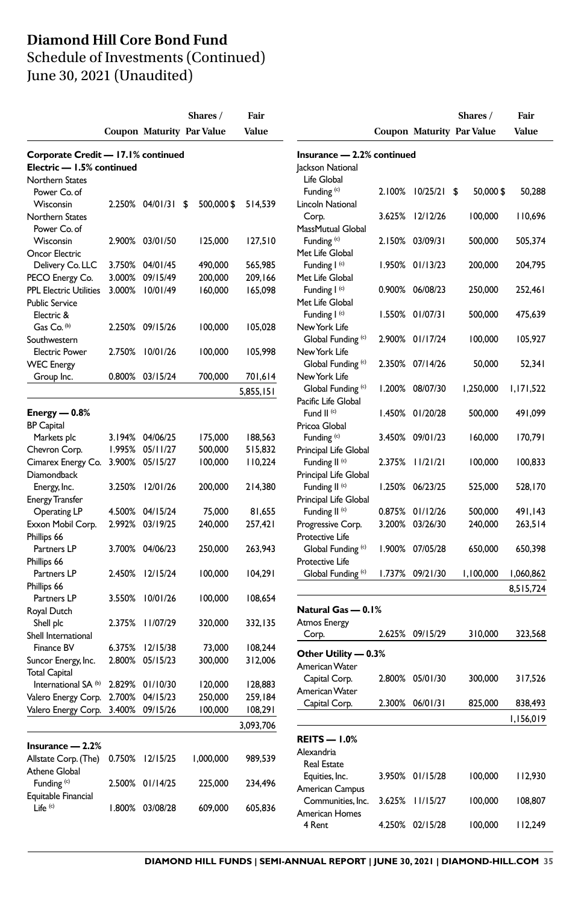# Diamond Hill Core Bond Fund

Schedule of Investments (Continued)
June 30, 2021 (Unaudited)

| | Coupon | Maturity | Shares / Par Value | Fair Value |
|---|---|---|---|---|
| **Corporate Credit — 17.1% continued** | | | | |
| **Electric — 1.5% continued** | | | | |
| Northern States Power Co. of Wisconsin | 2.250% | 04/01/31 | $ 500,000 | $ 514,539 |
| Northern States Power Co. of Wisconsin | 2.900% | 03/01/50 | 125,000 | 127,510 |
| Oncor Electric Delivery Co. LLC | 3.750% | 04/01/45 | 490,000 | 565,985 |
| PECO Energy Co. | 3.000% | 09/15/49 | 200,000 | 209,166 |
| PPL Electric Utilities | 3.000% | 10/01/49 | 160,000 | 165,098 |
| Public Service Electric & Gas Co. (b) | 2.250% | 09/15/26 | 100,000 | 105,028 |
| Southwestern Electric Power | 2.750% | 10/01/26 | 100,000 | 105,998 |
| WEC Energy Group Inc. | 0.800% | 03/15/24 | 700,000 | 701,614 |
| | | | | 5,855,151 |
| **Energy — 0.8%** | | | | |
| BP Capital Markets plc | 3.194% | 04/06/25 | 175,000 | 188,563 |
| Chevron Corp. | 1.995% | 05/11/27 | 500,000 | 515,832 |
| Cimarex Energy Co. | 3.900% | 05/15/27 | 100,000 | 110,224 |
| Diamondback Energy, Inc. | 3.250% | 12/01/26 | 200,000 | 214,380 |
| Energy Transfer Operating LP | 4.500% | 04/15/24 | 75,000 | 81,655 |
| Exxon Mobil Corp. | 2.992% | 03/19/25 | 240,000 | 257,421 |
| Phillips 66 Partners LP | 3.700% | 04/06/23 | 250,000 | 263,943 |
| Phillips 66 Partners LP | 2.450% | 12/15/24 | 100,000 | 104,291 |
| Phillips 66 Partners LP | 3.550% | 10/01/26 | 100,000 | 108,654 |
| Royal Dutch Shell plc | 2.375% | 11/07/29 | 320,000 | 332,135 |
| Shell International Finance BV | 6.375% | 12/15/38 | 73,000 | 108,244 |
| Suncor Energy, Inc. | 2.800% | 05/15/23 | 300,000 | 312,006 |
| Total Capital International SA (b) | 2.829% | 01/10/30 | 120,000 | 128,883 |
| Valero Energy Corp. | 2.700% | 04/15/23 | 250,000 | 259,184 |
| Valero Energy Corp. | 3.400% | 09/15/26 | 100,000 | 108,291 |
| | | | | 3,093,706 |
| **Insurance — 2.2%** | | | | |
| Allstate Corp. (The) | 0.750% | 12/15/25 | 1,000,000 | 989,539 |
| Athene Global Funding (c) | 2.500% | 01/14/25 | 225,000 | 234,496 |
| Equitable Financial Life (c) | 1.800% | 03/08/28 | 609,000 | 605,836 |
| **Insurance — 2.2% continued** | | | | |
| Jackson National Life Global Funding (c) | 2.100% | 10/25/21 | $ 50,000 | $ 50,288 |
| Lincoln National Corp. | 3.625% | 12/12/26 | 100,000 | 110,696 |
| MassMutual Global Funding (c) | 2.150% | 03/09/31 | 500,000 | 505,374 |
| Met Life Global Funding I (c) | 1.950% | 01/13/23 | 200,000 | 204,795 |
| Met Life Global Funding I (c) | 0.900% | 06/08/23 | 250,000 | 252,461 |
| Met Life Global Funding I (c) | 1.550% | 01/07/31 | 500,000 | 475,639 |
| New York Life Global Funding (c) | 2.900% | 01/17/24 | 100,000 | 105,927 |
| New York Life Global Funding (c) | 2.350% | 07/14/26 | 50,000 | 52,341 |
| New York Life Global Funding (c) | 1.200% | 08/07/30 | 1,250,000 | 1,171,522 |
| Pacific Life Global Fund II (c) | 1.450% | 01/20/28 | 500,000 | 491,099 |
| Pricoa Global Funding (c) | 3.450% | 09/01/23 | 160,000 | 170,791 |
| Principal Life Global Funding II (c) | 2.375% | 11/21/21 | 100,000 | 100,833 |
| Principal Life Global Funding II (c) | 1.250% | 06/23/25 | 525,000 | 528,170 |
| Principal Life Global Funding II (c) | 0.875% | 01/12/26 | 500,000 | 491,143 |
| Progressive Corp. | 3.200% | 03/26/30 | 240,000 | 263,514 |
| Protective Life Global Funding (c) | 1.900% | 07/05/28 | 650,000 | 650,398 |
| Protective Life Global Funding (c) | 1.737% | 09/21/30 | 1,100,000 | 1,060,862 |
| | | | | 8,515,724 |
| **Natural Gas — 0.1%** | | | | |
| Atmos Energy Corp. | 2.625% | 09/15/29 | 310,000 | 323,568 |
| **Other Utility — 0.3%** | | | | |
| American Water Capital Corp. | 2.800% | 05/01/30 | 300,000 | 317,526 |
| American Water Capital Corp. | 2.300% | 06/01/31 | 825,000 | 838,493 |
| | | | | 1,156,019 |
| **REITS — 1.0%** | | | | |
| Alexandria Real Estate Equities, Inc. | 3.950% | 01/15/28 | 100,000 | 112,930 |
| American Campus Communities, Inc. | 3.625% | 11/15/27 | 100,000 | 108,807 |
| American Homes 4 Rent | 4.250% | 02/15/28 | 100,000 | 112,249 |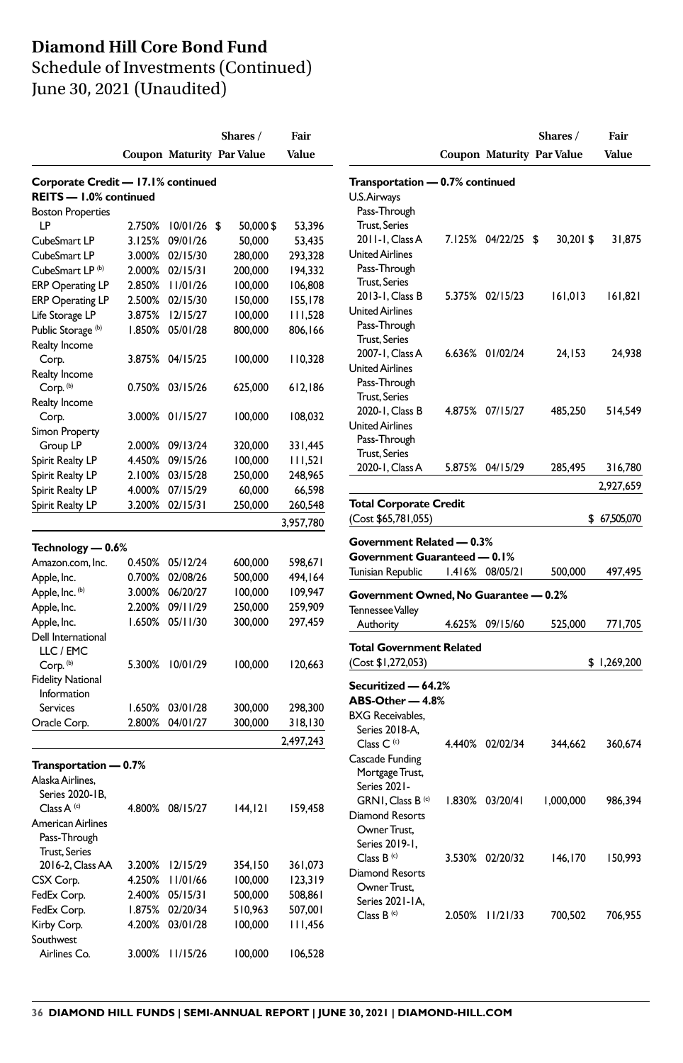# Diamond Hill Core Bond Fund

Schedule of Investments (Continued)

June 30, 2021 (Unaudited)

| | Coupon | Maturity | Shares / Par Value | Fair Value |
|---|---|---|---|---|
| **Corporate Credit — 17.1% continued** | | | | |
| **REITS — 1.0% continued** | | | | |
| Boston Properties LP | 2.750% | 10/01/26 | $ 50,000 | $ 53,396 |
| CubeSmart LP | 3.125% | 09/01/26 | 50,000 | 53,435 |
| CubeSmart LP | 3.000% | 02/15/30 | 280,000 | 293,328 |
| CubeSmart LP (b) | 2.000% | 02/15/31 | 200,000 | 194,332 |
| ERP Operating LP | 2.850% | 11/01/26 | 100,000 | 106,808 |
| ERP Operating LP | 2.500% | 02/15/30 | 150,000 | 155,178 |
| Life Storage LP | 3.875% | 12/15/27 | 100,000 | 111,528 |
| Public Storage (b) | 1.850% | 05/01/28 | 800,000 | 806,166 |
| Realty Income Corp. | 3.875% | 04/15/25 | 100,000 | 110,328 |
| Realty Income Corp. (b) | 0.750% | 03/15/26 | 625,000 | 612,186 |
| Realty Income Corp. | 3.000% | 01/15/27 | 100,000 | 108,032 |
| Simon Property Group LP | 2.000% | 09/13/24 | 320,000 | 331,445 |
| Spirit Realty LP | 4.450% | 09/15/26 | 100,000 | 111,521 |
| Spirit Realty LP | 2.100% | 03/15/28 | 250,000 | 248,965 |
| Spirit Realty LP | 4.000% | 07/15/29 | 60,000 | 66,598 |
| Spirit Realty LP | 3.200% | 02/15/31 | 250,000 | 260,548 |
| | | | | 3,957,780 |
| **Technology — 0.6%** | | | | |
| Amazon.com, Inc. | 0.450% | 05/12/24 | 600,000 | 598,671 |
| Apple, Inc. | 0.700% | 02/08/26 | 500,000 | 494,164 |
| Apple, Inc. (b) | 3.000% | 06/20/27 | 100,000 | 109,947 |
| Apple, Inc. | 2.200% | 09/11/29 | 250,000 | 259,909 |
| Apple, Inc. | 1.650% | 05/11/30 | 300,000 | 297,459 |
| Dell International LLC / EMC Corp. (b) | 5.300% | 10/01/29 | 100,000 | 120,663 |
| Fidelity National Information Services | 1.650% | 03/01/28 | 300,000 | 298,300 |
| Oracle Corp. | 2.800% | 04/01/27 | 300,000 | 318,130 |
| | | | | 2,497,243 |
| **Transportation — 0.7%** | | | | |
| Alaska Airlines, Series 2020-1B, Class A (c) | 4.800% | 08/15/27 | 144,121 | 159,458 |
| American Airlines Pass-Through Trust, Series 2016-2, Class AA | 3.200% | 12/15/29 | 354,150 | 361,073 |
| CSX Corp. | 4.250% | 11/01/66 | 100,000 | 123,319 |
| FedEx Corp. | 2.400% | 05/15/31 | 500,000 | 508,861 |
| FedEx Corp. | 1.875% | 02/20/34 | 510,963 | 507,001 |
| Kirby Corp. | 4.200% | 03/01/28 | 100,000 | 111,456 |
| Southwest Airlines Co. | 3.000% | 11/15/26 | 100,000 | 106,528 |
| **Transportation — 0.7% continued** | | | | |
| U.S. Airways Pass-Through Trust, Series 2011-1, Class A | 7.125% | 04/22/25 | $ 30,201 | $ 31,875 |
| United Airlines Pass-Through Trust, Series 2013-1, Class B | 5.375% | 02/15/23 | 161,013 | 161,821 |
| United Airlines Pass-Through Trust, Series 2007-1, Class A | 6.636% | 01/02/24 | 24,153 | 24,938 |
| United Airlines Pass-Through Trust, Series 2020-1, Class B | 4.875% | 07/15/27 | 485,250 | 514,549 |
| United Airlines Pass-Through Trust, Series 2020-1, Class A | 5.875% | 04/15/29 | 285,495 | 316,780 |
| | | | | 2,927,659 |
| **Total Corporate Credit** (Cost $65,781,055) | | | | $ 67,505,070 |
| **Government Related — 0.3%** | | | | |
| **Government Guaranteed — 0.1%** | | | | |
| Tunisian Republic | 1.416% | 08/05/21 | 500,000 | 497,495 |
| **Government Owned, No Guarantee — 0.2%** | | | | |
| Tennessee Valley Authority | 4.625% | 09/15/60 | 525,000 | 771,705 |
| **Total Government Related** (Cost $1,272,053) | | | | $ 1,269,200 |
| **Securitized — 64.2%** | | | | |
| **ABS-Other — 4.8%** | | | | |
| BXG Receivables, Series 2018-A, Class C (c) | 4.440% | 02/02/34 | 344,662 | 360,674 |
| Cascade Funding Mortgage Trust, Series 2021-GRN1, Class B (c) | 1.830% | 03/20/41 | 1,000,000 | 986,394 |
| Diamond Resorts Owner Trust, Series 2019-1, Class B (c) | 3.530% | 02/20/32 | 146,170 | 150,993 |
| Diamond Resorts Owner Trust, Series 2021-1A, Class B (c) | 2.050% | 11/21/33 | 700,502 | 706,955 |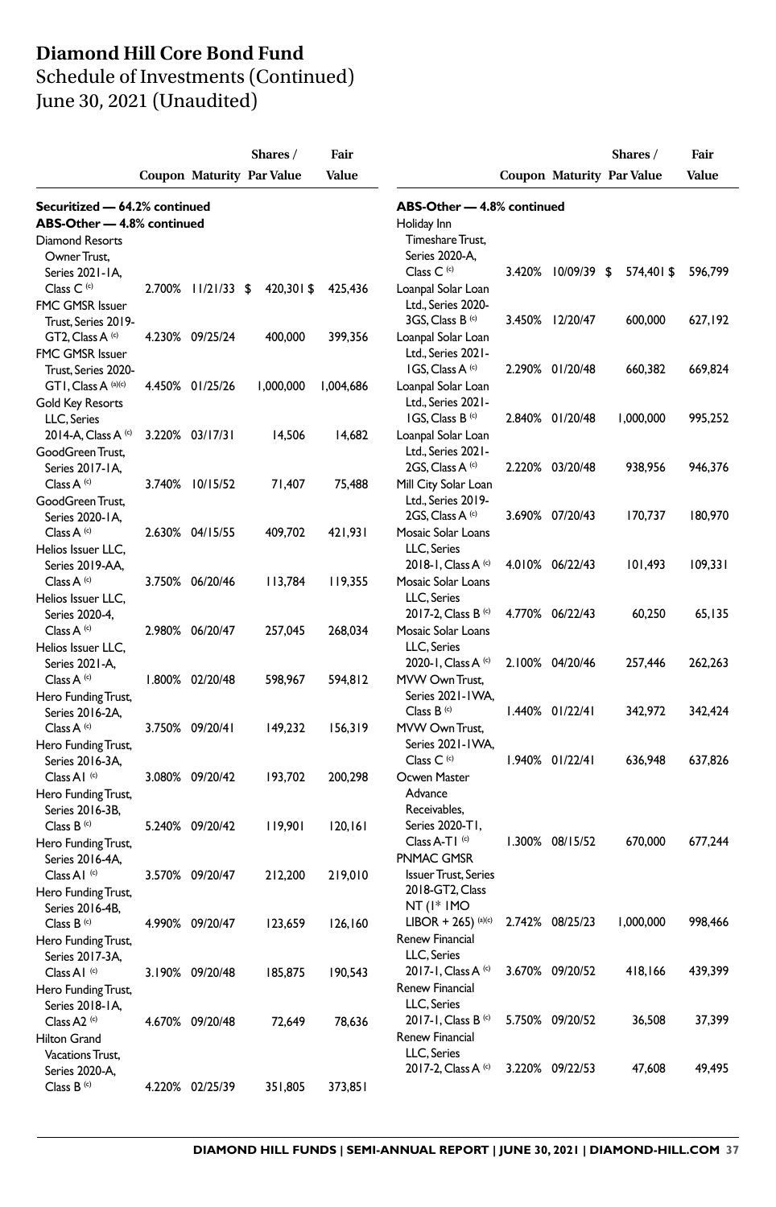# Diamond Hill Core Bond Fund
## Schedule of Investments (Continued)
## June 30, 2021 (Unaudited)

| | Coupon | Maturity | Shares / Par Value | Fair Value |
|---|---|---|---|---|
| **Securitized — 64.2% continued** | | | | |
| **ABS-Other — 4.8% continued** | | | | |
| Diamond Resorts Owner Trust, Series 2021-1A, Class C [(c)] | 2.700% | 11/21/33 | $ 420,301 | $ 425,436 |
| FMC GMSR Issuer Trust, Series 2019-GT2, Class A [(c)] | 4.230% | 09/25/24 | 400,000 | 399,356 |
| FMC GMSR Issuer Trust, Series 2020-GT1, Class A [(a)(c)] | 4.450% | 01/25/26 | 1,000,000 | 1,004,686 |
| Gold Key Resorts LLC, Series 2014-A, Class A [(c)] | 3.220% | 03/17/31 | 14,506 | 14,682 |
| GoodGreen Trust, Series 2017-1A, Class A [(c)] | 3.740% | 10/15/52 | 71,407 | 75,488 |
| GoodGreen Trust, Series 2020-1A, Class A [(c)] | 2.630% | 04/15/55 | 409,702 | 421,931 |
| Helios Issuer LLC, Series 2019-AA, Class A [(c)] | 3.750% | 06/20/46 | 113,784 | 119,355 |
| Helios Issuer LLC, Series 2020-4, Class A [(c)] | 2.980% | 06/20/47 | 257,045 | 268,034 |
| Helios Issuer LLC, Series 2021-A, Class A [(c)] | 1.800% | 02/20/48 | 598,967 | 594,812 |
| Hero Funding Trust, Series 2016-2A, Class A [(c)] | 3.750% | 09/20/41 | 149,232 | 156,319 |
| Hero Funding Trust, Series 2016-3A, Class A1 [(c)] | 3.080% | 09/20/42 | 193,702 | 200,298 |
| Hero Funding Trust, Series 2016-3B, Class B [(c)] | 5.240% | 09/20/42 | 119,901 | 120,161 |
| Hero Funding Trust, Series 2016-4A, Class A1 [(c)] | 3.570% | 09/20/47 | 212,200 | 219,010 |
| Hero Funding Trust, Series 2016-4B, Class B [(c)] | 4.990% | 09/20/47 | 123,659 | 126,160 |
| Hero Funding Trust, Series 2017-3A, Class A1 [(c)] | 3.190% | 09/20/48 | 185,875 | 190,543 |
| Hero Funding Trust, Series 2018-1A, Class A2 [(c)] | 4.670% | 09/20/48 | 72,649 | 78,636 |
| Hilton Grand Vacations Trust, Series 2020-A, Class B [(c)] | 4.220% | 02/25/39 | 351,805 | 373,851 |
| **ABS-Other — 4.8% continued** | | | | |
| Holiday Inn Timeshare Trust, Series 2020-A, Class C [(c)] | 3.420% | 10/09/39 | $ 574,401 | $ 596,799 |
| Loanpal Solar Loan Ltd., Series 2020-3GS, Class B [(c)] | 3.450% | 12/20/47 | 600,000 | 627,192 |
| Loanpal Solar Loan Ltd., Series 2021-1GS, Class A [(c)] | 2.290% | 01/20/48 | 660,382 | 669,824 |
| Loanpal Solar Loan Ltd., Series 2021-1GS, Class B [(c)] | 2.840% | 01/20/48 | 1,000,000 | 995,252 |
| Loanpal Solar Loan Ltd., Series 2021-2GS, Class A [(c)] | 2.220% | 03/20/48 | 938,956 | 946,376 |
| Mill City Solar Loan Ltd., Series 2019-2GS, Class A [(c)] | 3.690% | 07/20/43 | 170,737 | 180,970 |
| Mosaic Solar Loans LLC, Series 2018-1, Class A [(c)] | 4.010% | 06/22/43 | 101,493 | 109,331 |
| Mosaic Solar Loans LLC, Series 2017-2, Class B [(c)] | 4.770% | 06/22/43 | 60,250 | 65,135 |
| Mosaic Solar Loans LLC, Series 2020-1, Class A [(c)] | 2.100% | 04/20/46 | 257,446 | 262,263 |
| MVW Own Trust, Series 2021-1WA, Class B [(c)] | 1.440% | 01/22/41 | 342,972 | 342,424 |
| MVW Own Trust, Series 2021-1WA, Class C [(c)] | 1.940% | 01/22/41 | 636,948 | 637,826 |
| Ocwen Master Advance Receivables, Series 2020-T1, Class A-T1 [(c)] | 1.300% | 08/15/52 | 670,000 | 677,244 |
| PNMAC GMSR Issuer Trust, Series 2018-GT2, Class NT (1* 1MO LIBOR + 265) [(a)(c)] | 2.742% | 08/25/23 | 1,000,000 | 998,466 |
| Renew Financial LLC, Series 2017-1, Class A [(c)] | 3.670% | 09/20/52 | 418,166 | 439,399 |
| Renew Financial LLC, Series 2017-1, Class B [(c)] | 5.750% | 09/20/52 | 36,508 | 37,399 |
| Renew Financial LLC, Series 2017-2, Class A [(c)] | 3.220% | 09/22/53 | 47,608 | 49,495 |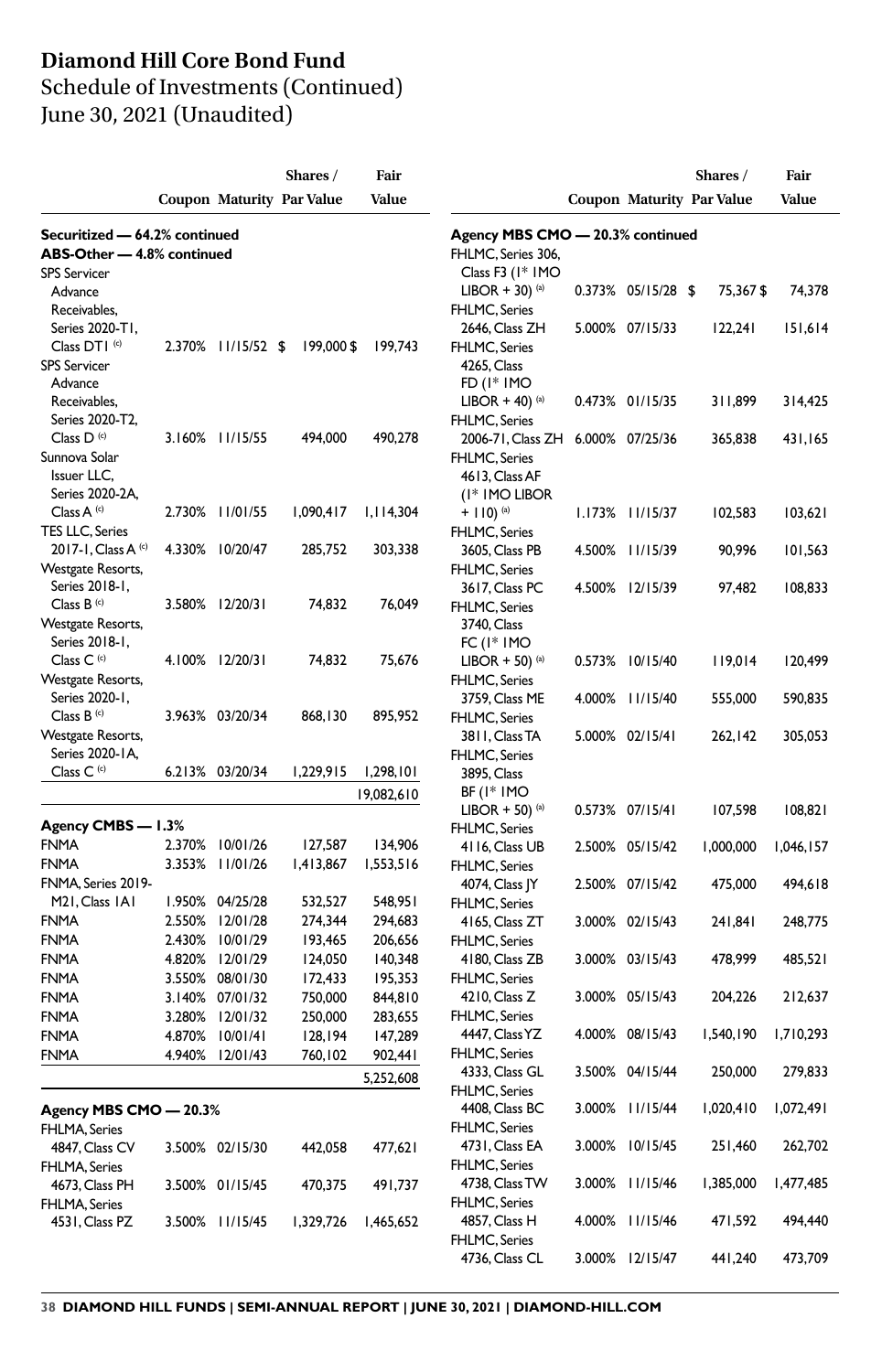# Diamond Hill Core Bond Fund

Schedule of Investments (Continued)
June 30, 2021 (Unaudited)

| | Coupon | Maturity | Shares / Par Value | Fair Value |
|---|---|---|---|---|
| **Securitized — 64.2% continued** | | | | |
| **ABS-Other — 4.8% continued** | | | | |
| SPS Servicer Advance Receivables, Series 2020-T1, Class DT1 [(c)] | 2.370% | 11/15/52 | $ 199,000 | $ 199,743 |
| SPS Servicer Advance Receivables, Series 2020-T2, Class D [(c)] | 3.160% | 11/15/55 | 494,000 | 490,278 |
| Sunnova Solar Issuer LLC, Series 2020-2A, Class A [(c)] | 2.730% | 11/01/55 | 1,090,417 | 1,114,304 |
| TES LLC, Series 2017-1, Class A [(c)] | 4.330% | 10/20/47 | 285,752 | 303,338 |
| Westgate Resorts, Series 2018-1, Class B [(c)] | 3.580% | 12/20/31 | 74,832 | 76,049 |
| Westgate Resorts, Series 2018-1, Class C [(c)] | 4.100% | 12/20/31 | 74,832 | 75,676 |
| Westgate Resorts, Series 2020-1, Class B [(c)] | 3.963% | 03/20/34 | 868,130 | 895,952 |
| Westgate Resorts, Series 2020-1A, Class C [(c)] | 6.213% | 03/20/34 | 1,229,915 | 1,298,101 |
| | | | | 19,082,610 |
| **Agency CMBS — 1.3%** | | | | |
| FNMA | 2.370% | 10/01/26 | 127,587 | 134,906 |
| FNMA | 3.353% | 11/01/26 | 1,413,867 | 1,553,516 |
| FNMA, Series 2019-M21, Class 1A1 | 1.950% | 04/25/28 | 532,527 | 548,951 |
| FNMA | 2.550% | 12/01/28 | 274,344 | 294,683 |
| FNMA | 2.430% | 10/01/29 | 193,465 | 206,656 |
| FNMA | 4.820% | 12/01/29 | 124,050 | 140,348 |
| FNMA | 3.550% | 08/01/30 | 172,433 | 195,353 |
| FNMA | 3.140% | 07/01/32 | 750,000 | 844,810 |
| FNMA | 3.280% | 12/01/32 | 250,000 | 283,655 |
| FNMA | 4.870% | 10/01/41 | 128,194 | 147,289 |
| FNMA | 4.940% | 12/01/43 | 760,102 | 902,441 |
| | | | | 5,252,608 |
| **Agency MBS CMO — 20.3%** | | | | |
| FHLMA, Series 4847, Class CV | 3.500% | 02/15/30 | 442,058 | 477,621 |
| FHLMA, Series 4673, Class PH | 3.500% | 01/15/45 | 470,375 | 491,737 |
| FHLMA, Series 4531, Class PZ | 3.500% | 11/15/45 | 1,329,726 | 1,465,652 |

| | Coupon | Maturity | Shares / Par Value | Fair Value |
|---|---|---|---|---|
| **Agency MBS CMO — 20.3% continued** | | | | |
| FHLMC, Series 306, Class F3 (1* 1MO LIBOR + 30) [(a)] | 0.373% | 05/15/28 | $ 75,367 | $ 74,378 |
| FHLMC, Series 2646, Class ZH | 5.000% | 07/15/33 | 122,241 | 151,614 |
| FHLMC, Series 4265, Class FD (1* 1MO LIBOR + 40) [(a)] | 0.473% | 01/15/35 | 311,899 | 314,425 |
| FHLMC, Series 2006-71, Class ZH | 6.000% | 07/25/36 | 365,838 | 431,165 |
| FHLMC, Series 4613, Class AF (1* 1MO LIBOR + 110) [(a)] | 1.173% | 11/15/37 | 102,583 | 103,621 |
| FHLMC, Series 3605, Class PB | 4.500% | 11/15/39 | 90,996 | 101,563 |
| FHLMC, Series 3617, Class PC | 4.500% | 12/15/39 | 97,482 | 108,833 |
| FHLMC, Series 3740, Class FC (1* 1MO LIBOR + 50) [(a)] | 0.573% | 10/15/40 | 119,014 | 120,499 |
| FHLMC, Series 3759, Class ME | 4.000% | 11/15/40 | 555,000 | 590,835 |
| FHLMC, Series 3811, Class TA | 5.000% | 02/15/41 | 262,142 | 305,053 |
| FHLMC, Series 3895, Class BF (1* 1MO LIBOR + 50) [(a)] | 0.573% | 07/15/41 | 107,598 | 108,821 |
| FHLMC, Series 4116, Class UB | 2.500% | 05/15/42 | 1,000,000 | 1,046,157 |
| FHLMC, Series 4074, Class JY | 2.500% | 07/15/42 | 475,000 | 494,618 |
| FHLMC, Series 4165, Class ZT | 3.000% | 02/15/43 | 241,841 | 248,775 |
| FHLMC, Series 4180, Class ZB | 3.000% | 03/15/43 | 478,999 | 485,521 |
| FHLMC, Series 4210, Class Z | 3.000% | 05/15/43 | 204,226 | 212,637 |
| FHLMC, Series 4447, Class YZ | 4.000% | 08/15/43 | 1,540,190 | 1,710,293 |
| FHLMC, Series 4333, Class GL | 3.500% | 04/15/44 | 250,000 | 279,833 |
| FHLMC, Series 4408, Class BC | 3.000% | 11/15/44 | 1,020,410 | 1,072,491 |
| FHLMC, Series 4731, Class EA | 3.000% | 10/15/45 | 251,460 | 262,702 |
| FHLMC, Series 4738, Class TW | 3.000% | 11/15/46 | 1,385,000 | 1,477,485 |
| FHLMC, Series 4857, Class H | 4.000% | 11/15/46 | 471,592 | 494,440 |
| FHLMC, Series 4736, Class CL | 3.000% | 12/15/47 | 441,240 | 473,709 |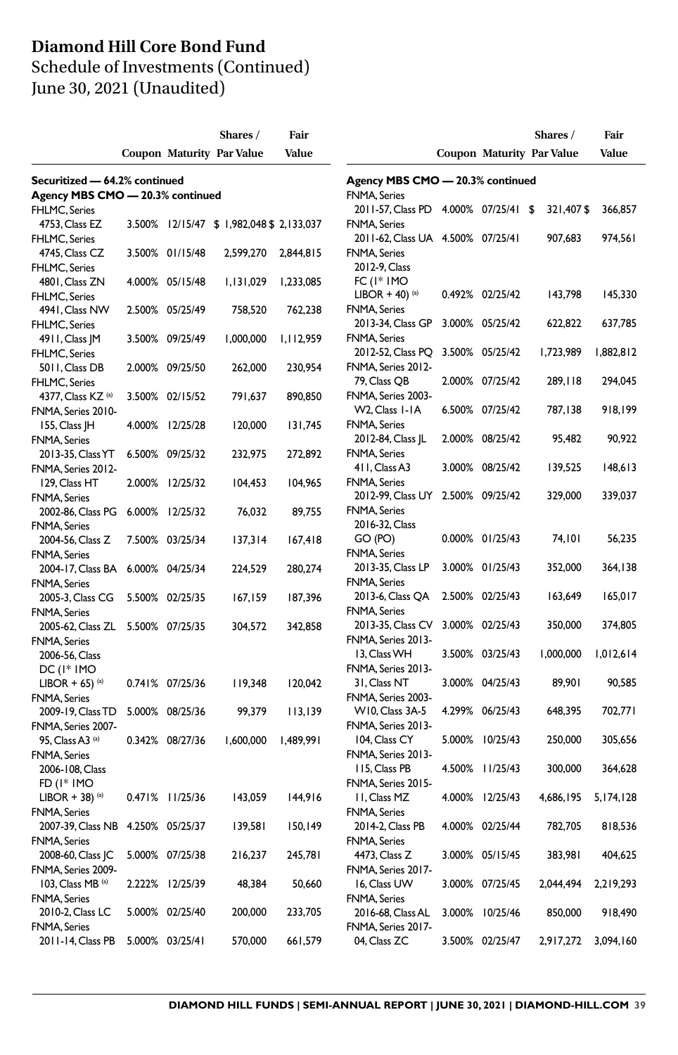# Diamond Hill Core Bond Fund

Schedule of Investments (Continued)
June 30, 2021 (Unaudited)

| | Coupon | Maturity | Shares / Par Value | Fair Value |
|---|---|---|---|---|
| **Securitized — 64.2% continued** | | | | |
| **Agency MBS CMO — 20.3% continued** | | | | |
| FHLMC, Series 4753, Class EZ | 3.500% | 12/15/47 | $ 1,982,048 | $ 2,133,037 |
| FHLMC, Series 4745, Class CZ | 3.500% | 01/15/48 | 2,599,270 | 2,844,815 |
| FHLMC, Series 4801, Class ZN | 4.000% | 05/15/48 | 1,131,029 | 1,233,085 |
| FHLMC, Series 4941, Class NW | 2.500% | 05/25/49 | 758,520 | 762,238 |
| FHLMC, Series 4911, Class JM | 3.500% | 09/25/49 | 1,000,000 | 1,112,959 |
| FHLMC, Series 5011, Class DB | 2.000% | 09/25/50 | 262,000 | 230,954 |
| FHLMC, Series 4377, Class KZ [(a)] | 3.500% | 02/15/52 | 791,637 | 890,850 |
| FNMA, Series 2010-155, Class JH | 4.000% | 12/25/28 | 120,000 | 131,745 |
| FNMA, Series 2013-35, Class YT | 6.500% | 09/25/32 | 232,975 | 272,892 |
| FNMA, Series 2012-129, Class HT | 2.000% | 12/25/32 | 104,453 | 104,965 |
| FNMA, Series 2002-86, Class PG | 6.000% | 12/25/32 | 76,032 | 89,755 |
| FNMA, Series 2004-56, Class Z | 7.500% | 03/25/34 | 137,314 | 167,418 |
| FNMA, Series 2004-17, Class BA | 6.000% | 04/25/34 | 224,529 | 280,274 |
| FNMA, Series 2005-3, Class CG | 5.500% | 02/25/35 | 167,159 | 187,396 |
| FNMA, Series 2005-62, Class ZL | 5.500% | 07/25/35 | 304,572 | 342,858 |
| FNMA, Series 2006-56, Class DC (1* 1MO LIBOR + 65) [(a)] | 0.741% | 07/25/36 | 119,348 | 120,042 |
| FNMA, Series 2009-19, Class TD | 5.000% | 08/25/36 | 99,379 | 113,139 |
| FNMA, Series 2007-95, Class A3 [(a)] | 0.342% | 08/27/36 | 1,600,000 | 1,489,991 |
| FNMA, Series 2006-108, Class FD (1* 1MO LIBOR + 38) [(a)] | 0.471% | 11/25/36 | 143,059 | 144,916 |
| FNMA, Series 2007-39, Class NB | 4.250% | 05/25/37 | 139,581 | 150,149 |
| FNMA, Series 2008-60, Class JC | 5.000% | 07/25/38 | 216,237 | 245,781 |
| FNMA, Series 2009-103, Class MB [(a)] | 2.222% | 12/25/39 | 48,384 | 50,660 |
| FNMA, Series 2010-2, Class LC | 5.000% | 02/25/40 | 200,000 | 233,705 |
| FNMA, Series 2011-14, Class PB | 5.000% | 03/25/41 | 570,000 | 661,579 |
| **Agency MBS CMO — 20.3% continued** | | | | |
| FNMA, Series 2011-57, Class PD | 4.000% | 07/25/41 | $ 321,407 | $ 366,857 |
| FNMA, Series 2011-62, Class UA | 4.500% | 07/25/41 | 907,683 | 974,561 |
| FNMA, Series 2012-9, Class FC (1* 1MO LIBOR + 40) [(a)] | 0.492% | 02/25/42 | 143,798 | 145,330 |
| FNMA, Series 2013-34, Class GP | 3.000% | 05/25/42 | 622,822 | 637,785 |
| FNMA, Series 2012-52, Class PQ | 3.500% | 05/25/42 | 1,723,989 | 1,882,812 |
| FNMA, Series 2012-79, Class QB | 2.000% | 07/25/42 | 289,118 | 294,045 |
| FNMA, Series 2003-W2, Class 1-1A | 6.500% | 07/25/42 | 787,138 | 918,199 |
| FNMA, Series 2012-84, Class JL | 2.000% | 08/25/42 | 95,482 | 90,922 |
| FNMA, Series 411, Class A3 | 3.000% | 08/25/42 | 139,525 | 148,613 |
| FNMA, Series 2012-99, Class UY | 2.500% | 09/25/42 | 329,000 | 339,037 |
| FNMA, Series 2016-32, Class GO (PO) | 0.000% | 01/25/43 | 74,101 | 56,235 |
| FNMA, Series 2013-35, Class LP | 3.000% | 01/25/43 | 352,000 | 364,138 |
| FNMA, Series 2013-6, Class QA | 2.500% | 02/25/43 | 163,649 | 165,017 |
| FNMA, Series 2013-35, Class CV | 3.000% | 02/25/43 | 350,000 | 374,805 |
| FNMA, Series 2013-13, Class WH | 3.500% | 03/25/43 | 1,000,000 | 1,012,614 |
| FNMA, Series 2013-31, Class NT | 3.000% | 04/25/43 | 89,901 | 90,585 |
| FNMA, Series 2003-W10, Class 3A-5 | 4.299% | 06/25/43 | 648,395 | 702,771 |
| FNMA, Series 2013-104, Class CY | 5.000% | 10/25/43 | 250,000 | 305,656 |
| FNMA, Series 2013-115, Class PB | 4.500% | 11/25/43 | 300,000 | 364,628 |
| FNMA, Series 2015-11, Class MZ | 4.000% | 12/25/43 | 4,686,195 | 5,174,128 |
| FNMA, Series 2014-2, Class PB | 4.000% | 02/25/44 | 782,705 | 818,536 |
| FNMA, Series 4473, Class Z | 3.000% | 05/15/45 | 383,981 | 404,625 |
| FNMA, Series 2017-16, Class UW | 3.000% | 07/25/45 | 2,044,494 | 2,219,293 |
| FNMA, Series 2016-68, Class AL | 3.000% | 10/25/46 | 850,000 | 918,490 |
| FNMA, Series 2017-04, Class ZC | 3.500% | 02/25/47 | 2,917,272 | 3,094,160 |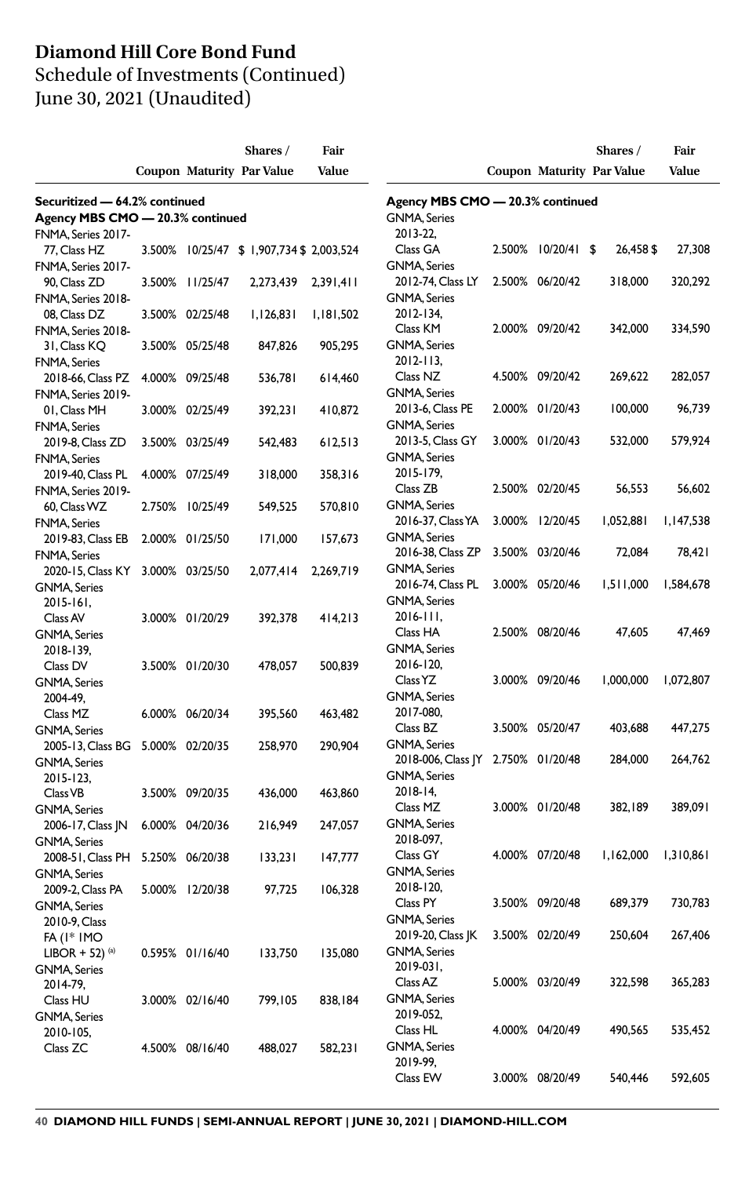# Diamond Hill Core Bond Fund

## Schedule of Investments (Continued)

## June 30, 2021 (Unaudited)

| | Coupon | Maturity | Shares / Par Value | Fair Value |
|---|---|---|---|---|
| **Securitized — 64.2% continued** | | | | |
| **Agency MBS CMO — 20.3% continued** | | | | |
| FNMA, Series 2017-77, Class HZ | 3.500% | 10/25/47 | $ 1,907,734 | $ 2,003,524 |
| FNMA, Series 2017-90, Class ZD | 3.500% | 11/25/47 | 2,273,439 | 2,391,411 |
| FNMA, Series 2018-08, Class DZ | 3.500% | 02/25/48 | 1,126,831 | 1,181,502 |
| FNMA, Series 2018-31, Class KQ | 3.500% | 05/25/48 | 847,826 | 905,295 |
| FNMA, Series 2018-66, Class PZ | 4.000% | 09/25/48 | 536,781 | 614,460 |
| FNMA, Series 2019-01, Class MH | 3.000% | 02/25/49 | 392,231 | 410,872 |
| FNMA, Series 2019-8, Class ZD | 3.500% | 03/25/49 | 542,483 | 612,513 |
| FNMA, Series 2019-40, Class PL | 4.000% | 07/25/49 | 318,000 | 358,316 |
| FNMA, Series 2019-60, Class WZ | 2.750% | 10/25/49 | 549,525 | 570,810 |
| FNMA, Series 2019-83, Class EB | 2.000% | 01/25/50 | 171,000 | 157,673 |
| FNMA, Series 2020-15, Class KY | 3.000% | 03/25/50 | 2,077,414 | 2,269,719 |
| GNMA, Series 2015-161, Class AV | 3.000% | 01/20/29 | 392,378 | 414,213 |
| GNMA, Series 2018-139, Class DV | 3.500% | 01/20/30 | 478,057 | 500,839 |
| GNMA, Series 2004-49, Class MZ | 6.000% | 06/20/34 | 395,560 | 463,482 |
| GNMA, Series 2005-13, Class BG | 5.000% | 02/20/35 | 258,970 | 290,904 |
| GNMA, Series 2015-123, Class VB | 3.500% | 09/20/35 | 436,000 | 463,860 |
| GNMA, Series 2006-17, Class JN | 6.000% | 04/20/36 | 216,949 | 247,057 |
| GNMA, Series 2008-51, Class PH | 5.250% | 06/20/38 | 133,231 | 147,777 |
| GNMA, Series 2009-2, Class PA | 5.000% | 12/20/38 | 97,725 | 106,328 |
| GNMA, Series 2010-9, Class FA (1* 1MO LIBOR + 52) [(a)] | 0.595% | 01/16/40 | 133,750 | 135,080 |
| GNMA, Series 2014-79, Class HU | 3.000% | 02/16/40 | 799,105 | 838,184 |
| GNMA, Series 2010-105, Class ZC | 4.500% | 08/16/40 | 488,027 | 582,231 |
| GNMA, Series 2013-22, Class GA | 2.500% | 10/20/41 | $ 26,458 | $ 27,308 |
| GNMA, Series 2012-74, Class LY | 2.500% | 06/20/42 | 318,000 | 320,292 |
| GNMA, Series 2012-134, Class KM | 2.000% | 09/20/42 | 342,000 | 334,590 |
| GNMA, Series 2012-113, Class NZ | 4.500% | 09/20/42 | 269,622 | 282,057 |
| GNMA, Series 2013-6, Class PE | 2.000% | 01/20/43 | 100,000 | 96,739 |
| GNMA, Series 2013-5, Class GY | 3.000% | 01/20/43 | 532,000 | 579,924 |
| GNMA, Series 2015-179, Class ZB | 2.500% | 02/20/45 | 56,553 | 56,602 |
| GNMA, Series 2016-37, Class YA | 3.000% | 12/20/45 | 1,052,881 | 1,147,538 |
| GNMA, Series 2016-38, Class ZP | 3.500% | 03/20/46 | 72,084 | 78,421 |
| GNMA, Series 2016-74, Class PL | 3.000% | 05/20/46 | 1,511,000 | 1,584,678 |
| GNMA, Series 2016-111, Class HA | 2.500% | 08/20/46 | 47,605 | 47,469 |
| GNMA, Series 2016-120, Class YZ | 3.000% | 09/20/46 | 1,000,000 | 1,072,807 |
| GNMA, Series 2017-080, Class BZ | 3.500% | 05/20/47 | 403,688 | 447,275 |
| GNMA, Series 2018-006, Class JY | 2.750% | 01/20/48 | 284,000 | 264,762 |
| GNMA, Series 2018-14, Class MZ | 3.000% | 01/20/48 | 382,189 | 389,091 |
| GNMA, Series 2018-097, Class GY | 4.000% | 07/20/48 | 1,162,000 | 1,310,861 |
| GNMA, Series 2018-120, Class PY | 3.500% | 09/20/48 | 689,379 | 730,783 |
| GNMA, Series 2019-20, Class JK | 3.500% | 02/20/49 | 250,604 | 267,406 |
| GNMA, Series 2019-031, Class AZ | 5.000% | 03/20/49 | 322,598 | 365,283 |
| GNMA, Series 2019-052, Class HL | 4.000% | 04/20/49 | 490,565 | 535,452 |
| GNMA, Series 2019-99, Class EW | 3.000% | 08/20/49 | 540,446 | 592,605 |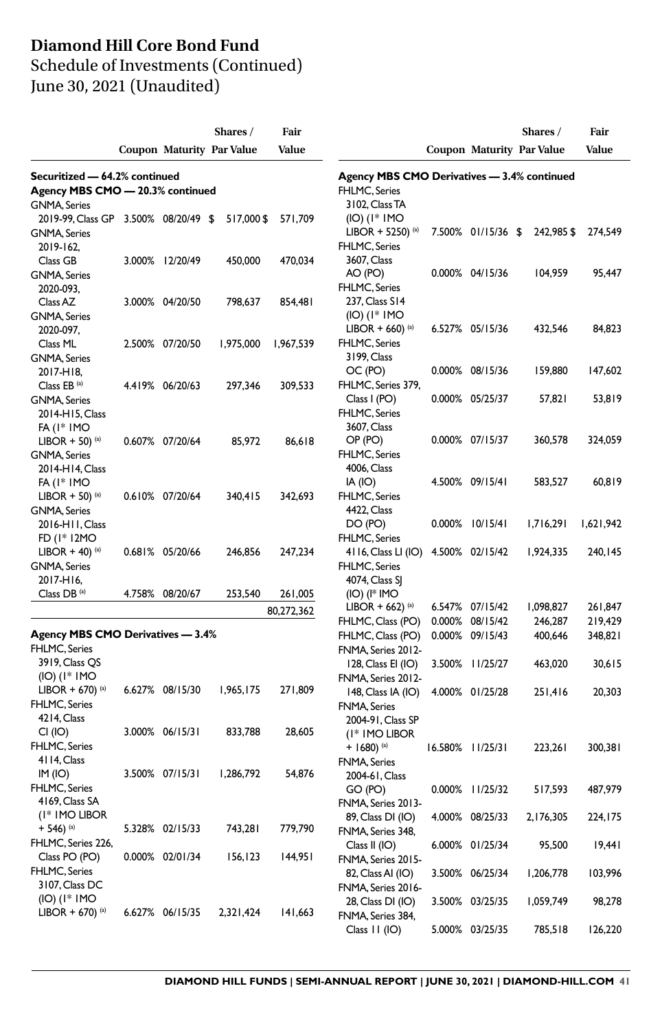# Diamond Hill Core Bond Fund

## Schedule of Investments (Continued)

## June 30, 2021 (Unaudited)

| | Coupon | Maturity | Shares / Par Value | Fair Value |
|---|---|---|---|---|
| **Securitized — 64.2% continued** | | | | |
| **Agency MBS CMO — 20.3% continued** | | | | |
| GNMA, Series 2019-99, Class GP | 3.500% | 08/20/49 | $ 517,000 | $ 571,709 |
| GNMA, Series 2019-162, Class GB | 3.000% | 12/20/49 | 450,000 | 470,034 |
| GNMA, Series 2020-093, Class AZ | 3.000% | 04/20/50 | 798,637 | 854,481 |
| GNMA, Series 2020-097, Class ML | 2.500% | 07/20/50 | 1,975,000 | 1,967,539 |
| GNMA, Series 2017-H18, Class EB [(a)] | 4.419% | 06/20/63 | 297,346 | 309,533 |
| GNMA, Series 2014-H15, Class FA (1* 1MO LIBOR + 50) [(a)] | 0.607% | 07/20/64 | 85,972 | 86,618 |
| GNMA, Series 2014-H14, Class FA (1* 1MO LIBOR + 50) [(a)] | 0.610% | 07/20/64 | 340,415 | 342,693 |
| GNMA, Series 2016-H11, Class FD (1* 12MO LIBOR + 40) [(a)] | 0.681% | 05/20/66 | 246,856 | 247,234 |
| GNMA, Series 2017-H16, Class DB [(a)] | 4.758% | 08/20/67 | 253,540 | 261,005 |
| | | | | 80,272,362 |
| **Agency MBS CMO Derivatives — 3.4%** | | | | |
| FHLMC, Series 3919, Class QS (IO) (1* 1MO LIBOR + 670) [(a)] | 6.627% | 08/15/30 | 1,965,175 | 271,809 |
| FHLMC, Series 4214, Class CI (IO) | 3.000% | 06/15/31 | 833,788 | 28,605 |
| FHLMC, Series 4114, Class IM (IO) | 3.500% | 07/15/31 | 1,286,792 | 54,876 |
| FHLMC, Series 4169, Class SA (1* 1MO LIBOR + 546) [(a)] | 5.328% | 02/15/33 | 743,281 | 779,790 |
| FHLMC, Series 226, Class PO (PO) | 0.000% | 02/01/34 | 156,123 | 144,951 |
| FHLMC, Series 3107, Class DC (IO) (1* 1MO LIBOR + 670) [(a)] | 6.627% | 06/15/35 | 2,321,424 | 141,663 |
| FHLMC, Series 3102, Class TA (IO) (1* 1MO LIBOR + 5250) [(a)] | 7.500% | 01/15/36 | $ 242,985 | $ 274,549 |
| FHLMC, Series 3607, Class AO (PO) | 0.000% | 04/15/36 | 104,959 | 95,447 |
| FHLMC, Series 237, Class S14 (IO) (1* 1MO LIBOR + 660) [(a)] | 6.527% | 05/15/36 | 432,546 | 84,823 |
| FHLMC, Series 3199, Class OC (PO) | 0.000% | 08/15/36 | 159,880 | 147,602 |
| FHLMC, Series 379, Class I (PO) | 0.000% | 05/25/37 | 57,821 | 53,819 |
| FHLMC, Series 3607, Class OP (PO) | 0.000% | 07/15/37 | 360,578 | 324,059 |
| FHLMC, Series 4006, Class IA (IO) | 4.500% | 09/15/41 | 583,527 | 60,819 |
| FHLMC, Series 4422, Class DO (PO) | 0.000% | 10/15/41 | 1,716,291 | 1,621,942 |
| FHLMC, Series 4116, Class LI (IO) | 4.500% | 02/15/42 | 1,924,335 | 240,145 |
| FHLMC, Series 4074, Class SJ (IO) (1* 1MO LIBOR + 662) [(a)] | 6.547% | 07/15/42 | 1,098,827 | 261,847 |
| FHLMC, Class (PO) | 0.000% | 08/15/42 | 246,287 | 219,429 |
| FHLMC, Class (PO) | 0.000% | 09/15/43 | 400,646 | 348,821 |
| FNMA, Series 2012-128, Class EI (IO) | 3.500% | 11/25/27 | 463,020 | 30,615 |
| FNMA, Series 2012-148, Class IA (IO) | 4.000% | 01/25/28 | 251,416 | 20,303 |
| FNMA, Series 2004-91, Class SP (1* 1MO LIBOR + 1680) [(a)] | 16.580% | 11/25/31 | 223,261 | 300,381 |
| FNMA, Series 2004-61, Class GO (PO) | 0.000% | 11/25/32 | 517,593 | 487,979 |
| FNMA, Series 2013-89, Class DI (IO) | 4.000% | 08/25/33 | 2,176,305 | 224,175 |
| FNMA, Series 348, Class II (IO) | 6.000% | 01/25/34 | 95,500 | 19,441 |
| FNMA, Series 2015-82, Class AI (IO) | 3.500% | 06/25/34 | 1,206,778 | 103,996 |
| FNMA, Series 2016-28, Class DI (IO) | 3.500% | 03/25/35 | 1,059,749 | 98,278 |
| FNMA, Series 384, Class 11 (IO) | 5.000% | 03/25/35 | 785,518 | 126,220 |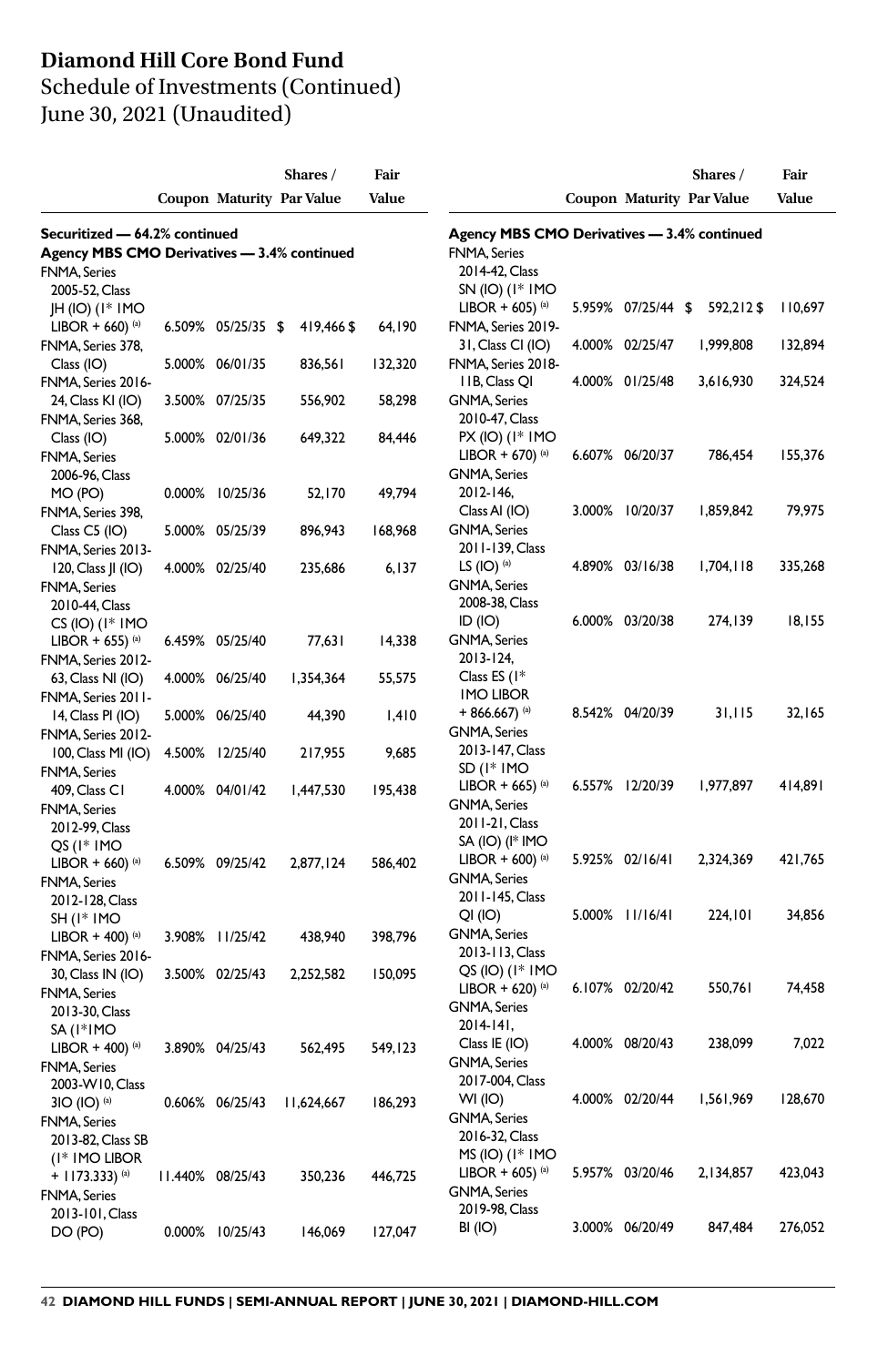# Diamond Hill Core Bond Fund
## Schedule of Investments (Continued)
## June 30, 2021 (Unaudited)

| | Coupon | Maturity | Shares / Par Value | Fair Value |
|---|---|---|---|---|
| **Securitized — 64.2% continued** | | | | |
| **Agency MBS CMO Derivatives — 3.4% continued** | | | | |
| FNMA, Series 2005-52, Class JH (IO) (1* IMO LIBOR + 660) (a) | 6.509% | 05/25/35 | $ 419,466 | $ 64,190 |
| FNMA, Series 378, Class (IO) | 5.000% | 06/01/35 | 836,561 | 132,320 |
| FNMA, Series 2016-24, Class KI (IO) | 3.500% | 07/25/35 | 556,902 | 58,298 |
| FNMA, Series 368, Class (IO) | 5.000% | 02/01/36 | 649,322 | 84,446 |
| FNMA, Series 2006-96, Class MO (PO) | 0.000% | 10/25/36 | 52,170 | 49,794 |
| FNMA, Series 398, Class C5 (IO) | 5.000% | 05/25/39 | 896,943 | 168,968 |
| FNMA, Series 2013-120, Class JI (IO) | 4.000% | 02/25/40 | 235,686 | 6,137 |
| FNMA, Series 2010-44, Class CS (IO) (1* IMO LIBOR + 655) (a) | 6.459% | 05/25/40 | 77,631 | 14,338 |
| FNMA, Series 2012-63, Class NI (IO) | 4.000% | 06/25/40 | 1,354,364 | 55,575 |
| FNMA, Series 2011-14, Class PI (IO) | 5.000% | 06/25/40 | 44,390 | 1,410 |
| FNMA, Series 2012-100, Class MI (IO) | 4.500% | 12/25/40 | 217,955 | 9,685 |
| FNMA, Series 409, Class C1 | 4.000% | 04/01/42 | 1,447,530 | 195,438 |
| FNMA, Series 2012-99, Class QS (1* IMO LIBOR + 660) (a) | 6.509% | 09/25/42 | 2,877,124 | 586,402 |
| FNMA, Series 2012-128, Class SH (1* IMO LIBOR + 400) (a) | 3.908% | 11/25/42 | 438,940 | 398,796 |
| FNMA, Series 2016-30, Class IN (IO) | 3.500% | 02/25/43 | 2,252,582 | 150,095 |
| FNMA, Series 2013-30, Class SA (1*IMO LIBOR + 400) (a) | 3.890% | 04/25/43 | 562,495 | 549,123 |
| FNMA, Series 2003-W10, Class 3IO (IO) (a) | 0.606% | 06/25/43 | 11,624,667 | 186,293 |
| FNMA, Series 2013-82, Class SB (1* IMO LIBOR + 1173.333) (a) | 11.440% | 08/25/43 | 350,236 | 446,725 |
| FNMA, Series 2013-101, Class DO (PO) | 0.000% | 10/25/43 | 146,069 | 127,047 |
| **Agency MBS CMO Derivatives — 3.4% continued** | | | | |
| FNMA, Series 2014-42, Class SN (IO) (1* IMO LIBOR + 605) (a) | 5.959% | 07/25/44 | $ 592,212 | $ 110,697 |
| FNMA, Series 2019-31, Class CI (IO) | 4.000% | 02/25/47 | 1,999,808 | 132,894 |
| FNMA, Series 2018-11B, Class QI | 4.000% | 01/25/48 | 3,616,930 | 324,524 |
| GNMA, Series 2010-47, Class PX (IO) (1* IMO LIBOR + 670) (a) | 6.607% | 06/20/37 | 786,454 | 155,376 |
| GNMA, Series 2012-146, Class AI (IO) | 3.000% | 10/20/37 | 1,859,842 | 79,975 |
| GNMA, Series 2011-139, Class LS (IO) (a) | 4.890% | 03/16/38 | 1,704,118 | 335,268 |
| GNMA, Series 2008-38, Class ID (IO) | 6.000% | 03/20/38 | 274,139 | 18,155 |
| GNMA, Series 2013-124, Class ES (1* IMO LIBOR + 866.667) (a) | 8.542% | 04/20/39 | 31,115 | 32,165 |
| GNMA, Series 2013-147, Class SD (1* IMO LIBOR + 665) (a) | 6.557% | 12/20/39 | 1,977,897 | 414,891 |
| GNMA, Series 2011-21, Class SA (IO) (I* IMO LIBOR + 600) (a) | 5.925% | 02/16/41 | 2,324,369 | 421,765 |
| GNMA, Series 2011-145, Class QI (IO) | 5.000% | 11/16/41 | 224,101 | 34,856 |
| GNMA, Series 2013-113, Class QS (IO) (1* IMO LIBOR + 620) (a) | 6.107% | 02/20/42 | 550,761 | 74,458 |
| GNMA, Series 2014-141, Class IE (IO) | 4.000% | 08/20/43 | 238,099 | 7,022 |
| GNMA, Series 2017-004, Class WI (IO) | 4.000% | 02/20/44 | 1,561,969 | 128,670 |
| GNMA, Series 2016-32, Class MS (IO) (1* IMO LIBOR + 605) (a) | 5.957% | 03/20/46 | 2,134,857 | 423,043 |
| GNMA, Series 2019-98, Class BI (IO) | 3.000% | 06/20/49 | 847,484 | 276,052 |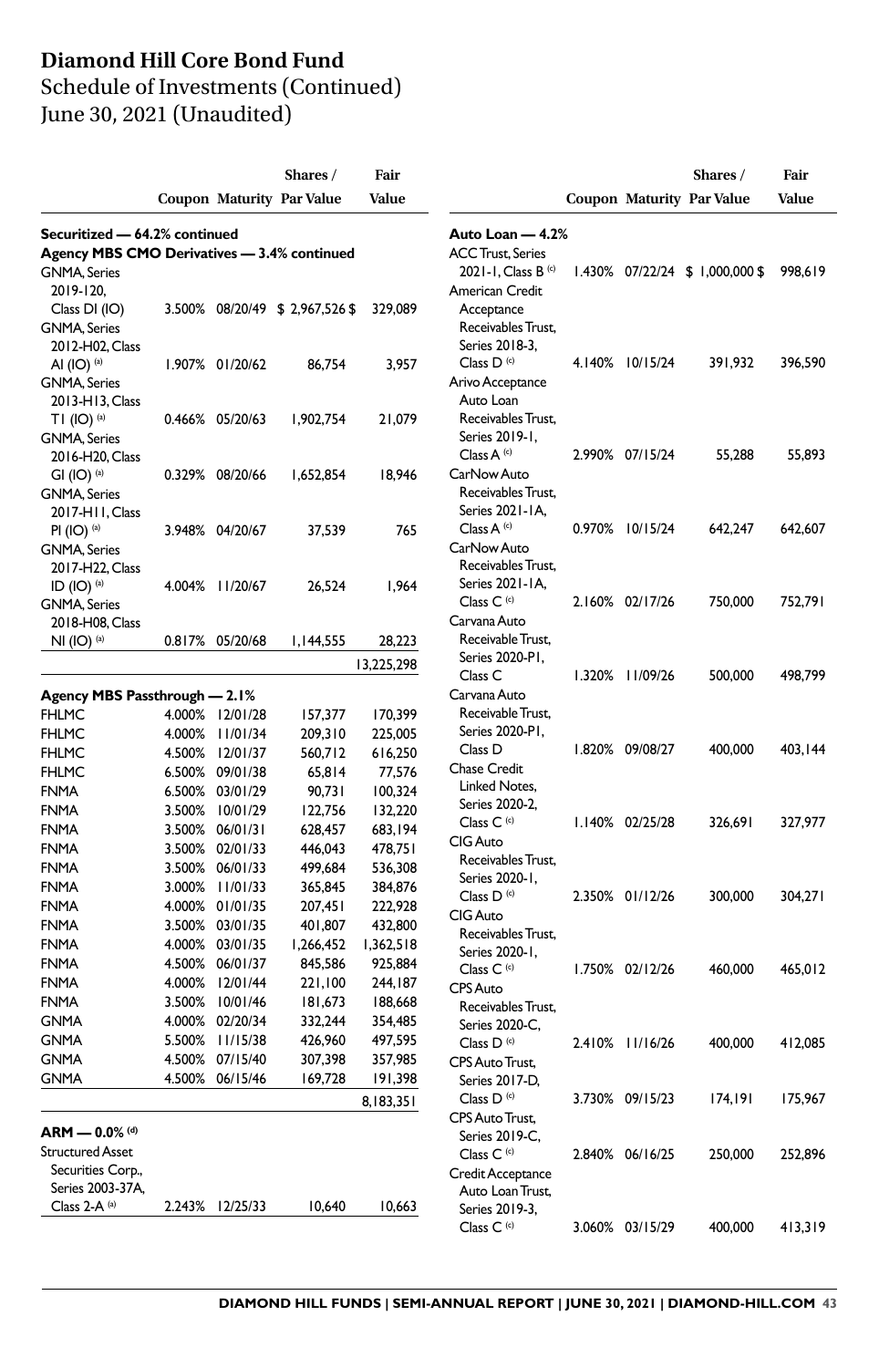# Diamond Hill Core Bond Fund

## Schedule of Investments (Continued)

## June 30, 2021 (Unaudited)

| | Coupon | Maturity | Shares / Par Value | Fair Value |
|---|---|---|---|---|
| **Securitized — 64.2% continued** | | | | |
| **Agency MBS CMO Derivatives — 3.4% continued** | | | | |
| GNMA, Series 2019-120, Class DI (IO) | 3.500% | 08/20/49 | $ 2,967,526 | $ 329,089 |
| GNMA, Series 2012-H02, Class AI (IO) [(a)] | 1.907% | 01/20/62 | 86,754 | 3,957 |
| GNMA, Series 2013-H13, Class TI (IO) [(a)] | 0.466% | 05/20/63 | 1,902,754 | 21,079 |
| GNMA, Series 2016-H20, Class GI (IO) [(a)] | 0.329% | 08/20/66 | 1,652,854 | 18,946 |
| GNMA, Series 2017-H11, Class PI (IO) [(a)] | 3.948% | 04/20/67 | 37,539 | 765 |
| GNMA, Series 2017-H22, Class ID (IO) [(a)] | 4.004% | 11/20/67 | 26,524 | 1,964 |
| GNMA, Series 2018-H08, Class NI (IO) [(a)] | 0.817% | 05/20/68 | 1,144,555 | 28,223 |
| | | | | 13,225,298 |
| **Agency MBS Passthrough — 2.1%** | | | | |
| FHLMC | 4.000% | 12/01/28 | 157,377 | 170,399 |
| FHLMC | 4.000% | 11/01/34 | 209,310 | 225,005 |
| FHLMC | 4.500% | 12/01/37 | 560,712 | 616,250 |
| FHLMC | 6.500% | 09/01/38 | 65,814 | 77,576 |
| FNMA | 6.500% | 03/01/29 | 90,731 | 100,324 |
| FNMA | 3.500% | 10/01/29 | 122,756 | 132,220 |
| FNMA | 3.500% | 06/01/31 | 628,457 | 683,194 |
| FNMA | 3.500% | 02/01/33 | 446,043 | 478,751 |
| FNMA | 3.500% | 06/01/33 | 499,684 | 536,308 |
| FNMA | 3.000% | 11/01/33 | 365,845 | 384,876 |
| FNMA | 4.000% | 01/01/35 | 207,451 | 222,928 |
| FNMA | 3.500% | 03/01/35 | 401,807 | 432,800 |
| FNMA | 4.000% | 03/01/35 | 1,266,452 | 1,362,518 |
| FNMA | 4.500% | 06/01/37 | 845,586 | 925,884 |
| FNMA | 4.000% | 12/01/44 | 221,100 | 244,187 |
| FNMA | 3.500% | 10/01/46 | 181,673 | 188,668 |
| GNMA | 4.000% | 02/20/34 | 332,244 | 354,485 |
| GNMA | 5.500% | 11/15/38 | 426,960 | 497,595 |
| GNMA | 4.500% | 07/15/40 | 307,398 | 357,985 |
| GNMA | 4.500% | 06/15/46 | 169,728 | 191,398 |
| | | | | 8,183,351 |
| **ARM — 0.0%** [(d)] | | | | |
| Structured Asset Securities Corp., Series 2003-37A, Class 2-A [(a)] | 2.243% | 12/25/33 | 10,640 | 10,663 |
| **Auto Loan — 4.2%** | | | | |
| ACC Trust, Series 2021-1, Class B [(c)] | 1.430% | 07/22/24 | $ 1,000,000 | $ 998,619 |
| American Credit Acceptance Receivables Trust, Series 2018-3, Class D [(c)] | 4.140% | 10/15/24 | 391,932 | 396,590 |
| Arivo Acceptance Auto Loan Receivables Trust, Series 2019-1, Class A [(c)] | 2.990% | 07/15/24 | 55,288 | 55,893 |
| CarNow Auto Receivables Trust, Series 2021-1A, Class A [(c)] | 0.970% | 10/15/24 | 642,247 | 642,607 |
| CarNow Auto Receivables Trust, Series 2021-1A, Class C [(c)] | 2.160% | 02/17/26 | 750,000 | 752,791 |
| Carvana Auto Receivable Trust, Series 2020-P1, Class C | 1.320% | 11/09/26 | 500,000 | 498,799 |
| Carvana Auto Receivable Trust, Series 2020-P1, Class D | 1.820% | 09/08/27 | 400,000 | 403,144 |
| Chase Credit Linked Notes, Series 2020-2, Class C [(c)] | 1.140% | 02/25/28 | 326,691 | 327,977 |
| CIG Auto Receivables Trust, Series 2020-1, Class D [(c)] | 2.350% | 01/12/26 | 300,000 | 304,271 |
| CIG Auto Receivables Trust, Series 2020-1, Class C [(c)] | 1.750% | 02/12/26 | 460,000 | 465,012 |
| CPS Auto Receivables Trust, Series 2020-C, Class D [(c)] | 2.410% | 11/16/26 | 400,000 | 412,085 |
| CPS Auto Trust, Series 2017-D, Class D [(c)] | 3.730% | 09/15/23 | 174,191 | 175,967 |
| CPS Auto Trust, Series 2019-C, Class C [(c)] | 2.840% | 06/16/25 | 250,000 | 252,896 |
| Credit Acceptance Auto Loan Trust, Series 2019-3, Class C [(c)] | 3.060% | 03/15/29 | 400,000 | 413,319 |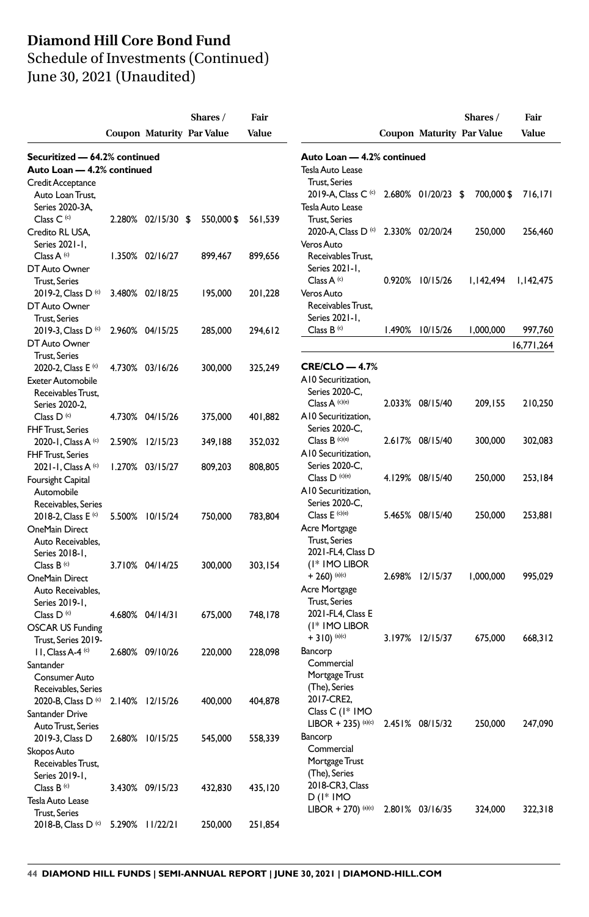# Diamond Hill Core Bond Fund

Schedule of Investments (Continued)
June 30, 2021 (Unaudited)

| | Coupon | Maturity | Shares / Par Value | Fair Value |
|---|---|---|---|---|
| **Securitized — 64.2% continued** | | | | |
| **Auto Loan — 4.2% continued** | | | | |
| Credit Acceptance Auto Loan Trust, Series 2020-3A, Class C (c) | 2.280% | 02/15/30 | $ 550,000 | $ 561,539 |
| Credito RL USA, Series 2021-1, Class A (c) | 1.350% | 02/16/27 | 899,467 | 899,656 |
| DT Auto Owner Trust, Series 2019-2, Class D (c) | 3.480% | 02/18/25 | 195,000 | 201,228 |
| DT Auto Owner Trust, Series 2019-3, Class D (c) | 2.960% | 04/15/25 | 285,000 | 294,612 |
| DT Auto Owner Trust, Series 2020-2, Class E (c) | 4.730% | 03/16/26 | 300,000 | 325,249 |
| Exeter Automobile Receivables Trust, Series 2020-2, Class D (c) | 4.730% | 04/15/26 | 375,000 | 401,882 |
| FHF Trust, Series 2020-1, Class A (c) | 2.590% | 12/15/23 | 349,188 | 352,032 |
| FHF Trust, Series 2021-1, Class A (c) | 1.270% | 03/15/27 | 809,203 | 808,805 |
| Foursight Capital Automobile Receivables, Series 2018-2, Class E (c) | 5.500% | 10/15/24 | 750,000 | 783,804 |
| OneMain Direct Auto Receivables, Series 2018-1, Class B (c) | 3.710% | 04/14/25 | 300,000 | 303,154 |
| OneMain Direct Auto Receivables, Series 2019-1, Class D (c) | 4.680% | 04/14/31 | 675,000 | 748,178 |
| OSCAR US Funding Trust, Series 2019-11, Class A-4 (c) | 2.680% | 09/10/26 | 220,000 | 228,098 |
| Santander Consumer Auto Receivables, Series 2020-B, Class D (c) | 2.140% | 12/15/26 | 400,000 | 404,878 |
| Santander Drive Auto Trust, Series 2019-3, Class D | 2.680% | 10/15/25 | 545,000 | 558,339 |
| Skopos Auto Receivables Trust, Series 2019-1, Class B (c) | 3.430% | 09/15/23 | 432,830 | 435,120 |
| Tesla Auto Lease Trust, Series 2018-B, Class D (c) | 5.290% | 11/22/21 | 250,000 | 251,854 |
| **Auto Loan — 4.2% continued** | | | | |
| Tesla Auto Lease Trust, Series 2019-A, Class C (c) | 2.680% | 01/20/23 | $ 700,000 | $ 716,171 |
| Tesla Auto Lease Trust, Series 2020-A, Class D (c) | 2.330% | 02/20/24 | 250,000 | 256,460 |
| Veros Auto Receivables Trust, Series 2021-1, Class A (c) | 0.920% | 10/15/26 | 1,142,494 | 1,142,475 |
| Veros Auto Receivables Trust, Series 2021-1, Class B (c) | 1.490% | 10/15/26 | 1,000,000 | 997,760 |
| | | | | 16,771,264 |
| **CRE/CLO — 4.7%** | | | | |
| A10 Securitization, Series 2020-C, Class A (c)(e) | 2.033% | 08/15/40 | 209,155 | 210,250 |
| A10 Securitization, Series 2020-C, Class B (c)(e) | 2.617% | 08/15/40 | 300,000 | 302,083 |
| A10 Securitization, Series 2020-C, Class D (c)(e) | 4.129% | 08/15/40 | 250,000 | 253,184 |
| A10 Securitization, Series 2020-C, Class E (c)(e) | 5.465% | 08/15/40 | 250,000 | 253,881 |
| Acre Mortgage Trust, Series 2021-FL4, Class D (1* 1MO LIBOR + 260) (a)(c) | 2.698% | 12/15/37 | 1,000,000 | 995,029 |
| Acre Mortgage Trust, Series 2021-FL4, Class E (1* 1MO LIBOR + 310) (a)(c) | 3.197% | 12/15/37 | 675,000 | 668,312 |
| Bancorp Commercial Mortgage Trust (The), Series 2017-CRE2, Class C (1* 1MO LIBOR + 235) (a)(c) | 2.451% | 08/15/32 | 250,000 | 247,090 |
| Bancorp Commercial Mortgage Trust (The), Series 2018-CR3, Class D (1* 1MO LIBOR + 270) (a)(c) | 2.801% | 03/16/35 | 324,000 | 322,318 |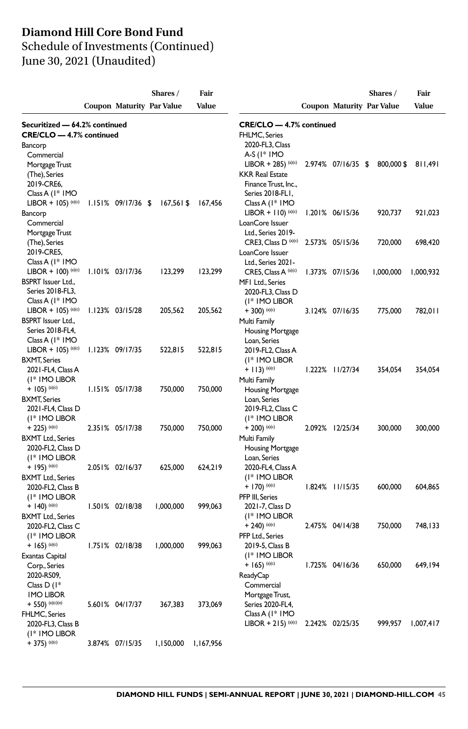# Diamond Hill Core Bond Fund

Schedule of Investments (Continued)
June 30, 2021 (Unaudited)

| | Coupon | Maturity | Shares / Par Value | Fair Value |
|---|---|---|---|---|
| **Securitized — 64.2% continued** | | | | |
| **CRE/CLO — 4.7% continued** | | | | |
| Bancorp Commercial Mortgage Trust (The), Series 2019-CRE6, Class A (1* 1MO LIBOR + 105) (a)(c) | 1.151% | 09/17/36 | $ 167,561 | $ 167,456 |
| Bancorp Commercial Mortgage Trust (The), Series 2019-CRE5, Class A (1* 1MO LIBOR + 100) (a)(c) | 1.101% | 03/17/36 | 123,299 | 123,299 |
| BSPRT Issuer Ltd., Series 2018-FL3, Class A (1* 1MO LIBOR + 105) (a)(c) | 1.123% | 03/15/28 | 205,562 | 205,562 |
| BSPRT Issuer Ltd., Series 2018-FL4, Class A (1* 1MO LIBOR + 105) (a)(c) | 1.123% | 09/17/35 | 522,815 | 522,815 |
| BXMT, Series 2021-FL4, Class A (1* 1MO LIBOR + 105) (a)(c) | 1.151% | 05/17/38 | 750,000 | 750,000 |
| BXMT, Series 2021-FL4, Class D (1* 1MO LIBOR + 225) (a)(c) | 2.351% | 05/17/38 | 750,000 | 750,000 |
| BXMT Ltd., Series 2020-FL2, Class D (1* 1MO LIBOR + 195) (a)(c) | 2.051% | 02/16/37 | 625,000 | 624,219 |
| BXMT Ltd., Series 2020-FL2, Class B (1* 1MO LIBOR + 140) (a)(c) | 1.501% | 02/18/38 | 1,000,000 | 999,063 |
| BXMT Ltd., Series 2020-FL2, Class C (1* 1MO LIBOR + 165) (a)(c) | 1.751% | 02/18/38 | 1,000,000 | 999,063 |
| Exantas Capital Corp., Series 2020-RS09, Class D (1* 1MO LIBOR + 550) (a)(c)(e) | 5.601% | 04/17/37 | 367,383 | 373,069 |
| FHLMC, Series 2020-FL3, Class B (1* 1MO LIBOR + 375) (a)(c) | 3.874% | 07/15/35 | 1,150,000 | 1,167,956 |
| **CRE/CLO — 4.7% continued** | | | | |
| FHLMC, Series 2020-FL3, Class A-S (1* 1MO LIBOR + 285) (a)(c) | 2.974% | 07/16/35 | $ 800,000 | $ 811,491 |
| KKR Real Estate Finance Trust, Inc., Series 2018-FL1, Class A (1* 1MO LIBOR + 110) (a)(c) | 1.201% | 06/15/36 | 920,737 | 921,023 |
| LoanCore Issuer Ltd., Series 2019-CRE3, Class D (a)(c) | 2.573% | 05/15/36 | 720,000 | 698,420 |
| LoanCore Issuer Ltd., Series 2021-CRE5, Class A (a)(c) | 1.373% | 07/15/36 | 1,000,000 | 1,000,932 |
| MF1 Ltd., Series 2020-FL3, Class D (1* 1MO LIBOR + 300) (a)(c) | 3.124% | 07/16/35 | 775,000 | 782,011 |
| Multi Family Housing Mortgage Loan, Series 2019-FL2, Class A (1* 1MO LIBOR + 113) (a)(c) | 1.222% | 11/27/34 | 354,054 | 354,054 |
| Multi Family Housing Mortgage Loan, Series 2019-FL2, Class C (1* 1MO LIBOR + 200) (a)(c) | 2.092% | 12/25/34 | 300,000 | 300,000 |
| Multi Family Housing Mortgage Loan, Series 2020-FL4, Class A (1* 1MO LIBOR + 170) (a)(c) | 1.824% | 11/15/35 | 600,000 | 604,865 |
| PFP III, Series 2021-7, Class D (1* 1MO LIBOR + 240) (a)(c) | 2.475% | 04/14/38 | 750,000 | 748,133 |
| PFP Ltd., Series 2019-5, Class B (1* 1MO LIBOR + 165) (a)(c) | 1.725% | 04/16/36 | 650,000 | 649,194 |
| ReadyCap Commercial Mortgage Trust, Series 2020-FL4, Class A (1* 1MO LIBOR + 215) (a)(c) | 2.242% | 02/25/35 | 999,957 | 1,007,417 |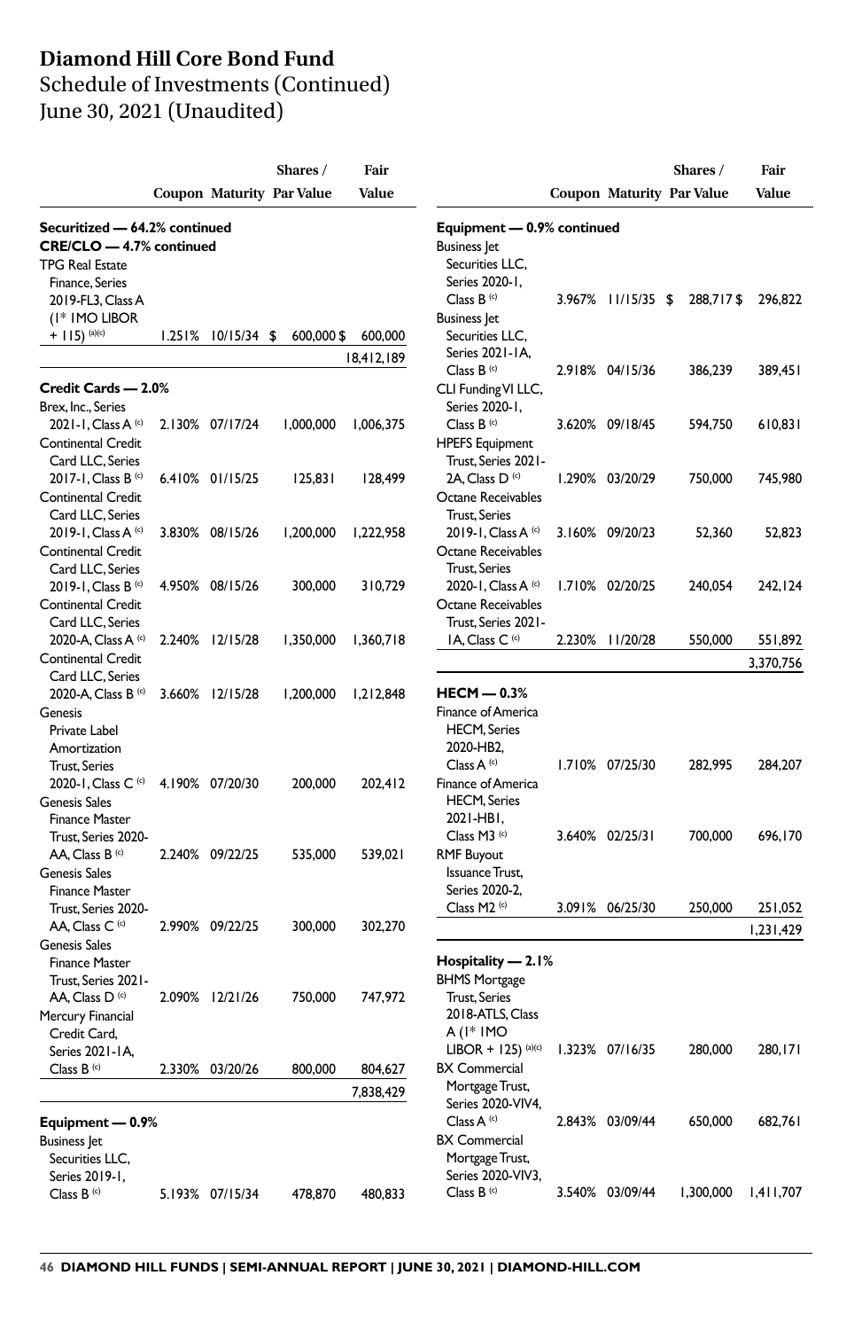# Diamond Hill Core Bond Fund

## Schedule of Investments (Continued)

## June 30, 2021 (Unaudited)

| | Coupon | Maturity | Shares / Par Value | Fair Value |
|---|---|---|---|---|
| **Securitized — 64.2% continued** | | | | |
| **CRE/CLO — 4.7% continued** | | | | |
| TPG Real Estate Finance, Series 2019-FL3, Class A (1* 1MO LIBOR + 115) (a)(c) | 1.251% | 10/15/34 | $ 600,000 | $ 600,000 |
| | | | | 18,412,189 |
| **Credit Cards — 2.0%** | | | | |
| Brex, Inc., Series 2021-1, Class A (c) | 2.130% | 07/17/24 | 1,000,000 | 1,006,375 |
| Continental Credit Card LLC, Series 2017-1, Class B (c) | 6.410% | 01/15/25 | 125,831 | 128,499 |
| Continental Credit Card LLC, Series 2019-1, Class A (c) | 3.830% | 08/15/26 | 1,200,000 | 1,222,958 |
| Continental Credit Card LLC, Series 2019-1, Class B (c) | 4.950% | 08/15/26 | 300,000 | 310,729 |
| Continental Credit Card LLC, Series 2020-A, Class A (c) | 2.240% | 12/15/28 | 1,350,000 | 1,360,718 |
| Continental Credit Card LLC, Series 2020-A, Class B (c) | 3.660% | 12/15/28 | 1,200,000 | 1,212,848 |
| Genesis Private Label Amortization Trust, Series 2020-1, Class C (c) | 4.190% | 07/20/30 | 200,000 | 202,412 |
| Genesis Sales Finance Master Trust, Series 2020-AA, Class B (c) | 2.240% | 09/22/25 | 535,000 | 539,021 |
| Genesis Sales Finance Master Trust, Series 2020-AA, Class C (c) | 2.990% | 09/22/25 | 300,000 | 302,270 |
| Genesis Sales Finance Master Trust, Series 2021-AA, Class D (c) | 2.090% | 12/21/26 | 750,000 | 747,972 |
| Mercury Financial Credit Card, Series 2021-1A, Class B (c) | 2.330% | 03/20/26 | 800,000 | 804,627 |
| | | | | 7,838,429 |
| **Equipment — 0.9%** | | | | |
| Business Jet Securities LLC, Series 2019-1, Class B (c) | 5.193% | 07/15/34 | 478,870 | 480,833 |
| Business Jet Securities LLC, Series 2020-1, Class B (c) | 3.967% | 11/15/35 | $ 288,717 | $ 296,822 |
| Business Jet Securities LLC, Series 2021-1A, Class B (c) | 2.918% | 04/15/36 | 386,239 | 389,451 |
| CLI Funding VI LLC, Series 2020-1, Class B (c) | 3.620% | 09/18/45 | 594,750 | 610,831 |
| HPEFS Equipment Trust, Series 2021-2A, Class D (c) | 1.290% | 03/20/29 | 750,000 | 745,980 |
| Octane Receivables Trust, Series 2019-1, Class A (c) | 3.160% | 09/20/23 | 52,360 | 52,823 |
| Octane Receivables Trust, Series 2020-1, Class A (c) | 1.710% | 02/20/25 | 240,054 | 242,124 |
| Octane Receivables Trust, Series 2021-1A, Class C (c) | 2.230% | 11/20/28 | 550,000 | 551,892 |
| | | | | 3,370,756 |
| **HECM — 0.3%** | | | | |
| Finance of America HECM, Series 2020-HB2, Class A (c) | 1.710% | 07/25/30 | 282,995 | 284,207 |
| Finance of America HECM, Series 2021-HB1, Class M3 (c) | 3.640% | 02/25/31 | 700,000 | 696,170 |
| RMF Buyout Issuance Trust, Series 2020-2, Class M2 (c) | 3.091% | 06/25/30 | 250,000 | 251,052 |
| | | | | 1,231,429 |
| **Hospitality — 2.1%** | | | | |
| BHMS Mortgage Trust, Series 2018-ATLS, Class A (1* 1MO LIBOR + 125) (a)(c) | 1.323% | 07/16/35 | 280,000 | 280,171 |
| BX Commercial Mortgage Trust, Series 2020-VIV4, Class A (c) | 2.843% | 03/09/44 | 650,000 | 682,761 |
| BX Commercial Mortgage Trust, Series 2020-VIV3, Class B (c) | 3.540% | 03/09/44 | 1,300,000 | 1,411,707 |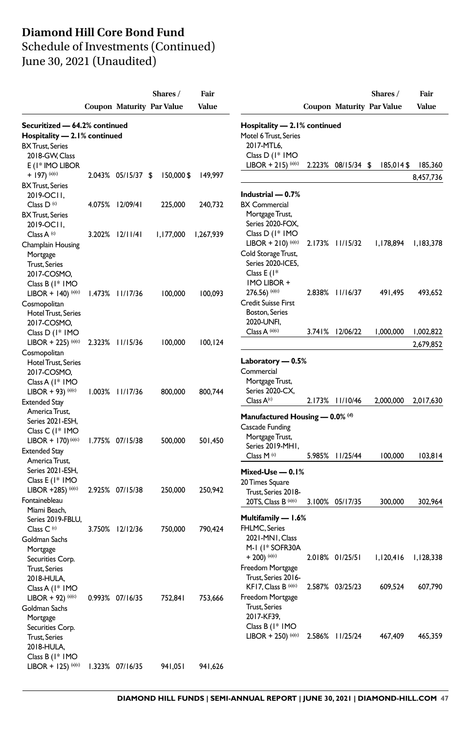# Diamond Hill Core Bond Fund

Schedule of Investments (Continued)
June 30, 2021 (Unaudited)

| | Coupon | Maturity | Shares / Par Value | Fair Value |
|---|---|---|---|---|
| **Securitized — 64.2% continued** | | | | |
| **Hospitality — 2.1% continued** | | | | |
| BX Trust, Series 2018-GW, Class E (1* 1MO LIBOR + 197) (a)(c) | 2.043% | 05/15/37 | $ 150,000 | $ 149,997 |
| BX Trust, Series 2019-OC11, Class D (c) | 4.075% | 12/09/41 | 225,000 | 240,732 |
| BX Trust, Series 2019-OC11, Class A (c) | 3.202% | 12/11/41 | 1,177,000 | 1,267,939 |
| Champlain Housing Mortgage Trust, Series 2017-COSMO, Class B (1* 1MO LIBOR + 140) (a)(c) | 1.473% | 11/17/36 | 100,000 | 100,093 |
| Cosmopolitan Hotel Trust, Series 2017-COSMO, Class D (1* 1MO LIBOR + 225) (a)(c) | 2.323% | 11/15/36 | 100,000 | 100,124 |
| Cosmopolitan Hotel Trust, Series 2017-COSMO, Class A (1* 1MO LIBOR + 93) (a)(c) | 1.003% | 11/17/36 | 800,000 | 800,744 |
| Extended Stay America Trust, Series 2021-ESH, Class C (1* 1MO LIBOR + 170) (a)(c) | 1.775% | 07/15/38 | 500,000 | 501,450 |
| Extended Stay America Trust, Series 2021-ESH, Class E (1* 1MO LIBOR +285) (a)(c) | 2.925% | 07/15/38 | 250,000 | 250,942 |
| Fontainebleau Miami Beach, Series 2019-FBLU, Class C (c) | 3.750% | 12/12/36 | 750,000 | 790,424 |
| Goldman Sachs Mortgage Securities Corp. Trust, Series 2018-HULA, Class A (1* 1MO LIBOR + 92) (a)(c) | 0.993% | 07/16/35 | 752,841 | 753,666 |
| Goldman Sachs Mortgage Securities Corp. Trust, Series 2018-HULA, Class B (1* 1MO LIBOR + 125) (a)(c) | 1.323% | 07/16/35 | 941,051 | 941,626 |
| Motel 6 Trust, Series 2017-MTL6, Class D (1* 1MO LIBOR + 215) (a)(c) | 2.223% | 08/15/34 | $ 185,014 | $ 185,360 |
| | | | | 8,457,736 |
| **Industrial — 0.7%** | | | | |
| BX Commercial Mortgage Trust, Series 2020-FOX, Class D (1* 1MO LIBOR + 210) (a)(c) | 2.173% | 11/15/32 | 1,178,894 | 1,183,378 |
| Cold Storage Trust, Series 2020-ICE5, Class E (1* 1MO LIBOR + 276.56) (a)(c) | 2.838% | 11/16/37 | 491,495 | 493,652 |
| Credit Suisse First Boston, Series 2020-UNFI, Class A (a)(c) | 3.741% | 12/06/22 | 1,000,000 | 1,002,822 |
| | | | | 2,679,852 |
| **Laboratory — 0.5%** | | | | |
| Commercial Mortgage Trust, Series 2020-CX, Class A(c) | 2.173% | 11/10/46 | 2,000,000 | 2,017,630 |
| **Manufactured Housing — 0.0% (d)** | | | | |
| Cascade Funding Mortgage Trust, Series 2019-MH1, Class M (c) | 5.985% | 11/25/44 | 100,000 | 103,814 |
| **Mixed-Use — 0.1%** | | | | |
| 20 Times Square Trust, Series 2018-20TS, Class B (a)(c) | 3.100% | 05/17/35 | 300,000 | 302,964 |
| **Multifamily — 1.6%** | | | | |
| FHLMC, Series 2021-MN1, Class M-1 (1* SOFR30A + 200) (a)(c) | 2.018% | 01/25/51 | 1,120,416 | 1,128,338 |
| Freedom Mortgage Trust, Series 2016-KF17, Class B (a)(c) | 2.587% | 03/25/23 | 609,524 | 607,790 |
| Freedom Mortgage Trust, Series 2017-KF39, Class B (1* 1MO LIBOR + 250) (a)(c) | 2.586% | 11/25/24 | 467,409 | 465,359 |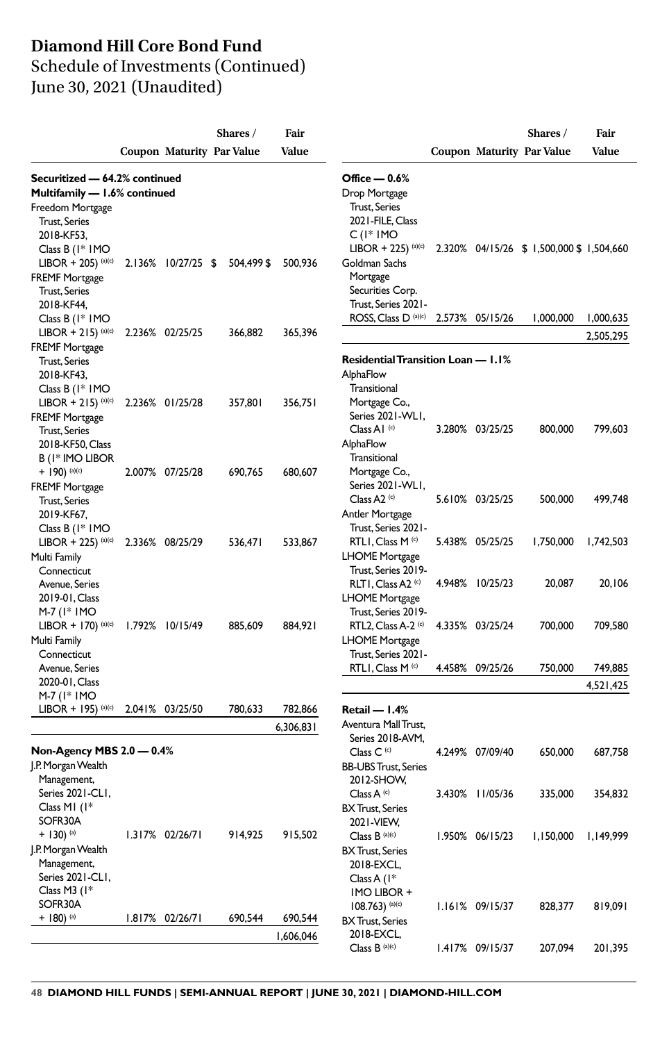# Diamond Hill Core Bond Fund

Schedule of Investments (Continued)
June 30, 2021 (Unaudited)

| | Coupon | Maturity | Shares / Par Value | Fair Value |
|---|---|---|---|---|
| **Securitized — 64.2% continued** | | | | |
| **Multifamily — 1.6% continued** | | | | |
| Freedom Mortgage Trust, Series 2018-KF53, Class B (1* 1MO LIBOR + 205) (a)(c) | 2.136% | 10/27/25 | $ 504,499 | $ 500,936 |
| FREMF Mortgage Trust, Series 2018-KF44, Class B (1* 1MO LIBOR + 215) (a)(c) | 2.236% | 02/25/25 | 366,882 | 365,396 |
| FREMF Mortgage Trust, Series 2018-KF43, Class B (1* 1MO LIBOR + 215) (a)(c) | 2.236% | 01/25/28 | 357,801 | 356,751 |
| FREMF Mortgage Trust, Series 2018-KF50, Class B (1* 1MO LIBOR + 190) (a)(c) | 2.007% | 07/25/28 | 690,765 | 680,607 |
| FREMF Mortgage Trust, Series 2019-KF67, Class B (1* 1MO LIBOR + 225) (a)(c) | 2.336% | 08/25/29 | 536,471 | 533,867 |
| Multi Family Connecticut Avenue, Series 2019-01, Class M-7 (1* 1MO LIBOR + 170) (a)(c) | 1.792% | 10/15/49 | 885,609 | 884,921 |
| Multi Family Connecticut Avenue, Series 2020-01, Class M-7 (1* 1MO LIBOR + 195) (a)(c) | 2.041% | 03/25/50 | 780,633 | 782,866 |
| | | | | 6,306,831 |
| **Non-Agency MBS 2.0 — 0.4%** | | | | |
| J.P. Morgan Wealth Management, Series 2021-CL1, Class M1 (1* SOFR30A + 130) (a) | 1.317% | 02/26/71 | 914,925 | 915,502 |
| J.P. Morgan Wealth Management, Series 2021-CL1, Class M3 (1* SOFR30A + 180) (a) | 1.817% | 02/26/71 | 690,544 | 690,544 |
| | | | | 1,606,046 |
| **Office — 0.6%** | | | | |
| Drop Mortgage Trust, Series 2021-FILE, Class C (1* 1MO LIBOR + 225) (a)(c) | 2.320% | 04/15/26 | $ 1,500,000 | $ 1,504,660 |
| Goldman Sachs Mortgage Securities Corp. Trust, Series 2021-ROSS, Class D (a)(c) | 2.573% | 05/15/26 | 1,000,000 | 1,000,635 |
| | | | | 2,505,295 |
| **Residential Transition Loan — 1.1%** | | | | |
| AlphaFlow Transitional Mortgage Co., Series 2021-WL1, Class A1 (c) | 3.280% | 03/25/25 | 800,000 | 799,603 |
| AlphaFlow Transitional Mortgage Co., Series 2021-WL1, Class A2 (c) | 5.610% | 03/25/25 | 500,000 | 499,748 |
| Antler Mortgage Trust, Series 2021-RTL1, Class M (c) | 5.438% | 05/25/25 | 1,750,000 | 1,742,503 |
| LHOME Mortgage Trust, Series 2019-RLT1, Class A2 (c) | 4.948% | 10/25/23 | 20,087 | 20,106 |
| LHOME Mortgage Trust, Series 2019-RTL2, Class A-2 (c) | 4.335% | 03/25/24 | 700,000 | 709,580 |
| LHOME Mortgage Trust, Series 2021-RTL1, Class M (c) | 4.458% | 09/25/26 | 750,000 | 749,885 |
| | | | | 4,521,425 |
| **Retail — 1.4%** | | | | |
| Aventura Mall Trust, Series 2018-AVM, Class C (c) | 4.249% | 07/09/40 | 650,000 | 687,758 |
| BB-UBS Trust, Series 2012-SHOW, Class A (c) | 3.430% | 11/05/36 | 335,000 | 354,832 |
| BX Trust, Series 2021-VIEW, Class B (a)(c) | 1.950% | 06/15/23 | 1,150,000 | 1,149,999 |
| BX Trust, Series 2018-EXCL, Class A (1* 1MO LIBOR + 108.763) (a)(c) | 1.161% | 09/15/37 | 828,377 | 819,091 |
| BX Trust, Series 2018-EXCL, Class B (a)(c) | 1.417% | 09/15/37 | 207,094 | 201,395 |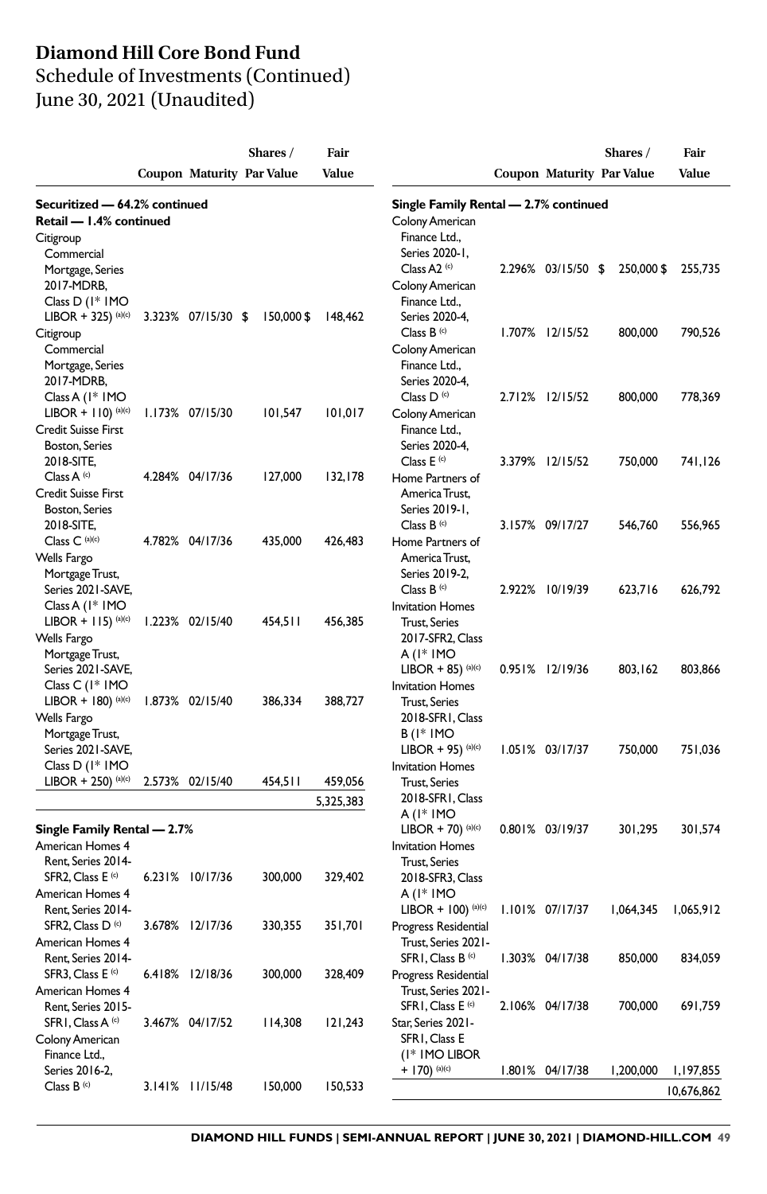# Diamond Hill Core Bond Fund

Schedule of Investments (Continued)

June 30, 2021 (Unaudited)

| | Coupon | Maturity | Shares / Par Value | Fair Value |
|---|---|---|---|---|
| **Securitized — 64.2% continued** | | | | |
| **Retail — 1.4% continued** | | | | |
| Citigroup Commercial Mortgage, Series 2017-MDRB, Class D (1* 1MO LIBOR + 325) (a)(c) | 3.323% | 07/15/30 | $ 150,000 | $ 148,462 |
| Citigroup Commercial Mortgage, Series 2017-MDRB, Class A (1* 1MO LIBOR + 110) (a)(c) | 1.173% | 07/15/30 | 101,547 | 101,017 |
| Credit Suisse First Boston, Series 2018-SITE, Class A (c) | 4.284% | 04/17/36 | 127,000 | 132,178 |
| Credit Suisse First Boston, Series 2018-SITE, Class C (a)(c) | 4.782% | 04/17/36 | 435,000 | 426,483 |
| Wells Fargo Mortgage Trust, Series 2021-SAVE, Class A (1* 1MO LIBOR + 115) (a)(c) | 1.223% | 02/15/40 | 454,511 | 456,385 |
| Wells Fargo Mortgage Trust, Series 2021-SAVE, Class C (1* 1MO LIBOR + 180) (a)(c) | 1.873% | 02/15/40 | 386,334 | 388,727 |
| Wells Fargo Mortgage Trust, Series 2021-SAVE, Class D (1* 1MO LIBOR + 250) (a)(c) | 2.573% | 02/15/40 | 454,511 | 459,056 |
| | | | | 5,325,383 |
| **Single Family Rental — 2.7%** | | | | |
| American Homes 4 Rent, Series 2014-SFR2, Class E (c) | 6.231% | 10/17/36 | 300,000 | 329,402 |
| American Homes 4 Rent, Series 2014-SFR2, Class D (c) | 3.678% | 12/17/36 | 330,355 | 351,701 |
| American Homes 4 Rent, Series 2014-SFR3, Class E (c) | 6.418% | 12/18/36 | 300,000 | 328,409 |
| American Homes 4 Rent, Series 2015-SFR1, Class A (c) | 3.467% | 04/17/52 | 114,308 | 121,243 |
| Colony American Finance Ltd., Series 2016-2, Class B (c) | 3.141% | 11/15/48 | 150,000 | 150,533 |
| **Single Family Rental — 2.7% continued** | | | | |
| Colony American Finance Ltd., Series 2020-1, Class A2 (c) | 2.296% | 03/15/50 | $ 250,000 | $ 255,735 |
| Colony American Finance Ltd., Series 2020-4, Class B (c) | 1.707% | 12/15/52 | 800,000 | 790,526 |
| Colony American Finance Ltd., Series 2020-4, Class D (c) | 2.712% | 12/15/52 | 800,000 | 778,369 |
| Colony American Finance Ltd., Series 2020-4, Class E (c) | 3.379% | 12/15/52 | 750,000 | 741,126 |
| Home Partners of America Trust, Series 2019-1, Class B (c) | 3.157% | 09/17/27 | 546,760 | 556,965 |
| Home Partners of America Trust, Series 2019-2, Class B (c) | 2.922% | 10/19/39 | 623,716 | 626,792 |
| Invitation Homes Trust, Series 2017-SFR2, Class A (1* 1MO LIBOR + 85) (a)(c) | 0.951% | 12/19/36 | 803,162 | 803,866 |
| Invitation Homes Trust, Series 2018-SFR1, Class B (1* 1MO LIBOR + 95) (a)(c) | 1.051% | 03/17/37 | 750,000 | 751,036 |
| Invitation Homes Trust, Series 2018-SFR1, Class A (1* 1MO LIBOR + 70) (a)(c) | 0.801% | 03/19/37 | 301,295 | 301,574 |
| Invitation Homes Trust, Series 2018-SFR3, Class A (1* 1MO LIBOR + 100) (a)(c) | 1.101% | 07/17/37 | 1,064,345 | 1,065,912 |
| Progress Residential Trust, Series 2021-SFR1, Class B (c) | 1.303% | 04/17/38 | 850,000 | 834,059 |
| Progress Residential Trust, Series 2021-SFR1, Class E (c) | 2.106% | 04/17/38 | 700,000 | 691,759 |
| Star, Series 2021-SFR1, Class E (1* 1MO LIBOR + 170) (a)(c) | 1.801% | 04/17/38 | 1,200,000 | 1,197,855 |
| | | | | 10,676,862 |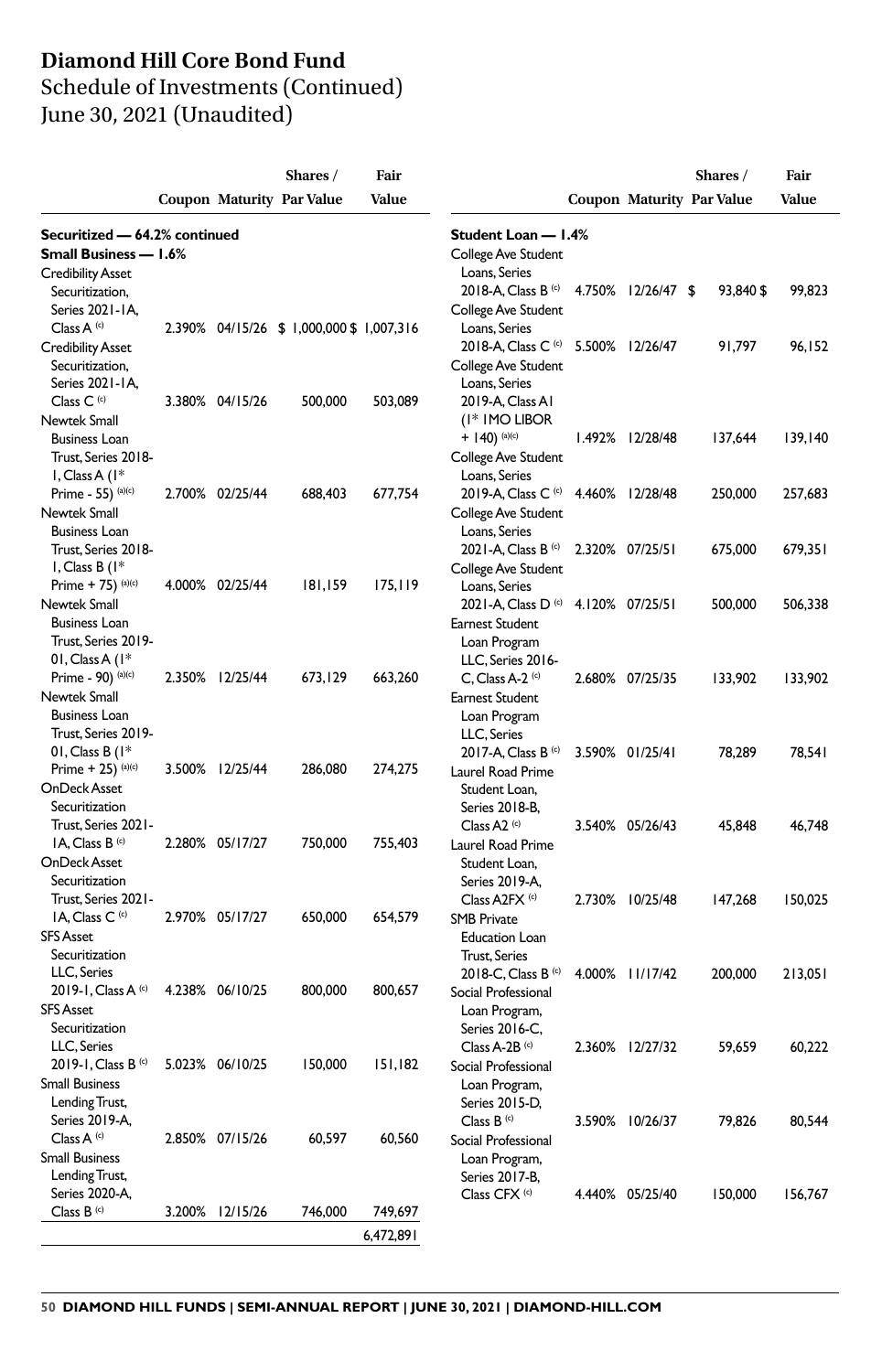# Diamond Hill Core Bond Fund

Schedule of Investments (Continued)
June 30, 2021 (Unaudited)

| | Coupon | Maturity | Shares / Par Value | Fair Value |
|---|---|---|---|---|
| **Securitized — 64.2% continued** | | | | |
| **Small Business — 1.6%** | | | | |
| Credibility Asset Securitization, Series 2021-1A, Class A [(c)] | 2.390% | 04/15/26 | $ 1,000,000 | $ 1,007,316 |
| Credibility Asset Securitization, Series 2021-1A, Class C [(c)] | 3.380% | 04/15/26 | 500,000 | 503,089 |
| Newtek Small Business Loan Trust, Series 2018-1, Class A (1* Prime - 55) [(a)(c)] | 2.700% | 02/25/44 | 688,403 | 677,754 |
| Newtek Small Business Loan Trust, Series 2018-1, Class B (1* Prime + 75) [(a)(c)] | 4.000% | 02/25/44 | 181,159 | 175,119 |
| Newtek Small Business Loan Trust, Series 2019-01, Class A (1* Prime - 90) [(a)(c)] | 2.350% | 12/25/44 | 673,129 | 663,260 |
| Newtek Small Business Loan Trust, Series 2019-01, Class B (1* Prime + 25) [(a)(c)] | 3.500% | 12/25/44 | 286,080 | 274,275 |
| OnDeck Asset Securitization Trust, Series 2021-1A, Class B [(c)] | 2.280% | 05/17/27 | 750,000 | 755,403 |
| OnDeck Asset Securitization Trust, Series 2021-1A, Class C [(c)] | 2.970% | 05/17/27 | 650,000 | 654,579 |
| SFS Asset Securitization LLC, Series 2019-1, Class A [(c)] | 4.238% | 06/10/25 | 800,000 | 800,657 |
| SFS Asset Securitization LLC, Series 2019-1, Class B [(c)] | 5.023% | 06/10/25 | 150,000 | 151,182 |
| Small Business Lending Trust, Series 2019-A, Class A [(c)] | 2.850% | 07/15/26 | 60,597 | 60,560 |
| Small Business Lending Trust, Series 2020-A, Class B [(c)] | 3.200% | 12/15/26 | 746,000 | 749,697 |
| | | | | 6,472,891 |
| **Student Loan — 1.4%** | | | | |
| College Ave Student Loans, Series 2018-A, Class B [(c)] | 4.750% | 12/26/47 | $ 93,840 | $ 99,823 |
| College Ave Student Loans, Series 2018-A, Class C [(c)] | 5.500% | 12/26/47 | 91,797 | 96,152 |
| College Ave Student Loans, Series 2019-A, Class A1 (1* 1MO LIBOR + 140) [(a)(c)] | 1.492% | 12/28/48 | 137,644 | 139,140 |
| College Ave Student Loans, Series 2019-A, Class C [(c)] | 4.460% | 12/28/48 | 250,000 | 257,683 |
| College Ave Student Loans, Series 2021-A, Class B [(c)] | 2.320% | 07/25/51 | 675,000 | 679,351 |
| College Ave Student Loans, Series 2021-A, Class D [(c)] | 4.120% | 07/25/51 | 500,000 | 506,338 |
| Earnest Student Loan Program LLC, Series 2016-C, Class A-2 [(c)] | 2.680% | 07/25/35 | 133,902 | 133,902 |
| Earnest Student Loan Program LLC, Series 2017-A, Class B [(c)] | 3.590% | 01/25/41 | 78,289 | 78,541 |
| Laurel Road Prime Student Loan, Series 2018-B, Class A2 [(c)] | 3.540% | 05/26/43 | 45,848 | 46,748 |
| Laurel Road Prime Student Loan, Series 2019-A, Class A2FX [(c)] | 2.730% | 10/25/48 | 147,268 | 150,025 |
| SMB Private Education Loan Trust, Series 2018-C, Class B [(c)] | 4.000% | 11/17/42 | 200,000 | 213,051 |
| Social Professional Loan Program, Series 2016-C, Class A-2B [(c)] | 2.360% | 12/27/32 | 59,659 | 60,222 |
| Social Professional Loan Program, Series 2015-D, Class B [(c)] | 3.590% | 10/26/37 | 79,826 | 80,544 |
| Social Professional Loan Program, Series 2017-B, Class CFX [(c)] | 4.440% | 05/25/40 | 150,000 | 156,767 |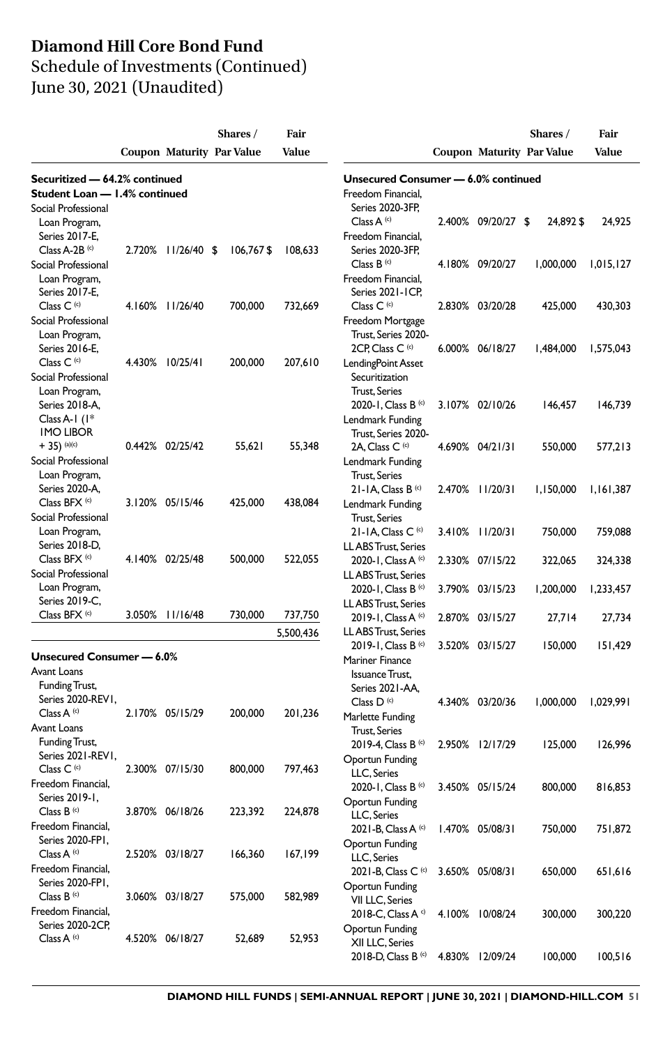# Diamond Hill Core Bond Fund

## Schedule of Investments (Continued)

## June 30, 2021 (Unaudited)

| | Coupon | Maturity | Shares / Par Value | Fair Value |
|---|---|---|---|---|
| **Securitized — 64.2% continued** | | | | |
| **Student Loan — 1.4% continued** | | | | |
| Social Professional Loan Program, Series 2017-E, Class A-2B [(c)] | 2.720% | 11/26/40 | $ 106,767 | $ 108,633 |
| Social Professional Loan Program, Series 2017-E, Class C [(c)] | 4.160% | 11/26/40 | 700,000 | 732,669 |
| Social Professional Loan Program, Series 2016-E, Class C [(c)] | 4.430% | 10/25/41 | 200,000 | 207,610 |
| Social Professional Loan Program, Series 2018-A, Class A-1 (1* 1MO LIBOR + 35) [(a)(c)] | 0.442% | 02/25/42 | 55,621 | 55,348 |
| Social Professional Loan Program, Series 2020-A, Class BFX [(c)] | 3.120% | 05/15/46 | 425,000 | 438,084 |
| Social Professional Loan Program, Series 2018-D, Class BFX [(c)] | 4.140% | 02/25/48 | 500,000 | 522,055 |
| Social Professional Loan Program, Series 2019-C, Class BFX [(c)] | 3.050% | 11/16/48 | 730,000 | 737,750 |
| | | | | 5,500,436 |
| **Unsecured Consumer — 6.0%** | | | | |
| Avant Loans Funding Trust, Series 2020-REV1, Class A [(c)] | 2.170% | 05/15/29 | 200,000 | 201,236 |
| Avant Loans Funding Trust, Series 2021-REV1, Class C [(c)] | 2.300% | 07/15/30 | 800,000 | 797,463 |
| Freedom Financial, Series 2019-1, Class B [(c)] | 3.870% | 06/18/26 | 223,392 | 224,878 |
| Freedom Financial, Series 2020-FP1, Class A [(c)] | 2.520% | 03/18/27 | 166,360 | 167,199 |
| Freedom Financial, Series 2020-FP1, Class B [(c)] | 3.060% | 03/18/27 | 575,000 | 582,989 |
| Freedom Financial, Series 2020-2CP, Class A [(c)] | 4.520% | 06/18/27 | 52,689 | 52,953 |
| **Unsecured Consumer — 6.0% continued** | | | | |
| Freedom Financial, Series 2020-3FP, Class A [(c)] | 2.400% | 09/20/27 | $ 24,892 | $ 24,925 |
| Freedom Financial, Series 2020-3FP, Class B [(c)] | 4.180% | 09/20/27 | 1,000,000 | 1,015,127 |
| Freedom Financial, Series 2021-1CP, Class C [(c)] | 2.830% | 03/20/28 | 425,000 | 430,303 |
| Freedom Mortgage Trust, Series 2020-2CP, Class C [(c)] | 6.000% | 06/18/27 | 1,484,000 | 1,575,043 |
| LendingPoint Asset Securitization Trust, Series 2020-1, Class B [(c)] | 3.107% | 02/10/26 | 146,457 | 146,739 |
| Lendmark Funding Trust, Series 2020-2A, Class C [(c)] | 4.690% | 04/21/31 | 550,000 | 577,213 |
| Lendmark Funding Trust, Series 21-1A, Class B [(c)] | 2.470% | 11/20/31 | 1,150,000 | 1,161,387 |
| Lendmark Funding Trust, Series 21-1A, Class C [(c)] | 3.410% | 11/20/31 | 750,000 | 759,088 |
| LL ABS Trust, Series 2020-1, Class A [(c)] | 2.330% | 07/15/22 | 322,065 | 324,338 |
| LL ABS Trust, Series 2020-1, Class B [(c)] | 3.790% | 03/15/23 | 1,200,000 | 1,233,457 |
| LL ABS Trust, Series 2019-1, Class A [(c)] | 2.870% | 03/15/27 | 27,714 | 27,734 |
| LL ABS Trust, Series 2019-1, Class B [(c)] | 3.520% | 03/15/27 | 150,000 | 151,429 |
| Mariner Finance Issuance Trust, Series 2021-AA, Class D [(c)] | 4.340% | 03/20/36 | 1,000,000 | 1,029,991 |
| Marlette Funding Trust, Series 2019-4, Class B [(c)] | 2.950% | 12/17/29 | 125,000 | 126,996 |
| Oportun Funding LLC, Series 2020-1, Class B [(c)] | 3.450% | 05/15/24 | 800,000 | 816,853 |
| Oportun Funding LLC, Series 2021-B, Class A [(c)] | 1.470% | 05/08/31 | 750,000 | 751,872 |
| Oportun Funding LLC, Series 2021-B, Class C [(c)] | 3.650% | 05/08/31 | 650,000 | 651,616 |
| Oportun Funding VII LLC, Series 2018-C, Class A [(c)] | 4.100% | 10/08/24 | 300,000 | 300,220 |
| Oportun Funding XII LLC, Series 2018-D, Class B [(c)] | 4.830% | 12/09/24 | 100,000 | 100,516 |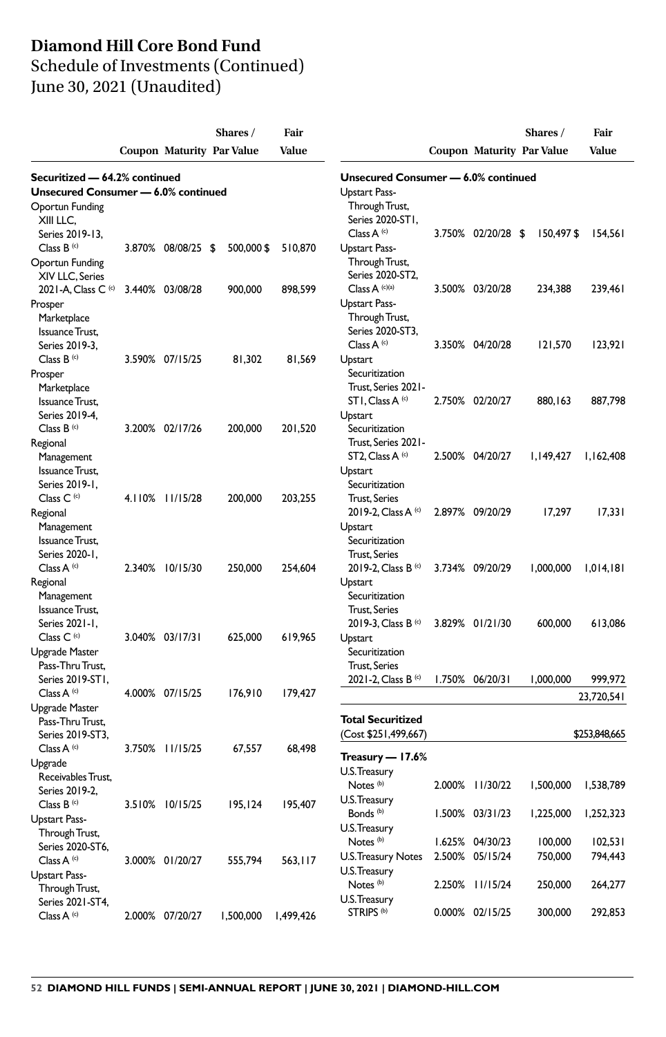# Diamond Hill Core Bond Fund

## Schedule of Investments (Continued)

## June 30, 2021 (Unaudited)

| | Coupon | Maturity | Shares / Par Value | Fair Value |
|---|---|---|---|---|
| **Securitized — 64.2% continued** | | | | |
| **Unsecured Consumer — 6.0% continued** | | | | |
| Oportun Funding XIII LLC, Series 2019-13, Class B [(c)] | 3.870% | 08/08/25 | $ 500,000 | $ 510,870 |
| Oportun Funding XIV LLC, Series 2021-A, Class C [(c)] | 3.440% | 03/08/28 | 900,000 | 898,599 |
| Prosper Marketplace Issuance Trust, Series 2019-3, Class B [(c)] | 3.590% | 07/15/25 | 81,302 | 81,569 |
| Prosper Marketplace Issuance Trust, Series 2019-4, Class B [(c)] | 3.200% | 02/17/26 | 200,000 | 201,520 |
| Regional Management Issuance Trust, Series 2019-1, Class C [(c)] | 4.110% | 11/15/28 | 200,000 | 203,255 |
| Regional Management Issuance Trust, Series 2020-1, Class A [(c)] | 2.340% | 10/15/30 | 250,000 | 254,604 |
| Regional Management Issuance Trust, Series 2021-1, Class C [(c)] | 3.040% | 03/17/31 | 625,000 | 619,965 |
| Upgrade Master Pass-Thru Trust, Series 2019-ST1, Class A [(c)] | 4.000% | 07/15/25 | 176,910 | 179,427 |
| Upgrade Master Pass-Thru Trust, Series 2019-ST3, Class A [(c)] | 3.750% | 11/15/25 | 67,557 | 68,498 |
| Upgrade Receivables Trust, Series 2019-2, Class B [(c)] | 3.510% | 10/15/25 | 195,124 | 195,407 |
| Upstart Pass-Through Trust, Series 2020-ST6, Class A [(c)] | 3.000% | 01/20/27 | 555,794 | 563,117 |
| Upstart Pass-Through Trust, Series 2021-ST4, Class A [(c)] | 2.000% | 07/20/27 | 1,500,000 | 1,499,426 |
| **Unsecured Consumer — 6.0% continued** | | | | |
| Upstart Pass-Through Trust, Series 2020-ST1, Class A [(c)] | 3.750% | 02/20/28 | $ 150,497 | $ 154,561 |
| Upstart Pass-Through Trust, Series 2020-ST2, Class A [(c)(a)] | 3.500% | 03/20/28 | 234,388 | 239,461 |
| Upstart Pass-Through Trust, Series 2020-ST3, Class A [(c)] | 3.350% | 04/20/28 | 121,570 | 123,921 |
| Upstart Securitization Trust, Series 2021-ST1, Class A [(c)] | 2.750% | 02/20/27 | 880,163 | 887,798 |
| Upstart Securitization Trust, Series 2021-ST2, Class A [(c)] | 2.500% | 04/20/27 | 1,149,427 | 1,162,408 |
| Upstart Securitization Trust, Series 2019-2, Class A [(c)] | 2.897% | 09/20/29 | 17,297 | 17,331 |
| Upstart Securitization Trust, Series 2019-2, Class B [(c)] | 3.734% | 09/20/29 | 1,000,000 | 1,014,181 |
| Upstart Securitization Trust, Series 2019-3, Class B [(c)] | 3.829% | 01/21/30 | 600,000 | 613,086 |
| Upstart Securitization Trust, Series 2021-2, Class B [(c)] | 1.750% | 06/20/31 | 1,000,000 | 999,972 |
| | | | | 23,720,541 |
| **Total Securitized** (Cost $251,499,667) | | | | $253,848,665 |
| **Treasury — 17.6%** | | | | |
| U.S. Treasury Notes [(b)] | 2.000% | 11/30/22 | 1,500,000 | 1,538,789 |
| U.S. Treasury Bonds [(b)] | 1.500% | 03/31/23 | 1,225,000 | 1,252,323 |
| U.S. Treasury Notes [(b)] | 1.625% | 04/30/23 | 100,000 | 102,531 |
| U.S. Treasury Notes | 2.500% | 05/15/24 | 750,000 | 794,443 |
| U.S. Treasury Notes [(b)] | 2.250% | 11/15/24 | 250,000 | 264,277 |
| U.S. Treasury STRIPS [(b)] | 0.000% | 02/15/25 | 300,000 | 292,853 |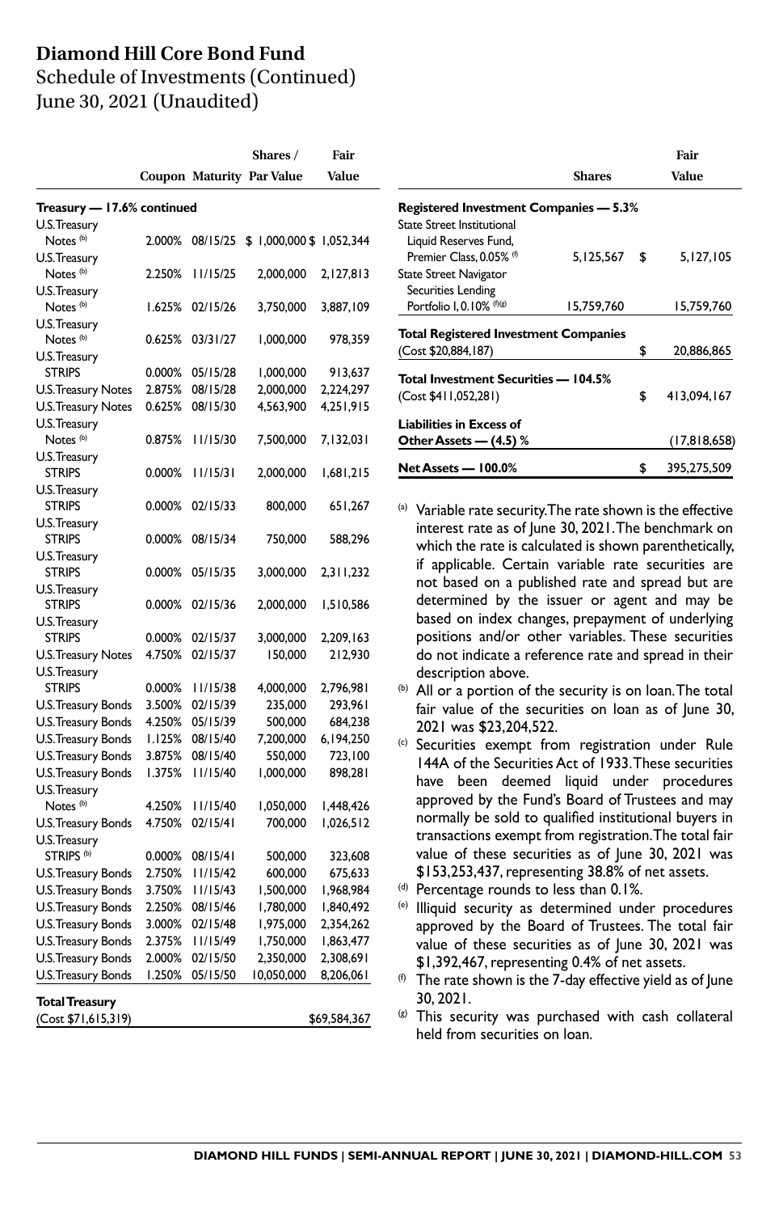# Diamond Hill Core Bond Fund

Schedule of Investments (Continued)
June 30, 2021 (Unaudited)

| | Coupon | Maturity | Shares / Par Value | Fair Value |
|---|---|---|---|---|
| **Treasury — 17.6% continued** | | | | |
| U.S. Treasury Notes [(b)] | 2.000% | 08/15/25 | $ 1,000,000 | $ 1,052,344 |
| U.S. Treasury Notes [(b)] | 2.250% | 11/15/25 | 2,000,000 | 2,127,813 |
| U.S. Treasury Notes [(b)] | 1.625% | 02/15/26 | 3,750,000 | 3,887,109 |
| U.S. Treasury Notes [(b)] | 0.625% | 03/31/27 | 1,000,000 | 978,359 |
| U.S. Treasury STRIPS | 0.000% | 05/15/28 | 1,000,000 | 913,637 |
| U.S. Treasury Notes | 2.875% | 08/15/28 | 2,000,000 | 2,224,297 |
| U.S. Treasury Notes | 0.625% | 08/15/30 | 4,563,900 | 4,251,915 |
| U.S. Treasury Notes [(b)] | 0.875% | 11/15/30 | 7,500,000 | 7,132,031 |
| U.S. Treasury STRIPS | 0.000% | 11/15/31 | 2,000,000 | 1,681,215 |
| U.S. Treasury STRIPS | 0.000% | 02/15/33 | 800,000 | 651,267 |
| U.S. Treasury STRIPS | 0.000% | 08/15/34 | 750,000 | 588,296 |
| U.S. Treasury STRIPS | 0.000% | 05/15/35 | 3,000,000 | 2,311,232 |
| U.S. Treasury STRIPS | 0.000% | 02/15/36 | 2,000,000 | 1,510,586 |
| U.S. Treasury STRIPS | 0.000% | 02/15/37 | 3,000,000 | 2,209,163 |
| U.S. Treasury Notes | 4.750% | 02/15/37 | 150,000 | 212,930 |
| U.S. Treasury STRIPS | 0.000% | 11/15/38 | 4,000,000 | 2,796,981 |
| U.S. Treasury Bonds | 3.500% | 02/15/39 | 235,000 | 293,961 |
| U.S. Treasury Bonds | 4.250% | 05/15/39 | 500,000 | 684,238 |
| U.S. Treasury Bonds | 1.125% | 08/15/40 | 7,200,000 | 6,194,250 |
| U.S. Treasury Bonds | 3.875% | 08/15/40 | 550,000 | 723,100 |
| U.S. Treasury Bonds | 1.375% | 11/15/40 | 1,000,000 | 898,281 |
| U.S. Treasury Notes [(b)] | 4.250% | 11/15/40 | 1,050,000 | 1,448,426 |
| U.S. Treasury Bonds | 4.750% | 02/15/41 | 700,000 | 1,026,512 |
| U.S. Treasury STRIPS [(b)] | 0.000% | 08/15/41 | 500,000 | 323,608 |
| U.S. Treasury Bonds | 2.750% | 11/15/42 | 600,000 | 675,633 |
| U.S. Treasury Bonds | 3.750% | 11/15/43 | 1,500,000 | 1,968,984 |
| U.S. Treasury Bonds | 2.250% | 08/15/46 | 1,780,000 | 1,840,492 |
| U.S. Treasury Bonds | 3.000% | 02/15/48 | 1,975,000 | 2,354,262 |
| U.S. Treasury Bonds | 2.375% | 11/15/49 | 1,750,000 | 1,863,477 |
| U.S. Treasury Bonds | 2.000% | 02/15/50 | 2,350,000 | 2,308,691 |
| U.S. Treasury Bonds | 1.250% | 05/15/50 | 10,050,000 | 8,206,061 |
| **Total Treasury** (Cost $71,615,319) | | | | $69,584,367 |

| | Shares | Fair Value |
|---|---|---|
| **Registered Investment Companies — 5.3%** | | |
| State Street Institutional Liquid Reserves Fund, Premier Class, 0.05% [(f)] | 5,125,567 | $ 5,127,105 |
| State Street Navigator Securities Lending Portfolio I, 0.10% [(f)(g)] | 15,759,760 | 15,759,760 |
| **Total Registered Investment Companies** (Cost $20,884,187) | | $ 20,886,865 |
| **Total Investment Securities — 104.5%** (Cost $411,052,281) | | $ 413,094,167 |
| **Liabilities in Excess of Other Assets — (4.5) %** | | (17,818,658) |
| **Net Assets — 100.0%** | | $ 395,275,509 |

(a) Variable rate security. The rate shown is the effective interest rate as of June 30, 2021. The benchmark on which the rate is calculated is shown parenthetically, if applicable. Certain variable rate securities are not based on a published rate and spread but are determined by the issuer or agent and may be based on index changes, prepayment of underlying positions and/or other variables. These securities do not indicate a reference rate and spread in their description above.

(b) All or a portion of the security is on loan. The total fair value of the securities on loan as of June 30, 2021 was $23,204,522.

(c) Securities exempt from registration under Rule 144A of the Securities Act of 1933. These securities have been deemed liquid under procedures approved by the Fund's Board of Trustees and may normally be sold to qualified institutional buyers in transactions exempt from registration. The total fair value of these securities as of June 30, 2021 was $153,253,437, representing 38.8% of net assets.

(d) Percentage rounds to less than 0.1%.

(e) Illiquid security as determined under procedures approved by the Board of Trustees. The total fair value of these securities as of June 30, 2021 was $1,392,467, representing 0.4% of net assets.

(f) The rate shown is the 7-day effective yield as of June 30, 2021.

(g) This security was purchased with cash collateral held from securities on loan.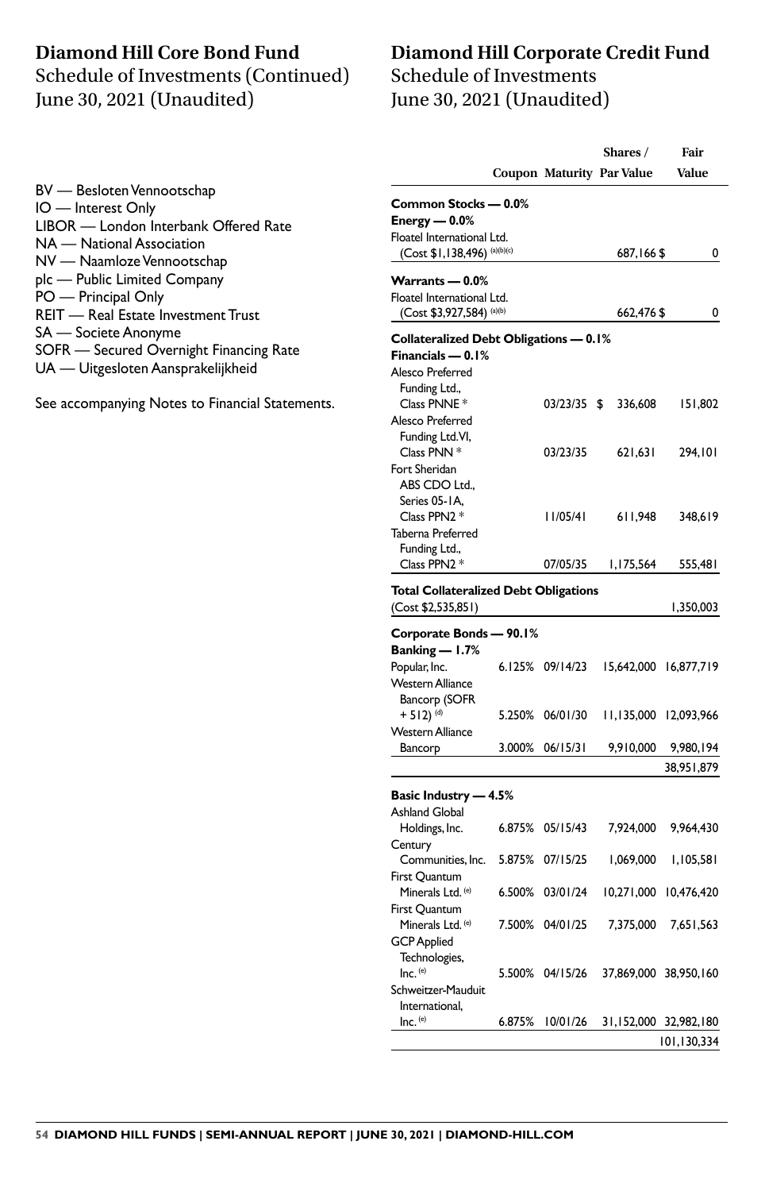## Diamond Hill Core Bond Fund
Schedule of Investments (Continued)
June 30, 2021 (Unaudited)

BV — Besloten Vennootschap
IO — Interest Only
LIBOR — London Interbank Offered Rate
NA — National Association
NV — Naamloze Vennootschap
plc — Public Limited Company
PO — Principal Only
REIT — Real Estate Investment Trust
SA — Societe Anonyme
SOFR — Secured Overnight Financing Rate
UA — Uitgesloten Aansprakelijkheid

See accompanying Notes to Financial Statements.

## Diamond Hill Corporate Credit Fund
Schedule of Investments
June 30, 2021 (Unaudited)

| | Coupon | Maturity | Shares / Par Value | Fair Value |
|---|---|---|---|---|
| **Common Stocks — 0.0%** | | | | |
| **Energy — 0.0%** | | | | |
| Floatel International Ltd. (Cost $1,138,496) [(a)(b)(c)] | | | 687,166 | $ 0 |
| **Warrants — 0.0%** | | | | |
| Floatel International Ltd. (Cost $3,927,584) [(a)(b)] | | | 662,476 | $ 0 |
| **Collateralized Debt Obligations — 0.1%** | | | | |
| **Financials — 0.1%** | | | | |
| Alesco Preferred Funding Ltd., Class PNNE * | | 03/23/35 | $ 336,608 | 151,802 |
| Alesco Preferred Funding Ltd.VI, Class PNN * | | 03/23/35 | 621,631 | 294,101 |
| Fort Sheridan ABS CDO Ltd., Series 05-1A, Class PPN2 * | | 11/05/41 | 611,948 | 348,619 |
| Taberna Preferred Funding Ltd., Class PPN2 * | | 07/05/35 | 1,175,564 | 555,481 |
| **Total Collateralized Debt Obligations** (Cost $2,535,851) | | | | 1,350,003 |
| **Corporate Bonds — 90.1%** | | | | |
| **Banking — 1.7%** | | | | |
| Popular, Inc. | 6.125% | 09/14/23 | 15,642,000 | 16,877,719 |
| Western Alliance Bancorp (SOFR + 512) [(d)] | 5.250% | 06/01/30 | 11,135,000 | 12,093,966 |
| Western Alliance Bancorp | 3.000% | 06/15/31 | 9,910,000 | 9,980,194 |
| | | | | 38,951,879 |
| **Basic Industry — 4.5%** | | | | |
| Ashland Global Holdings, Inc. | 6.875% | 05/15/43 | 7,924,000 | 9,964,430 |
| Century Communities, Inc. | 5.875% | 07/15/25 | 1,069,000 | 1,105,581 |
| First Quantum Minerals Ltd. [(e)] | 6.500% | 03/01/24 | 10,271,000 | 10,476,420 |
| First Quantum Minerals Ltd. [(e)] | 7.500% | 04/01/25 | 7,375,000 | 7,651,563 |
| GCP Applied Technologies, Inc. [(e)] | 5.500% | 04/15/26 | 37,869,000 | 38,950,160 |
| Schweitzer-Mauduit International, Inc. [(e)] | 6.875% | 10/01/26 | 31,152,000 | 32,982,180 |
| | | | | 101,130,334 |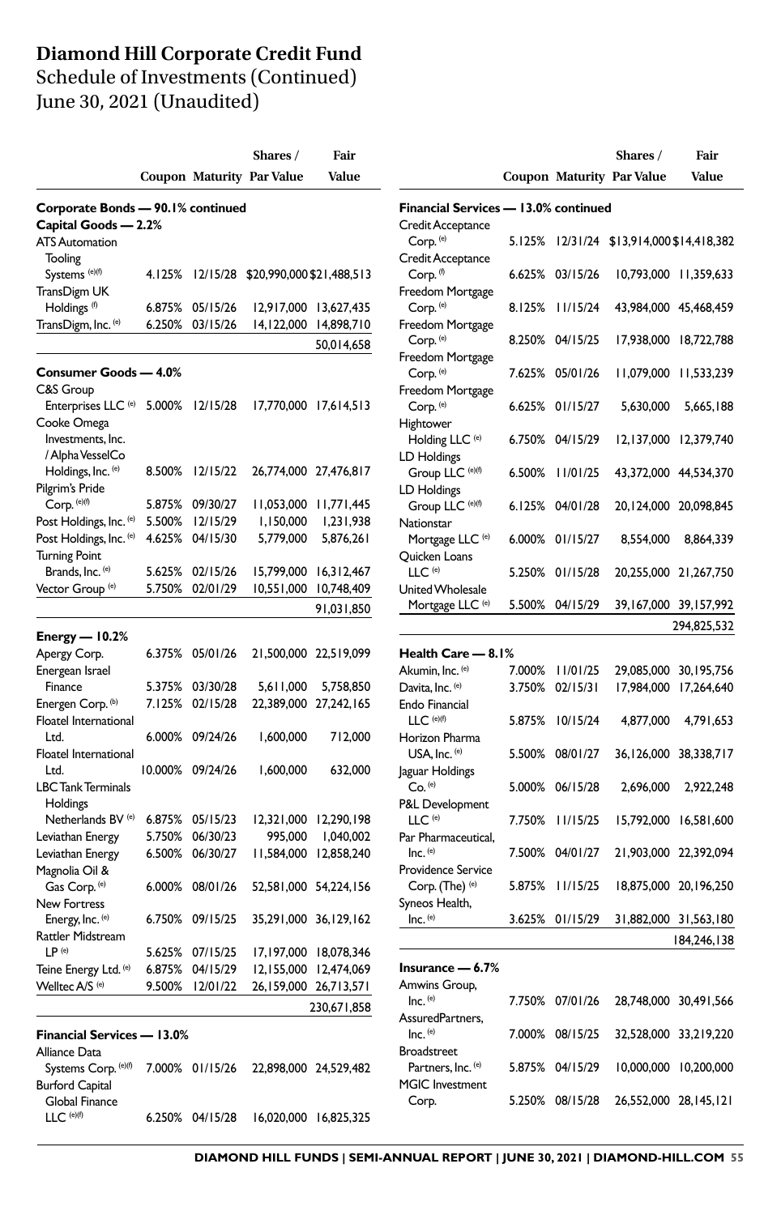# Diamond Hill Corporate Credit Fund

Schedule of Investments (Continued)
June 30, 2021 (Unaudited)

| | Coupon | Maturity | Shares / Par Value | Fair Value |
|---|---|---|---|---|
| **Corporate Bonds — 90.1% continued** | | | | |
| **Capital Goods — 2.2%** | | | | |
| ATS Automation Tooling Systems [(e)(f)] | 4.125% | 12/15/28 | $20,990,000 | $21,488,513 |
| TransDigm UK Holdings [(f)] | 6.875% | 05/15/26 | 12,917,000 | 13,627,435 |
| TransDigm, Inc. [(e)] | 6.250% | 03/15/26 | 14,122,000 | 14,898,710 |
| | | | | 50,014,658 |
| **Consumer Goods — 4.0%** | | | | |
| C&S Group Enterprises LLC [(e)] | 5.000% | 12/15/28 | 17,770,000 | 17,614,513 |
| Cooke Omega Investments, Inc. / Alpha VesselCo Holdings, Inc. [(e)] | 8.500% | 12/15/22 | 26,774,000 | 27,476,817 |
| Pilgrim's Pride Corp. [(e)(f)] | 5.875% | 09/30/27 | 11,053,000 | 11,771,445 |
| Post Holdings, Inc. [(e)] | 5.500% | 12/15/29 | 1,150,000 | 1,231,938 |
| Post Holdings, Inc. [(e)] | 4.625% | 04/15/30 | 5,779,000 | 5,876,261 |
| Turning Point Brands, Inc. [(e)] | 5.625% | 02/15/26 | 15,799,000 | 16,312,467 |
| Vector Group [(e)] | 5.750% | 02/01/29 | 10,551,000 | 10,748,409 |
| | | | | 91,031,850 |
| **Energy — 10.2%** | | | | |
| Apergy Corp. | 6.375% | 05/01/26 | 21,500,000 | 22,519,099 |
| Energean Israel Finance | 5.375% | 03/30/28 | 5,611,000 | 5,758,850 |
| Energen Corp. [(b)] | 7.125% | 02/15/28 | 22,389,000 | 27,242,165 |
| Floatel International Ltd. | 6.000% | 09/24/26 | 1,600,000 | 712,000 |
| Floatel International Ltd. | 10.000% | 09/24/26 | 1,600,000 | 632,000 |
| LBC Tank Terminals Holdings Netherlands BV [(e)] | 6.875% | 05/15/23 | 12,321,000 | 12,290,198 |
| Leviathan Energy | 5.750% | 06/30/23 | 995,000 | 1,040,002 |
| Leviathan Energy | 6.500% | 06/30/27 | 11,584,000 | 12,858,240 |
| Magnolia Oil & Gas Corp. [(e)] | 6.000% | 08/01/26 | 52,581,000 | 54,224,156 |
| New Fortress Energy, Inc. [(e)] | 6.750% | 09/15/25 | 35,291,000 | 36,129,162 |
| Rattler Midstream LP [(e)] | 5.625% | 07/15/25 | 17,197,000 | 18,078,346 |
| Teine Energy Ltd. [(e)] | 6.875% | 04/15/29 | 12,155,000 | 12,474,069 |
| Welltec A/S [(e)] | 9.500% | 12/01/22 | 26,159,000 | 26,713,571 |
| | | | | 230,671,858 |
| **Financial Services — 13.0%** | | | | |
| Alliance Data Systems Corp. [(e)(f)] | 7.000% | 01/15/26 | 22,898,000 | 24,529,482 |
| Burford Capital Global Finance LLC [(e)(f)] | 6.250% | 04/15/28 | 16,020,000 | 16,825,325 |
| **Financial Services — 13.0% continued** | | | | |
| Credit Acceptance Corp. [(e)] | 5.125% | 12/31/24 | $13,914,000 | $14,418,382 |
| Credit Acceptance Corp. [(f)] | 6.625% | 03/15/26 | 10,793,000 | 11,359,633 |
| Freedom Mortgage Corp. [(e)] | 8.125% | 11/15/24 | 43,984,000 | 45,468,459 |
| Freedom Mortgage Corp. [(e)] | 8.250% | 04/15/25 | 17,938,000 | 18,722,788 |
| Freedom Mortgage Corp. [(e)] | 7.625% | 05/01/26 | 11,079,000 | 11,533,239 |
| Freedom Mortgage Corp. [(e)] | 6.625% | 01/15/27 | 5,630,000 | 5,665,188 |
| Hightower Holding LLC [(e)] | 6.750% | 04/15/29 | 12,137,000 | 12,379,740 |
| LD Holdings Group LLC [(e)(f)] | 6.500% | 11/01/25 | 43,372,000 | 44,534,370 |
| LD Holdings Group LLC [(e)(f)] | 6.125% | 04/01/28 | 20,124,000 | 20,098,845 |
| Nationstar Mortgage LLC [(e)] | 6.000% | 01/15/27 | 8,554,000 | 8,864,339 |
| Quicken Loans LLC [(e)] | 5.250% | 01/15/28 | 20,255,000 | 21,267,750 |
| United Wholesale Mortgage LLC [(e)] | 5.500% | 04/15/29 | 39,167,000 | 39,157,992 |
| | | | | 294,825,532 |
| **Health Care — 8.1%** | | | | |
| Akumin, Inc. [(e)] | 7.000% | 11/01/25 | 29,085,000 | 30,195,756 |
| Davita, Inc. [(e)] | 3.750% | 02/15/31 | 17,984,000 | 17,264,640 |
| Endo Financial LLC [(e)(f)] | 5.875% | 10/15/24 | 4,877,000 | 4,791,653 |
| Horizon Pharma USA, Inc. [(e)] | 5.500% | 08/01/27 | 36,126,000 | 38,338,717 |
| Jaguar Holdings Co. [(e)] | 5.000% | 06/15/28 | 2,696,000 | 2,922,248 |
| P&L Development LLC [(e)] | 7.750% | 11/15/25 | 15,792,000 | 16,581,600 |
| Par Pharmaceutical, Inc. [(e)] | 7.500% | 04/01/27 | 21,903,000 | 22,392,094 |
| Providence Service Corp. (The) [(e)] | 5.875% | 11/15/25 | 18,875,000 | 20,196,250 |
| Syneos Health, Inc. [(e)] | 3.625% | 01/15/29 | 31,882,000 | 31,563,180 |
| | | | | 184,246,138 |
| **Insurance — 6.7%** | | | | |
| Amwins Group, Inc. [(e)] | 7.750% | 07/01/26 | 28,748,000 | 30,491,566 |
| AssuredPartners, Inc. [(e)] | 7.000% | 08/15/25 | 32,528,000 | 33,219,220 |
| Broadstreet Partners, Inc. [(e)] | 5.875% | 04/15/29 | 10,000,000 | 10,200,000 |
| MGIC Investment Corp. | 5.250% | 08/15/28 | 26,552,000 | 28,145,121 |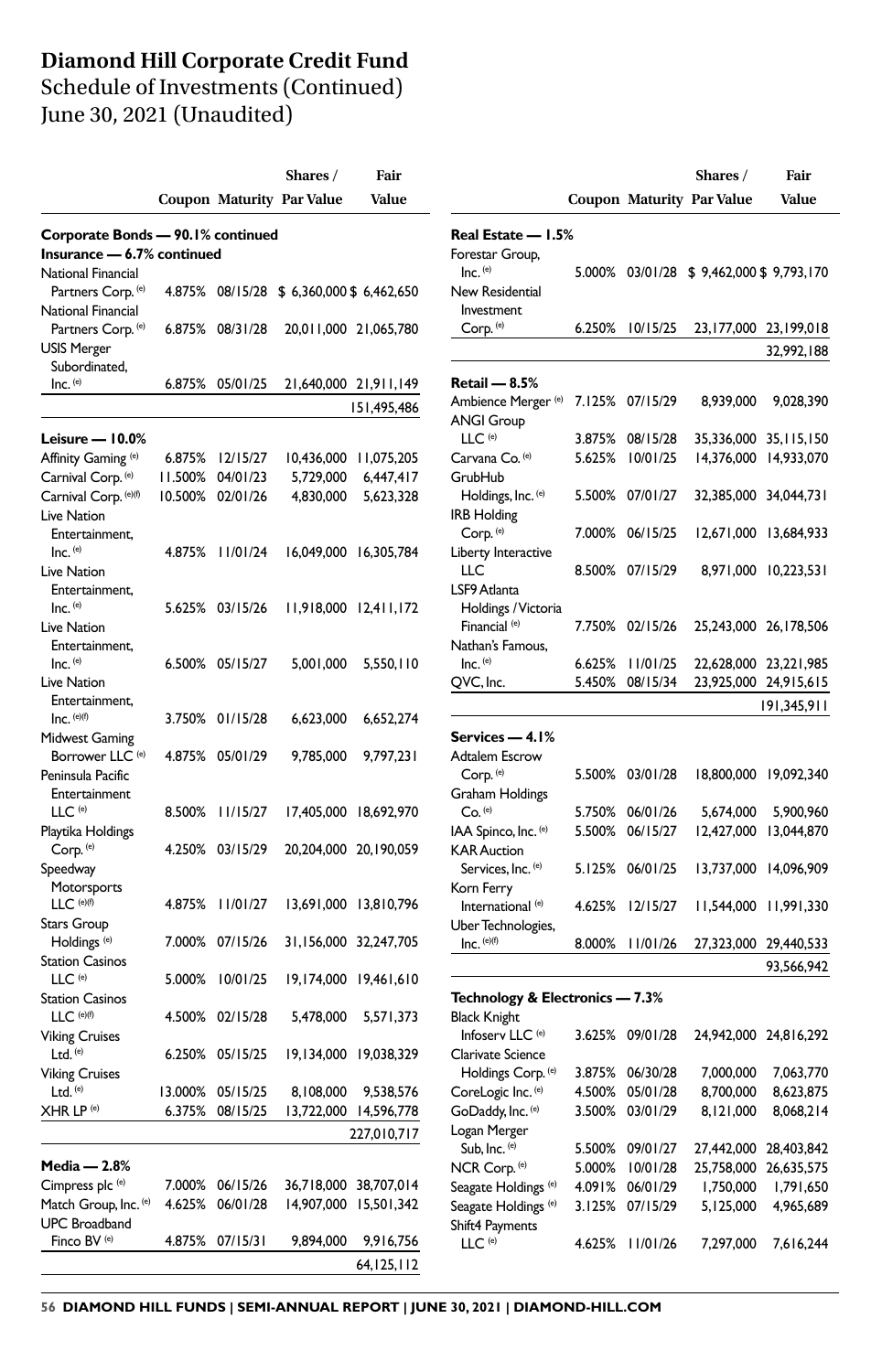# Diamond Hill Corporate Credit Fund

## Schedule of Investments (Continued)

## June 30, 2021 (Unaudited)

| | Coupon | Maturity | Shares / Par Value | Fair Value |
|---|---|---|---|---|
| **Corporate Bonds — 90.1% continued** | | | | |
| **Insurance — 6.7% continued** | | | | |
| National Financial Partners Corp. (e) | 4.875% | 08/15/28 | $ 6,360,000 | $ 6,462,650 |
| National Financial Partners Corp. (e) | 6.875% | 08/31/28 | 20,011,000 | 21,065,780 |
| USIS Merger Subordinated, Inc. (e) | 6.875% | 05/01/25 | 21,640,000 | 21,911,149 |
| | | | | 151,495,486 |
| **Leisure — 10.0%** | | | | |
| Affinity Gaming (e) | 6.875% | 12/15/27 | 10,436,000 | 11,075,205 |
| Carnival Corp. (e) | 11.500% | 04/01/23 | 5,729,000 | 6,447,417 |
| Carnival Corp. (e)(f) | 10.500% | 02/01/26 | 4,830,000 | 5,623,328 |
| Live Nation Entertainment, Inc. (e) | 4.875% | 11/01/24 | 16,049,000 | 16,305,784 |
| Live Nation Entertainment, Inc. (e) | 5.625% | 03/15/26 | 11,918,000 | 12,411,172 |
| Live Nation Entertainment, Inc. (e) | 6.500% | 05/15/27 | 5,001,000 | 5,550,110 |
| Live Nation Entertainment, Inc. (e)(f) | 3.750% | 01/15/28 | 6,623,000 | 6,652,274 |
| Midwest Gaming Borrower LLC (e) | 4.875% | 05/01/29 | 9,785,000 | 9,797,231 |
| Peninsula Pacific Entertainment LLC (e) | 8.500% | 11/15/27 | 17,405,000 | 18,692,970 |
| Playtika Holdings Corp. (e) | 4.250% | 03/15/29 | 20,204,000 | 20,190,059 |
| Speedway Motorsports LLC (e)(f) | 4.875% | 11/01/27 | 13,691,000 | 13,810,796 |
| Stars Group Holdings (e) | 7.000% | 07/15/26 | 31,156,000 | 32,247,705 |
| Station Casinos LLC (e) | 5.000% | 10/01/25 | 19,174,000 | 19,461,610 |
| Station Casinos LLC (e)(f) | 4.500% | 02/15/28 | 5,478,000 | 5,571,373 |
| Viking Cruises Ltd. (e) | 6.250% | 05/15/25 | 19,134,000 | 19,038,329 |
| Viking Cruises Ltd. (e) | 13.000% | 05/15/25 | 8,108,000 | 9,538,576 |
| XHR LP (e) | 6.375% | 08/15/25 | 13,722,000 | 14,596,778 |
| | | | | 227,010,717 |
| **Media — 2.8%** | | | | |
| Cimpress plc (e) | 7.000% | 06/15/26 | 36,718,000 | 38,707,014 |
| Match Group, Inc. (e) | 4.625% | 06/01/28 | 14,907,000 | 15,501,342 |
| UPC Broadband Finco BV (e) | 4.875% | 07/15/31 | 9,894,000 | 9,916,756 |
| | | | | 64,125,112 |
| **Real Estate — 1.5%** | | | | |
| Forestar Group, Inc. (e) | 5.000% | 03/01/28 | $ 9,462,000 | $ 9,793,170 |
| New Residential Investment Corp. (e) | 6.250% | 10/15/25 | 23,177,000 | 23,199,018 |
| | | | | 32,992,188 |
| **Retail — 8.5%** | | | | |
| Ambience Merger (e) | 7.125% | 07/15/29 | 8,939,000 | 9,028,390 |
| ANGI Group LLC (e) | 3.875% | 08/15/28 | 35,336,000 | 35,115,150 |
| Carvana Co. (e) | 5.625% | 10/01/25 | 14,376,000 | 14,933,070 |
| GrubHub Holdings, Inc. (e) | 5.500% | 07/01/27 | 32,385,000 | 34,044,731 |
| IRB Holding Corp. (e) | 7.000% | 06/15/25 | 12,671,000 | 13,684,933 |
| Liberty Interactive LLC | 8.500% | 07/15/29 | 8,971,000 | 10,223,531 |
| LSF9 Atlanta Holdings / Victoria Financial (e) | 7.750% | 02/15/26 | 25,243,000 | 26,178,506 |
| Nathan's Famous, Inc. (e) | 6.625% | 11/01/25 | 22,628,000 | 23,221,985 |
| QVC, Inc. | 5.450% | 08/15/34 | 23,925,000 | 24,915,615 |
| | | | | 191,345,911 |
| **Services — 4.1%** | | | | |
| Adtalem Escrow Corp. (e) | 5.500% | 03/01/28 | 18,800,000 | 19,092,340 |
| Graham Holdings Co. (e) | 5.750% | 06/01/26 | 5,674,000 | 5,900,960 |
| IAA Spinco, Inc. (e) | 5.500% | 06/15/27 | 12,427,000 | 13,044,870 |
| KAR Auction Services, Inc. (e) | 5.125% | 06/01/25 | 13,737,000 | 14,096,909 |
| Korn Ferry International (e) | 4.625% | 12/15/27 | 11,544,000 | 11,991,330 |
| Uber Technologies, Inc. (e)(f) | 8.000% | 11/01/26 | 27,323,000 | 29,440,533 |
| | | | | 93,566,942 |
| **Technology & Electronics — 7.3%** | | | | |
| Black Knight Infoserv LLC (e) | 3.625% | 09/01/28 | 24,942,000 | 24,816,292 |
| Clarivate Science Holdings Corp. (e) | 3.875% | 06/30/28 | 7,000,000 | 7,063,770 |
| CoreLogic Inc. (e) | 4.500% | 05/01/28 | 8,700,000 | 8,623,875 |
| GoDaddy, Inc. (e) | 3.500% | 03/01/29 | 8,121,000 | 8,068,214 |
| Logan Merger Sub, Inc. (e) | 5.500% | 09/01/27 | 27,442,000 | 28,403,842 |
| NCR Corp. (e) | 5.000% | 10/01/28 | 25,758,000 | 26,635,575 |
| Seagate Holdings (e) | 4.091% | 06/01/29 | 1,750,000 | 1,791,650 |
| Seagate Holdings (e) | 3.125% | 07/15/29 | 5,125,000 | 4,965,689 |
| Shift4 Payments LLC (e) | 4.625% | 11/01/26 | 7,297,000 | 7,616,244 |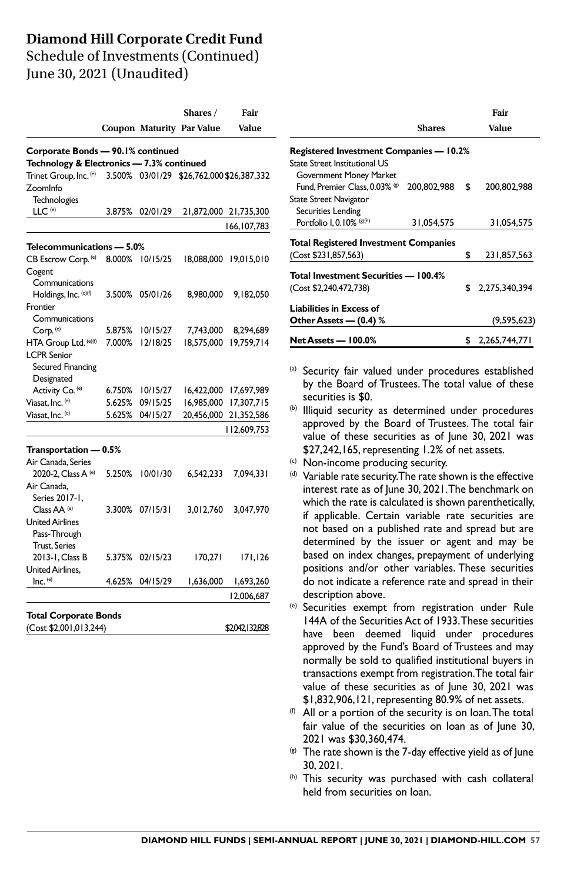# Diamond Hill Corporate Credit Fund

## Schedule of Investments (Continued)

## June 30, 2021 (Unaudited)

| | Coupon | Maturity | Shares / Par Value | Fair Value |
|---|---|---|---|---|
| **Corporate Bonds — 90.1% continued** | | | | |
| **Technology & Electronics — 7.3% continued** | | | | |
| Trinet Group, Inc. [e] | 3.500% | 03/01/29 | $26,762,000 | $26,387,332 |
| ZoomInfo Technologies LLC [e] | 3.875% | 02/01/29 | 21,872,000 | 21,735,300 |
| | | | | 166,107,783 |
| **Telecommunications — 5.0%** | | | | |
| CB Escrow Corp. [e] | 8.000% | 10/15/25 | 18,088,000 | 19,015,010 |
| Cogent Communications Holdings, Inc. [e][f] | 3.500% | 05/01/26 | 8,980,000 | 9,182,050 |
| Frontier Communications Corp. [e] | 5.875% | 10/15/27 | 7,743,000 | 8,294,689 |
| HTA Group Ltd. [e][f] | 7.000% | 12/18/25 | 18,575,000 | 19,759,714 |
| LCPR Senior Secured Financing Designated Activity Co. [e] | 6.750% | 10/15/27 | 16,422,000 | 17,697,989 |
| Viasat, Inc. [e] | 5.625% | 09/15/25 | 16,985,000 | 17,307,715 |
| Viasat, Inc. [e] | 5.625% | 04/15/27 | 20,456,000 | 21,352,586 |
| | | | | 112,609,753 |
| **Transportation — 0.5%** | | | | |
| Air Canada, Series 2020-2, Class A [e] | 5.250% | 10/01/30 | 6,542,233 | 7,094,331 |
| Air Canada, Series 2017-1, Class AA [e] | 3.300% | 07/15/31 | 3,012,760 | 3,047,970 |
| United Airlines Pass-Through Trust, Series 2013-1, Class B | 5.375% | 02/15/23 | 170,271 | 171,126 |
| United Airlines, Inc. [e] | 4.625% | 04/15/29 | 1,636,000 | 1,693,260 |
| | | | | 12,006,687 |
| **Total Corporate Bonds** | | | | |
| (Cost $2,001,013,244) | | | | $2,042,132,828 |

| | Shares | Fair Value |
|---|---|---|
| **Registered Investment Companies — 10.2%** | | |
| State Street Institutional US Government Money Market Fund, Premier Class, 0.03% [g] | 200,802,988 | $ 200,802,988 |
| State Street Navigator Securities Lending Portfolio I, 0.10% [g][h] | 31,054,575 | 31,054,575 |
| **Total Registered Investment Companies** | | |
| (Cost $231,857,563) | | $ 231,857,563 |
| **Total Investment Securities — 100.4%** | | |
| (Cost $2,240,472,738) | | $ 2,275,340,394 |
| **Liabilities in Excess of Other Assets — (0.4) %** | | (9,595,623) |
| **Net Assets — 100.0%** | | $ 2,265,744,771 |

[a] Security fair valued under procedures established by the Board of Trustees. The total value of these securities is $0.

[b] Illiquid security as determined under procedures approved by the Board of Trustees. The total fair value of these securities as of June 30, 2021 was $27,242,165, representing 1.2% of net assets.

[c] Non-income producing security.

[d] Variable rate security. The rate shown is the effective interest rate as of June 30, 2021. The benchmark on which the rate is calculated is shown parenthetically, if applicable. Certain variable rate securities are not based on a published rate and spread but are determined by the issuer or agent and may be based on index changes, prepayment of underlying positions and/or other variables. These securities do not indicate a reference rate and spread in their description above.

[e] Securities exempt from registration under Rule 144A of the Securities Act of 1933. These securities have been deemed liquid under procedures approved by the Fund's Board of Trustees and may normally be sold to qualified institutional buyers in transactions exempt from registration. The total fair value of these securities as of June 30, 2021 was $1,832,906,121, representing 80.9% of net assets.

[f] All or a portion of the security is on loan. The total fair value of the securities on loan as of June 30, 2021 was $30,360,474.

[g] The rate shown is the 7-day effective yield as of June 30, 2021.

[h] This security was purchased with cash collateral held from securities on loan.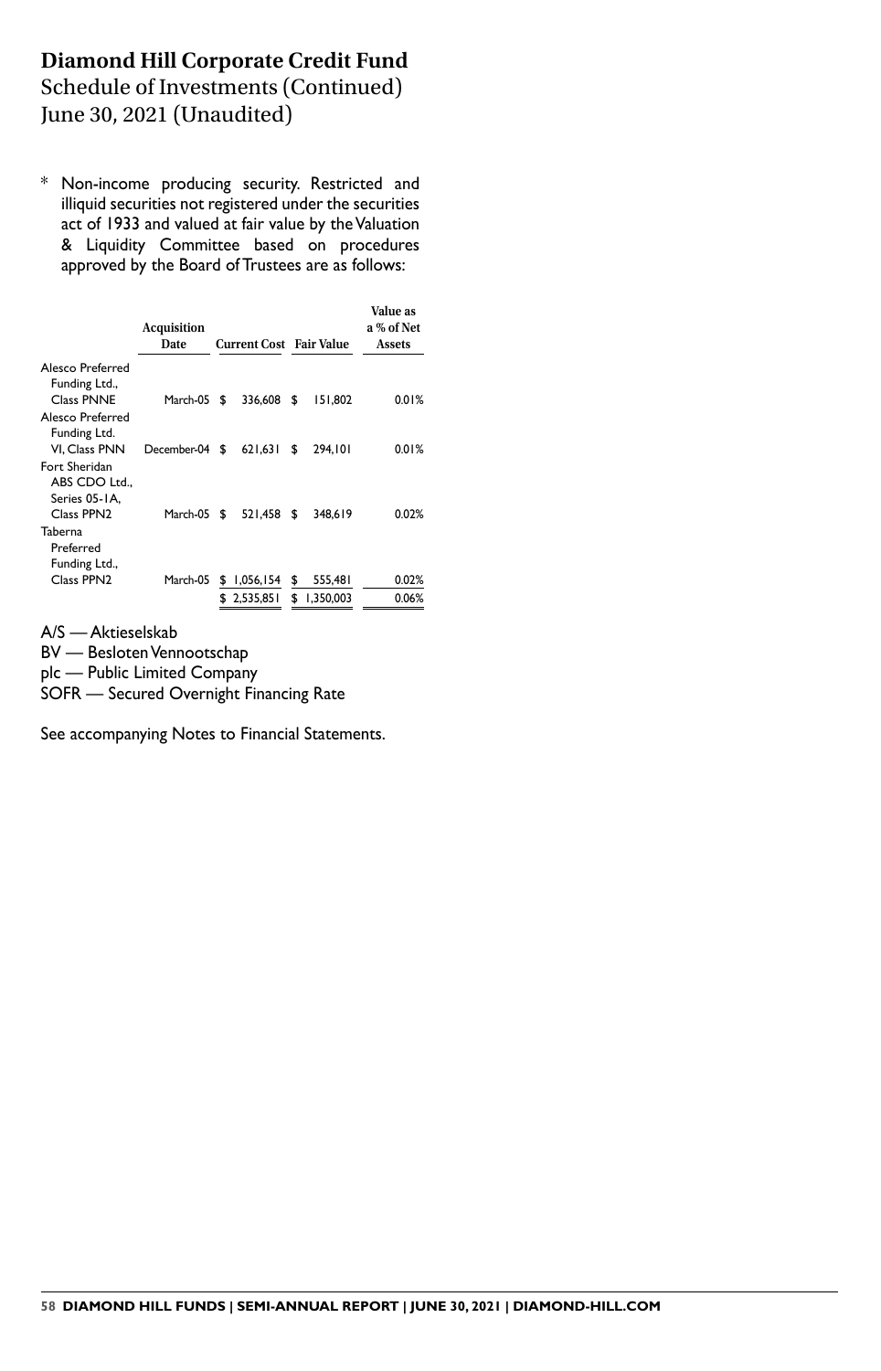# Diamond Hill Corporate Credit Fund

Schedule of Investments (Continued)
June 30, 2021 (Unaudited)

\* Non-income producing security. Restricted and illiquid securities not registered under the securities act of 1933 and valued at fair value by the Valuation & Liquidity Committee based on procedures approved by the Board of Trustees are as follows:

| | Acquisition Date | Current Cost | Fair Value | Value as a % of Net Assets |
|---|---|---|---|---|
| Alesco Preferred Funding Ltd., Class PNNE | March-05 | $ 336,608 | $ 151,802 | 0.01% |
| Alesco Preferred Funding Ltd. VI, Class PNN | December-04 | $ 621,631 | $ 294,101 | 0.01% |
| Fort Sheridan ABS CDO Ltd., Series 05-1A, Class PPN2 | March-05 | $ 521,458 | $ 348,619 | 0.02% |
| Taberna Preferred Funding Ltd., Class PPN2 | March-05 | $ 1,056,154 | $ 555,481 | 0.02% |
| | | $ 2,535,851 | $ 1,350,003 | 0.06% |

A/S — Aktieselskab
BV — Besloten Vennootschap
plc — Public Limited Company
SOFR — Secured Overnight Financing Rate

See accompanying Notes to Financial Statements.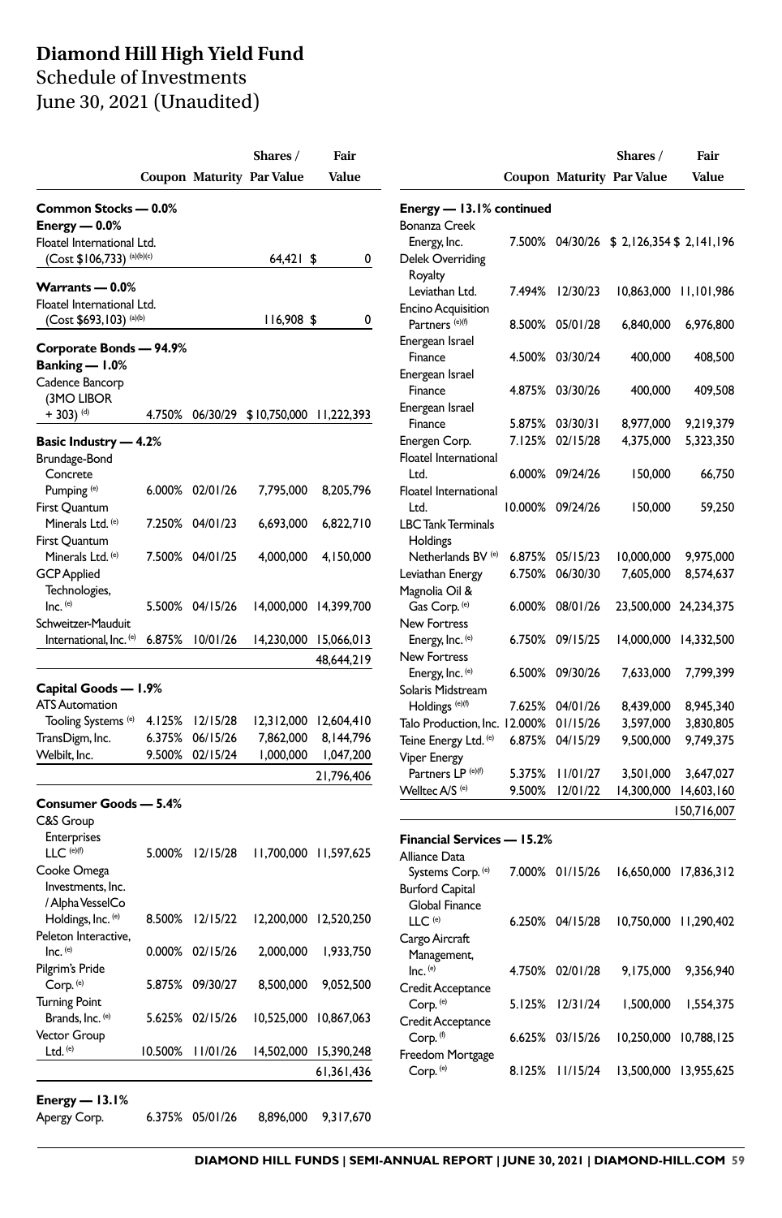# Diamond Hill High Yield Fund

Schedule of Investments
June 30, 2021 (Unaudited)

| | Coupon | Maturity | Shares / Par Value | Fair Value |
|---|---|---|---|---|
| **Common Stocks — 0.0%** | | | | |
| **Energy — 0.0%** | | | | |
| Floatel International Ltd. (Cost $106,733) [(a)(b)(c)] | | | 64,421 | $ 0 |
| **Warrants — 0.0%** | | | | |
| Floatel International Ltd. (Cost $693,103) [(a)(b)] | | | 116,908 | $ 0 |
| **Corporate Bonds — 94.9%** | | | | |
| **Banking — 1.0%** | | | | |
| Cadence Bancorp (3MO LIBOR + 303) [(d)] | 4.750% | 06/30/29 | $10,750,000 | 11,222,393 |
| **Basic Industry — 4.2%** | | | | |
| Brundage-Bond Concrete Pumping [(e)] | 6.000% | 02/01/26 | 7,795,000 | 8,205,796 |
| First Quantum Minerals Ltd. [(e)] | 7.250% | 04/01/23 | 6,693,000 | 6,822,710 |
| First Quantum Minerals Ltd. [(e)] | 7.500% | 04/01/25 | 4,000,000 | 4,150,000 |
| GCP Applied Technologies, Inc. [(e)] | 5.500% | 04/15/26 | 14,000,000 | 14,399,700 |
| Schweitzer-Mauduit International, Inc. [(e)] | 6.875% | 10/01/26 | 14,230,000 | 15,066,013 |
| | | | | 48,644,219 |
| **Capital Goods — 1.9%** | | | | |
| ATS Automation Tooling Systems [(e)] | 4.125% | 12/15/28 | 12,312,000 | 12,604,410 |
| TransDigm, Inc. | 6.375% | 06/15/26 | 7,862,000 | 8,144,796 |
| Welbilt, Inc. | 9.500% | 02/15/24 | 1,000,000 | 1,047,200 |
| | | | | 21,796,406 |
| **Consumer Goods — 5.4%** | | | | |
| C&S Group Enterprises LLC [(e)(f)] | 5.000% | 12/15/28 | 11,700,000 | 11,597,625 |
| Cooke Omega Investments, Inc. / Alpha VesselCo Holdings, Inc. [(e)] | 8.500% | 12/15/22 | 12,200,000 | 12,520,250 |
| Peleton Interactive, Inc. [(e)] | 0.000% | 02/15/26 | 2,000,000 | 1,933,750 |
| Pilgrim's Pride Corp. [(e)] | 5.875% | 09/30/27 | 8,500,000 | 9,052,500 |
| Turning Point Brands, Inc. [(e)] | 5.625% | 02/15/26 | 10,525,000 | 10,867,063 |
| Vector Group Ltd. [(e)] | 10.500% | 11/01/26 | 14,502,000 | 15,390,248 |
| | | | | 61,361,436 |
| **Energy — 13.1%** | | | | |
| Apergy Corp. | 6.375% | 05/01/26 | 8,896,000 | 9,317,670 |
| **Energy — 13.1% continued** | | | | |
| Bonanza Creek Energy, Inc. | 7.500% | 04/30/26 | $ 2,126,354 | $ 2,141,196 |
| Delek Overriding Royalty Leviathan Ltd. | 7.494% | 12/30/23 | 10,863,000 | 11,101,986 |
| Encino Acquisition Partners [(e)(f)] | 8.500% | 05/01/28 | 6,840,000 | 6,976,800 |
| Energean Israel Finance | 4.500% | 03/30/24 | 400,000 | 408,500 |
| Energean Israel Finance | 4.875% | 03/30/26 | 400,000 | 409,508 |
| Energean Israel Finance | 5.875% | 03/30/31 | 8,977,000 | 9,219,379 |
| Energen Corp. | 7.125% | 02/15/28 | 4,375,000 | 5,323,350 |
| Floatel International Ltd. | 6.000% | 09/24/26 | 150,000 | 66,750 |
| Floatel International Ltd. | 10.000% | 09/24/26 | 150,000 | 59,250 |
| LBC Tank Terminals Holdings Netherlands BV [(e)] | 6.875% | 05/15/23 | 10,000,000 | 9,975,000 |
| Leviathan Energy | 6.750% | 06/30/30 | 7,605,000 | 8,574,637 |
| Magnolia Oil & Gas Corp. [(e)] | 6.000% | 08/01/26 | 23,500,000 | 24,234,375 |
| New Fortress Energy, Inc. [(e)] | 6.750% | 09/15/25 | 14,000,000 | 14,332,500 |
| New Fortress Energy, Inc. [(e)] | 6.500% | 09/30/26 | 7,633,000 | 7,799,399 |
| Solaris Midstream Holdings [(e)(f)] | 7.625% | 04/01/26 | 8,439,000 | 8,945,340 |
| Talo Production, Inc. | 12.000% | 01/15/26 | 3,597,000 | 3,830,805 |
| Teine Energy Ltd. [(e)] | 6.875% | 04/15/29 | 9,500,000 | 9,749,375 |
| Viper Energy Partners LP [(e)(f)] | 5.375% | 11/01/27 | 3,501,000 | 3,647,027 |
| Welltec A/S [(e)] | 9.500% | 12/01/22 | 14,300,000 | 14,603,160 |
| | | | | 150,716,007 |
| **Financial Services — 15.2%** | | | | |
| Alliance Data Systems Corp. [(e)] | 7.000% | 01/15/26 | 16,650,000 | 17,836,312 |
| Burford Capital Global Finance LLC [(e)] | 6.250% | 04/15/28 | 10,750,000 | 11,290,402 |
| Cargo Aircraft Management, Inc. [(e)] | 4.750% | 02/01/28 | 9,175,000 | 9,356,940 |
| Credit Acceptance Corp. [(e)] | 5.125% | 12/31/24 | 1,500,000 | 1,554,375 |
| Credit Acceptance Corp. [(f)] | 6.625% | 03/15/26 | 10,250,000 | 10,788,125 |
| Freedom Mortgage Corp. [(e)] | 8.125% | 11/15/24 | 13,500,000 | 13,955,625 |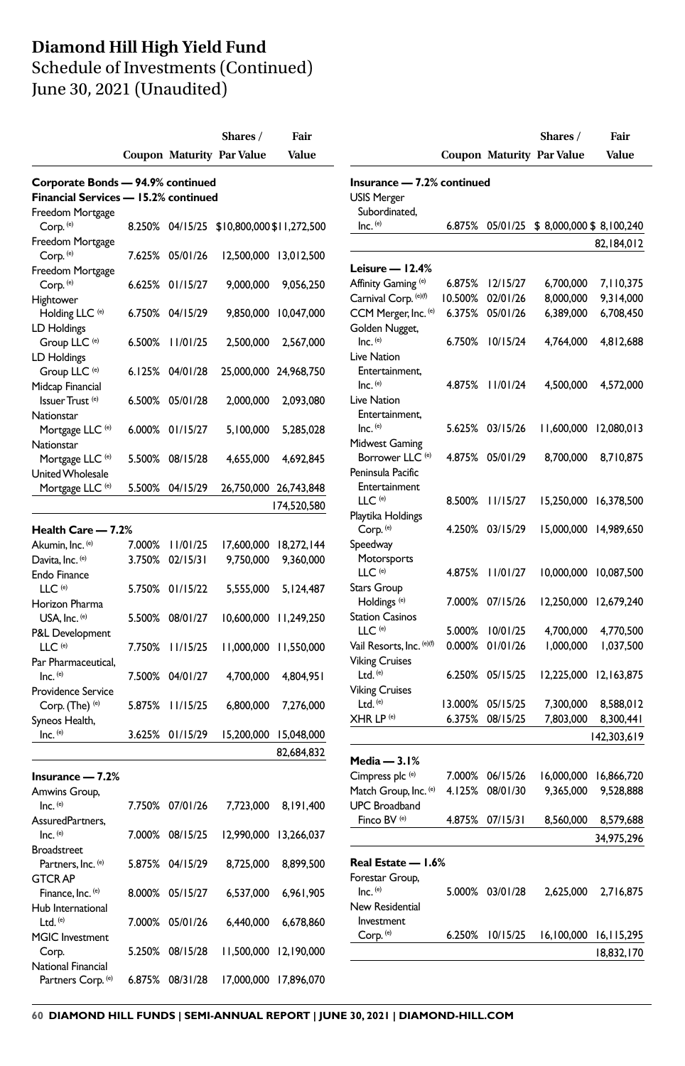# Diamond Hill High Yield Fund

Schedule of Investments (Continued)
June 30, 2021 (Unaudited)

| | Coupon | Maturity | Shares / Par Value | Fair Value |
|---|---|---|---|---|
| **Corporate Bonds — 94.9% continued** | | | | |
| **Financial Services — 15.2% continued** | | | | |
| Freedom Mortgage Corp. [(e)] | 8.250% | 04/15/25 | $10,800,000 | $11,272,500 |
| Freedom Mortgage Corp. [(e)] | 7.625% | 05/01/26 | 12,500,000 | 13,012,500 |
| Freedom Mortgage Corp. [(e)] | 6.625% | 01/15/27 | 9,000,000 | 9,056,250 |
| Hightower Holding LLC [(e)] | 6.750% | 04/15/29 | 9,850,000 | 10,047,000 |
| LD Holdings Group LLC [(e)] | 6.500% | 11/01/25 | 2,500,000 | 2,567,000 |
| LD Holdings Group LLC [(e)] | 6.125% | 04/01/28 | 25,000,000 | 24,968,750 |
| Midcap Financial Issuer Trust [(e)] | 6.500% | 05/01/28 | 2,000,000 | 2,093,080 |
| Nationstar Mortgage LLC [(e)] | 6.000% | 01/15/27 | 5,100,000 | 5,285,028 |
| Nationstar Mortgage LLC [(e)] | 5.500% | 08/15/28 | 4,655,000 | 4,692,845 |
| United Wholesale Mortgage LLC [(e)] | 5.500% | 04/15/29 | 26,750,000 | 26,743,848 |
| | | | | 174,520,580 |
| **Health Care — 7.2%** | | | | |
| Akumin, Inc. [(e)] | 7.000% | 11/01/25 | 17,600,000 | 18,272,144 |
| Davita, Inc. [(e)] | 3.750% | 02/15/31 | 9,750,000 | 9,360,000 |
| Endo Finance LLC [(e)] | 5.750% | 01/15/22 | 5,555,000 | 5,124,487 |
| Horizon Pharma USA, Inc. [(e)] | 5.500% | 08/01/27 | 10,600,000 | 11,249,250 |
| P&L Development LLC [(e)] | 7.750% | 11/15/25 | 11,000,000 | 11,550,000 |
| Par Pharmaceutical, Inc. [(e)] | 7.500% | 04/01/27 | 4,700,000 | 4,804,951 |
| Providence Service Corp. (The) [(e)] | 5.875% | 11/15/25 | 6,800,000 | 7,276,000 |
| Syneos Health, Inc. [(e)] | 3.625% | 01/15/29 | 15,200,000 | 15,048,000 |
| | | | | 82,684,832 |
| **Insurance — 7.2%** | | | | |
| Amwins Group, Inc. [(e)] | 7.750% | 07/01/26 | 7,723,000 | 8,191,400 |
| AssuredPartners, Inc. [(e)] | 7.000% | 08/15/25 | 12,990,000 | 13,266,037 |
| Broadstreet Partners, Inc. [(e)] | 5.875% | 04/15/29 | 8,725,000 | 8,899,500 |
| GTCR AP Finance, Inc. [(e)] | 8.000% | 05/15/27 | 6,537,000 | 6,961,905 |
| Hub International Ltd. [(e)] | 7.000% | 05/01/26 | 6,440,000 | 6,678,860 |
| MGIC Investment Corp. | 5.250% | 08/15/28 | 11,500,000 | 12,190,000 |
| National Financial Partners Corp. [(e)] | 6.875% | 08/31/28 | 17,000,000 | 17,896,070 |
| **Insurance — 7.2% continued** | | | | |
| USIS Merger Subordinated, Inc. [(e)] | 6.875% | 05/01/25 | $ 8,000,000 | $ 8,100,240 |
| | | | | 82,184,012 |
| **Leisure — 12.4%** | | | | |
| Affinity Gaming [(e)] | 6.875% | 12/15/27 | 6,700,000 | 7,110,375 |
| Carnival Corp. [(e)(f)] | 10.500% | 02/01/26 | 8,000,000 | 9,314,000 |
| CCM Merger, Inc. [(e)] | 6.375% | 05/01/26 | 6,389,000 | 6,708,450 |
| Golden Nugget, Inc. [(e)] | 6.750% | 10/15/24 | 4,764,000 | 4,812,688 |
| Live Nation Entertainment, Inc. [(e)] | 4.875% | 11/01/24 | 4,500,000 | 4,572,000 |
| Live Nation Entertainment, Inc. [(e)] | 5.625% | 03/15/26 | 11,600,000 | 12,080,013 |
| Midwest Gaming Borrower LLC [(e)] | 4.875% | 05/01/29 | 8,700,000 | 8,710,875 |
| Peninsula Pacific Entertainment LLC [(e)] | 8.500% | 11/15/27 | 15,250,000 | 16,378,500 |
| Playtika Holdings Corp. [(e)] | 4.250% | 03/15/29 | 15,000,000 | 14,989,650 |
| Speedway Motorsports LLC [(e)] | 4.875% | 11/01/27 | 10,000,000 | 10,087,500 |
| Stars Group Holdings [(e)] | 7.000% | 07/15/26 | 12,250,000 | 12,679,240 |
| Station Casinos LLC [(e)] | 5.000% | 10/01/25 | 4,700,000 | 4,770,500 |
| Vail Resorts, Inc. [(e)(f)] | 0.000% | 01/01/26 | 1,000,000 | 1,037,500 |
| Viking Cruises Ltd. [(e)] | 6.250% | 05/15/25 | 12,225,000 | 12,163,875 |
| Viking Cruises Ltd. [(e)] | 13.000% | 05/15/25 | 7,300,000 | 8,588,012 |
| XHR LP [(e)] | 6.375% | 08/15/25 | 7,803,000 | 8,300,441 |
| | | | | 142,303,619 |
| **Media — 3.1%** | | | | |
| Cimpress plc [(e)] | 7.000% | 06/15/26 | 16,000,000 | 16,866,720 |
| Match Group, Inc. [(e)] | 4.125% | 08/01/30 | 9,365,000 | 9,528,888 |
| UPC Broadband Finco BV [(e)] | 4.875% | 07/15/31 | 8,560,000 | 8,579,688 |
| | | | | 34,975,296 |
| **Real Estate — 1.6%** | | | | |
| Forestar Group, Inc. [(e)] | 5.000% | 03/01/28 | 2,625,000 | 2,716,875 |
| New Residential Investment Corp. [(e)] | 6.250% | 10/15/25 | 16,100,000 | 16,115,295 |
| | | | | 18,832,170 |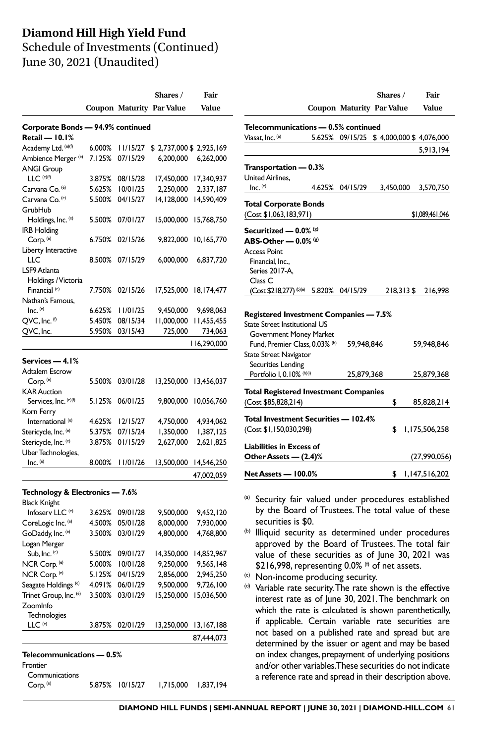# Diamond Hill High Yield Fund
Schedule of Investments (Continued)
June 30, 2021 (Unaudited)

| | Coupon | Maturity | Shares / Par Value | Fair Value |
|---|---|---|---|---|
| **Corporate Bonds — 94.9% continued** | | | | |
| **Retail — 10.1%** | | | | |
| Academy Ltd. (e)(f) | 6.000% | 11/15/27 | $ 2,737,000 | $ 2,925,169 |
| Ambience Merger (e) | 7.125% | 07/15/29 | 6,200,000 | 6,262,000 |
| ANGI Group LLC (e)(f) | 3.875% | 08/15/28 | 17,450,000 | 17,340,937 |
| Carvana Co. (e) | 5.625% | 10/01/25 | 2,250,000 | 2,337,187 |
| Carvana Co. (e) | 5.500% | 04/15/27 | 14,128,000 | 14,590,409 |
| GrubHub Holdings, Inc. (e) | 5.500% | 07/01/27 | 15,000,000 | 15,768,750 |
| IRB Holding Corp. (e) | 6.750% | 02/15/26 | 9,822,000 | 10,165,770 |
| Liberty Interactive LLC | 8.500% | 07/15/29 | 6,000,000 | 6,837,720 |
| LSF9 Atlanta Holdings / Victoria Financial (e) | 7.750% | 02/15/26 | 17,525,000 | 18,174,477 |
| Nathan's Famous, Inc. (e) | 6.625% | 11/01/25 | 9,450,000 | 9,698,063 |
| QVC, Inc. (f) | 5.450% | 08/15/34 | 11,000,000 | 11,455,455 |
| QVC, Inc. | 5.950% | 03/15/43 | 725,000 | 734,063 |
| | | | | 116,290,000 |
| **Services — 4.1%** | | | | |
| Adtalem Escrow Corp. (e) | 5.500% | 03/01/28 | 13,250,000 | 13,456,037 |
| KAR Auction Services, Inc. (e)(f) | 5.125% | 06/01/25 | 9,800,000 | 10,056,760 |
| Korn Ferry International (e) | 4.625% | 12/15/27 | 4,750,000 | 4,934,062 |
| Stericycle, Inc. (e) | 5.375% | 07/15/24 | 1,350,000 | 1,387,125 |
| Stericycle, Inc. (e) | 3.875% | 01/15/29 | 2,627,000 | 2,621,825 |
| Uber Technologies, Inc. (e) | 8.000% | 11/01/26 | 13,500,000 | 14,546,250 |
| | | | | 47,002,059 |
| **Technology & Electronics — 7.6%** | | | | |
| Black Knight Infoserv LLC (e) | 3.625% | 09/01/28 | 9,500,000 | 9,452,120 |
| CoreLogic Inc. (e) | 4.500% | 05/01/28 | 8,000,000 | 7,930,000 |
| GoDaddy, Inc. (e) | 3.500% | 03/01/29 | 4,800,000 | 4,768,800 |
| Logan Merger Sub, Inc. (e) | 5.500% | 09/01/27 | 14,350,000 | 14,852,967 |
| NCR Corp. (e) | 5.000% | 10/01/28 | 9,250,000 | 9,565,148 |
| NCR Corp. (e) | 5.125% | 04/15/29 | 2,856,000 | 2,945,250 |
| Seagate Holdings (e) | 4.091% | 06/01/29 | 9,500,000 | 9,726,100 |
| Trinet Group, Inc. (e) | 3.500% | 03/01/29 | 15,250,000 | 15,036,500 |
| ZoomInfo Technologies LLC (e) | 3.875% | 02/01/29 | 13,250,000 | 13,167,188 |
| | | | | 87,444,073 |
| **Telecommunications — 0.5%** | | | | |
| Frontier Communications Corp. (e) | 5.875% | 10/15/27 | 1,715,000 | 1,837,194 |
| Viasat, Inc. (e) | 5.625% | 09/15/25 | $ 4,000,000 | $ 4,076,000 |
| | | | | 5,913,194 |
| **Transportation — 0.3%** | | | | |
| United Airlines, Inc. (e) | 4.625% | 04/15/29 | 3,450,000 | 3,570,750 |
| **Total Corporate Bonds** (Cost $1,063,183,971) | | | | $1,089,461,046 |
| **Securitized — 0.0% (g)** | | | | |
| **ABS-Other — 0.0% (g)** | | | | |
| Access Point Financial, Inc., Series 2017-A, Class C (Cost $218,277) (b)(e) | 5.820% | 04/15/29 | 218,313 | $ 216,998 |
| **Registered Investment Companies — 7.5%** | | | | |
| State Street Institutional US Government Money Market Fund, Premier Class, 0.03% (h) | | | 59,948,846 | 59,948,846 |
| State Street Navigator Securities Lending Portfolio I, 0.10% (h)(i) | | | 25,879,368 | 25,879,368 |
| **Total Registered Investment Companies** (Cost $85,828,214) | | | | $ 85,828,214 |
| **Total Investment Securities — 102.4%** (Cost $1,150,030,298) | | | | $ 1,175,506,258 |
| **Liabilities in Excess of Other Assets — (2.4)%** | | | | (27,990,056) |
| **Net Assets — 100.0%** | | | | $ 1,147,516,202 |

(a) Security fair valued under procedures established by the Board of Trustees. The total value of these securities is $0.

(b) Illiquid security as determined under procedures approved by the Board of Trustees. The total fair value of these securities as of June 30, 2021 was $216,998, representing 0.0% (f) of net assets.

(c) Non-income producing security.

(d) Variable rate security. The rate shown is the effective interest rate as of June 30, 2021. The benchmark on which the rate is calculated is shown parenthetically, if applicable. Certain variable rate securities are not based on a published rate and spread but are determined by the issuer or agent and may be based on index changes, prepayment of underlying positions and/or other variables. These securities do not indicate a reference rate and spread in their description above.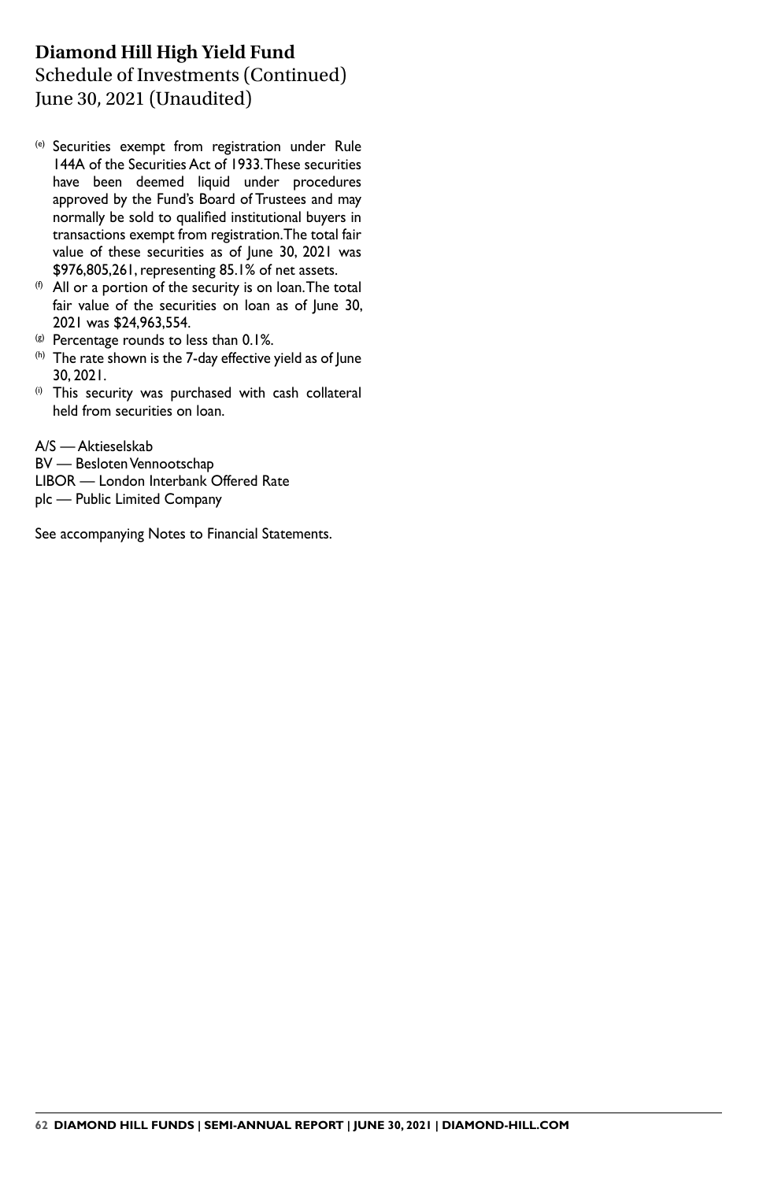# Diamond Hill High Yield Fund

## Schedule of Investments (Continued)

## June 30, 2021 (Unaudited)

- [e] Securities exempt from registration under Rule 144A of the Securities Act of 1933. These securities have been deemed liquid under procedures approved by the Fund's Board of Trustees and may normally be sold to qualified institutional buyers in transactions exempt from registration. The total fair value of these securities as of June 30, 2021 was $976,805,261, representing 85.1% of net assets.
- [f] All or a portion of the security is on loan. The total fair value of the securities on loan as of June 30, 2021 was $24,963,554.
- [g] Percentage rounds to less than 0.1%.
- [h] The rate shown is the 7-day effective yield as of June 30, 2021.
- [i] This security was purchased with cash collateral held from securities on loan.

A/S — Aktieselskab
BV — Besloten Vennootschap
LIBOR — London Interbank Offered Rate
plc — Public Limited Company

See accompanying Notes to Financial Statements.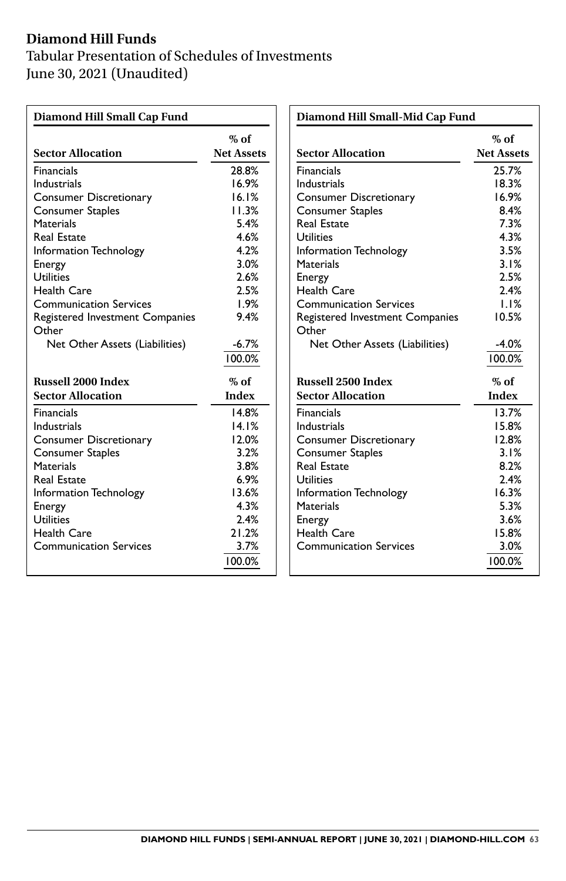# Diamond Hill Funds

Tabular Presentation of Schedules of Investments
June 30, 2021 (Unaudited)

## Diamond Hill Small Cap Fund

| Sector Allocation | % of Net Assets |
|---|---|
| Financials | 28.8% |
| Industrials | 16.9% |
| Consumer Discretionary | 16.1% |
| Consumer Staples | 11.3% |
| Materials | 5.4% |
| Real Estate | 4.6% |
| Information Technology | 4.2% |
| Energy | 3.0% |
| Utilities | 2.6% |
| Health Care | 2.5% |
| Communication Services | 1.9% |
| Registered Investment Companies | 9.4% |
| Other | |
| Net Other Assets (Liabilities) | -6.7% |
| | 100.0% |

| Russell 2000 Index Sector Allocation | % of Index |
|---|---|
| Financials | 14.8% |
| Industrials | 14.1% |
| Consumer Discretionary | 12.0% |
| Consumer Staples | 3.2% |
| Materials | 3.8% |
| Real Estate | 6.9% |
| Information Technology | 13.6% |
| Energy | 4.3% |
| Utilities | 2.4% |
| Health Care | 21.2% |
| Communication Services | 3.7% |
| | 100.0% |

## Diamond Hill Small-Mid Cap Fund

| Sector Allocation | % of Net Assets |
|---|---|
| Financials | 25.7% |
| Industrials | 18.3% |
| Consumer Discretionary | 16.9% |
| Consumer Staples | 8.4% |
| Real Estate | 7.3% |
| Utilities | 4.3% |
| Information Technology | 3.5% |
| Materials | 3.1% |
| Energy | 2.5% |
| Health Care | 2.4% |
| Communication Services | 1.1% |
| Registered Investment Companies | 10.5% |
| Other | |
| Net Other Assets (Liabilities) | -4.0% |
| | 100.0% |

| Russell 2500 Index Sector Allocation | % of Index |
|---|---|
| Financials | 13.7% |
| Industrials | 15.8% |
| Consumer Discretionary | 12.8% |
| Consumer Staples | 3.1% |
| Real Estate | 8.2% |
| Utilities | 2.4% |
| Information Technology | 16.3% |
| Materials | 5.3% |
| Energy | 3.6% |
| Health Care | 15.8% |
| Communication Services | 3.0% |
| | 100.0% |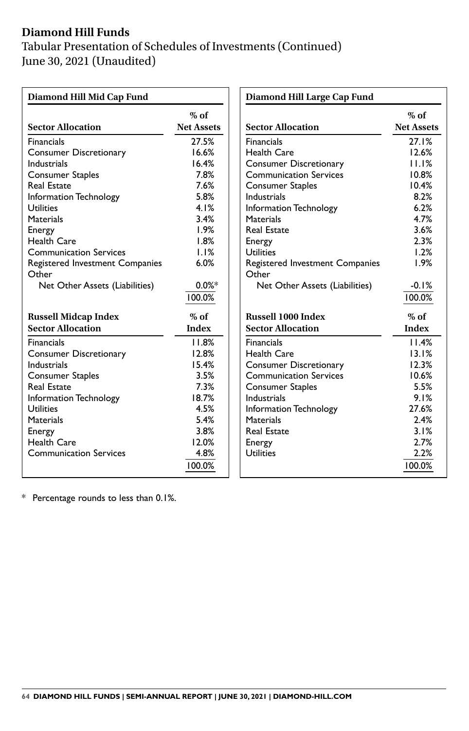# Diamond Hill Funds

Tabular Presentation of Schedules of Investments (Continued)
June 30, 2021 (Unaudited)

## Diamond Hill Mid Cap Fund

| Sector Allocation | % of Net Assets |
|---|---|
| Financials | 27.5% |
| Consumer Discretionary | 16.6% |
| Industrials | 16.4% |
| Consumer Staples | 7.8% |
| Real Estate | 7.6% |
| Information Technology | 5.8% |
| Utilities | 4.1% |
| Materials | 3.4% |
| Energy | 1.9% |
| Health Care | 1.8% |
| Communication Services | 1.1% |
| Registered Investment Companies | 6.0% |
| Other | |
| Net Other Assets (Liabilities) | 0.0%* |
| | 100.0% |

| Russell Midcap Index Sector Allocation | % of Index |
|---|---|
| Financials | 11.8% |
| Consumer Discretionary | 12.8% |
| Industrials | 15.4% |
| Consumer Staples | 3.5% |
| Real Estate | 7.3% |
| Information Technology | 18.7% |
| Utilities | 4.5% |
| Materials | 5.4% |
| Energy | 3.8% |
| Health Care | 12.0% |
| Communication Services | 4.8% |
| | 100.0% |

## Diamond Hill Large Cap Fund

| Sector Allocation | % of Net Assets |
|---|---|
| Financials | 27.1% |
| Health Care | 12.6% |
| Consumer Discretionary | 11.1% |
| Communication Services | 10.8% |
| Consumer Staples | 10.4% |
| Industrials | 8.2% |
| Information Technology | 6.2% |
| Materials | 4.7% |
| Real Estate | 3.6% |
| Energy | 2.3% |
| Utilities | 1.2% |
| Registered Investment Companies | 1.9% |
| Other | |
| Net Other Assets (Liabilities) | -0.1% |
| | 100.0% |

| Russell 1000 Index Sector Allocation | % of Index |
|---|---|
| Financials | 11.4% |
| Health Care | 13.1% |
| Consumer Discretionary | 12.3% |
| Communication Services | 10.6% |
| Consumer Staples | 5.5% |
| Industrials | 9.1% |
| Information Technology | 27.6% |
| Materials | 2.4% |
| Real Estate | 3.1% |
| Energy | 2.7% |
| Utilities | 2.2% |
| | 100.0% |

* Percentage rounds to less than 0.1%.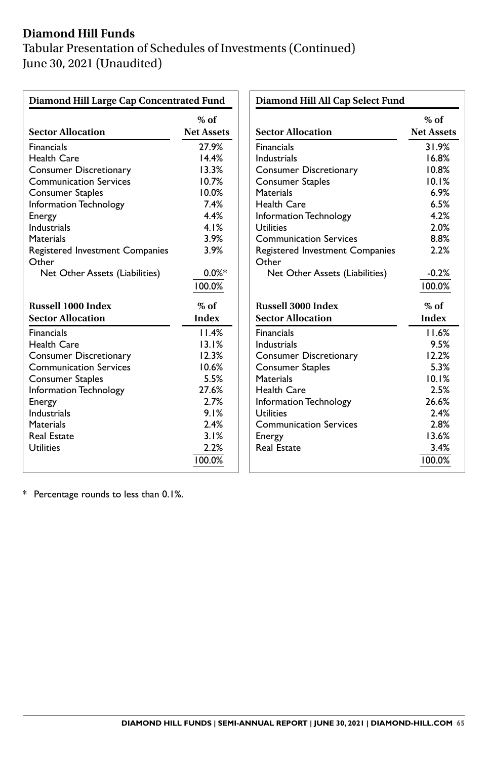# Diamond Hill Funds

Tabular Presentation of Schedules of Investments (Continued)
June 30, 2021 (Unaudited)

**Diamond Hill Large Cap Concentrated Fund**

| Sector Allocation | % of Net Assets |
|---|---|
| Financials | 27.9% |
| Health Care | 14.4% |
| Consumer Discretionary | 13.3% |
| Communication Services | 10.7% |
| Consumer Staples | 10.0% |
| Information Technology | 7.4% |
| Energy | 4.4% |
| Industrials | 4.1% |
| Materials | 3.9% |
| Registered Investment Companies | 3.9% |
| Other | |
| Net Other Assets (Liabilities) | 0.0%* |
| | 100.0% |

| Russell 1000 Index Sector Allocation | % of Index |
|---|---|
| Financials | 11.4% |
| Health Care | 13.1% |
| Consumer Discretionary | 12.3% |
| Communication Services | 10.6% |
| Consumer Staples | 5.5% |
| Information Technology | 27.6% |
| Energy | 2.7% |
| Industrials | 9.1% |
| Materials | 2.4% |
| Real Estate | 3.1% |
| Utilities | 2.2% |
| | 100.0% |

**Diamond Hill All Cap Select Fund**

| Sector Allocation | % of Net Assets |
|---|---|
| Financials | 31.9% |
| Industrials | 16.8% |
| Consumer Discretionary | 10.8% |
| Consumer Staples | 10.1% |
| Materials | 6.9% |
| Health Care | 6.5% |
| Information Technology | 4.2% |
| Utilities | 2.0% |
| Communication Services | 8.8% |
| Registered Investment Companies | 2.2% |
| Other | |
| Net Other Assets (Liabilities) | -0.2% |
| | 100.0% |

| Russell 3000 Index Sector Allocation | % of Index |
|---|---|
| Financials | 11.6% |
| Industrials | 9.5% |
| Consumer Discretionary | 12.2% |
| Consumer Staples | 5.3% |
| Materials | 10.1% |
| Health Care | 2.5% |
| Information Technology | 26.6% |
| Utilities | 2.4% |
| Communication Services | 2.8% |
| Energy | 13.6% |
| Real Estate | 3.4% |
| | 100.0% |

\* Percentage rounds to less than 0.1%.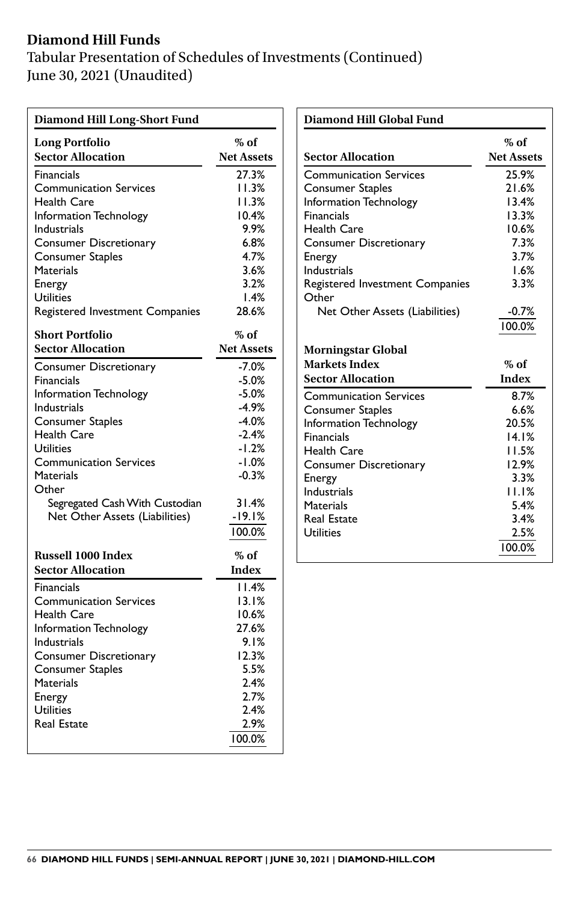# Diamond Hill Funds

## Tabular Presentation of Schedules of Investments (Continued)

June 30, 2021 (Unaudited)

### Diamond Hill Long-Short Fund

| Long Portfolio Sector Allocation | % of Net Assets |
|---|---|
| Financials | 27.3% |
| Communication Services | 11.3% |
| Health Care | 11.3% |
| Information Technology | 10.4% |
| Industrials | 9.9% |
| Consumer Discretionary | 6.8% |
| Consumer Staples | 4.7% |
| Materials | 3.6% |
| Energy | 3.2% |
| Utilities | 1.4% |
| Registered Investment Companies | 28.6% |

| Short Portfolio Sector Allocation | % of Net Assets |
|---|---|
| Consumer Discretionary | -7.0% |
| Financials | -5.0% |
| Information Technology | -5.0% |
| Industrials | -4.9% |
| Consumer Staples | -4.0% |
| Health Care | -2.4% |
| Utilities | -1.2% |
| Communication Services | -1.0% |
| Materials | -0.3% |
| Other | |
| Segregated Cash With Custodian | 31.4% |
| Net Other Assets (Liabilities) | -19.1% |
| | 100.0% |

| Russell 1000 Index Sector Allocation | % of Index |
|---|---|
| Financials | 11.4% |
| Communication Services | 13.1% |
| Health Care | 10.6% |
| Information Technology | 27.6% |
| Industrials | 9.1% |
| Consumer Discretionary | 12.3% |
| Consumer Staples | 5.5% |
| Materials | 2.4% |
| Energy | 2.7% |
| Utilities | 2.4% |
| Real Estate | 2.9% |
| | 100.0% |

### Diamond Hill Global Fund

| Sector Allocation | % of Net Assets |
|---|---|
| Communication Services | 25.9% |
| Consumer Staples | 21.6% |
| Information Technology | 13.4% |
| Financials | 13.3% |
| Health Care | 10.6% |
| Consumer Discretionary | 7.3% |
| Energy | 3.7% |
| Industrials | 1.6% |
| Registered Investment Companies | 3.3% |
| Other | |
| Net Other Assets (Liabilities) | -0.7% |
| | 100.0% |

| Morningstar Global Markets Index Sector Allocation | % of Index |
|---|---|
| Communication Services | 8.7% |
| Consumer Staples | 6.6% |
| Information Technology | 20.5% |
| Financials | 14.1% |
| Health Care | 11.5% |
| Consumer Discretionary | 12.9% |
| Energy | 3.3% |
| Industrials | 11.1% |
| Materials | 5.4% |
| Real Estate | 3.4% |
| Utilities | 2.5% |
| | 100.0% |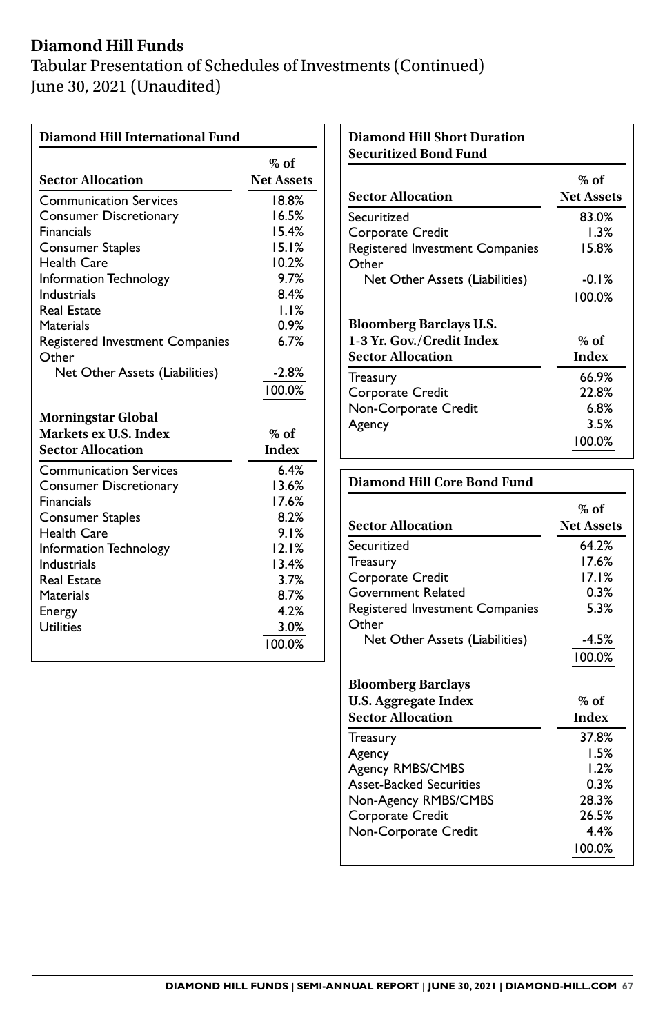# Diamond Hill Funds

Tabular Presentation of Schedules of Investments (Continued)
June 30, 2021 (Unaudited)

### Diamond Hill International Fund

| Sector Allocation | % of Net Assets |
|---|---|
| Communication Services | 18.8% |
| Consumer Discretionary | 16.5% |
| Financials | 15.4% |
| Consumer Staples | 15.1% |
| Health Care | 10.2% |
| Information Technology | 9.7% |
| Industrials | 8.4% |
| Real Estate | 1.1% |
| Materials | 0.9% |
| Registered Investment Companies | 6.7% |
| Other | |
| Net Other Assets (Liabilities) | -2.8% |
| | 100.0% |

| Morningstar Global Markets ex U.S. Index Sector Allocation | % of Index |
|---|---|
| Communication Services | 6.4% |
| Consumer Discretionary | 13.6% |
| Financials | 17.6% |
| Consumer Staples | 8.2% |
| Health Care | 9.1% |
| Information Technology | 12.1% |
| Industrials | 13.4% |
| Real Estate | 3.7% |
| Materials | 8.7% |
| Energy | 4.2% |
| Utilities | 3.0% |
| | 100.0% |

### Diamond Hill Short Duration Securitized Bond Fund

| Sector Allocation | % of Net Assets |
|---|---|
| Securitized | 83.0% |
| Corporate Credit | 1.3% |
| Registered Investment Companies | 15.8% |
| Other | |
| Net Other Assets (Liabilities) | -0.1% |
| | 100.0% |

| Bloomberg Barclays U.S. 1-3 Yr. Gov./Credit Index Sector Allocation | % of Index |
|---|---|
| Treasury | 66.9% |
| Corporate Credit | 22.8% |
| Non-Corporate Credit | 6.8% |
| Agency | 3.5% |
| | 100.0% |

### Diamond Hill Core Bond Fund

| Sector Allocation | % of Net Assets |
|---|---|
| Securitized | 64.2% |
| Treasury | 17.6% |
| Corporate Credit | 17.1% |
| Government Related | 0.3% |
| Registered Investment Companies | 5.3% |
| Other | |
| Net Other Assets (Liabilities) | -4.5% |
| | 100.0% |

| Bloomberg Barclays U.S. Aggregate Index Sector Allocation | % of Index |
|---|---|
| Treasury | 37.8% |
| Agency | 1.5% |
| Agency RMBS/CMBS | 1.2% |
| Asset-Backed Securities | 0.3% |
| Non-Agency RMBS/CMBS | 28.3% |
| Corporate Credit | 26.5% |
| Non-Corporate Credit | 4.4% |
| | 100.0% |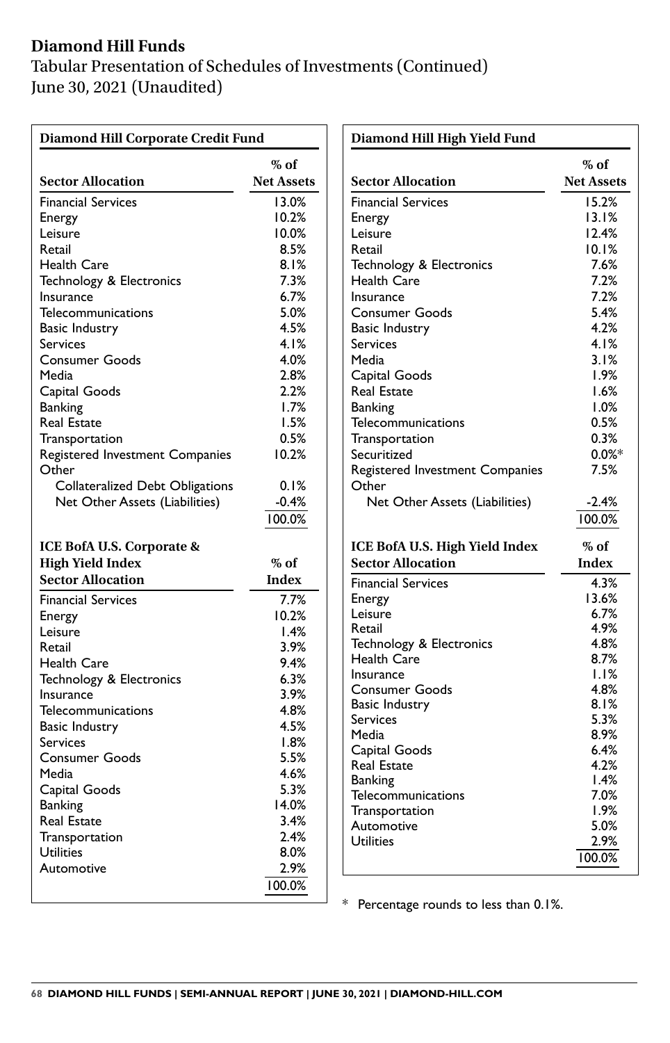# Diamond Hill Funds

Tabular Presentation of Schedules of Investments (Continued)
June 30, 2021 (Unaudited)

## Diamond Hill Corporate Credit Fund

| Sector Allocation | % of Net Assets |
|---|---|
| Financial Services | 13.0% |
| Energy | 10.2% |
| Leisure | 10.0% |
| Retail | 8.5% |
| Health Care | 8.1% |
| Technology & Electronics | 7.3% |
| Insurance | 6.7% |
| Telecommunications | 5.0% |
| Basic Industry | 4.5% |
| Services | 4.1% |
| Consumer Goods | 4.0% |
| Media | 2.8% |
| Capital Goods | 2.2% |
| Banking | 1.7% |
| Real Estate | 1.5% |
| Transportation | 0.5% |
| Registered Investment Companies | 10.2% |
| Other | |
| Collateralized Debt Obligations | 0.1% |
| Net Other Assets (Liabilities) | -0.4% |
| | 100.0% |

| ICE BofA U.S. Corporate & High Yield Index Sector Allocation | % of Index |
|---|---|
| Financial Services | 7.7% |
| Energy | 10.2% |
| Leisure | 1.4% |
| Retail | 3.9% |
| Health Care | 9.4% |
| Technology & Electronics | 6.3% |
| Insurance | 3.9% |
| Telecommunications | 4.8% |
| Basic Industry | 4.5% |
| Services | 1.8% |
| Consumer Goods | 5.5% |
| Media | 4.6% |
| Capital Goods | 5.3% |
| Banking | 14.0% |
| Real Estate | 3.4% |
| Transportation | 2.4% |
| Utilities | 8.0% |
| Automotive | 2.9% |
| | 100.0% |

## Diamond Hill High Yield Fund

| Sector Allocation | % of Net Assets |
|---|---|
| Financial Services | 15.2% |
| Energy | 13.1% |
| Leisure | 12.4% |
| Retail | 10.1% |
| Technology & Electronics | 7.6% |
| Health Care | 7.2% |
| Insurance | 7.2% |
| Consumer Goods | 5.4% |
| Basic Industry | 4.2% |
| Services | 4.1% |
| Media | 3.1% |
| Capital Goods | 1.9% |
| Real Estate | 1.6% |
| Banking | 1.0% |
| Telecommunications | 0.5% |
| Transportation | 0.3% |
| Securitized | 0.0%* |
| Registered Investment Companies | 7.5% |
| Other | |
| Net Other Assets (Liabilities) | -2.4% |
| | 100.0% |

| ICE BofA U.S. High Yield Index Sector Allocation | % of Index |
|---|---|
| Financial Services | 4.3% |
| Energy | 13.6% |
| Leisure | 6.7% |
| Retail | 4.9% |
| Technology & Electronics | 4.8% |
| Health Care | 8.7% |
| Insurance | 1.1% |
| Consumer Goods | 4.8% |
| Basic Industry | 8.1% |
| Services | 5.3% |
| Media | 8.9% |
| Capital Goods | 6.4% |
| Real Estate | 4.2% |
| Banking | 1.4% |
| Telecommunications | 7.0% |
| Transportation | 1.9% |
| Automotive | 5.0% |
| Utilities | 2.9% |
| | 100.0% |

* Percentage rounds to less than 0.1%.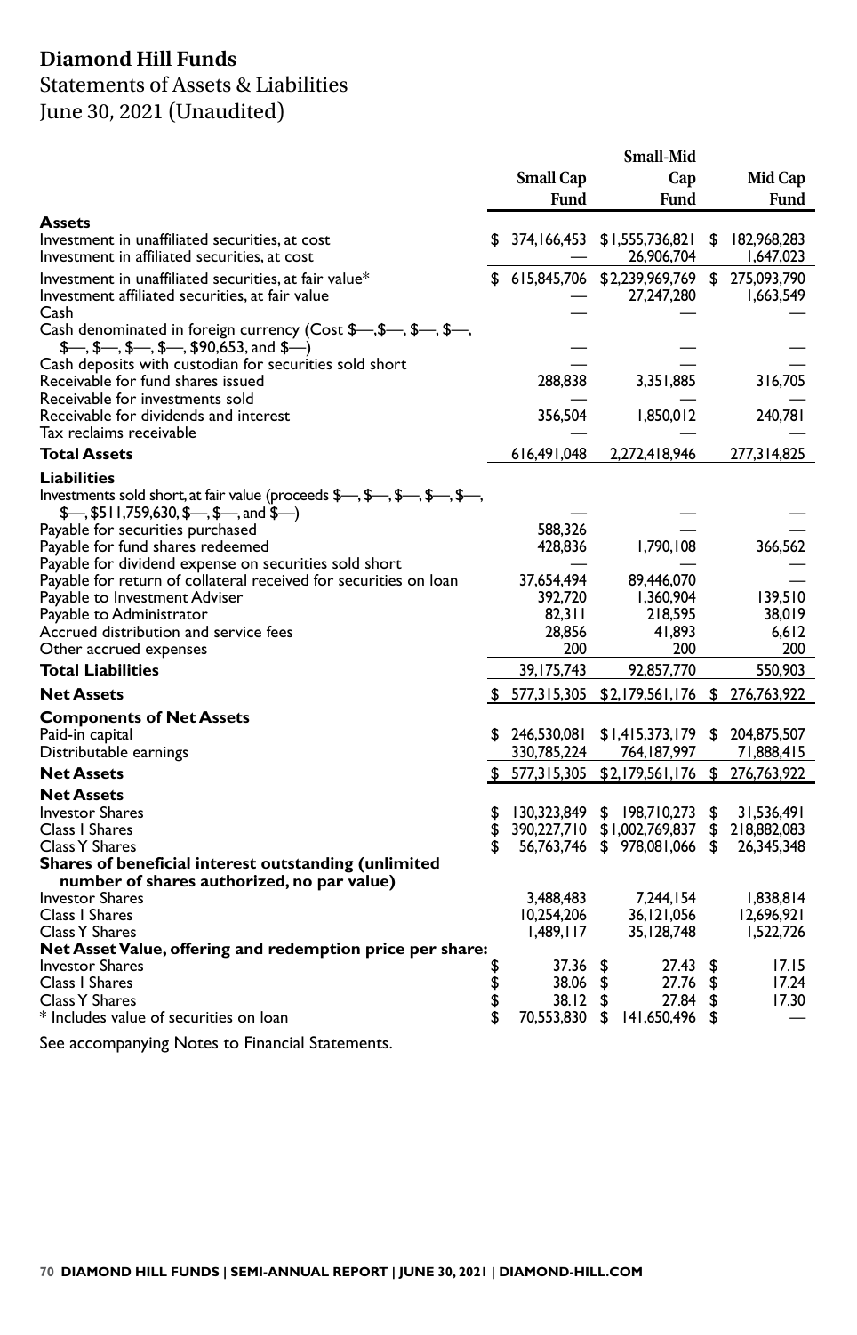# Diamond Hill Funds

## Statements of Assets & Liabilities

June 30, 2021 (Unaudited)

| | Small Cap Fund | Small-Mid Cap Fund | Mid Cap Fund |
|---|---|---|---|
| **Assets** | | | |
| Investment in unaffiliated securities, at cost | $ 374,166,453 | $1,555,736,821 | $ 182,968,283 |
| Investment in affiliated securities, at cost | — | 26,906,704 | 1,647,023 |
| Investment in unaffiliated securities, at fair value* | $ 615,845,706 | $2,239,969,769 | $ 275,093,790 |
| Investment affiliated securities, at fair value | — | 27,247,280 | 1,663,549 |
| Cash | — | — | — |
| Cash denominated in foreign currency (Cost $—,$—, $—, $—, $—, $—, $—, $—, $90,653, and $—) | — | — | — |
| Cash deposits with custodian for securities sold short | — | — | — |
| Receivable for fund shares issued | 288,838 | 3,351,885 | 316,705 |
| Receivable for investments sold | — | — | — |
| Receivable for dividends and interest | 356,504 | 1,850,012 | 240,781 |
| Tax reclaims receivable | — | — | — |
| **Total Assets** | 616,491,048 | 2,272,418,946 | 277,314,825 |
| **Liabilities** | | | |
| Investments sold short, at fair value (proceeds $—, $—, $—, $—, $—, $—, $511,759,630, $—, $—, and $—) | — | — | — |
| Payable for securities purchased | 588,326 | — | — |
| Payable for fund shares redeemed | 428,836 | 1,790,108 | 366,562 |
| Payable for dividend expense on securities sold short | — | — | — |
| Payable for return of collateral received for securities on loan | 37,654,494 | 89,446,070 | — |
| Payable to Investment Adviser | 392,720 | 1,360,904 | 139,510 |
| Payable to Administrator | 82,311 | 218,595 | 38,019 |
| Accrued distribution and service fees | 28,856 | 41,893 | 6,612 |
| Other accrued expenses | 200 | 200 | 200 |
| **Total Liabilities** | 39,175,743 | 92,857,770 | 550,903 |
| **Net Assets** | $ 577,315,305 | $2,179,561,176 | $ 276,763,922 |
| **Components of Net Assets** | | | |
| Paid-in capital | $ 246,530,081 | $1,415,373,179 | $ 204,875,507 |
| Distributable earnings | 330,785,224 | 764,187,997 | 71,888,415 |
| **Net Assets** | $ 577,315,305 | $2,179,561,176 | $ 276,763,922 |
| **Net Assets** | | | |
| Investor Shares | $ 130,323,849 | $ 198,710,273 | $ 31,536,491 |
| Class I Shares | $ 390,227,710 | $1,002,769,837 | $ 218,882,083 |
| Class Y Shares | $ 56,763,746 | $ 978,081,066 | $ 26,345,348 |
| **Shares of beneficial interest outstanding (unlimited number of shares authorized, no par value)** | | | |
| Investor Shares | 3,488,483 | 7,244,154 | 1,838,814 |
| Class I Shares | 10,254,206 | 36,121,056 | 12,696,921 |
| Class Y Shares | 1,489,117 | 35,128,748 | 1,522,726 |
| **Net Asset Value, offering and redemption price per share:** | | | |
| Investor Shares | $ 37.36 | $ 27.43 | $ 17.15 |
| Class I Shares | $ 38.06 | $ 27.76 | $ 17.24 |
| Class Y Shares | $ 38.12 | $ 27.84 | $ 17.30 |
| * Includes value of securities on loan | $ 70,553,830 | $ 141,650,496 | $ — |

See accompanying Notes to Financial Statements.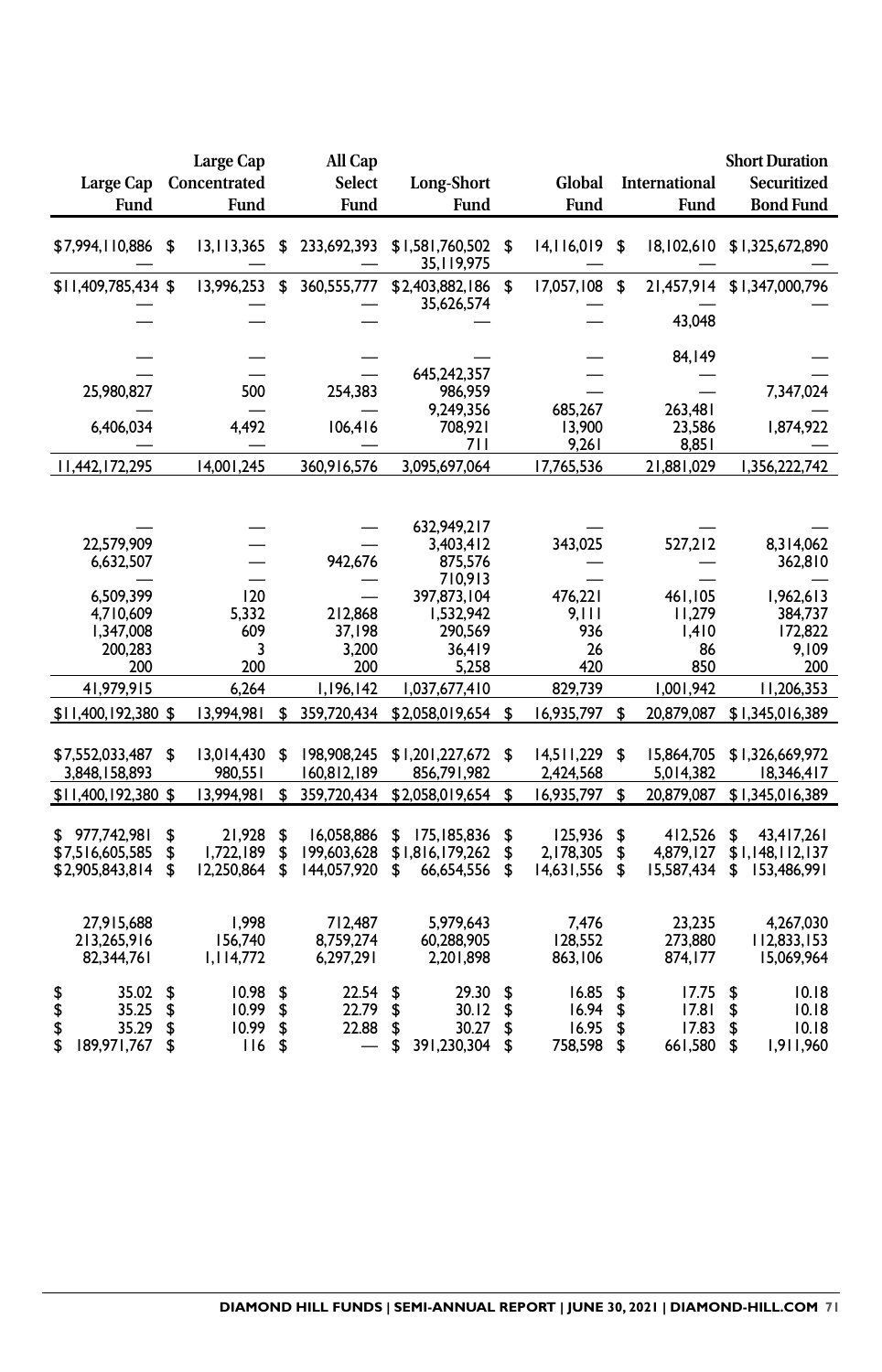| Large Cap Fund | Large Cap Concentrated Fund | All Cap Select Fund | Long-Short Fund | Global Fund | International Fund | Short Duration Securitized Bond Fund |
|---|---|---|---|---|---|---|
| $7,994,110,886 | $ 13,113,365 | $ 233,692,393 | $1,581,760,502 | $ 14,116,019 | $ 18,102,610 | $1,325,672,890 |
| — | — | — | 35,119,975 | — | — | — |
| $11,409,785,434 | $ 13,996,253 | $ 360,555,777 | $2,403,882,186 | $ 17,057,108 | $ 21,457,914 | $1,347,000,796 |
| — | — | — | 35,626,574 | — | — | — |
| — | — | — | — | — | 43,048 | — |
| — | — | — | — | — | 84,149 | — |
| — | — | — | 645,242,357 | — | — | — |
| 25,980,827 | 500 | 254,383 | 986,959 | — | — | 7,347,024 |
| — | — | — | 9,249,356 | 685,267 | 263,481 | — |
| 6,406,034 | 4,492 | 106,416 | 708,921 | 13,900 | 23,586 | 1,874,922 |
| — | — | — | 711 | 9,261 | 8,851 | — |
| 11,442,172,295 | 14,001,245 | 360,916,576 | 3,095,697,064 | 17,765,536 | 21,881,029 | 1,356,222,742 |
| | | | | | | |
| — | — | — | 632,949,217 | — | — | — |
| 22,579,909 | — | — | 3,403,412 | 343,025 | 527,212 | 8,314,062 |
| 6,632,507 | — | 942,676 | 875,576 | — | — | 362,810 |
| — | — | — | 710,913 | — | — | — |
| 6,509,399 | 120 | — | 397,873,104 | 476,221 | 461,105 | 1,962,613 |
| 4,710,609 | 5,332 | 212,868 | 1,532,942 | 9,111 | 11,279 | 384,737 |
| 1,347,008 | 609 | 37,198 | 290,569 | 936 | 1,410 | 172,822 |
| 200,283 | 3 | 3,200 | 36,419 | 26 | 86 | 9,109 |
| 200 | 200 | 200 | 5,258 | 420 | 850 | 200 |
| 41,979,915 | 6,264 | 1,196,142 | 1,037,677,410 | 829,739 | 1,001,942 | 11,206,353 |
| $11,400,192,380 | $ 13,994,981 | $ 359,720,434 | $2,058,019,654 | $ 16,935,797 | $ 20,879,087 | $1,345,016,389 |
| | | | | | | |
| $7,552,033,487 | $ 13,014,430 | $ 198,908,245 | $1,201,227,672 | $ 14,511,229 | $ 15,864,705 | $1,326,669,972 |
| 3,848,158,893 | 980,551 | 160,812,189 | 856,791,982 | 2,424,568 | 5,014,382 | 18,346,417 |
| $11,400,192,380 | $ 13,994,981 | $ 359,720,434 | $2,058,019,654 | $ 16,935,797 | $ 20,879,087 | $1,345,016,389 |
| | | | | | | |
| $ 977,742,981 | $ 21,928 | $ 16,058,886 | $ 175,185,836 | $ 125,936 | $ 412,526 | $ 43,417,261 |
| $7,516,605,585 | $ 1,722,189 | $ 199,603,628 | $1,816,179,262 | $ 2,178,305 | $ 4,879,127 | $1,148,112,137 |
| $2,905,843,814 | $ 12,250,864 | $ 144,057,920 | $ 66,654,556 | $ 14,631,556 | $ 15,587,434 | $ 153,486,991 |
| | | | | | | |
| 27,915,688 | 1,998 | 712,487 | 5,979,643 | 7,476 | 23,235 | 4,267,030 |
| 213,265,916 | 156,740 | 8,759,274 | 60,288,905 | 128,552 | 273,880 | 112,833,153 |
| 82,344,761 | 1,114,772 | 6,297,291 | 2,201,898 | 863,106 | 874,177 | 15,069,964 |
| | | | | | | |
| $ 35.02 | $ 10.98 | $ 22.54 | $ 29.30 | $ 16.85 | $ 17.75 | $ 10.18 |
| $ 35.25 | $ 10.99 | $ 22.79 | $ 30.12 | $ 16.94 | $ 17.81 | $ 10.18 |
| $ 35.29 | $ 10.99 | $ 22.88 | $ 30.27 | $ 16.95 | $ 17.83 | $ 10.18 |
| $ 189,971,767 | $ 116 | $ — | $ 391,230,304 | $ 758,598 | $ 661,580 | $ 1,911,960 |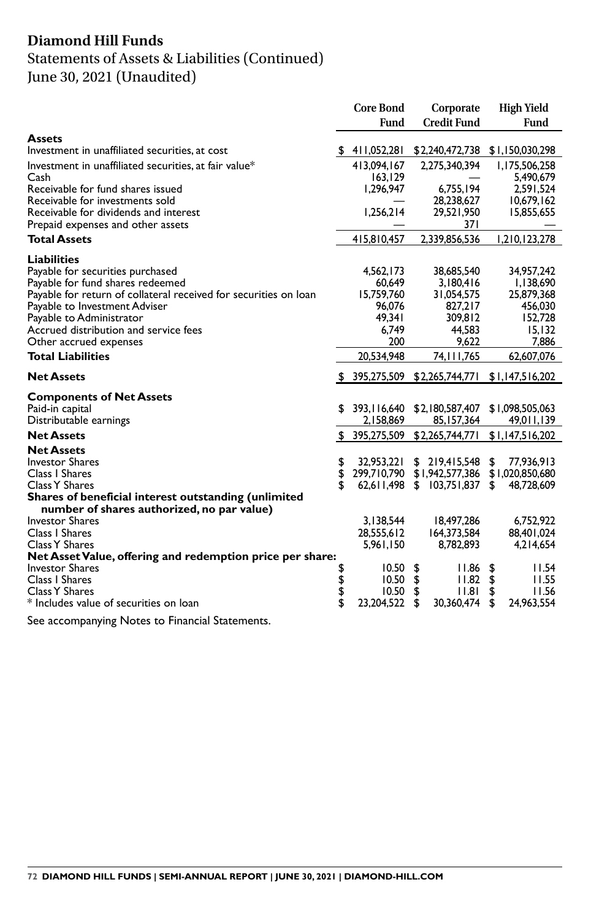# Diamond Hill Funds

## Statements of Assets & Liabilities (Continued)

## June 30, 2021 (Unaudited)

| | Core Bond Fund | Corporate Credit Fund | High Yield Fund |
|---|---|---|---|
| **Assets** | | | |
| Investment in unaffiliated securities, at cost | $ 411,052,281 | $2,240,472,738 | $1,150,030,298 |
| Investment in unaffiliated securities, at fair value* | 413,094,167 | 2,275,340,394 | 1,175,506,258 |
| Cash | 163,129 | — | 5,490,679 |
| Receivable for fund shares issued | 1,296,947 | 6,755,194 | 2,591,524 |
| Receivable for investments sold | — | 28,238,627 | 10,679,162 |
| Receivable for dividends and interest | 1,256,214 | 29,521,950 | 15,855,655 |
| Prepaid expenses and other assets | — | 371 | — |
| **Total Assets** | 415,810,457 | 2,339,856,536 | 1,210,123,278 |
| **Liabilities** | | | |
| Payable for securities purchased | 4,562,173 | 38,685,540 | 34,957,242 |
| Payable for fund shares redeemed | 60,649 | 3,180,416 | 1,138,690 |
| Payable for return of collateral received for securities on loan | 15,759,760 | 31,054,575 | 25,879,368 |
| Payable to Investment Adviser | 96,076 | 827,217 | 456,030 |
| Payable to Administrator | 49,341 | 309,812 | 152,728 |
| Accrued distribution and service fees | 6,749 | 44,583 | 15,132 |
| Other accrued expenses | 200 | 9,622 | 7,886 |
| **Total Liabilities** | 20,534,948 | 74,111,765 | 62,607,076 |
| **Net Assets** | $ 395,275,509 | $2,265,744,771 | $1,147,516,202 |
| **Components of Net Assets** | | | |
| Paid-in capital | $ 393,116,640 | $2,180,587,407 | $1,098,505,063 |
| Distributable earnings | 2,158,869 | 85,157,364 | 49,011,139 |
| **Net Assets** | $ 395,275,509 | $2,265,744,771 | $1,147,516,202 |
| **Net Assets** | | | |
| Investor Shares | $ 32,953,221 | $ 219,415,548 | $ 77,936,913 |
| Class I Shares | $ 299,710,790 | $1,942,577,386 | $1,020,850,680 |
| Class Y Shares | $ 62,611,498 | $ 103,751,837 | $ 48,728,609 |
| **Shares of beneficial interest outstanding (unlimited number of shares authorized, no par value)** | | | |
| Investor Shares | 3,138,544 | 18,497,286 | 6,752,922 |
| Class I Shares | 28,555,612 | 164,373,584 | 88,401,024 |
| Class Y Shares | 5,961,150 | 8,782,893 | 4,214,654 |
| **Net Asset Value, offering and redemption price per share:** | | | |
| Investor Shares | $ 10.50 | $ 11.86 | $ 11.54 |
| Class I Shares | $ 10.50 | $ 11.82 | $ 11.55 |
| Class Y Shares | $ 10.50 | $ 11.81 | $ 11.56 |
| * Includes value of securities on loan | $ 23,204,522 | $ 30,360,474 | $ 24,963,554 |

See accompanying Notes to Financial Statements.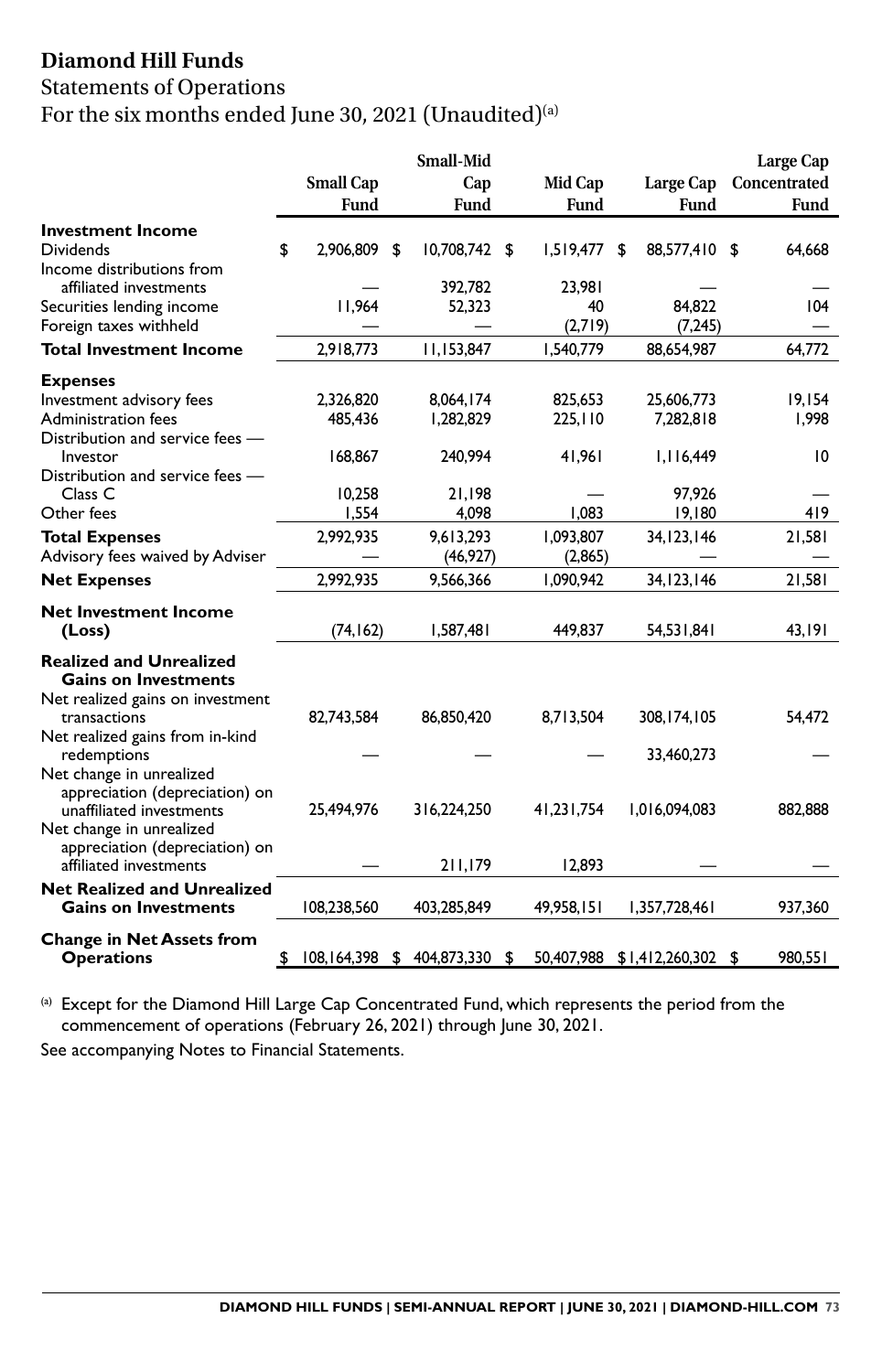# Diamond Hill Funds

## Statements of Operations

## For the six months ended June 30, 2021 (Unaudited)[(a)]

| | Small Cap Fund | Small-Mid Cap Fund | Mid Cap Fund | Large Cap Fund | Large Cap Concentrated Fund |
|---|---|---|---|---|---|
| **Investment Income** | | | | | |
| Dividends | $ 2,906,809 | $ 10,708,742 | $ 1,519,477 | $ 88,577,410 | $ 64,668 |
| Income distributions from affiliated investments | — | 392,782 | 23,981 | — | — |
| Securities lending income | 11,964 | 52,323 | 40 | 84,822 | 104 |
| Foreign taxes withheld | — | — | (2,719) | (7,245) | — |
| **Total Investment Income** | 2,918,773 | 11,153,847 | 1,540,779 | 88,654,987 | 64,772 |
| **Expenses** | | | | | |
| Investment advisory fees | 2,326,820 | 8,064,174 | 825,653 | 25,606,773 | 19,154 |
| Administration fees | 485,436 | 1,282,829 | 225,110 | 7,282,818 | 1,998 |
| Distribution and service fees — Investor | 168,867 | 240,994 | 41,961 | 1,116,449 | 10 |
| Distribution and service fees — Class C | 10,258 | 21,198 | — | 97,926 | — |
| Other fees | 1,554 | 4,098 | 1,083 | 19,180 | 419 |
| **Total Expenses** | 2,992,935 | 9,613,293 | 1,093,807 | 34,123,146 | 21,581 |
| Advisory fees waived by Adviser | — | (46,927) | (2,865) | — | — |
| **Net Expenses** | 2,992,935 | 9,566,366 | 1,090,942 | 34,123,146 | 21,581 |
| **Net Investment Income (Loss)** | (74,162) | 1,587,481 | 449,837 | 54,531,841 | 43,191 |
| **Realized and Unrealized Gains on Investments** | | | | | |
| Net realized gains on investment transactions | 82,743,584 | 86,850,420 | 8,713,504 | 308,174,105 | 54,472 |
| Net realized gains from in-kind redemptions | — | — | — | 33,460,273 | — |
| Net change in unrealized appreciation (depreciation) on unaffiliated investments | 25,494,976 | 316,224,250 | 41,231,754 | 1,016,094,083 | 882,888 |
| Net change in unrealized appreciation (depreciation) on affiliated investments | — | 211,179 | 12,893 | — | — |
| **Net Realized and Unrealized Gains on Investments** | 108,238,560 | 403,285,849 | 49,958,151 | 1,357,728,461 | 937,360 |
| **Change in Net Assets from Operations** | $ 108,164,398 | $ 404,873,330 | $ 50,407,988 | $ 1,412,260,302 | $ 980,551 |

[(a)] Except for the Diamond Hill Large Cap Concentrated Fund, which represents the period from the commencement of operations (February 26, 2021) through June 30, 2021.

See accompanying Notes to Financial Statements.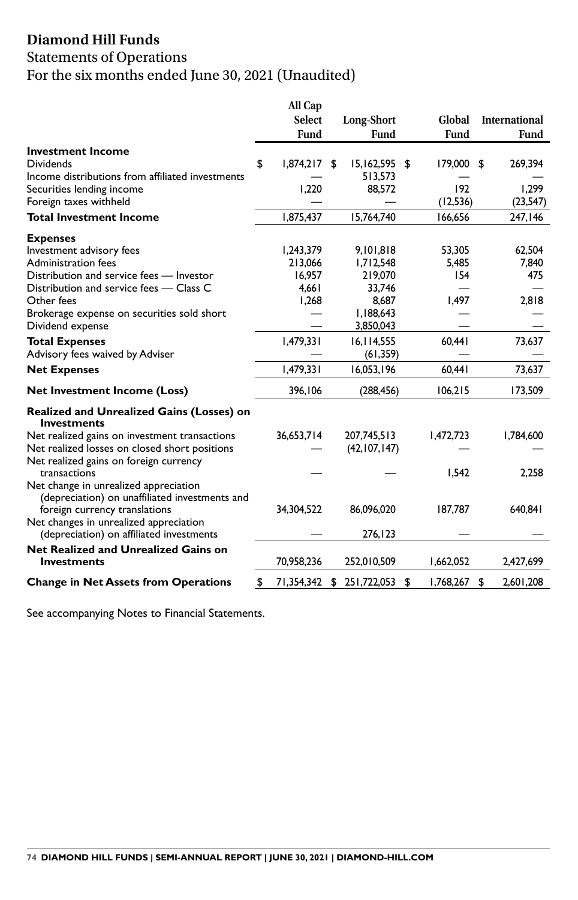# Diamond Hill Funds

## Statements of Operations

## For the six months ended June 30, 2021 (Unaudited)

| | All Cap Select Fund | Long-Short Fund | Global Fund | International Fund |
|---|---|---|---|---|
| **Investment Income** | | | | |
| Dividends | $ 1,874,217 | $ 15,162,595 | $ 179,000 | $ 269,394 |
| Income distributions from affiliated investments | — | 513,573 | — | — |
| Securities lending income | 1,220 | 88,572 | 192 | 1,299 |
| Foreign taxes withheld | — | — | (12,536) | (23,547) |
| **Total Investment Income** | 1,875,437 | 15,764,740 | 166,656 | 247,146 |
| **Expenses** | | | | |
| Investment advisory fees | 1,243,379 | 9,101,818 | 53,305 | 62,504 |
| Administration fees | 213,066 | 1,712,548 | 5,485 | 7,840 |
| Distribution and service fees — Investor | 16,957 | 219,070 | 154 | 475 |
| Distribution and service fees — Class C | 4,661 | 33,746 | — | — |
| Other fees | 1,268 | 8,687 | 1,497 | 2,818 |
| Brokerage expense on securities sold short | — | 1,188,643 | — | — |
| Dividend expense | — | 3,850,043 | — | — |
| **Total Expenses** | 1,479,331 | 16,114,555 | 60,441 | 73,637 |
| Advisory fees waived by Adviser | — | (61,359) | — | — |
| **Net Expenses** | 1,479,331 | 16,053,196 | 60,441 | 73,637 |
| **Net Investment Income (Loss)** | 396,106 | (288,456) | 106,215 | 173,509 |
| **Realized and Unrealized Gains (Losses) on Investments** | | | | |
| Net realized gains on investment transactions | 36,653,714 | 207,745,513 | 1,472,723 | 1,784,600 |
| Net realized losses on closed short positions | — | (42,107,147) | — | — |
| Net realized gains on foreign currency transactions | — | — | 1,542 | 2,258 |
| Net change in unrealized appreciation (depreciation) on unaffiliated investments and foreign currency translations | 34,304,522 | 86,096,020 | 187,787 | 640,841 |
| Net changes in unrealized appreciation (depreciation) on affiliated investments | — | 276,123 | — | — |
| **Net Realized and Unrealized Gains on Investments** | 70,958,236 | 252,010,509 | 1,662,052 | 2,427,699 |
| **Change in Net Assets from Operations** | $ 71,354,342 | $ 251,722,053 | $ 1,768,267 | $ 2,601,208 |

See accompanying Notes to Financial Statements.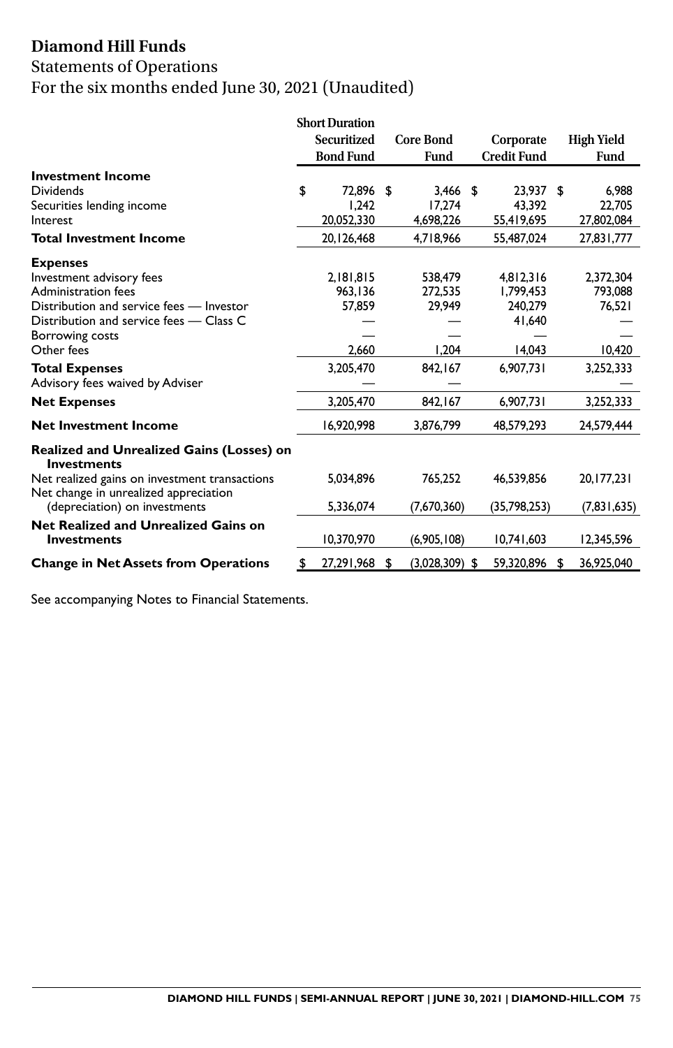# Diamond Hill Funds

## Statements of Operations

## For the six months ended June 30, 2021 (Unaudited)

| | Short Duration Securitized Bond Fund | Core Bond Fund | Corporate Credit Fund | High Yield Fund |
|---|---|---|---|---|
| **Investment Income** | | | | |
| Dividends | $ 72,896 | $ 3,466 | $ 23,937 | $ 6,988 |
| Securities lending income | 1,242 | 17,274 | 43,392 | 22,705 |
| Interest | 20,052,330 | 4,698,226 | 55,419,695 | 27,802,084 |
| **Total Investment Income** | 20,126,468 | 4,718,966 | 55,487,024 | 27,831,777 |
| **Expenses** | | | | |
| Investment advisory fees | 2,181,815 | 538,479 | 4,812,316 | 2,372,304 |
| Administration fees | 963,136 | 272,535 | 1,799,453 | 793,088 |
| Distribution and service fees — Investor | 57,859 | 29,949 | 240,279 | 76,521 |
| Distribution and service fees — Class C | — | — | 41,640 | — |
| Borrowing costs | — | — | — | — |
| Other fees | 2,660 | 1,204 | 14,043 | 10,420 |
| **Total Expenses** | 3,205,470 | 842,167 | 6,907,731 | 3,252,333 |
| Advisory fees waived by Adviser | — | — | — | — |
| **Net Expenses** | 3,205,470 | 842,167 | 6,907,731 | 3,252,333 |
| **Net Investment Income** | 16,920,998 | 3,876,799 | 48,579,293 | 24,579,444 |
| **Realized and Unrealized Gains (Losses) on Investments** | | | | |
| Net realized gains on investment transactions | 5,034,896 | 765,252 | 46,539,856 | 20,177,231 |
| Net change in unrealized appreciation (depreciation) on investments | 5,336,074 | (7,670,360) | (35,798,253) | (7,831,635) |
| **Net Realized and Unrealized Gains on Investments** | 10,370,970 | (6,905,108) | 10,741,603 | 12,345,596 |
| **Change in Net Assets from Operations** | $ 27,291,968 | $ (3,028,309) | $ 59,320,896 | $ 36,925,040 |

See accompanying Notes to Financial Statements.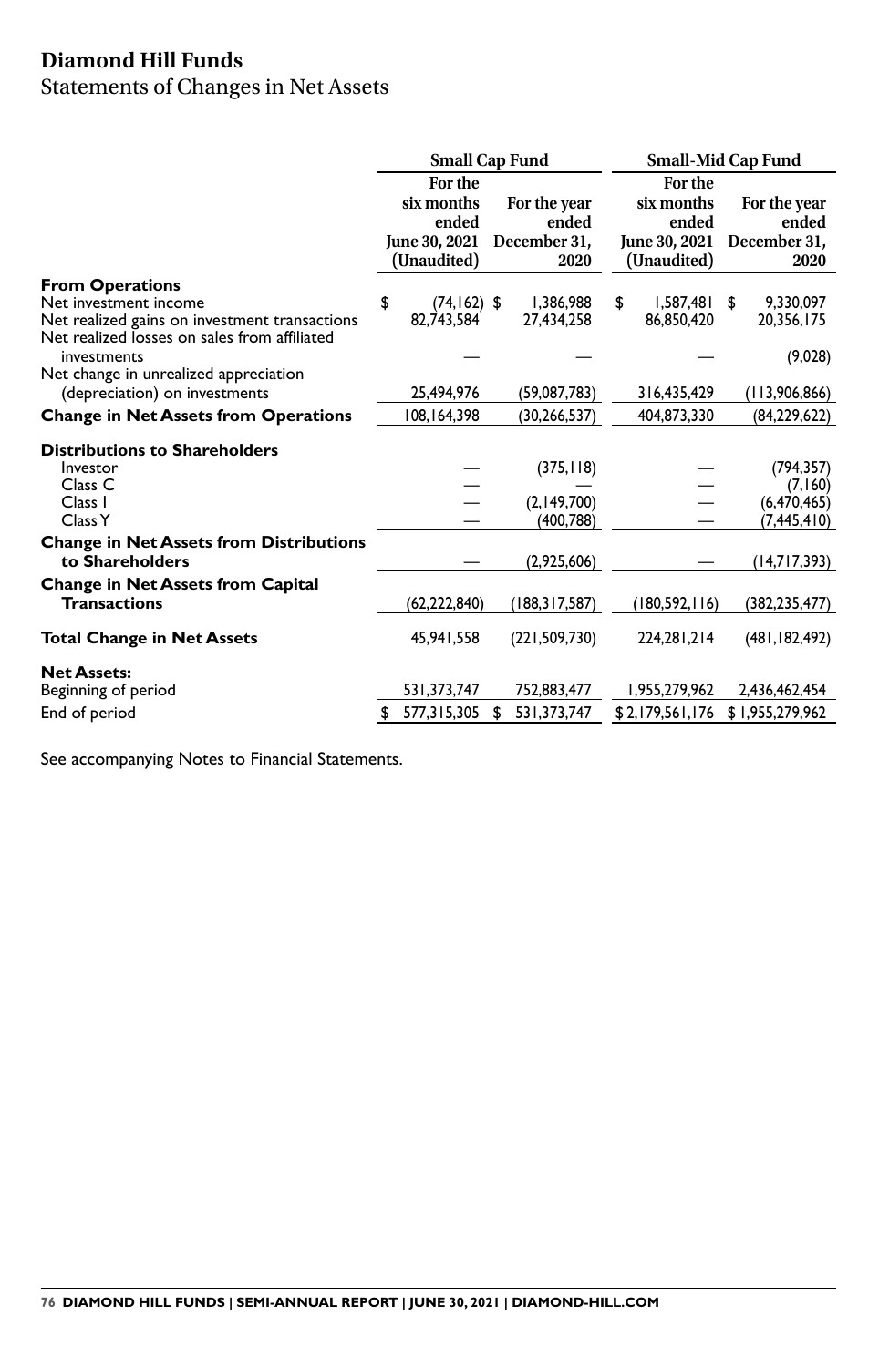# Diamond Hill Funds

## Statements of Changes in Net Assets

| | Small Cap Fund | | Small-Mid Cap Fund | |
|---|---|---|---|---|
| | For the six months ended June 30, 2021 (Unaudited) | For the year ended December 31, 2020 | For the six months ended June 30, 2021 (Unaudited) | For the year ended December 31, 2020 |
| **From Operations** | | | | |
| Net investment income | $ (74,162) | $ 1,386,988 | $ 1,587,481 | $ 9,330,097 |
| Net realized gains on investment transactions | 82,743,584 | 27,434,258 | 86,850,420 | 20,356,175 |
| Net realized losses on sales from affiliated investments | — | — | — | (9,028) |
| Net change in unrealized appreciation (depreciation) on investments | 25,494,976 | (59,087,783) | 316,435,429 | (113,906,866) |
| **Change in Net Assets from Operations** | 108,164,398 | (30,266,537) | 404,873,330 | (84,229,622) |
| **Distributions to Shareholders** | | | | |
| Investor | — | (375,118) | — | (794,357) |
| Class C | — | — | — | (7,160) |
| Class I | — | (2,149,700) | — | (6,470,465) |
| Class Y | — | (400,788) | — | (7,445,410) |
| **Change in Net Assets from Distributions to Shareholders** | — | (2,925,606) | — | (14,717,393) |
| **Change in Net Assets from Capital Transactions** | (62,222,840) | (188,317,587) | (180,592,116) | (382,235,477) |
| **Total Change in Net Assets** | 45,941,558 | (221,509,730) | 224,281,214 | (481,182,492) |
| **Net Assets:** | | | | |
| Beginning of period | 531,373,747 | 752,883,477 | 1,955,279,962 | 2,436,462,454 |
| End of period | $ 577,315,305 | $ 531,373,747 | $ 2,179,561,176 | $ 1,955,279,962 |

See accompanying Notes to Financial Statements.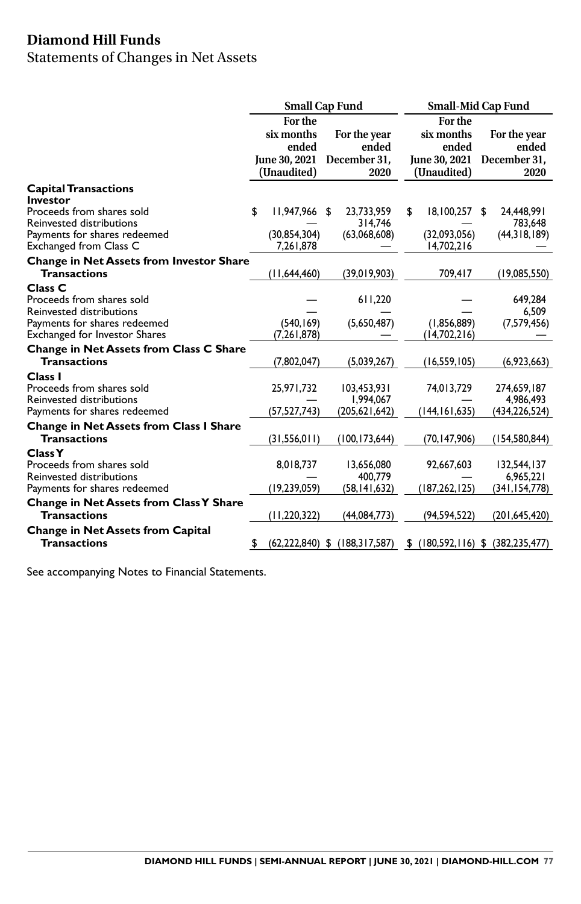# Diamond Hill Funds

Statements of Changes in Net Assets

| | Small Cap Fund | | Small-Mid Cap Fund | |
|---|---|---|---|---|
| | For the six months ended June 30, 2021 (Unaudited) | For the year ended December 31, 2020 | For the six months ended June 30, 2021 (Unaudited) | For the year ended December 31, 2020 |
| **Capital Transactions** | | | | |
| **Investor** | | | | |
| Proceeds from shares sold | $ 11,947,966 | $ 23,733,959 | $ 18,100,257 | $ 24,448,991 |
| Reinvested distributions | — | 314,746 | — | 783,648 |
| Payments for shares redeemed | (30,854,304) | (63,068,608) | (32,093,056) | (44,318,189) |
| Exchanged from Class C | 7,261,878 | — | 14,702,216 | — |
| **Change in Net Assets from Investor Share Transactions** | (11,644,460) | (39,019,903) | 709,417 | (19,085,550) |
| **Class C** | | | | |
| Proceeds from shares sold | — | 611,220 | — | 649,284 |
| Reinvested distributions | — | — | — | 6,509 |
| Payments for shares redeemed | (540,169) | (5,650,487) | (1,856,889) | (7,579,456) |
| Exchanged for Investor Shares | (7,261,878) | — | (14,702,216) | — |
| **Change in Net Assets from Class C Share Transactions** | (7,802,047) | (5,039,267) | (16,559,105) | (6,923,663) |
| **Class I** | | | | |
| Proceeds from shares sold | 25,971,732 | 103,453,931 | 74,013,729 | 274,659,187 |
| Reinvested distributions | — | 1,994,067 | — | 4,986,493 |
| Payments for shares redeemed | (57,527,743) | (205,621,642) | (144,161,635) | (434,226,524) |
| **Change in Net Assets from Class I Share Transactions** | (31,556,011) | (100,173,644) | (70,147,906) | (154,580,844) |
| **Class Y** | | | | |
| Proceeds from shares sold | 8,018,737 | 13,656,080 | 92,667,603 | 132,544,137 |
| Reinvested distributions | — | 400,779 | — | 6,965,221 |
| Payments for shares redeemed | (19,239,059) | (58,141,632) | (187,262,125) | (341,154,778) |
| **Change in Net Assets from Class Y Share Transactions** | (11,220,322) | (44,084,773) | (94,594,522) | (201,645,420) |
| **Change in Net Assets from Capital Transactions** | $ (62,222,840) | $ (188,317,587) | $ (180,592,116) | $ (382,235,477) |

See accompanying Notes to Financial Statements.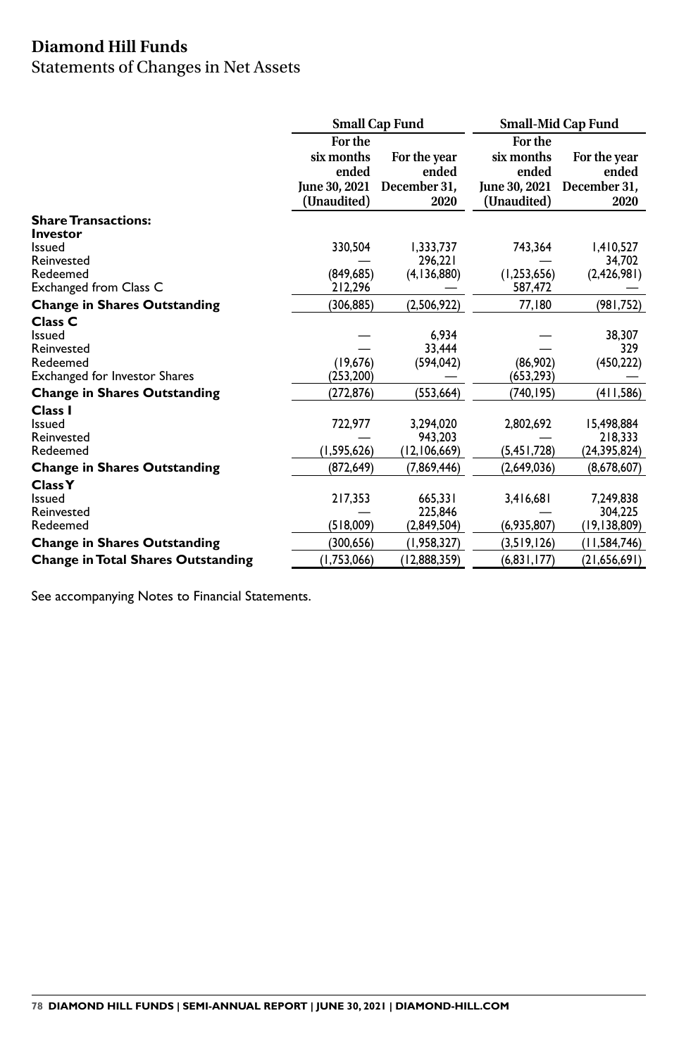# Diamond Hill Funds

## Statements of Changes in Net Assets

| | Small Cap Fund | | Small-Mid Cap Fund | |
|---|---|---|---|---|
| | For the six months ended June 30, 2021 (Unaudited) | For the year ended December 31, 2020 | For the six months ended June 30, 2021 (Unaudited) | For the year ended December 31, 2020 |
| **Share Transactions:** | | | | |
| **Investor** | | | | |
| Issued | 330,504 | 1,333,737 | 743,364 | 1,410,527 |
| Reinvested | — | 296,221 | — | 34,702 |
| Redeemed | (849,685) | (4,136,880) | (1,253,656) | (2,426,981) |
| Exchanged from Class C | 212,296 | — | 587,472 | — |
| **Change in Shares Outstanding** | (306,885) | (2,506,922) | 77,180 | (981,752) |
| **Class C** | | | | |
| Issued | — | 6,934 | — | 38,307 |
| Reinvested | — | 33,444 | — | 329 |
| Redeemed | (19,676) | (594,042) | (86,902) | (450,222) |
| Exchanged for Investor Shares | (253,200) | — | (653,293) | — |
| **Change in Shares Outstanding** | (272,876) | (553,664) | (740,195) | (411,586) |
| **Class I** | | | | |
| Issued | 722,977 | 3,294,020 | 2,802,692 | 15,498,884 |
| Reinvested | — | 943,203 | — | 218,333 |
| Redeemed | (1,595,626) | (12,106,669) | (5,451,728) | (24,395,824) |
| **Change in Shares Outstanding** | (872,649) | (7,869,446) | (2,649,036) | (8,678,607) |
| **Class Y** | | | | |
| Issued | 217,353 | 665,331 | 3,416,681 | 7,249,838 |
| Reinvested | — | 225,846 | — | 304,225 |
| Redeemed | (518,009) | (2,849,504) | (6,935,807) | (19,138,809) |
| **Change in Shares Outstanding** | (300,656) | (1,958,327) | (3,519,126) | (11,584,746) |
| **Change in Total Shares Outstanding** | (1,753,066) | (12,888,359) | (6,831,177) | (21,656,691) |

See accompanying Notes to Financial Statements.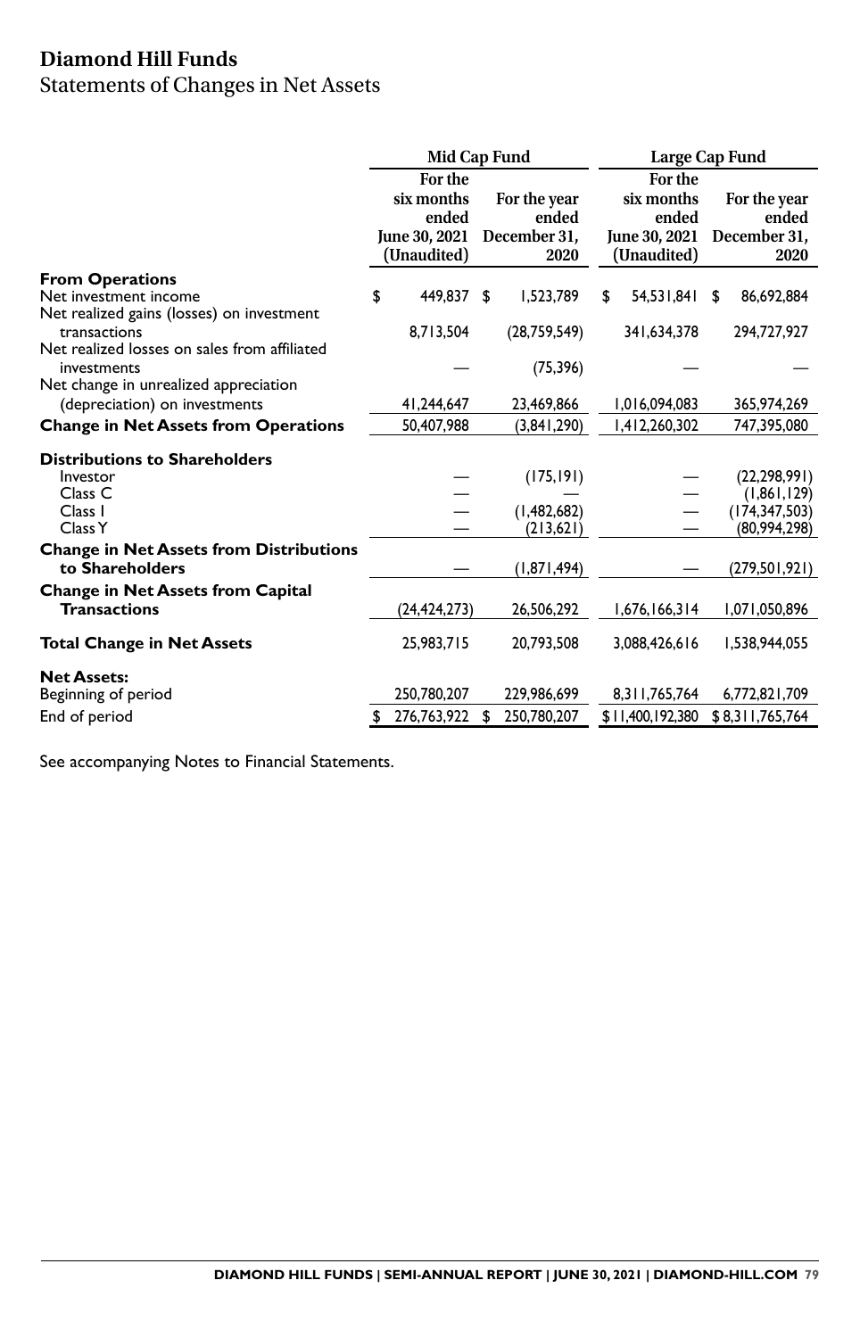# Diamond Hill Funds

## Statements of Changes in Net Assets

| | Mid Cap Fund | | Large Cap Fund | |
|---|---|---|---|---|
| | For the six months ended June 30, 2021 (Unaudited) | For the year ended December 31, 2020 | For the six months ended June 30, 2021 (Unaudited) | For the year ended December 31, 2020 |
| **From Operations** | | | | |
| Net investment income | $ 449,837 | $ 1,523,789 | $ 54,531,841 | $ 86,692,884 |
| Net realized gains (losses) on investment transactions | 8,713,504 | (28,759,549) | 341,634,378 | 294,727,927 |
| Net realized losses on sales from affiliated investments | — | (75,396) | — | — |
| Net change in unrealized appreciation (depreciation) on investments | 41,244,647 | 23,469,866 | 1,016,094,083 | 365,974,269 |
| **Change in Net Assets from Operations** | 50,407,988 | (3,841,290) | 1,412,260,302 | 747,395,080 |
| **Distributions to Shareholders** | | | | |
| Investor | — | (175,191) | — | (22,298,991) |
| Class C | — | — | — | (1,861,129) |
| Class I | — | (1,482,682) | — | (174,347,503) |
| Class Y | — | (213,621) | — | (80,994,298) |
| **Change in Net Assets from Distributions to Shareholders** | — | (1,871,494) | — | (279,501,921) |
| **Change in Net Assets from Capital Transactions** | (24,424,273) | 26,506,292 | 1,676,166,314 | 1,071,050,896 |
| **Total Change in Net Assets** | 25,983,715 | 20,793,508 | 3,088,426,616 | 1,538,944,055 |
| **Net Assets:** | | | | |
| Beginning of period | 250,780,207 | 229,986,699 | 8,311,765,764 | 6,772,821,709 |
| End of period | $ 276,763,922 | $ 250,780,207 | $ 11,400,192,380 | $ 8,311,765,764 |

See accompanying Notes to Financial Statements.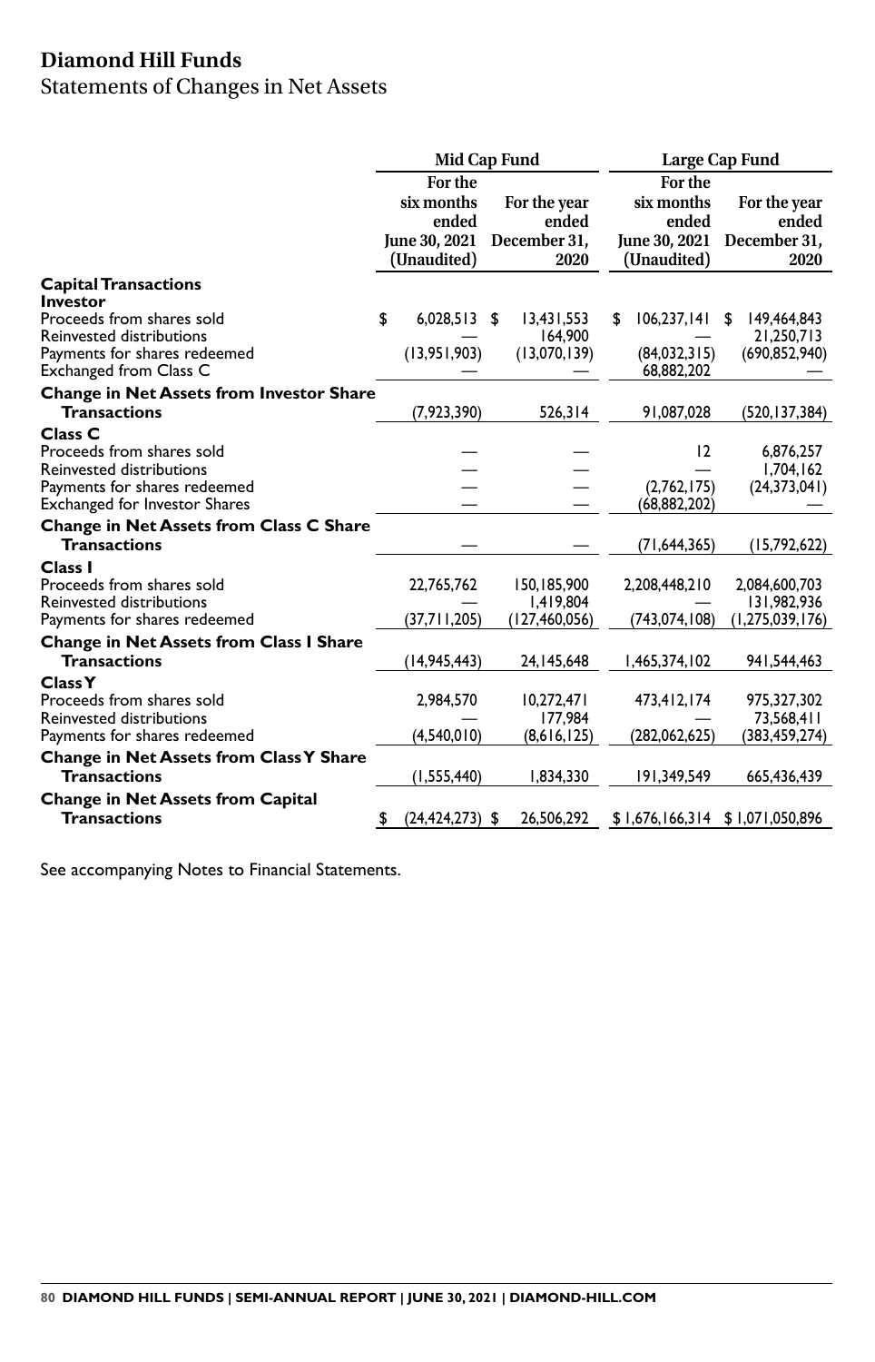# Diamond Hill Funds

Statements of Changes in Net Assets

| | Mid Cap Fund | | Large Cap Fund | |
|---|---|---|---|---|
| | For the six months ended June 30, 2021 (Unaudited) | For the year ended December 31, 2020 | For the six months ended June 30, 2021 (Unaudited) | For the year ended December 31, 2020 |
| **Capital Transactions** | | | | |
| **Investor** | | | | |
| Proceeds from shares sold | $ 6,028,513 | $ 13,431,553 | $ 106,237,141 | $ 149,464,843 |
| Reinvested distributions | — | 164,900 | — | 21,250,713 |
| Payments for shares redeemed | (13,951,903) | (13,070,139) | (84,032,315) | (690,852,940) |
| Exchanged from Class C | — | — | 68,882,202 | — |
| **Change in Net Assets from Investor Share Transactions** | (7,923,390) | 526,314 | 91,087,028 | (520,137,384) |
| **Class C** | | | | |
| Proceeds from shares sold | — | — | 12 | 6,876,257 |
| Reinvested distributions | — | — | — | 1,704,162 |
| Payments for shares redeemed | — | — | (2,762,175) | (24,373,041) |
| Exchanged for Investor Shares | — | — | (68,882,202) | — |
| **Change in Net Assets from Class C Share Transactions** | — | — | (71,644,365) | (15,792,622) |
| **Class I** | | | | |
| Proceeds from shares sold | 22,765,762 | 150,185,900 | 2,208,448,210 | 2,084,600,703 |
| Reinvested distributions | — | 1,419,804 | — | 131,982,936 |
| Payments for shares redeemed | (37,711,205) | (127,460,056) | (743,074,108) | (1,275,039,176) |
| **Change in Net Assets from Class I Share Transactions** | (14,945,443) | 24,145,648 | 1,465,374,102 | 941,544,463 |
| **Class Y** | | | | |
| Proceeds from shares sold | 2,984,570 | 10,272,471 | 473,412,174 | 975,327,302 |
| Reinvested distributions | — | 177,984 | — | 73,568,411 |
| Payments for shares redeemed | (4,540,010) | (8,616,125) | (282,062,625) | (383,459,274) |
| **Change in Net Assets from Class Y Share Transactions** | (1,555,440) | 1,834,330 | 191,349,549 | 665,436,439 |
| **Change in Net Assets from Capital Transactions** | $ (24,424,273) | $ 26,506,292 | $ 1,676,166,314 | $ 1,071,050,896 |

See accompanying Notes to Financial Statements.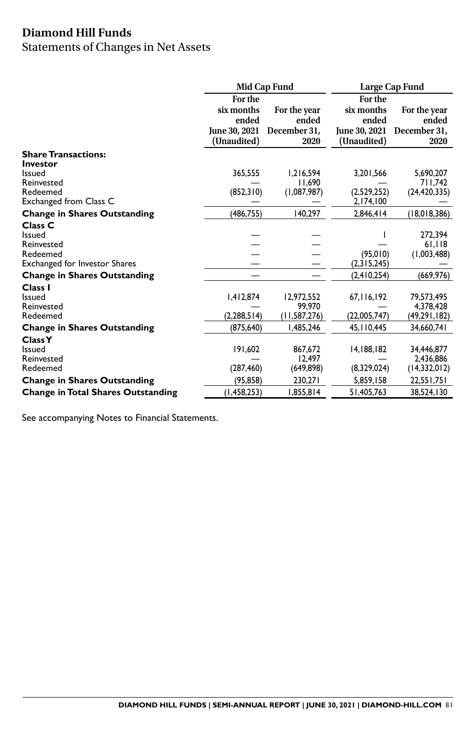# Diamond Hill Funds

## Statements of Changes in Net Assets

| | Mid Cap Fund | | Large Cap Fund | |
|---|---|---|---|---|
| | For the six months ended June 30, 2021 (Unaudited) | For the year ended December 31, 2020 | For the six months ended June 30, 2021 (Unaudited) | For the year ended December 31, 2020 |
| **Share Transactions:** | | | | |
| **Investor** | | | | |
| Issued | 365,555 | 1,216,594 | 3,201,566 | 5,690,207 |
| Reinvested | — | 11,690 | — | 711,742 |
| Redeemed | (852,310) | (1,087,987) | (2,529,252) | (24,420,335) |
| Exchanged from Class C | — | — | 2,174,100 | — |
| **Change in Shares Outstanding** | (486,755) | 140,297 | 2,846,414 | (18,018,386) |
| **Class C** | | | | |
| Issued | — | — | 1 | 272,394 |
| Reinvested | — | — | — | 61,118 |
| Redeemed | — | — | (95,010) | (1,003,488) |
| Exchanged for Investor Shares | — | — | (2,315,245) | — |
| **Change in Shares Outstanding** | — | — | (2,410,254) | (669,976) |
| **Class I** | | | | |
| Issued | 1,412,874 | 12,972,552 | 67,116,192 | 79,573,495 |
| Reinvested | — | 99,970 | — | 4,378,428 |
| Redeemed | (2,288,514) | (11,587,276) | (22,005,747) | (49,291,182) |
| **Change in Shares Outstanding** | (875,640) | 1,485,246 | 45,110,445 | 34,660,741 |
| **Class Y** | | | | |
| Issued | 191,602 | 867,672 | 14,188,182 | 34,446,877 |
| Reinvested | — | 12,497 | — | 2,436,886 |
| Redeemed | (287,460) | (649,898) | (8,329,024) | (14,332,012) |
| **Change in Shares Outstanding** | (95,858) | 230,271 | 5,859,158 | 22,551,751 |
| **Change in Total Shares Outstanding** | (1,458,253) | 1,855,814 | 51,405,763 | 38,524,130 |

See accompanying Notes to Financial Statements.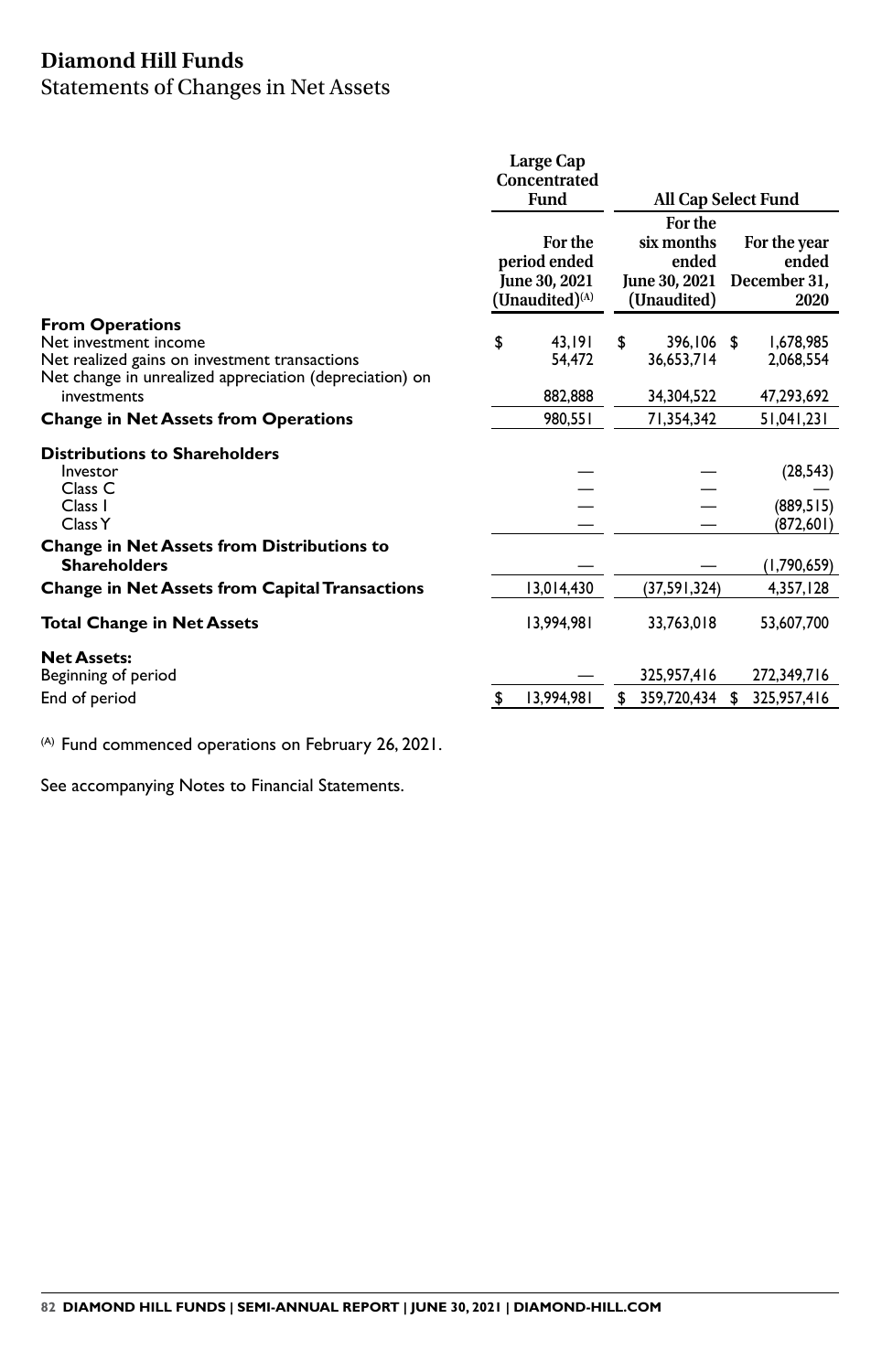# Diamond Hill Funds

## Statements of Changes in Net Assets

| | Large Cap Concentrated Fund | All Cap Select Fund | |
|---|---|---|---|
| | For the period ended June 30, 2021 (Unaudited)[(A)] | For the six months ended June 30, 2021 (Unaudited) | For the year ended December 31, 2020 |
| **From Operations** | | | |
| Net investment income | $ 43,191 | $ 396,106 | $ 1,678,985 |
| Net realized gains on investment transactions | 54,472 | 36,653,714 | 2,068,554 |
| Net change in unrealized appreciation (depreciation) on investments | 882,888 | 34,304,522 | 47,293,692 |
| **Change in Net Assets from Operations** | 980,551 | 71,354,342 | 51,041,231 |
| **Distributions to Shareholders** | | | |
| Investor | — | — | (28,543) |
| Class C | — | — | — |
| Class I | — | — | (889,515) |
| Class Y | — | — | (872,601) |
| **Change in Net Assets from Distributions to Shareholders** | — | — | (1,790,659) |
| **Change in Net Assets from Capital Transactions** | 13,014,430 | (37,591,324) | 4,357,128 |
| **Total Change in Net Assets** | 13,994,981 | 33,763,018 | 53,607,700 |
| **Net Assets:** | | | |
| Beginning of period | — | 325,957,416 | 272,349,716 |
| End of period | $ 13,994,981 | $ 359,720,434 | $ 325,957,416 |

(A) Fund commenced operations on February 26, 2021.

See accompanying Notes to Financial Statements.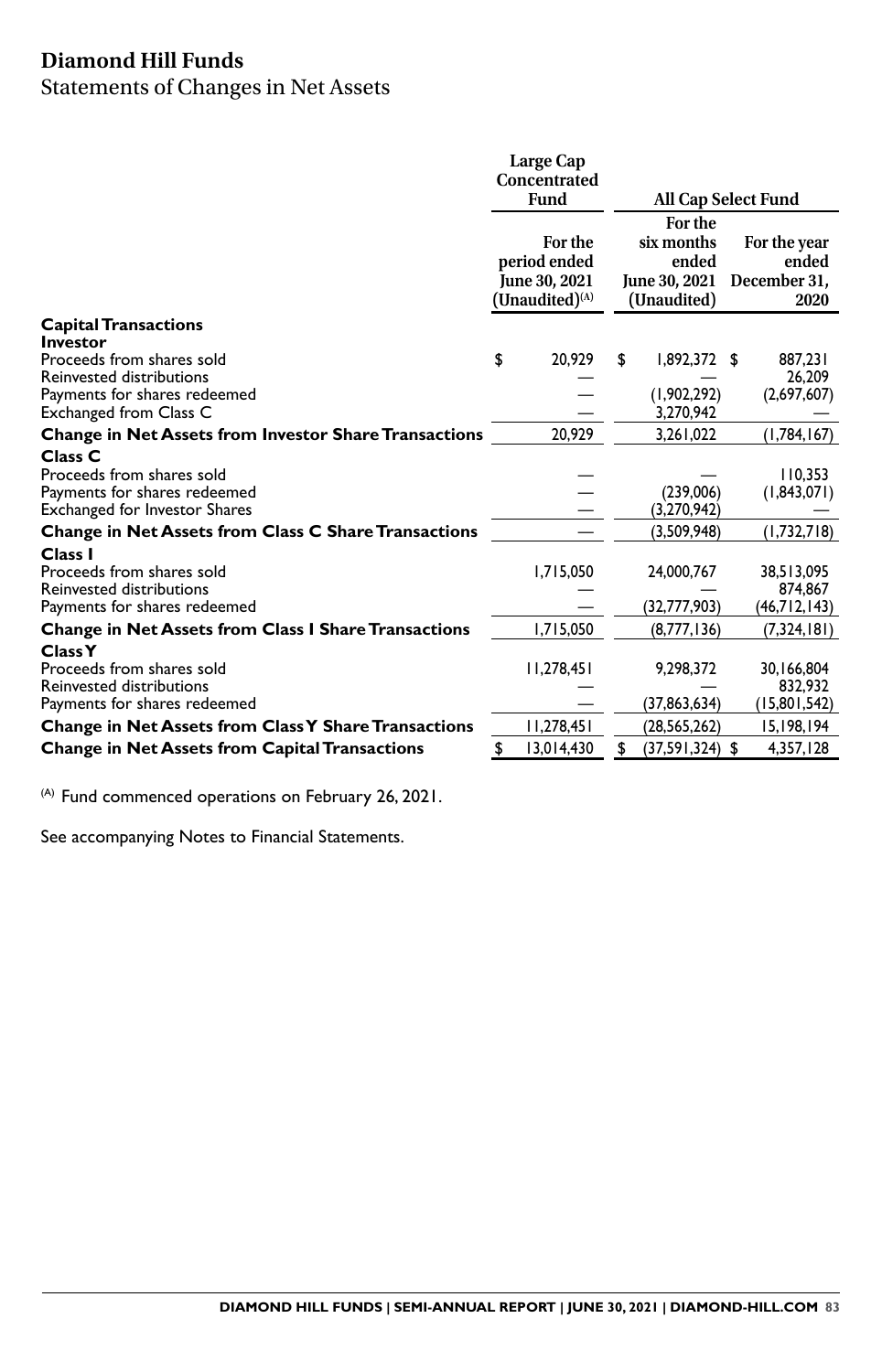# Diamond Hill Funds

## Statements of Changes in Net Assets

| | Large Cap Concentrated Fund | All Cap Select Fund | |
|---|---|---|---|
| | For the period ended June 30, 2021 (Unaudited)[(A)] | For the six months ended June 30, 2021 (Unaudited) | For the year ended December 31, 2020 |
| **Capital Transactions** | | | |
| **Investor** | | | |
| Proceeds from shares sold | $ 20,929 | $ 1,892,372 | $ 887,231 |
| Reinvested distributions | — | — | 26,209 |
| Payments for shares redeemed | — | (1,902,292) | (2,697,607) |
| Exchanged from Class C | — | 3,270,942 | — |
| **Change in Net Assets from Investor Share Transactions** | 20,929 | 3,261,022 | (1,784,167) |
| **Class C** | | | |
| Proceeds from shares sold | — | — | 110,353 |
| Payments for shares redeemed | — | (239,006) | (1,843,071) |
| Exchanged for Investor Shares | — | (3,270,942) | — |
| **Change in Net Assets from Class C Share Transactions** | — | (3,509,948) | (1,732,718) |
| **Class I** | | | |
| Proceeds from shares sold | 1,715,050 | 24,000,767 | 38,513,095 |
| Reinvested distributions | — | — | 874,867 |
| Payments for shares redeemed | — | (32,777,903) | (46,712,143) |
| **Change in Net Assets from Class I Share Transactions** | 1,715,050 | (8,777,136) | (7,324,181) |
| **Class Y** | | | |
| Proceeds from shares sold | 11,278,451 | 9,298,372 | 30,166,804 |
| Reinvested distributions | — | — | 832,932 |
| Payments for shares redeemed | — | (37,863,634) | (15,801,542) |
| **Change in Net Assets from Class Y Share Transactions** | 11,278,451 | (28,565,262) | 15,198,194 |
| **Change in Net Assets from Capital Transactions** | $ 13,014,430 | $ (37,591,324) | $ 4,357,128 |

[(A)] Fund commenced operations on February 26, 2021.

See accompanying Notes to Financial Statements.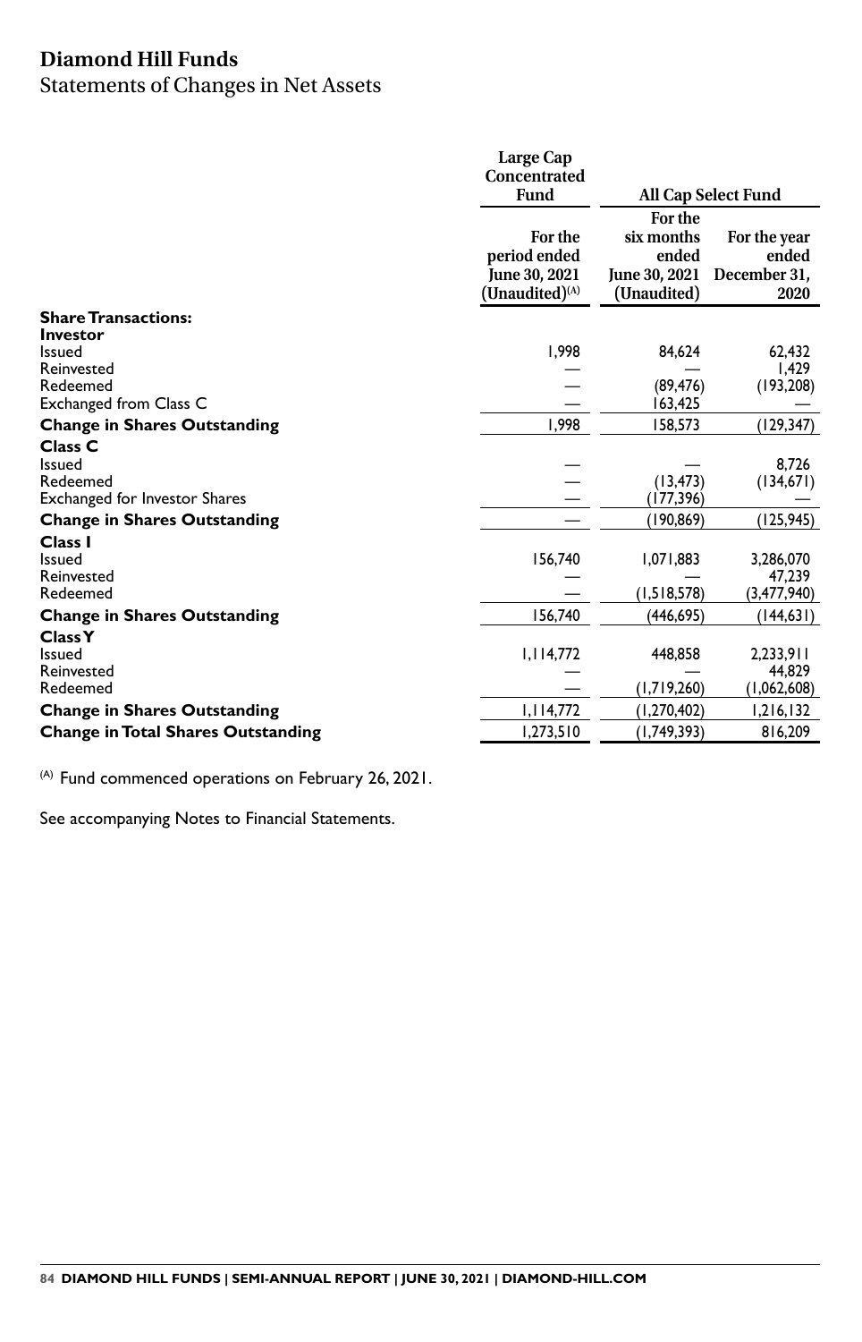# Diamond Hill Funds

## Statements of Changes in Net Assets

| | Large Cap Concentrated Fund | All Cap Select Fund | |
|---|---|---|---|
| | For the period ended June 30, 2021 (Unaudited)[(A)] | For the six months ended June 30, 2021 (Unaudited) | For the year ended December 31, 2020 |
| **Share Transactions:** | | | |
| **Investor** | | | |
| Issued | 1,998 | 84,624 | 62,432 |
| Reinvested | — | — | 1,429 |
| Redeemed | — | (89,476) | (193,208) |
| Exchanged from Class C | — | 163,425 | — |
| **Change in Shares Outstanding** | 1,998 | 158,573 | (129,347) |
| **Class C** | | | |
| Issued | — | — | 8,726 |
| Redeemed | — | (13,473) | (134,671) |
| Exchanged for Investor Shares | — | (177,396) | — |
| **Change in Shares Outstanding** | — | (190,869) | (125,945) |
| **Class I** | | | |
| Issued | 156,740 | 1,071,883 | 3,286,070 |
| Reinvested | — | — | 47,239 |
| Redeemed | — | (1,518,578) | (3,477,940) |
| **Change in Shares Outstanding** | 156,740 | (446,695) | (144,631) |
| **Class Y** | | | |
| Issued | 1,114,772 | 448,858 | 2,233,911 |
| Reinvested | — | — | 44,829 |
| Redeemed | — | (1,719,260) | (1,062,608) |
| **Change in Shares Outstanding** | 1,114,772 | (1,270,402) | 1,216,132 |
| **Change in Total Shares Outstanding** | 1,273,510 | (1,749,393) | 816,209 |

(A) Fund commenced operations on February 26, 2021.

See accompanying Notes to Financial Statements.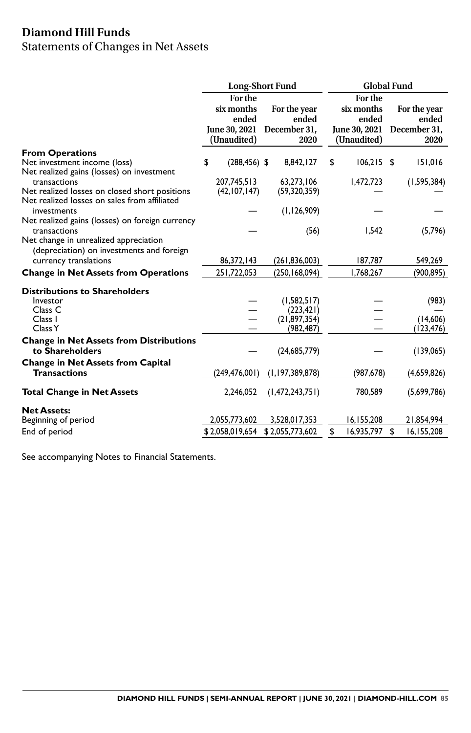# Diamond Hill Funds

## Statements of Changes in Net Assets

| | Long-Short Fund | | Global Fund | |
|---|---|---|---|---|
| | For the six months ended June 30, 2021 (Unaudited) | For the year ended December 31, 2020 | For the six months ended June 30, 2021 (Unaudited) | For the year ended December 31, 2020 |
| **From Operations** | | | | |
| Net investment income (loss) | $ (288,456) | $ 8,842,127 | $ 106,215 | $ 151,016 |
| Net realized gains (losses) on investment transactions | 207,745,513 | 63,273,106 | 1,472,723 | (1,595,384) |
| Net realized losses on closed short positions | (42,107,147) | (59,320,359) | — | — |
| Net realized losses on sales from affiliated investments | — | (1,126,909) | — | — |
| Net realized gains (losses) on foreign currency transactions | — | (56) | 1,542 | (5,796) |
| Net change in unrealized appreciation (depreciation) on investments and foreign currency translations | 86,372,143 | (261,836,003) | 187,787 | 549,269 |
| **Change in Net Assets from Operations** | 251,722,053 | (250,168,094) | 1,768,267 | (900,895) |
| **Distributions to Shareholders** | | | | |
| Investor | — | (1,582,517) | — | (983) |
| Class C | — | (223,421) | — | — |
| Class I | — | (21,897,354) | — | (14,606) |
| Class Y | — | (982,487) | — | (123,476) |
| **Change in Net Assets from Distributions to Shareholders** | — | (24,685,779) | — | (139,065) |
| **Change in Net Assets from Capital Transactions** | (249,476,001) | (1,197,389,878) | (987,678) | (4,659,826) |
| **Total Change in Net Assets** | 2,246,052 | (1,472,243,751) | 780,589 | (5,699,786) |
| **Net Assets:** | | | | |
| Beginning of period | 2,055,773,602 | 3,528,017,353 | 16,155,208 | 21,854,994 |
| End of period | $ 2,058,019,654 | $ 2,055,773,602 | $ 16,935,797 | $ 16,155,208 |

See accompanying Notes to Financial Statements.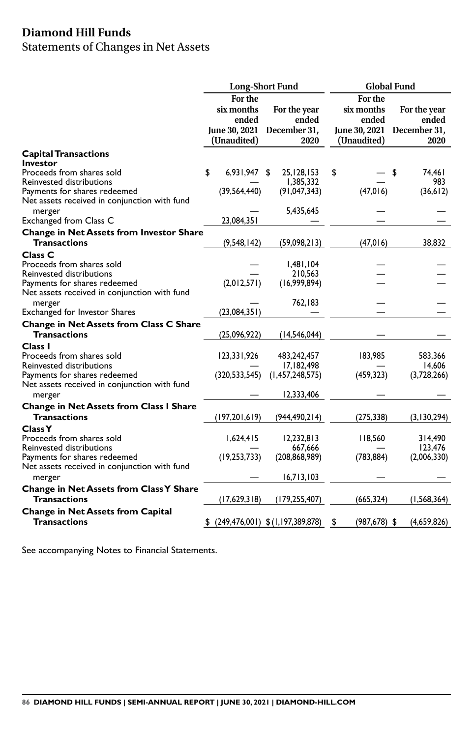# Diamond Hill Funds

## Statements of Changes in Net Assets

| | Long-Short Fund | | Global Fund | |
|---|---|---|---|---|
| | For the six months ended June 30, 2021 (Unaudited) | For the year ended December 31, 2020 | For the six months ended June 30, 2021 (Unaudited) | For the year ended December 31, 2020 |
| **Capital Transactions** | | | | |
| **Investor** | | | | |
| Proceeds from shares sold | $ 6,931,947 | $ 25,128,153 | $ — | $ 74,461 |
| Reinvested distributions | — | 1,385,332 | — | 983 |
| Payments for shares redeemed | (39,564,440) | (91,047,343) | (47,016) | (36,612) |
| Net assets received in conjunction with fund merger | — | 5,435,645 | — | — |
| Exchanged from Class C | 23,084,351 | — | — | — |
| **Change in Net Assets from Investor Share Transactions** | (9,548,142) | (59,098,213) | (47,016) | 38,832 |
| **Class C** | | | | |
| Proceeds from shares sold | — | 1,481,104 | — | — |
| Reinvested distributions | — | 210,563 | — | — |
| Payments for shares redeemed | (2,012,571) | (16,999,894) | — | — |
| Net assets received in conjunction with fund merger | — | 762,183 | — | — |
| Exchanged for Investor Shares | (23,084,351) | — | — | — |
| **Change in Net Assets from Class C Share Transactions** | (25,096,922) | (14,546,044) | — | — |
| **Class I** | | | | |
| Proceeds from shares sold | 123,331,926 | 483,242,457 | 183,985 | 583,366 |
| Reinvested distributions | — | 17,182,498 | — | 14,606 |
| Payments for shares redeemed | (320,533,545) | (1,457,248,575) | (459,323) | (3,728,266) |
| Net assets received in conjunction with fund merger | — | 12,333,406 | — | — |
| **Change in Net Assets from Class I Share Transactions** | (197,201,619) | (944,490,214) | (275,338) | (3,130,294) |
| **Class Y** | | | | |
| Proceeds from shares sold | 1,624,415 | 12,232,813 | 118,560 | 314,490 |
| Reinvested distributions | — | 667,666 | — | 123,476 |
| Payments for shares redeemed | (19,253,733) | (208,868,989) | (783,884) | (2,006,330) |
| Net assets received in conjunction with fund merger | — | 16,713,103 | — | — |
| **Change in Net Assets from Class Y Share Transactions** | (17,629,318) | (179,255,407) | (665,324) | (1,568,364) |
| **Change in Net Assets from Capital Transactions** | $ (249,476,001) | $ (1,197,389,878) | $ (987,678) | $ (4,659,826) |

See accompanying Notes to Financial Statements.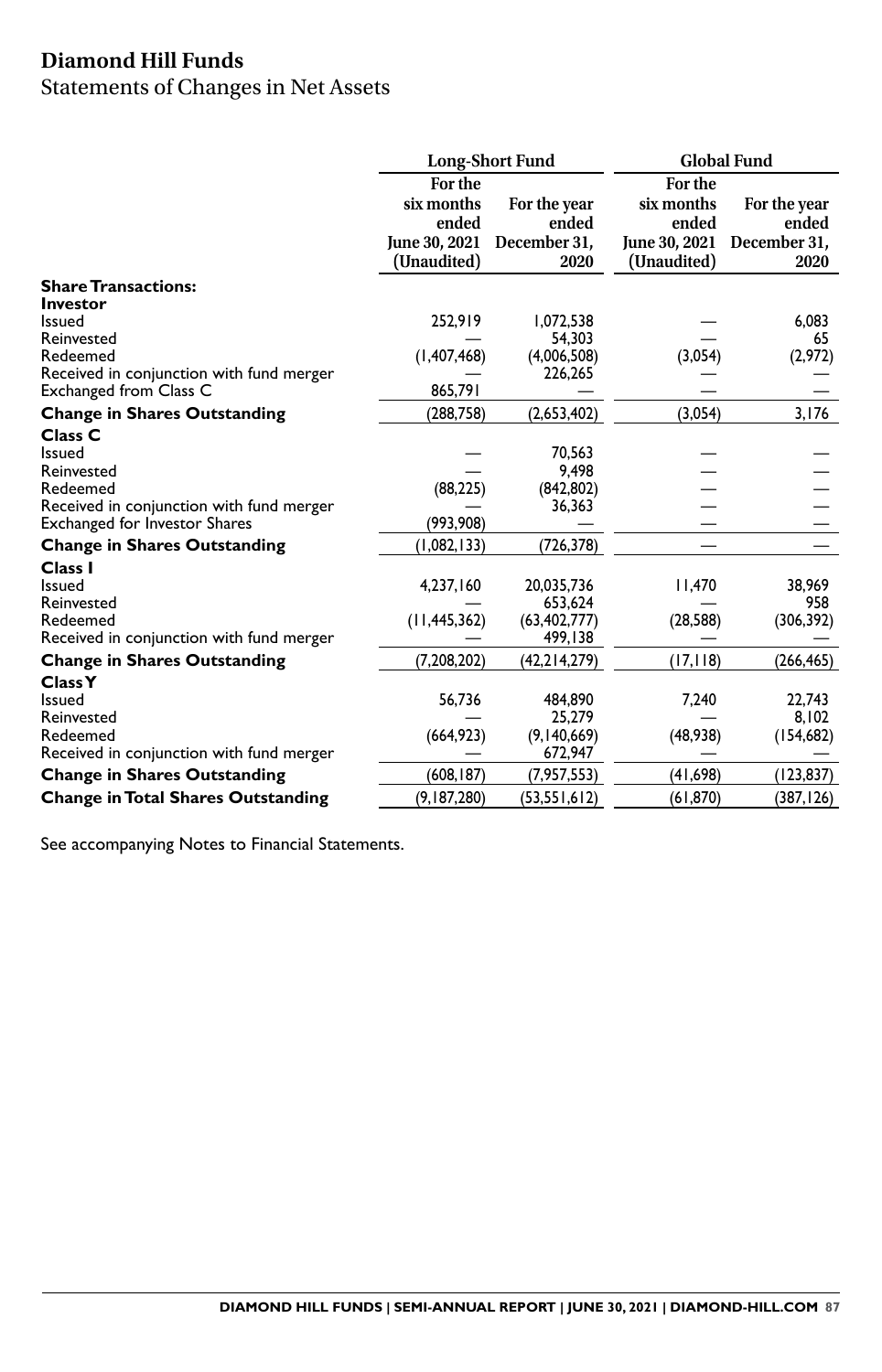# Diamond Hill Funds

## Statements of Changes in Net Assets

| | Long-Short Fund | | Global Fund | |
|---|---|---|---|---|
| | For the six months ended June 30, 2021 (Unaudited) | For the year ended December 31, 2020 | For the six months ended June 30, 2021 (Unaudited) | For the year ended December 31, 2020 |
| **Share Transactions:** | | | | |
| **Investor** | | | | |
| Issued | 252,919 | 1,072,538 | — | 6,083 |
| Reinvested | — | 54,303 | — | 65 |
| Redeemed | (1,407,468) | (4,006,508) | (3,054) | (2,972) |
| Received in conjunction with fund merger | — | 226,265 | — | — |
| Exchanged from Class C | 865,791 | — | — | — |
| **Change in Shares Outstanding** | (288,758) | (2,653,402) | (3,054) | 3,176 |
| **Class C** | | | | |
| Issued | — | 70,563 | — | — |
| Reinvested | — | 9,498 | — | — |
| Redeemed | (88,225) | (842,802) | — | — |
| Received in conjunction with fund merger | — | 36,363 | — | — |
| Exchanged for Investor Shares | (993,908) | — | — | — |
| **Change in Shares Outstanding** | (1,082,133) | (726,378) | — | — |
| **Class I** | | | | |
| Issued | 4,237,160 | 20,035,736 | 11,470 | 38,969 |
| Reinvested | — | 653,624 | — | 958 |
| Redeemed | (11,445,362) | (63,402,777) | (28,588) | (306,392) |
| Received in conjunction with fund merger | — | 499,138 | — | — |
| **Change in Shares Outstanding** | (7,208,202) | (42,214,279) | (17,118) | (266,465) |
| **Class Y** | | | | |
| Issued | 56,736 | 484,890 | 7,240 | 22,743 |
| Reinvested | — | 25,279 | — | 8,102 |
| Redeemed | (664,923) | (9,140,669) | (48,938) | (154,682) |
| Received in conjunction with fund merger | — | 672,947 | — | — |
| **Change in Shares Outstanding** | (608,187) | (7,957,553) | (41,698) | (123,837) |
| **Change in Total Shares Outstanding** | (9,187,280) | (53,551,612) | (61,870) | (387,126) |

See accompanying Notes to Financial Statements.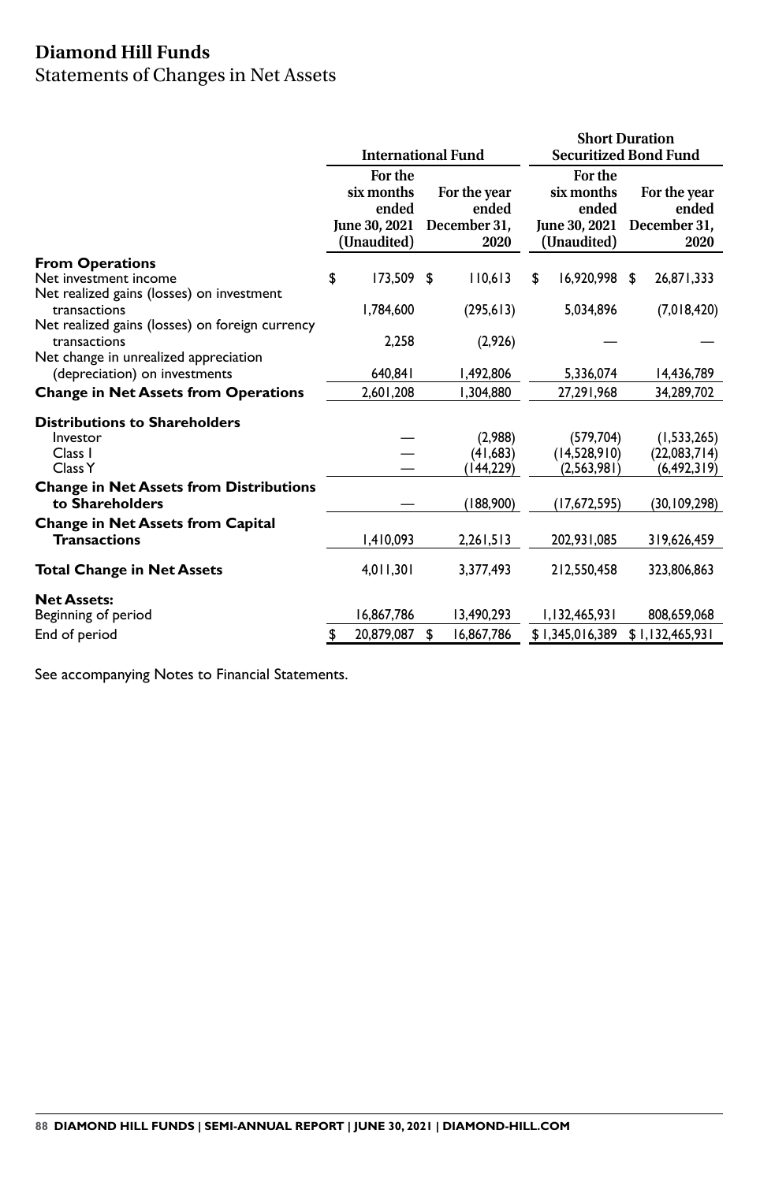# Diamond Hill Funds

## Statements of Changes in Net Assets

| | International Fund | | Short Duration Securitized Bond Fund | |
|---|---|---|---|---|
| | For the six months ended June 30, 2021 (Unaudited) | For the year ended December 31, 2020 | For the six months ended June 30, 2021 (Unaudited) | For the year ended December 31, 2020 |
| **From Operations** | | | | |
| Net investment income | $ 173,509 | $ 110,613 | $ 16,920,998 | $ 26,871,333 |
| Net realized gains (losses) on investment transactions | 1,784,600 | (295,613) | 5,034,896 | (7,018,420) |
| Net realized gains (losses) on foreign currency transactions | 2,258 | (2,926) | — | — |
| Net change in unrealized appreciation (depreciation) on investments | 640,841 | 1,492,806 | 5,336,074 | 14,436,789 |
| **Change in Net Assets from Operations** | 2,601,208 | 1,304,880 | 27,291,968 | 34,289,702 |
| **Distributions to Shareholders** | | | | |
| Investor | — | (2,988) | (579,704) | (1,533,265) |
| Class I | — | (41,683) | (14,528,910) | (22,083,714) |
| Class Y | — | (144,229) | (2,563,981) | (6,492,319) |
| **Change in Net Assets from Distributions to Shareholders** | — | (188,900) | (17,672,595) | (30,109,298) |
| **Change in Net Assets from Capital Transactions** | 1,410,093 | 2,261,513 | 202,931,085 | 319,626,459 |
| **Total Change in Net Assets** | 4,011,301 | 3,377,493 | 212,550,458 | 323,806,863 |
| **Net Assets:** | | | | |
| Beginning of period | 16,867,786 | 13,490,293 | 1,132,465,931 | 808,659,068 |
| End of period | $ 20,879,087 | $ 16,867,786 | $ 1,345,016,389 | $ 1,132,465,931 |

See accompanying Notes to Financial Statements.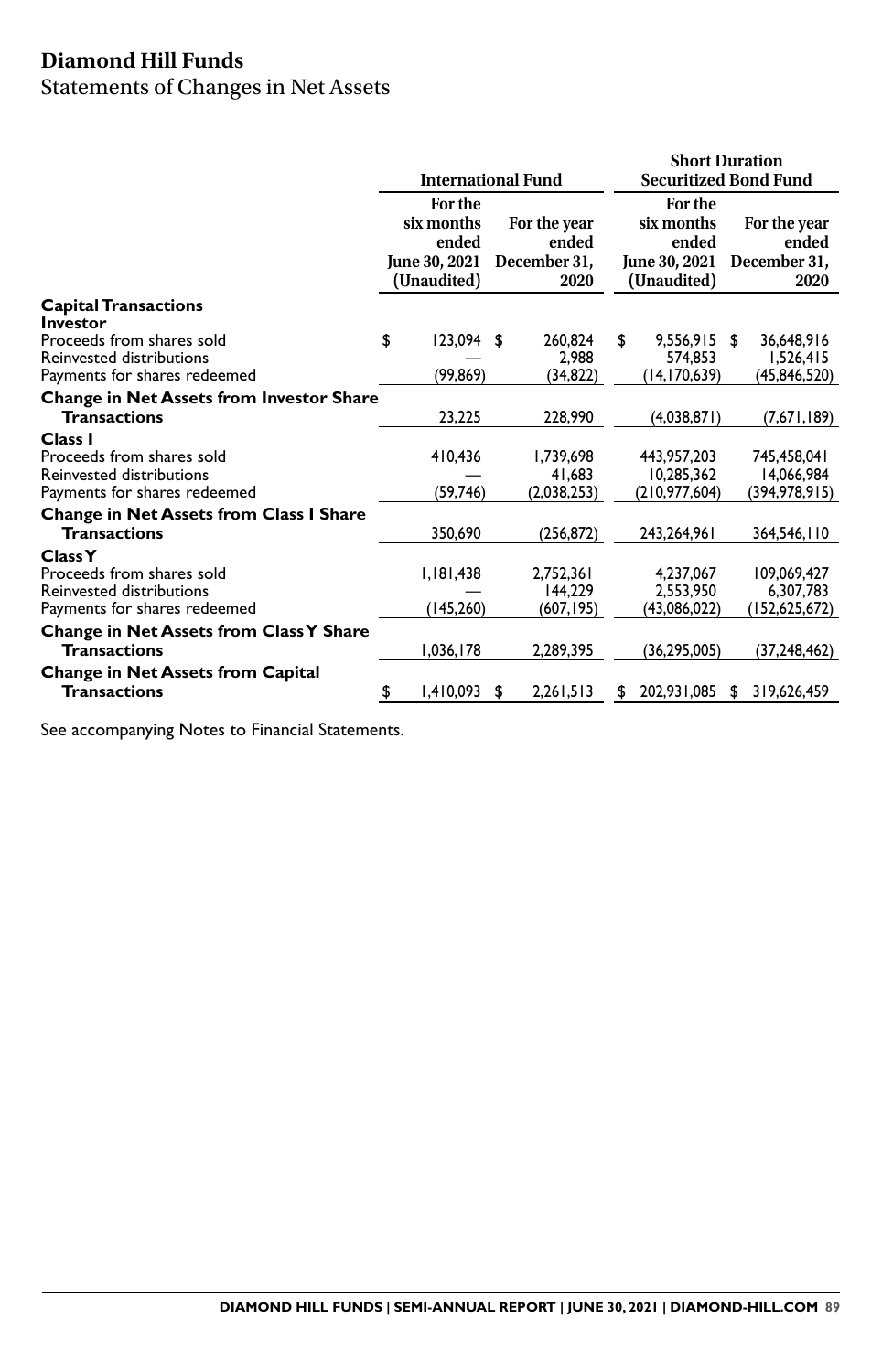# Diamond Hill Funds

Statements of Changes in Net Assets

| | International Fund | | Short Duration Securitized Bond Fund | |
|---|---|---|---|---|
| | For the six months ended June 30, 2021 (Unaudited) | For the year ended December 31, 2020 | For the six months ended June 30, 2021 (Unaudited) | For the year ended December 31, 2020 |
| **Capital Transactions** | | | | |
| **Investor** | | | | |
| Proceeds from shares sold | $ 123,094 | $ 260,824 | $ 9,556,915 | $ 36,648,916 |
| Reinvested distributions | — | 2,988 | 574,853 | 1,526,415 |
| Payments for shares redeemed | (99,869) | (34,822) | (14,170,639) | (45,846,520) |
| **Change in Net Assets from Investor Share Transactions** | 23,225 | 228,990 | (4,038,871) | (7,671,189) |
| **Class I** | | | | |
| Proceeds from shares sold | 410,436 | 1,739,698 | 443,957,203 | 745,458,041 |
| Reinvested distributions | — | 41,683 | 10,285,362 | 14,066,984 |
| Payments for shares redeemed | (59,746) | (2,038,253) | (210,977,604) | (394,978,915) |
| **Change in Net Assets from Class I Share Transactions** | 350,690 | (256,872) | 243,264,961 | 364,546,110 |
| **Class Y** | | | | |
| Proceeds from shares sold | 1,181,438 | 2,752,361 | 4,237,067 | 109,069,427 |
| Reinvested distributions | — | 144,229 | 2,553,950 | 6,307,783 |
| Payments for shares redeemed | (145,260) | (607,195) | (43,086,022) | (152,625,672) |
| **Change in Net Assets from Class Y Share Transactions** | 1,036,178 | 2,289,395 | (36,295,005) | (37,248,462) |
| **Change in Net Assets from Capital Transactions** | $ 1,410,093 | $ 2,261,513 | $ 202,931,085 | $ 319,626,459 |

See accompanying Notes to Financial Statements.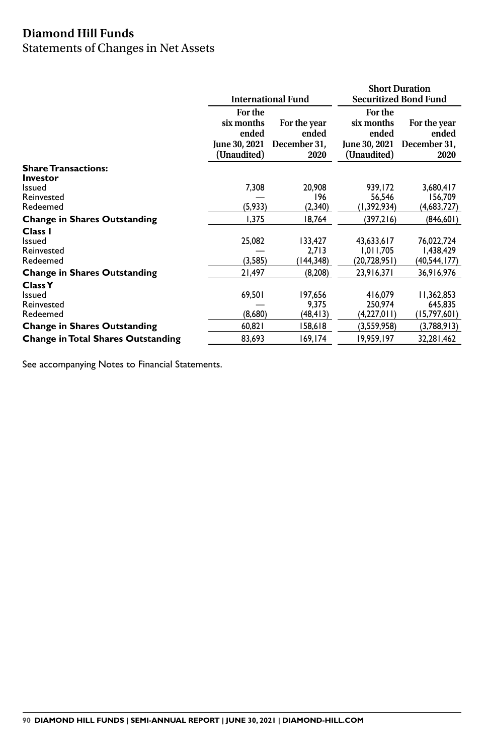# Diamond Hill Funds

## Statements of Changes in Net Assets

| | International Fund | | Short Duration Securitized Bond Fund | |
|---|---|---|---|---|
| | For the six months ended June 30, 2021 (Unaudited) | For the year ended December 31, 2020 | For the six months ended June 30, 2021 (Unaudited) | For the year ended December 31, 2020 |
| **Share Transactions:** | | | | |
| **Investor** | | | | |
| Issued | 7,308 | 20,908 | 939,172 | 3,680,417 |
| Reinvested | — | 196 | 56,546 | 156,709 |
| Redeemed | (5,933) | (2,340) | (1,392,934) | (4,683,727) |
| **Change in Shares Outstanding** | 1,375 | 18,764 | (397,216) | (846,601) |
| **Class I** | | | | |
| Issued | 25,082 | 133,427 | 43,633,617 | 76,022,724 |
| Reinvested | — | 2,713 | 1,011,705 | 1,438,429 |
| Redeemed | (3,585) | (144,348) | (20,728,951) | (40,544,177) |
| **Change in Shares Outstanding** | 21,497 | (8,208) | 23,916,371 | 36,916,976 |
| **Class Y** | | | | |
| Issued | 69,501 | 197,656 | 416,079 | 11,362,853 |
| Reinvested | — | 9,375 | 250,974 | 645,835 |
| Redeemed | (8,680) | (48,413) | (4,227,011) | (15,797,601) |
| **Change in Shares Outstanding** | 60,821 | 158,618 | (3,559,958) | (3,788,913) |
| **Change in Total Shares Outstanding** | 83,693 | 169,174 | 19,959,197 | 32,281,462 |

See accompanying Notes to Financial Statements.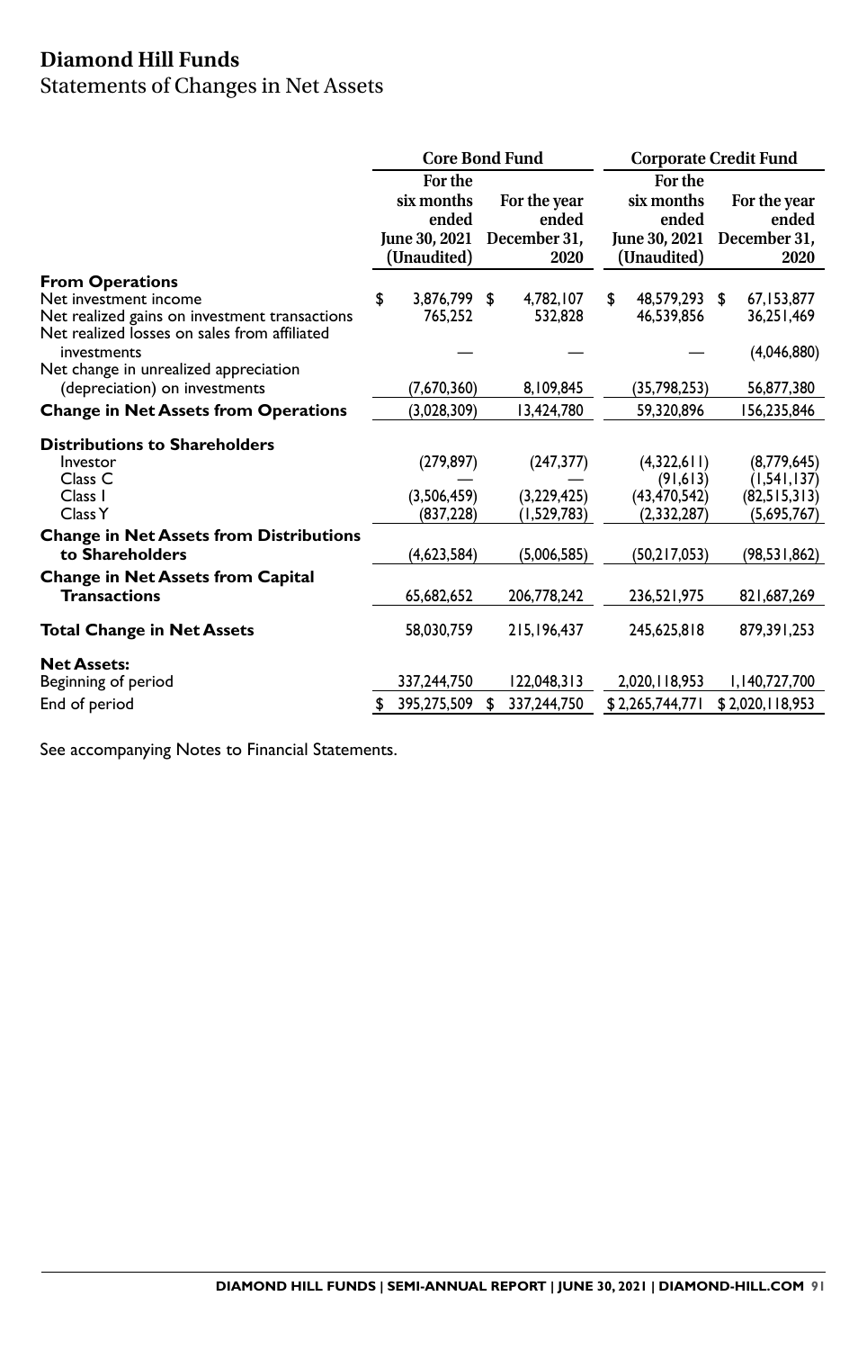# Diamond Hill Funds

## Statements of Changes in Net Assets

| | Core Bond Fund | | Corporate Credit Fund | |
|---|---|---|---|---|
| | For the six months ended June 30, 2021 (Unaudited) | For the year ended December 31, 2020 | For the six months ended June 30, 2021 (Unaudited) | For the year ended December 31, 2020 |
| **From Operations** | | | | |
| Net investment income | $ 3,876,799 | $ 4,782,107 | $ 48,579,293 | $ 67,153,877 |
| Net realized gains on investment transactions | 765,252 | 532,828 | 46,539,856 | 36,251,469 |
| Net realized losses on sales from affiliated investments | — | — | — | (4,046,880) |
| Net change in unrealized appreciation (depreciation) on investments | (7,670,360) | 8,109,845 | (35,798,253) | 56,877,380 |
| **Change in Net Assets from Operations** | (3,028,309) | 13,424,780 | 59,320,896 | 156,235,846 |
| **Distributions to Shareholders** | | | | |
| Investor | (279,897) | (247,377) | (4,322,611) | (8,779,645) |
| Class C | — | — | (91,613) | (1,541,137) |
| Class I | (3,506,459) | (3,229,425) | (43,470,542) | (82,515,313) |
| Class Y | (837,228) | (1,529,783) | (2,332,287) | (5,695,767) |
| **Change in Net Assets from Distributions to Shareholders** | (4,623,584) | (5,006,585) | (50,217,053) | (98,531,862) |
| **Change in Net Assets from Capital Transactions** | 65,682,652 | 206,778,242 | 236,521,975 | 821,687,269 |
| **Total Change in Net Assets** | 58,030,759 | 215,196,437 | 245,625,818 | 879,391,253 |
| **Net Assets:** | | | | |
| Beginning of period | 337,244,750 | 122,048,313 | 2,020,118,953 | 1,140,727,700 |
| End of period | $ 395,275,509 | $ 337,244,750 | $ 2,265,744,771 | $ 2,020,118,953 |

See accompanying Notes to Financial Statements.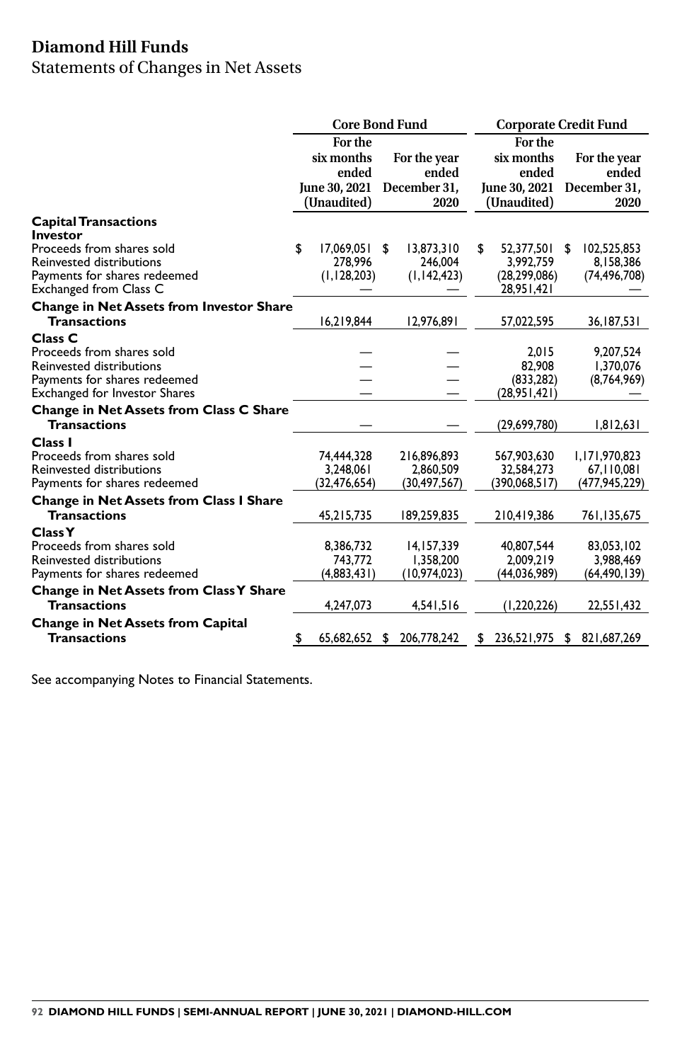# Diamond Hill Funds

## Statements of Changes in Net Assets

| | Core Bond Fund | | Corporate Credit Fund | |
|---|---|---|---|---|
| | For the six months ended June 30, 2021 (Unaudited) | For the year ended December 31, 2020 | For the six months ended June 30, 2021 (Unaudited) | For the year ended December 31, 2020 |
| **Capital Transactions** | | | | |
| **Investor** | | | | |
| Proceeds from shares sold | $ 17,069,051 | $ 13,873,310 | $ 52,377,501 | $ 102,525,853 |
| Reinvested distributions | 278,996 | 246,004 | 3,992,759 | 8,158,386 |
| Payments for shares redeemed | (1,128,203) | (1,142,423) | (28,299,086) | (74,496,708) |
| Exchanged from Class C | — | — | 28,951,421 | — |
| **Change in Net Assets from Investor Share Transactions** | 16,219,844 | 12,976,891 | 57,022,595 | 36,187,531 |
| **Class C** | | | | |
| Proceeds from shares sold | — | — | 2,015 | 9,207,524 |
| Reinvested distributions | — | — | 82,908 | 1,370,076 |
| Payments for shares redeemed | — | — | (833,282) | (8,764,969) |
| Exchanged for Investor Shares | — | — | (28,951,421) | — |
| **Change in Net Assets from Class C Share Transactions** | — | — | (29,699,780) | 1,812,631 |
| **Class I** | | | | |
| Proceeds from shares sold | 74,444,328 | 216,896,893 | 567,903,630 | 1,171,970,823 |
| Reinvested distributions | 3,248,061 | 2,860,509 | 32,584,273 | 67,110,081 |
| Payments for shares redeemed | (32,476,654) | (30,497,567) | (390,068,517) | (477,945,229) |
| **Change in Net Assets from Class I Share Transactions** | 45,215,735 | 189,259,835 | 210,419,386 | 761,135,675 |
| **Class Y** | | | | |
| Proceeds from shares sold | 8,386,732 | 14,157,339 | 40,807,544 | 83,053,102 |
| Reinvested distributions | 743,772 | 1,358,200 | 2,009,219 | 3,988,469 |
| Payments for shares redeemed | (4,883,431) | (10,974,023) | (44,036,989) | (64,490,139) |
| **Change in Net Assets from Class Y Share Transactions** | 4,247,073 | 4,541,516 | (1,220,226) | 22,551,432 |
| **Change in Net Assets from Capital Transactions** | $ 65,682,652 | $ 206,778,242 | $ 236,521,975 | $ 821,687,269 |

See accompanying Notes to Financial Statements.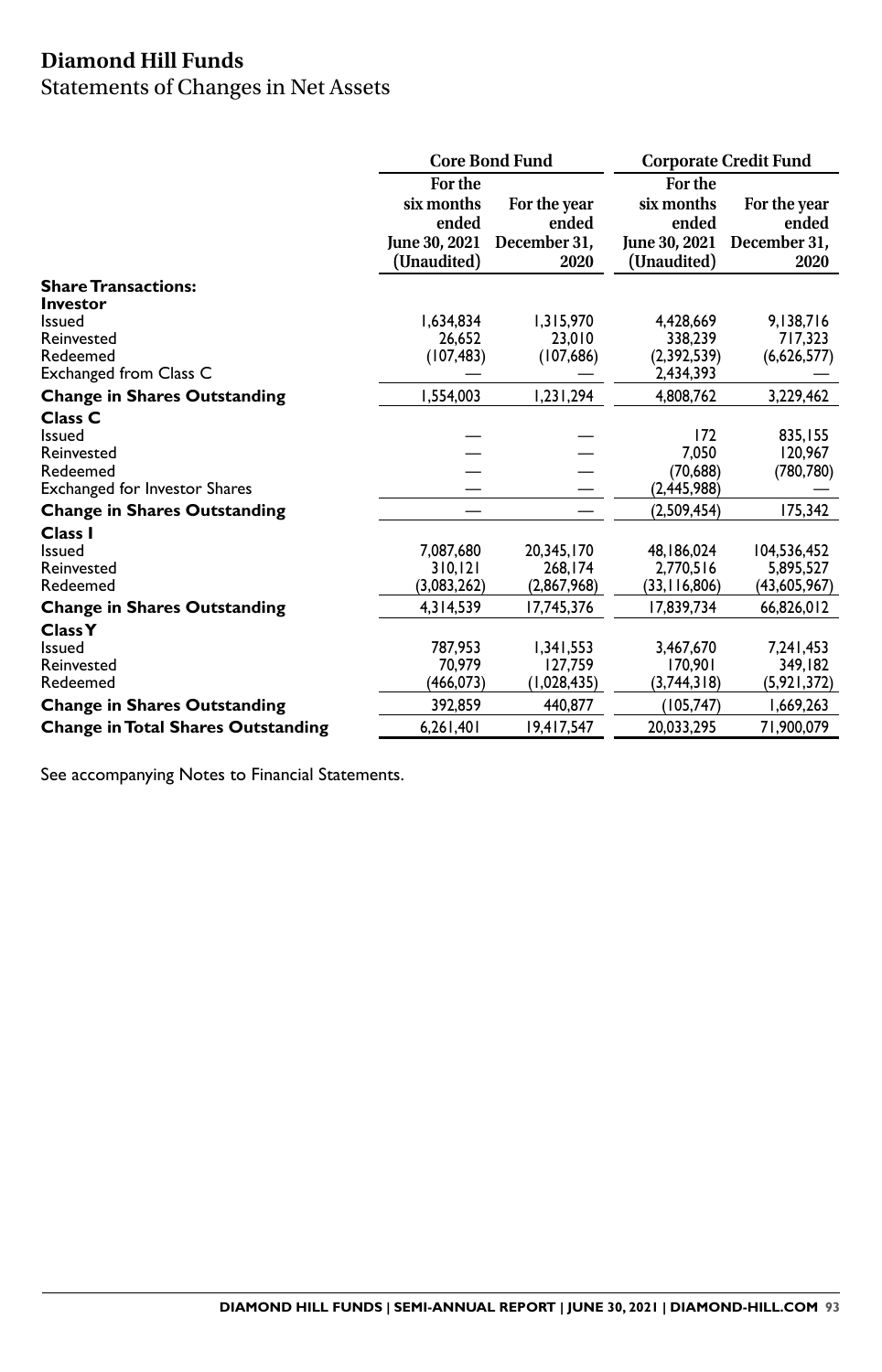# Diamond Hill Funds

## Statements of Changes in Net Assets

| | Core Bond Fund | | Corporate Credit Fund | |
|---|---|---|---|---|
| | For the six months ended June 30, 2021 (Unaudited) | For the year ended December 31, 2020 | For the six months ended June 30, 2021 (Unaudited) | For the year ended December 31, 2020 |
| **Share Transactions:** | | | | |
| **Investor** | | | | |
| Issued | 1,634,834 | 1,315,970 | 4,428,669 | 9,138,716 |
| Reinvested | 26,652 | 23,010 | 338,239 | 717,323 |
| Redeemed | (107,483) | (107,686) | (2,392,539) | (6,626,577) |
| Exchanged from Class C | — | — | 2,434,393 | — |
| **Change in Shares Outstanding** | 1,554,003 | 1,231,294 | 4,808,762 | 3,229,462 |
| **Class C** | | | | |
| Issued | — | — | 172 | 835,155 |
| Reinvested | — | — | 7,050 | 120,967 |
| Redeemed | — | — | (70,688) | (780,780) |
| Exchanged for Investor Shares | — | — | (2,445,988) | — |
| **Change in Shares Outstanding** | — | — | (2,509,454) | 175,342 |
| **Class I** | | | | |
| Issued | 7,087,680 | 20,345,170 | 48,186,024 | 104,536,452 |
| Reinvested | 310,121 | 268,174 | 2,770,516 | 5,895,527 |
| Redeemed | (3,083,262) | (2,867,968) | (33,116,806) | (43,605,967) |
| **Change in Shares Outstanding** | 4,314,539 | 17,745,376 | 17,839,734 | 66,826,012 |
| **Class Y** | | | | |
| Issued | 787,953 | 1,341,553 | 3,467,670 | 7,241,453 |
| Reinvested | 70,979 | 127,759 | 170,901 | 349,182 |
| Redeemed | (466,073) | (1,028,435) | (3,744,318) | (5,921,372) |
| **Change in Shares Outstanding** | 392,859 | 440,877 | (105,747) | 1,669,263 |
| **Change in Total Shares Outstanding** | 6,261,401 | 19,417,547 | 20,033,295 | 71,900,079 |

See accompanying Notes to Financial Statements.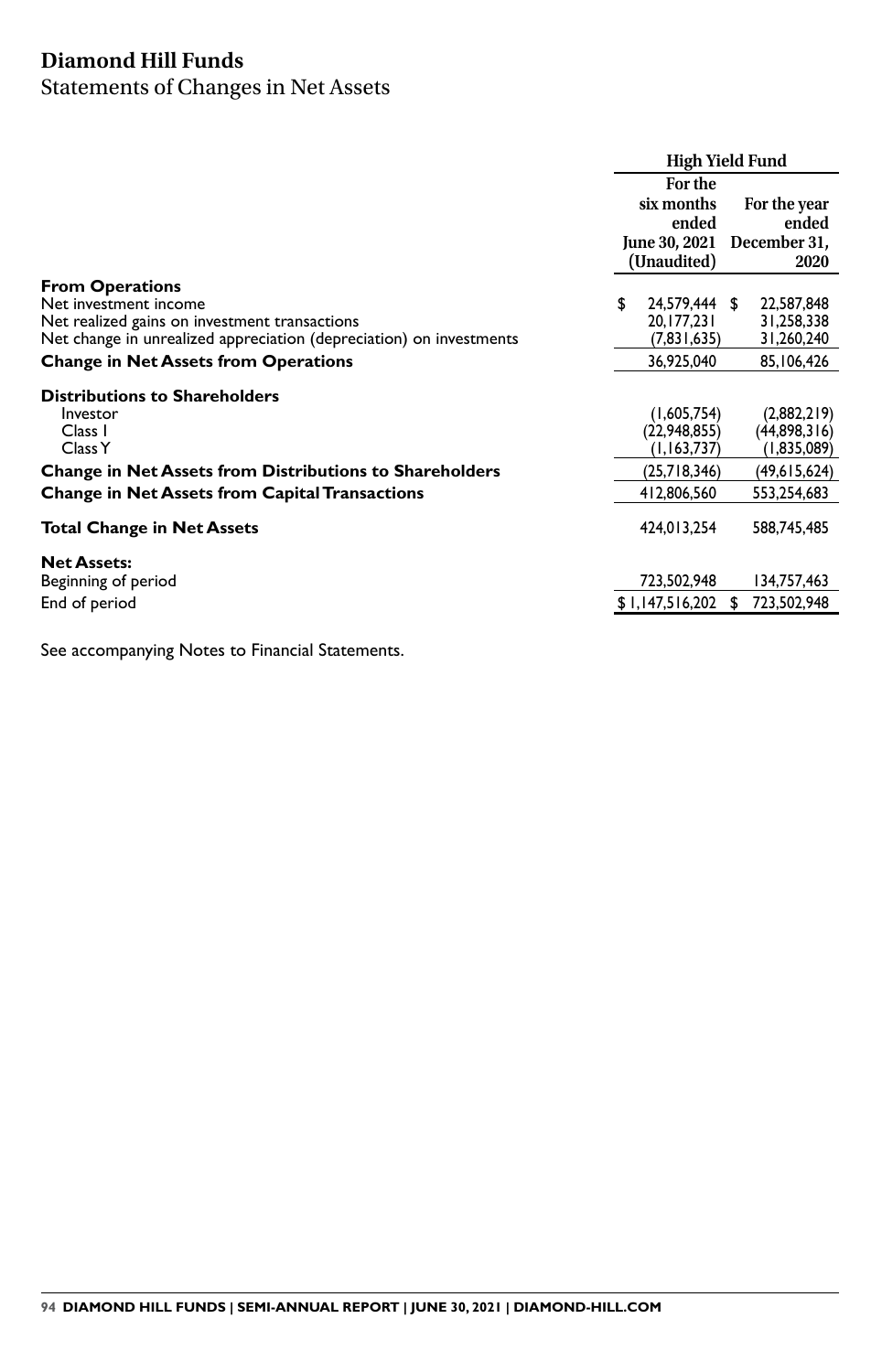# Diamond Hill Funds

## Statements of Changes in Net Assets

| | High Yield Fund | |
|---|---|---|
| | For the six months ended June 30, 2021 (Unaudited) | For the year ended December 31, 2020 |
| **From Operations** | | |
| Net investment income | $ 24,579,444 | $ 22,587,848 |
| Net realized gains on investment transactions | 20,177,231 | 31,258,338 |
| Net change in unrealized appreciation (depreciation) on investments | (7,831,635) | 31,260,240 |
| **Change in Net Assets from Operations** | 36,925,040 | 85,106,426 |
| **Distributions to Shareholders** | | |
| Investor | (1,605,754) | (2,882,219) |
| Class I | (22,948,855) | (44,898,316) |
| Class Y | (1,163,737) | (1,835,089) |
| **Change in Net Assets from Distributions to Shareholders** | (25,718,346) | (49,615,624) |
| **Change in Net Assets from Capital Transactions** | 412,806,560 | 553,254,683 |
| **Total Change in Net Assets** | 424,013,254 | 588,745,485 |
| **Net Assets:** | | |
| Beginning of period | 723,502,948 | 134,757,463 |
| End of period | $ 1,147,516,202 | $ 723,502,948 |

See accompanying Notes to Financial Statements.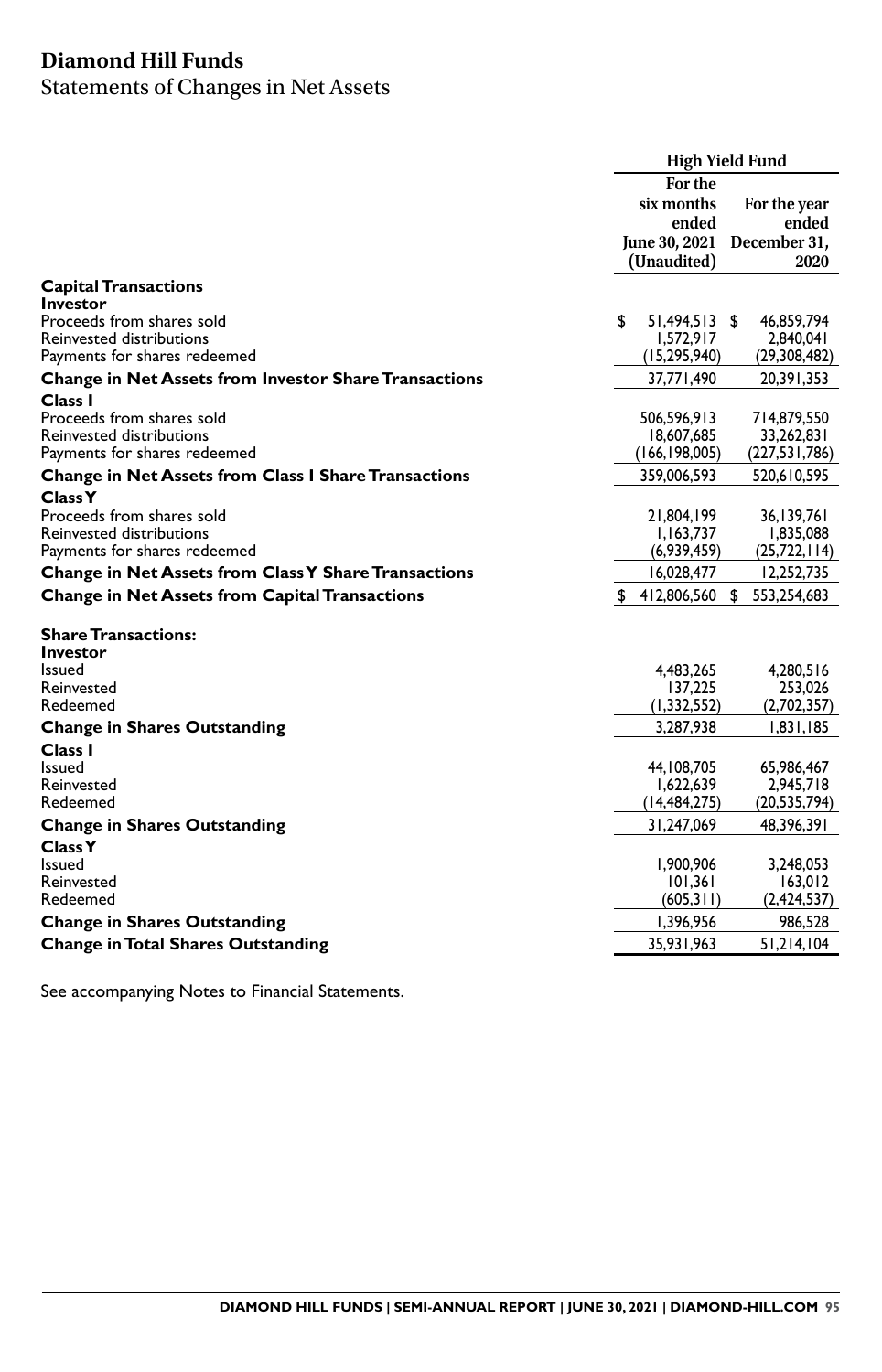# Diamond Hill Funds

## Statements of Changes in Net Assets

| | High Yield Fund | |
|---|---|---|
| | For the six months ended June 30, 2021 (Unaudited) | For the year ended December 31, 2020 |
| **Capital Transactions** | | |
| **Investor** | | |
| Proceeds from shares sold | $ 51,494,513 | $ 46,859,794 |
| Reinvested distributions | 1,572,917 | 2,840,041 |
| Payments for shares redeemed | (15,295,940) | (29,308,482) |
| **Change in Net Assets from Investor Share Transactions** | 37,771,490 | 20,391,353 |
| **Class I** | | |
| Proceeds from shares sold | 506,596,913 | 714,879,550 |
| Reinvested distributions | 18,607,685 | 33,262,831 |
| Payments for shares redeemed | (166,198,005) | (227,531,786) |
| **Change in Net Assets from Class I Share Transactions** | 359,006,593 | 520,610,595 |
| **Class Y** | | |
| Proceeds from shares sold | 21,804,199 | 36,139,761 |
| Reinvested distributions | 1,163,737 | 1,835,088 |
| Payments for shares redeemed | (6,939,459) | (25,722,114) |
| **Change in Net Assets from Class Y Share Transactions** | 16,028,477 | 12,252,735 |
| **Change in Net Assets from Capital Transactions** | $ 412,806,560 | $ 553,254,683 |
| | | |
| **Share Transactions:** | | |
| **Investor** | | |
| Issued | 4,483,265 | 4,280,516 |
| Reinvested | 137,225 | 253,026 |
| Redeemed | (1,332,552) | (2,702,357) |
| **Change in Shares Outstanding** | 3,287,938 | 1,831,185 |
| **Class I** | | |
| Issued | 44,108,705 | 65,986,467 |
| Reinvested | 1,622,639 | 2,945,718 |
| Redeemed | (14,484,275) | (20,535,794) |
| **Change in Shares Outstanding** | 31,247,069 | 48,396,391 |
| **Class Y** | | |
| Issued | 1,900,906 | 3,248,053 |
| Reinvested | 101,361 | 163,012 |
| Redeemed | (605,311) | (2,424,537) |
| **Change in Shares Outstanding** | 1,396,956 | 986,528 |
| **Change in Total Shares Outstanding** | 35,931,963 | 51,214,104 |

See accompanying Notes to Financial Statements.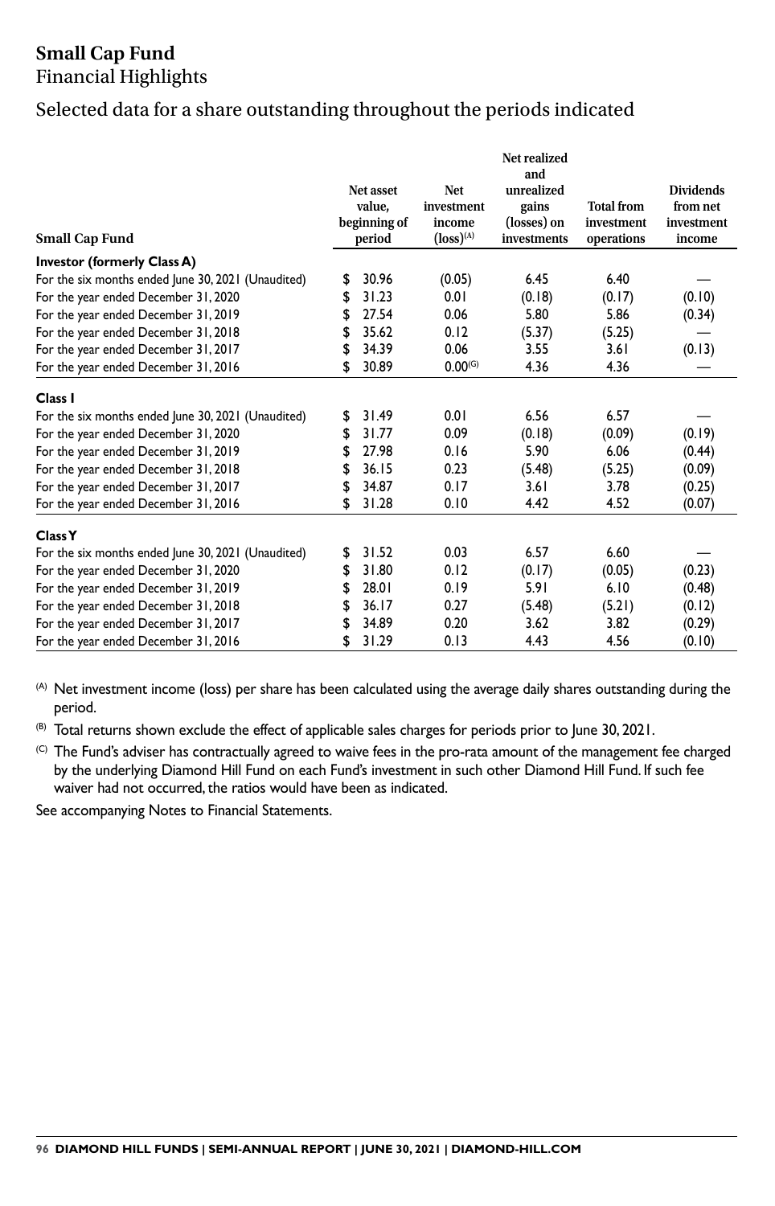# Small Cap Fund

## Financial Highlights

## Selected data for a share outstanding throughout the periods indicated

| Small Cap Fund | Net asset value, beginning of period | Net investment income (loss)[(A)] | Net realized and unrealized gains (losses) on investments | Total from investment operations | Dividends from net investment income |
|---|---|---|---|---|---|
| **Investor (formerly Class A)** | | | | | |
| For the six months ended June 30, 2021 (Unaudited) | $ 30.96 | (0.05) | 6.45 | 6.40 | — |
| For the year ended December 31, 2020 | $ 31.23 | 0.01 | (0.18) | (0.17) | (0.10) |
| For the year ended December 31, 2019 | $ 27.54 | 0.06 | 5.80 | 5.86 | (0.34) |
| For the year ended December 31, 2018 | $ 35.62 | 0.12 | (5.37) | (5.25) | — |
| For the year ended December 31, 2017 | $ 34.39 | 0.06 | 3.55 | 3.61 | (0.13) |
| For the year ended December 31, 2016 | $ 30.89 | 0.00[(G)] | 4.36 | 4.36 | — |
| **Class I** | | | | | |
| For the six months ended June 30, 2021 (Unaudited) | $ 31.49 | 0.01 | 6.56 | 6.57 | — |
| For the year ended December 31, 2020 | $ 31.77 | 0.09 | (0.18) | (0.09) | (0.19) |
| For the year ended December 31, 2019 | $ 27.98 | 0.16 | 5.90 | 6.06 | (0.44) |
| For the year ended December 31, 2018 | $ 36.15 | 0.23 | (5.48) | (5.25) | (0.09) |
| For the year ended December 31, 2017 | $ 34.87 | 0.17 | 3.61 | 3.78 | (0.25) |
| For the year ended December 31, 2016 | $ 31.28 | 0.10 | 4.42 | 4.52 | (0.07) |
| **Class Y** | | | | | |
| For the six months ended June 30, 2021 (Unaudited) | $ 31.52 | 0.03 | 6.57 | 6.60 | — |
| For the year ended December 31, 2020 | $ 31.80 | 0.12 | (0.17) | (0.05) | (0.23) |
| For the year ended December 31, 2019 | $ 28.01 | 0.19 | 5.91 | 6.10 | (0.48) |
| For the year ended December 31, 2018 | $ 36.17 | 0.27 | (5.48) | (5.21) | (0.12) |
| For the year ended December 31, 2017 | $ 34.89 | 0.20 | 3.62 | 3.82 | (0.29) |
| For the year ended December 31, 2016 | $ 31.29 | 0.13 | 4.43 | 4.56 | (0.10) |

(A) Net investment income (loss) per share has been calculated using the average daily shares outstanding during the period.

(B) Total returns shown exclude the effect of applicable sales charges for periods prior to June 30, 2021.

(C) The Fund's adviser has contractually agreed to waive fees in the pro-rata amount of the management fee charged by the underlying Diamond Hill Fund on each Fund's investment in such other Diamond Hill Fund. If such fee waiver had not occurred, the ratios would have been as indicated.

See accompanying Notes to Financial Statements.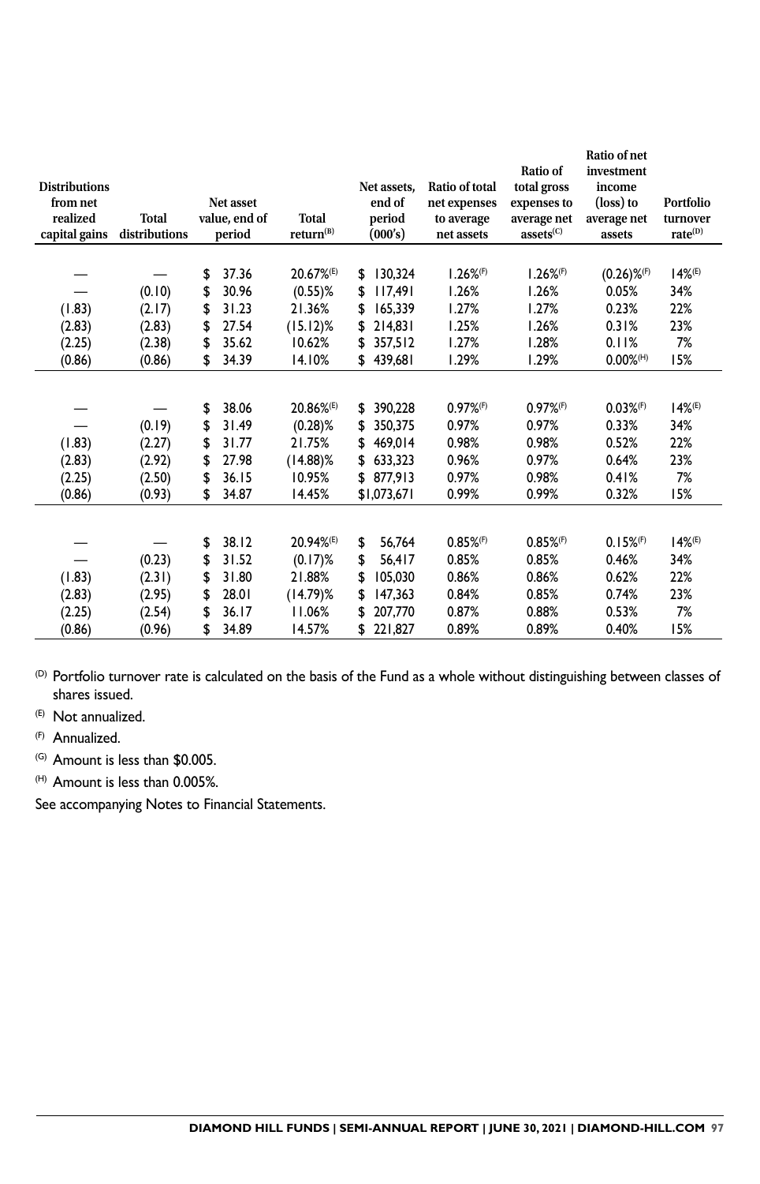| Distributions from net realized capital gains | Total distributions | Net asset value, end of period | Total return(B) | Net assets, end of period (000's) | Ratio of total net expenses to average net assets | Ratio of total gross expenses to average net assets(C) | Ratio of net investment income (loss) to average net assets | Portfolio turnover rate(D) |
|---|---|---|---|---|---|---|---|---|
| — | — | $ 37.36 | 20.67%(E) | $ 130,324 | 1.26%(F) | 1.26%(F) | (0.26)%(F) | 14%(E) |
| — | (0.10) | $ 30.96 | (0.55)% | $ 117,491 | 1.26% | 1.26% | 0.05% | 34% |
| (1.83) | (2.17) | $ 31.23 | 21.36% | $ 165,339 | 1.27% | 1.27% | 0.23% | 22% |
| (2.83) | (2.83) | $ 27.54 | (15.12)% | $ 214,831 | 1.25% | 1.26% | 0.31% | 23% |
| (2.25) | (2.38) | $ 35.62 | 10.62% | $ 357,512 | 1.27% | 1.28% | 0.11% | 7% |
| (0.86) | (0.86) | $ 34.39 | 14.10% | $ 439,681 | 1.29% | 1.29% | 0.00%(H) | 15% |
| | | | | | | | | |
| — | — | $ 38.06 | 20.86%(E) | $ 390,228 | 0.97%(F) | 0.97%(F) | 0.03%(F) | 14%(E) |
| — | (0.19) | $ 31.49 | (0.28)% | $ 350,375 | 0.97% | 0.97% | 0.33% | 34% |
| (1.83) | (2.27) | $ 31.77 | 21.75% | $ 469,014 | 0.98% | 0.98% | 0.52% | 22% |
| (2.83) | (2.92) | $ 27.98 | (14.88)% | $ 633,323 | 0.96% | 0.97% | 0.64% | 23% |
| (2.25) | (2.50) | $ 36.15 | 10.95% | $ 877,913 | 0.97% | 0.98% | 0.41% | 7% |
| (0.86) | (0.93) | $ 34.87 | 14.45% | $1,073,671 | 0.99% | 0.99% | 0.32% | 15% |
| | | | | | | | | |
| — | — | $ 38.12 | 20.94%(E) | $ 56,764 | 0.85%(F) | 0.85%(F) | 0.15%(F) | 14%(E) |
| — | (0.23) | $ 31.52 | (0.17)% | $ 56,417 | 0.85% | 0.85% | 0.46% | 34% |
| (1.83) | (2.31) | $ 31.80 | 21.88% | $ 105,030 | 0.86% | 0.86% | 0.62% | 22% |
| (2.83) | (2.95) | $ 28.01 | (14.79)% | $ 147,363 | 0.84% | 0.85% | 0.74% | 23% |
| (2.25) | (2.54) | $ 36.17 | 11.06% | $ 207,770 | 0.87% | 0.88% | 0.53% | 7% |
| (0.86) | (0.96) | $ 34.89 | 14.57% | $ 221,827 | 0.89% | 0.89% | 0.40% | 15% |

(D) Portfolio turnover rate is calculated on the basis of the Fund as a whole without distinguishing between classes of shares issued.

(E) Not annualized.

(F) Annualized.

(G) Amount is less than $0.005.

(H) Amount is less than 0.005%.

See accompanying Notes to Financial Statements.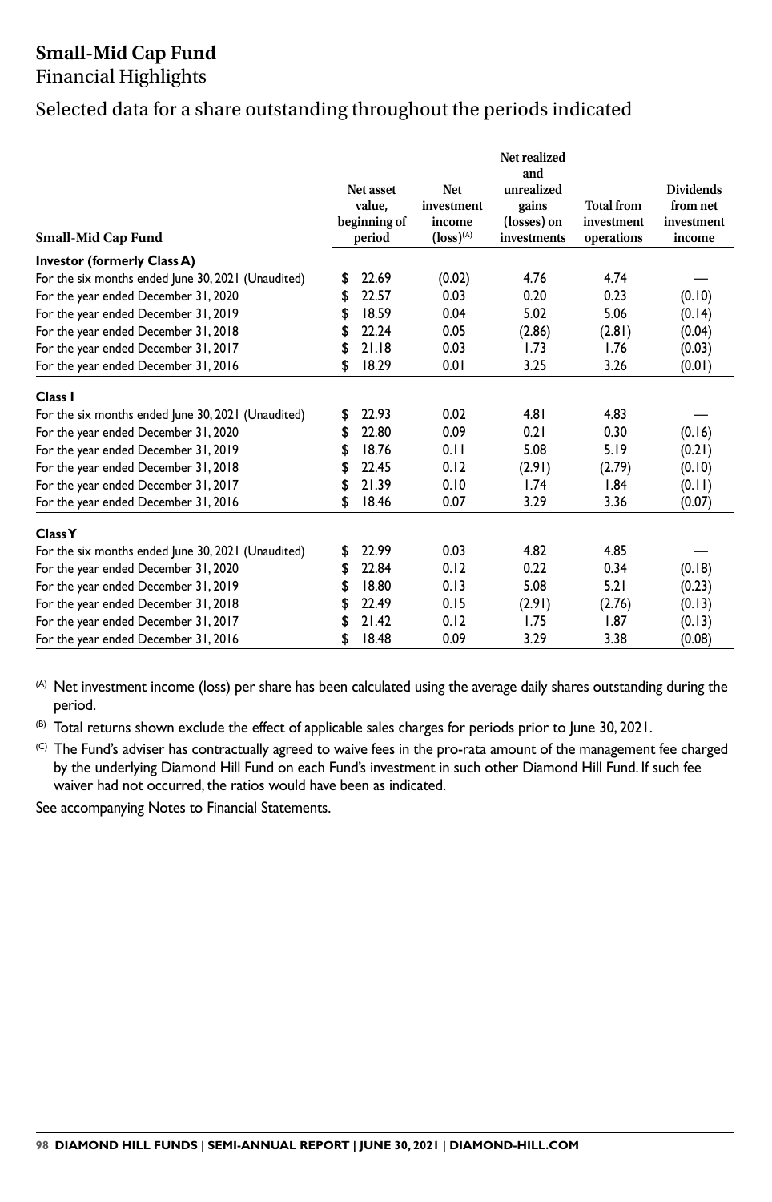# Small-Mid Cap Fund

Financial Highlights

## Selected data for a share outstanding throughout the periods indicated

| Small-Mid Cap Fund | Net asset value, beginning of period | Net investment income (loss)[(A)] | Net realized and unrealized gains (losses) on investments | Total from investment operations | Dividends from net investment income |
|---|---|---|---|---|---|
| **Investor (formerly Class A)** | | | | | |
| For the six months ended June 30, 2021 (Unaudited) | $ 22.69 | (0.02) | 4.76 | 4.74 | — |
| For the year ended December 31, 2020 | $ 22.57 | 0.03 | 0.20 | 0.23 | (0.10) |
| For the year ended December 31, 2019 | $ 18.59 | 0.04 | 5.02 | 5.06 | (0.14) |
| For the year ended December 31, 2018 | $ 22.24 | 0.05 | (2.86) | (2.81) | (0.04) |
| For the year ended December 31, 2017 | $ 21.18 | 0.03 | 1.73 | 1.76 | (0.03) |
| For the year ended December 31, 2016 | $ 18.29 | 0.01 | 3.25 | 3.26 | (0.01) |
| **Class I** | | | | | |
| For the six months ended June 30, 2021 (Unaudited) | $ 22.93 | 0.02 | 4.81 | 4.83 | — |
| For the year ended December 31, 2020 | $ 22.80 | 0.09 | 0.21 | 0.30 | (0.16) |
| For the year ended December 31, 2019 | $ 18.76 | 0.11 | 5.08 | 5.19 | (0.21) |
| For the year ended December 31, 2018 | $ 22.45 | 0.12 | (2.91) | (2.79) | (0.10) |
| For the year ended December 31, 2017 | $ 21.39 | 0.10 | 1.74 | 1.84 | (0.11) |
| For the year ended December 31, 2016 | $ 18.46 | 0.07 | 3.29 | 3.36 | (0.07) |
| **Class Y** | | | | | |
| For the six months ended June 30, 2021 (Unaudited) | $ 22.99 | 0.03 | 4.82 | 4.85 | — |
| For the year ended December 31, 2020 | $ 22.84 | 0.12 | 0.22 | 0.34 | (0.18) |
| For the year ended December 31, 2019 | $ 18.80 | 0.13 | 5.08 | 5.21 | (0.23) |
| For the year ended December 31, 2018 | $ 22.49 | 0.15 | (2.91) | (2.76) | (0.13) |
| For the year ended December 31, 2017 | $ 21.42 | 0.12 | 1.75 | 1.87 | (0.13) |
| For the year ended December 31, 2016 | $ 18.48 | 0.09 | 3.29 | 3.38 | (0.08) |

(A) Net investment income (loss) per share has been calculated using the average daily shares outstanding during the period.

(B) Total returns shown exclude the effect of applicable sales charges for periods prior to June 30, 2021.

(C) The Fund's adviser has contractually agreed to waive fees in the pro-rata amount of the management fee charged by the underlying Diamond Hill Fund on each Fund's investment in such other Diamond Hill Fund. If such fee waiver had not occurred, the ratios would have been as indicated.

See accompanying Notes to Financial Statements.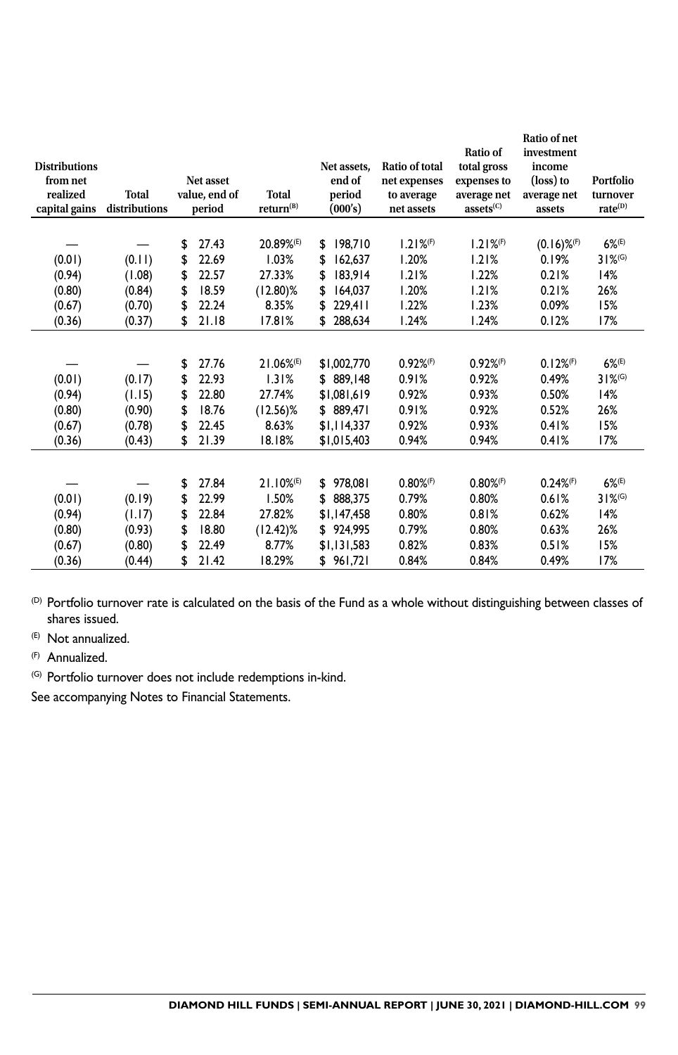| Distributions from net realized capital gains | Total distributions | Net asset value, end of period | Total return[B] | Net assets, end of period (000's) | Ratio of total net expenses to average net assets | Ratio of total gross expenses to average net assets[C] | Ratio of net investment income (loss) to average net assets | Portfolio turnover rate[D] |
|---|---|---|---|---|---|---|---|---|
| — | — | $ 27.43 | 20.89%[E] | $ 198,710 | 1.21%[F] | 1.21%[F] | (0.16)%[F] | 6%[E] |
| (0.01) | (0.11) | $ 22.69 | 1.03% | $ 162,637 | 1.20% | 1.21% | 0.19% | 31%[G] |
| (0.94) | (1.08) | $ 22.57 | 27.33% | $ 183,914 | 1.21% | 1.22% | 0.21% | 14% |
| (0.80) | (0.84) | $ 18.59 | (12.80)% | $ 164,037 | 1.20% | 1.21% | 0.21% | 26% |
| (0.67) | (0.70) | $ 22.24 | 8.35% | $ 229,411 | 1.22% | 1.23% | 0.09% | 15% |
| (0.36) | (0.37) | $ 21.18 | 17.81% | $ 288,634 | 1.24% | 1.24% | 0.12% | 17% |
| | | | | | | | | |
| — | — | $ 27.76 | 21.06%[E] | $1,002,770 | 0.92%[F] | 0.92%[F] | 0.12%[F] | 6%[E] |
| (0.01) | (0.17) | $ 22.93 | 1.31% | $ 889,148 | 0.91% | 0.92% | 0.49% | 31%[G] |
| (0.94) | (1.15) | $ 22.80 | 27.74% | $1,081,619 | 0.92% | 0.93% | 0.50% | 14% |
| (0.80) | (0.90) | $ 18.76 | (12.56)% | $ 889,471 | 0.91% | 0.92% | 0.52% | 26% |
| (0.67) | (0.78) | $ 22.45 | 8.63% | $1,114,337 | 0.92% | 0.93% | 0.41% | 15% |
| (0.36) | (0.43) | $ 21.39 | 18.18% | $1,015,403 | 0.94% | 0.94% | 0.41% | 17% |
| | | | | | | | | |
| — | — | $ 27.84 | 21.10%[E] | $ 978,081 | 0.80%[F] | 0.80%[F] | 0.24%[F] | 6%[E] |
| (0.01) | (0.19) | $ 22.99 | 1.50% | $ 888,375 | 0.79% | 0.80% | 0.61% | 31%[G] |
| (0.94) | (1.17) | $ 22.84 | 27.82% | $1,147,458 | 0.80% | 0.81% | 0.62% | 14% |
| (0.80) | (0.93) | $ 18.80 | (12.42)% | $ 924,995 | 0.79% | 0.80% | 0.63% | 26% |
| (0.67) | (0.80) | $ 22.49 | 8.77% | $1,131,583 | 0.82% | 0.83% | 0.51% | 15% |
| (0.36) | (0.44) | $ 21.42 | 18.29% | $ 961,721 | 0.84% | 0.84% | 0.49% | 17% |

[D] Portfolio turnover rate is calculated on the basis of the Fund as a whole without distinguishing between classes of shares issued.

[E] Not annualized.

[F] Annualized.

[G] Portfolio turnover does not include redemptions in-kind.

See accompanying Notes to Financial Statements.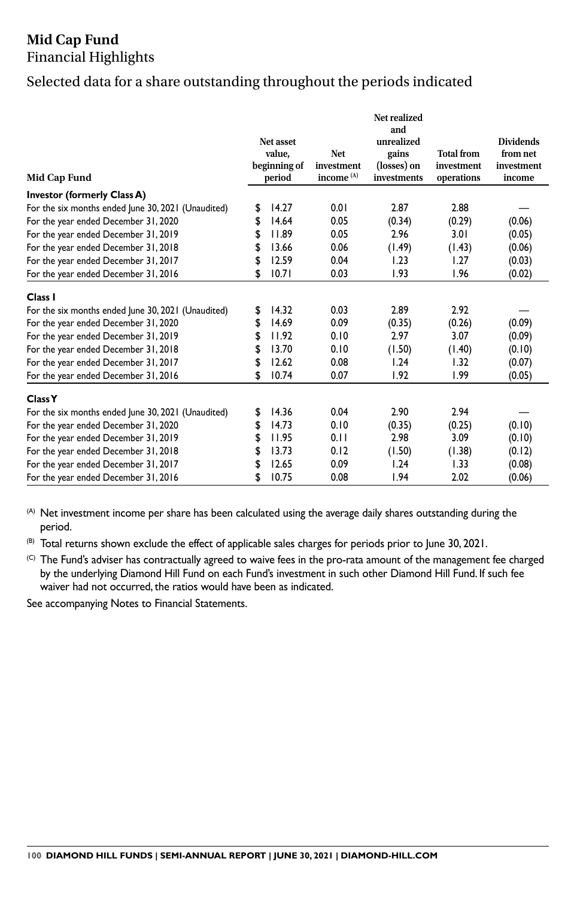# Mid Cap Fund

Financial Highlights

## Selected data for a share outstanding throughout the periods indicated

| Mid Cap Fund | Net asset value, beginning of period | Net investment income [(A)] | Net realized and unrealized gains (losses) on investments | Total from investment operations | Dividends from net investment income |
|---|---|---|---|---|---|
| **Investor (formerly Class A)** | | | | | |
| For the six months ended June 30, 2021 (Unaudited) | $ 14.27 | 0.01 | 2.87 | 2.88 | — |
| For the year ended December 31, 2020 | $ 14.64 | 0.05 | (0.34) | (0.29) | (0.06) |
| For the year ended December 31, 2019 | $ 11.89 | 0.05 | 2.96 | 3.01 | (0.05) |
| For the year ended December 31, 2018 | $ 13.66 | 0.06 | (1.49) | (1.43) | (0.06) |
| For the year ended December 31, 2017 | $ 12.59 | 0.04 | 1.23 | 1.27 | (0.03) |
| For the year ended December 31, 2016 | $ 10.71 | 0.03 | 1.93 | 1.96 | (0.02) |
| **Class I** | | | | | |
| For the six months ended June 30, 2021 (Unaudited) | $ 14.32 | 0.03 | 2.89 | 2.92 | — |
| For the year ended December 31, 2020 | $ 14.69 | 0.09 | (0.35) | (0.26) | (0.09) |
| For the year ended December 31, 2019 | $ 11.92 | 0.10 | 2.97 | 3.07 | (0.09) |
| For the year ended December 31, 2018 | $ 13.70 | 0.10 | (1.50) | (1.40) | (0.10) |
| For the year ended December 31, 2017 | $ 12.62 | 0.08 | 1.24 | 1.32 | (0.07) |
| For the year ended December 31, 2016 | $ 10.74 | 0.07 | 1.92 | 1.99 | (0.05) |
| **Class Y** | | | | | |
| For the six months ended June 30, 2021 (Unaudited) | $ 14.36 | 0.04 | 2.90 | 2.94 | — |
| For the year ended December 31, 2020 | $ 14.73 | 0.10 | (0.35) | (0.25) | (0.10) |
| For the year ended December 31, 2019 | $ 11.95 | 0.11 | 2.98 | 3.09 | (0.10) |
| For the year ended December 31, 2018 | $ 13.73 | 0.12 | (1.50) | (1.38) | (0.12) |
| For the year ended December 31, 2017 | $ 12.65 | 0.09 | 1.24 | 1.33 | (0.08) |
| For the year ended December 31, 2016 | $ 10.75 | 0.08 | 1.94 | 2.02 | (0.06) |

[(A)] Net investment income per share has been calculated using the average daily shares outstanding during the period.

[(B)] Total returns shown exclude the effect of applicable sales charges for periods prior to June 30, 2021.

[(C)] The Fund's adviser has contractually agreed to waive fees in the pro-rata amount of the management fee charged by the underlying Diamond Hill Fund on each Fund's investment in such other Diamond Hill Fund. If such fee waiver had not occurred, the ratios would have been as indicated.

See accompanying Notes to Financial Statements.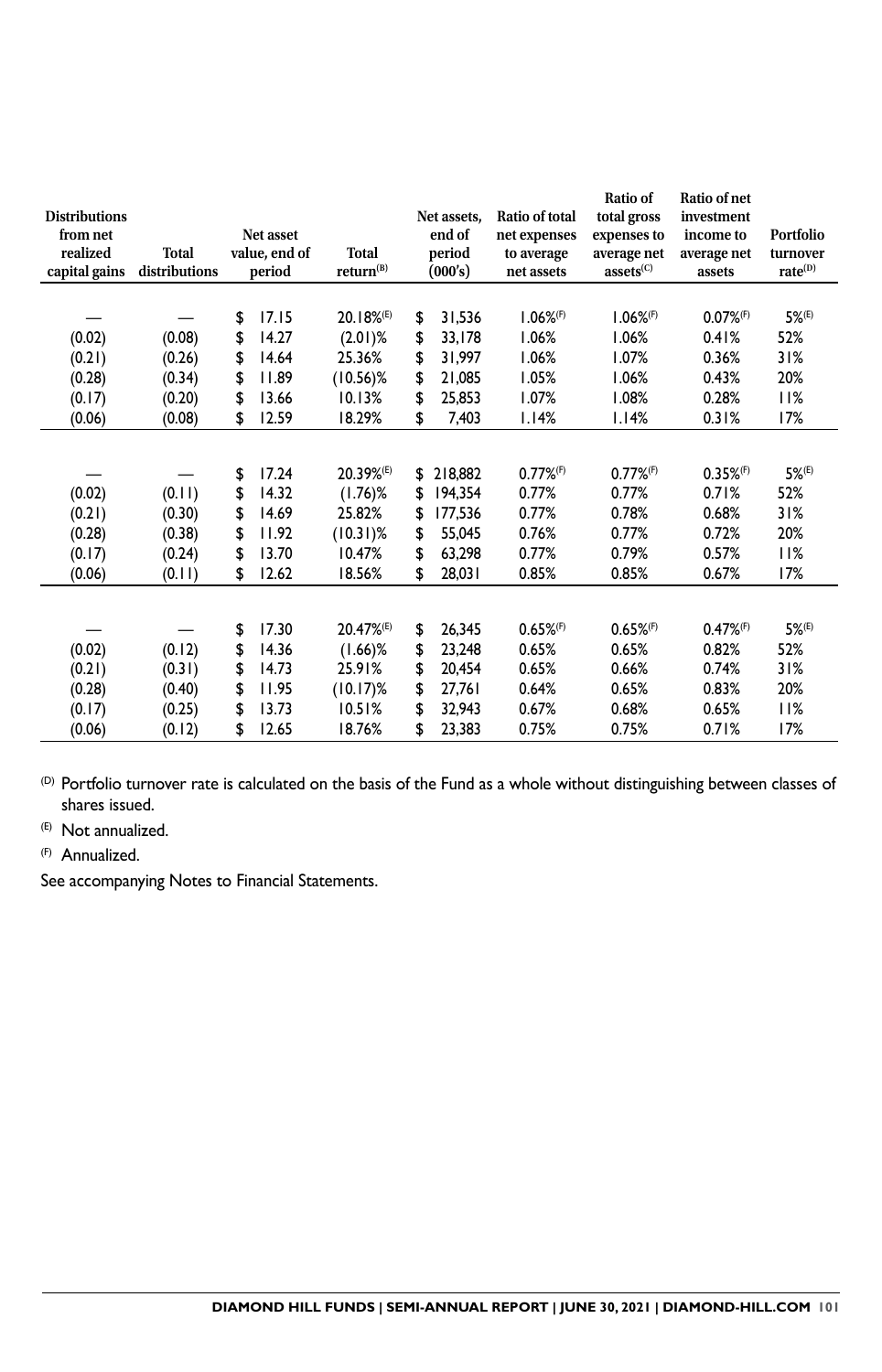| Distributions from net realized capital gains | Total distributions | Net asset value, end of period | Total return(B) | Net assets, end of period (000's) | Ratio of total net expenses to average net assets | Ratio of total gross expenses to average net assets(C) | Ratio of net investment income to average net assets | Portfolio turnover rate(D) |
|---|---|---|---|---|---|---|---|---|
| — | — | $ 17.15 | 20.18%(E) | $ 31,536 | 1.06%(F) | 1.06%(F) | 0.07%(F) | 5%(E) |
| (0.02) | (0.08) | $ 14.27 | (2.01)% | $ 33,178 | 1.06% | 1.06% | 0.41% | 52% |
| (0.21) | (0.26) | $ 14.64 | 25.36% | $ 31,997 | 1.06% | 1.07% | 0.36% | 31% |
| (0.28) | (0.34) | $ 11.89 | (10.56)% | $ 21,085 | 1.05% | 1.06% | 0.43% | 20% |
| (0.17) | (0.20) | $ 13.66 | 10.13% | $ 25,853 | 1.07% | 1.08% | 0.28% | 11% |
| (0.06) | (0.08) | $ 12.59 | 18.29% | $ 7,403 | 1.14% | 1.14% | 0.31% | 17% |
| | | | | | | | | |
| — | — | $ 17.24 | 20.39%(E) | $ 218,882 | 0.77%(F) | 0.77%(F) | 0.35%(F) | 5%(E) |
| (0.02) | (0.11) | $ 14.32 | (1.76)% | $ 194,354 | 0.77% | 0.77% | 0.71% | 52% |
| (0.21) | (0.30) | $ 14.69 | 25.82% | $ 177,536 | 0.77% | 0.78% | 0.68% | 31% |
| (0.28) | (0.38) | $ 11.92 | (10.31)% | $ 55,045 | 0.76% | 0.77% | 0.72% | 20% |
| (0.17) | (0.24) | $ 13.70 | 10.47% | $ 63,298 | 0.77% | 0.79% | 0.57% | 11% |
| (0.06) | (0.11) | $ 12.62 | 18.56% | $ 28,031 | 0.85% | 0.85% | 0.67% | 17% |
| | | | | | | | | |
| — | — | $ 17.30 | 20.47%(E) | $ 26,345 | 0.65%(F) | 0.65%(F) | 0.47%(F) | 5%(E) |
| (0.02) | (0.12) | $ 14.36 | (1.66)% | $ 23,248 | 0.65% | 0.65% | 0.82% | 52% |
| (0.21) | (0.31) | $ 14.73 | 25.91% | $ 20,454 | 0.65% | 0.66% | 0.74% | 31% |
| (0.28) | (0.40) | $ 11.95 | (10.17)% | $ 27,761 | 0.64% | 0.65% | 0.83% | 20% |
| (0.17) | (0.25) | $ 13.73 | 10.51% | $ 32,943 | 0.67% | 0.68% | 0.65% | 11% |
| (0.06) | (0.12) | $ 12.65 | 18.76% | $ 23,383 | 0.75% | 0.75% | 0.71% | 17% |

(D) Portfolio turnover rate is calculated on the basis of the Fund as a whole without distinguishing between classes of shares issued.

(E) Not annualized.

(F) Annualized.

See accompanying Notes to Financial Statements.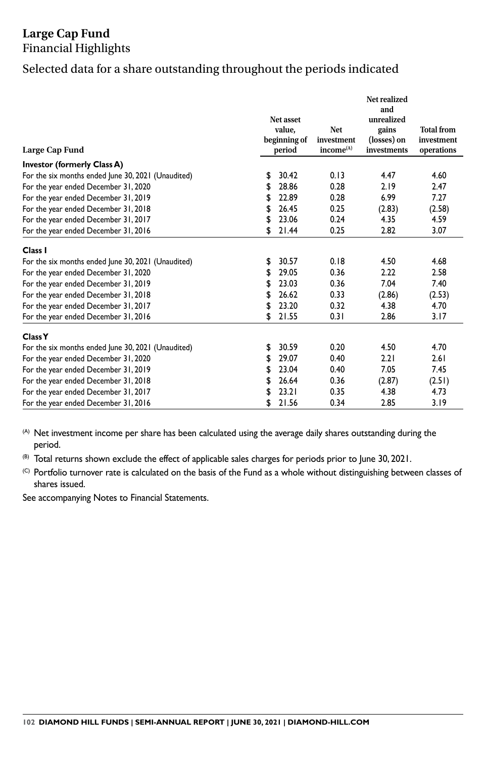# Large Cap Fund

Financial Highlights

## Selected data for a share outstanding throughout the periods indicated

| Large Cap Fund | Net asset value, beginning of period | Net investment income[(A)] | Net realized and unrealized gains (losses) on investments | Total from investment operations |
|---|---|---|---|---|
| **Investor (formerly Class A)** | | | | |
| For the six months ended June 30, 2021 (Unaudited) | $ 30.42 | 0.13 | 4.47 | 4.60 |
| For the year ended December 31, 2020 | $ 28.86 | 0.28 | 2.19 | 2.47 |
| For the year ended December 31, 2019 | $ 22.89 | 0.28 | 6.99 | 7.27 |
| For the year ended December 31, 2018 | $ 26.45 | 0.25 | (2.83) | (2.58) |
| For the year ended December 31, 2017 | $ 23.06 | 0.24 | 4.35 | 4.59 |
| For the year ended December 31, 2016 | $ 21.44 | 0.25 | 2.82 | 3.07 |
| **Class I** | | | | |
| For the six months ended June 30, 2021 (Unaudited) | $ 30.57 | 0.18 | 4.50 | 4.68 |
| For the year ended December 31, 2020 | $ 29.05 | 0.36 | 2.22 | 2.58 |
| For the year ended December 31, 2019 | $ 23.03 | 0.36 | 7.04 | 7.40 |
| For the year ended December 31, 2018 | $ 26.62 | 0.33 | (2.86) | (2.53) |
| For the year ended December 31, 2017 | $ 23.20 | 0.32 | 4.38 | 4.70 |
| For the year ended December 31, 2016 | $ 21.55 | 0.31 | 2.86 | 3.17 |
| **Class Y** | | | | |
| For the six months ended June 30, 2021 (Unaudited) | $ 30.59 | 0.20 | 4.50 | 4.70 |
| For the year ended December 31, 2020 | $ 29.07 | 0.40 | 2.21 | 2.61 |
| For the year ended December 31, 2019 | $ 23.04 | 0.40 | 7.05 | 7.45 |
| For the year ended December 31, 2018 | $ 26.64 | 0.36 | (2.87) | (2.51) |
| For the year ended December 31, 2017 | $ 23.21 | 0.35 | 4.38 | 4.73 |
| For the year ended December 31, 2016 | $ 21.56 | 0.34 | 2.85 | 3.19 |

(A) Net investment income per share has been calculated using the average daily shares outstanding during the period.

(B) Total returns shown exclude the effect of applicable sales charges for periods prior to June 30, 2021.

(C) Portfolio turnover rate is calculated on the basis of the Fund as a whole without distinguishing between classes of shares issued.

See accompanying Notes to Financial Statements.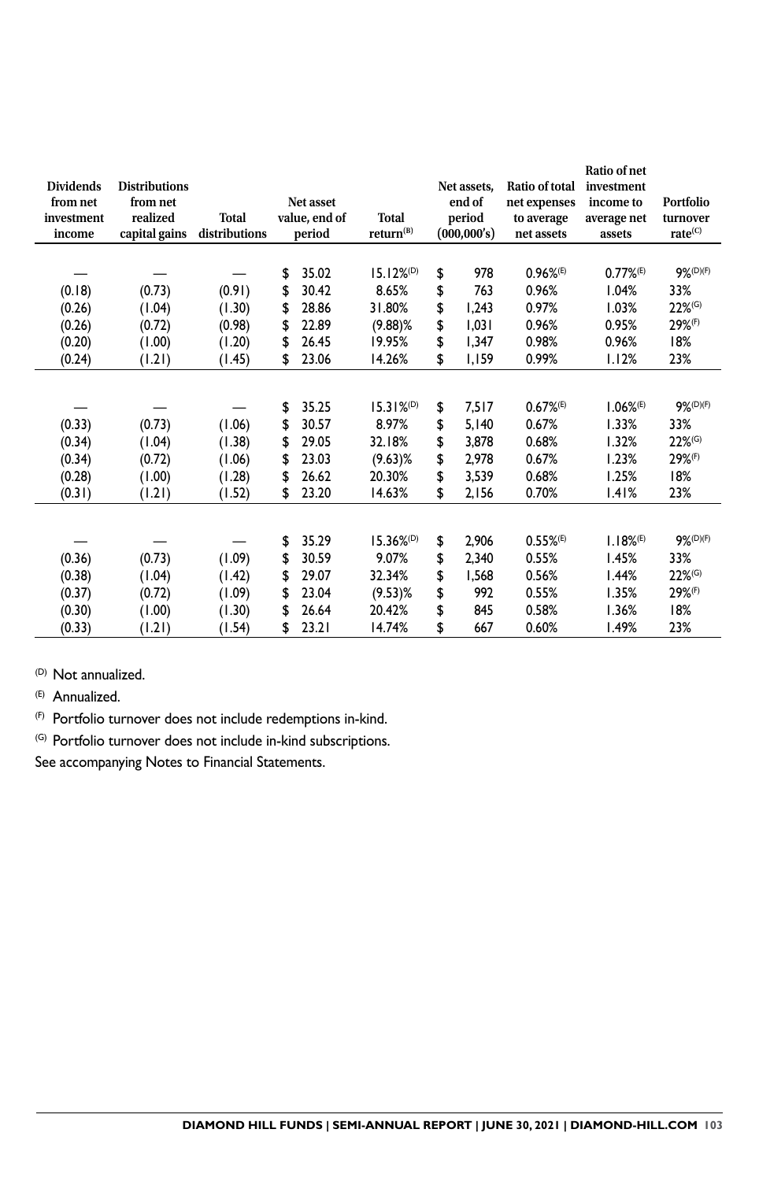| Dividends from net investment income | Distributions from net realized capital gains | Total distributions | Net asset value, end of period | Total return[(B)] | Net assets, end of period (000,000's) | Ratio of total net expenses to average net assets | Ratio of net investment income to average net assets | Portfolio turnover rate[(C)] |
|---|---|---|---|---|---|---|---|---|
| — | — | — | $ 35.02 | 15.12%[(D)] | $ 978 | 0.96%[(E)] | 0.77%[(E)] | 9%[(D)(F)] |
| (0.18) | (0.73) | (0.91) | $ 30.42 | 8.65% | $ 763 | 0.96% | 1.04% | 33% |
| (0.26) | (1.04) | (1.30) | $ 28.86 | 31.80% | $ 1,243 | 0.97% | 1.03% | 22%[(G)] |
| (0.26) | (0.72) | (0.98) | $ 22.89 | (9.88)% | $ 1,031 | 0.96% | 0.95% | 29%[(F)] |
| (0.20) | (1.00) | (1.20) | $ 26.45 | 19.95% | $ 1,347 | 0.98% | 0.96% | 18% |
| (0.24) | (1.21) | (1.45) | $ 23.06 | 14.26% | $ 1,159 | 0.99% | 1.12% | 23% |
| | | | | | | | | |
| — | — | — | $ 35.25 | 15.31%[(D)] | $ 7,517 | 0.67%[(E)] | 1.06%[(E)] | 9%[(D)(F)] |
| (0.33) | (0.73) | (1.06) | $ 30.57 | 8.97% | $ 5,140 | 0.67% | 1.33% | 33% |
| (0.34) | (1.04) | (1.38) | $ 29.05 | 32.18% | $ 3,878 | 0.68% | 1.32% | 22%[(G)] |
| (0.34) | (0.72) | (1.06) | $ 23.03 | (9.63)% | $ 2,978 | 0.67% | 1.23% | 29%[(F)] |
| (0.28) | (1.00) | (1.28) | $ 26.62 | 20.30% | $ 3,539 | 0.68% | 1.25% | 18% |
| (0.31) | (1.21) | (1.52) | $ 23.20 | 14.63% | $ 2,156 | 0.70% | 1.41% | 23% |
| | | | | | | | | |
| — | — | — | $ 35.29 | 15.36%[(D)] | $ 2,906 | 0.55%[(E)] | 1.18%[(E)] | 9%[(D)(F)] |
| (0.36) | (0.73) | (1.09) | $ 30.59 | 9.07% | $ 2,340 | 0.55% | 1.45% | 33% |
| (0.38) | (1.04) | (1.42) | $ 29.07 | 32.34% | $ 1,568 | 0.56% | 1.44% | 22%[(G)] |
| (0.37) | (0.72) | (1.09) | $ 23.04 | (9.53)% | $ 992 | 0.55% | 1.35% | 29%[(F)] |
| (0.30) | (1.00) | (1.30) | $ 26.64 | 20.42% | $ 845 | 0.58% | 1.36% | 18% |
| (0.33) | (1.21) | (1.54) | $ 23.21 | 14.74% | $ 667 | 0.60% | 1.49% | 23% |

(D) Not annualized.

(E) Annualized.

(F) Portfolio turnover does not include redemptions in-kind.

(G) Portfolio turnover does not include in-kind subscriptions.

See accompanying Notes to Financial Statements.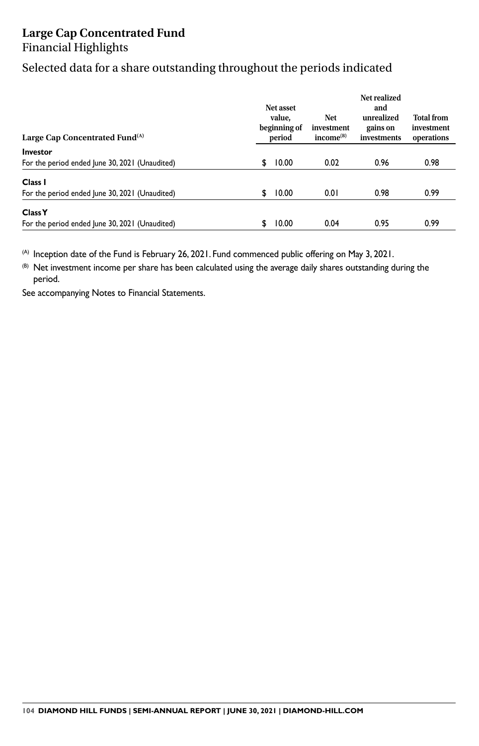# Large Cap Concentrated Fund

Financial Highlights

## Selected data for a share outstanding throughout the periods indicated

| Large Cap Concentrated Fund[(A)] | Net asset value, beginning of period | Net investment income[(B)] | Net realized and unrealized gains on investments | Total from investment operations |
|---|---|---|---|---|
| **Investor** | | | | |
| For the period ended June 30, 2021 (Unaudited) | $ 10.00 | 0.02 | 0.96 | 0.98 |
| **Class I** | | | | |
| For the period ended June 30, 2021 (Unaudited) | $ 10.00 | 0.01 | 0.98 | 0.99 |
| **Class Y** | | | | |
| For the period ended June 30, 2021 (Unaudited) | $ 10.00 | 0.04 | 0.95 | 0.99 |

[(A)] Inception date of the Fund is February 26, 2021. Fund commenced public offering on May 3, 2021.

[(B)] Net investment income per share has been calculated using the average daily shares outstanding during the period.

See accompanying Notes to Financial Statements.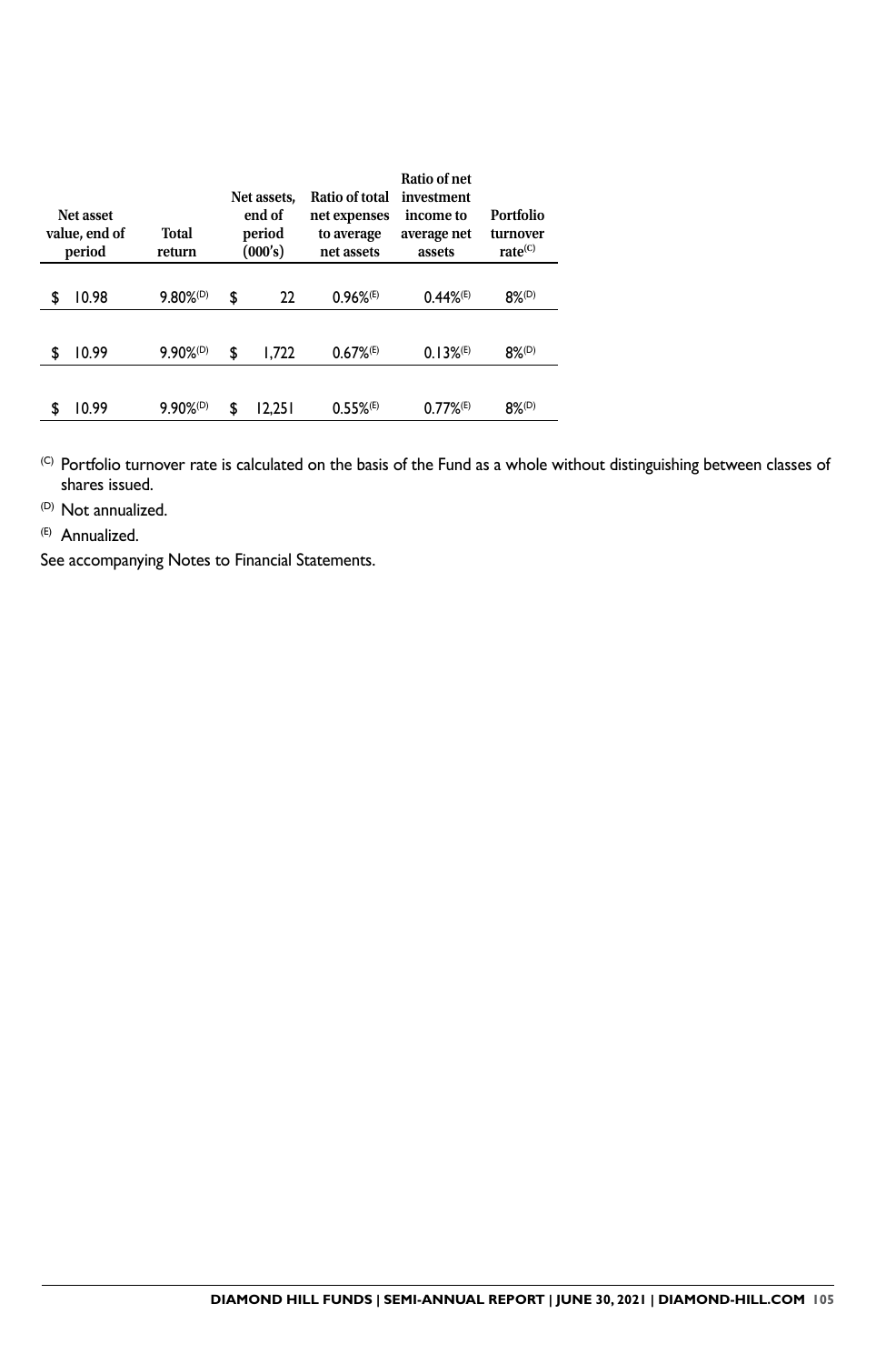| Net asset value, end of period | Total return | Net assets, end of period (000's) | Ratio of total net expenses to average net assets | Ratio of net investment income to average net assets | Portfolio turnover rate[(C)] |
|---|---|---|---|---|---|
| $ 10.98 | 9.80%[(D)] | $ 22 | 0.96%[(E)] | 0.44%[(E)] | 8%[(D)] |
| $ 10.99 | 9.90%[(D)] | $ 1,722 | 0.67%[(E)] | 0.13%[(E)] | 8%[(D)] |
| $ 10.99 | 9.90%[(D)] | $ 12,251 | 0.55%[(E)] | 0.77%[(E)] | 8%[(D)] |

(C) Portfolio turnover rate is calculated on the basis of the Fund as a whole without distinguishing between classes of shares issued.

(D) Not annualized.

(E) Annualized.

See accompanying Notes to Financial Statements.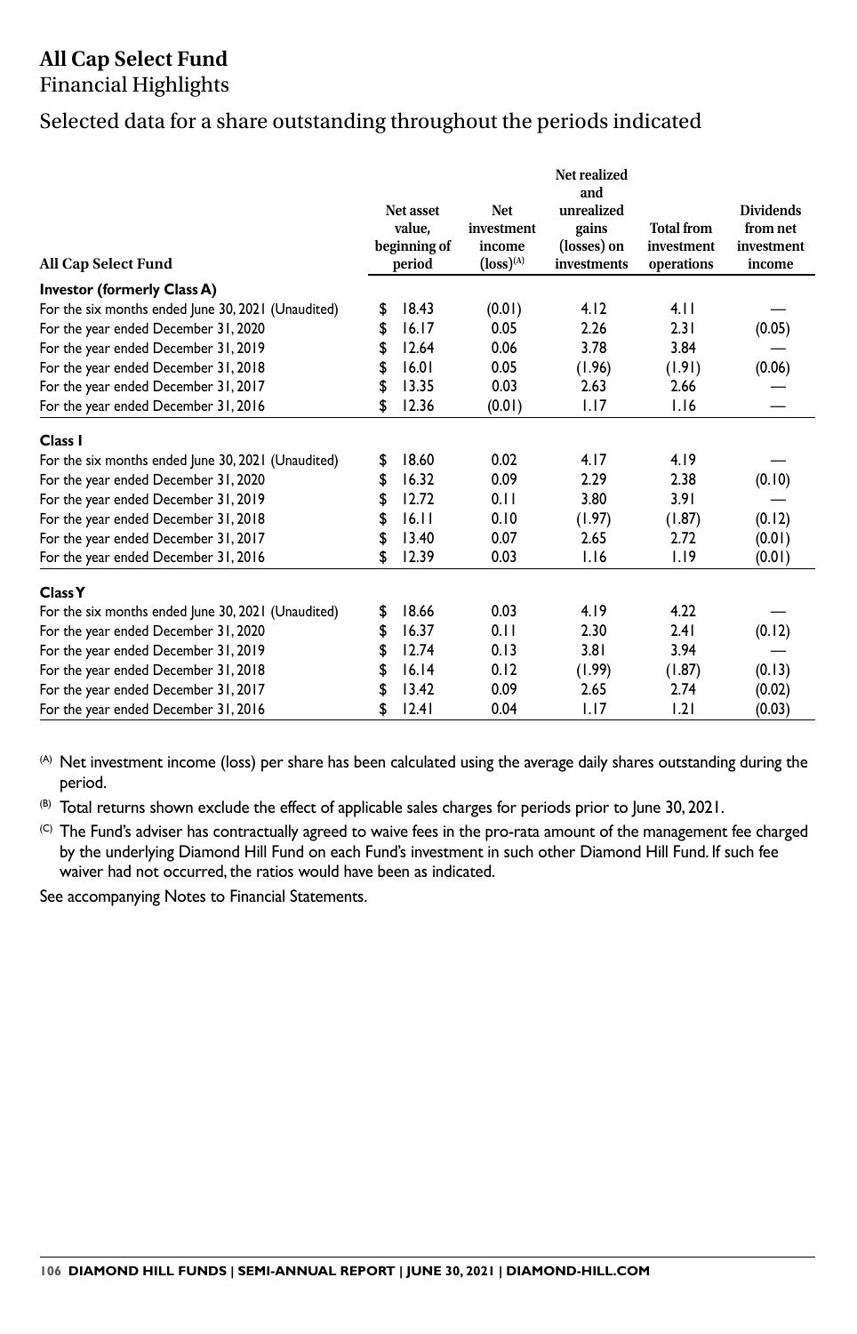# All Cap Select Fund

## Financial Highlights

### Selected data for a share outstanding throughout the periods indicated

| All Cap Select Fund | Net asset value, beginning of period | Net investment income (loss)[(A)] | Net realized and unrealized gains (losses) on investments | Total from investment operations | Dividends from net investment income |
|---|---|---|---|---|---|
| **Investor (formerly Class A)** | | | | | |
| For the six months ended June 30, 2021 (Unaudited) | $ 18.43 | (0.01) | 4.12 | 4.11 | — |
| For the year ended December 31, 2020 | $ 16.17 | 0.05 | 2.26 | 2.31 | (0.05) |
| For the year ended December 31, 2019 | $ 12.64 | 0.06 | 3.78 | 3.84 | — |
| For the year ended December 31, 2018 | $ 16.01 | 0.05 | (1.96) | (1.91) | (0.06) |
| For the year ended December 31, 2017 | $ 13.35 | 0.03 | 2.63 | 2.66 | — |
| For the year ended December 31, 2016 | $ 12.36 | (0.01) | 1.17 | 1.16 | — |
| **Class I** | | | | | |
| For the six months ended June 30, 2021 (Unaudited) | $ 18.60 | 0.02 | 4.17 | 4.19 | — |
| For the year ended December 31, 2020 | $ 16.32 | 0.09 | 2.29 | 2.38 | (0.10) |
| For the year ended December 31, 2019 | $ 12.72 | 0.11 | 3.80 | 3.91 | — |
| For the year ended December 31, 2018 | $ 16.11 | 0.10 | (1.97) | (1.87) | (0.12) |
| For the year ended December 31, 2017 | $ 13.40 | 0.07 | 2.65 | 2.72 | (0.01) |
| For the year ended December 31, 2016 | $ 12.39 | 0.03 | 1.16 | 1.19 | (0.01) |
| **Class Y** | | | | | |
| For the six months ended June 30, 2021 (Unaudited) | $ 18.66 | 0.03 | 4.19 | 4.22 | — |
| For the year ended December 31, 2020 | $ 16.37 | 0.11 | 2.30 | 2.41 | (0.12) |
| For the year ended December 31, 2019 | $ 12.74 | 0.13 | 3.81 | 3.94 | — |
| For the year ended December 31, 2018 | $ 16.14 | 0.12 | (1.99) | (1.87) | (0.13) |
| For the year ended December 31, 2017 | $ 13.42 | 0.09 | 2.65 | 2.74 | (0.02) |
| For the year ended December 31, 2016 | $ 12.41 | 0.04 | 1.17 | 1.21 | (0.03) |

[(A)] Net investment income (loss) per share has been calculated using the average daily shares outstanding during the period.

[(B)] Total returns shown exclude the effect of applicable sales charges for periods prior to June 30, 2021.

[(C)] The Fund's adviser has contractually agreed to waive fees in the pro-rata amount of the management fee charged by the underlying Diamond Hill Fund on each Fund's investment in such other Diamond Hill Fund. If such fee waiver had not occurred, the ratios would have been as indicated.

See accompanying Notes to Financial Statements.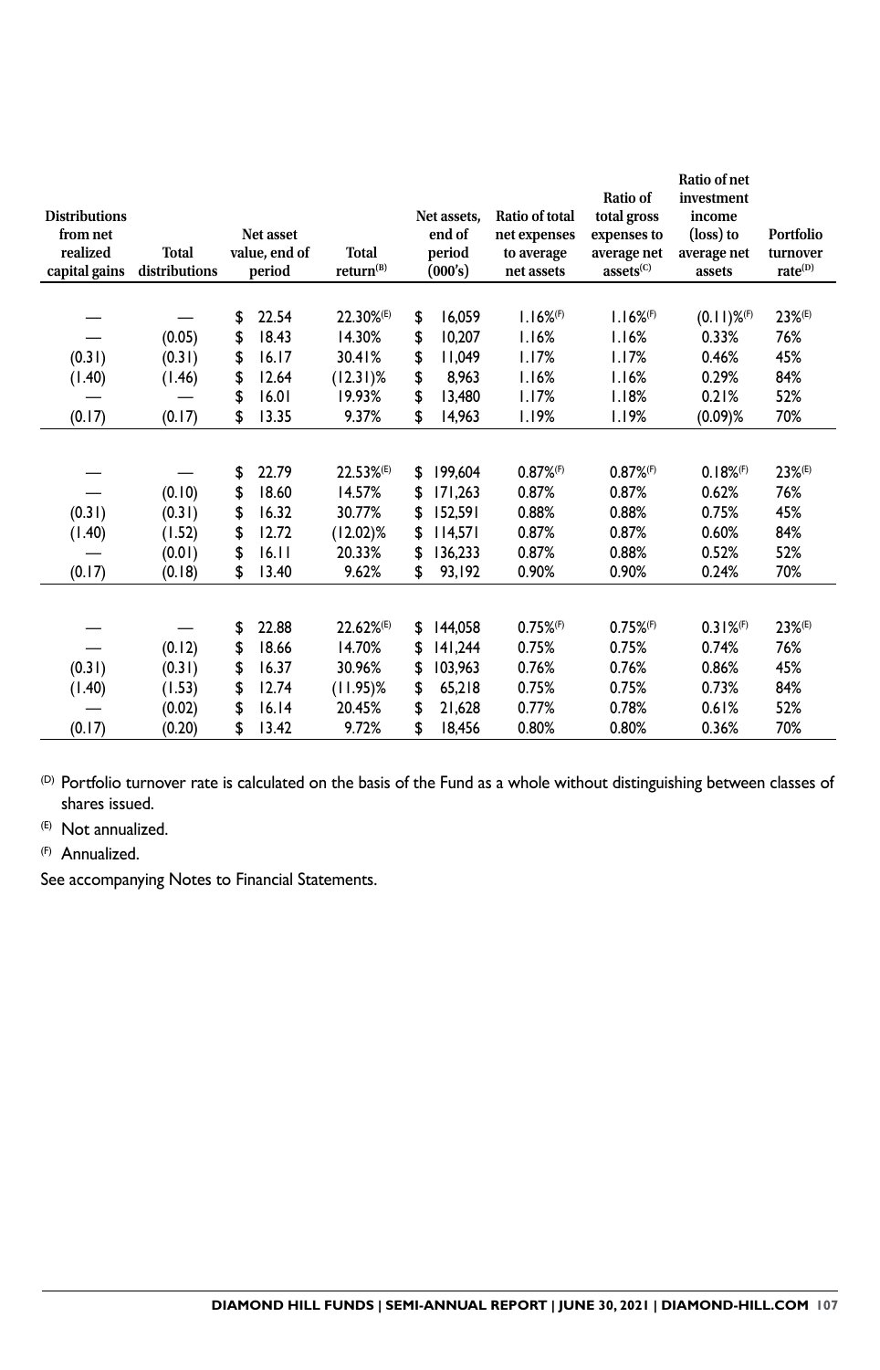| Distributions from net realized capital gains | Total distributions | Net asset value, end of period | Total return(B) | Net assets, end of period (000's) | Ratio of total net expenses to average net assets | Ratio of total gross expenses to average net assets(C) | Ratio of net investment income (loss) to average net assets | Portfolio turnover rate(D) |
|---|---|---|---|---|---|---|---|---|
| — | — | $ 22.54 | 22.30%(E) | $ 16,059 | 1.16%(F) | 1.16%(F) | (0.11)%(F) | 23%(E) |
| — | (0.05) | $ 18.43 | 14.30% | $ 10,207 | 1.16% | 1.16% | 0.33% | 76% |
| (0.31) | (0.31) | $ 16.17 | 30.41% | $ 11,049 | 1.17% | 1.17% | 0.46% | 45% |
| (1.40) | (1.46) | $ 12.64 | (12.31)% | $ 8,963 | 1.16% | 1.16% | 0.29% | 84% |
| — | — | $ 16.01 | 19.93% | $ 13,480 | 1.17% | 1.18% | 0.21% | 52% |
| (0.17) | (0.17) | $ 13.35 | 9.37% | $ 14,963 | 1.19% | 1.19% | (0.09)% | 70% |
| | | | | | | | | |
| — | — | $ 22.79 | 22.53%(E) | $ 199,604 | 0.87%(F) | 0.87%(F) | 0.18%(F) | 23%(E) |
| — | (0.10) | $ 18.60 | 14.57% | $ 171,263 | 0.87% | 0.87% | 0.62% | 76% |
| (0.31) | (0.31) | $ 16.32 | 30.77% | $ 152,591 | 0.88% | 0.88% | 0.75% | 45% |
| (1.40) | (1.52) | $ 12.72 | (12.02)% | $ 114,571 | 0.87% | 0.87% | 0.60% | 84% |
| — | (0.01) | $ 16.11 | 20.33% | $ 136,233 | 0.87% | 0.88% | 0.52% | 52% |
| (0.17) | (0.18) | $ 13.40 | 9.62% | $ 93,192 | 0.90% | 0.90% | 0.24% | 70% |
| | | | | | | | | |
| — | — | $ 22.88 | 22.62%(E) | $ 144,058 | 0.75%(F) | 0.75%(F) | 0.31%(F) | 23%(E) |
| — | (0.12) | $ 18.66 | 14.70% | $ 141,244 | 0.75% | 0.75% | 0.74% | 76% |
| (0.31) | (0.31) | $ 16.37 | 30.96% | $ 103,963 | 0.76% | 0.76% | 0.86% | 45% |
| (1.40) | (1.53) | $ 12.74 | (11.95)% | $ 65,218 | 0.75% | 0.75% | 0.73% | 84% |
| — | (0.02) | $ 16.14 | 20.45% | $ 21,628 | 0.77% | 0.78% | 0.61% | 52% |
| (0.17) | (0.20) | $ 13.42 | 9.72% | $ 18,456 | 0.80% | 0.80% | 0.36% | 70% |

(D) Portfolio turnover rate is calculated on the basis of the Fund as a whole without distinguishing between classes of shares issued.

(E) Not annualized.

(F) Annualized.

See accompanying Notes to Financial Statements.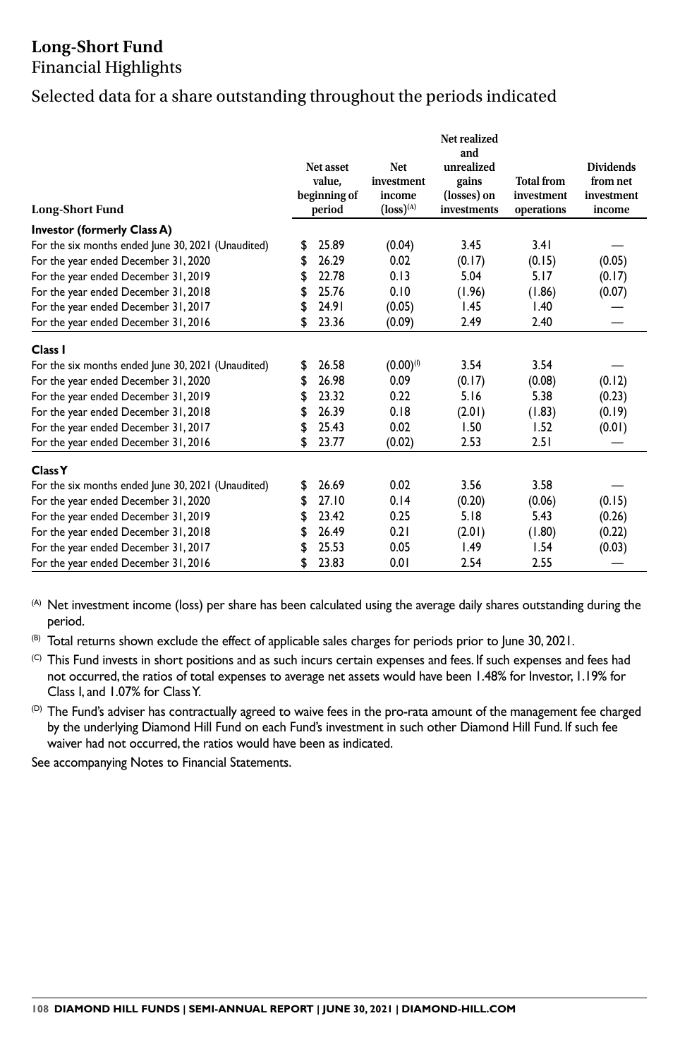# Long-Short Fund

Financial Highlights

## Selected data for a share outstanding throughout the periods indicated

| Long-Short Fund | Net asset value, beginning of period | Net investment income (loss)[(A)] | Net realized and unrealized gains (losses) on investments | Total from investment operations | Dividends from net investment income |
|---|---|---|---|---|---|
| **Investor (formerly Class A)** | | | | | |
| For the six months ended June 30, 2021 (Unaudited) | $ 25.89 | (0.04) | 3.45 | 3.41 | — |
| For the year ended December 31, 2020 | $ 26.29 | 0.02 | (0.17) | (0.15) | (0.05) |
| For the year ended December 31, 2019 | $ 22.78 | 0.13 | 5.04 | 5.17 | (0.17) |
| For the year ended December 31, 2018 | $ 25.76 | 0.10 | (1.96) | (1.86) | (0.07) |
| For the year ended December 31, 2017 | $ 24.91 | (0.05) | 1.45 | 1.40 | — |
| For the year ended December 31, 2016 | $ 23.36 | (0.09) | 2.49 | 2.40 | — |
| **Class I** | | | | | |
| For the six months ended June 30, 2021 (Unaudited) | $ 26.58 | (0.00)[(I)] | 3.54 | 3.54 | — |
| For the year ended December 31, 2020 | $ 26.98 | 0.09 | (0.17) | (0.08) | (0.12) |
| For the year ended December 31, 2019 | $ 23.32 | 0.22 | 5.16 | 5.38 | (0.23) |
| For the year ended December 31, 2018 | $ 26.39 | 0.18 | (2.01) | (1.83) | (0.19) |
| For the year ended December 31, 2017 | $ 25.43 | 0.02 | 1.50 | 1.52 | (0.01) |
| For the year ended December 31, 2016 | $ 23.77 | (0.02) | 2.53 | 2.51 | — |
| **Class Y** | | | | | |
| For the six months ended June 30, 2021 (Unaudited) | $ 26.69 | 0.02 | 3.56 | 3.58 | — |
| For the year ended December 31, 2020 | $ 27.10 | 0.14 | (0.20) | (0.06) | (0.15) |
| For the year ended December 31, 2019 | $ 23.42 | 0.25 | 5.18 | 5.43 | (0.26) |
| For the year ended December 31, 2018 | $ 26.49 | 0.21 | (2.01) | (1.80) | (0.22) |
| For the year ended December 31, 2017 | $ 25.53 | 0.05 | 1.49 | 1.54 | (0.03) |
| For the year ended December 31, 2016 | $ 23.83 | 0.01 | 2.54 | 2.55 | — |

[(A)] Net investment income (loss) per share has been calculated using the average daily shares outstanding during the period.

[(B)] Total returns shown exclude the effect of applicable sales charges for periods prior to June 30, 2021.

[(C)] This Fund invests in short positions and as such incurs certain expenses and fees. If such expenses and fees had not occurred, the ratios of total expenses to average net assets would have been 1.48% for Investor, 1.19% for Class I, and 1.07% for Class Y.

[(D)] The Fund's adviser has contractually agreed to waive fees in the pro-rata amount of the management fee charged by the underlying Diamond Hill Fund on each Fund's investment in such other Diamond Hill Fund. If such fee waiver had not occurred, the ratios would have been as indicated.

See accompanying Notes to Financial Statements.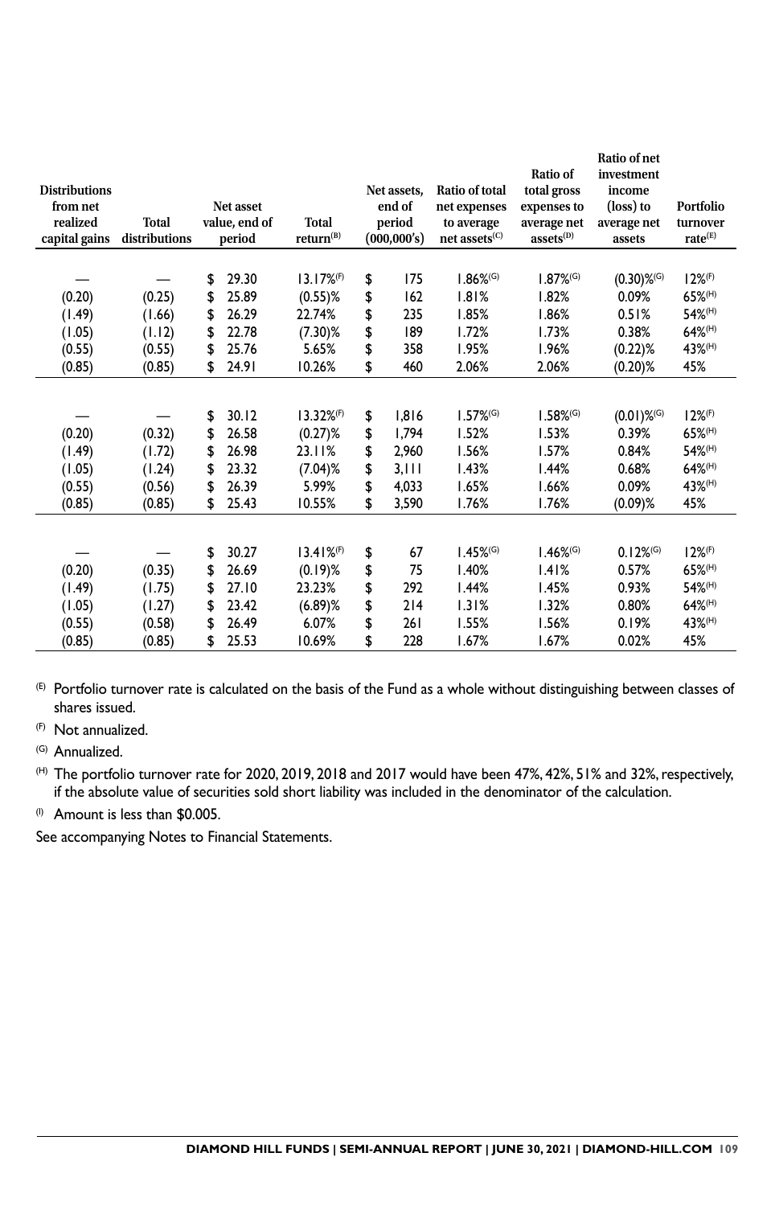| Distributions from net realized capital gains | Total distributions | Net asset value, end of period | Total return[(B)] | Net assets, end of period (000,000's) | Ratio of total net expenses to average net assets[(C)] | Ratio of total gross expenses to average net assets[(D)] | Ratio of net investment income (loss) to average net assets | Portfolio turnover rate[(E)] |
|---|---|---|---|---|---|---|---|---|
| — | — | $ 29.30 | 13.17%[(F)] | $ 175 | 1.86%[(G)] | 1.87%[(G)] | (0.30)%[(G)] | 12%[(F)] |
| (0.20) | (0.25) | $ 25.89 | (0.55)% | $ 162 | 1.81% | 1.82% | 0.09% | 65%[(H)] |
| (1.49) | (1.66) | $ 26.29 | 22.74% | $ 235 | 1.85% | 1.86% | 0.51% | 54%[(H)] |
| (1.05) | (1.12) | $ 22.78 | (7.30)% | $ 189 | 1.72% | 1.73% | 0.38% | 64%[(H)] |
| (0.55) | (0.55) | $ 25.76 | 5.65% | $ 358 | 1.95% | 1.96% | (0.22)% | 43%[(H)] |
| (0.85) | (0.85) | $ 24.91 | 10.26% | $ 460 | 2.06% | 2.06% | (0.20)% | 45% |
| | | | | | | | | |
| — | — | $ 30.12 | 13.32%[(F)] | $ 1,816 | 1.57%[(G)] | 1.58%[(G)] | (0.01)%[(G)] | 12%[(F)] |
| (0.20) | (0.32) | $ 26.58 | (0.27)% | $ 1,794 | 1.52% | 1.53% | 0.39% | 65%[(H)] |
| (1.49) | (1.72) | $ 26.98 | 23.11% | $ 2,960 | 1.56% | 1.57% | 0.84% | 54%[(H)] |
| (1.05) | (1.24) | $ 23.32 | (7.04)% | $ 3,111 | 1.43% | 1.44% | 0.68% | 64%[(H)] |
| (0.55) | (0.56) | $ 26.39 | 5.99% | $ 4,033 | 1.65% | 1.66% | 0.09% | 43%[(H)] |
| (0.85) | (0.85) | $ 25.43 | 10.55% | $ 3,590 | 1.76% | 1.76% | (0.09)% | 45% |
| | | | | | | | | |
| — | — | $ 30.27 | 13.41%[(F)] | $ 67 | 1.45%[(G)] | 1.46%[(G)] | 0.12%[(G)] | 12%[(F)] |
| (0.20) | (0.35) | $ 26.69 | (0.19)% | $ 75 | 1.40% | 1.41% | 0.57% | 65%[(H)] |
| (1.49) | (1.75) | $ 27.10 | 23.23% | $ 292 | 1.44% | 1.45% | 0.93% | 54%[(H)] |
| (1.05) | (1.27) | $ 23.42 | (6.89)% | $ 214 | 1.31% | 1.32% | 0.80% | 64%[(H)] |
| (0.55) | (0.58) | $ 26.49 | 6.07% | $ 261 | 1.55% | 1.56% | 0.19% | 43%[(H)] |
| (0.85) | (0.85) | $ 25.53 | 10.69% | $ 228 | 1.67% | 1.67% | 0.02% | 45% |

(E) Portfolio turnover rate is calculated on the basis of the Fund as a whole without distinguishing between classes of shares issued.

(F) Not annualized.

(G) Annualized.

(H) The portfolio turnover rate for 2020, 2019, 2018 and 2017 would have been 47%, 42%, 51% and 32%, respectively, if the absolute value of securities sold short liability was included in the denominator of the calculation.

(I) Amount is less than $0.005.

See accompanying Notes to Financial Statements.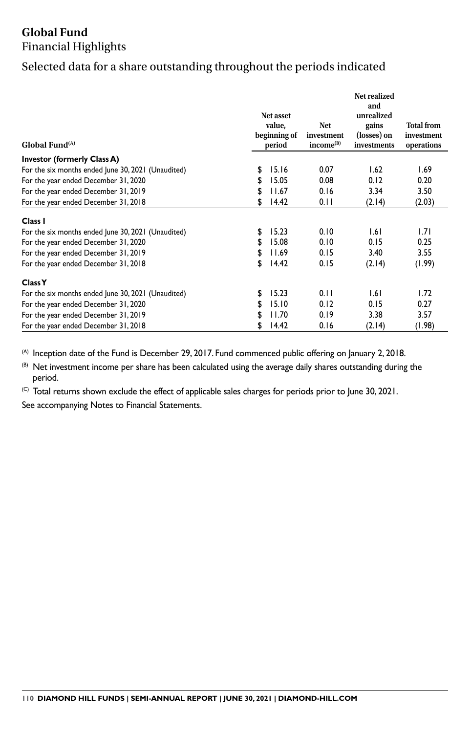# Global Fund

Financial Highlights

## Selected data for a share outstanding throughout the periods indicated

| Global Fund[A] | Net asset value, beginning of period | Net investment income[B] | Net realized and unrealized gains (losses) on investments | Total from investment operations |
|---|---|---|---|---|
| **Investor (formerly Class A)** | | | | |
| For the six months ended June 30, 2021 (Unaudited) | $ 15.16 | 0.07 | 1.62 | 1.69 |
| For the year ended December 31, 2020 | $ 15.05 | 0.08 | 0.12 | 0.20 |
| For the year ended December 31, 2019 | $ 11.67 | 0.16 | 3.34 | 3.50 |
| For the year ended December 31, 2018 | $ 14.42 | 0.11 | (2.14) | (2.03) |
| **Class I** | | | | |
| For the six months ended June 30, 2021 (Unaudited) | $ 15.23 | 0.10 | 1.61 | 1.71 |
| For the year ended December 31, 2020 | $ 15.08 | 0.10 | 0.15 | 0.25 |
| For the year ended December 31, 2019 | $ 11.69 | 0.15 | 3.40 | 3.55 |
| For the year ended December 31, 2018 | $ 14.42 | 0.15 | (2.14) | (1.99) |
| **Class Y** | | | | |
| For the six months ended June 30, 2021 (Unaudited) | $ 15.23 | 0.11 | 1.61 | 1.72 |
| For the year ended December 31, 2020 | $ 15.10 | 0.12 | 0.15 | 0.27 |
| For the year ended December 31, 2019 | $ 11.70 | 0.19 | 3.38 | 3.57 |
| For the year ended December 31, 2018 | $ 14.42 | 0.16 | (2.14) | (1.98) |

[A] Inception date of the Fund is December 29, 2017. Fund commenced public offering on January 2, 2018.

[B] Net investment income per share has been calculated using the average daily shares outstanding during the period.

[C] Total returns shown exclude the effect of applicable sales charges for periods prior to June 30, 2021.

See accompanying Notes to Financial Statements.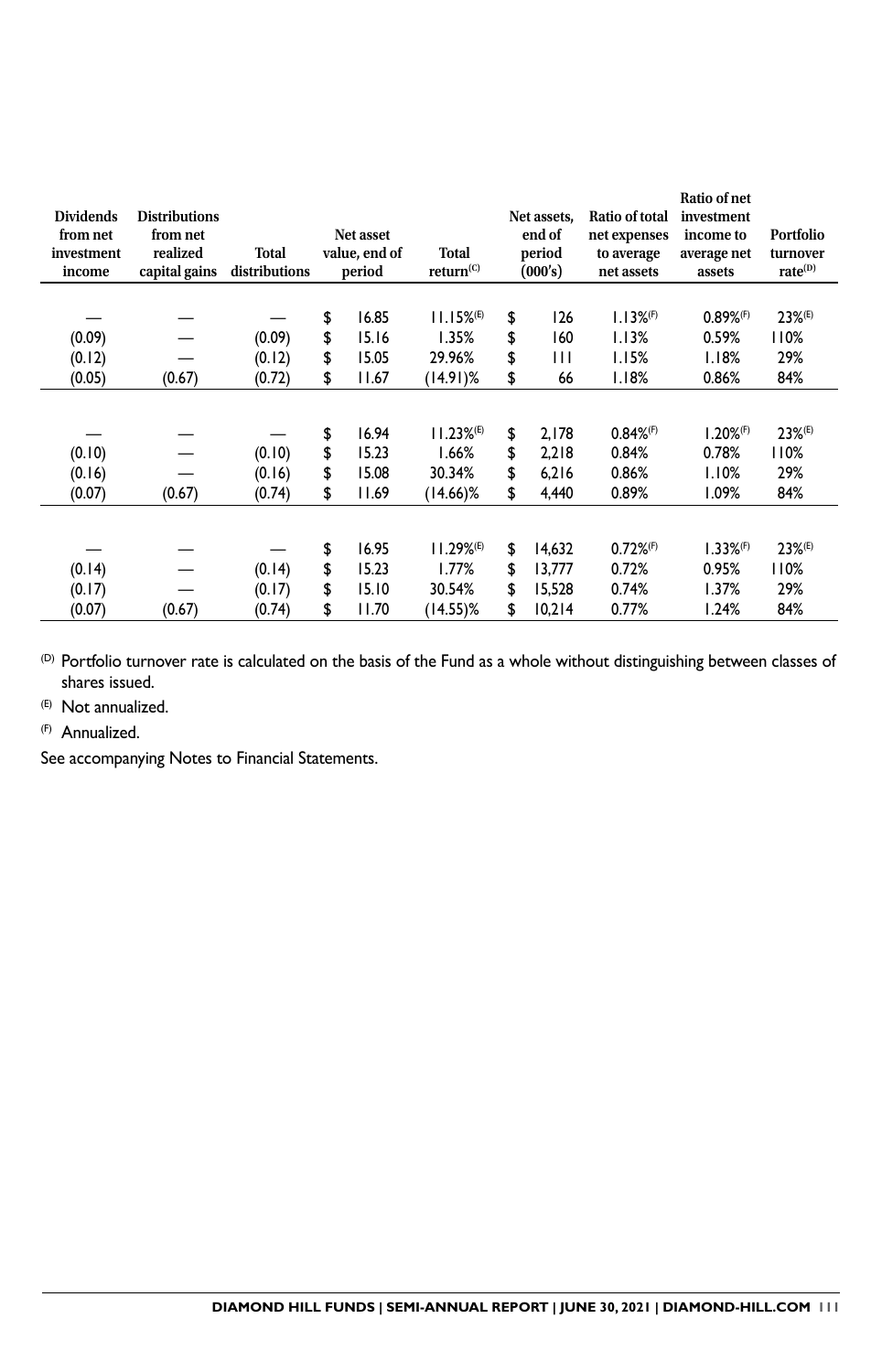| Dividends from net investment income | Distributions from net realized capital gains | Total distributions | Net asset value, end of period | Total return(C) | Net assets, end of period (000's) | Ratio of total net expenses to average net assets | Ratio of net investment income to average net assets | Portfolio turnover rate(D) |
|---|---|---|---|---|---|---|---|---|
| — | — | — | $ 16.85 | 11.15%(E) | $ 126 | 1.13%(F) | 0.89%(F) | 23%(E) |
| (0.09) | — | (0.09) | $ 15.16 | 1.35% | $ 160 | 1.13% | 0.59% | 110% |
| (0.12) | — | (0.12) | $ 15.05 | 29.96% | $ 111 | 1.15% | 1.18% | 29% |
| (0.05) | (0.67) | (0.72) | $ 11.67 | (14.91)% | $ 66 | 1.18% | 0.86% | 84% |
| — | — | — | $ 16.94 | 11.23%(E) | $ 2,178 | 0.84%(F) | 1.20%(F) | 23%(E) |
| (0.10) | — | (0.10) | $ 15.23 | 1.66% | $ 2,218 | 0.84% | 0.78% | 110% |
| (0.16) | — | (0.16) | $ 15.08 | 30.34% | $ 6,216 | 0.86% | 1.10% | 29% |
| (0.07) | (0.67) | (0.74) | $ 11.69 | (14.66)% | $ 4,440 | 0.89% | 1.09% | 84% |
| — | — | — | $ 16.95 | 11.29%(E) | $ 14,632 | 0.72%(F) | 1.33%(F) | 23%(E) |
| (0.14) | — | (0.14) | $ 15.23 | 1.77% | $ 13,777 | 0.72% | 0.95% | 110% |
| (0.17) | — | (0.17) | $ 15.10 | 30.54% | $ 15,528 | 0.74% | 1.37% | 29% |
| (0.07) | (0.67) | (0.74) | $ 11.70 | (14.55)% | $ 10,214 | 0.77% | 1.24% | 84% |

(D) Portfolio turnover rate is calculated on the basis of the Fund as a whole without distinguishing between classes of shares issued.

(E) Not annualized.

(F) Annualized.

See accompanying Notes to Financial Statements.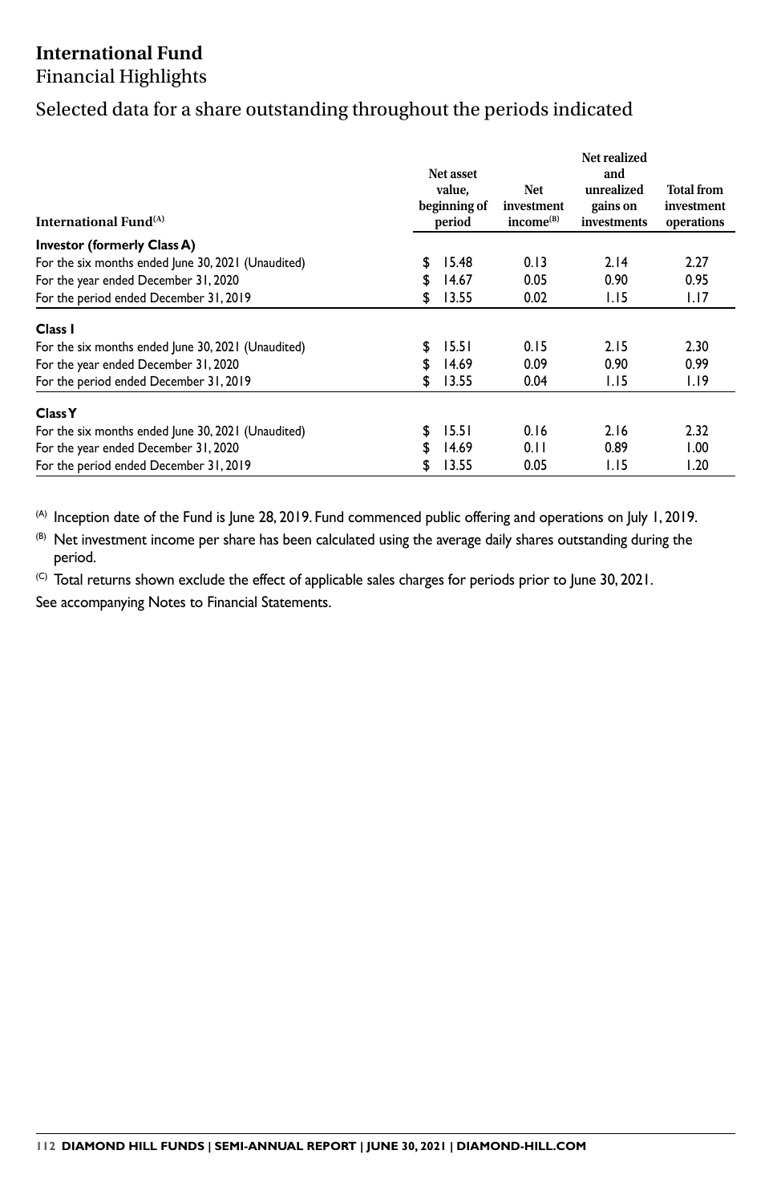# International Fund

Financial Highlights

## Selected data for a share outstanding throughout the periods indicated

| International Fund[(A)] | Net asset value, beginning of period | Net investment income[(B)] | Net realized and unrealized gains on investments | Total from investment operations |
|---|---|---|---|---|
| **Investor (formerly Class A)** | | | | |
| For the six months ended June 30, 2021 (Unaudited) | $ 15.48 | 0.13 | 2.14 | 2.27 |
| For the year ended December 31, 2020 | $ 14.67 | 0.05 | 0.90 | 0.95 |
| For the period ended December 31, 2019 | $ 13.55 | 0.02 | 1.15 | 1.17 |
| **Class I** | | | | |
| For the six months ended June 30, 2021 (Unaudited) | $ 15.51 | 0.15 | 2.15 | 2.30 |
| For the year ended December 31, 2020 | $ 14.69 | 0.09 | 0.90 | 0.99 |
| For the period ended December 31, 2019 | $ 13.55 | 0.04 | 1.15 | 1.19 |
| **Class Y** | | | | |
| For the six months ended June 30, 2021 (Unaudited) | $ 15.51 | 0.16 | 2.16 | 2.32 |
| For the year ended December 31, 2020 | $ 14.69 | 0.11 | 0.89 | 1.00 |
| For the period ended December 31, 2019 | $ 13.55 | 0.05 | 1.15 | 1.20 |

(A) Inception date of the Fund is June 28, 2019. Fund commenced public offering and operations on July 1, 2019.

(B) Net investment income per share has been calculated using the average daily shares outstanding during the period.

(C) Total returns shown exclude the effect of applicable sales charges for periods prior to June 30, 2021.

See accompanying Notes to Financial Statements.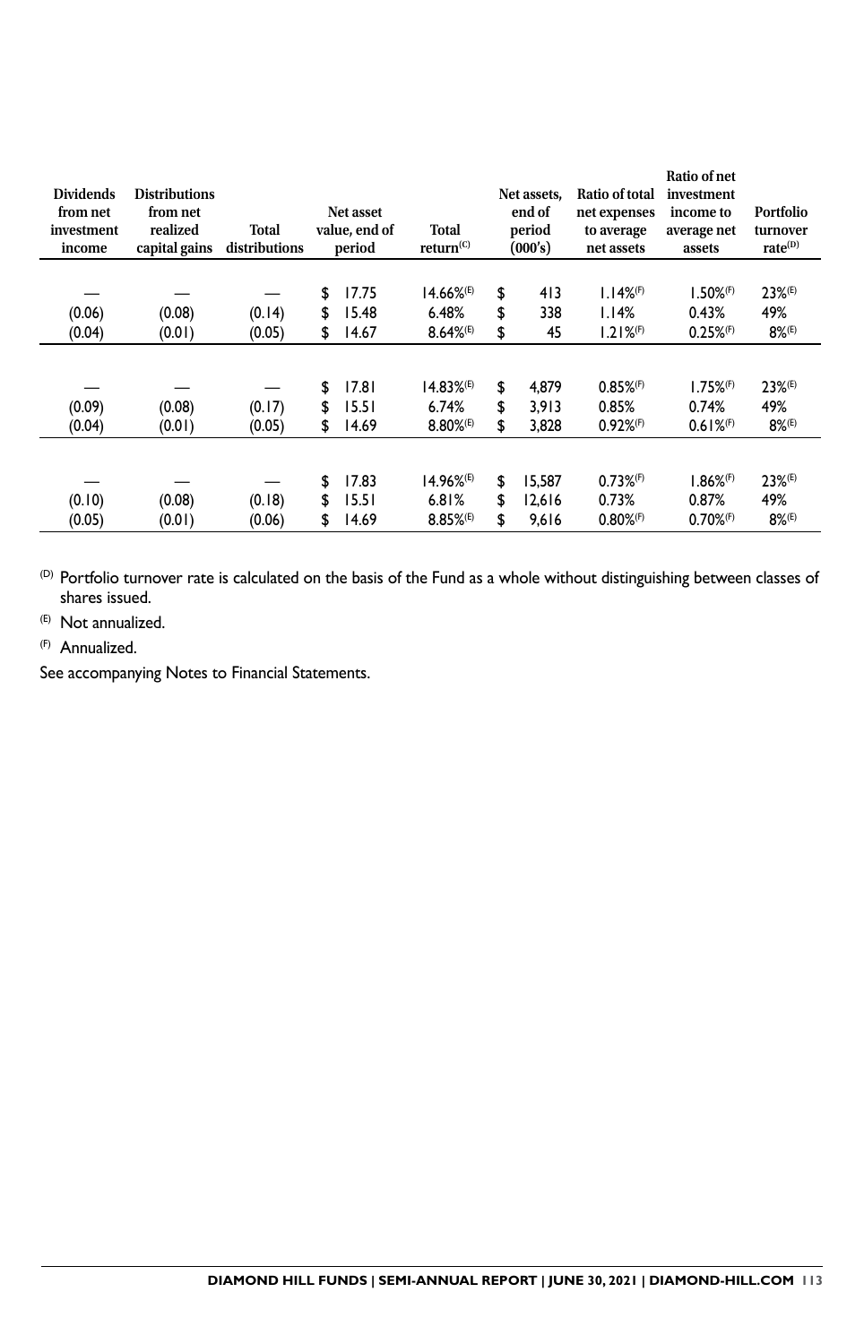| Dividends from net investment income | Distributions from net realized capital gains | Total distributions | Net asset value, end of period | Total return[C] | Net assets, end of period (000's) | Ratio of total net expenses to average net assets | Ratio of net investment income to average net assets | Portfolio turnover rate[D] |
|---|---|---|---|---|---|---|---|---|
| — | — | — | $ 17.75 | 14.66%[E] | $ 413 | 1.14%[F] | 1.50%[F] | 23%[E] |
| (0.06) | (0.08) | (0.14) | $ 15.48 | 6.48% | $ 338 | 1.14% | 0.43% | 49% |
| (0.04) | (0.01) | (0.05) | $ 14.67 | 8.64%[E] | $ 45 | 1.21%[F] | 0.25%[F] | 8%[E] |
| | | | | | | | | |
| — | — | — | $ 17.81 | 14.83%[E] | $ 4,879 | 0.85%[F] | 1.75%[F] | 23%[E] |
| (0.09) | (0.08) | (0.17) | $ 15.51 | 6.74% | $ 3,913 | 0.85% | 0.74% | 49% |
| (0.04) | (0.01) | (0.05) | $ 14.69 | 8.80%[E] | $ 3,828 | 0.92%[F] | 0.61%[F] | 8%[E] |
| | | | | | | | | |
| — | — | — | $ 17.83 | 14.96%[E] | $ 15,587 | 0.73%[F] | 1.86%[F] | 23%[E] |
| (0.10) | (0.08) | (0.18) | $ 15.51 | 6.81% | $ 12,616 | 0.73% | 0.87% | 49% |
| (0.05) | (0.01) | (0.06) | $ 14.69 | 8.85%[E] | $ 9,616 | 0.80%[F] | 0.70%[F] | 8%[E] |

[D] Portfolio turnover rate is calculated on the basis of the Fund as a whole without distinguishing between classes of shares issued.

[E] Not annualized.

[F] Annualized.

See accompanying Notes to Financial Statements.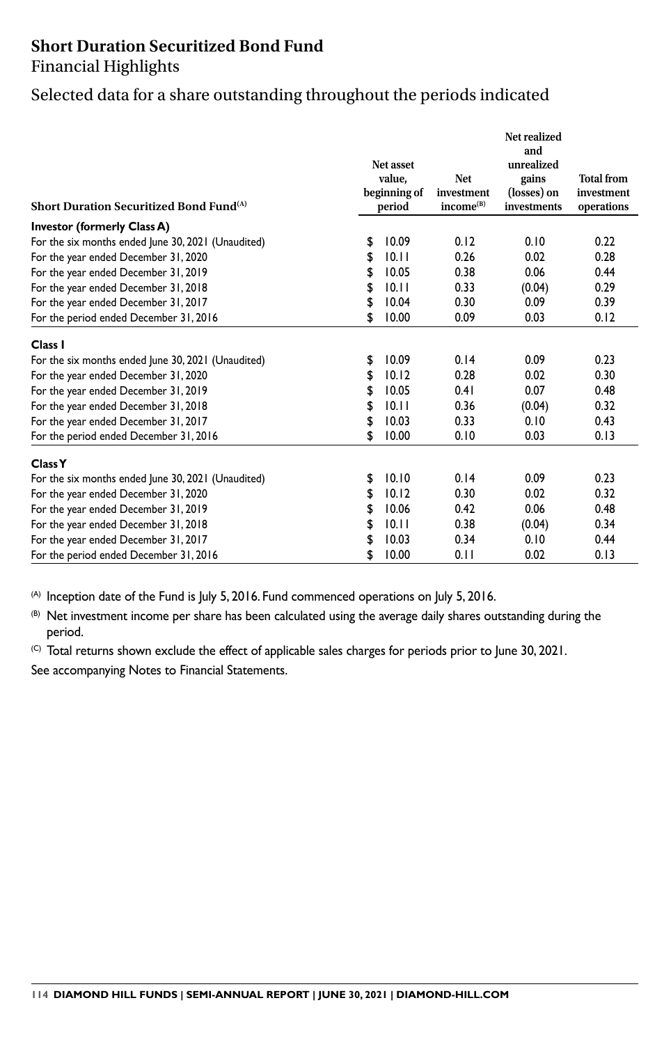# Short Duration Securitized Bond Fund

## Financial Highlights

### Selected data for a share outstanding throughout the periods indicated

| Short Duration Securitized Bond Fund[(A)] | Net asset value, beginning of period | Net investment income[(B)] | Net realized and unrealized gains (losses) on investments | Total from investment operations |
|---|---|---|---|---|
| **Investor (formerly Class A)** | | | | |
| For the six months ended June 30, 2021 (Unaudited) | $ 10.09 | 0.12 | 0.10 | 0.22 |
| For the year ended December 31, 2020 | $ 10.11 | 0.26 | 0.02 | 0.28 |
| For the year ended December 31, 2019 | $ 10.05 | 0.38 | 0.06 | 0.44 |
| For the year ended December 31, 2018 | $ 10.11 | 0.33 | (0.04) | 0.29 |
| For the year ended December 31, 2017 | $ 10.04 | 0.30 | 0.09 | 0.39 |
| For the period ended December 31, 2016 | $ 10.00 | 0.09 | 0.03 | 0.12 |
| **Class I** | | | | |
| For the six months ended June 30, 2021 (Unaudited) | $ 10.09 | 0.14 | 0.09 | 0.23 |
| For the year ended December 31, 2020 | $ 10.12 | 0.28 | 0.02 | 0.30 |
| For the year ended December 31, 2019 | $ 10.05 | 0.41 | 0.07 | 0.48 |
| For the year ended December 31, 2018 | $ 10.11 | 0.36 | (0.04) | 0.32 |
| For the year ended December 31, 2017 | $ 10.03 | 0.33 | 0.10 | 0.43 |
| For the period ended December 31, 2016 | $ 10.00 | 0.10 | 0.03 | 0.13 |
| **Class Y** | | | | |
| For the six months ended June 30, 2021 (Unaudited) | $ 10.10 | 0.14 | 0.09 | 0.23 |
| For the year ended December 31, 2020 | $ 10.12 | 0.30 | 0.02 | 0.32 |
| For the year ended December 31, 2019 | $ 10.06 | 0.42 | 0.06 | 0.48 |
| For the year ended December 31, 2018 | $ 10.11 | 0.38 | (0.04) | 0.34 |
| For the year ended December 31, 2017 | $ 10.03 | 0.34 | 0.10 | 0.44 |
| For the period ended December 31, 2016 | $ 10.00 | 0.11 | 0.02 | 0.13 |

(A) Inception date of the Fund is July 5, 2016. Fund commenced operations on July 5, 2016.

(B) Net investment income per share has been calculated using the average daily shares outstanding during the period.

(C) Total returns shown exclude the effect of applicable sales charges for periods prior to June 30, 2021.

See accompanying Notes to Financial Statements.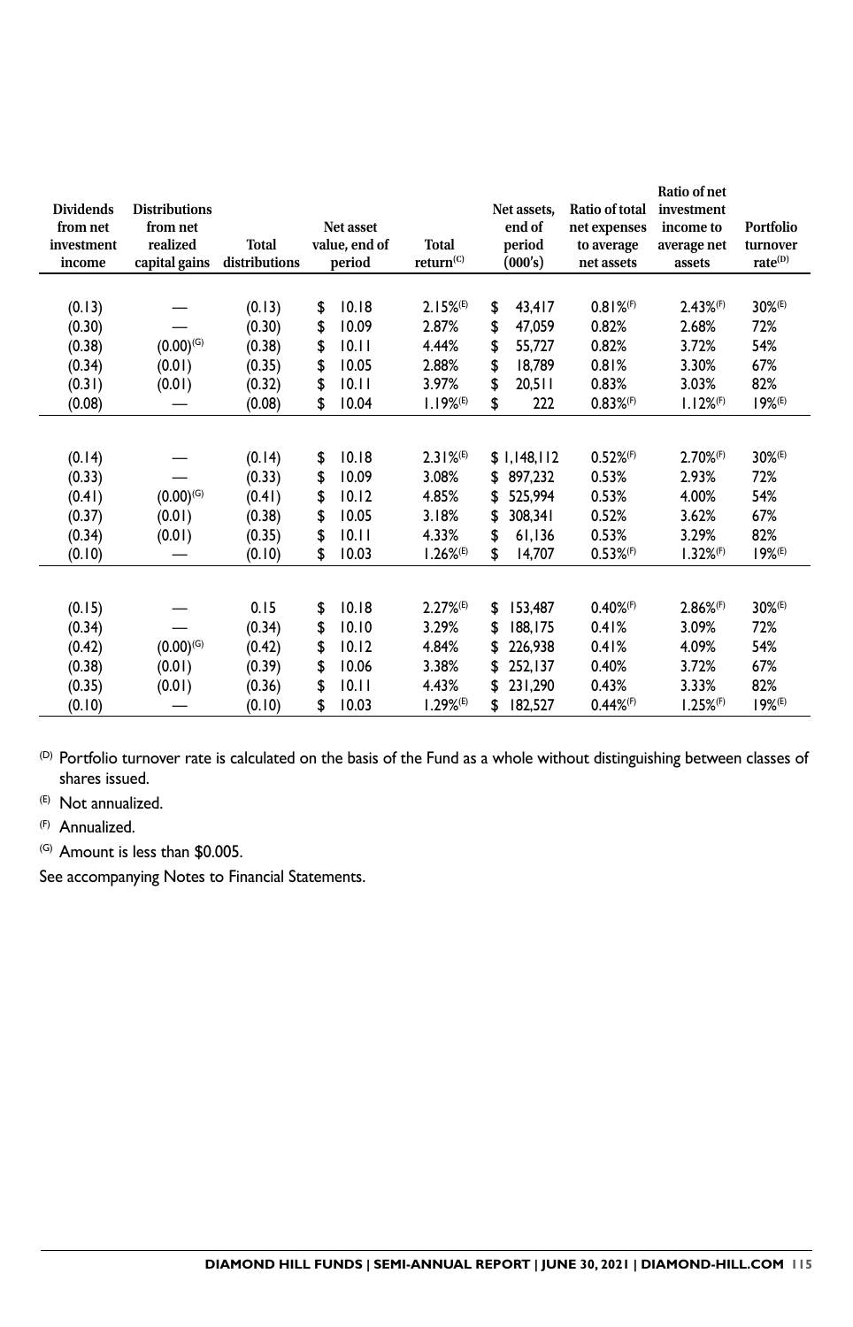| Dividends from net investment income | Distributions from net realized capital gains | Total distributions | Net asset value, end of period | Total return[C] | Net assets, end of period (000's) | Ratio of total net expenses to average net assets | Ratio of net investment income to average net assets | Portfolio turnover rate[D] |
|---|---|---|---|---|---|---|---|---|
| (0.13) | — | (0.13) | $ 10.18 | 2.15%[E] | $ 43,417 | 0.81%[F] | 2.43%[F] | 30%[E] |
| (0.30) | — | (0.30) | $ 10.09 | 2.87% | $ 47,059 | 0.82% | 2.68% | 72% |
| (0.38) | (0.00)[G] | (0.38) | $ 10.11 | 4.44% | $ 55,727 | 0.82% | 3.72% | 54% |
| (0.34) | (0.01) | (0.35) | $ 10.05 | 2.88% | $ 18,789 | 0.81% | 3.30% | 67% |
| (0.31) | (0.01) | (0.32) | $ 10.11 | 3.97% | $ 20,511 | 0.83% | 3.03% | 82% |
| (0.08) | — | (0.08) | $ 10.04 | 1.19%[E] | $ 222 | 0.83%[F] | 1.12%[F] | 19%[E] |
| | | | | | | | | |
| (0.14) | — | (0.14) | $ 10.18 | 2.31%[E] | $ 1,148,112 | 0.52%[F] | 2.70%[F] | 30%[E] |
| (0.33) | — | (0.33) | $ 10.09 | 3.08% | $ 897,232 | 0.53% | 2.93% | 72% |
| (0.41) | (0.00)[G] | (0.41) | $ 10.12 | 4.85% | $ 525,994 | 0.53% | 4.00% | 54% |
| (0.37) | (0.01) | (0.38) | $ 10.05 | 3.18% | $ 308,341 | 0.52% | 3.62% | 67% |
| (0.34) | (0.01) | (0.35) | $ 10.11 | 4.33% | $ 61,136 | 0.53% | 3.29% | 82% |
| (0.10) | — | (0.10) | $ 10.03 | 1.26%[E] | $ 14,707 | 0.53%[F] | 1.32%[F] | 19%[E] |
| | | | | | | | | |
| (0.15) | — | 0.15 | $ 10.18 | 2.27%[E] | $ 153,487 | 0.40%[F] | 2.86%[F] | 30%[E] |
| (0.34) | — | (0.34) | $ 10.10 | 3.29% | $ 188,175 | 0.41% | 3.09% | 72% |
| (0.42) | (0.00)[G] | (0.42) | $ 10.12 | 4.84% | $ 226,938 | 0.41% | 4.09% | 54% |
| (0.38) | (0.01) | (0.39) | $ 10.06 | 3.38% | $ 252,137 | 0.40% | 3.72% | 67% |
| (0.35) | (0.01) | (0.36) | $ 10.11 | 4.43% | $ 231,290 | 0.43% | 3.33% | 82% |
| (0.10) | — | (0.10) | $ 10.03 | 1.29%[E] | $ 182,527 | 0.44%[F] | 1.25%[F] | 19%[E] |

(D) Portfolio turnover rate is calculated on the basis of the Fund as a whole without distinguishing between classes of shares issued.

(E) Not annualized.

(F) Annualized.

(G) Amount is less than $0.005.

See accompanying Notes to Financial Statements.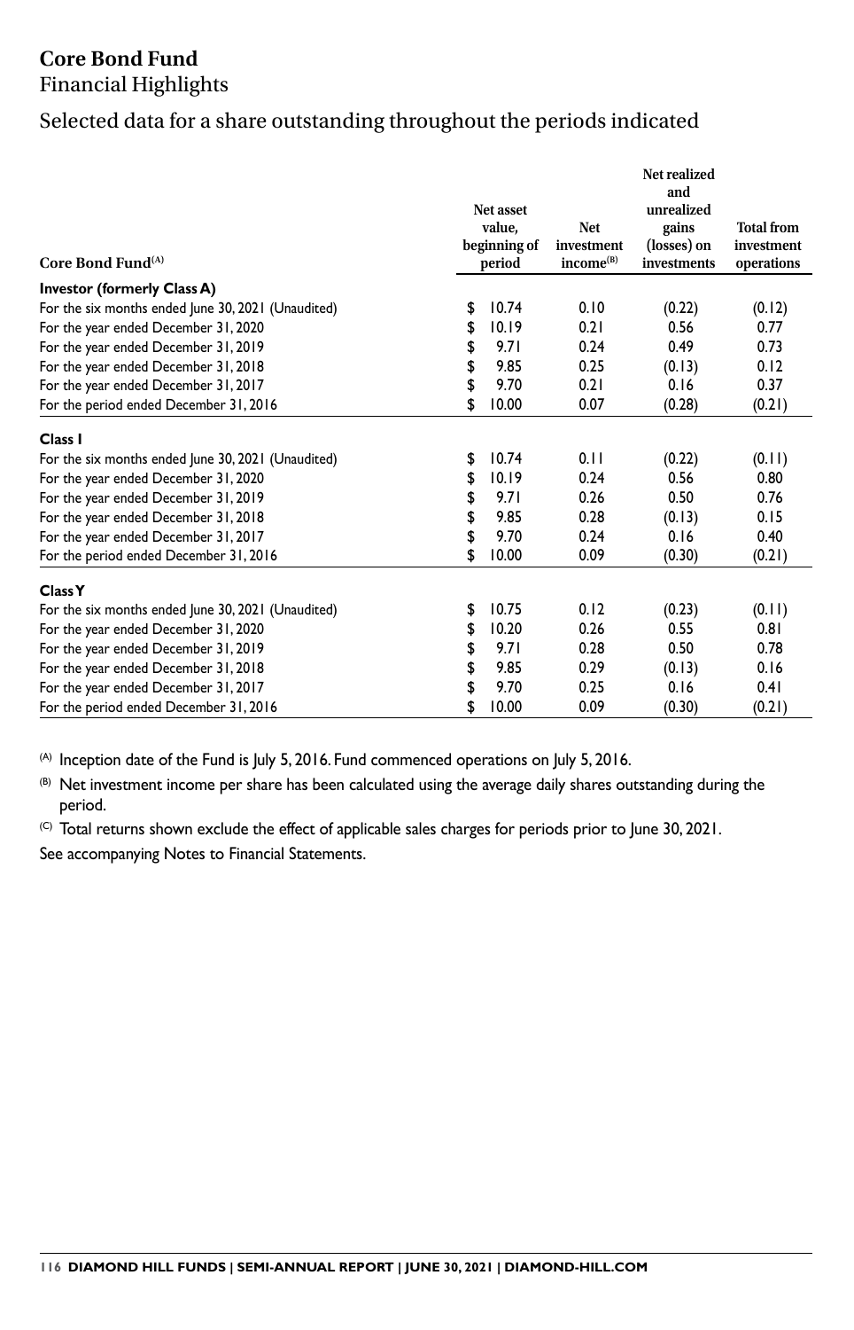# Core Bond Fund

Financial Highlights

## Selected data for a share outstanding throughout the periods indicated

| Core Bond Fund[(A)] | Net asset value, beginning of period | Net investment income[(B)] | Net realized and unrealized gains (losses) on investments | Total from investment operations |
|---|---|---|---|---|
| **Investor (formerly Class A)** | | | | |
| For the six months ended June 30, 2021 (Unaudited) | $ 10.74 | 0.10 | (0.22) | (0.12) |
| For the year ended December 31, 2020 | $ 10.19 | 0.21 | 0.56 | 0.77 |
| For the year ended December 31, 2019 | $ 9.71 | 0.24 | 0.49 | 0.73 |
| For the year ended December 31, 2018 | $ 9.85 | 0.25 | (0.13) | 0.12 |
| For the year ended December 31, 2017 | $ 9.70 | 0.21 | 0.16 | 0.37 |
| For the period ended December 31, 2016 | $ 10.00 | 0.07 | (0.28) | (0.21) |
| **Class I** | | | | |
| For the six months ended June 30, 2021 (Unaudited) | $ 10.74 | 0.11 | (0.22) | (0.11) |
| For the year ended December 31, 2020 | $ 10.19 | 0.24 | 0.56 | 0.80 |
| For the year ended December 31, 2019 | $ 9.71 | 0.26 | 0.50 | 0.76 |
| For the year ended December 31, 2018 | $ 9.85 | 0.28 | (0.13) | 0.15 |
| For the year ended December 31, 2017 | $ 9.70 | 0.24 | 0.16 | 0.40 |
| For the period ended December 31, 2016 | $ 10.00 | 0.09 | (0.30) | (0.21) |
| **Class Y** | | | | |
| For the six months ended June 30, 2021 (Unaudited) | $ 10.75 | 0.12 | (0.23) | (0.11) |
| For the year ended December 31, 2020 | $ 10.20 | 0.26 | 0.55 | 0.81 |
| For the year ended December 31, 2019 | $ 9.71 | 0.28 | 0.50 | 0.78 |
| For the year ended December 31, 2018 | $ 9.85 | 0.29 | (0.13) | 0.16 |
| For the year ended December 31, 2017 | $ 9.70 | 0.25 | 0.16 | 0.41 |
| For the period ended December 31, 2016 | $ 10.00 | 0.09 | (0.30) | (0.21) |

(A) Inception date of the Fund is July 5, 2016. Fund commenced operations on July 5, 2016.

(B) Net investment income per share has been calculated using the average daily shares outstanding during the period.

(C) Total returns shown exclude the effect of applicable sales charges for periods prior to June 30, 2021.

See accompanying Notes to Financial Statements.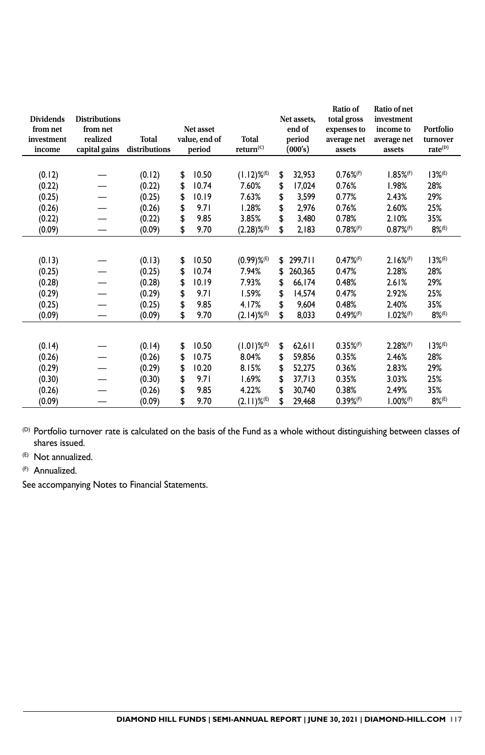| Dividends from net investment income | Distributions from net realized capital gains | Total distributions | Net asset value, end of period | Total return[(C)] | Net assets, end of period (000's) | Ratio of total gross expenses to average net assets | Ratio of net investment income to average net assets | Portfolio turnover rate[(D)] |
|---|---|---|---|---|---|---|---|---|
| (0.12) | — | (0.12) | $ 10.50 | (1.12)%[(E)] | $ 32,953 | 0.76%[(F)] | 1.85%[(F)] | 13%[(E)] |
| (0.22) | — | (0.22) | $ 10.74 | 7.60% | $ 17,024 | 0.76% | 1.98% | 28% |
| (0.25) | — | (0.25) | $ 10.19 | 7.63% | $ 3,599 | 0.77% | 2.43% | 29% |
| (0.26) | — | (0.26) | $ 9.71 | 1.28% | $ 2,976 | 0.76% | 2.60% | 25% |
| (0.22) | — | (0.22) | $ 9.85 | 3.85% | $ 3,480 | 0.78% | 2.10% | 35% |
| (0.09) | — | (0.09) | $ 9.70 | (2.28)%[(E)] | $ 2,183 | 0.78%[(F)] | 0.87%[(F)] | 8%[(E)] |
| | | | | | | | | |
| (0.13) | — | (0.13) | $ 10.50 | (0.99)%[(E)] | $ 299,711 | 0.47%[(F)] | 2.16%[(F)] | 13%[(E)] |
| (0.25) | — | (0.25) | $ 10.74 | 7.94% | $ 260,365 | 0.47% | 2.28% | 28% |
| (0.28) | — | (0.28) | $ 10.19 | 7.93% | $ 66,174 | 0.48% | 2.61% | 29% |
| (0.29) | — | (0.29) | $ 9.71 | 1.59% | $ 14,574 | 0.47% | 2.92% | 25% |
| (0.25) | — | (0.25) | $ 9.85 | 4.17% | $ 9,604 | 0.48% | 2.40% | 35% |
| (0.09) | — | (0.09) | $ 9.70 | (2.14)%[(E)] | $ 8,033 | 0.49%[(F)] | 1.02%[(F)] | 8%[(E)] |
| | | | | | | | | |
| (0.14) | — | (0.14) | $ 10.50 | (1.01)%[(E)] | $ 62,611 | 0.35%[(F)] | 2.28%[(F)] | 13%[(E)] |
| (0.26) | — | (0.26) | $ 10.75 | 8.04% | $ 59,856 | 0.35% | 2.46% | 28% |
| (0.29) | — | (0.29) | $ 10.20 | 8.15% | $ 52,275 | 0.36% | 2.83% | 29% |
| (0.30) | — | (0.30) | $ 9.71 | 1.69% | $ 37,713 | 0.35% | 3.03% | 25% |
| (0.26) | — | (0.26) | $ 9.85 | 4.22% | $ 30,740 | 0.38% | 2.49% | 35% |
| (0.09) | — | (0.09) | $ 9.70 | (2.11)%[(E)] | $ 29,468 | 0.39%[(F)] | 1.00%[(F)] | 8%[(E)] |

(D) Portfolio turnover rate is calculated on the basis of the Fund as a whole without distinguishing between classes of shares issued.

(E) Not annualized.

(F) Annualized.

See accompanying Notes to Financial Statements.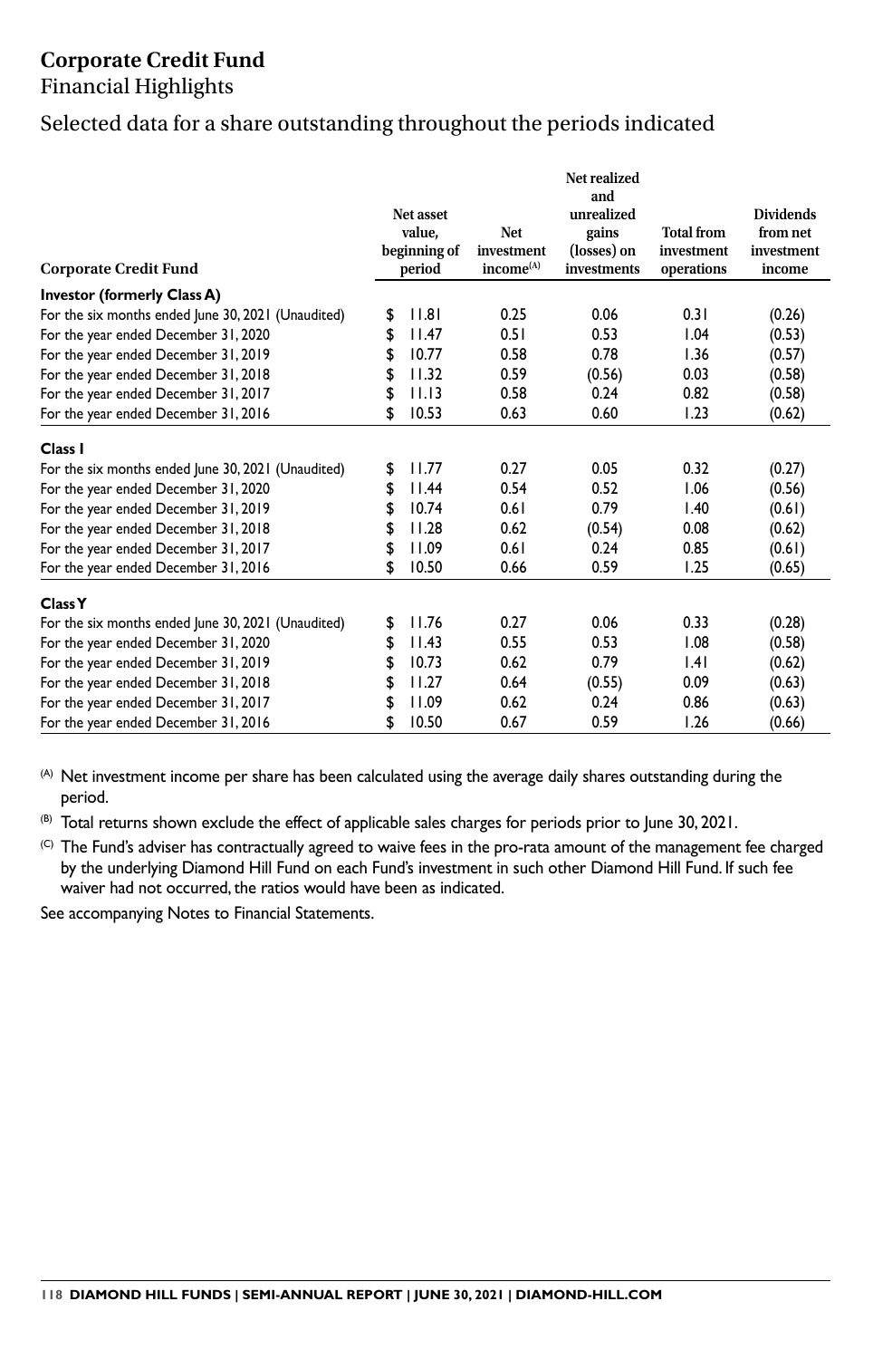# Corporate Credit Fund

Financial Highlights

## Selected data for a share outstanding throughout the periods indicated

| Corporate Credit Fund | Net asset value, beginning of period | Net investment income[(A)] | Net realized and unrealized gains (losses) on investments | Total from investment operations | Dividends from net investment income |
|---|---|---|---|---|---|
| **Investor (formerly Class A)** | | | | | |
| For the six months ended June 30, 2021 (Unaudited) | $ 11.81 | 0.25 | 0.06 | 0.31 | (0.26) |
| For the year ended December 31, 2020 | $ 11.47 | 0.51 | 0.53 | 1.04 | (0.53) |
| For the year ended December 31, 2019 | $ 10.77 | 0.58 | 0.78 | 1.36 | (0.57) |
| For the year ended December 31, 2018 | $ 11.32 | 0.59 | (0.56) | 0.03 | (0.58) |
| For the year ended December 31, 2017 | $ 11.13 | 0.58 | 0.24 | 0.82 | (0.58) |
| For the year ended December 31, 2016 | $ 10.53 | 0.63 | 0.60 | 1.23 | (0.62) |
| **Class I** | | | | | |
| For the six months ended June 30, 2021 (Unaudited) | $ 11.77 | 0.27 | 0.05 | 0.32 | (0.27) |
| For the year ended December 31, 2020 | $ 11.44 | 0.54 | 0.52 | 1.06 | (0.56) |
| For the year ended December 31, 2019 | $ 10.74 | 0.61 | 0.79 | 1.40 | (0.61) |
| For the year ended December 31, 2018 | $ 11.28 | 0.62 | (0.54) | 0.08 | (0.62) |
| For the year ended December 31, 2017 | $ 11.09 | 0.61 | 0.24 | 0.85 | (0.61) |
| For the year ended December 31, 2016 | $ 10.50 | 0.66 | 0.59 | 1.25 | (0.65) |
| **Class Y** | | | | | |
| For the six months ended June 30, 2021 (Unaudited) | $ 11.76 | 0.27 | 0.06 | 0.33 | (0.28) |
| For the year ended December 31, 2020 | $ 11.43 | 0.55 | 0.53 | 1.08 | (0.58) |
| For the year ended December 31, 2019 | $ 10.73 | 0.62 | 0.79 | 1.41 | (0.62) |
| For the year ended December 31, 2018 | $ 11.27 | 0.64 | (0.55) | 0.09 | (0.63) |
| For the year ended December 31, 2017 | $ 11.09 | 0.62 | 0.24 | 0.86 | (0.63) |
| For the year ended December 31, 2016 | $ 10.50 | 0.67 | 0.59 | 1.26 | (0.66) |

(A) Net investment income per share has been calculated using the average daily shares outstanding during the period.

(B) Total returns shown exclude the effect of applicable sales charges for periods prior to June 30, 2021.

(C) The Fund's adviser has contractually agreed to waive fees in the pro-rata amount of the management fee charged by the underlying Diamond Hill Fund on each Fund's investment in such other Diamond Hill Fund. If such fee waiver had not occurred, the ratios would have been as indicated.

See accompanying Notes to Financial Statements.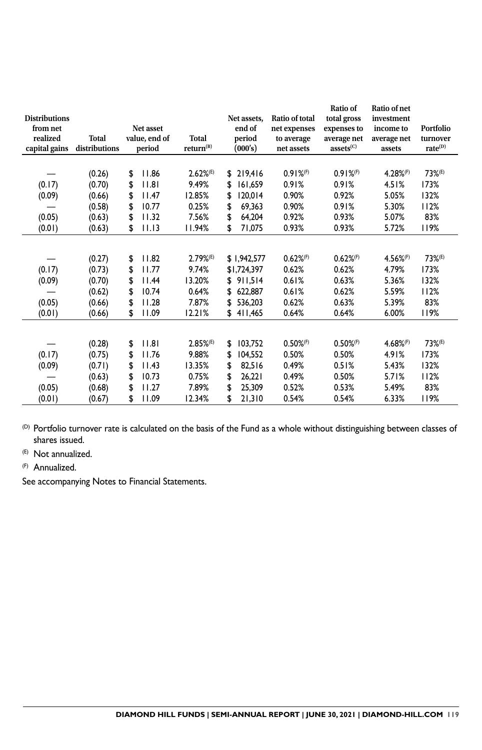| Distributions from net realized capital gains | Total distributions | Net asset value, end of period | Total return[(B)] | Net assets, end of period (000's) | Ratio of total net expenses to average net assets | Ratio of total gross expenses to average net assets[(C)] | Ratio of net investment income to average net assets | Portfolio turnover rate[(D)] |
|---|---|---|---|---|---|---|---|---|
| — | (0.26) | $ 11.86 | 2.62%[(E)] | $ 219,416 | 0.91%[(F)] | 0.91%[(F)] | 4.28%[(F)] | 73%[(E)] |
| (0.17) | (0.70) | $ 11.81 | 9.49% | $ 161,659 | 0.91% | 0.91% | 4.51% | 173% |
| (0.09) | (0.66) | $ 11.47 | 12.85% | $ 120,014 | 0.90% | 0.92% | 5.05% | 132% |
| — | (0.58) | $ 10.77 | 0.25% | $ 69,363 | 0.90% | 0.91% | 5.30% | 112% |
| (0.05) | (0.63) | $ 11.32 | 7.56% | $ 64,204 | 0.92% | 0.93% | 5.07% | 83% |
| (0.01) | (0.63) | $ 11.13 | 11.94% | $ 71,075 | 0.93% | 0.93% | 5.72% | 119% |
| | | | | | | | | |
| — | (0.27) | $ 11.82 | 2.79%[(E)] | $ 1,942,577 | 0.62%[(F)] | 0.62%[(F)] | 4.56%[(F)] | 73%[(E)] |
| (0.17) | (0.73) | $ 11.77 | 9.74% | $1,724,397 | 0.62% | 0.62% | 4.79% | 173% |
| (0.09) | (0.70) | $ 11.44 | 13.20% | $ 911,514 | 0.61% | 0.63% | 5.36% | 132% |
| — | (0.62) | $ 10.74 | 0.64% | $ 622,887 | 0.61% | 0.62% | 5.59% | 112% |
| (0.05) | (0.66) | $ 11.28 | 7.87% | $ 536,203 | 0.62% | 0.63% | 5.39% | 83% |
| (0.01) | (0.66) | $ 11.09 | 12.21% | $ 411,465 | 0.64% | 0.64% | 6.00% | 119% |
| | | | | | | | | |
| — | (0.28) | $ 11.81 | 2.85%[(E)] | $ 103,752 | 0.50%[(F)] | 0.50%[(F)] | 4.68%[(F)] | 73%[(E)] |
| (0.17) | (0.75) | $ 11.76 | 9.88% | $ 104,552 | 0.50% | 0.50% | 4.91% | 173% |
| (0.09) | (0.71) | $ 11.43 | 13.35% | $ 82,516 | 0.49% | 0.51% | 5.43% | 132% |
| — | (0.63) | $ 10.73 | 0.75% | $ 26,221 | 0.49% | 0.50% | 5.71% | 112% |
| (0.05) | (0.68) | $ 11.27 | 7.89% | $ 25,309 | 0.52% | 0.53% | 5.49% | 83% |
| (0.01) | (0.67) | $ 11.09 | 12.34% | $ 21,310 | 0.54% | 0.54% | 6.33% | 119% |

(D) Portfolio turnover rate is calculated on the basis of the Fund as a whole without distinguishing between classes of shares issued.

(E) Not annualized.

(F) Annualized.

See accompanying Notes to Financial Statements.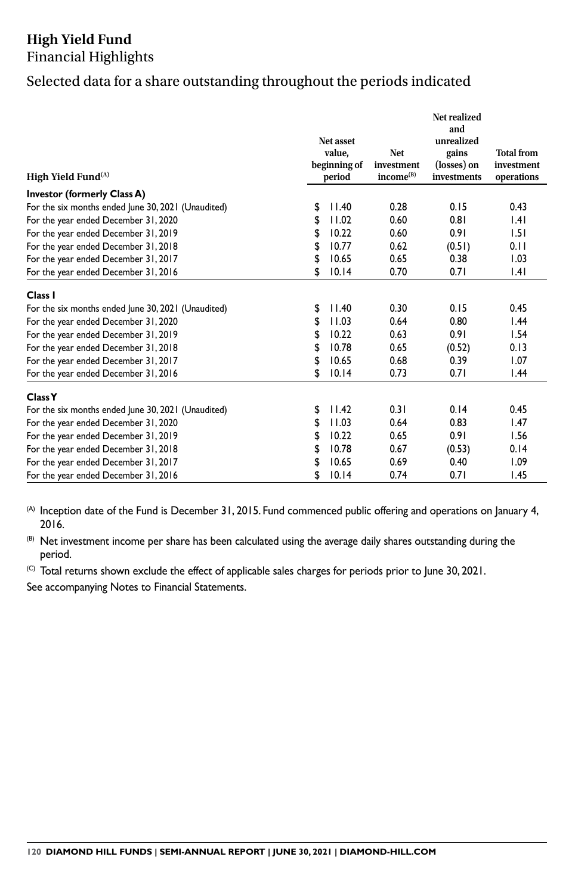# High Yield Fund

Financial Highlights

## Selected data for a share outstanding throughout the periods indicated

| High Yield Fund[(A)] | Net asset value, beginning of period | Net investment income[(B)] | Net realized and unrealized gains (losses) on investments | Total from investment operations |
|---|---|---|---|---|
| **Investor (formerly Class A)** | | | | |
| For the six months ended June 30, 2021 (Unaudited) | $ 11.40 | 0.28 | 0.15 | 0.43 |
| For the year ended December 31, 2020 | $ 11.02 | 0.60 | 0.81 | 1.41 |
| For the year ended December 31, 2019 | $ 10.22 | 0.60 | 0.91 | 1.51 |
| For the year ended December 31, 2018 | $ 10.77 | 0.62 | (0.51) | 0.11 |
| For the year ended December 31, 2017 | $ 10.65 | 0.65 | 0.38 | 1.03 |
| For the year ended December 31, 2016 | $ 10.14 | 0.70 | 0.71 | 1.41 |
| **Class I** | | | | |
| For the six months ended June 30, 2021 (Unaudited) | $ 11.40 | 0.30 | 0.15 | 0.45 |
| For the year ended December 31, 2020 | $ 11.03 | 0.64 | 0.80 | 1.44 |
| For the year ended December 31, 2019 | $ 10.22 | 0.63 | 0.91 | 1.54 |
| For the year ended December 31, 2018 | $ 10.78 | 0.65 | (0.52) | 0.13 |
| For the year ended December 31, 2017 | $ 10.65 | 0.68 | 0.39 | 1.07 |
| For the year ended December 31, 2016 | $ 10.14 | 0.73 | 0.71 | 1.44 |
| **Class Y** | | | | |
| For the six months ended June 30, 2021 (Unaudited) | $ 11.42 | 0.31 | 0.14 | 0.45 |
| For the year ended December 31, 2020 | $ 11.03 | 0.64 | 0.83 | 1.47 |
| For the year ended December 31, 2019 | $ 10.22 | 0.65 | 0.91 | 1.56 |
| For the year ended December 31, 2018 | $ 10.78 | 0.67 | (0.53) | 0.14 |
| For the year ended December 31, 2017 | $ 10.65 | 0.69 | 0.40 | 1.09 |
| For the year ended December 31, 2016 | $ 10.14 | 0.74 | 0.71 | 1.45 |

(A) Inception date of the Fund is December 31, 2015. Fund commenced public offering and operations on January 4, 2016.

(B) Net investment income per share has been calculated using the average daily shares outstanding during the period.

(C) Total returns shown exclude the effect of applicable sales charges for periods prior to June 30, 2021.

See accompanying Notes to Financial Statements.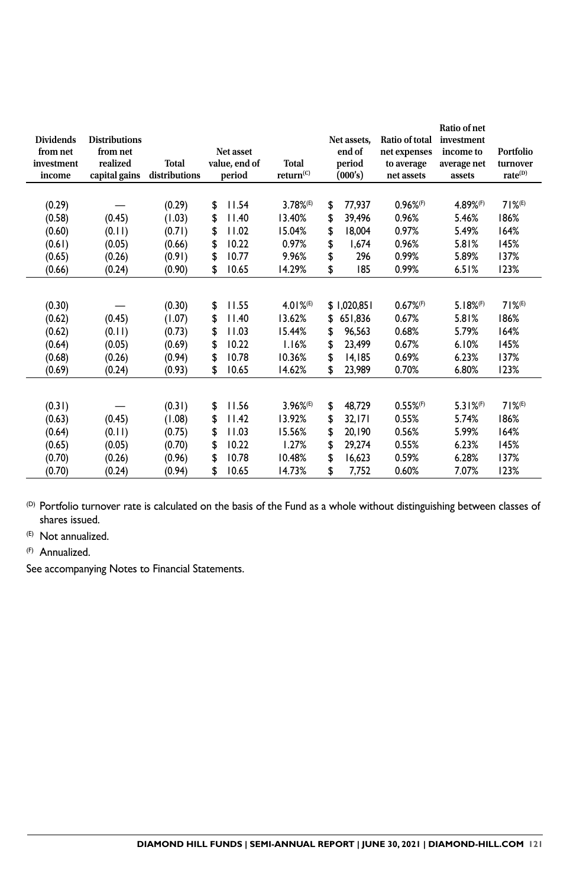| Dividends from net investment income | Distributions from net realized capital gains | Total distributions | Net asset value, end of period | Total return[(C)] | Net assets, end of period (000's) | Ratio of total net expenses to average net assets | Ratio of net investment income to average net assets | Portfolio turnover rate[(D)] |
|---|---|---|---|---|---|---|---|---|
| (0.29) | — | (0.29) | $ 11.54 | 3.78%[(E)] | $ 77,937 | 0.96%[(F)] | 4.89%[(F)] | 71%[(E)] |
| (0.58) | (0.45) | (1.03) | $ 11.40 | 13.40% | $ 39,496 | 0.96% | 5.46% | 186% |
| (0.60) | (0.11) | (0.71) | $ 11.02 | 15.04% | $ 18,004 | 0.97% | 5.49% | 164% |
| (0.61) | (0.05) | (0.66) | $ 10.22 | 0.97% | $ 1,674 | 0.96% | 5.81% | 145% |
| (0.65) | (0.26) | (0.91) | $ 10.77 | 9.96% | $ 296 | 0.99% | 5.89% | 137% |
| (0.66) | (0.24) | (0.90) | $ 10.65 | 14.29% | $ 185 | 0.99% | 6.51% | 123% |
| | | | | | | | | |
| (0.30) | — | (0.30) | $ 11.55 | 4.01%[(E)] | $ 1,020,851 | 0.67%[(F)] | 5.18%[(F)] | 71%[(E)] |
| (0.62) | (0.45) | (1.07) | $ 11.40 | 13.62% | $ 651,836 | 0.67% | 5.81% | 186% |
| (0.62) | (0.11) | (0.73) | $ 11.03 | 15.44% | $ 96,563 | 0.68% | 5.79% | 164% |
| (0.64) | (0.05) | (0.69) | $ 10.22 | 1.16% | $ 23,499 | 0.67% | 6.10% | 145% |
| (0.68) | (0.26) | (0.94) | $ 10.78 | 10.36% | $ 14,185 | 0.69% | 6.23% | 137% |
| (0.69) | (0.24) | (0.93) | $ 10.65 | 14.62% | $ 23,989 | 0.70% | 6.80% | 123% |
| | | | | | | | | |
| (0.31) | — | (0.31) | $ 11.56 | 3.96%[(E)] | $ 48,729 | 0.55%[(F)] | 5.31%[(F)] | 71%[(E)] |
| (0.63) | (0.45) | (1.08) | $ 11.42 | 13.92% | $ 32,171 | 0.55% | 5.74% | 186% |
| (0.64) | (0.11) | (0.75) | $ 11.03 | 15.56% | $ 20,190 | 0.56% | 5.99% | 164% |
| (0.65) | (0.05) | (0.70) | $ 10.22 | 1.27% | $ 29,274 | 0.55% | 6.23% | 145% |
| (0.70) | (0.26) | (0.96) | $ 10.78 | 10.48% | $ 16,623 | 0.59% | 6.28% | 137% |
| (0.70) | (0.24) | (0.94) | $ 10.65 | 14.73% | $ 7,752 | 0.60% | 7.07% | 123% |

(D) Portfolio turnover rate is calculated on the basis of the Fund as a whole without distinguishing between classes of shares issued.

(E) Not annualized.

(F) Annualized.

See accompanying Notes to Financial Statements.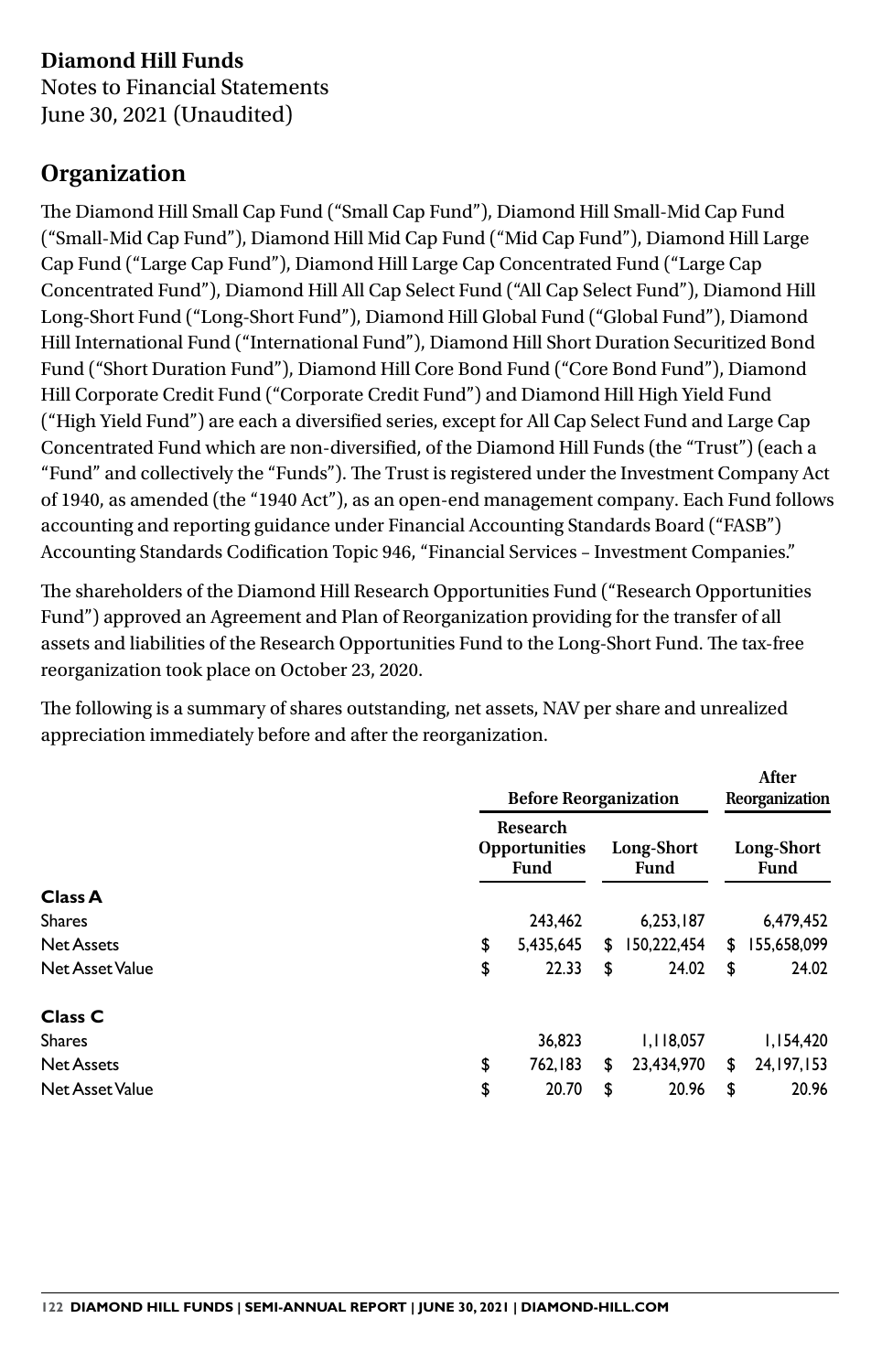**Diamond Hill Funds**
Notes to Financial Statements
June 30, 2021 (Unaudited)

## Organization

The Diamond Hill Small Cap Fund ("Small Cap Fund"), Diamond Hill Small-Mid Cap Fund ("Small-Mid Cap Fund"), Diamond Hill Mid Cap Fund ("Mid Cap Fund"), Diamond Hill Large Cap Fund ("Large Cap Fund"), Diamond Hill Large Cap Concentrated Fund ("Large Cap Concentrated Fund"), Diamond Hill All Cap Select Fund ("All Cap Select Fund"), Diamond Hill Long-Short Fund ("Long-Short Fund"), Diamond Hill Global Fund ("Global Fund"), Diamond Hill International Fund ("International Fund"), Diamond Hill Short Duration Securitized Bond Fund ("Short Duration Fund"), Diamond Hill Core Bond Fund ("Core Bond Fund"), Diamond Hill Corporate Credit Fund ("Corporate Credit Fund") and Diamond Hill High Yield Fund ("High Yield Fund") are each a diversified series, except for All Cap Select Fund and Large Cap Concentrated Fund which are non-diversified, of the Diamond Hill Funds (the "Trust") (each a "Fund" and collectively the "Funds"). The Trust is registered under the Investment Company Act of 1940, as amended (the "1940 Act"), as an open-end management company. Each Fund follows accounting and reporting guidance under Financial Accounting Standards Board ("FASB") Accounting Standards Codification Topic 946, "Financial Services – Investment Companies."

The shareholders of the Diamond Hill Research Opportunities Fund ("Research Opportunities Fund") approved an Agreement and Plan of Reorganization providing for the transfer of all assets and liabilities of the Research Opportunities Fund to the Long-Short Fund. The tax-free reorganization took place on October 23, 2020.

The following is a summary of shares outstanding, net assets, NAV per share and unrealized appreciation immediately before and after the reorganization.

| | Before Reorganization | | After Reorganization |
|---|---|---|---|
| | Research Opportunities Fund | Long-Short Fund | Long-Short Fund |
| **Class A** | | | |
| Shares | 243,462 | 6,253,187 | 6,479,452 |
| Net Assets | $ 5,435,645 | $ 150,222,454 | $ 155,658,099 |
| Net Asset Value | $ 22.33 | $ 24.02 | $ 24.02 |
| **Class C** | | | |
| Shares | 36,823 | 1,118,057 | 1,154,420 |
| Net Assets | $ 762,183 | $ 23,434,970 | $ 24,197,153 |
| Net Asset Value | $ 20.70 | $ 20.96 | $ 20.96 |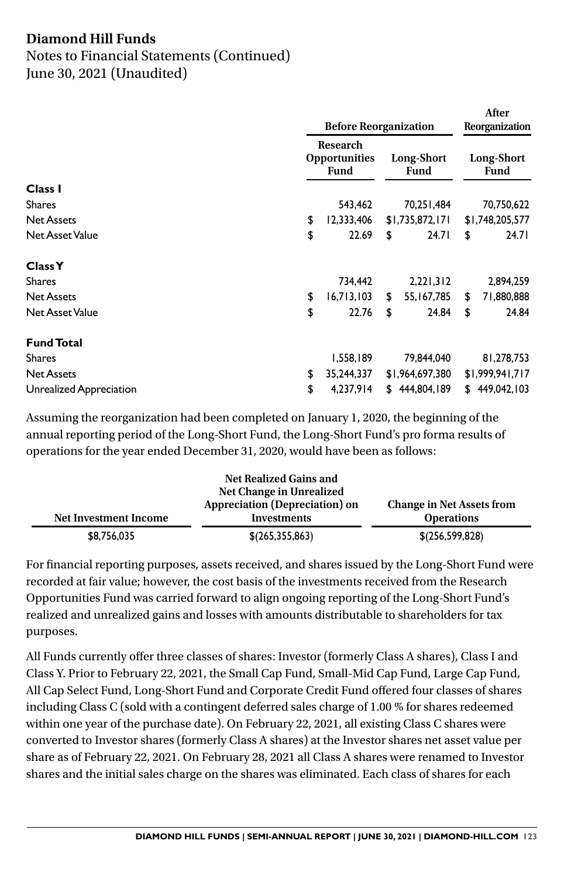# Diamond Hill Funds

Notes to Financial Statements (Continued)
June 30, 2021 (Unaudited)

| | Before Reorganization | | After Reorganization |
|---|---|---|---|
| | Research Opportunities Fund | Long-Short Fund | Long-Short Fund |
| **Class I** | | | |
| Shares | 543,462 | 70,251,484 | 70,750,622 |
| Net Assets | $ 12,333,406 | $1,735,872,171 | $1,748,205,577 |
| Net Asset Value | $ 22.69 | $ 24.71 | $ 24.71 |
| **Class Y** | | | |
| Shares | 734,442 | 2,221,312 | 2,894,259 |
| Net Assets | $ 16,713,103 | $ 55,167,785 | $ 71,880,888 |
| Net Asset Value | $ 22.76 | $ 24.84 | $ 24.84 |
| **Fund Total** | | | |
| Shares | 1,558,189 | 79,844,040 | 81,278,753 |
| Net Assets | $ 35,244,337 | $1,964,697,380 | $1,999,941,717 |
| Unrealized Appreciation | $ 4,237,914 | $ 444,804,189 | $ 449,042,103 |

Assuming the reorganization had been completed on January 1, 2020, the beginning of the annual reporting period of the Long-Short Fund, the Long-Short Fund's pro forma results of operations for the year ended December 31, 2020, would have been as follows:

| Net Investment Income | Net Realized Gains and Net Change in Unrealized Appreciation (Depreciation) on Investments | Change in Net Assets from Operations |
|---|---|---|
| $8,756,035 | $(265,355,863) | $(256,599,828) |

For financial reporting purposes, assets received, and shares issued by the Long-Short Fund were recorded at fair value; however, the cost basis of the investments received from the Research Opportunities Fund was carried forward to align ongoing reporting of the Long-Short Fund's realized and unrealized gains and losses with amounts distributable to shareholders for tax purposes.

All Funds currently offer three classes of shares: Investor (formerly Class A shares), Class I and Class Y. Prior to February 22, 2021, the Small Cap Fund, Small-Mid Cap Fund, Large Cap Fund, All Cap Select Fund, Long-Short Fund and Corporate Credit Fund offered four classes of shares including Class C (sold with a contingent deferred sales charge of 1.00 % for shares redeemed within one year of the purchase date). On February 22, 2021, all existing Class C shares were converted to Investor shares (formerly Class A shares) at the Investor shares net asset value per share as of February 22, 2021. On February 28, 2021 all Class A shares were renamed to Investor shares and the initial sales charge on the shares was eliminated. Each class of shares for each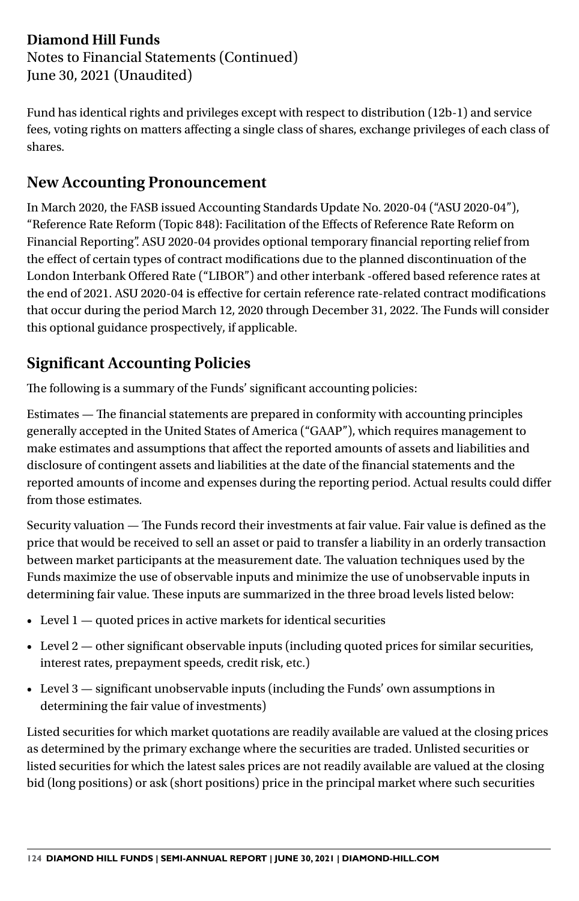Fund has identical rights and privileges except with respect to distribution (12b-1) and service fees, voting rights on matters affecting a single class of shares, exchange privileges of each class of shares.

## New Accounting Pronouncement

In March 2020, the FASB issued Accounting Standards Update No. 2020-04 ("ASU 2020-04"), "Reference Rate Reform (Topic 848): Facilitation of the Effects of Reference Rate Reform on Financial Reporting". ASU 2020-04 provides optional temporary financial reporting relief from the effect of certain types of contract modifications due to the planned discontinuation of the London Interbank Offered Rate ("LIBOR") and other interbank -offered based reference rates at the end of 2021. ASU 2020-04 is effective for certain reference rate-related contract modifications that occur during the period March 12, 2020 through December 31, 2022. The Funds will consider this optional guidance prospectively, if applicable.

## Significant Accounting Policies

The following is a summary of the Funds' significant accounting policies:

Estimates — The financial statements are prepared in conformity with accounting principles generally accepted in the United States of America ("GAAP"), which requires management to make estimates and assumptions that affect the reported amounts of assets and liabilities and disclosure of contingent assets and liabilities at the date of the financial statements and the reported amounts of income and expenses during the reporting period. Actual results could differ from those estimates.

Security valuation — The Funds record their investments at fair value. Fair value is defined as the price that would be received to sell an asset or paid to transfer a liability in an orderly transaction between market participants at the measurement date. The valuation techniques used by the Funds maximize the use of observable inputs and minimize the use of unobservable inputs in determining fair value. These inputs are summarized in the three broad levels listed below:

- Level 1 — quoted prices in active markets for identical securities
- Level 2 — other significant observable inputs (including quoted prices for similar securities, interest rates, prepayment speeds, credit risk, etc.)
- Level 3 — significant unobservable inputs (including the Funds' own assumptions in determining the fair value of investments)

Listed securities for which market quotations are readily available are valued at the closing prices as determined by the primary exchange where the securities are traded. Unlisted securities or listed securities for which the latest sales prices are not readily available are valued at the closing bid (long positions) or ask (short positions) price in the principal market where such securities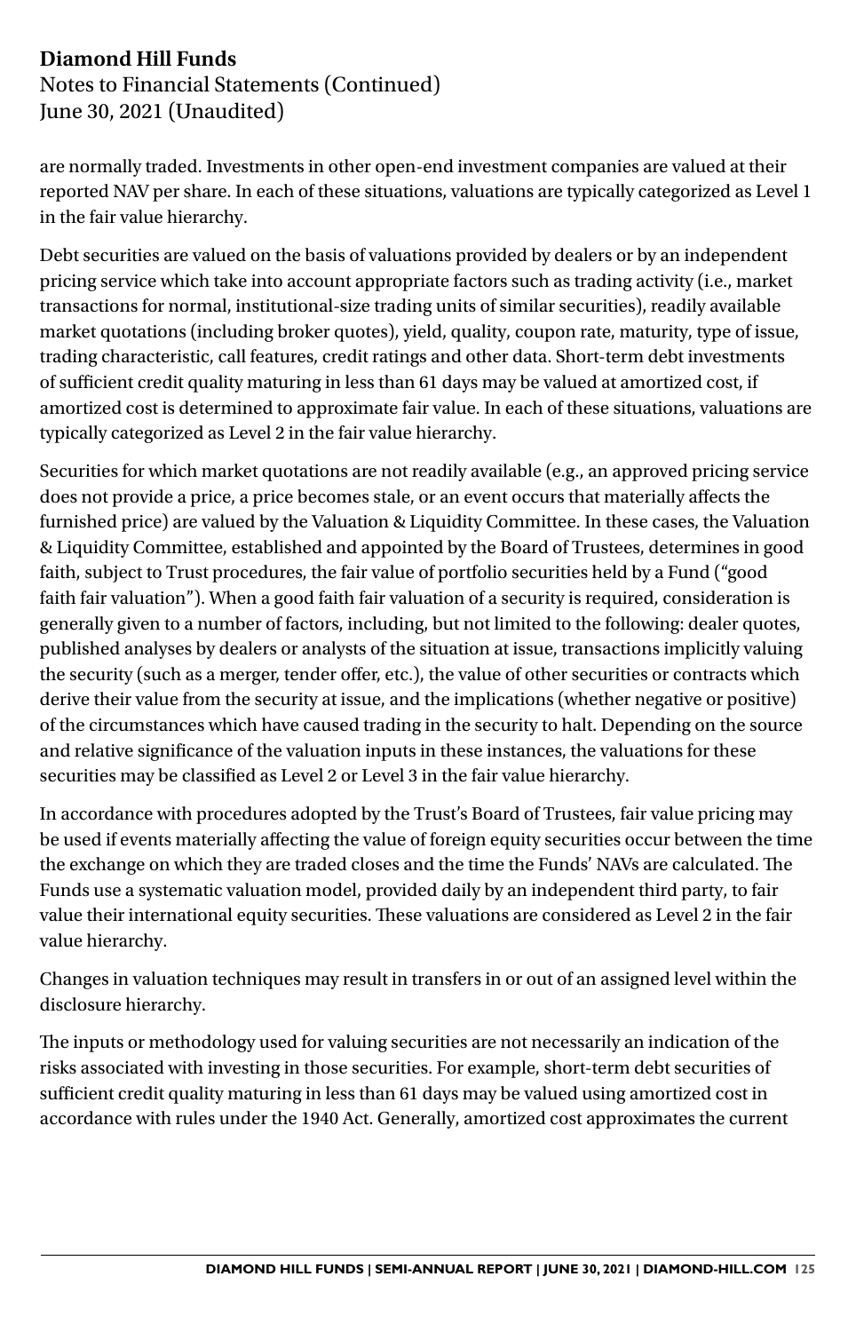are normally traded. Investments in other open-end investment companies are valued at their reported NAV per share. In each of these situations, valuations are typically categorized as Level 1 in the fair value hierarchy.

Debt securities are valued on the basis of valuations provided by dealers or by an independent pricing service which take into account appropriate factors such as trading activity (i.e., market transactions for normal, institutional-size trading units of similar securities), readily available market quotations (including broker quotes), yield, quality, coupon rate, maturity, type of issue, trading characteristic, call features, credit ratings and other data. Short-term debt investments of sufficient credit quality maturing in less than 61 days may be valued at amortized cost, if amortized cost is determined to approximate fair value. In each of these situations, valuations are typically categorized as Level 2 in the fair value hierarchy.

Securities for which market quotations are not readily available (e.g., an approved pricing service does not provide a price, a price becomes stale, or an event occurs that materially affects the furnished price) are valued by the Valuation & Liquidity Committee. In these cases, the Valuation & Liquidity Committee, established and appointed by the Board of Trustees, determines in good faith, subject to Trust procedures, the fair value of portfolio securities held by a Fund ("good faith fair valuation"). When a good faith fair valuation of a security is required, consideration is generally given to a number of factors, including, but not limited to the following: dealer quotes, published analyses by dealers or analysts of the situation at issue, transactions implicitly valuing the security (such as a merger, tender offer, etc.), the value of other securities or contracts which derive their value from the security at issue, and the implications (whether negative or positive) of the circumstances which have caused trading in the security to halt. Depending on the source and relative significance of the valuation inputs in these instances, the valuations for these securities may be classified as Level 2 or Level 3 in the fair value hierarchy.

In accordance with procedures adopted by the Trust's Board of Trustees, fair value pricing may be used if events materially affecting the value of foreign equity securities occur between the time the exchange on which they are traded closes and the time the Funds' NAVs are calculated. The Funds use a systematic valuation model, provided daily by an independent third party, to fair value their international equity securities. These valuations are considered as Level 2 in the fair value hierarchy.

Changes in valuation techniques may result in transfers in or out of an assigned level within the disclosure hierarchy.

The inputs or methodology used for valuing securities are not necessarily an indication of the risks associated with investing in those securities. For example, short-term debt securities of sufficient credit quality maturing in less than 61 days may be valued using amortized cost in accordance with rules under the 1940 Act. Generally, amortized cost approximates the current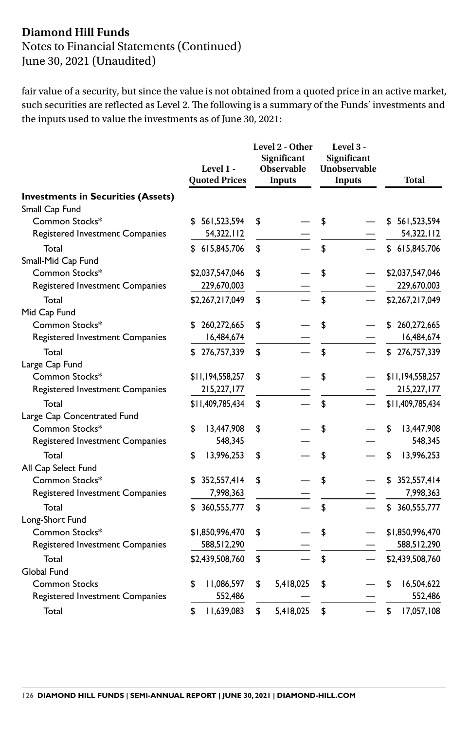fair value of a security, but since the value is not obtained from a quoted price in an active market, such securities are reflected as Level 2. The following is a summary of the Funds' investments and the inputs used to value the investments as of June 30, 2021:

| | Level 1 - Quoted Prices | Level 2 - Other Significant Observable Inputs | Level 3 - Significant Unobservable Inputs | Total |
|---|---|---|---|---|
| **Investments in Securities (Assets)** | | | | |
| Small Cap Fund | | | | |
| Common Stocks* | $ 561,523,594 | $ — | $ — | $ 561,523,594 |
| Registered Investment Companies | 54,322,112 | — | — | 54,322,112 |
| Total | $ 615,845,706 | $ — | $ — | $ 615,845,706 |
| Small-Mid Cap Fund | | | | |
| Common Stocks* | $2,037,547,046 | $ — | $ — | $2,037,547,046 |
| Registered Investment Companies | 229,670,003 | — | — | 229,670,003 |
| Total | $2,267,217,049 | $ — | $ — | $2,267,217,049 |
| Mid Cap Fund | | | | |
| Common Stocks* | $ 260,272,665 | $ — | $ — | $ 260,272,665 |
| Registered Investment Companies | 16,484,674 | — | — | 16,484,674 |
| Total | $ 276,757,339 | $ — | $ — | $ 276,757,339 |
| Large Cap Fund | | | | |
| Common Stocks* | $11,194,558,257 | $ — | $ — | $11,194,558,257 |
| Registered Investment Companies | 215,227,177 | — | — | 215,227,177 |
| Total | $11,409,785,434 | $ — | $ — | $11,409,785,434 |
| Large Cap Concentrated Fund | | | | |
| Common Stocks* | $ 13,447,908 | $ — | $ — | $ 13,447,908 |
| Registered Investment Companies | 548,345 | — | — | 548,345 |
| Total | $ 13,996,253 | $ — | $ — | $ 13,996,253 |
| All Cap Select Fund | | | | |
| Common Stocks* | $ 352,557,414 | $ — | $ — | $ 352,557,414 |
| Registered Investment Companies | 7,998,363 | — | — | 7,998,363 |
| Total | $ 360,555,777 | $ — | $ — | $ 360,555,777 |
| Long-Short Fund | | | | |
| Common Stocks* | $1,850,996,470 | $ — | $ — | $1,850,996,470 |
| Registered Investment Companies | 588,512,290 | — | — | 588,512,290 |
| Total | $2,439,508,760 | $ — | $ — | $2,439,508,760 |
| Global Fund | | | | |
| Common Stocks | $ 11,086,597 | $ 5,418,025 | $ — | $ 16,504,622 |
| Registered Investment Companies | 552,486 | — | — | 552,486 |
| Total | $ 11,639,083 | $ 5,418,025 | $ — | $ 17,057,108 |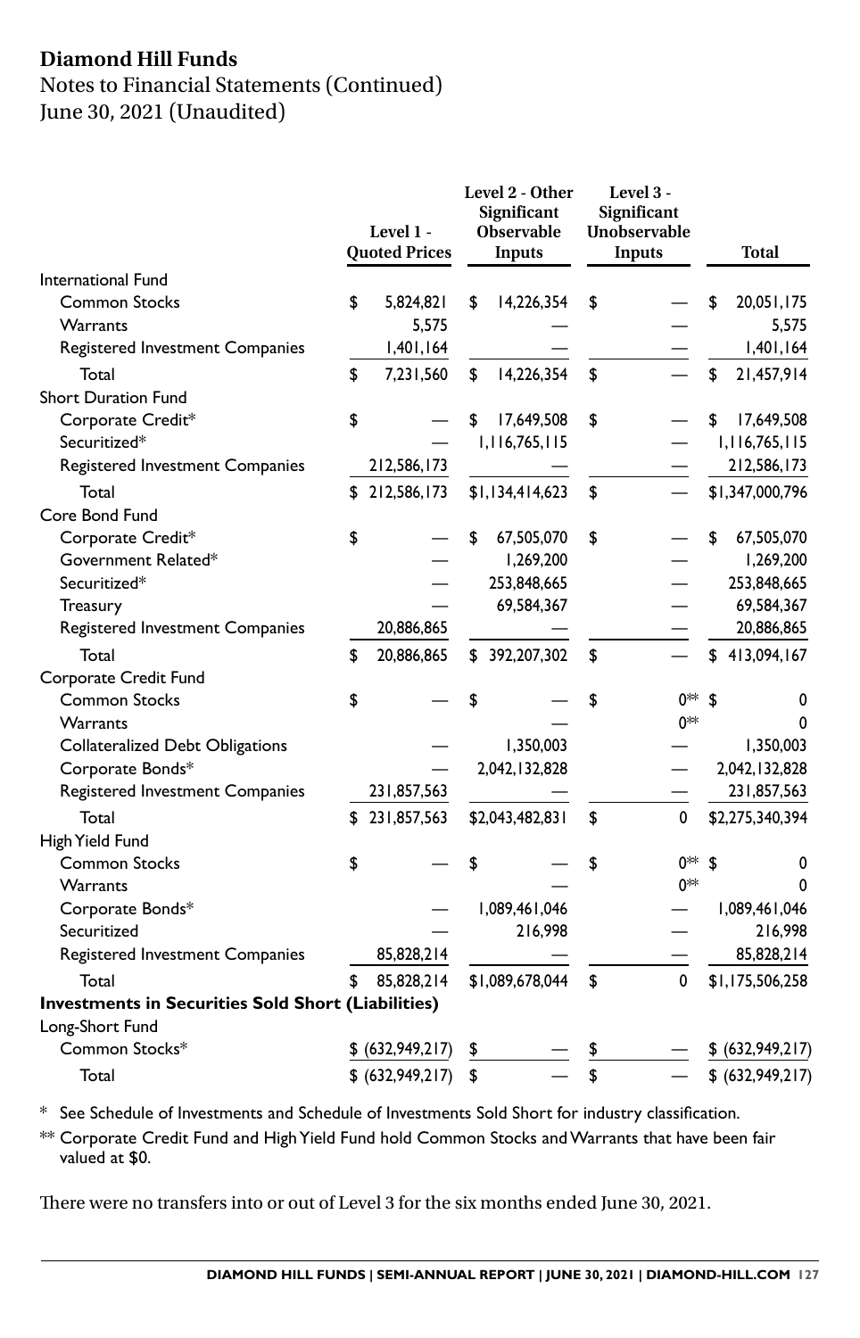# Diamond Hill Funds

Notes to Financial Statements (Continued)
June 30, 2021 (Unaudited)

| | Level 1 - Quoted Prices | Level 2 - Other Significant Observable Inputs | Level 3 - Significant Unobservable Inputs | Total |
|---|---|---|---|---|
| International Fund | | | | |
| Common Stocks | $ 5,824,821 | $ 14,226,354 | $ — | $ 20,051,175 |
| Warrants | 5,575 | — | — | 5,575 |
| Registered Investment Companies | 1,401,164 | — | — | 1,401,164 |
| Total | $ 7,231,560 | $ 14,226,354 | $ — | $ 21,457,914 |
| Short Duration Fund | | | | |
| Corporate Credit* | $ — | $ 17,649,508 | $ — | $ 17,649,508 |
| Securitized* | — | 1,116,765,115 | — | 1,116,765,115 |
| Registered Investment Companies | 212,586,173 | — | — | 212,586,173 |
| Total | $ 212,586,173 | $1,134,414,623 | $ — | $1,347,000,796 |
| Core Bond Fund | | | | |
| Corporate Credit* | $ — | $ 67,505,070 | $ — | $ 67,505,070 |
| Government Related* | — | 1,269,200 | — | 1,269,200 |
| Securitized* | — | 253,848,665 | — | 253,848,665 |
| Treasury | — | 69,584,367 | — | 69,584,367 |
| Registered Investment Companies | 20,886,865 | — | — | 20,886,865 |
| Total | $ 20,886,865 | $ 392,207,302 | $ — | $ 413,094,167 |
| Corporate Credit Fund | | | | |
| Common Stocks | $ — | $ — | $ 0** | $ 0 |
| Warrants | | — | 0** | 0 |
| Collateralized Debt Obligations | — | 1,350,003 | — | 1,350,003 |
| Corporate Bonds* | — | 2,042,132,828 | — | 2,042,132,828 |
| Registered Investment Companies | 231,857,563 | — | — | 231,857,563 |
| Total | $ 231,857,563 | $2,043,482,831 | $ 0 | $2,275,340,394 |
| High Yield Fund | | | | |
| Common Stocks | $ — | $ — | $ 0** | $ 0 |
| Warrants | | — | 0** | 0 |
| Corporate Bonds* | — | 1,089,461,046 | — | 1,089,461,046 |
| Securitized | — | 216,998 | — | 216,998 |
| Registered Investment Companies | 85,828,214 | — | — | 85,828,214 |
| Total | $ 85,828,214 | $1,089,678,044 | $ 0 | $1,175,506,258 |
| **Investments in Securities Sold Short (Liabilities)** | | | | |
| Long-Short Fund | | | | |
| Common Stocks* | $ (632,949,217) | $ — | $ — | $ (632,949,217) |
| Total | $ (632,949,217) | $ — | $ — | $ (632,949,217) |

\* See Schedule of Investments and Schedule of Investments Sold Short for industry classification.

** Corporate Credit Fund and High Yield Fund hold Common Stocks and Warrants that have been fair valued at $0.

There were no transfers into or out of Level 3 for the six months ended June 30, 2021.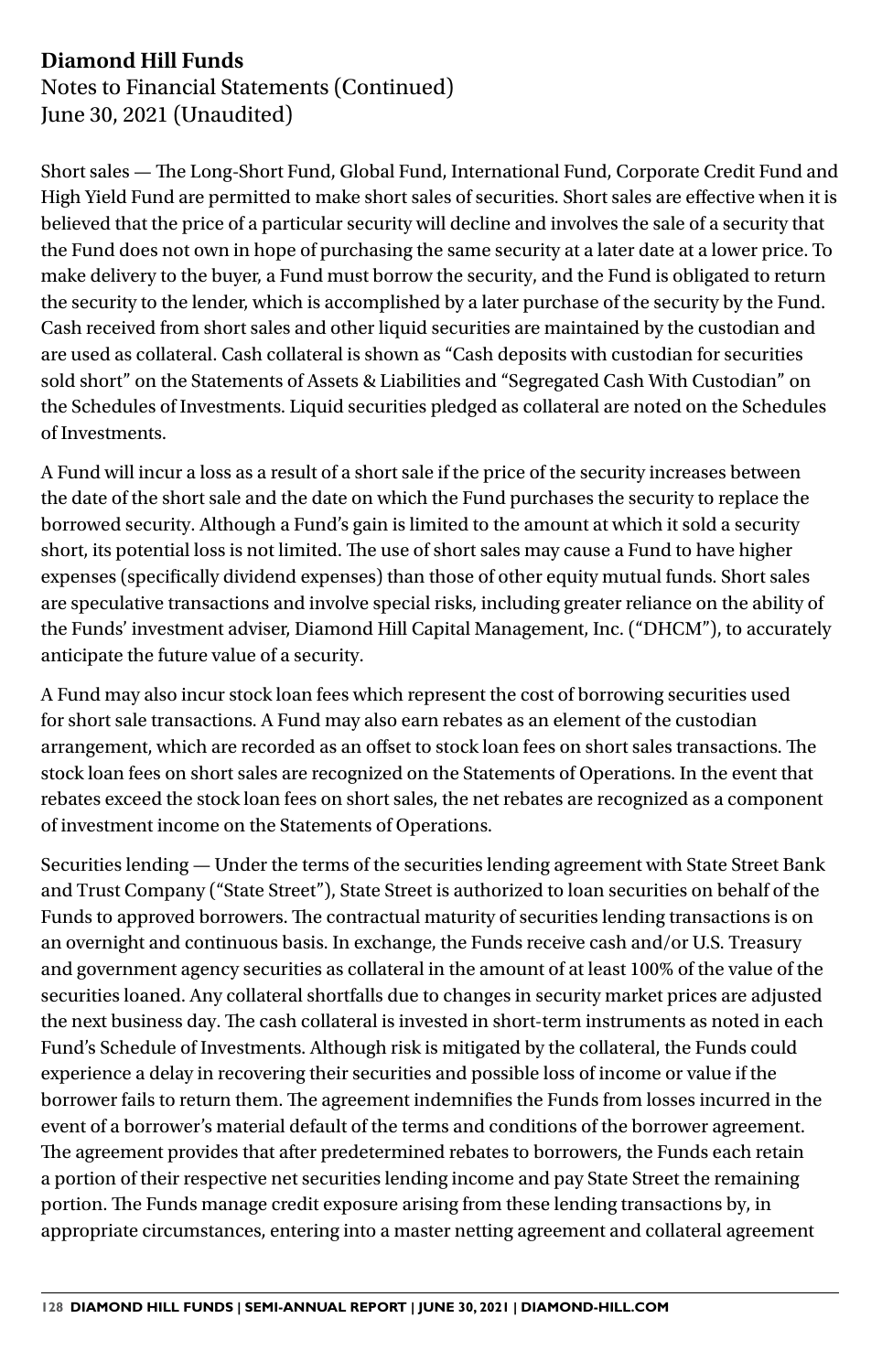Short sales — The Long-Short Fund, Global Fund, International Fund, Corporate Credit Fund and High Yield Fund are permitted to make short sales of securities. Short sales are effective when it is believed that the price of a particular security will decline and involves the sale of a security that the Fund does not own in hope of purchasing the same security at a later date at a lower price. To make delivery to the buyer, a Fund must borrow the security, and the Fund is obligated to return the security to the lender, which is accomplished by a later purchase of the security by the Fund. Cash received from short sales and other liquid securities are maintained by the custodian and are used as collateral. Cash collateral is shown as "Cash deposits with custodian for securities sold short" on the Statements of Assets & Liabilities and "Segregated Cash With Custodian" on the Schedules of Investments. Liquid securities pledged as collateral are noted on the Schedules of Investments.

A Fund will incur a loss as a result of a short sale if the price of the security increases between the date of the short sale and the date on which the Fund purchases the security to replace the borrowed security. Although a Fund's gain is limited to the amount at which it sold a security short, its potential loss is not limited. The use of short sales may cause a Fund to have higher expenses (specifically dividend expenses) than those of other equity mutual funds. Short sales are speculative transactions and involve special risks, including greater reliance on the ability of the Funds' investment adviser, Diamond Hill Capital Management, Inc. ("DHCM"), to accurately anticipate the future value of a security.

A Fund may also incur stock loan fees which represent the cost of borrowing securities used for short sale transactions. A Fund may also earn rebates as an element of the custodian arrangement, which are recorded as an offset to stock loan fees on short sales transactions. The stock loan fees on short sales are recognized on the Statements of Operations. In the event that rebates exceed the stock loan fees on short sales, the net rebates are recognized as a component of investment income on the Statements of Operations.

Securities lending — Under the terms of the securities lending agreement with State Street Bank and Trust Company ("State Street"), State Street is authorized to loan securities on behalf of the Funds to approved borrowers. The contractual maturity of securities lending transactions is on an overnight and continuous basis. In exchange, the Funds receive cash and/or U.S. Treasury and government agency securities as collateral in the amount of at least 100% of the value of the securities loaned. Any collateral shortfalls due to changes in security market prices are adjusted the next business day. The cash collateral is invested in short-term instruments as noted in each Fund's Schedule of Investments. Although risk is mitigated by the collateral, the Funds could experience a delay in recovering their securities and possible loss of income or value if the borrower fails to return them. The agreement indemnifies the Funds from losses incurred in the event of a borrower's material default of the terms and conditions of the borrower agreement. The agreement provides that after predetermined rebates to borrowers, the Funds each retain a portion of their respective net securities lending income and pay State Street the remaining portion. The Funds manage credit exposure arising from these lending transactions by, in appropriate circumstances, entering into a master netting agreement and collateral agreement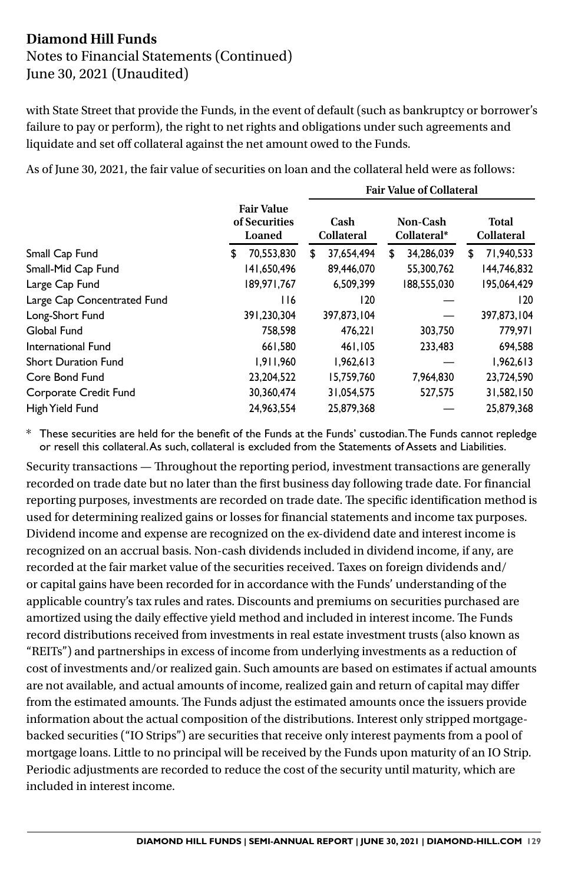with State Street that provide the Funds, in the event of default (such as bankruptcy or borrower's failure to pay or perform), the right to net rights and obligations under such agreements and liquidate and set off collateral against the net amount owed to the Funds.

As of June 30, 2021, the fair value of securities on loan and the collateral held were as follows:

| | Fair Value of Securities Loaned | Fair Value of Collateral | | |
|---|---|---|---|---|
| | | Cash Collateral | Non-Cash Collateral* | Total Collateral |
| Small Cap Fund | $ 70,553,830 | $ 37,654,494 | $ 34,286,039 | $ 71,940,533 |
| Small-Mid Cap Fund | 141,650,496 | 89,446,070 | 55,300,762 | 144,746,832 |
| Large Cap Fund | 189,971,767 | 6,509,399 | 188,555,030 | 195,064,429 |
| Large Cap Concentrated Fund | 116 | 120 | — | 120 |
| Long-Short Fund | 391,230,304 | 397,873,104 | — | 397,873,104 |
| Global Fund | 758,598 | 476,221 | 303,750 | 779,971 |
| International Fund | 661,580 | 461,105 | 233,483 | 694,588 |
| Short Duration Fund | 1,911,960 | 1,962,613 | — | 1,962,613 |
| Core Bond Fund | 23,204,522 | 15,759,760 | 7,964,830 | 23,724,590 |
| Corporate Credit Fund | 30,360,474 | 31,054,575 | 527,575 | 31,582,150 |
| High Yield Fund | 24,963,554 | 25,879,368 | — | 25,879,368 |

\* These securities are held for the benefit of the Funds at the Funds' custodian. The Funds cannot repledge or resell this collateral. As such, collateral is excluded from the Statements of Assets and Liabilities.

Security transactions — Throughout the reporting period, investment transactions are generally recorded on trade date but no later than the first business day following trade date. For financial reporting purposes, investments are recorded on trade date. The specific identification method is used for determining realized gains or losses for financial statements and income tax purposes. Dividend income and expense are recognized on the ex-dividend date and interest income is recognized on an accrual basis. Non-cash dividends included in dividend income, if any, are recorded at the fair market value of the securities received. Taxes on foreign dividends and/or capital gains have been recorded for in accordance with the Funds' understanding of the applicable country's tax rules and rates. Discounts and premiums on securities purchased are amortized using the daily effective yield method and included in interest income. The Funds record distributions received from investments in real estate investment trusts (also known as "REITs") and partnerships in excess of income from underlying investments as a reduction of cost of investments and/or realized gain. Such amounts are based on estimates if actual amounts are not available, and actual amounts of income, realized gain and return of capital may differ from the estimated amounts. The Funds adjust the estimated amounts once the issuers provide information about the actual composition of the distributions. Interest only stripped mortgage-backed securities ("IO Strips") are securities that receive only interest payments from a pool of mortgage loans. Little to no principal will be received by the Funds upon maturity of an IO Strip. Periodic adjustments are recorded to reduce the cost of the security until maturity, which are included in interest income.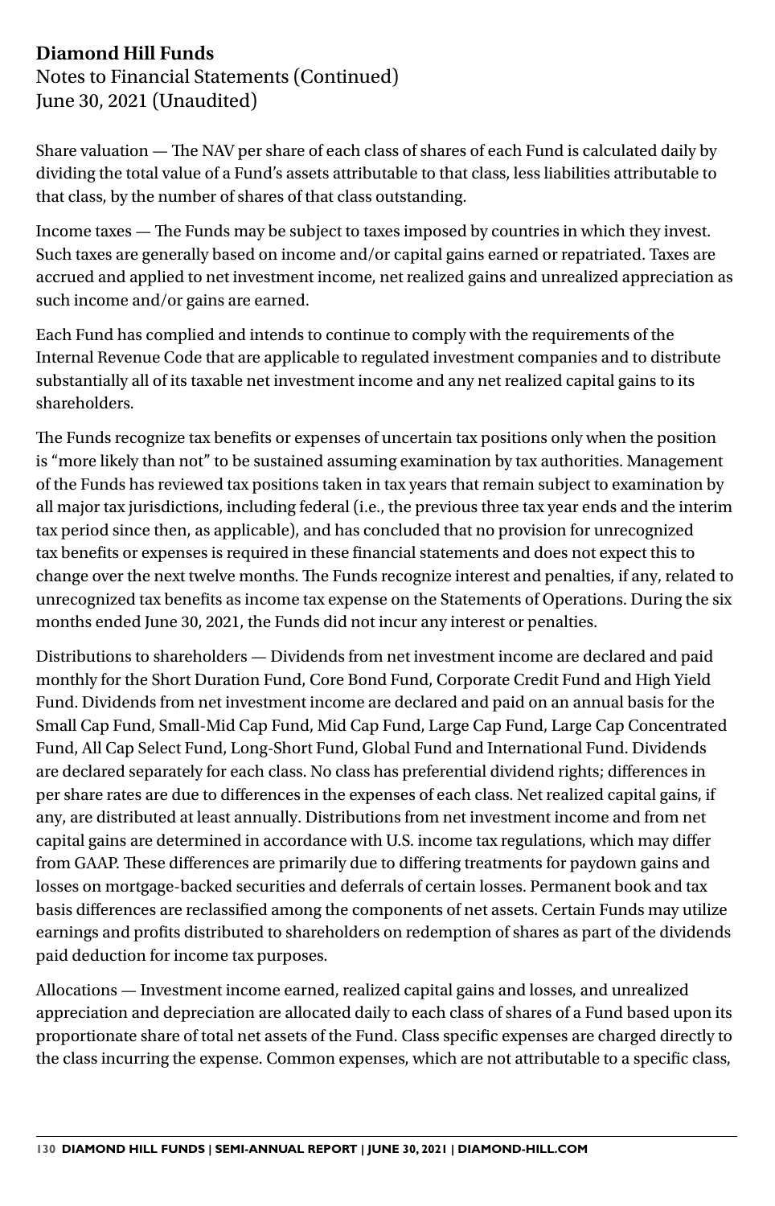Share valuation — The NAV per share of each class of shares of each Fund is calculated daily by dividing the total value of a Fund's assets attributable to that class, less liabilities attributable to that class, by the number of shares of that class outstanding.

Income taxes — The Funds may be subject to taxes imposed by countries in which they invest. Such taxes are generally based on income and/or capital gains earned or repatriated. Taxes are accrued and applied to net investment income, net realized gains and unrealized appreciation as such income and/or gains are earned.

Each Fund has complied and intends to continue to comply with the requirements of the Internal Revenue Code that are applicable to regulated investment companies and to distribute substantially all of its taxable net investment income and any net realized capital gains to its shareholders.

The Funds recognize tax benefits or expenses of uncertain tax positions only when the position is "more likely than not" to be sustained assuming examination by tax authorities. Management of the Funds has reviewed tax positions taken in tax years that remain subject to examination by all major tax jurisdictions, including federal (i.e., the previous three tax year ends and the interim tax period since then, as applicable), and has concluded that no provision for unrecognized tax benefits or expenses is required in these financial statements and does not expect this to change over the next twelve months. The Funds recognize interest and penalties, if any, related to unrecognized tax benefits as income tax expense on the Statements of Operations. During the six months ended June 30, 2021, the Funds did not incur any interest or penalties.

Distributions to shareholders — Dividends from net investment income are declared and paid monthly for the Short Duration Fund, Core Bond Fund, Corporate Credit Fund and High Yield Fund. Dividends from net investment income are declared and paid on an annual basis for the Small Cap Fund, Small-Mid Cap Fund, Mid Cap Fund, Large Cap Fund, Large Cap Concentrated Fund, All Cap Select Fund, Long-Short Fund, Global Fund and International Fund. Dividends are declared separately for each class. No class has preferential dividend rights; differences in per share rates are due to differences in the expenses of each class. Net realized capital gains, if any, are distributed at least annually. Distributions from net investment income and from net capital gains are determined in accordance with U.S. income tax regulations, which may differ from GAAP. These differences are primarily due to differing treatments for paydown gains and losses on mortgage-backed securities and deferrals of certain losses. Permanent book and tax basis differences are reclassified among the components of net assets. Certain Funds may utilize earnings and profits distributed to shareholders on redemption of shares as part of the dividends paid deduction for income tax purposes.

Allocations — Investment income earned, realized capital gains and losses, and unrealized appreciation and depreciation are allocated daily to each class of shares of a Fund based upon its proportionate share of total net assets of the Fund. Class specific expenses are charged directly to the class incurring the expense. Common expenses, which are not attributable to a specific class,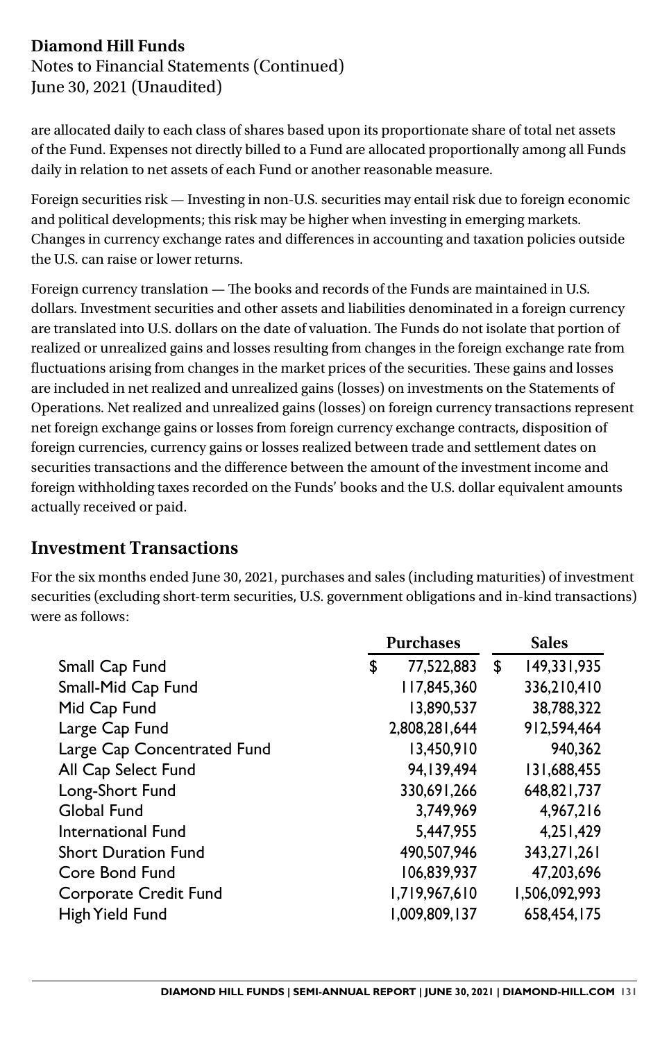are allocated daily to each class of shares based upon its proportionate share of total net assets of the Fund. Expenses not directly billed to a Fund are allocated proportionally among all Funds daily in relation to net assets of each Fund or another reasonable measure.

Foreign securities risk — Investing in non-U.S. securities may entail risk due to foreign economic and political developments; this risk may be higher when investing in emerging markets. Changes in currency exchange rates and differences in accounting and taxation policies outside the U.S. can raise or lower returns.

Foreign currency translation — The books and records of the Funds are maintained in U.S. dollars. Investment securities and other assets and liabilities denominated in a foreign currency are translated into U.S. dollars on the date of valuation. The Funds do not isolate that portion of realized or unrealized gains and losses resulting from changes in the foreign exchange rate from fluctuations arising from changes in the market prices of the securities. These gains and losses are included in net realized and unrealized gains (losses) on investments on the Statements of Operations. Net realized and unrealized gains (losses) on foreign currency transactions represent net foreign exchange gains or losses from foreign currency exchange contracts, disposition of foreign currencies, currency gains or losses realized between trade and settlement dates on securities transactions and the difference between the amount of the investment income and foreign withholding taxes recorded on the Funds' books and the U.S. dollar equivalent amounts actually received or paid.

## Investment Transactions

For the six months ended June 30, 2021, purchases and sales (including maturities) of investment securities (excluding short-term securities, U.S. government obligations and in-kind transactions) were as follows:

| | Purchases | Sales |
|---|---|---|
| Small Cap Fund | $ 77,522,883 | $ 149,331,935 |
| Small-Mid Cap Fund | 117,845,360 | 336,210,410 |
| Mid Cap Fund | 13,890,537 | 38,788,322 |
| Large Cap Fund | 2,808,281,644 | 912,594,464 |
| Large Cap Concentrated Fund | 13,450,910 | 940,362 |
| All Cap Select Fund | 94,139,494 | 131,688,455 |
| Long-Short Fund | 330,691,266 | 648,821,737 |
| Global Fund | 3,749,969 | 4,967,216 |
| International Fund | 5,447,955 | 4,251,429 |
| Short Duration Fund | 490,507,946 | 343,271,261 |
| Core Bond Fund | 106,839,937 | 47,203,696 |
| Corporate Credit Fund | 1,719,967,610 | 1,506,092,993 |
| High Yield Fund | 1,009,809,137 | 658,454,175 |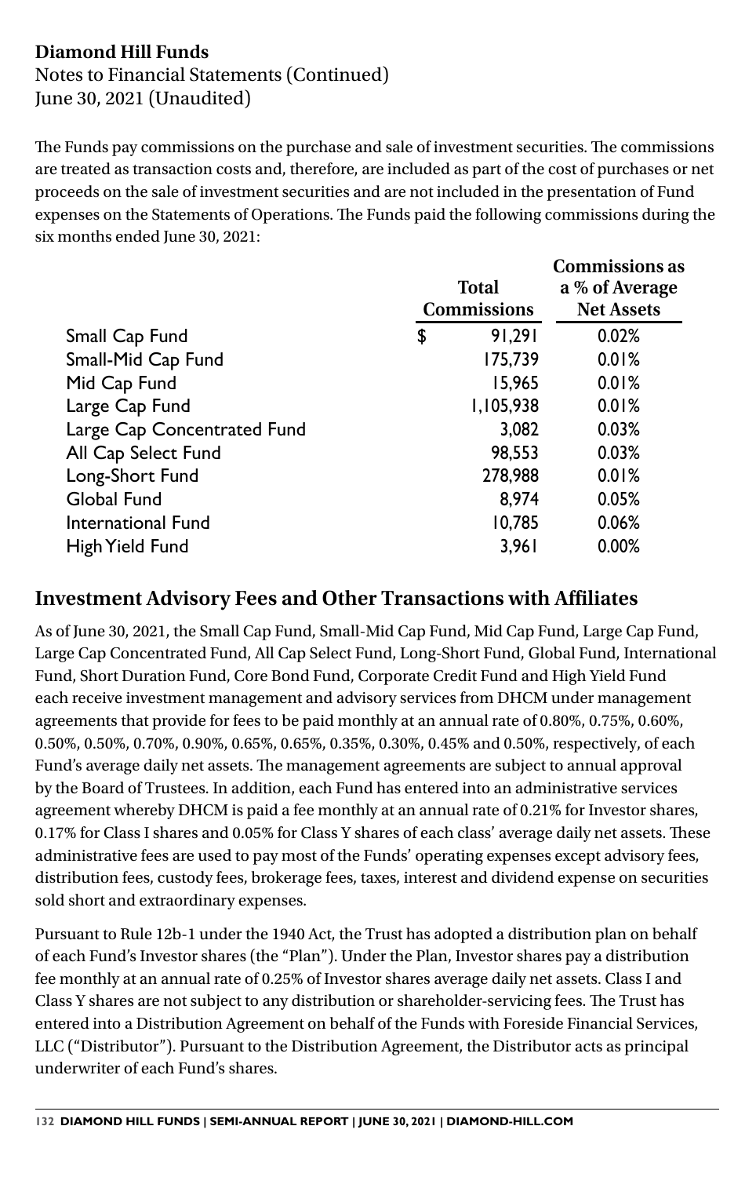**Diamond Hill Funds**
Notes to Financial Statements (Continued)
June 30, 2021 (Unaudited)

The Funds pay commissions on the purchase and sale of investment securities. The commissions are treated as transaction costs and, therefore, are included as part of the cost of purchases or net proceeds on the sale of investment securities and are not included in the presentation of Fund expenses on the Statements of Operations. The Funds paid the following commissions during the six months ended June 30, 2021:

| | Total Commissions | Commissions as a % of Average Net Assets |
|---|---|---|
| Small Cap Fund | $ 91,291 | 0.02% |
| Small-Mid Cap Fund | 175,739 | 0.01% |
| Mid Cap Fund | 15,965 | 0.01% |
| Large Cap Fund | 1,105,938 | 0.01% |
| Large Cap Concentrated Fund | 3,082 | 0.03% |
| All Cap Select Fund | 98,553 | 0.03% |
| Long-Short Fund | 278,988 | 0.01% |
| Global Fund | 8,974 | 0.05% |
| International Fund | 10,785 | 0.06% |
| High Yield Fund | 3,961 | 0.00% |

## Investment Advisory Fees and Other Transactions with Affiliates

As of June 30, 2021, the Small Cap Fund, Small-Mid Cap Fund, Mid Cap Fund, Large Cap Fund, Large Cap Concentrated Fund, All Cap Select Fund, Long-Short Fund, Global Fund, International Fund, Short Duration Fund, Core Bond Fund, Corporate Credit Fund and High Yield Fund each receive investment management and advisory services from DHCM under management agreements that provide for fees to be paid monthly at an annual rate of 0.80%, 0.75%, 0.60%, 0.50%, 0.50%, 0.70%, 0.90%, 0.65%, 0.65%, 0.35%, 0.30%, 0.45% and 0.50%, respectively, of each Fund's average daily net assets. The management agreements are subject to annual approval by the Board of Trustees. In addition, each Fund has entered into an administrative services agreement whereby DHCM is paid a fee monthly at an annual rate of 0.21% for Investor shares, 0.17% for Class I shares and 0.05% for Class Y shares of each class' average daily net assets. These administrative fees are used to pay most of the Funds' operating expenses except advisory fees, distribution fees, custody fees, brokerage fees, taxes, interest and dividend expense on securities sold short and extraordinary expenses.

Pursuant to Rule 12b-1 under the 1940 Act, the Trust has adopted a distribution plan on behalf of each Fund's Investor shares (the "Plan"). Under the Plan, Investor shares pay a distribution fee monthly at an annual rate of 0.25% of Investor shares average daily net assets. Class I and Class Y shares are not subject to any distribution or shareholder-servicing fees. The Trust has entered into a Distribution Agreement on behalf of the Funds with Foreside Financial Services, LLC ("Distributor"). Pursuant to the Distribution Agreement, the Distributor acts as principal underwriter of each Fund's shares.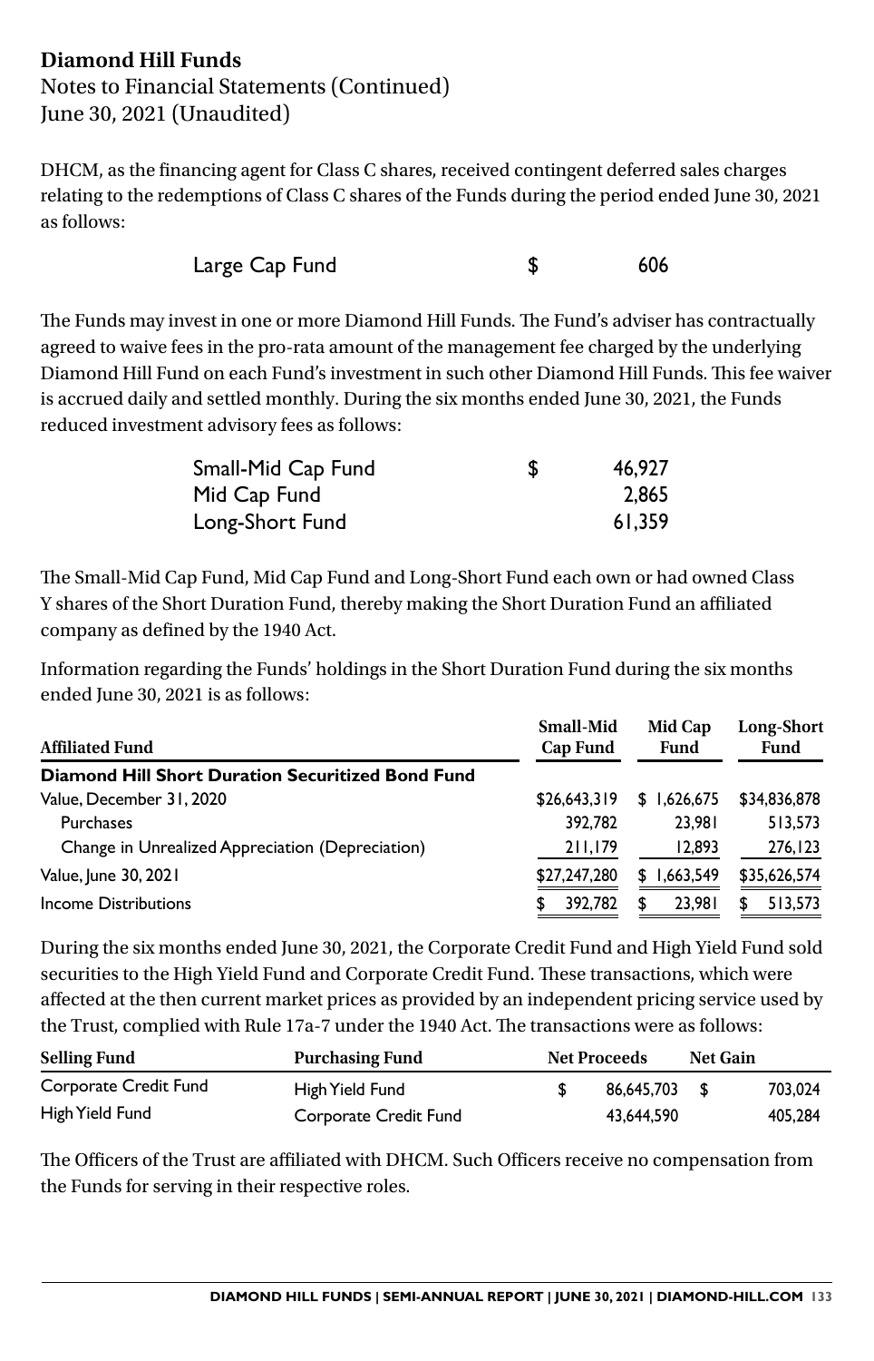**Diamond Hill Funds**
Notes to Financial Statements (Continued)
June 30, 2021 (Unaudited)

DHCM, as the financing agent for Class C shares, received contingent deferred sales charges relating to the redemptions of Class C shares of the Funds during the period ended June 30, 2021 as follows:

| | |
|---|---|
| Large Cap Fund | $ 606 |

The Funds may invest in one or more Diamond Hill Funds. The Fund's adviser has contractually agreed to waive fees in the pro-rata amount of the management fee charged by the underlying Diamond Hill Fund on each Fund's investment in such other Diamond Hill Funds. This fee waiver is accrued daily and settled monthly. During the six months ended June 30, 2021, the Funds reduced investment advisory fees as follows:

| | |
|---|---|
| Small-Mid Cap Fund | $ 46,927 |
| Mid Cap Fund | 2,865 |
| Long-Short Fund | 61,359 |

The Small-Mid Cap Fund, Mid Cap Fund and Long-Short Fund each own or had owned Class Y shares of the Short Duration Fund, thereby making the Short Duration Fund an affiliated company as defined by the 1940 Act.

Information regarding the Funds' holdings in the Short Duration Fund during the six months ended June 30, 2021 is as follows:

| Affiliated Fund | Small-Mid Cap Fund | Mid Cap Fund | Long-Short Fund |
|---|---|---|---|
| **Diamond Hill Short Duration Securitized Bond Fund** | | | |
| Value, December 31, 2020 | $26,643,319 | $ 1,626,675 | $34,836,878 |
| Purchases | 392,782 | 23,981 | 513,573 |
| Change in Unrealized Appreciation (Depreciation) | 211,179 | 12,893 | 276,123 |
| Value, June 30, 2021 | $27,247,280 | $ 1,663,549 | $35,626,574 |
| Income Distributions | $ 392,782 | $ 23,981 | $ 513,573 |

During the six months ended June 30, 2021, the Corporate Credit Fund and High Yield Fund sold securities to the High Yield Fund and Corporate Credit Fund. These transactions, which were affected at the then current market prices as provided by an independent pricing service used by the Trust, complied with Rule 17a-7 under the 1940 Act. The transactions were as follows:

| Selling Fund | Purchasing Fund | Net Proceeds | Net Gain |
|---|---|---|---|
| Corporate Credit Fund | High Yield Fund | $ 86,645,703 | $ 703,024 |
| High Yield Fund | Corporate Credit Fund | 43,644,590 | 405,284 |

The Officers of the Trust are affiliated with DHCM. Such Officers receive no compensation from the Funds for serving in their respective roles.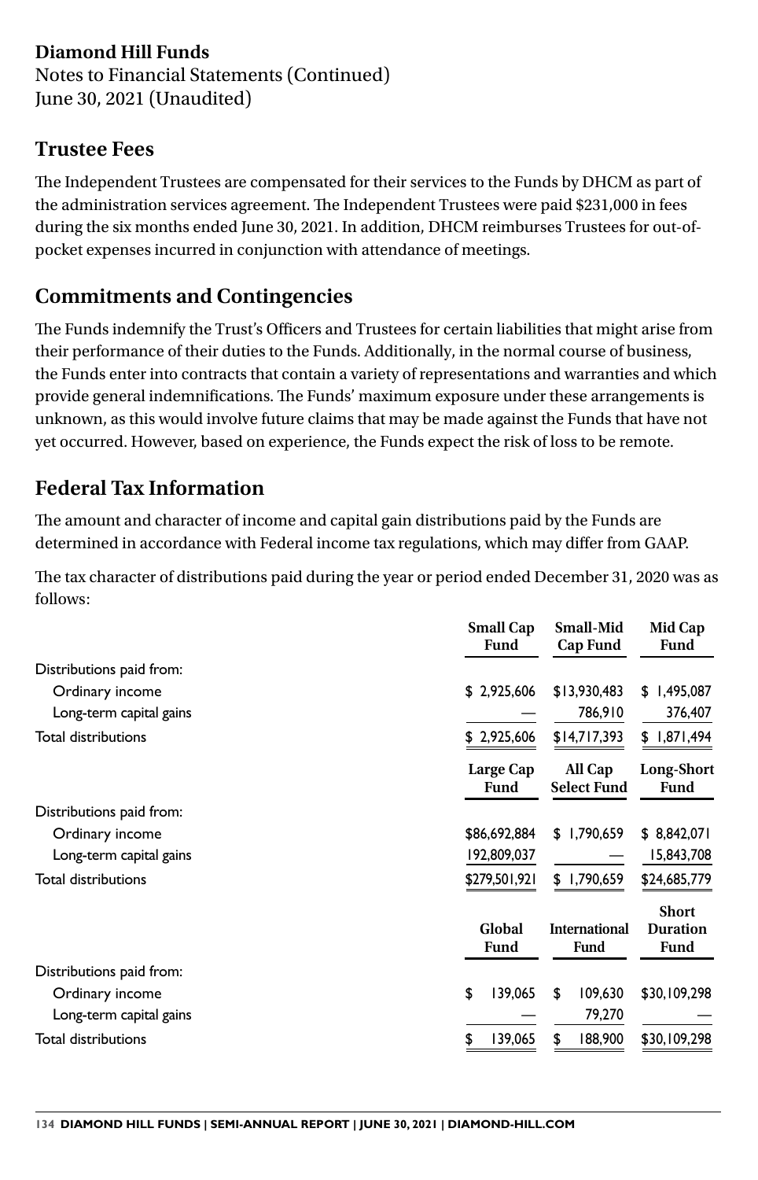**Diamond Hill Funds**
Notes to Financial Statements (Continued)
June 30, 2021 (Unaudited)

## Trustee Fees

The Independent Trustees are compensated for their services to the Funds by DHCM as part of the administration services agreement. The Independent Trustees were paid $231,000 in fees during the six months ended June 30, 2021. In addition, DHCM reimburses Trustees for out-of-pocket expenses incurred in conjunction with attendance of meetings.

## Commitments and Contingencies

The Funds indemnify the Trust's Officers and Trustees for certain liabilities that might arise from their performance of their duties to the Funds. Additionally, in the normal course of business, the Funds enter into contracts that contain a variety of representations and warranties and which provide general indemnifications. The Funds' maximum exposure under these arrangements is unknown, as this would involve future claims that may be made against the Funds that have not yet occurred. However, based on experience, the Funds expect the risk of loss to be remote.

## Federal Tax Information

The amount and character of income and capital gain distributions paid by the Funds are determined in accordance with Federal income tax regulations, which may differ from GAAP.

The tax character of distributions paid during the year or period ended December 31, 2020 was as follows:

| | Small Cap Fund | Small-Mid Cap Fund | Mid Cap Fund |
|---|---|---|---|
| Distributions paid from: | | | |
| Ordinary income | $ 2,925,606 | $13,930,483 | $ 1,495,087 |
| Long-term capital gains | — | 786,910 | 376,407 |
| Total distributions | $ 2,925,606 | $14,717,393 | $ 1,871,494 |

| | Large Cap Fund | All Cap Select Fund | Long-Short Fund |
|---|---|---|---|
| Distributions paid from: | | | |
| Ordinary income | $86,692,884 | $ 1,790,659 | $ 8,842,071 |
| Long-term capital gains | 192,809,037 | — | 15,843,708 |
| Total distributions | $279,501,921 | $ 1,790,659 | $24,685,779 |

| | Global Fund | International Fund | Short Duration Fund |
|---|---|---|---|
| Distributions paid from: | | | |
| Ordinary income | $ 139,065 | $ 109,630 | $30,109,298 |
| Long-term capital gains | — | 79,270 | — |
| Total distributions | $ 139,065 | $ 188,900 | $30,109,298 |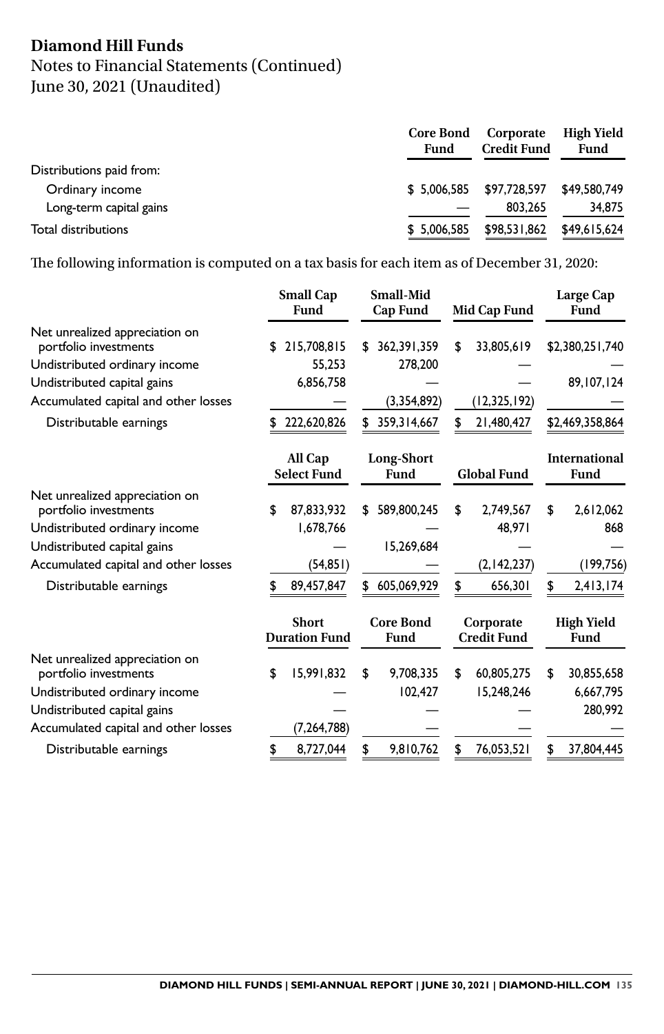# Diamond Hill Funds

Notes to Financial Statements (Continued)
June 30, 2021 (Unaudited)

| | Core Bond Fund | Corporate Credit Fund | High Yield Fund |
|---|---|---|---|
| Distributions paid from: | | | |
| Ordinary income | $ 5,006,585 | $97,728,597 | $49,580,749 |
| Long-term capital gains | — | 803,265 | 34,875 |
| Total distributions | $ 5,006,585 | $98,531,862 | $49,615,624 |

The following information is computed on a tax basis for each item as of December 31, 2020:

| | Small Cap Fund | Small-Mid Cap Fund | Mid Cap Fund | Large Cap Fund |
|---|---|---|---|---|
| Net unrealized appreciation on portfolio investments | $ 215,708,815 | $ 362,391,359 | $ 33,805,619 | $2,380,251,740 |
| Undistributed ordinary income | 55,253 | 278,200 | — | — |
| Undistributed capital gains | 6,856,758 | — | — | 89,107,124 |
| Accumulated capital and other losses | — | (3,354,892) | (12,325,192) | — |
| Distributable earnings | $ 222,620,826 | $ 359,314,667 | $ 21,480,427 | $2,469,358,864 |

| | All Cap Select Fund | Long-Short Fund | Global Fund | International Fund |
|---|---|---|---|---|
| Net unrealized appreciation on portfolio investments | $ 87,833,932 | $ 589,800,245 | $ 2,749,567 | $ 2,612,062 |
| Undistributed ordinary income | 1,678,766 | — | 48,971 | 868 |
| Undistributed capital gains | — | 15,269,684 | — | — |
| Accumulated capital and other losses | (54,851) | — | (2,142,237) | (199,756) |
| Distributable earnings | $ 89,457,847 | $ 605,069,929 | $ 656,301 | $ 2,413,174 |

| | Short Duration Fund | Core Bond Fund | Corporate Credit Fund | High Yield Fund |
|---|---|---|---|---|
| Net unrealized appreciation on portfolio investments | $ 15,991,832 | $ 9,708,335 | $ 60,805,275 | $ 30,855,658 |
| Undistributed ordinary income | — | 102,427 | 15,248,246 | 6,667,795 |
| Undistributed capital gains | — | — | — | 280,992 |
| Accumulated capital and other losses | (7,264,788) | — | — | — |
| Distributable earnings | $ 8,727,044 | $ 9,810,762 | $ 76,053,521 | $ 37,804,445 |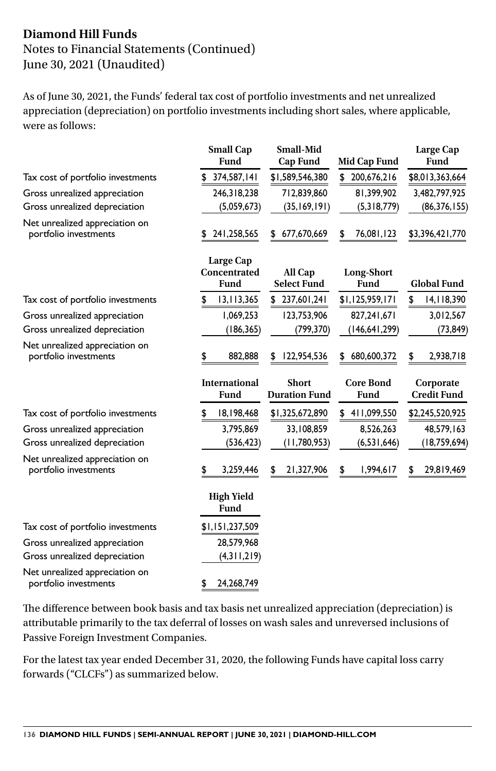**Diamond Hill Funds**
Notes to Financial Statements (Continued)
June 30, 2021 (Unaudited)

As of June 30, 2021, the Funds' federal tax cost of portfolio investments and net unrealized appreciation (depreciation) on portfolio investments including short sales, where applicable, were as follows:

| | Small Cap Fund | Small-Mid Cap Fund | Mid Cap Fund | Large Cap Fund |
|---|---|---|---|---|
| Tax cost of portfolio investments | $ 374,587,141 | $1,589,546,380 | $ 200,676,216 | $8,013,363,664 |
| Gross unrealized appreciation | 246,318,238 | 712,839,860 | 81,399,902 | 3,482,797,925 |
| Gross unrealized depreciation | (5,059,673) | (35,169,191) | (5,318,779) | (86,376,155) |
| Net unrealized appreciation on portfolio investments | $ 241,258,565 | $ 677,670,669 | $ 76,081,123 | $3,396,421,770 |

| | Large Cap Concentrated Fund | All Cap Select Fund | Long-Short Fund | Global Fund |
|---|---|---|---|---|
| Tax cost of portfolio investments | $ 13,113,365 | $ 237,601,241 | $1,125,959,171 | $ 14,118,390 |
| Gross unrealized appreciation | 1,069,253 | 123,753,906 | 827,241,671 | 3,012,567 |
| Gross unrealized depreciation | (186,365) | (799,370) | (146,641,299) | (73,849) |
| Net unrealized appreciation on portfolio investments | $ 882,888 | $ 122,954,536 | $ 680,600,372 | $ 2,938,718 |

| | International Fund | Short Duration Fund | Core Bond Fund | Corporate Credit Fund |
|---|---|---|---|---|
| Tax cost of portfolio investments | $ 18,198,468 | $1,325,672,890 | $ 411,099,550 | $2,245,520,925 |
| Gross unrealized appreciation | 3,795,869 | 33,108,859 | 8,526,263 | 48,579,163 |
| Gross unrealized depreciation | (536,423) | (11,780,953) | (6,531,646) | (18,759,694) |
| Net unrealized appreciation on portfolio investments | $ 3,259,446 | $ 21,327,906 | $ 1,994,617 | $ 29,819,469 |

| | High Yield Fund |
|---|---|
| Tax cost of portfolio investments | $1,151,237,509 |
| Gross unrealized appreciation | 28,579,968 |
| Gross unrealized depreciation | (4,311,219) |
| Net unrealized appreciation on portfolio investments | $ 24,268,749 |

The difference between book basis and tax basis net unrealized appreciation (depreciation) is attributable primarily to the tax deferral of losses on wash sales and unreversed inclusions of Passive Foreign Investment Companies.

For the latest tax year ended December 31, 2020, the following Funds have capital loss carry forwards ("CLCFs") as summarized below.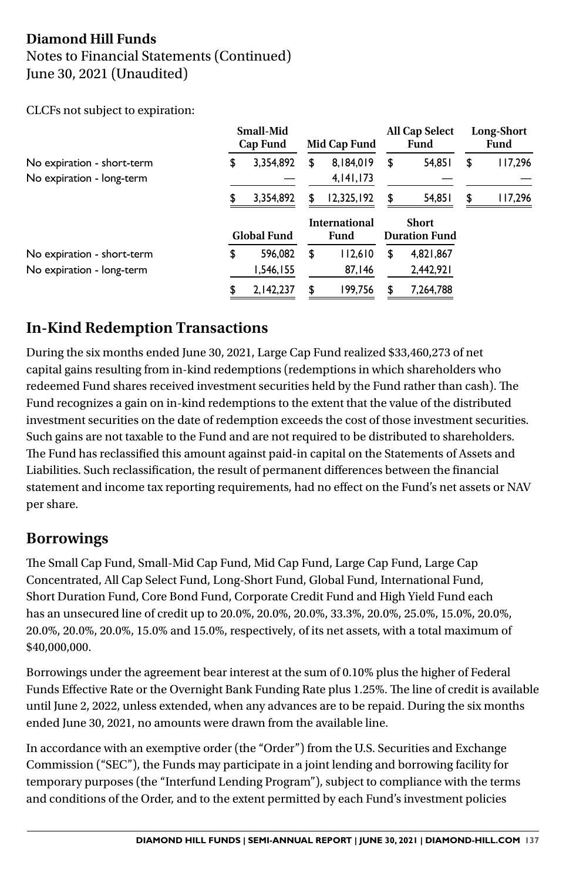CLCFs not subject to expiration:

| | Small-Mid Cap Fund | Mid Cap Fund | All Cap Select Fund | Long-Short Fund |
|---|---|---|---|---|
| No expiration - short-term | $ 3,354,892 | $ 8,184,019 | $ 54,851 | $ 117,296 |
| No expiration - long-term | — | 4,141,173 | — | — |
| | $ 3,354,892 | $ 12,325,192 | $ 54,851 | $ 117,296 |

| | Global Fund | International Fund | Short Duration Fund |
|---|---|---|---|
| No expiration - short-term | $ 596,082 | $ 112,610 | $ 4,821,867 |
| No expiration - long-term | 1,546,155 | 87,146 | 2,442,921 |
| | $ 2,142,237 | $ 199,756 | $ 7,264,788 |

## In-Kind Redemption Transactions

During the six months ended June 30, 2021, Large Cap Fund realized $33,460,273 of net capital gains resulting from in-kind redemptions (redemptions in which shareholders who redeemed Fund shares received investment securities held by the Fund rather than cash). The Fund recognizes a gain on in-kind redemptions to the extent that the value of the distributed investment securities on the date of redemption exceeds the cost of those investment securities. Such gains are not taxable to the Fund and are not required to be distributed to shareholders. The Fund has reclassified this amount against paid-in capital on the Statements of Assets and Liabilities. Such reclassification, the result of permanent differences between the financial statement and income tax reporting requirements, had no effect on the Fund's net assets or NAV per share.

## Borrowings

The Small Cap Fund, Small-Mid Cap Fund, Mid Cap Fund, Large Cap Fund, Large Cap Concentrated, All Cap Select Fund, Long-Short Fund, Global Fund, International Fund, Short Duration Fund, Core Bond Fund, Corporate Credit Fund and High Yield Fund each has an unsecured line of credit up to 20.0%, 20.0%, 20.0%, 33.3%, 20.0%, 25.0%, 15.0%, 20.0%, 20.0%, 20.0%, 20.0%, 15.0% and 15.0%, respectively, of its net assets, with a total maximum of $40,000,000.

Borrowings under the agreement bear interest at the sum of 0.10% plus the higher of Federal Funds Effective Rate or the Overnight Bank Funding Rate plus 1.25%. The line of credit is available until June 2, 2022, unless extended, when any advances are to be repaid. During the six months ended June 30, 2021, no amounts were drawn from the available line.

In accordance with an exemptive order (the "Order") from the U.S. Securities and Exchange Commission ("SEC"), the Funds may participate in a joint lending and borrowing facility for temporary purposes (the "Interfund Lending Program"), subject to compliance with the terms and conditions of the Order, and to the extent permitted by each Fund's investment policies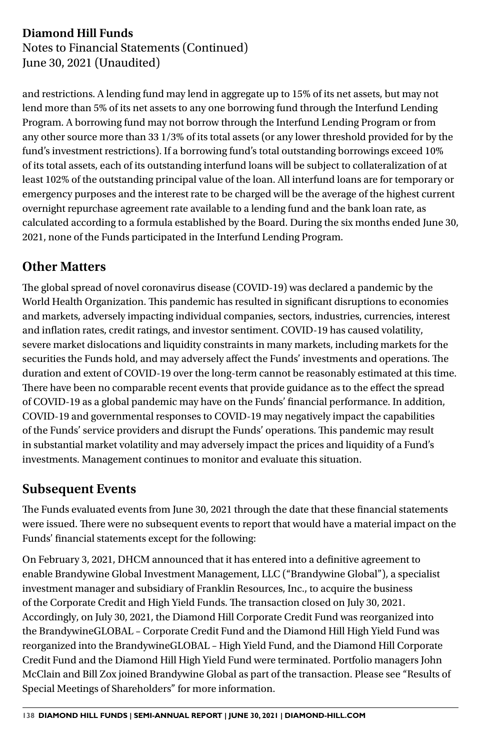and restrictions. A lending fund may lend in aggregate up to 15% of its net assets, but may not lend more than 5% of its net assets to any one borrowing fund through the Interfund Lending Program. A borrowing fund may not borrow through the Interfund Lending Program or from any other source more than 33 1/3% of its total assets (or any lower threshold provided for by the fund's investment restrictions). If a borrowing fund's total outstanding borrowings exceed 10% of its total assets, each of its outstanding interfund loans will be subject to collateralization of at least 102% of the outstanding principal value of the loan. All interfund loans are for temporary or emergency purposes and the interest rate to be charged will be the average of the highest current overnight repurchase agreement rate available to a lending fund and the bank loan rate, as calculated according to a formula established by the Board. During the six months ended June 30, 2021, none of the Funds participated in the Interfund Lending Program.

## Other Matters

The global spread of novel coronavirus disease (COVID-19) was declared a pandemic by the World Health Organization. This pandemic has resulted in significant disruptions to economies and markets, adversely impacting individual companies, sectors, industries, currencies, interest and inflation rates, credit ratings, and investor sentiment. COVID-19 has caused volatility, severe market dislocations and liquidity constraints in many markets, including markets for the securities the Funds hold, and may adversely affect the Funds' investments and operations. The duration and extent of COVID-19 over the long-term cannot be reasonably estimated at this time. There have been no comparable recent events that provide guidance as to the effect the spread of COVID-19 as a global pandemic may have on the Funds' financial performance. In addition, COVID-19 and governmental responses to COVID-19 may negatively impact the capabilities of the Funds' service providers and disrupt the Funds' operations. This pandemic may result in substantial market volatility and may adversely impact the prices and liquidity of a Fund's investments. Management continues to monitor and evaluate this situation.

## Subsequent Events

The Funds evaluated events from June 30, 2021 through the date that these financial statements were issued. There were no subsequent events to report that would have a material impact on the Funds' financial statements except for the following:

On February 3, 2021, DHCM announced that it has entered into a definitive agreement to enable Brandywine Global Investment Management, LLC ("Brandywine Global"), a specialist investment manager and subsidiary of Franklin Resources, Inc., to acquire the business of the Corporate Credit and High Yield Funds. The transaction closed on July 30, 2021. Accordingly, on July 30, 2021, the Diamond Hill Corporate Credit Fund was reorganized into the BrandywineGLOBAL – Corporate Credit Fund and the Diamond Hill High Yield Fund was reorganized into the BrandywineGLOBAL – High Yield Fund, and the Diamond Hill Corporate Credit Fund and the Diamond Hill High Yield Fund were terminated. Portfolio managers John McClain and Bill Zox joined Brandywine Global as part of the transaction. Please see "Results of Special Meetings of Shareholders" for more information.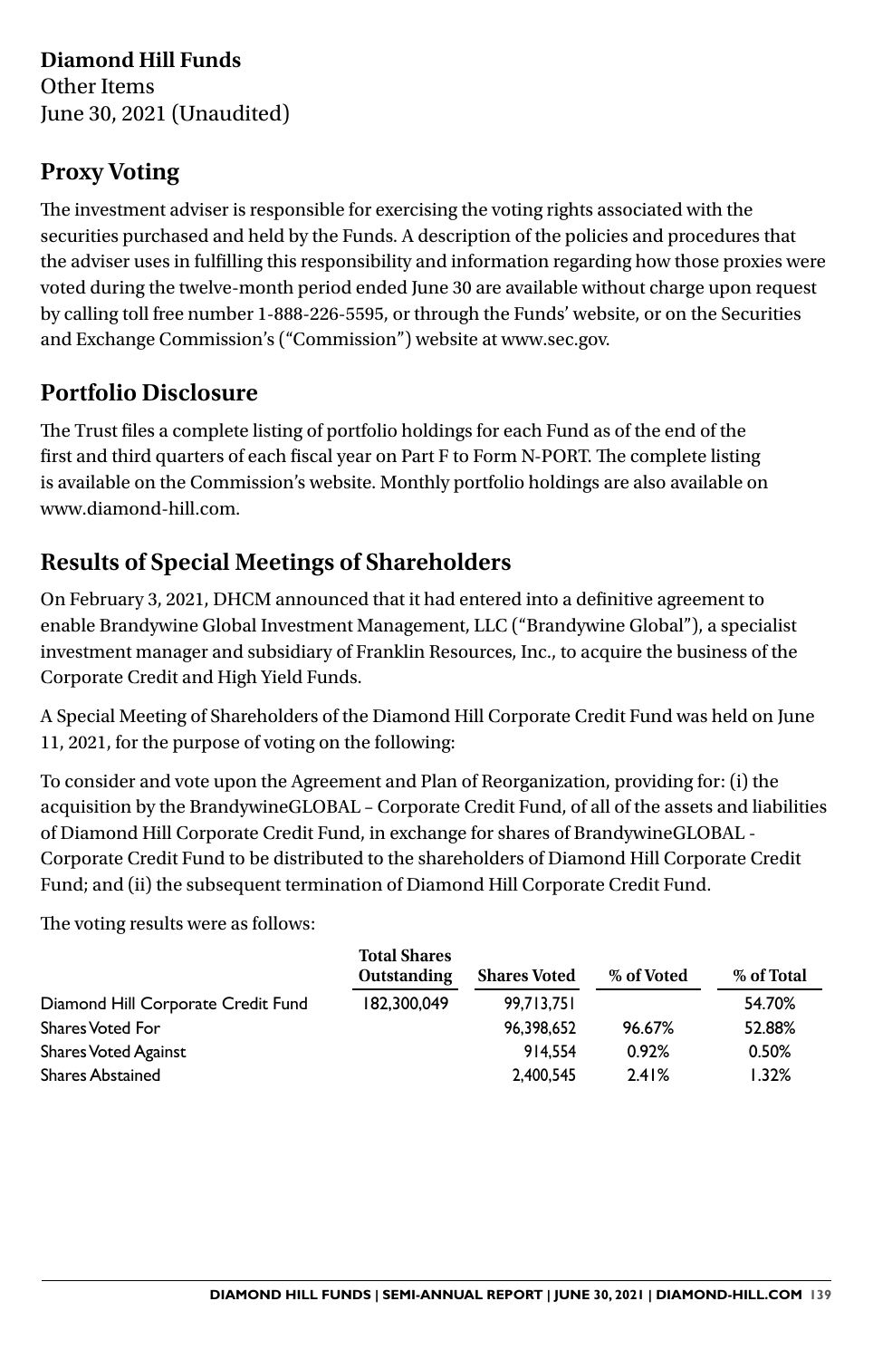**Diamond Hill Funds**
Other Items
June 30, 2021 (Unaudited)

## Proxy Voting

The investment adviser is responsible for exercising the voting rights associated with the securities purchased and held by the Funds. A description of the policies and procedures that the adviser uses in fulfilling this responsibility and information regarding how those proxies were voted during the twelve-month period ended June 30 are available without charge upon request by calling toll free number 1-888-226-5595, or through the Funds' website, or on the Securities and Exchange Commission's ("Commission") website at www.sec.gov.

## Portfolio Disclosure

The Trust files a complete listing of portfolio holdings for each Fund as of the end of the first and third quarters of each fiscal year on Part F to Form N-PORT. The complete listing is available on the Commission's website. Monthly portfolio holdings are also available on www.diamond-hill.com.

## Results of Special Meetings of Shareholders

On February 3, 2021, DHCM announced that it had entered into a definitive agreement to enable Brandywine Global Investment Management, LLC ("Brandywine Global"), a specialist investment manager and subsidiary of Franklin Resources, Inc., to acquire the business of the Corporate Credit and High Yield Funds.

A Special Meeting of Shareholders of the Diamond Hill Corporate Credit Fund was held on June 11, 2021, for the purpose of voting on the following:

To consider and vote upon the Agreement and Plan of Reorganization, providing for: (i) the acquisition by the BrandywineGLOBAL – Corporate Credit Fund, of all of the assets and liabilities of Diamond Hill Corporate Credit Fund, in exchange for shares of BrandywineGLOBAL - Corporate Credit Fund to be distributed to the shareholders of Diamond Hill Corporate Credit Fund; and (ii) the subsequent termination of Diamond Hill Corporate Credit Fund.

The voting results were as follows:

| | Total Shares Outstanding | Shares Voted | % of Voted | % of Total |
|---|---|---|---|---|
| Diamond Hill Corporate Credit Fund | 182,300,049 | 99,713,751 | | 54.70% |
| Shares Voted For | | 96,398,652 | 96.67% | 52.88% |
| Shares Voted Against | | 914,554 | 0.92% | 0.50% |
| Shares Abstained | | 2,400,545 | 2.41% | 1.32% |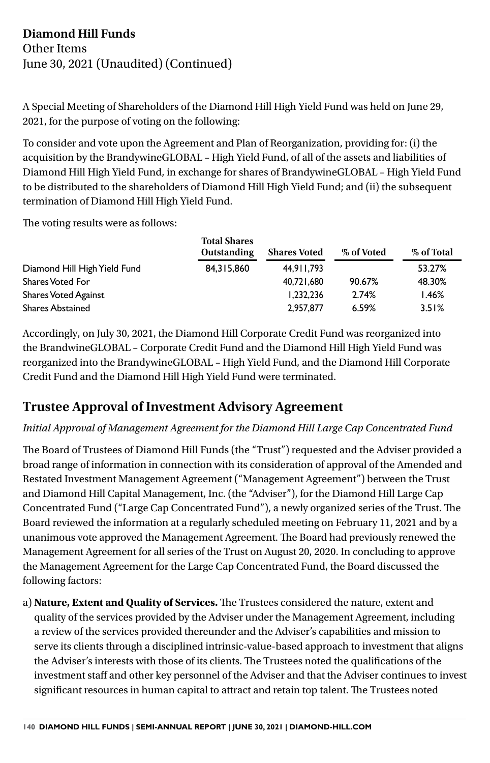**Diamond Hill Funds**
Other Items
June 30, 2021 (Unaudited) (Continued)

A Special Meeting of Shareholders of the Diamond Hill High Yield Fund was held on June 29, 2021, for the purpose of voting on the following:

To consider and vote upon the Agreement and Plan of Reorganization, providing for: (i) the acquisition by the BrandywineGLOBAL – High Yield Fund, of all of the assets and liabilities of Diamond Hill High Yield Fund, in exchange for shares of BrandywineGLOBAL – High Yield Fund to be distributed to the shareholders of Diamond Hill High Yield Fund; and (ii) the subsequent termination of Diamond Hill High Yield Fund.

The voting results were as follows:

| | Total Shares Outstanding | Shares Voted | % of Voted | % of Total |
|---|---|---|---|---|
| Diamond Hill High Yield Fund | 84,315,860 | 44,911,793 | | 53.27% |
| Shares Voted For | | 40,721,680 | 90.67% | 48.30% |
| Shares Voted Against | | 1,232,236 | 2.74% | 1.46% |
| Shares Abstained | | 2,957,877 | 6.59% | 3.51% |

Accordingly, on July 30, 2021, the Diamond Hill Corporate Credit Fund was reorganized into the BrandwineGLOBAL – Corporate Credit Fund and the Diamond Hill High Yield Fund was reorganized into the BrandywineGLOBAL – High Yield Fund, and the Diamond Hill Corporate Credit Fund and the Diamond Hill High Yield Fund were terminated.

## Trustee Approval of Investment Advisory Agreement

*Initial Approval of Management Agreement for the Diamond Hill Large Cap Concentrated Fund*

The Board of Trustees of Diamond Hill Funds (the "Trust") requested and the Adviser provided a broad range of information in connection with its consideration of approval of the Amended and Restated Investment Management Agreement ("Management Agreement") between the Trust and Diamond Hill Capital Management, Inc. (the "Adviser"), for the Diamond Hill Large Cap Concentrated Fund ("Large Cap Concentrated Fund"), a newly organized series of the Trust. The Board reviewed the information at a regularly scheduled meeting on February 11, 2021 and by a unanimous vote approved the Management Agreement. The Board had previously renewed the Management Agreement for all series of the Trust on August 20, 2020. In concluding to approve the Management Agreement for the Large Cap Concentrated Fund, the Board discussed the following factors:

a) **Nature, Extent and Quality of Services.** The Trustees considered the nature, extent and quality of the services provided by the Adviser under the Management Agreement, including a review of the services provided thereunder and the Adviser's capabilities and mission to serve its clients through a disciplined intrinsic-value-based approach to investment that aligns the Adviser's interests with those of its clients. The Trustees noted the qualifications of the investment staff and other key personnel of the Adviser and that the Adviser continues to invest significant resources in human capital to attract and retain top talent. The Trustees noted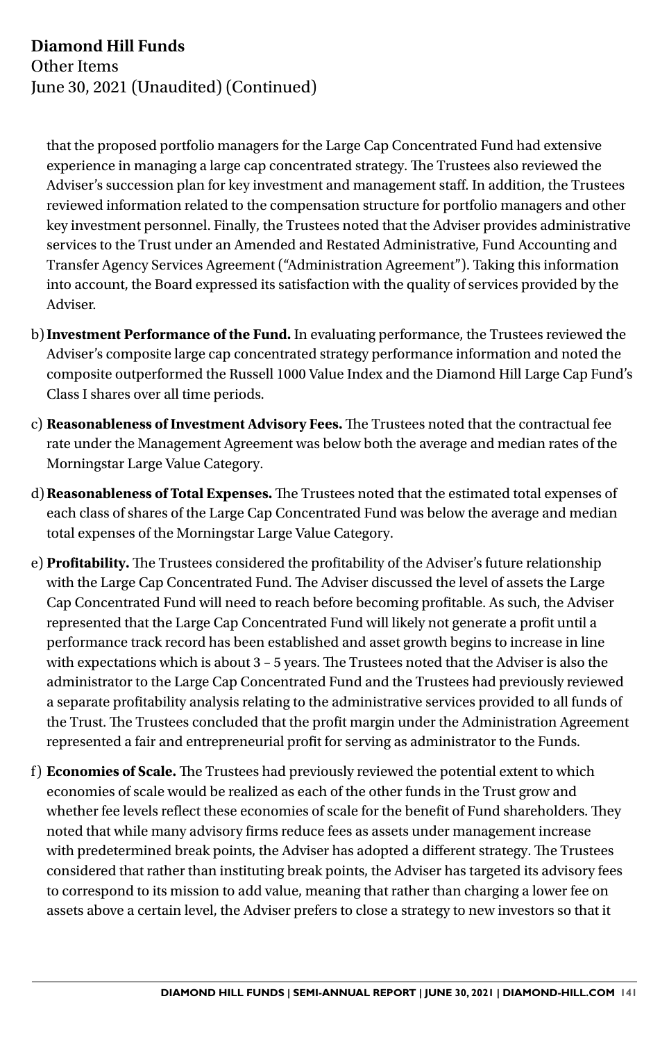that the proposed portfolio managers for the Large Cap Concentrated Fund had extensive experience in managing a large cap concentrated strategy. The Trustees also reviewed the Adviser's succession plan for key investment and management staff. In addition, the Trustees reviewed information related to the compensation structure for portfolio managers and other key investment personnel. Finally, the Trustees noted that the Adviser provides administrative services to the Trust under an Amended and Restated Administrative, Fund Accounting and Transfer Agency Services Agreement ("Administration Agreement"). Taking this information into account, the Board expressed its satisfaction with the quality of services provided by the Adviser.

b) **Investment Performance of the Fund.** In evaluating performance, the Trustees reviewed the Adviser's composite large cap concentrated strategy performance information and noted the composite outperformed the Russell 1000 Value Index and the Diamond Hill Large Cap Fund's Class I shares over all time periods.

c) **Reasonableness of Investment Advisory Fees.** The Trustees noted that the contractual fee rate under the Management Agreement was below both the average and median rates of the Morningstar Large Value Category.

d) **Reasonableness of Total Expenses.** The Trustees noted that the estimated total expenses of each class of shares of the Large Cap Concentrated Fund was below the average and median total expenses of the Morningstar Large Value Category.

e) **Profitability.** The Trustees considered the profitability of the Adviser's future relationship with the Large Cap Concentrated Fund. The Adviser discussed the level of assets the Large Cap Concentrated Fund will need to reach before becoming profitable. As such, the Adviser represented that the Large Cap Concentrated Fund will likely not generate a profit until a performance track record has been established and asset growth begins to increase in line with expectations which is about 3 – 5 years. The Trustees noted that the Adviser is also the administrator to the Large Cap Concentrated Fund and the Trustees had previously reviewed a separate profitability analysis relating to the administrative services provided to all funds of the Trust. The Trustees concluded that the profit margin under the Administration Agreement represented a fair and entrepreneurial profit for serving as administrator to the Funds.

f) **Economies of Scale.** The Trustees had previously reviewed the potential extent to which economies of scale would be realized as each of the other funds in the Trust grow and whether fee levels reflect these economies of scale for the benefit of Fund shareholders. They noted that while many advisory firms reduce fees as assets under management increase with predetermined break points, the Adviser has adopted a different strategy. The Trustees considered that rather than instituting break points, the Adviser has targeted its advisory fees to correspond to its mission to add value, meaning that rather than charging a lower fee on assets above a certain level, the Adviser prefers to close a strategy to new investors so that it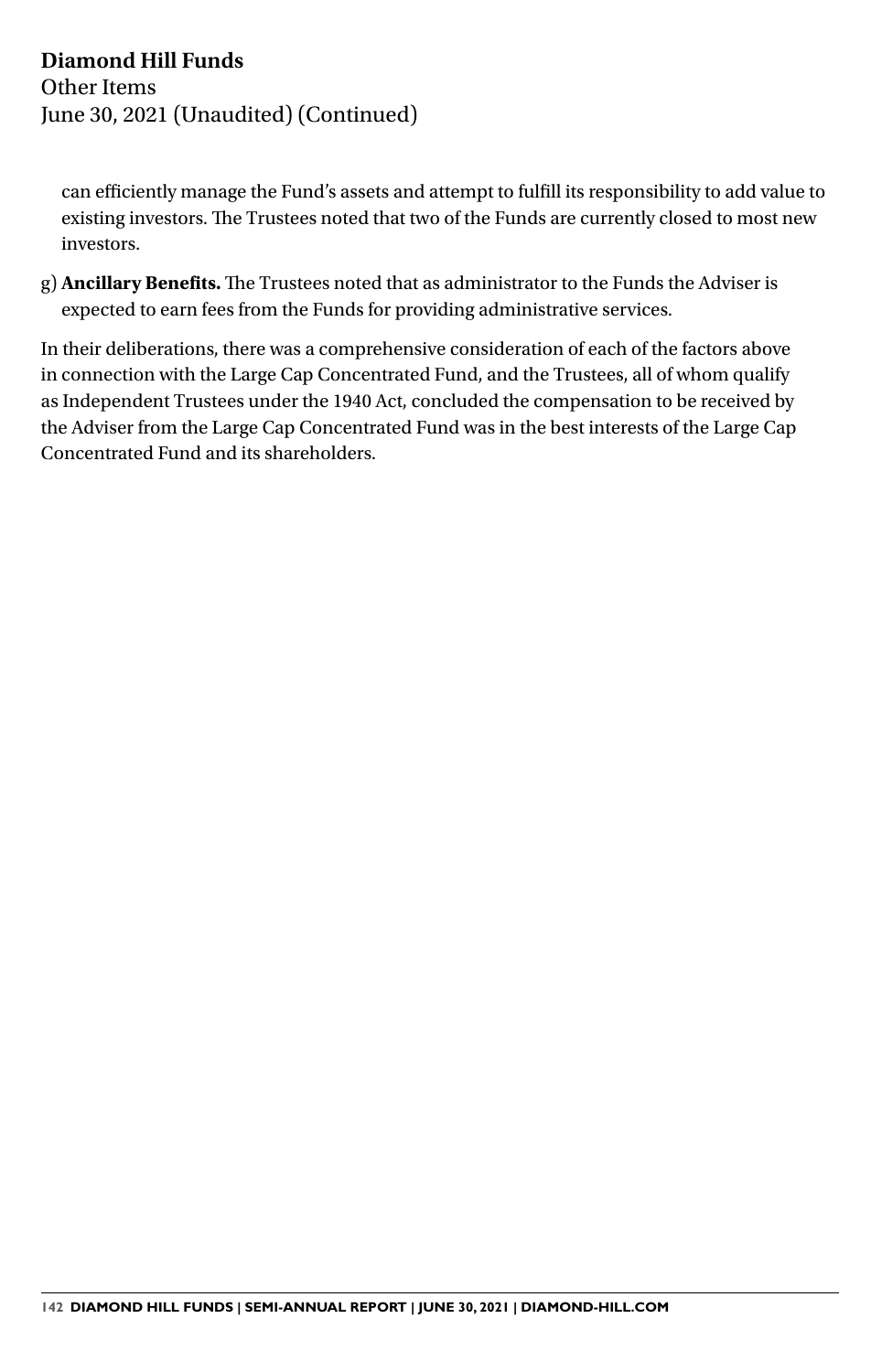can efficiently manage the Fund's assets and attempt to fulfill its responsibility to add value to existing investors. The Trustees noted that two of the Funds are currently closed to most new investors.

g) **Ancillary Benefits.** The Trustees noted that as administrator to the Funds the Adviser is expected to earn fees from the Funds for providing administrative services.

In their deliberations, there was a comprehensive consideration of each of the factors above in connection with the Large Cap Concentrated Fund, and the Trustees, all of whom qualify as Independent Trustees under the 1940 Act, concluded the compensation to be received by the Adviser from the Large Cap Concentrated Fund was in the best interests of the Large Cap Concentrated Fund and its shareholders.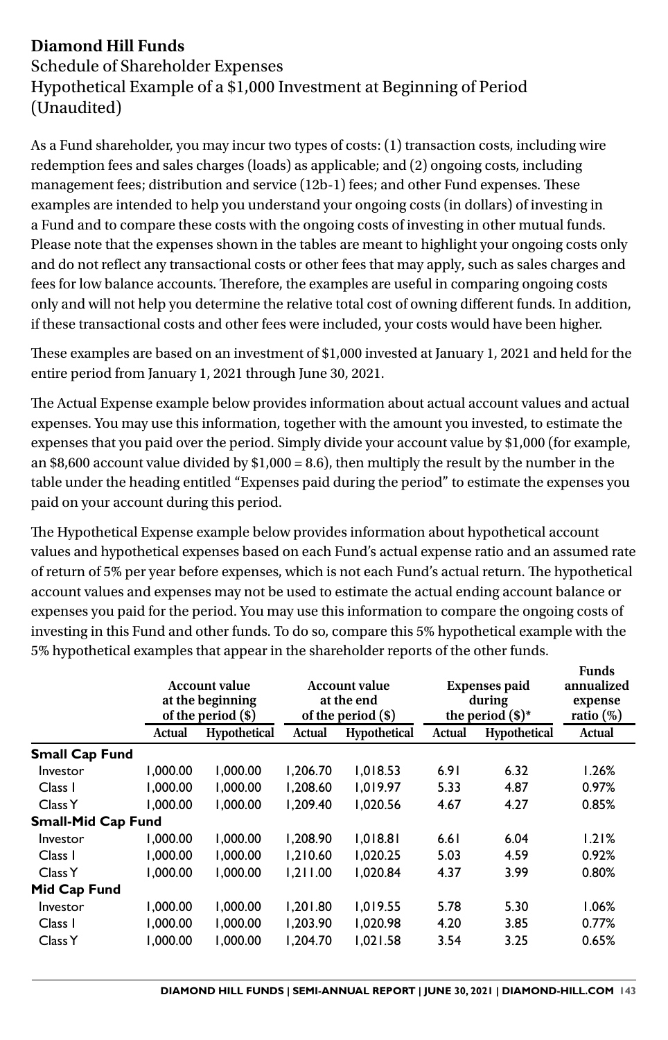# Diamond Hill Funds

## Schedule of Shareholder Expenses

## Hypothetical Example of a $1,000 Investment at Beginning of Period (Unaudited)

As a Fund shareholder, you may incur two types of costs: (1) transaction costs, including wire redemption fees and sales charges (loads) as applicable; and (2) ongoing costs, including management fees; distribution and service (12b-1) fees; and other Fund expenses. These examples are intended to help you understand your ongoing costs (in dollars) of investing in a Fund and to compare these costs with the ongoing costs of investing in other mutual funds. Please note that the expenses shown in the tables are meant to highlight your ongoing costs only and do not reflect any transactional costs or other fees that may apply, such as sales charges and fees for low balance accounts. Therefore, the examples are useful in comparing ongoing costs only and will not help you determine the relative total cost of owning different funds. In addition, if these transactional costs and other fees were included, your costs would have been higher.

These examples are based on an investment of $1,000 invested at January 1, 2021 and held for the entire period from January 1, 2021 through June 30, 2021.

The Actual Expense example below provides information about actual account values and actual expenses. You may use this information, together with the amount you invested, to estimate the expenses that you paid over the period. Simply divide your account value by $1,000 (for example, an $8,600 account value divided by $1,000 = 8.6), then multiply the result by the number in the table under the heading entitled "Expenses paid during the period" to estimate the expenses you paid on your account during this period.

The Hypothetical Expense example below provides information about hypothetical account values and hypothetical expenses based on each Fund's actual expense ratio and an assumed rate of return of 5% per year before expenses, which is not each Fund's actual return. The hypothetical account values and expenses may not be used to estimate the actual ending account balance or expenses you paid for the period. You may use this information to compare the ongoing costs of investing in this Fund and other funds. To do so, compare this 5% hypothetical example with the 5% hypothetical examples that appear in the shareholder reports of the other funds.

| | Account value at the beginning of the period ($) | | Account value at the end of the period ($) | | Expenses paid during the period ($)* | | Funds annualized expense ratio (%) |
|---|---|---|---|---|---|---|---|
| | Actual | Hypothetical | Actual | Hypothetical | Actual | Hypothetical | Actual |
| **Small Cap Fund** | | | | | | | |
| Investor | 1,000.00 | 1,000.00 | 1,206.70 | 1,018.53 | 6.91 | 6.32 | 1.26% |
| Class I | 1,000.00 | 1,000.00 | 1,208.60 | 1,019.97 | 5.33 | 4.87 | 0.97% |
| Class Y | 1,000.00 | 1,000.00 | 1,209.40 | 1,020.56 | 4.67 | 4.27 | 0.85% |
| **Small-Mid Cap Fund** | | | | | | | |
| Investor | 1,000.00 | 1,000.00 | 1,208.90 | 1,018.81 | 6.61 | 6.04 | 1.21% |
| Class I | 1,000.00 | 1,000.00 | 1,210.60 | 1,020.25 | 5.03 | 4.59 | 0.92% |
| Class Y | 1,000.00 | 1,000.00 | 1,211.00 | 1,020.84 | 4.37 | 3.99 | 0.80% |
| **Mid Cap Fund** | | | | | | | |
| Investor | 1,000.00 | 1,000.00 | 1,201.80 | 1,019.55 | 5.78 | 5.30 | 1.06% |
| Class I | 1,000.00 | 1,000.00 | 1,203.90 | 1,020.98 | 4.20 | 3.85 | 0.77% |
| Class Y | 1,000.00 | 1,000.00 | 1,204.70 | 1,021.58 | 3.54 | 3.25 | 0.65% |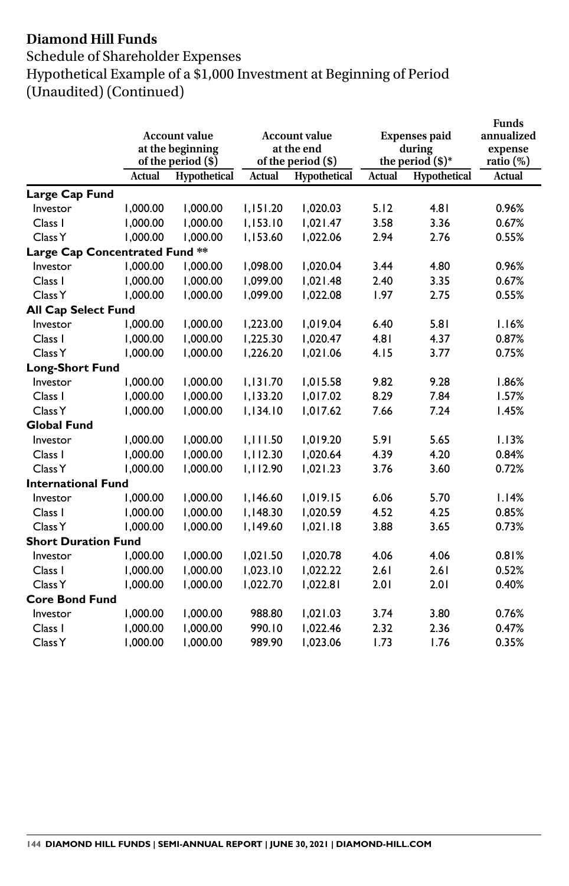**Diamond Hill Funds**

Schedule of Shareholder Expenses

Hypothetical Example of a $1,000 Investment at Beginning of Period

(Unaudited) (Continued)

| | Account value at the beginning of the period ($) | | Account value at the end of the period ($) | | Expenses paid during the period ($)* | | Funds annualized expense ratio (%) |
|---|---|---|---|---|---|---|---|
| | Actual | Hypothetical | Actual | Hypothetical | Actual | Hypothetical | Actual |
| **Large Cap Fund** | | | | | | | |
| Investor | 1,000.00 | 1,000.00 | 1,151.20 | 1,020.03 | 5.12 | 4.81 | 0.96% |
| Class I | 1,000.00 | 1,000.00 | 1,153.10 | 1,021.47 | 3.58 | 3.36 | 0.67% |
| Class Y | 1,000.00 | 1,000.00 | 1,153.60 | 1,022.06 | 2.94 | 2.76 | 0.55% |
| **Large Cap Concentrated Fund \*\*** | | | | | | | |
| Investor | 1,000.00 | 1,000.00 | 1,098.00 | 1,020.04 | 3.44 | 4.80 | 0.96% |
| Class I | 1,000.00 | 1,000.00 | 1,099.00 | 1,021.48 | 2.40 | 3.35 | 0.67% |
| Class Y | 1,000.00 | 1,000.00 | 1,099.00 | 1,022.08 | 1.97 | 2.75 | 0.55% |
| **All Cap Select Fund** | | | | | | | |
| Investor | 1,000.00 | 1,000.00 | 1,223.00 | 1,019.04 | 6.40 | 5.81 | 1.16% |
| Class I | 1,000.00 | 1,000.00 | 1,225.30 | 1,020.47 | 4.81 | 4.37 | 0.87% |
| Class Y | 1,000.00 | 1,000.00 | 1,226.20 | 1,021.06 | 4.15 | 3.77 | 0.75% |
| **Long-Short Fund** | | | | | | | |
| Investor | 1,000.00 | 1,000.00 | 1,131.70 | 1,015.58 | 9.82 | 9.28 | 1.86% |
| Class I | 1,000.00 | 1,000.00 | 1,133.20 | 1,017.02 | 8.29 | 7.84 | 1.57% |
| Class Y | 1,000.00 | 1,000.00 | 1,134.10 | 1,017.62 | 7.66 | 7.24 | 1.45% |
| **Global Fund** | | | | | | | |
| Investor | 1,000.00 | 1,000.00 | 1,111.50 | 1,019.20 | 5.91 | 5.65 | 1.13% |
| Class I | 1,000.00 | 1,000.00 | 1,112.30 | 1,020.64 | 4.39 | 4.20 | 0.84% |
| Class Y | 1,000.00 | 1,000.00 | 1,112.90 | 1,021.23 | 3.76 | 3.60 | 0.72% |
| **International Fund** | | | | | | | |
| Investor | 1,000.00 | 1,000.00 | 1,146.60 | 1,019.15 | 6.06 | 5.70 | 1.14% |
| Class I | 1,000.00 | 1,000.00 | 1,148.30 | 1,020.59 | 4.52 | 4.25 | 0.85% |
| Class Y | 1,000.00 | 1,000.00 | 1,149.60 | 1,021.18 | 3.88 | 3.65 | 0.73% |
| **Short Duration Fund** | | | | | | | |
| Investor | 1,000.00 | 1,000.00 | 1,021.50 | 1,020.78 | 4.06 | 4.06 | 0.81% |
| Class I | 1,000.00 | 1,000.00 | 1,023.10 | 1,022.22 | 2.61 | 2.61 | 0.52% |
| Class Y | 1,000.00 | 1,000.00 | 1,022.70 | 1,022.81 | 2.01 | 2.01 | 0.40% |
| **Core Bond Fund** | | | | | | | |
| Investor | 1,000.00 | 1,000.00 | 988.80 | 1,021.03 | 3.74 | 3.80 | 0.76% |
| Class I | 1,000.00 | 1,000.00 | 990.10 | 1,022.46 | 2.32 | 2.36 | 0.47% |
| Class Y | 1,000.00 | 1,000.00 | 989.90 | 1,023.06 | 1.73 | 1.76 | 0.35% |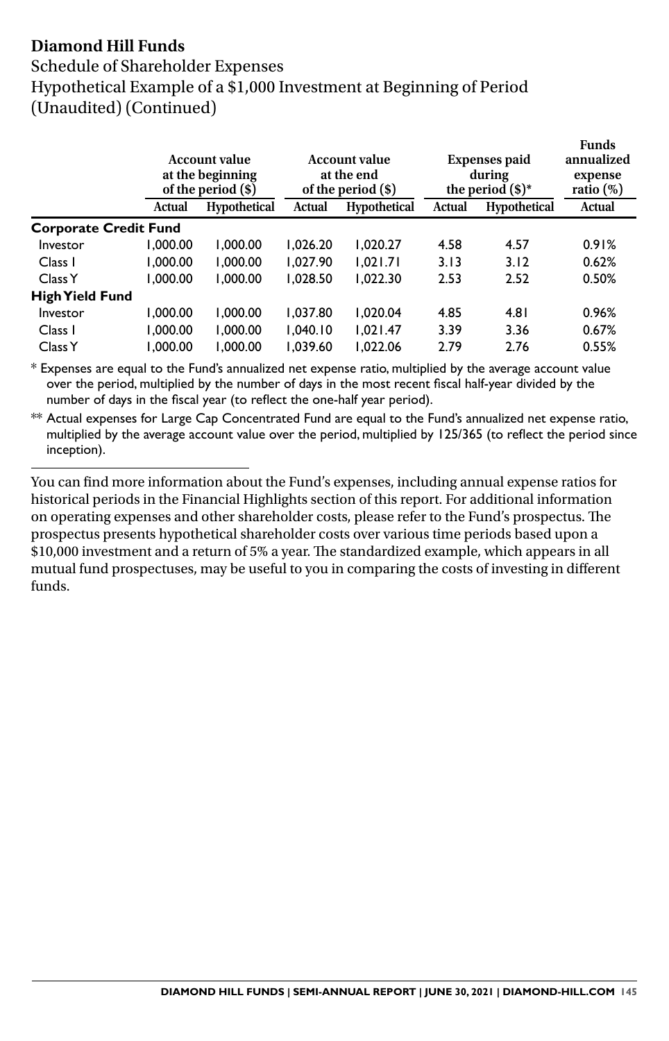**Diamond Hill Funds**

Schedule of Shareholder Expenses
Hypothetical Example of a $1,000 Investment at Beginning of Period
(Unaudited) (Continued)

| | Account value at the beginning of the period ($) | | Account value at the end of the period ($) | | Expenses paid during the period ($)* | | Funds annualized expense ratio (%) |
|---|---|---|---|---|---|---|---|
| | Actual | Hypothetical | Actual | Hypothetical | Actual | Hypothetical | Actual |
| **Corporate Credit Fund** | | | | | | | |
| Investor | 1,000.00 | 1,000.00 | 1,026.20 | 1,020.27 | 4.58 | 4.57 | 0.91% |
| Class I | 1,000.00 | 1,000.00 | 1,027.90 | 1,021.71 | 3.13 | 3.12 | 0.62% |
| Class Y | 1,000.00 | 1,000.00 | 1,028.50 | 1,022.30 | 2.53 | 2.52 | 0.50% |
| **High Yield Fund** | | | | | | | |
| Investor | 1,000.00 | 1,000.00 | 1,037.80 | 1,020.04 | 4.85 | 4.81 | 0.96% |
| Class I | 1,000.00 | 1,000.00 | 1,040.10 | 1,021.47 | 3.39 | 3.36 | 0.67% |
| Class Y | 1,000.00 | 1,000.00 | 1,039.60 | 1,022.06 | 2.79 | 2.76 | 0.55% |

\* Expenses are equal to the Fund's annualized net expense ratio, multiplied by the average account value over the period, multiplied by the number of days in the most recent fiscal half-year divided by the number of days in the fiscal year (to reflect the one-half year period).

\*\* Actual expenses for Large Cap Concentrated Fund are equal to the Fund's annualized net expense ratio, multiplied by the average account value over the period, multiplied by 125/365 (to reflect the period since inception).

---

You can find more information about the Fund's expenses, including annual expense ratios for historical periods in the Financial Highlights section of this report. For additional information on operating expenses and other shareholder costs, please refer to the Fund's prospectus. The prospectus presents hypothetical shareholder costs over various time periods based upon a $10,000 investment and a return of 5% a year. The standardized example, which appears in all mutual fund prospectuses, may be useful to you in comparing the costs of investing in different funds.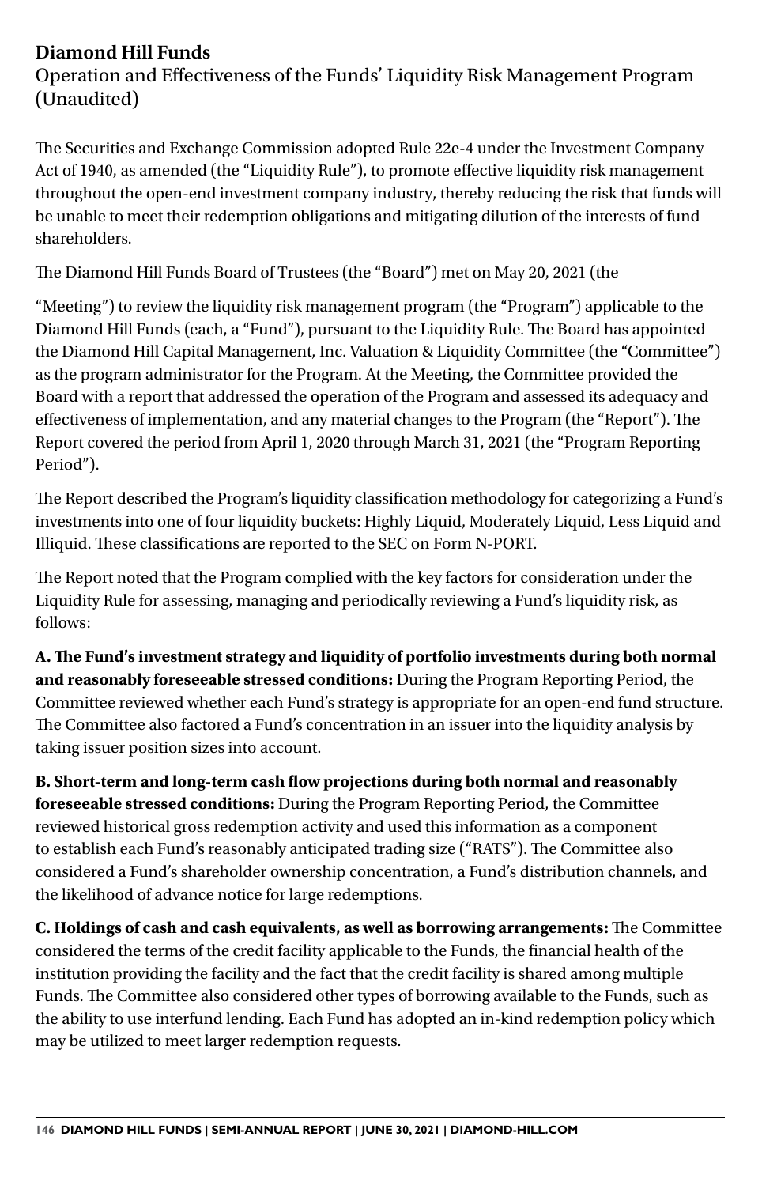# Diamond Hill Funds

## Operation and Effectiveness of the Funds' Liquidity Risk Management Program (Unaudited)

The Securities and Exchange Commission adopted Rule 22e-4 under the Investment Company Act of 1940, as amended (the "Liquidity Rule"), to promote effective liquidity risk management throughout the open-end investment company industry, thereby reducing the risk that funds will be unable to meet their redemption obligations and mitigating dilution of the interests of fund shareholders.

The Diamond Hill Funds Board of Trustees (the "Board") met on May 20, 2021 (the "Meeting") to review the liquidity risk management program (the "Program") applicable to the Diamond Hill Funds (each, a "Fund"), pursuant to the Liquidity Rule. The Board has appointed the Diamond Hill Capital Management, Inc. Valuation & Liquidity Committee (the "Committee") as the program administrator for the Program. At the Meeting, the Committee provided the Board with a report that addressed the operation of the Program and assessed its adequacy and effectiveness of implementation, and any material changes to the Program (the "Report"). The Report covered the period from April 1, 2020 through March 31, 2021 (the "Program Reporting Period").

The Report described the Program's liquidity classification methodology for categorizing a Fund's investments into one of four liquidity buckets: Highly Liquid, Moderately Liquid, Less Liquid and Illiquid. These classifications are reported to the SEC on Form N-PORT.

The Report noted that the Program complied with the key factors for consideration under the Liquidity Rule for assessing, managing and periodically reviewing a Fund's liquidity risk, as follows:

**A. The Fund's investment strategy and liquidity of portfolio investments during both normal and reasonably foreseeable stressed conditions:** During the Program Reporting Period, the Committee reviewed whether each Fund's strategy is appropriate for an open-end fund structure. The Committee also factored a Fund's concentration in an issuer into the liquidity analysis by taking issuer position sizes into account.

**B. Short-term and long-term cash flow projections during both normal and reasonably foreseeable stressed conditions:** During the Program Reporting Period, the Committee reviewed historical gross redemption activity and used this information as a component to establish each Fund's reasonably anticipated trading size ("RATS"). The Committee also considered a Fund's shareholder ownership concentration, a Fund's distribution channels, and the likelihood of advance notice for large redemptions.

**C. Holdings of cash and cash equivalents, as well as borrowing arrangements:** The Committee considered the terms of the credit facility applicable to the Funds, the financial health of the institution providing the facility and the fact that the credit facility is shared among multiple Funds. The Committee also considered other types of borrowing available to the Funds, such as the ability to use interfund lending. Each Fund has adopted an in-kind redemption policy which may be utilized to meet larger redemption requests.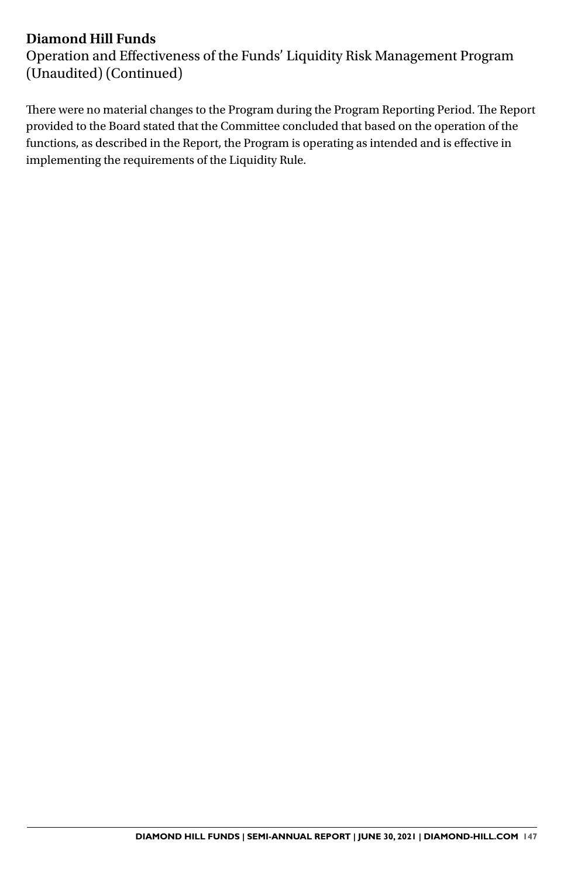# Diamond Hill Funds

## Operation and Effectiveness of the Funds' Liquidity Risk Management Program (Unaudited) (Continued)

There were no material changes to the Program during the Program Reporting Period. The Report provided to the Board stated that the Committee concluded that based on the operation of the functions, as described in the Report, the Program is operating as intended and is effective in implementing the requirements of the Liquidity Rule.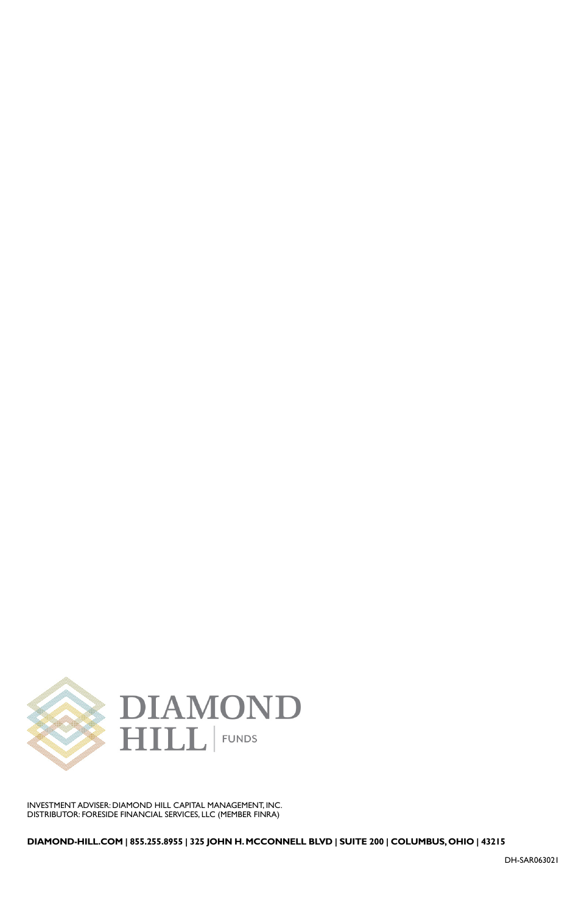DIAMOND HILL | FUNDS

INVESTMENT ADVISER: DIAMOND HILL CAPITAL MANAGEMENT, INC.
DISTRIBUTOR: FORESIDE FINANCIAL SERVICES, LLC (MEMBER FINRA)

**DIAMOND-HILL.COM | 855.255.8955 | 325 JOHN H. MCCONNELL BLVD | SUITE 200 | COLUMBUS, OHIO | 43215**

DH-SAR063021